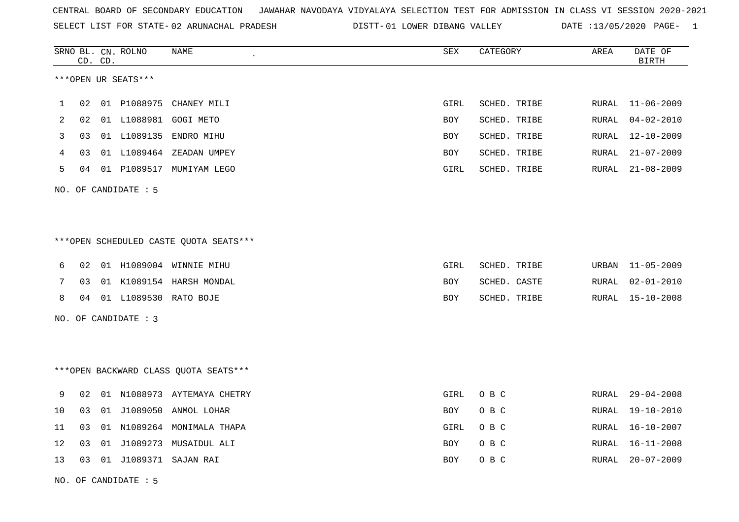CENTRAL BOARD OF SECONDARY EDUCATION JAWAHAR NAVODAYA VIDYALAYA SELECTION TEST FOR ADMISSION IN CLASS VI SESSION 2020-2021

SELECT LIST FOR STATE- 02 ARUNACHAL PRADESH DISTT- 01 LOWER DIBANG VALLEY DATE :13/05/2020

***OPEN UR SEATS***

| SRNO | BL. CD. | CN. CD. | ROLNO | NAME | SEX | CATEGORY | AREA | DATE OF BIRTH |
|---|---|---|---|---|---|---|---|---|
| 1 | 02 | 01 | P1088975 | CHANEY MILI | GIRL | SCHED. TRIBE | RURAL | 11-06-2009 |
| 2 | 02 | 01 | L1088981 | GOGI METO | BOY | SCHED. TRIBE | RURAL | 04-02-2010 |
| 3 | 03 | 01 | L1089135 | ENDRO MIHU | BOY | SCHED. TRIBE | RURAL | 12-10-2009 |
| 4 | 03 | 01 | L1089464 | ZEADAN UMPEY | BOY | SCHED. TRIBE | RURAL | 21-07-2009 |
| 5 | 04 | 01 | P1089517 | MUMIYAM LEGO | GIRL | SCHED. TRIBE | RURAL | 21-08-2009 |

NO. OF CANDIDATE : 5

***OPEN SCHEDULED CASTE QUOTA SEATS***

| SRNO | BL. CD. | CN. CD. | ROLNO | NAME | SEX | CATEGORY | AREA | DATE OF BIRTH |
|---|---|---|---|---|---|---|---|---|
| 6 | 02 | 01 | H1089004 | WINNIE MIHU | GIRL | SCHED. TRIBE | URBAN | 11-05-2009 |
| 7 | 03 | 01 | K1089154 | HARSH MONDAL | BOY | SCHED. CASTE | RURAL | 02-01-2010 |
| 8 | 04 | 01 | L1089530 | RATO BOJE | BOY | SCHED. TRIBE | RURAL | 15-10-2008 |

NO. OF CANDIDATE : 3

***OPEN BACKWARD CLASS QUOTA SEATS***

| SRNO | BL. CD. | CN. CD. | ROLNO | NAME | SEX | CATEGORY | AREA | DATE OF BIRTH |
|---|---|---|---|---|---|---|---|---|
| 9 | 02 | 01 | N1088973 | AYTEMAYA CHETRY | GIRL | O B C | RURAL | 29-04-2008 |
| 10 | 03 | 01 | J1089050 | ANMOL LOHAR | BOY | O B C | RURAL | 19-10-2010 |
| 11 | 03 | 01 | N1089264 | MONIMALA THAPA | GIRL | O B C | RURAL | 16-10-2007 |
| 12 | 03 | 01 | J1089273 | MUSAIDUL ALI | BOY | O B C | RURAL | 16-11-2008 |
| 13 | 03 | 01 | J1089371 | SAJAN RAI | BOY | O B C | RURAL | 20-07-2009 |

NO. OF CANDIDATE : 5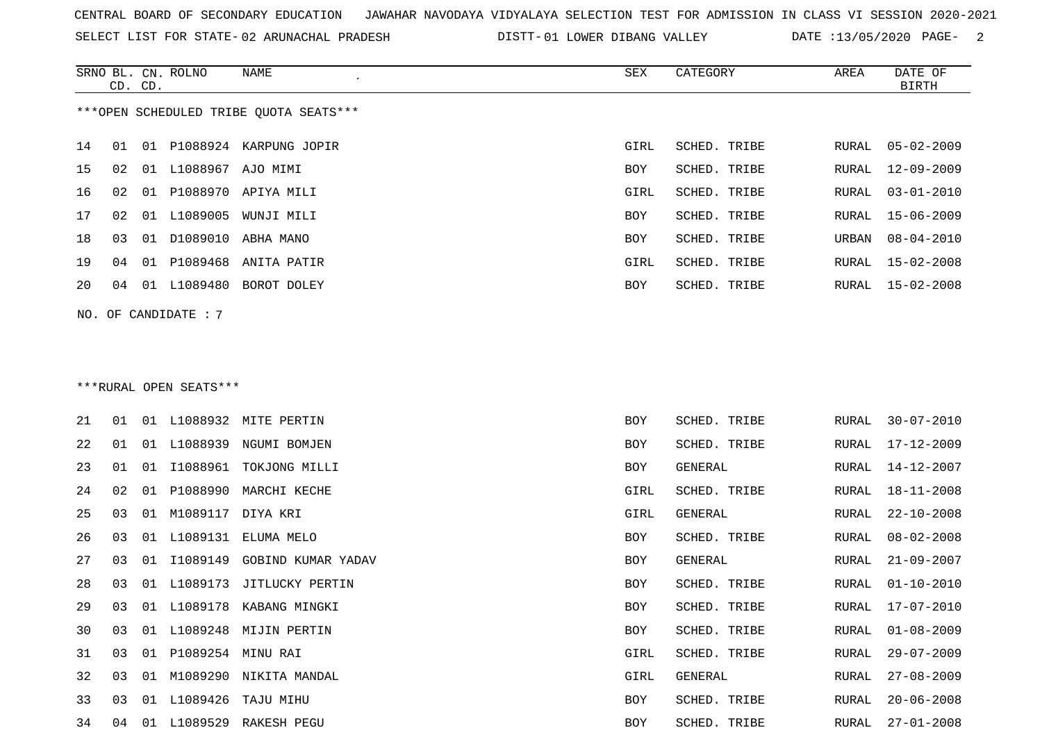CENTRAL BOARD OF SECONDARY EDUCATION JAWAHAR NAVODAYA VIDYALAYA SELECTION TEST FOR ADMISSION IN CLASS VI SESSION 2020-2021

SELECT LIST FOR STATE- 02 ARUNACHAL PRADESH DISTT- 01 LOWER DIBANG VALLEY DATE :13/05/2020

***OPEN SCHEDULED TRIBE QUOTA SEATS***

| SRNO | BL. CD. | CN. CD. | ROLNO | NAME | SEX | CATEGORY | AREA | DATE OF BIRTH |
|---|---|---|---|---|---|---|---|---|
| 14 | 01 | 01 | P1088924 | KARPUNG JOPIR | GIRL | SCHED. TRIBE | RURAL | 05-02-2009 |
| 15 | 02 | 01 | L1088967 | AJO MIMI | BOY | SCHED. TRIBE | RURAL | 12-09-2009 |
| 16 | 02 | 01 | P1088970 | APIYA MILI | GIRL | SCHED. TRIBE | RURAL | 03-01-2010 |
| 17 | 02 | 01 | L1089005 | WUNJI MILI | BOY | SCHED. TRIBE | RURAL | 15-06-2009 |
| 18 | 03 | 01 | D1089010 | ABHA MANO | BOY | SCHED. TRIBE | URBAN | 08-04-2010 |
| 19 | 04 | 01 | P1089468 | ANITA PATIR | GIRL | SCHED. TRIBE | RURAL | 15-02-2008 |
| 20 | 04 | 01 | L1089480 | BOROT DOLEY | BOY | SCHED. TRIBE | RURAL | 15-02-2008 |

NO. OF CANDIDATE : 7

***RURAL OPEN SEATS***

| SRNO | BL. CD. | CN. CD. | ROLNO | NAME | SEX | CATEGORY | AREA | DATE OF BIRTH |
|---|---|---|---|---|---|---|---|---|
| 21 | 01 | 01 | L1088932 | MITE PERTIN | BOY | SCHED. TRIBE | RURAL | 30-07-2010 |
| 22 | 01 | 01 | L1088939 | NGUMI BOMJEN | BOY | SCHED. TRIBE | RURAL | 17-12-2009 |
| 23 | 01 | 01 | I1088961 | TOKJONG MILLI | BOY | GENERAL | RURAL | 14-12-2007 |
| 24 | 02 | 01 | P1088990 | MARCHI KECHE | GIRL | SCHED. TRIBE | RURAL | 18-11-2008 |
| 25 | 03 | 01 | M1089117 | DIYA KRI | GIRL | GENERAL | RURAL | 22-10-2008 |
| 26 | 03 | 01 | L1089131 | ELUMA MELO | BOY | SCHED. TRIBE | RURAL | 08-02-2008 |
| 27 | 03 | 01 | I1089149 | GOBIND KUMAR YADAV | BOY | GENERAL | RURAL | 21-09-2007 |
| 28 | 03 | 01 | L1089173 | JITLUCKY PERTIN | BOY | SCHED. TRIBE | RURAL | 01-10-2010 |
| 29 | 03 | 01 | L1089178 | KABANG MINGKI | BOY | SCHED. TRIBE | RURAL | 17-07-2010 |
| 30 | 03 | 01 | L1089248 | MIJIN PERTIN | BOY | SCHED. TRIBE | RURAL | 01-08-2009 |
| 31 | 03 | 01 | P1089254 | MINU RAI | GIRL | SCHED. TRIBE | RURAL | 29-07-2009 |
| 32 | 03 | 01 | M1089290 | NIKITA MANDAL | GIRL | GENERAL | RURAL | 27-08-2009 |
| 33 | 03 | 01 | L1089426 | TAJU MIHU | BOY | SCHED. TRIBE | RURAL | 20-06-2008 |
| 34 | 04 | 01 | L1089529 | RAKESH PEGU | BOY | SCHED. TRIBE | RURAL | 27-01-2008 |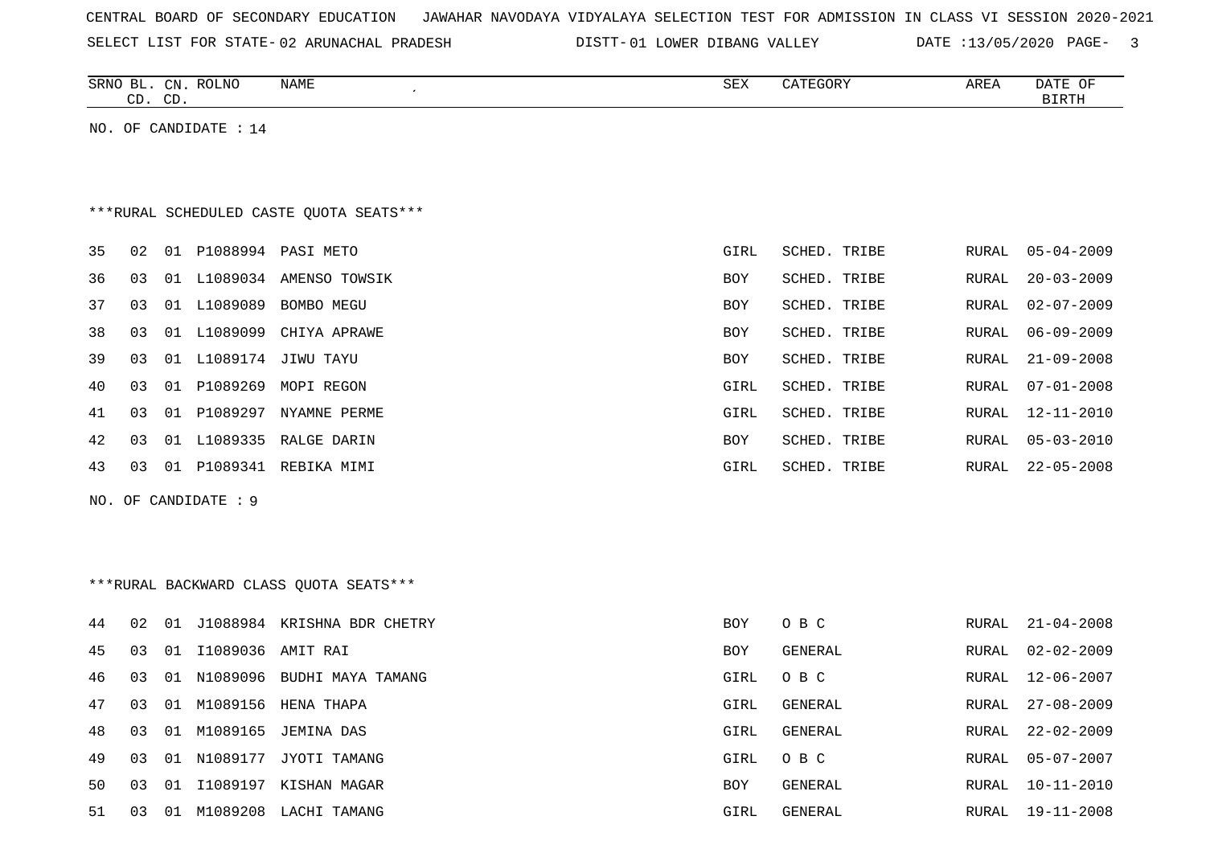CENTRAL BOARD OF SECONDARY EDUCATION JAWAHAR NAVODAYA VIDYALAYA SELECTION TEST FOR ADMISSION IN CLASS VI SESSION 2020-2021

SELECT LIST FOR STATE- 02 ARUNACHAL PRADESH DISTT- 01 LOWER DIBANG VALLEY DATE :13/05/2020

| SRNO | BL. CD. | CN. CD. | ROLNO | NAME | SEX | CATEGORY | AREA | DATE OF BIRTH |
|---|---|---|---|---|---|---|---|---|

NO. OF CANDIDATE : 14

***RURAL SCHEDULED CASTE QUOTA SEATS***

| SRNO | BL. CD. | CN. CD. | ROLNO | NAME | SEX | CATEGORY | AREA | DATE OF BIRTH |
|---|---|---|---|---|---|---|---|---|
| 35 | 02 | 01 | P1088994 | PASI METO | GIRL | SCHED. TRIBE | RURAL | 05-04-2009 |
| 36 | 03 | 01 | L1089034 | AMENSO TOWSIK | BOY | SCHED. TRIBE | RURAL | 20-03-2009 |
| 37 | 03 | 01 | L1089089 | BOMBO MEGU | BOY | SCHED. TRIBE | RURAL | 02-07-2009 |
| 38 | 03 | 01 | L1089099 | CHIYA APRAWE | BOY | SCHED. TRIBE | RURAL | 06-09-2009 |
| 39 | 03 | 01 | L1089174 | JIWU TAYU | BOY | SCHED. TRIBE | RURAL | 21-09-2008 |
| 40 | 03 | 01 | P1089269 | MOPI REGON | GIRL | SCHED. TRIBE | RURAL | 07-01-2008 |
| 41 | 03 | 01 | P1089297 | NYAMNE PERME | GIRL | SCHED. TRIBE | RURAL | 12-11-2010 |
| 42 | 03 | 01 | L1089335 | RALGE DARIN | BOY | SCHED. TRIBE | RURAL | 05-03-2010 |
| 43 | 03 | 01 | P1089341 | REBIKA MIMI | GIRL | SCHED. TRIBE | RURAL | 22-05-2008 |

NO. OF CANDIDATE : 9

***RURAL BACKWARD CLASS QUOTA SEATS***

| SRNO | BL. CD. | CN. CD. | ROLNO | NAME | SEX | CATEGORY | AREA | DATE OF BIRTH |
|---|---|---|---|---|---|---|---|---|
| 44 | 02 | 01 | J1088984 | KRISHNA BDR CHETRY | BOY | O B C | RURAL | 21-04-2008 |
| 45 | 03 | 01 | I1089036 | AMIT RAI | BOY | GENERAL | RURAL | 02-02-2009 |
| 46 | 03 | 01 | N1089096 | BUDHI MAYA TAMANG | GIRL | O B C | RURAL | 12-06-2007 |
| 47 | 03 | 01 | M1089156 | HENA THAPA | GIRL | GENERAL | RURAL | 27-08-2009 |
| 48 | 03 | 01 | M1089165 | JEMINA DAS | GIRL | GENERAL | RURAL | 22-02-2009 |
| 49 | 03 | 01 | N1089177 | JYOTI TAMANG | GIRL | O B C | RURAL | 05-07-2007 |
| 50 | 03 | 01 | I1089197 | KISHAN MAGAR | BOY | GENERAL | RURAL | 10-11-2010 |
| 51 | 03 | 01 | M1089208 | LACHI TAMANG | GIRL | GENERAL | RURAL | 19-11-2008 |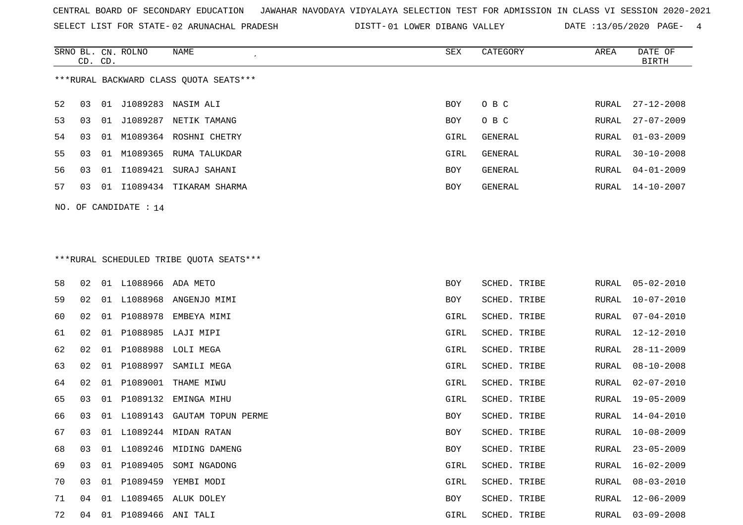CENTRAL BOARD OF SECONDARY EDUCATION JAWAHAR NAVODAYA VIDYALAYA SELECTION TEST FOR ADMISSION IN CLASS VI SESSION 2020-2021

SELECT LIST FOR STATE- 02 ARUNACHAL PRADESH DISTT- 01 LOWER DIBANG VALLEY DATE :13/05/2020

***RURAL BACKWARD CLASS QUOTA SEATS***

| SRNO | BL. CD. | CN. CD. | ROLNO | NAME | SEX | CATEGORY | AREA | DATE OF BIRTH |
|---|---|---|---|---|---|---|---|---|
| 52 | 03 | 01 | J1089283 | NASIM ALI | BOY | O B C | RURAL | 27-12-2008 |
| 53 | 03 | 01 | J1089287 | NETIK TAMANG | BOY | O B C | RURAL | 27-07-2009 |
| 54 | 03 | 01 | M1089364 | ROSHNI CHETRY | GIRL | GENERAL | RURAL | 01-03-2009 |
| 55 | 03 | 01 | M1089365 | RUMA TALUKDAR | GIRL | GENERAL | RURAL | 30-10-2008 |
| 56 | 03 | 01 | I1089421 | SURAJ SAHANI | BOY | GENERAL | RURAL | 04-01-2009 |
| 57 | 03 | 01 | I1089434 | TIKARAM SHARMA | BOY | GENERAL | RURAL | 14-10-2007 |

NO. OF CANDIDATE : 14

***RURAL SCHEDULED TRIBE QUOTA SEATS***

| SRNO | BL. CD. | CN. CD. | ROLNO | NAME | SEX | CATEGORY | AREA | DATE OF BIRTH |
|---|---|---|---|---|---|---|---|---|
| 58 | 02 | 01 | L1088966 | ADA METO | BOY | SCHED. TRIBE | RURAL | 05-02-2010 |
| 59 | 02 | 01 | L1088968 | ANGENJO MIMI | BOY | SCHED. TRIBE | RURAL | 10-07-2010 |
| 60 | 02 | 01 | P1088978 | EMBEYA MIMI | GIRL | SCHED. TRIBE | RURAL | 07-04-2010 |
| 61 | 02 | 01 | P1088985 | LAJI MIPI | GIRL | SCHED. TRIBE | RURAL | 12-12-2010 |
| 62 | 02 | 01 | P1088988 | LOLI MEGA | GIRL | SCHED. TRIBE | RURAL | 28-11-2009 |
| 63 | 02 | 01 | P1088997 | SAMILI MEGA | GIRL | SCHED. TRIBE | RURAL | 08-10-2008 |
| 64 | 02 | 01 | P1089001 | THAME MIWU | GIRL | SCHED. TRIBE | RURAL | 02-07-2010 |
| 65 | 03 | 01 | P1089132 | EMINGA MIHU | GIRL | SCHED. TRIBE | RURAL | 19-05-2009 |
| 66 | 03 | 01 | L1089143 | GAUTAM TOPUN PERME | BOY | SCHED. TRIBE | RURAL | 14-04-2010 |
| 67 | 03 | 01 | L1089244 | MIDAN RATAN | BOY | SCHED. TRIBE | RURAL | 10-08-2009 |
| 68 | 03 | 01 | L1089246 | MIDING DAMENG | BOY | SCHED. TRIBE | RURAL | 23-05-2009 |
| 69 | 03 | 01 | P1089405 | SOMI NGADONG | GIRL | SCHED. TRIBE | RURAL | 16-02-2009 |
| 70 | 03 | 01 | P1089459 | YEMBI MODI | GIRL | SCHED. TRIBE | RURAL | 08-03-2010 |
| 71 | 04 | 01 | L1089465 | ALUK DOLEY | BOY | SCHED. TRIBE | RURAL | 12-06-2009 |
| 72 | 04 | 01 | P1089466 | ANI TALI | GIRL | SCHED. TRIBE | RURAL | 03-09-2008 |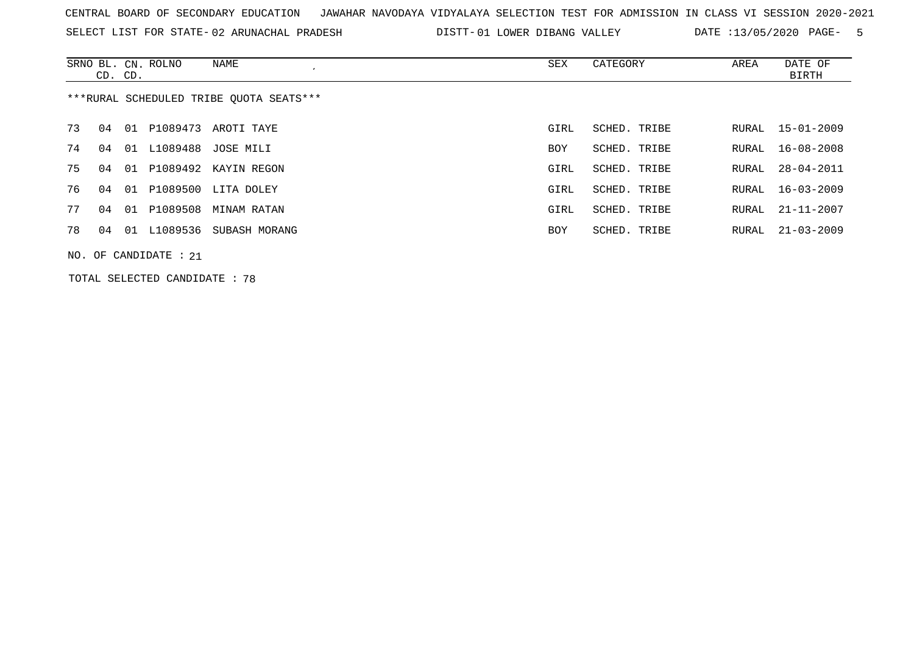CENTRAL BOARD OF SECONDARY EDUCATION JAWAHAR NAVODAYA VIDYALAYA SELECTION TEST FOR ADMISSION IN CLASS VI SESSION 2020-2021

SELECT LIST FOR STATE- 02 ARUNACHAL PRADESH DISTT- 01 LOWER DIBANG VALLEY DATE :13/05/2020

***RURAL SCHEDULED TRIBE QUOTA SEATS***

| SRNO | BL. CD. | CN. CD. | ROLNO | NAME | SEX | CATEGORY | AREA | DATE OF BIRTH |
|---|---|---|---|---|---|---|---|---|
| 73 | 04 | 01 | P1089473 | AROTI TAYE | GIRL | SCHED. TRIBE | RURAL | 15-01-2009 |
| 74 | 04 | 01 | L1089488 | JOSE MILI | BOY | SCHED. TRIBE | RURAL | 16-08-2008 |
| 75 | 04 | 01 | P1089492 | KAYIN REGON | GIRL | SCHED. TRIBE | RURAL | 28-04-2011 |
| 76 | 04 | 01 | P1089500 | LITA DOLEY | GIRL | SCHED. TRIBE | RURAL | 16-03-2009 |
| 77 | 04 | 01 | P1089508 | MINAM RATAN | GIRL | SCHED. TRIBE | RURAL | 21-11-2007 |
| 78 | 04 | 01 | L1089536 | SUBASH MORANG | BOY | SCHED. TRIBE | RURAL | 21-03-2009 |

NO. OF CANDIDATE : 21

TOTAL SELECTED CANDIDATE : 78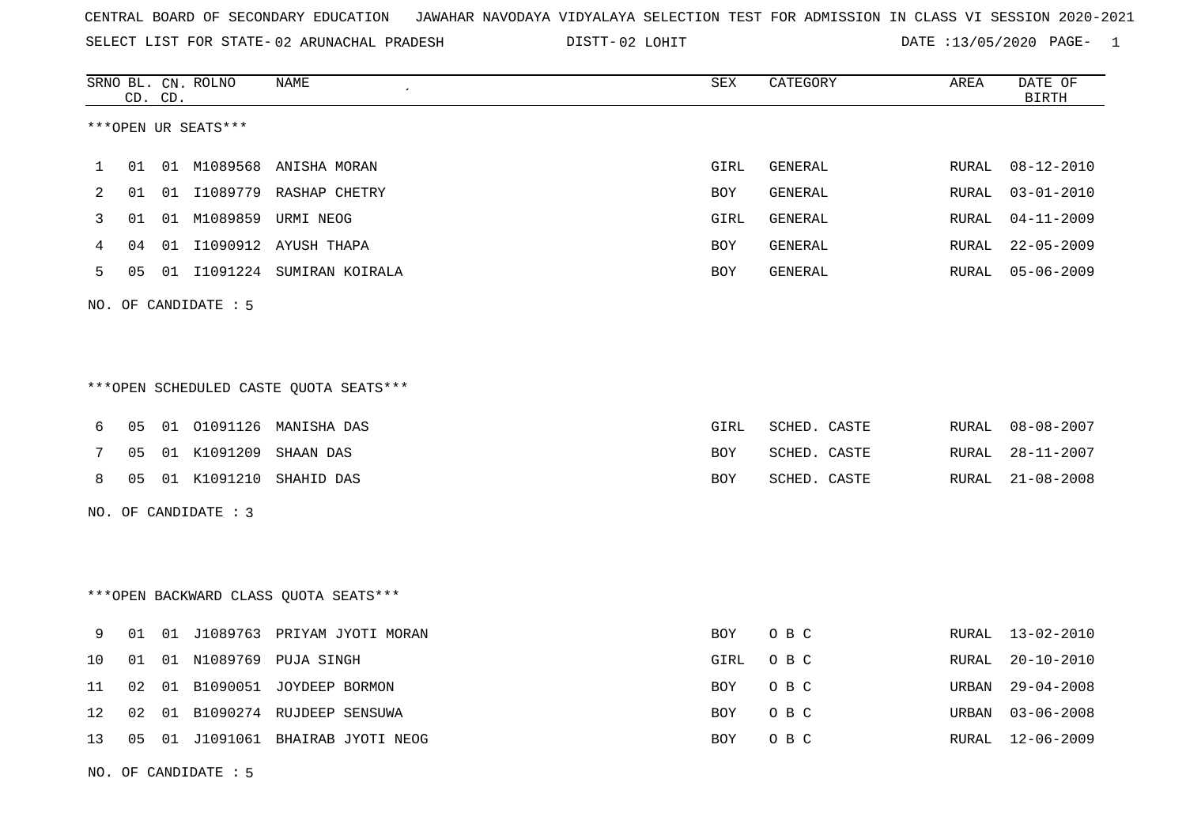CENTRAL BOARD OF SECONDARY EDUCATION JAWAHAR NAVODAYA VIDYALAYA SELECTION TEST FOR ADMISSION IN CLASS VI SESSION 2020-2021

SELECT LIST FOR STATE- 02 ARUNACHAL PRADESH DISTT- 02 LOHIT DATE :13/05/2020

***OPEN UR SEATS***

| SRNO | BL. CD. | CN. CD. | ROLNO | NAME | SEX | CATEGORY | AREA | DATE OF BIRTH |
|---|---|---|---|---|---|---|---|---|
| 1 | 01 | 01 | M1089568 | ANISHA MORAN | GIRL | GENERAL | RURAL | 08-12-2010 |
| 2 | 01 | 01 | I1089779 | RASHAP CHETRY | BOY | GENERAL | RURAL | 03-01-2010 |
| 3 | 01 | 01 | M1089859 | URMI NEOG | GIRL | GENERAL | RURAL | 04-11-2009 |
| 4 | 04 | 01 | I1090912 | AYUSH THAPA | BOY | GENERAL | RURAL | 22-05-2009 |
| 5 | 05 | 01 | I1091224 | SUMIRAN KOIRALA | BOY | GENERAL | RURAL | 05-06-2009 |

NO. OF CANDIDATE : 5

***OPEN SCHEDULED CASTE QUOTA SEATS***

| SRNO | BL. CD. | CN. CD. | ROLNO | NAME | SEX | CATEGORY | AREA | DATE OF BIRTH |
|---|---|---|---|---|---|---|---|---|
| 6 | 05 | 01 | O1091126 | MANISHA DAS | GIRL | SCHED. CASTE | RURAL | 08-08-2007 |
| 7 | 05 | 01 | K1091209 | SHAAN DAS | BOY | SCHED. CASTE | RURAL | 28-11-2007 |
| 8 | 05 | 01 | K1091210 | SHAHID DAS | BOY | SCHED. CASTE | RURAL | 21-08-2008 |

NO. OF CANDIDATE : 3

***OPEN BACKWARD CLASS QUOTA SEATS***

| SRNO | BL. CD. | CN. CD. | ROLNO | NAME | SEX | CATEGORY | AREA | DATE OF BIRTH |
|---|---|---|---|---|---|---|---|---|
| 9 | 01 | 01 | J1089763 | PRIYAM JYOTI MORAN | BOY | O B C | RURAL | 13-02-2010 |
| 10 | 01 | 01 | N1089769 | PUJA SINGH | GIRL | O B C | RURAL | 20-10-2010 |
| 11 | 02 | 01 | B1090051 | JOYDEEP BORMON | BOY | O B C | URBAN | 29-04-2008 |
| 12 | 02 | 01 | B1090274 | RUJDEEP SENSUWA | BOY | O B C | URBAN | 03-06-2008 |
| 13 | 05 | 01 | J1091061 | BHAIRAB JYOTI NEOG | BOY | O B C | RURAL | 12-06-2009 |

NO. OF CANDIDATE : 5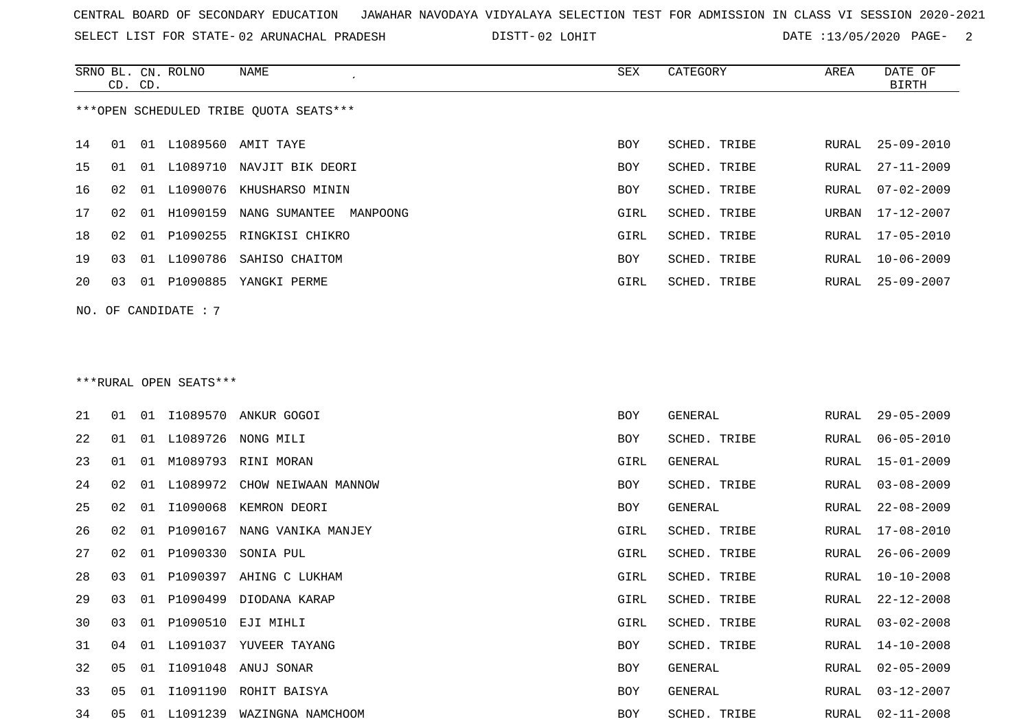CENTRAL BOARD OF SECONDARY EDUCATION JAWAHAR NAVODAYA VIDYALAYA SELECTION TEST FOR ADMISSION IN CLASS VI SESSION 2020-2021

SELECT LIST FOR STATE- 02 ARUNACHAL PRADESH DISTT- 02 LOHIT DATE :13/05/2020

***OPEN SCHEDULED TRIBE QUOTA SEATS***

| SRNO | BL. CD. | CN. CD. | ROLNO | NAME | SEX | CATEGORY | AREA | DATE OF BIRTH |
|---|---|---|---|---|---|---|---|---|
| 14 | 01 | 01 | L1089560 | AMIT TAYE | BOY | SCHED. TRIBE | RURAL | 25-09-2010 |
| 15 | 01 | 01 | L1089710 | NAVJIT BIK DEORI | BOY | SCHED. TRIBE | RURAL | 27-11-2009 |
| 16 | 02 | 01 | L1090076 | KHUSHARSO MININ | BOY | SCHED. TRIBE | RURAL | 07-02-2009 |
| 17 | 02 | 01 | H1090159 | NANG SUMANTEE MANPOONG | GIRL | SCHED. TRIBE | URBAN | 17-12-2007 |
| 18 | 02 | 01 | P1090255 | RINGKISI CHIKRO | GIRL | SCHED. TRIBE | RURAL | 17-05-2010 |
| 19 | 03 | 01 | L1090786 | SAHISO CHAITOM | BOY | SCHED. TRIBE | RURAL | 10-06-2009 |
| 20 | 03 | 01 | P1090885 | YANGKI PERME | GIRL | SCHED. TRIBE | RURAL | 25-09-2007 |

NO. OF CANDIDATE : 7

***RURAL OPEN SEATS***

| SRNO | BL. CD. | CN. CD. | ROLNO | NAME | SEX | CATEGORY | AREA | DATE OF BIRTH |
|---|---|---|---|---|---|---|---|---|
| 21 | 01 | 01 | I1089570 | ANKUR GOGOI | BOY | GENERAL | RURAL | 29-05-2009 |
| 22 | 01 | 01 | L1089726 | NONG MILI | BOY | SCHED. TRIBE | RURAL | 06-05-2010 |
| 23 | 01 | 01 | M1089793 | RINI MORAN | GIRL | GENERAL | RURAL | 15-01-2009 |
| 24 | 02 | 01 | L1089972 | CHOW NEIWAAN MANNOW | BOY | SCHED. TRIBE | RURAL | 03-08-2009 |
| 25 | 02 | 01 | I1090068 | KEMRON DEORI | BOY | GENERAL | RURAL | 22-08-2009 |
| 26 | 02 | 01 | P1090167 | NANG VANIKA MANJEY | GIRL | SCHED. TRIBE | RURAL | 17-08-2010 |
| 27 | 02 | 01 | P1090330 | SONIA PUL | GIRL | SCHED. TRIBE | RURAL | 26-06-2009 |
| 28 | 03 | 01 | P1090397 | AHING C LUKHAM | GIRL | SCHED. TRIBE | RURAL | 10-10-2008 |
| 29 | 03 | 01 | P1090499 | DIODANA KARAP | GIRL | SCHED. TRIBE | RURAL | 22-12-2008 |
| 30 | 03 | 01 | P1090510 | EJI MIHLI | GIRL | SCHED. TRIBE | RURAL | 03-02-2008 |
| 31 | 04 | 01 | L1091037 | YUVEER TAYANG | BOY | SCHED. TRIBE | RURAL | 14-10-2008 |
| 32 | 05 | 01 | I1091048 | ANUJ SONAR | BOY | GENERAL | RURAL | 02-05-2009 |
| 33 | 05 | 01 | I1091190 | ROHIT BAISYA | BOY | GENERAL | RURAL | 03-12-2007 |
| 34 | 05 | 01 | L1091239 | WAZINGNA NAMCHOOM | BOY | SCHED. TRIBE | RURAL | 02-11-2008 |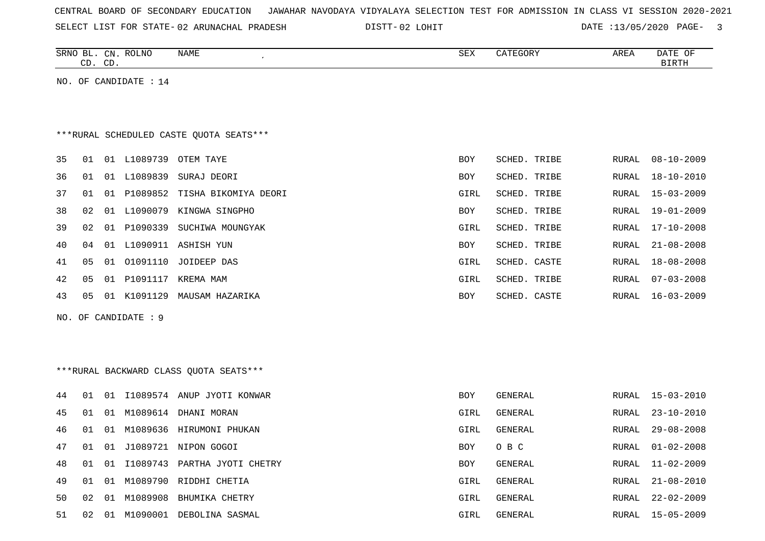CENTRAL BOARD OF SECONDARY EDUCATION JAWAHAR NAVODAYA VIDYALAYA SELECTION TEST FOR ADMISSION IN CLASS VI SESSION 2020-2021

SELECT LIST FOR STATE- 02 ARUNACHAL PRADESH DISTT- 02 LOHIT DATE :13/05/2020

| SRNO | BL. CD. | CN. CD. | ROLNO | NAME | SEX | CATEGORY | AREA | DATE OF BIRTH |
|---|---|---|---|---|---|---|---|---|

NO. OF CANDIDATE : 14

***RURAL SCHEDULED CASTE QUOTA SEATS***

| SRNO | BL. CD. | CN. CD. | ROLNO | NAME | SEX | CATEGORY | AREA | DATE OF BIRTH |
|---|---|---|---|---|---|---|---|---|
| 35 | 01 | 01 | L1089739 | OTEM TAYE | BOY | SCHED. TRIBE | RURAL | 08-10-2009 |
| 36 | 01 | 01 | L1089839 | SURAJ DEORI | BOY | SCHED. TRIBE | RURAL | 18-10-2010 |
| 37 | 01 | 01 | P1089852 | TISHA BIKOMIYA DEORI | GIRL | SCHED. TRIBE | RURAL | 15-03-2009 |
| 38 | 02 | 01 | L1090079 | KINGWA SINGPHO | BOY | SCHED. TRIBE | RURAL | 19-01-2009 |
| 39 | 02 | 01 | P1090339 | SUCHIWA MOUNGYAK | GIRL | SCHED. TRIBE | RURAL | 17-10-2008 |
| 40 | 04 | 01 | L1090911 | ASHISH YUN | BOY | SCHED. TRIBE | RURAL | 21-08-2008 |
| 41 | 05 | 01 | O1091110 | JOIDEEP DAS | GIRL | SCHED. CASTE | RURAL | 18-08-2008 |
| 42 | 05 | 01 | P1091117 | KREMA MAM | GIRL | SCHED. TRIBE | RURAL | 07-03-2008 |
| 43 | 05 | 01 | K1091129 | MAUSAM HAZARIKA | BOY | SCHED. CASTE | RURAL | 16-03-2009 |

NO. OF CANDIDATE : 9

***RURAL BACKWARD CLASS QUOTA SEATS***

| SRNO | BL. CD. | CN. CD. | ROLNO | NAME | SEX | CATEGORY | AREA | DATE OF BIRTH |
|---|---|---|---|---|---|---|---|---|
| 44 | 01 | 01 | I1089574 | ANUP JYOTI KONWAR | BOY | GENERAL | RURAL | 15-03-2010 |
| 45 | 01 | 01 | M1089614 | DHANI MORAN | GIRL | GENERAL | RURAL | 23-10-2010 |
| 46 | 01 | 01 | M1089636 | HIRUMONI PHUKAN | GIRL | GENERAL | RURAL | 29-08-2008 |
| 47 | 01 | 01 | J1089721 | NIPON GOGOI | BOY | O B C | RURAL | 01-02-2008 |
| 48 | 01 | 01 | I1089743 | PARTHA JYOTI CHETRY | BOY | GENERAL | RURAL | 11-02-2009 |
| 49 | 01 | 01 | M1089790 | RIDDHI CHETIA | GIRL | GENERAL | RURAL | 21-08-2010 |
| 50 | 02 | 01 | M1089908 | BHUMIKA CHETRY | GIRL | GENERAL | RURAL | 22-02-2009 |
| 51 | 02 | 01 | M1090001 | DEBOLINA SASMAL | GIRL | GENERAL | RURAL | 15-05-2009 |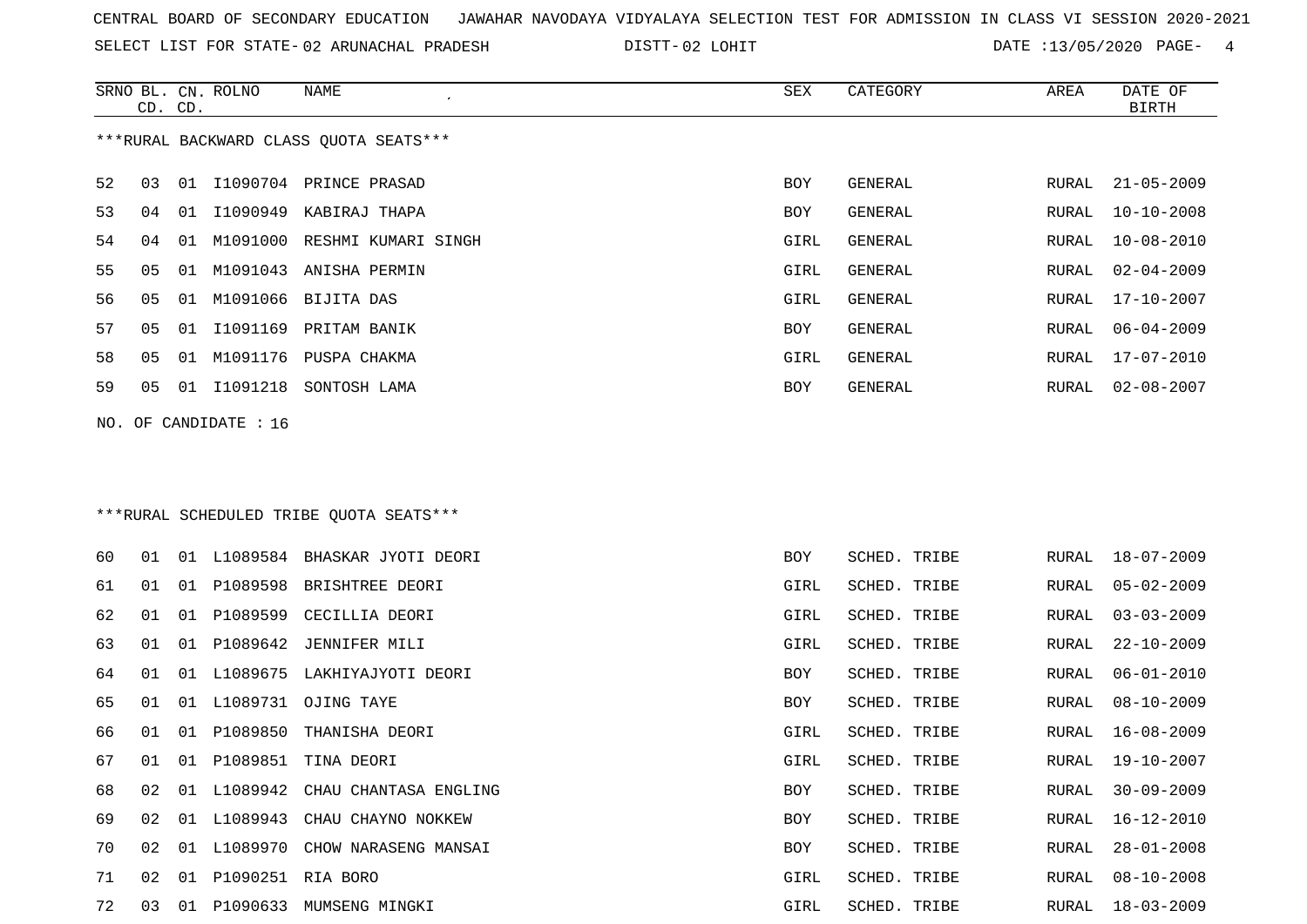CENTRAL BOARD OF SECONDARY EDUCATION JAWAHAR NAVODAYA VIDYALAYA SELECTION TEST FOR ADMISSION IN CLASS VI SESSION 2020-2021

SELECT LIST FOR STATE- 02 ARUNACHAL PRADESH DISTT- 02 LOHIT DATE :13/05/2020

***RURAL BACKWARD CLASS QUOTA SEATS***

| SRNO | BL. CD. | CN. CD. | ROLNO | NAME | SEX | CATEGORY | AREA | DATE OF BIRTH |
|---|---|---|---|---|---|---|---|---|
| 52 | 03 | 01 | I1090704 | PRINCE PRASAD | BOY | GENERAL | RURAL | 21-05-2009 |
| 53 | 04 | 01 | I1090949 | KABIRAJ THAPA | BOY | GENERAL | RURAL | 10-10-2008 |
| 54 | 04 | 01 | M1091000 | RESHMI KUMARI SINGH | GIRL | GENERAL | RURAL | 10-08-2010 |
| 55 | 05 | 01 | M1091043 | ANISHA PERMIN | GIRL | GENERAL | RURAL | 02-04-2009 |
| 56 | 05 | 01 | M1091066 | BIJITA DAS | GIRL | GENERAL | RURAL | 17-10-2007 |
| 57 | 05 | 01 | I1091169 | PRITAM BANIK | BOY | GENERAL | RURAL | 06-04-2009 |
| 58 | 05 | 01 | M1091176 | PUSPA CHAKMA | GIRL | GENERAL | RURAL | 17-07-2010 |
| 59 | 05 | 01 | I1091218 | SONTOSH LAMA | BOY | GENERAL | RURAL | 02-08-2007 |

NO. OF CANDIDATE : 16

***RURAL SCHEDULED TRIBE QUOTA SEATS***

| SRNO | BL. CD. | CN. CD. | ROLNO | NAME | SEX | CATEGORY | AREA | DATE OF BIRTH |
|---|---|---|---|---|---|---|---|---|
| 60 | 01 | 01 | L1089584 | BHASKAR JYOTI DEORI | BOY | SCHED. TRIBE | RURAL | 18-07-2009 |
| 61 | 01 | 01 | P1089598 | BRISHTREE DEORI | GIRL | SCHED. TRIBE | RURAL | 05-02-2009 |
| 62 | 01 | 01 | P1089599 | CECILLIA DEORI | GIRL | SCHED. TRIBE | RURAL | 03-03-2009 |
| 63 | 01 | 01 | P1089642 | JENNIFER MILI | GIRL | SCHED. TRIBE | RURAL | 22-10-2009 |
| 64 | 01 | 01 | L1089675 | LAKHIYAJYOTI DEORI | BOY | SCHED. TRIBE | RURAL | 06-01-2010 |
| 65 | 01 | 01 | L1089731 | OJING TAYE | BOY | SCHED. TRIBE | RURAL | 08-10-2009 |
| 66 | 01 | 01 | P1089850 | THANISHA DEORI | GIRL | SCHED. TRIBE | RURAL | 16-08-2009 |
| 67 | 01 | 01 | P1089851 | TINA DEORI | GIRL | SCHED. TRIBE | RURAL | 19-10-2007 |
| 68 | 02 | 01 | L1089942 | CHAU CHANTASA ENGLING | BOY | SCHED. TRIBE | RURAL | 30-09-2009 |
| 69 | 02 | 01 | L1089943 | CHAU CHAYNO NOKKEW | BOY | SCHED. TRIBE | RURAL | 16-12-2010 |
| 70 | 02 | 01 | L1089970 | CHOW NARASENG MANSAI | BOY | SCHED. TRIBE | RURAL | 28-01-2008 |
| 71 | 02 | 01 | P1090251 | RIA BORO | GIRL | SCHED. TRIBE | RURAL | 08-10-2008 |
| 72 | 03 | 01 | P1090633 | MUMSENG MINGKI | GIRL | SCHED. TRIBE | RURAL | 18-03-2009 |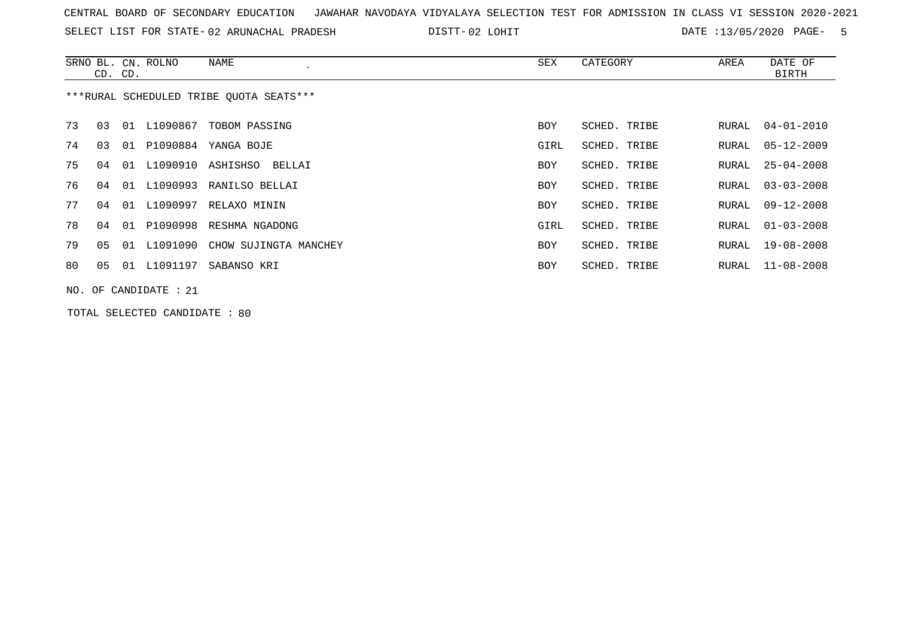CENTRAL BOARD OF SECONDARY EDUCATION JAWAHAR NAVODAYA VIDYALAYA SELECTION TEST FOR ADMISSION IN CLASS VI SESSION 2020-2021

SELECT LIST FOR STATE- 02 ARUNACHAL PRADESH DISTT- 02 LOHIT DATE :13/05/2020 PAGE- 5

| SRNO | BL. CD. | CN. CD. | ROLNO | NAME | SEX | CATEGORY | AREA | DATE OF BIRTH |
|---|---|---|---|---|---|---|---|---|

***RURAL SCHEDULED TRIBE QUOTA SEATS***

| SRNO | BL. CD. | CN. CD. | ROLNO | NAME | SEX | CATEGORY | AREA | DATE OF BIRTH |
|---|---|---|---|---|---|---|---|---|
| 73 | 03 | 01 | L1090867 | TOBOM PASSING | BOY | SCHED. TRIBE | RURAL | 04-01-2010 |
| 74 | 03 | 01 | P1090884 | YANGA BOJE | GIRL | SCHED. TRIBE | RURAL | 05-12-2009 |
| 75 | 04 | 01 | L1090910 | ASHISHSO BELLAI | BOY | SCHED. TRIBE | RURAL | 25-04-2008 |
| 76 | 04 | 01 | L1090993 | RANILSO BELLAI | BOY | SCHED. TRIBE | RURAL | 03-03-2008 |
| 77 | 04 | 01 | L1090997 | RELAXO MININ | BOY | SCHED. TRIBE | RURAL | 09-12-2008 |
| 78 | 04 | 01 | P1090998 | RESHMA NGADONG | GIRL | SCHED. TRIBE | RURAL | 01-03-2008 |
| 79 | 05 | 01 | L1091090 | CHOW SUJINGTA MANCHEY | BOY | SCHED. TRIBE | RURAL | 19-08-2008 |
| 80 | 05 | 01 | L1091197 | SABANSO KRI | BOY | SCHED. TRIBE | RURAL | 11-08-2008 |

NO. OF CANDIDATE : 21

TOTAL SELECTED CANDIDATE : 80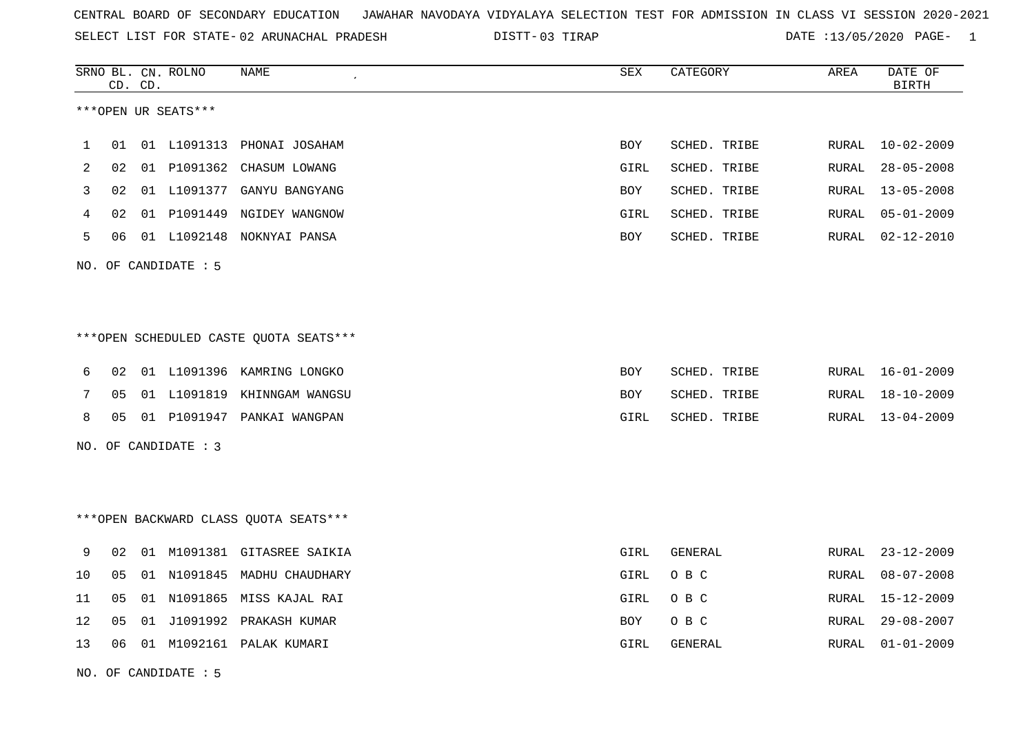CENTRAL BOARD OF SECONDARY EDUCATION JAWAHAR NAVODAYA VIDYALAYA SELECTION TEST FOR ADMISSION IN CLASS VI SESSION 2020-2021

SELECT LIST FOR STATE- 02 ARUNACHAL PRADESH DISTT- 03 TIRAP DATE :13/05/2020

***OPEN UR SEATS***

| SRNO | BL. CD. | CN. CD. | ROLNO | NAME | SEX | CATEGORY | AREA | DATE OF BIRTH |
|---|---|---|---|---|---|---|---|---|
| 1 | 01 | 01 | L1091313 | PHONAI JOSAHAM | BOY | SCHED. TRIBE | RURAL | 10-02-2009 |
| 2 | 02 | 01 | P1091362 | CHASUM LOWANG | GIRL | SCHED. TRIBE | RURAL | 28-05-2008 |
| 3 | 02 | 01 | L1091377 | GANYU BANGYANG | BOY | SCHED. TRIBE | RURAL | 13-05-2008 |
| 4 | 02 | 01 | P1091449 | NGIDEY WANGNOW | GIRL | SCHED. TRIBE | RURAL | 05-01-2009 |
| 5 | 06 | 01 | L1092148 | NOKNYAI PANSA | BOY | SCHED. TRIBE | RURAL | 02-12-2010 |

NO. OF CANDIDATE : 5

***OPEN SCHEDULED CASTE QUOTA SEATS***

| SRNO | BL. CD. | CN. CD. | ROLNO | NAME | SEX | CATEGORY | AREA | DATE OF BIRTH |
|---|---|---|---|---|---|---|---|---|
| 6 | 02 | 01 | L1091396 | KAMRING LONGKO | BOY | SCHED. TRIBE | RURAL | 16-01-2009 |
| 7 | 05 | 01 | L1091819 | KHINNGAM WANGSU | BOY | SCHED. TRIBE | RURAL | 18-10-2009 |
| 8 | 05 | 01 | P1091947 | PANKAI WANGPAN | GIRL | SCHED. TRIBE | RURAL | 13-04-2009 |

NO. OF CANDIDATE : 3

***OPEN BACKWARD CLASS QUOTA SEATS***

| SRNO | BL. CD. | CN. CD. | ROLNO | NAME | SEX | CATEGORY | AREA | DATE OF BIRTH |
|---|---|---|---|---|---|---|---|---|
| 9 | 02 | 01 | M1091381 | GITASREE SAIKIA | GIRL | GENERAL | RURAL | 23-12-2009 |
| 10 | 05 | 01 | N1091845 | MADHU CHAUDHARY | GIRL | O B C | RURAL | 08-07-2008 |
| 11 | 05 | 01 | N1091865 | MISS KAJAL RAI | GIRL | O B C | RURAL | 15-12-2009 |
| 12 | 05 | 01 | J1091992 | PRAKASH KUMAR | BOY | O B C | RURAL | 29-08-2007 |
| 13 | 06 | 01 | M1092161 | PALAK KUMARI | GIRL | GENERAL | RURAL | 01-01-2009 |

NO. OF CANDIDATE : 5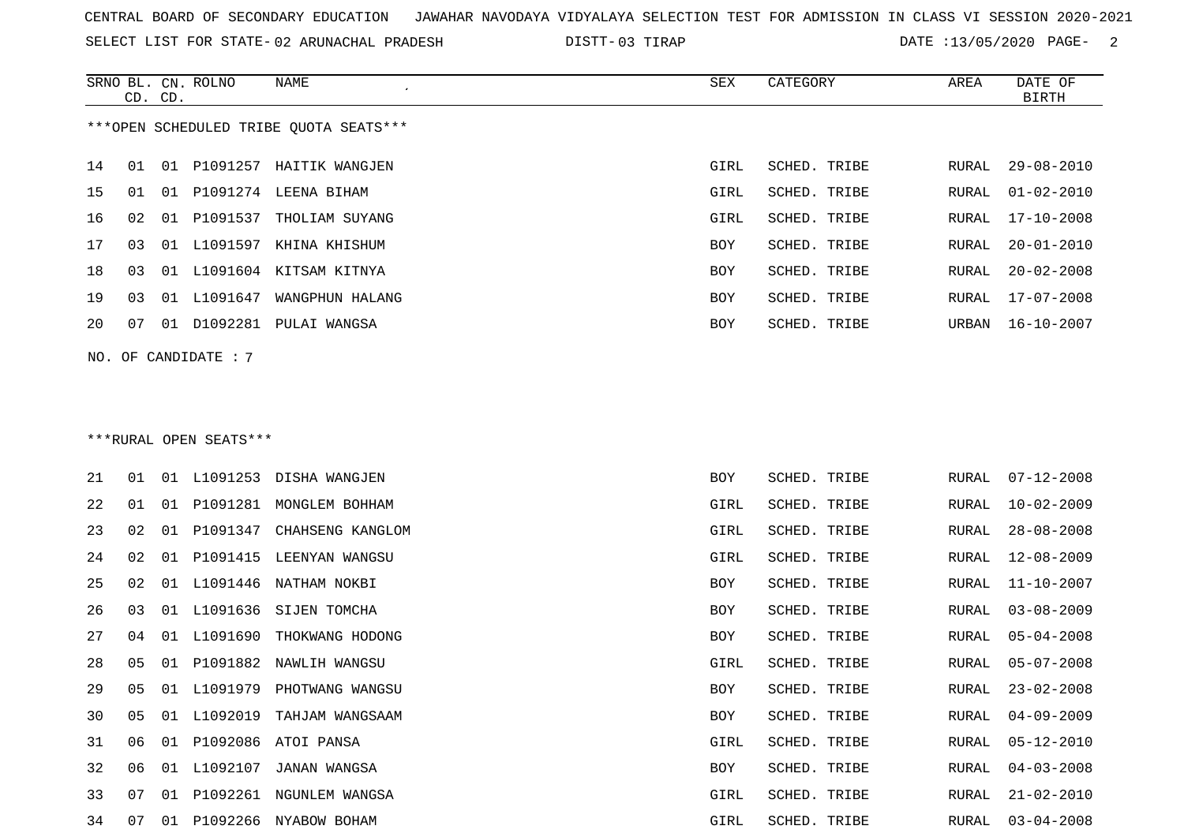CENTRAL BOARD OF SECONDARY EDUCATION JAWAHAR NAVODAYA VIDYALAYA SELECTION TEST FOR ADMISSION IN CLASS VI SESSION 2020-2021

SELECT LIST FOR STATE- 02 ARUNACHAL PRADESH DISTT- 03 TIRAP DATE :13/05/2020

***OPEN SCHEDULED TRIBE QUOTA SEATS***

| SRNO | BL. CD. | CN. CD. | ROLNO | NAME | SEX | CATEGORY | AREA | DATE OF BIRTH |
|---|---|---|---|---|---|---|---|---|
| 14 | 01 | 01 | P1091257 | HAITIK WANGJEN | GIRL | SCHED. TRIBE | RURAL | 29-08-2010 |
| 15 | 01 | 01 | P1091274 | LEENA BIHAM | GIRL | SCHED. TRIBE | RURAL | 01-02-2010 |
| 16 | 02 | 01 | P1091537 | THOLIAM SUYANG | GIRL | SCHED. TRIBE | RURAL | 17-10-2008 |
| 17 | 03 | 01 | L1091597 | KHINA KHISHUM | BOY | SCHED. TRIBE | RURAL | 20-01-2010 |
| 18 | 03 | 01 | L1091604 | KITSAM KITNYA | BOY | SCHED. TRIBE | RURAL | 20-02-2008 |
| 19 | 03 | 01 | L1091647 | WANGPHUN HALANG | BOY | SCHED. TRIBE | RURAL | 17-07-2008 |
| 20 | 07 | 01 | D1092281 | PULAI WANGSA | BOY | SCHED. TRIBE | URBAN | 16-10-2007 |

NO. OF CANDIDATE : 7

***RURAL OPEN SEATS***

| SRNO | BL. CD. | CN. CD. | ROLNO | NAME | SEX | CATEGORY | AREA | DATE OF BIRTH |
|---|---|---|---|---|---|---|---|---|
| 21 | 01 | 01 | L1091253 | DISHA WANGJEN | BOY | SCHED. TRIBE | RURAL | 07-12-2008 |
| 22 | 01 | 01 | P1091281 | MONGLEM BOHHAM | GIRL | SCHED. TRIBE | RURAL | 10-02-2009 |
| 23 | 02 | 01 | P1091347 | CHAHSENG KANGLOM | GIRL | SCHED. TRIBE | RURAL | 28-08-2008 |
| 24 | 02 | 01 | P1091415 | LEENYAN WANGSU | GIRL | SCHED. TRIBE | RURAL | 12-08-2009 |
| 25 | 02 | 01 | L1091446 | NATHAM NOKBI | BOY | SCHED. TRIBE | RURAL | 11-10-2007 |
| 26 | 03 | 01 | L1091636 | SIJEN TOMCHA | BOY | SCHED. TRIBE | RURAL | 03-08-2009 |
| 27 | 04 | 01 | L1091690 | THOKWANG HODONG | BOY | SCHED. TRIBE | RURAL | 05-04-2008 |
| 28 | 05 | 01 | P1091882 | NAWLIH WANGSU | GIRL | SCHED. TRIBE | RURAL | 05-07-2008 |
| 29 | 05 | 01 | L1091979 | PHOTWANG WANGSU | BOY | SCHED. TRIBE | RURAL | 23-02-2008 |
| 30 | 05 | 01 | L1092019 | TAHJAM WANGSAAM | BOY | SCHED. TRIBE | RURAL | 04-09-2009 |
| 31 | 06 | 01 | P1092086 | ATOI PANSA | GIRL | SCHED. TRIBE | RURAL | 05-12-2010 |
| 32 | 06 | 01 | L1092107 | JANAN WANGSA | BOY | SCHED. TRIBE | RURAL | 04-03-2008 |
| 33 | 07 | 01 | P1092261 | NGUNLEM WANGSA | GIRL | SCHED. TRIBE | RURAL | 21-02-2010 |
| 34 | 07 | 01 | P1092266 | NYABOW BOHAM | GIRL | SCHED. TRIBE | RURAL | 03-04-2008 |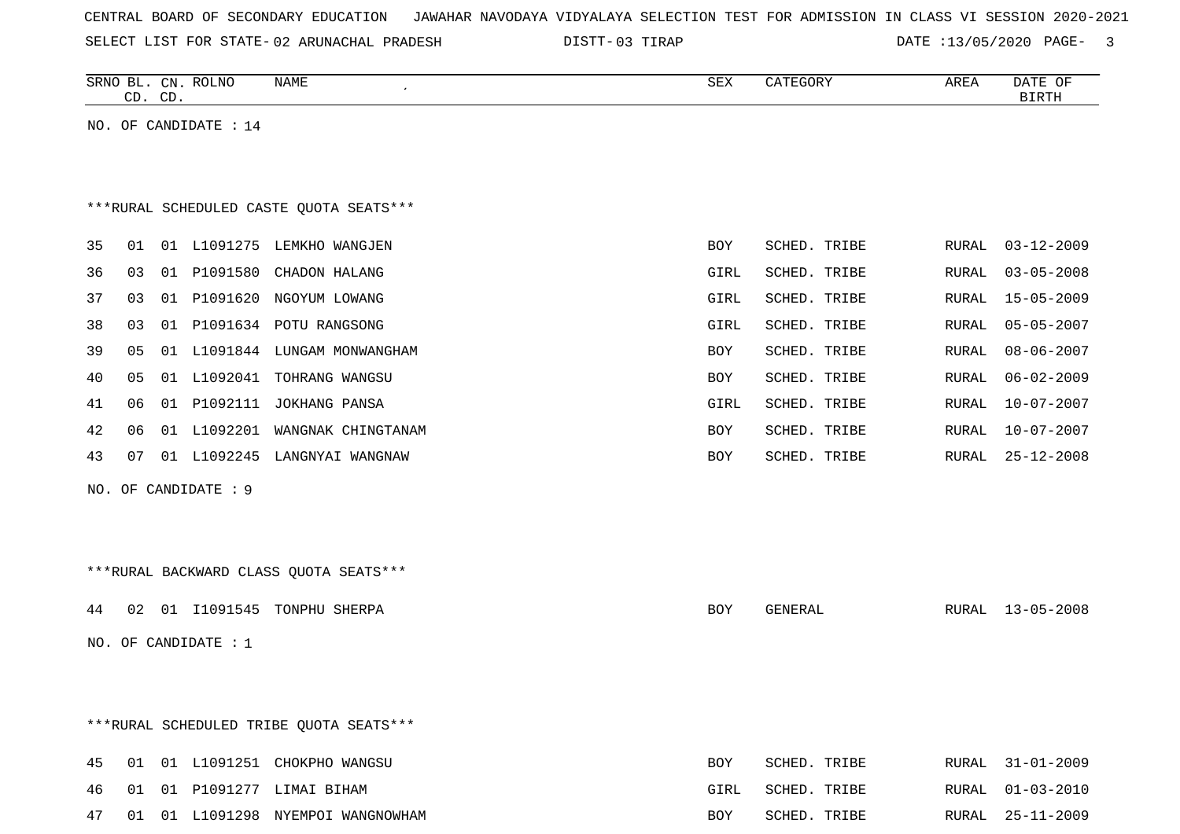CENTRAL BOARD OF SECONDARY EDUCATION JAWAHAR NAVODAYA VIDYALAYA SELECTION TEST FOR ADMISSION IN CLASS VI SESSION 2020-2021

SELECT LIST FOR STATE- 02 ARUNACHAL PRADESH DISTT- 03 TIRAP DATE :13/05/2020

| SRNO | BL. CD. | CN. CD. | ROLNO | NAME | SEX | CATEGORY | AREA | DATE OF BIRTH |
|---|---|---|---|---|---|---|---|---|

NO. OF CANDIDATE : 14

***RURAL SCHEDULED CASTE QUOTA SEATS***

| SRNO | BL. CD. | CN. CD. | ROLNO | NAME | SEX | CATEGORY | AREA | DATE OF BIRTH |
|---|---|---|---|---|---|---|---|---|
| 35 | 01 | 01 | L1091275 | LEMKHO WANGJEN | BOY | SCHED. TRIBE | RURAL | 03-12-2009 |
| 36 | 03 | 01 | P1091580 | CHADON HALANG | GIRL | SCHED. TRIBE | RURAL | 03-05-2008 |
| 37 | 03 | 01 | P1091620 | NGOYUM LOWANG | GIRL | SCHED. TRIBE | RURAL | 15-05-2009 |
| 38 | 03 | 01 | P1091634 | POTU RANGSONG | GIRL | SCHED. TRIBE | RURAL | 05-05-2007 |
| 39 | 05 | 01 | L1091844 | LUNGAM MONWANGHAM | BOY | SCHED. TRIBE | RURAL | 08-06-2007 |
| 40 | 05 | 01 | L1092041 | TOHRANG WANGSU | BOY | SCHED. TRIBE | RURAL | 06-02-2009 |
| 41 | 06 | 01 | P1092111 | JOKHANG PANSA | GIRL | SCHED. TRIBE | RURAL | 10-07-2007 |
| 42 | 06 | 01 | L1092201 | WANGNAK CHINGTANAM | BOY | SCHED. TRIBE | RURAL | 10-07-2007 |
| 43 | 07 | 01 | L1092245 | LANGNYAI WANGNAW | BOY | SCHED. TRIBE | RURAL | 25-12-2008 |

NO. OF CANDIDATE : 9

***RURAL BACKWARD CLASS QUOTA SEATS***

| SRNO | BL. CD. | CN. CD. | ROLNO | NAME | SEX | CATEGORY | AREA | DATE OF BIRTH |
|---|---|---|---|---|---|---|---|---|
| 44 | 02 | 01 | I1091545 | TONPHU SHERPA | BOY | GENERAL | RURAL | 13-05-2008 |

NO. OF CANDIDATE : 1

***RURAL SCHEDULED TRIBE QUOTA SEATS***

| SRNO | BL. CD. | CN. CD. | ROLNO | NAME | SEX | CATEGORY | AREA | DATE OF BIRTH |
|---|---|---|---|---|---|---|---|---|
| 45 | 01 | 01 | L1091251 | CHOKPHO WANGSU | BOY | SCHED. TRIBE | RURAL | 31-01-2009 |
| 46 | 01 | 01 | P1091277 | LIMAI BIHAM | GIRL | SCHED. TRIBE | RURAL | 01-03-2010 |
| 47 | 01 | 01 | L1091298 | NYEMPOI WANGNOWHAM | BOY | SCHED. TRIBE | RURAL | 25-11-2009 |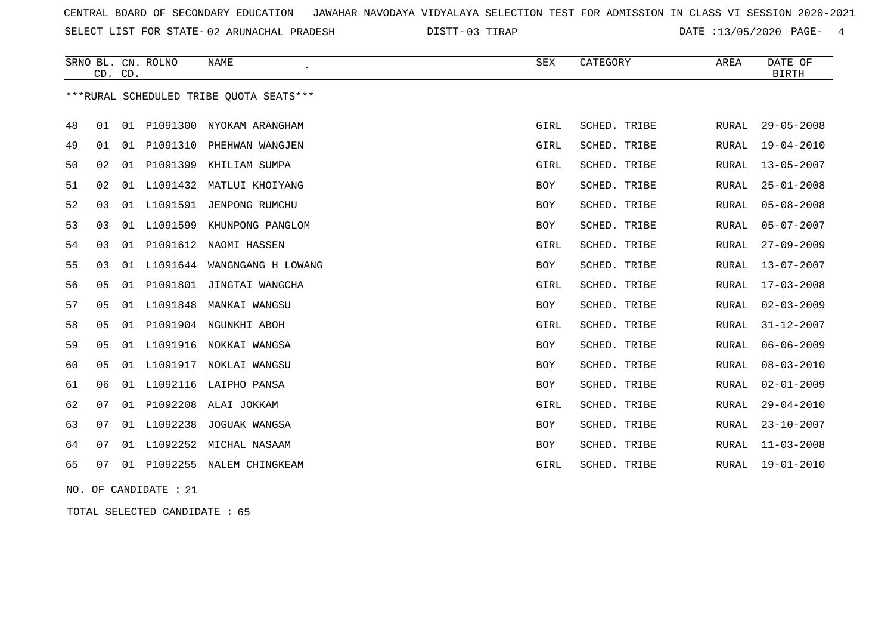CENTRAL BOARD OF SECONDARY EDUCATION JAWAHAR NAVODAYA VIDYALAYA SELECTION TEST FOR ADMISSION IN CLASS VI SESSION 2020-2021

SELECT LIST FOR STATE- 02 ARUNACHAL PRADESH DISTT- 03 TIRAP DATE :13/05/2020

***RURAL SCHEDULED TRIBE QUOTA SEATS***

| SRNO | BL. CD. | CN. CD. | ROLNO | NAME | SEX | CATEGORY | AREA | DATE OF BIRTH |
|---|---|---|---|---|---|---|---|---|
| 48 | 01 | 01 | P1091300 | NYOKAM ARANGHAM | GIRL | SCHED. TRIBE | RURAL | 29-05-2008 |
| 49 | 01 | 01 | P1091310 | PHEHWAN WANGJEN | GIRL | SCHED. TRIBE | RURAL | 19-04-2010 |
| 50 | 02 | 01 | P1091399 | KHILIAM SUMPA | GIRL | SCHED. TRIBE | RURAL | 13-05-2007 |
| 51 | 02 | 01 | L1091432 | MATLUI KHOIYANG | BOY | SCHED. TRIBE | RURAL | 25-01-2008 |
| 52 | 03 | 01 | L1091591 | JENPONG RUMCHU | BOY | SCHED. TRIBE | RURAL | 05-08-2008 |
| 53 | 03 | 01 | L1091599 | KHUNPONG PANGLOM | BOY | SCHED. TRIBE | RURAL | 05-07-2007 |
| 54 | 03 | 01 | P1091612 | NAOMI HASSEN | GIRL | SCHED. TRIBE | RURAL | 27-09-2009 |
| 55 | 03 | 01 | L1091644 | WANGNGANG H LOWANG | BOY | SCHED. TRIBE | RURAL | 13-07-2007 |
| 56 | 05 | 01 | P1091801 | JINGTAI WANGCHA | GIRL | SCHED. TRIBE | RURAL | 17-03-2008 |
| 57 | 05 | 01 | L1091848 | MANKAI WANGSU | BOY | SCHED. TRIBE | RURAL | 02-03-2009 |
| 58 | 05 | 01 | P1091904 | NGUNKHI ABOH | GIRL | SCHED. TRIBE | RURAL | 31-12-2007 |
| 59 | 05 | 01 | L1091916 | NOKKAI WANGSA | BOY | SCHED. TRIBE | RURAL | 06-06-2009 |
| 60 | 05 | 01 | L1091917 | NOKLAI WANGSU | BOY | SCHED. TRIBE | RURAL | 08-03-2010 |
| 61 | 06 | 01 | L1092116 | LAIPHO PANSA | BOY | SCHED. TRIBE | RURAL | 02-01-2009 |
| 62 | 07 | 01 | P1092208 | ALAI JOKKAM | GIRL | SCHED. TRIBE | RURAL | 29-04-2010 |
| 63 | 07 | 01 | L1092238 | JOGUAK WANGSA | BOY | SCHED. TRIBE | RURAL | 23-10-2007 |
| 64 | 07 | 01 | L1092252 | MICHAL NASAAM | BOY | SCHED. TRIBE | RURAL | 11-03-2008 |
| 65 | 07 | 01 | P1092255 | NALEM CHINGKEAM | GIRL | SCHED. TRIBE | RURAL | 19-01-2010 |

NO. OF CANDIDATE : 21

TOTAL SELECTED CANDIDATE : 65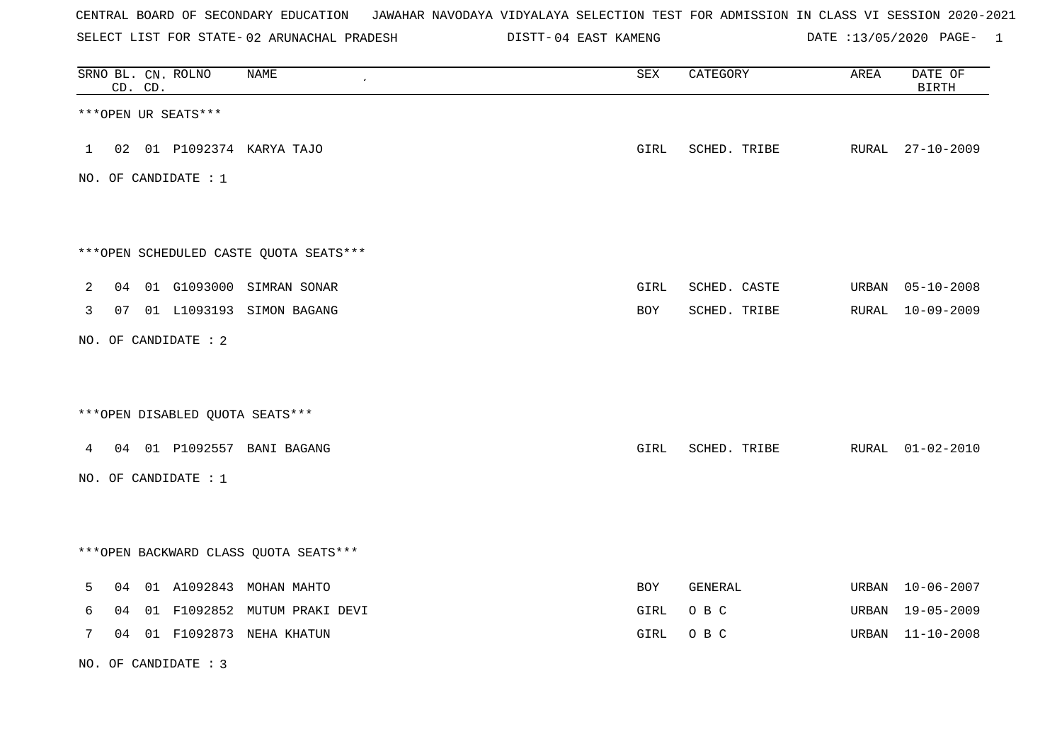CENTRAL BOARD OF SECONDARY EDUCATION JAWAHAR NAVODAYA VIDYALAYA SELECTION TEST FOR ADMISSION IN CLASS VI SESSION 2020-2021

SELECT LIST FOR STATE- 02 ARUNACHAL PRADESH DISTT- 04 EAST KAMENG DATE :13/05/2020 PAGE- 1

| SRNO | BL. CD. | CN. CD. | ROLNO | NAME | SEX | CATEGORY | AREA | DATE OF BIRTH |
|---|---|---|---|---|---|---|---|---|

***OPEN UR SEATS***

| SRNO | BL. CD. | CN. CD. | ROLNO | NAME | SEX | CATEGORY | AREA | DATE OF BIRTH |
|---|---|---|---|---|---|---|---|---|
| 1 | 02 | 01 | P1092374 | KARYA TAJO | GIRL | SCHED. TRIBE | RURAL | 27-10-2009 |

NO. OF CANDIDATE : 1

***OPEN SCHEDULED CASTE QUOTA SEATS***

| SRNO | BL. CD. | CN. CD. | ROLNO | NAME | SEX | CATEGORY | AREA | DATE OF BIRTH |
|---|---|---|---|---|---|---|---|---|
| 2 | 04 | 01 | G1093000 | SIMRAN SONAR | GIRL | SCHED. CASTE | URBAN | 05-10-2008 |
| 3 | 07 | 01 | L1093193 | SIMON BAGANG | BOY | SCHED. TRIBE | RURAL | 10-09-2009 |

NO. OF CANDIDATE : 2

***OPEN DISABLED QUOTA SEATS***

| SRNO | BL. CD. | CN. CD. | ROLNO | NAME | SEX | CATEGORY | AREA | DATE OF BIRTH |
|---|---|---|---|---|---|---|---|---|
| 4 | 04 | 01 | P1092557 | BANI BAGANG | GIRL | SCHED. TRIBE | RURAL | 01-02-2010 |

NO. OF CANDIDATE : 1

***OPEN BACKWARD CLASS QUOTA SEATS***

| SRNO | BL. CD. | CN. CD. | ROLNO | NAME | SEX | CATEGORY | AREA | DATE OF BIRTH |
|---|---|---|---|---|---|---|---|---|
| 5 | 04 | 01 | A1092843 | MOHAN MAHTO | BOY | GENERAL | URBAN | 10-06-2007 |
| 6 | 04 | 01 | F1092852 | MUTUM PRAKI DEVI | GIRL | O B C | URBAN | 19-05-2009 |
| 7 | 04 | 01 | F1092873 | NEHA KHATUN | GIRL | O B C | URBAN | 11-10-2008 |

NO. OF CANDIDATE : 3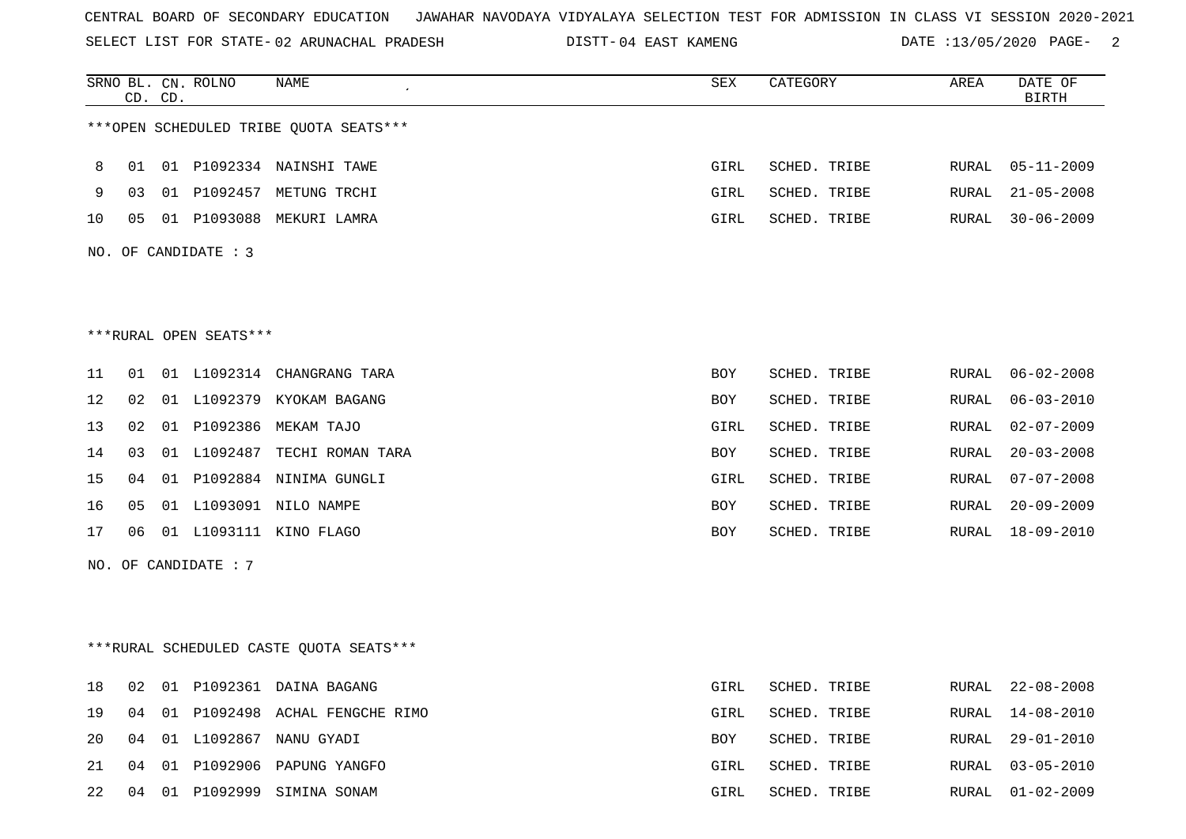CENTRAL BOARD OF SECONDARY EDUCATION JAWAHAR NAVODAYA VIDYALAYA SELECTION TEST FOR ADMISSION IN CLASS VI SESSION 2020-2021

SELECT LIST FOR STATE- 02 ARUNACHAL PRADESH DISTT- 04 EAST KAMENG DATE :13/05/2020 PAGE- 2

| SRNO | BL. CD. | CN. CD. | ROLNO | NAME | SEX | CATEGORY | AREA | DATE OF BIRTH |
|---|---|---|---|---|---|---|---|---|

***OPEN SCHEDULED TRIBE QUOTA SEATS***

| SRNO | BL. CD. | CN. CD. | ROLNO | NAME | SEX | CATEGORY | AREA | DATE OF BIRTH |
|---|---|---|---|---|---|---|---|---|
| 8 | 01 | 01 | P1092334 | NAINSHI TAWE | GIRL | SCHED. TRIBE | RURAL | 05-11-2009 |
| 9 | 03 | 01 | P1092457 | METUNG TRCHI | GIRL | SCHED. TRIBE | RURAL | 21-05-2008 |
| 10 | 05 | 01 | P1093088 | MEKURI LAMRA | GIRL | SCHED. TRIBE | RURAL | 30-06-2009 |

NO. OF CANDIDATE : 3

***RURAL OPEN SEATS***

| SRNO | BL. CD. | CN. CD. | ROLNO | NAME | SEX | CATEGORY | AREA | DATE OF BIRTH |
|---|---|---|---|---|---|---|---|---|
| 11 | 01 | 01 | L1092314 | CHANGRANG TARA | BOY | SCHED. TRIBE | RURAL | 06-02-2008 |
| 12 | 02 | 01 | L1092379 | KYOKAM BAGANG | BOY | SCHED. TRIBE | RURAL | 06-03-2010 |
| 13 | 02 | 01 | P1092386 | MEKAM TAJO | GIRL | SCHED. TRIBE | RURAL | 02-07-2009 |
| 14 | 03 | 01 | L1092487 | TECHI ROMAN TARA | BOY | SCHED. TRIBE | RURAL | 20-03-2008 |
| 15 | 04 | 01 | P1092884 | NINIMA GUNGLI | GIRL | SCHED. TRIBE | RURAL | 07-07-2008 |
| 16 | 05 | 01 | L1093091 | NILO NAMPE | BOY | SCHED. TRIBE | RURAL | 20-09-2009 |
| 17 | 06 | 01 | L1093111 | KINO FLAGO | BOY | SCHED. TRIBE | RURAL | 18-09-2010 |

NO. OF CANDIDATE : 7

***RURAL SCHEDULED CASTE QUOTA SEATS***

| SRNO | BL. CD. | CN. CD. | ROLNO | NAME | SEX | CATEGORY | AREA | DATE OF BIRTH |
|---|---|---|---|---|---|---|---|---|
| 18 | 02 | 01 | P1092361 | DAINA BAGANG | GIRL | SCHED. TRIBE | RURAL | 22-08-2008 |
| 19 | 04 | 01 | P1092498 | ACHAL FENGCHE RIMO | GIRL | SCHED. TRIBE | RURAL | 14-08-2010 |
| 20 | 04 | 01 | L1092867 | NANU GYADI | BOY | SCHED. TRIBE | RURAL | 29-01-2010 |
| 21 | 04 | 01 | P1092906 | PAPUNG YANGFO | GIRL | SCHED. TRIBE | RURAL | 03-05-2010 |
| 22 | 04 | 01 | P1092999 | SIMINA SONAM | GIRL | SCHED. TRIBE | RURAL | 01-02-2009 |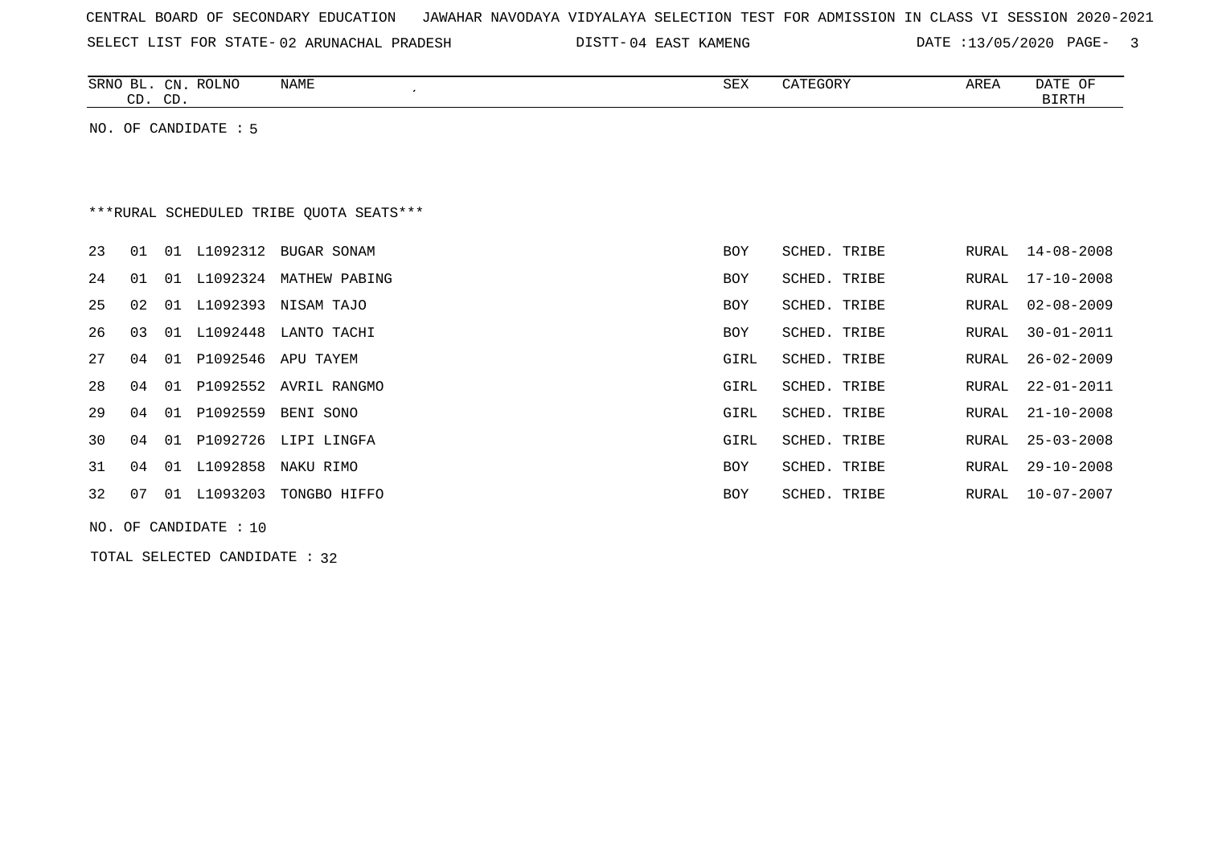CENTRAL BOARD OF SECONDARY EDUCATION JAWAHAR NAVODAYA VIDYALAYA SELECTION TEST FOR ADMISSION IN CLASS VI SESSION 2020-2021

SELECT LIST FOR STATE- 02 ARUNACHAL PRADESH DISTT- 04 EAST KAMENG DATE :13/05/2020

| SRNO | BL. CD. | CN. CD. | ROLNO | NAME | SEX | CATEGORY | AREA | DATE OF BIRTH |
|---|---|---|---|---|---|---|---|---|

NO. OF CANDIDATE : 5

***RURAL SCHEDULED TRIBE QUOTA SEATS***

| SRNO | BL. CD. | CN. CD. | ROLNO | NAME | SEX | CATEGORY | AREA | DATE OF BIRTH |
|---|---|---|---|---|---|---|---|---|
| 23 | 01 | 01 | L1092312 | BUGAR SONAM | BOY | SCHED. TRIBE | RURAL | 14-08-2008 |
| 24 | 01 | 01 | L1092324 | MATHEW PABING | BOY | SCHED. TRIBE | RURAL | 17-10-2008 |
| 25 | 02 | 01 | L1092393 | NISAM TAJO | BOY | SCHED. TRIBE | RURAL | 02-08-2009 |
| 26 | 03 | 01 | L1092448 | LANTO TACHI | BOY | SCHED. TRIBE | RURAL | 30-01-2011 |
| 27 | 04 | 01 | P1092546 | APU TAYEM | GIRL | SCHED. TRIBE | RURAL | 26-02-2009 |
| 28 | 04 | 01 | P1092552 | AVRIL RANGMO | GIRL | SCHED. TRIBE | RURAL | 22-01-2011 |
| 29 | 04 | 01 | P1092559 | BENI SONO | GIRL | SCHED. TRIBE | RURAL | 21-10-2008 |
| 30 | 04 | 01 | P1092726 | LIPI LINGFA | GIRL | SCHED. TRIBE | RURAL | 25-03-2008 |
| 31 | 04 | 01 | L1092858 | NAKU RIMO | BOY | SCHED. TRIBE | RURAL | 29-10-2008 |
| 32 | 07 | 01 | L1093203 | TONGBO HIFFO | BOY | SCHED. TRIBE | RURAL | 10-07-2007 |

NO. OF CANDIDATE : 10

TOTAL SELECTED CANDIDATE : 32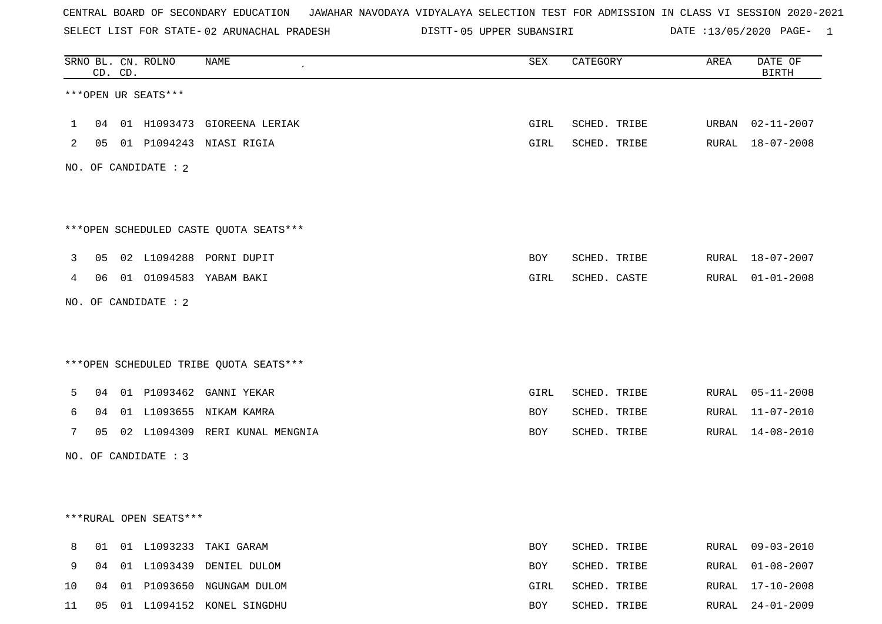CENTRAL BOARD OF SECONDARY EDUCATION   JAWAHAR NAVODAYA VIDYALAYA SELECTION TEST FOR ADMISSION IN CLASS VI SESSION 2020-2021

SELECT LIST FOR STATE- 02 ARUNACHAL PRADESH   DISTT- 05 UPPER SUBANSIRI   DATE :13/05/2020

| SRNO | BL. CD. | CN. CD. | ROLNO | NAME | SEX | CATEGORY | AREA | DATE OF BIRTH |
|---|---|---|---|---|---|---|---|---|

***OPEN UR SEATS***

| SRNO | BL. CD. | CN. CD. | ROLNO | NAME | SEX | CATEGORY | AREA | DATE OF BIRTH |
|---|---|---|---|---|---|---|---|---|
| 1 | 04 | 01 | H1093473 | GIOREENA LERIAK | GIRL | SCHED. TRIBE | URBAN | 02-11-2007 |
| 2 | 05 | 01 | P1094243 | NIASI RIGIA | GIRL | SCHED. TRIBE | RURAL | 18-07-2008 |

NO. OF CANDIDATE : 2

***OPEN SCHEDULED CASTE QUOTA SEATS***

| SRNO | BL. CD. | CN. CD. | ROLNO | NAME | SEX | CATEGORY | AREA | DATE OF BIRTH |
|---|---|---|---|---|---|---|---|---|
| 3 | 05 | 02 | L1094288 | PORNI DUPIT | BOY | SCHED. TRIBE | RURAL | 18-07-2007 |
| 4 | 06 | 01 | O1094583 | YABAM BAKI | GIRL | SCHED. CASTE | RURAL | 01-01-2008 |

NO. OF CANDIDATE : 2

***OPEN SCHEDULED TRIBE QUOTA SEATS***

| SRNO | BL. CD. | CN. CD. | ROLNO | NAME | SEX | CATEGORY | AREA | DATE OF BIRTH |
|---|---|---|---|---|---|---|---|---|
| 5 | 04 | 01 | P1093462 | GANNI YEKAR | GIRL | SCHED. TRIBE | RURAL | 05-11-2008 |
| 6 | 04 | 01 | L1093655 | NIKAM KAMRA | BOY | SCHED. TRIBE | RURAL | 11-07-2010 |
| 7 | 05 | 02 | L1094309 | RERI KUNAL MENGNIA | BOY | SCHED. TRIBE | RURAL | 14-08-2010 |

NO. OF CANDIDATE : 3

***RURAL OPEN SEATS***

| SRNO | BL. CD. | CN. CD. | ROLNO | NAME | SEX | CATEGORY | AREA | DATE OF BIRTH |
|---|---|---|---|---|---|---|---|---|
| 8 | 01 | 01 | L1093233 | TAKI GARAM | BOY | SCHED. TRIBE | RURAL | 09-03-2010 |
| 9 | 04 | 01 | L1093439 | DENIEL DULOM | BOY | SCHED. TRIBE | RURAL | 01-08-2007 |
| 10 | 04 | 01 | P1093650 | NGUNGAM DULOM | GIRL | SCHED. TRIBE | RURAL | 17-10-2008 |
| 11 | 05 | 01 | L1094152 | KONEL SINGDHU | BOY | SCHED. TRIBE | RURAL | 24-01-2009 |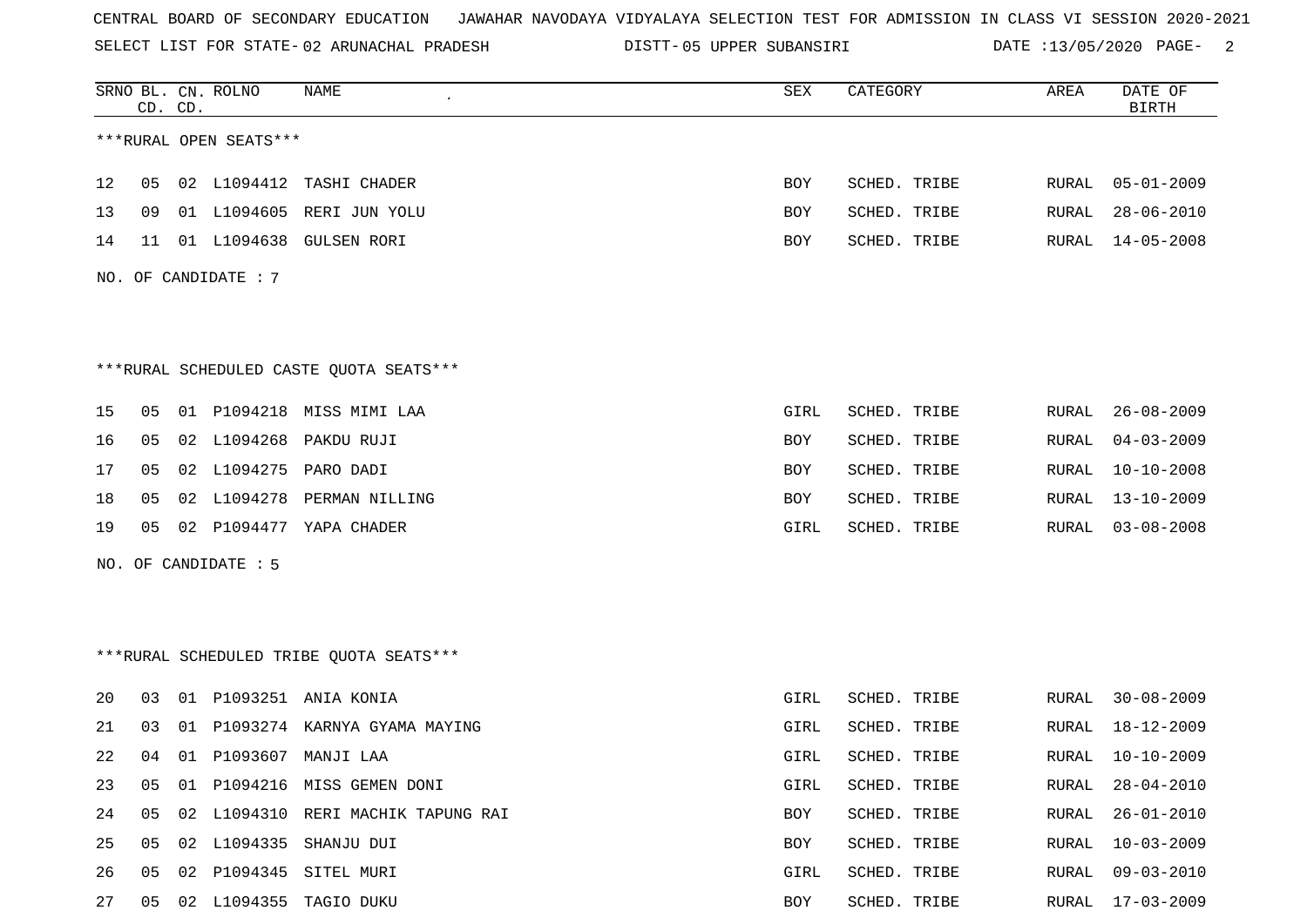CENTRAL BOARD OF SECONDARY EDUCATION JAWAHAR NAVODAYA VIDYALAYA SELECTION TEST FOR ADMISSION IN CLASS VI SESSION 2020-2021

SELECT LIST FOR STATE- 02 ARUNACHAL PRADESH DISTT- 05 UPPER SUBANSIRI DATE :13/05/2020

***RURAL OPEN SEATS***

| SRNO | BL. CD. | CN. CD. | ROLNO | NAME | SEX | CATEGORY | AREA | DATE OF BIRTH |
|---|---|---|---|---|---|---|---|---|
| 12 | 05 | 02 | L1094412 | TASHI CHADER | BOY | SCHED. TRIBE | RURAL | 05-01-2009 |
| 13 | 09 | 01 | L1094605 | RERI JUN YOLU | BOY | SCHED. TRIBE | RURAL | 28-06-2010 |
| 14 | 11 | 01 | L1094638 | GULSEN RORI | BOY | SCHED. TRIBE | RURAL | 14-05-2008 |

NO. OF CANDIDATE : 7

***RURAL SCHEDULED CASTE QUOTA SEATS***

| SRNO | BL. CD. | CN. CD. | ROLNO | NAME | SEX | CATEGORY | AREA | DATE OF BIRTH |
|---|---|---|---|---|---|---|---|---|
| 15 | 05 | 01 | P1094218 | MISS MIMI LAA | GIRL | SCHED. TRIBE | RURAL | 26-08-2009 |
| 16 | 05 | 02 | L1094268 | PAKDU RUJI | BOY | SCHED. TRIBE | RURAL | 04-03-2009 |
| 17 | 05 | 02 | L1094275 | PARO DADI | BOY | SCHED. TRIBE | RURAL | 10-10-2008 |
| 18 | 05 | 02 | L1094278 | PERMAN NILLING | BOY | SCHED. TRIBE | RURAL | 13-10-2009 |
| 19 | 05 | 02 | P1094477 | YAPA CHADER | GIRL | SCHED. TRIBE | RURAL | 03-08-2008 |

NO. OF CANDIDATE : 5

***RURAL SCHEDULED TRIBE QUOTA SEATS***

| SRNO | BL. CD. | CN. CD. | ROLNO | NAME | SEX | CATEGORY | AREA | DATE OF BIRTH |
|---|---|---|---|---|---|---|---|---|
| 20 | 03 | 01 | P1093251 | ANIA KONIA | GIRL | SCHED. TRIBE | RURAL | 30-08-2009 |
| 21 | 03 | 01 | P1093274 | KARNYA GYAMA MAYING | GIRL | SCHED. TRIBE | RURAL | 18-12-2009 |
| 22 | 04 | 01 | P1093607 | MANJI LAA | GIRL | SCHED. TRIBE | RURAL | 10-10-2009 |
| 23 | 05 | 01 | P1094216 | MISS GEMEN DONI | GIRL | SCHED. TRIBE | RURAL | 28-04-2010 |
| 24 | 05 | 02 | L1094310 | RERI MACHIK TAPUNG RAI | BOY | SCHED. TRIBE | RURAL | 26-01-2010 |
| 25 | 05 | 02 | L1094335 | SHANJU DUI | BOY | SCHED. TRIBE | RURAL | 10-03-2009 |
| 26 | 05 | 02 | P1094345 | SITEL MURI | GIRL | SCHED. TRIBE | RURAL | 09-03-2010 |
| 27 | 05 | 02 | L1094355 | TAGIO DUKU | BOY | SCHED. TRIBE | RURAL | 17-03-2009 |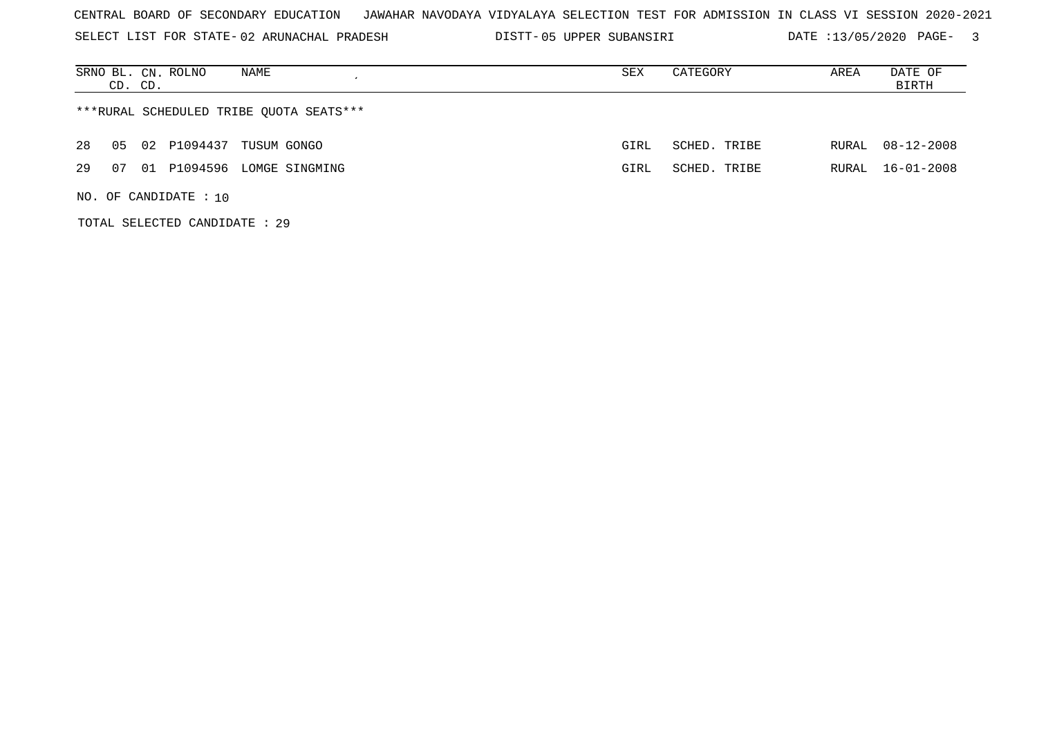CENTRAL BOARD OF SECONDARY EDUCATION JAWAHAR NAVODAYA VIDYALAYA SELECTION TEST FOR ADMISSION IN CLASS VI SESSION 2020-2021

SELECT LIST FOR STATE- 02 ARUNACHAL PRADESH DISTT- 05 UPPER SUBANSIRI DATE :13/05/2020 PAGE- 3

| SRNO | BL. CD. | CN. CD. | ROLNO | NAME | SEX | CATEGORY | AREA | DATE OF BIRTH |
|---|---|---|---|---|---|---|---|---|
| ***RURAL SCHEDULED TRIBE QUOTA SEATS*** | | | | | | | | |
| 28 | 05 | 02 | P1094437 | TUSUM GONGO | GIRL | SCHED. TRIBE | RURAL | 08-12-2008 |
| 29 | 07 | 01 | P1094596 | LOMGE SINGMING | GIRL | SCHED. TRIBE | RURAL | 16-01-2008 |

NO. OF CANDIDATE : 10

TOTAL SELECTED CANDIDATE : 29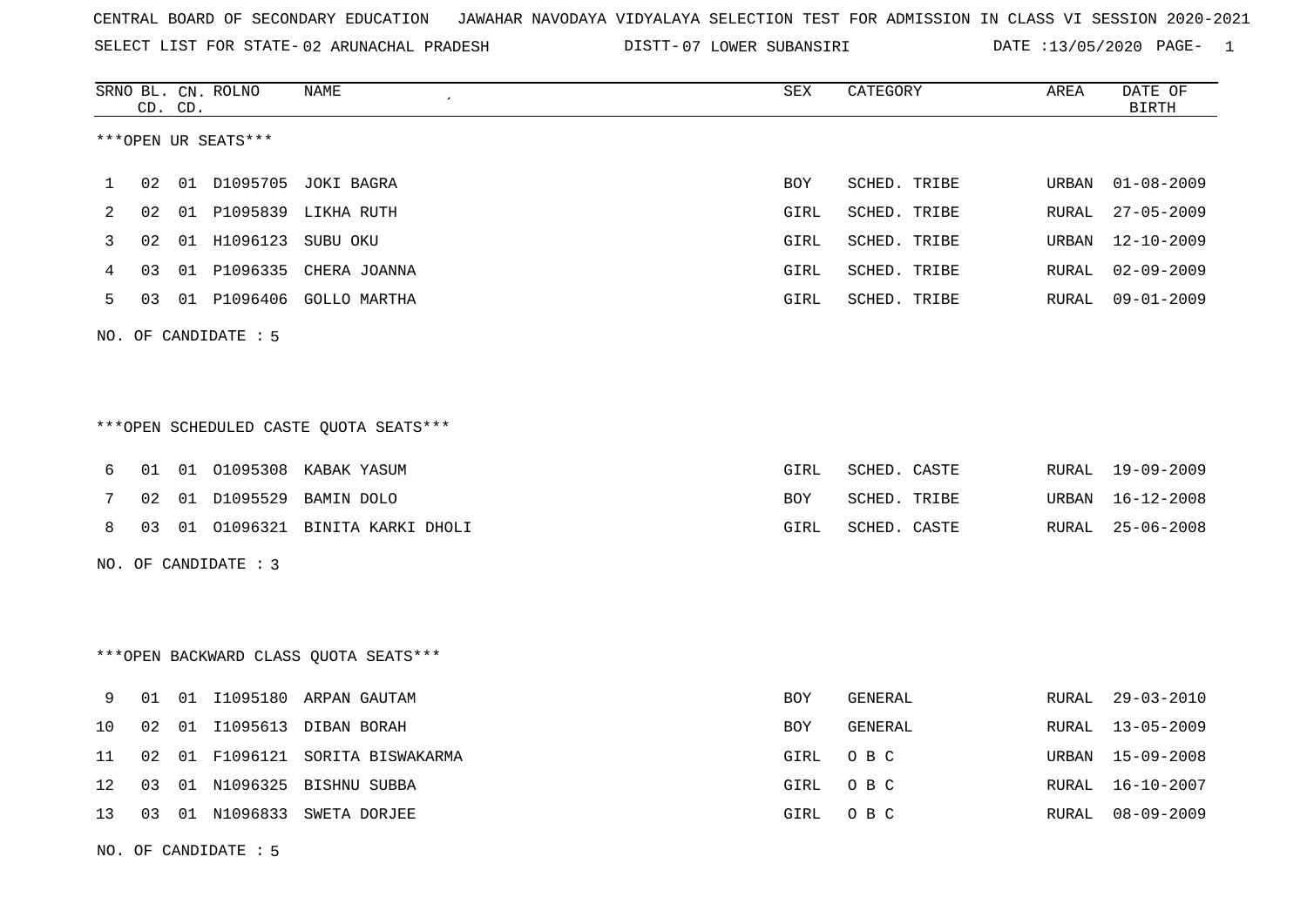CENTRAL BOARD OF SECONDARY EDUCATION   JAWAHAR NAVODAYA VIDYALAYA SELECTION TEST FOR ADMISSION IN CLASS VI SESSION 2020-2021

SELECT LIST FOR STATE- 02 ARUNACHAL PRADESH   DISTT- 07 LOWER SUBANSIRI   DATE :13/05/2020

***OPEN UR SEATS***

| SRNO | BL. CD. | CN. CD. | ROLNO | NAME | SEX | CATEGORY | AREA | DATE OF BIRTH |
|---|---|---|---|---|---|---|---|---|
| 1 | 02 | 01 | D1095705 | JOKI BAGRA | BOY | SCHED. TRIBE | URBAN | 01-08-2009 |
| 2 | 02 | 01 | P1095839 | LIKHA RUTH | GIRL | SCHED. TRIBE | RURAL | 27-05-2009 |
| 3 | 02 | 01 | H1096123 | SUBU OKU | GIRL | SCHED. TRIBE | URBAN | 12-10-2009 |
| 4 | 03 | 01 | P1096335 | CHERA JOANNA | GIRL | SCHED. TRIBE | RURAL | 02-09-2009 |
| 5 | 03 | 01 | P1096406 | GOLLO MARTHA | GIRL | SCHED. TRIBE | RURAL | 09-01-2009 |

NO. OF CANDIDATE : 5

***OPEN SCHEDULED CASTE QUOTA SEATS***

| SRNO | BL. CD. | CN. CD. | ROLNO | NAME | SEX | CATEGORY | AREA | DATE OF BIRTH |
|---|---|---|---|---|---|---|---|---|
| 6 | 01 | 01 | O1095308 | KABAK YASUM | GIRL | SCHED. CASTE | RURAL | 19-09-2009 |
| 7 | 02 | 01 | D1095529 | BAMIN DOLO | BOY | SCHED. TRIBE | URBAN | 16-12-2008 |
| 8 | 03 | 01 | O1096321 | BINITA KARKI DHOLI | GIRL | SCHED. CASTE | RURAL | 25-06-2008 |

NO. OF CANDIDATE : 3

***OPEN BACKWARD CLASS QUOTA SEATS***

| SRNO | BL. CD. | CN. CD. | ROLNO | NAME | SEX | CATEGORY | AREA | DATE OF BIRTH |
|---|---|---|---|---|---|---|---|---|
| 9 | 01 | 01 | I1095180 | ARPAN GAUTAM | BOY | GENERAL | RURAL | 29-03-2010 |
| 10 | 02 | 01 | I1095613 | DIBAN BORAH | BOY | GENERAL | RURAL | 13-05-2009 |
| 11 | 02 | 01 | F1096121 | SORITA BISWAKARMA | GIRL | O B C | URBAN | 15-09-2008 |
| 12 | 03 | 01 | N1096325 | BISHNU SUBBA | GIRL | O B C | RURAL | 16-10-2007 |
| 13 | 03 | 01 | N1096833 | SWETA DORJEE | GIRL | O B C | RURAL | 08-09-2009 |

NO. OF CANDIDATE : 5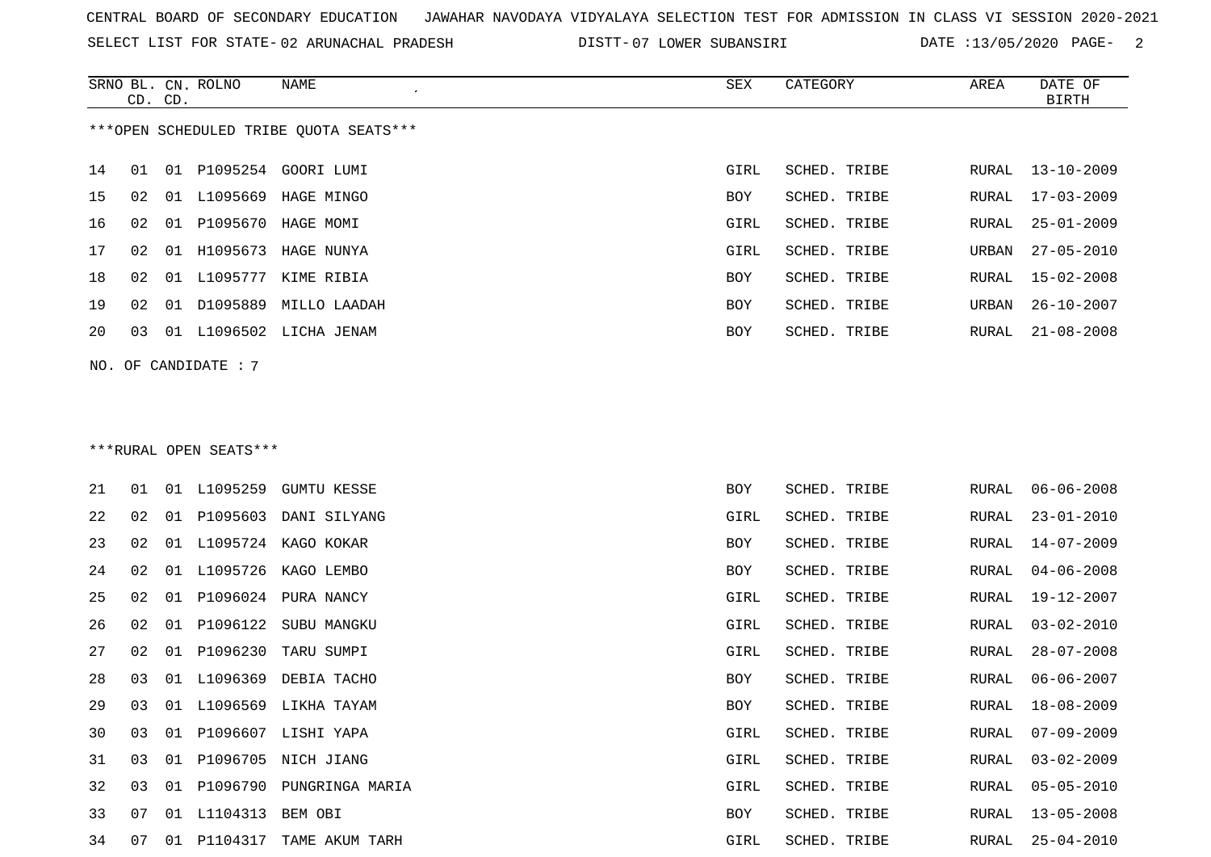CENTRAL BOARD OF SECONDARY EDUCATION JAWAHAR NAVODAYA VIDYALAYA SELECTION TEST FOR ADMISSION IN CLASS VI SESSION 2020-2021

SELECT LIST FOR STATE- 02 ARUNACHAL PRADESH DISTT- 07 LOWER SUBANSIRI DATE :13/05/2020

***OPEN SCHEDULED TRIBE QUOTA SEATS***

| SRNO | BL. CD. | CN. CD. | ROLNO | NAME | SEX | CATEGORY | AREA | DATE OF BIRTH |
|---|---|---|---|---|---|---|---|---|
| 14 | 01 | 01 | P1095254 | GOORI LUMI | GIRL | SCHED. TRIBE | RURAL | 13-10-2009 |
| 15 | 02 | 01 | L1095669 | HAGE MINGO | BOY | SCHED. TRIBE | RURAL | 17-03-2009 |
| 16 | 02 | 01 | P1095670 | HAGE MOMI | GIRL | SCHED. TRIBE | RURAL | 25-01-2009 |
| 17 | 02 | 01 | H1095673 | HAGE NUNYA | GIRL | SCHED. TRIBE | URBAN | 27-05-2010 |
| 18 | 02 | 01 | L1095777 | KIME RIBIA | BOY | SCHED. TRIBE | RURAL | 15-02-2008 |
| 19 | 02 | 01 | D1095889 | MILLO LAADAH | BOY | SCHED. TRIBE | URBAN | 26-10-2007 |
| 20 | 03 | 01 | L1096502 | LICHA JENAM | BOY | SCHED. TRIBE | RURAL | 21-08-2008 |

NO. OF CANDIDATE : 7

***RURAL OPEN SEATS***

| SRNO | BL. CD. | CN. CD. | ROLNO | NAME | SEX | CATEGORY | AREA | DATE OF BIRTH |
|---|---|---|---|---|---|---|---|---|
| 21 | 01 | 01 | L1095259 | GUMTU KESSE | BOY | SCHED. TRIBE | RURAL | 06-06-2008 |
| 22 | 02 | 01 | P1095603 | DANI SILYANG | GIRL | SCHED. TRIBE | RURAL | 23-01-2010 |
| 23 | 02 | 01 | L1095724 | KAGO KOKAR | BOY | SCHED. TRIBE | RURAL | 14-07-2009 |
| 24 | 02 | 01 | L1095726 | KAGO LEMBO | BOY | SCHED. TRIBE | RURAL | 04-06-2008 |
| 25 | 02 | 01 | P1096024 | PURA NANCY | GIRL | SCHED. TRIBE | RURAL | 19-12-2007 |
| 26 | 02 | 01 | P1096122 | SUBU MANGKU | GIRL | SCHED. TRIBE | RURAL | 03-02-2010 |
| 27 | 02 | 01 | P1096230 | TARU SUMPI | GIRL | SCHED. TRIBE | RURAL | 28-07-2008 |
| 28 | 03 | 01 | L1096369 | DEBIA TACHO | BOY | SCHED. TRIBE | RURAL | 06-06-2007 |
| 29 | 03 | 01 | L1096569 | LIKHA TAYAM | BOY | SCHED. TRIBE | RURAL | 18-08-2009 |
| 30 | 03 | 01 | P1096607 | LISHI YAPA | GIRL | SCHED. TRIBE | RURAL | 07-09-2009 |
| 31 | 03 | 01 | P1096705 | NICH JIANG | GIRL | SCHED. TRIBE | RURAL | 03-02-2009 |
| 32 | 03 | 01 | P1096790 | PUNGRINGA MARIA | GIRL | SCHED. TRIBE | RURAL | 05-05-2010 |
| 33 | 07 | 01 | L1104313 | BEM OBI | BOY | SCHED. TRIBE | RURAL | 13-05-2008 |
| 34 | 07 | 01 | P1104317 | TAME AKUM TARH | GIRL | SCHED. TRIBE | RURAL | 25-04-2010 |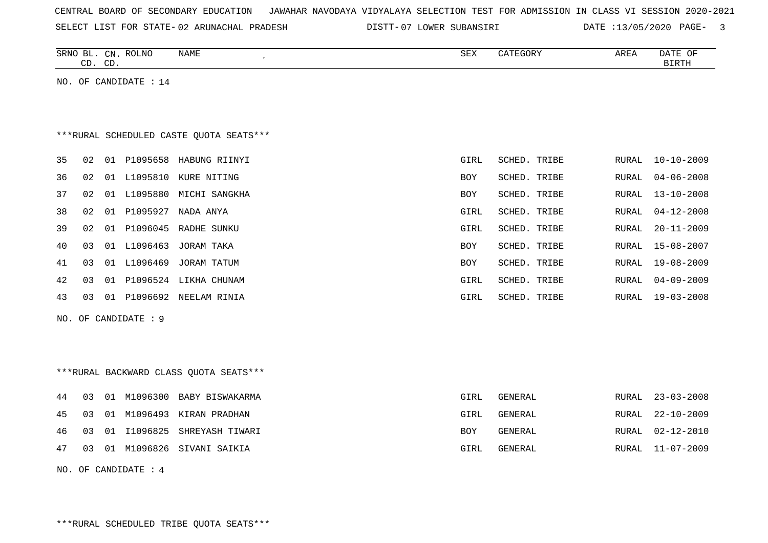CENTRAL BOARD OF SECONDARY EDUCATION JAWAHAR NAVODAYA VIDYALAYA SELECTION TEST FOR ADMISSION IN CLASS VI SESSION 2020-2021

SELECT LIST FOR STATE- 02 ARUNACHAL PRADESH DISTT- 07 LOWER SUBANSIRI DATE :13/05/2020

| SRNO | BL. CD. | CN. CD. | ROLNO | NAME | SEX | CATEGORY | AREA | DATE OF BIRTH |
|---|---|---|---|---|---|---|---|---|

NO. OF CANDIDATE : 14

***RURAL SCHEDULED CASTE QUOTA SEATS***

| SRNO | BL. CD. | CN. CD. | ROLNO | NAME | SEX | CATEGORY | AREA | DATE OF BIRTH |
|---|---|---|---|---|---|---|---|---|
| 35 | 02 | 01 | P1095658 | HABUNG RIINYI | GIRL | SCHED. TRIBE | RURAL | 10-10-2009 |
| 36 | 02 | 01 | L1095810 | KURE NITING | BOY | SCHED. TRIBE | RURAL | 04-06-2008 |
| 37 | 02 | 01 | L1095880 | MICHI SANGKHA | BOY | SCHED. TRIBE | RURAL | 13-10-2008 |
| 38 | 02 | 01 | P1095927 | NADA ANYA | GIRL | SCHED. TRIBE | RURAL | 04-12-2008 |
| 39 | 02 | 01 | P1096045 | RADHE SUNKU | GIRL | SCHED. TRIBE | RURAL | 20-11-2009 |
| 40 | 03 | 01 | L1096463 | JORAM TAKA | BOY | SCHED. TRIBE | RURAL | 15-08-2007 |
| 41 | 03 | 01 | L1096469 | JORAM TATUM | BOY | SCHED. TRIBE | RURAL | 19-08-2009 |
| 42 | 03 | 01 | P1096524 | LIKHA CHUNAM | GIRL | SCHED. TRIBE | RURAL | 04-09-2009 |
| 43 | 03 | 01 | P1096692 | NEELAM RINIA | GIRL | SCHED. TRIBE | RURAL | 19-03-2008 |

NO. OF CANDIDATE : 9

***RURAL BACKWARD CLASS QUOTA SEATS***

| SRNO | BL. CD. | CN. CD. | ROLNO | NAME | SEX | CATEGORY | AREA | DATE OF BIRTH |
|---|---|---|---|---|---|---|---|---|
| 44 | 03 | 01 | M1096300 | BABY BISWAKARMA | GIRL | GENERAL | RURAL | 23-03-2008 |
| 45 | 03 | 01 | M1096493 | KIRAN PRADHAN | GIRL | GENERAL | RURAL | 22-10-2009 |
| 46 | 03 | 01 | I1096825 | SHREYASH TIWARI | BOY | GENERAL | RURAL | 02-12-2010 |
| 47 | 03 | 01 | M1096826 | SIVANI SAIKIA | GIRL | GENERAL | RURAL | 11-07-2009 |

NO. OF CANDIDATE : 4

***RURAL SCHEDULED TRIBE QUOTA SEATS***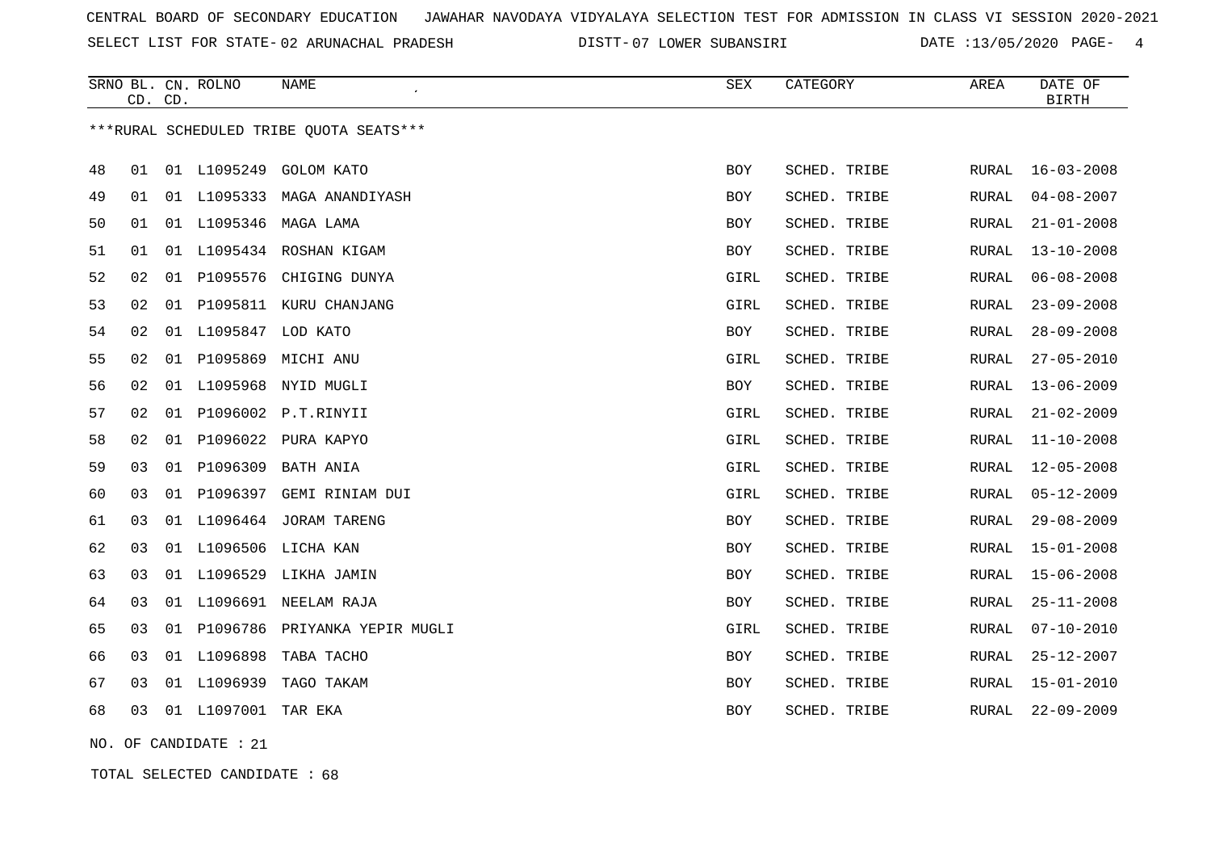CENTRAL BOARD OF SECONDARY EDUCATION JAWAHAR NAVODAYA VIDYALAYA SELECTION TEST FOR ADMISSION IN CLASS VI SESSION 2020-2021

SELECT LIST FOR STATE- 02 ARUNACHAL PRADESH DISTT- 07 LOWER SUBANSIRI DATE :13/05/2020

***RURAL SCHEDULED TRIBE QUOTA SEATS***

| SRNO | BL. CD. | CN. CD. | ROLNO | NAME | SEX | CATEGORY | AREA | DATE OF BIRTH |
|---|---|---|---|---|---|---|---|---|
| 48 | 01 | 01 | L1095249 | GOLOM KATO | BOY | SCHED. TRIBE | RURAL | 16-03-2008 |
| 49 | 01 | 01 | L1095333 | MAGA ANANDIYASH | BOY | SCHED. TRIBE | RURAL | 04-08-2007 |
| 50 | 01 | 01 | L1095346 | MAGA LAMA | BOY | SCHED. TRIBE | RURAL | 21-01-2008 |
| 51 | 01 | 01 | L1095434 | ROSHAN KIGAM | BOY | SCHED. TRIBE | RURAL | 13-10-2008 |
| 52 | 02 | 01 | P1095576 | CHIGING DUNYA | GIRL | SCHED. TRIBE | RURAL | 06-08-2008 |
| 53 | 02 | 01 | P1095811 | KURU CHANJANG | GIRL | SCHED. TRIBE | RURAL | 23-09-2008 |
| 54 | 02 | 01 | L1095847 | LOD KATO | BOY | SCHED. TRIBE | RURAL | 28-09-2008 |
| 55 | 02 | 01 | P1095869 | MICHI ANU | GIRL | SCHED. TRIBE | RURAL | 27-05-2010 |
| 56 | 02 | 01 | L1095968 | NYID MUGLI | BOY | SCHED. TRIBE | RURAL | 13-06-2009 |
| 57 | 02 | 01 | P1096002 | P.T.RINYII | GIRL | SCHED. TRIBE | RURAL | 21-02-2009 |
| 58 | 02 | 01 | P1096022 | PURA KAPYO | GIRL | SCHED. TRIBE | RURAL | 11-10-2008 |
| 59 | 03 | 01 | P1096309 | BATH ANIA | GIRL | SCHED. TRIBE | RURAL | 12-05-2008 |
| 60 | 03 | 01 | P1096397 | GEMI RINIAM DUI | GIRL | SCHED. TRIBE | RURAL | 05-12-2009 |
| 61 | 03 | 01 | L1096464 | JORAM TARENG | BOY | SCHED. TRIBE | RURAL | 29-08-2009 |
| 62 | 03 | 01 | L1096506 | LICHA KAN | BOY | SCHED. TRIBE | RURAL | 15-01-2008 |
| 63 | 03 | 01 | L1096529 | LIKHA JAMIN | BOY | SCHED. TRIBE | RURAL | 15-06-2008 |
| 64 | 03 | 01 | L1096691 | NEELAM RAJA | BOY | SCHED. TRIBE | RURAL | 25-11-2008 |
| 65 | 03 | 01 | P1096786 | PRIYANKA YEPIR MUGLI | GIRL | SCHED. TRIBE | RURAL | 07-10-2010 |
| 66 | 03 | 01 | L1096898 | TABA TACHO | BOY | SCHED. TRIBE | RURAL | 25-12-2007 |
| 67 | 03 | 01 | L1096939 | TAGO TAKAM | BOY | SCHED. TRIBE | RURAL | 15-01-2010 |
| 68 | 03 | 01 | L1097001 | TAR EKA | BOY | SCHED. TRIBE | RURAL | 22-09-2009 |

NO. OF CANDIDATE : 21

TOTAL SELECTED CANDIDATE : 68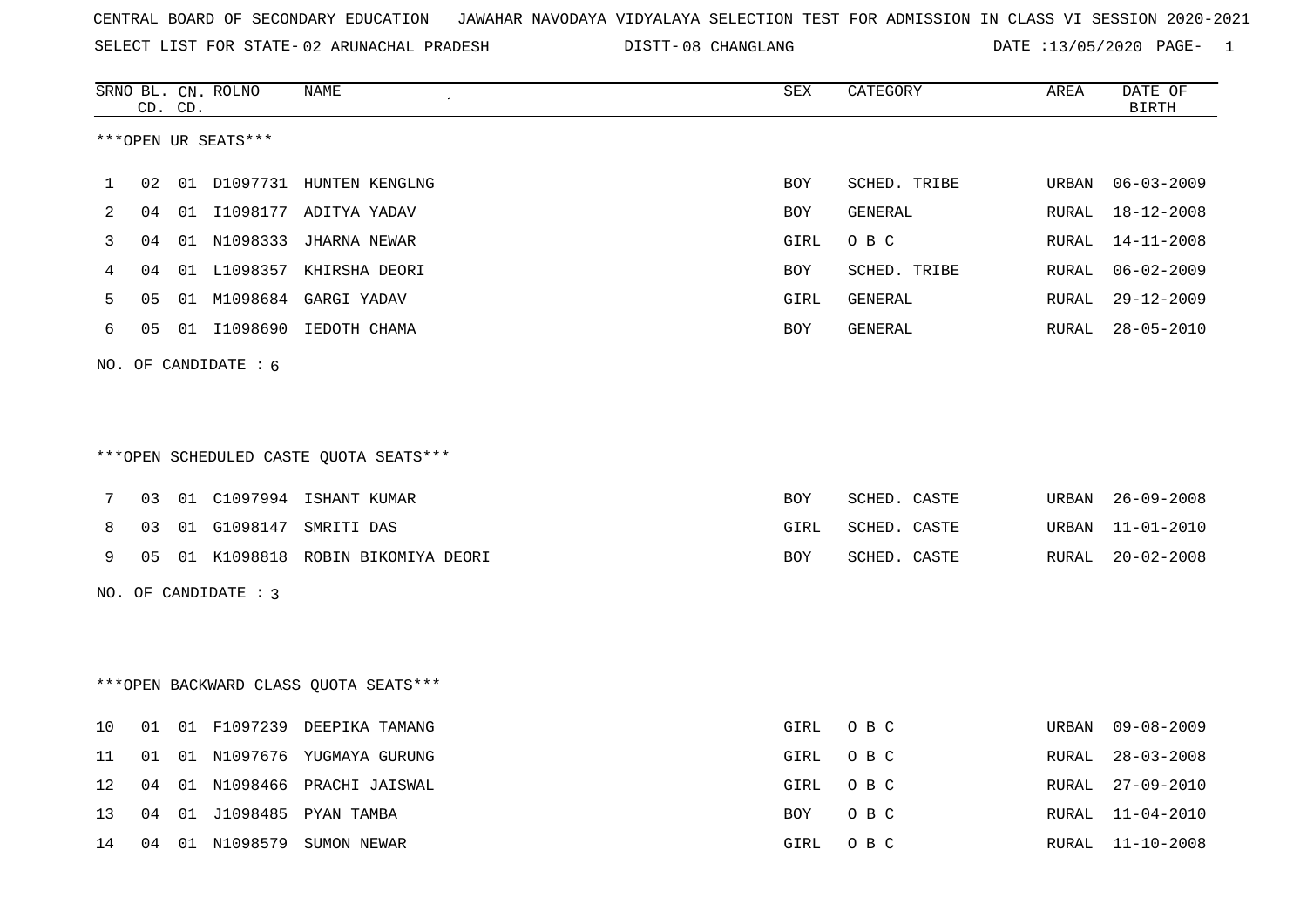CENTRAL BOARD OF SECONDARY EDUCATION JAWAHAR NAVODAYA VIDYALAYA SELECTION TEST FOR ADMISSION IN CLASS VI SESSION 2020-2021

SELECT LIST FOR STATE- 02 ARUNACHAL PRADESH DISTT- 08 CHANGLANG DATE :13/05/2020 PAGE- 1

***OPEN UR SEATS***

| SRNO | BL. CD. | CN. CD. | ROLNO | NAME | SEX | CATEGORY | AREA | DATE OF BIRTH |
|---|---|---|---|---|---|---|---|---|
| 1 | 02 | 01 | D1097731 | HUNTEN KENGLNG | BOY | SCHED. TRIBE | URBAN | 06-03-2009 |
| 2 | 04 | 01 | I1098177 | ADITYA YADAV | BOY | GENERAL | RURAL | 18-12-2008 |
| 3 | 04 | 01 | N1098333 | JHARNA NEWAR | GIRL | O B C | RURAL | 14-11-2008 |
| 4 | 04 | 01 | L1098357 | KHIRSHA DEORI | BOY | SCHED. TRIBE | RURAL | 06-02-2009 |
| 5 | 05 | 01 | M1098684 | GARGI YADAV | GIRL | GENERAL | RURAL | 29-12-2009 |
| 6 | 05 | 01 | I1098690 | IEDOTH CHAMA | BOY | GENERAL | RURAL | 28-05-2010 |

NO. OF CANDIDATE : 6

***OPEN SCHEDULED CASTE QUOTA SEATS***

| SRNO | BL. CD. | CN. CD. | ROLNO | NAME | SEX | CATEGORY | AREA | DATE OF BIRTH |
|---|---|---|---|---|---|---|---|---|
| 7 | 03 | 01 | C1097994 | ISHANT KUMAR | BOY | SCHED. CASTE | URBAN | 26-09-2008 |
| 8 | 03 | 01 | G1098147 | SMRITI DAS | GIRL | SCHED. CASTE | URBAN | 11-01-2010 |
| 9 | 05 | 01 | K1098818 | ROBIN BIKOMIYA DEORI | BOY | SCHED. CASTE | RURAL | 20-02-2008 |

NO. OF CANDIDATE : 3

***OPEN BACKWARD CLASS QUOTA SEATS***

| SRNO | BL. CD. | CN. CD. | ROLNO | NAME | SEX | CATEGORY | AREA | DATE OF BIRTH |
|---|---|---|---|---|---|---|---|---|
| 10 | 01 | 01 | F1097239 | DEEPIKA TAMANG | GIRL | O B C | URBAN | 09-08-2009 |
| 11 | 01 | 01 | N1097676 | YUGMAYA GURUNG | GIRL | O B C | RURAL | 28-03-2008 |
| 12 | 04 | 01 | N1098466 | PRACHI JAISWAL | GIRL | O B C | RURAL | 27-09-2010 |
| 13 | 04 | 01 | J1098485 | PYAN TAMBA | BOY | O B C | RURAL | 11-04-2010 |
| 14 | 04 | 01 | N1098579 | SUMON NEWAR | GIRL | O B C | RURAL | 11-10-2008 |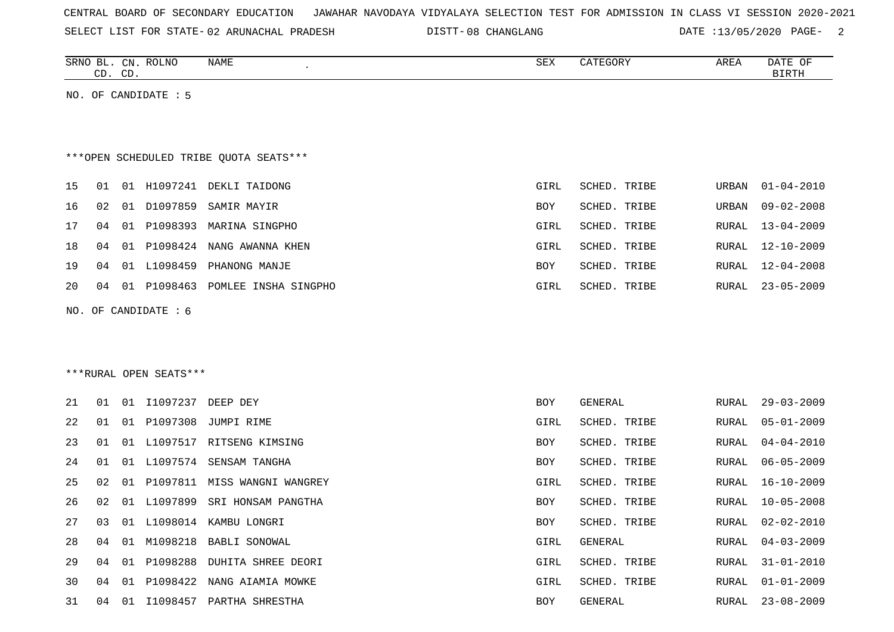CENTRAL BOARD OF SECONDARY EDUCATION JAWAHAR NAVODAYA VIDYALAYA SELECTION TEST FOR ADMISSION IN CLASS VI SESSION 2020-2021

SELECT LIST FOR STATE- 02 ARUNACHAL PRADESH DISTT- 08 CHANGLANG DATE :13/05/2020

| SRNO | BL. CD. | CN. CD. | ROLNO | NAME | SEX | CATEGORY | AREA | DATE OF BIRTH |
|---|---|---|---|---|---|---|---|---|

NO. OF CANDIDATE : 5

***OPEN SCHEDULED TRIBE QUOTA SEATS***

| | | | | | | | | |
|---|---|---|---|---|---|---|---|---|
| 15 | 01 | 01 | H1097241 | DEKLI TAIDONG | GIRL | SCHED. TRIBE | URBAN | 01-04-2010 |
| 16 | 02 | 01 | D1097859 | SAMIR MAYIR | BOY | SCHED. TRIBE | URBAN | 09-02-2008 |
| 17 | 04 | 01 | P1098393 | MARINA SINGPHO | GIRL | SCHED. TRIBE | RURAL | 13-04-2009 |
| 18 | 04 | 01 | P1098424 | NANG AWANNA KHEN | GIRL | SCHED. TRIBE | RURAL | 12-10-2009 |
| 19 | 04 | 01 | L1098459 | PHANONG MANJE | BOY | SCHED. TRIBE | RURAL | 12-04-2008 |
| 20 | 04 | 01 | P1098463 | POMLEE INSHA SINGPHO | GIRL | SCHED. TRIBE | RURAL | 23-05-2009 |

NO. OF CANDIDATE : 6

***RURAL OPEN SEATS***

| | | | | | | | | |
|---|---|---|---|---|---|---|---|---|
| 21 | 01 | 01 | I1097237 | DEEP DEY | BOY | GENERAL | RURAL | 29-03-2009 |
| 22 | 01 | 01 | P1097308 | JUMPI RIME | GIRL | SCHED. TRIBE | RURAL | 05-01-2009 |
| 23 | 01 | 01 | L1097517 | RITSENG KIMSING | BOY | SCHED. TRIBE | RURAL | 04-04-2010 |
| 24 | 01 | 01 | L1097574 | SENSAM TANGHA | BOY | SCHED. TRIBE | RURAL | 06-05-2009 |
| 25 | 02 | 01 | P1097811 | MISS WANGNI WANGREY | GIRL | SCHED. TRIBE | RURAL | 16-10-2009 |
| 26 | 02 | 01 | L1097899 | SRI HONSAM PANGTHA | BOY | SCHED. TRIBE | RURAL | 10-05-2008 |
| 27 | 03 | 01 | L1098014 | KAMBU LONGRI | BOY | SCHED. TRIBE | RURAL | 02-02-2010 |
| 28 | 04 | 01 | M1098218 | BABLI SONOWAL | GIRL | GENERAL | RURAL | 04-03-2009 |
| 29 | 04 | 01 | P1098288 | DUHITA SHREE DEORI | GIRL | SCHED. TRIBE | RURAL | 31-01-2010 |
| 30 | 04 | 01 | P1098422 | NANG AIAMIA MOWKE | GIRL | SCHED. TRIBE | RURAL | 01-01-2009 |
| 31 | 04 | 01 | I1098457 | PARTHA SHRESTHA | BOY | GENERAL | RURAL | 23-08-2009 |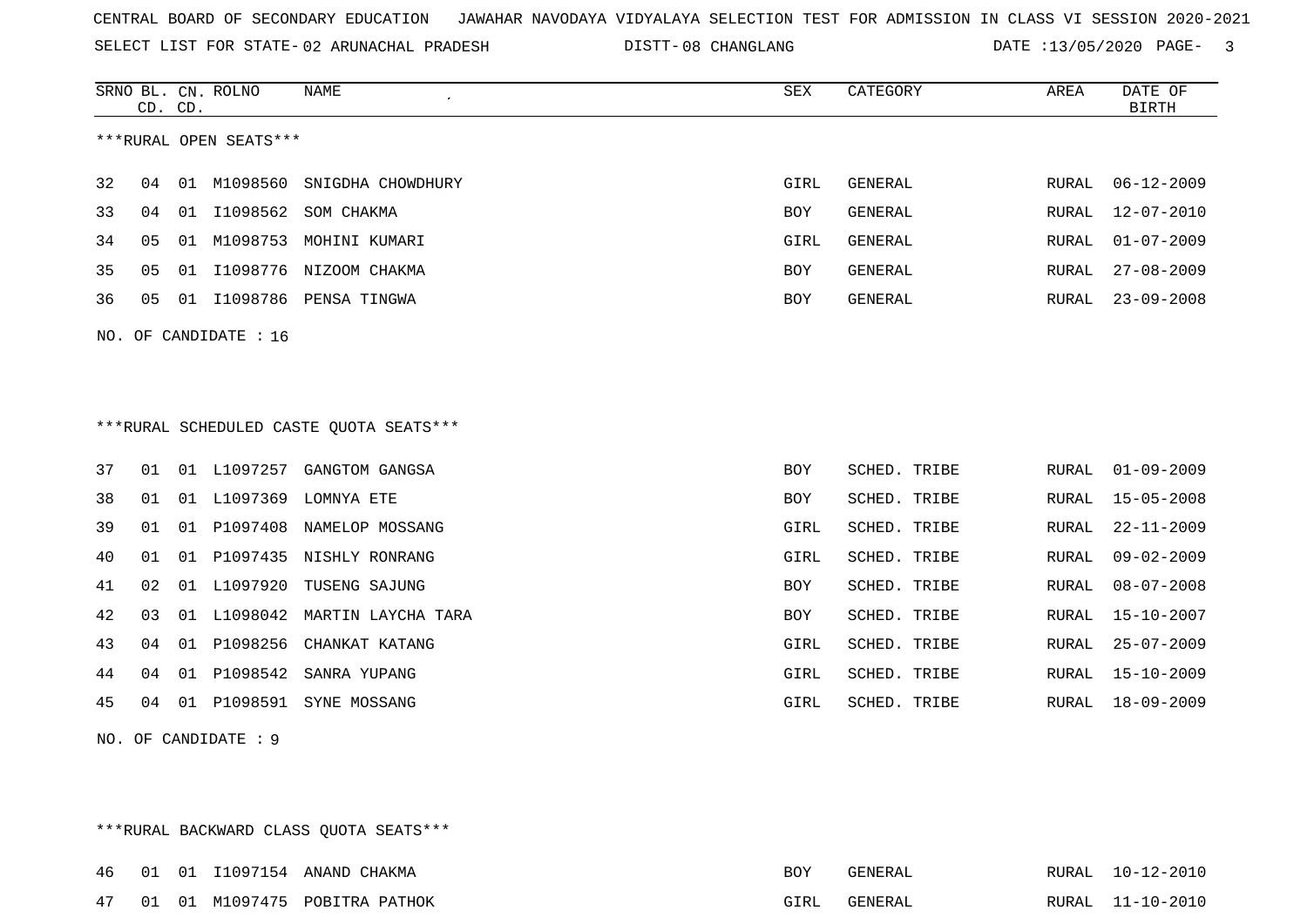CENTRAL BOARD OF SECONDARY EDUCATION   JAWAHAR NAVODAYA VIDYALAYA SELECTION TEST FOR ADMISSION IN CLASS VI SESSION 2020-2021

SELECT LIST FOR STATE- 02 ARUNACHAL PRADESH   DISTT- 08 CHANGLANG   DATE :13/05/2020

| SRNO | BL. CD. | CN. CD. | ROLNO | NAME | SEX | CATEGORY | AREA | DATE OF BIRTH |
|---|---|---|---|---|---|---|---|---|

***RURAL OPEN SEATS***

| SRNO | BL. CD. | CN. CD. | ROLNO | NAME | SEX | CATEGORY | AREA | DATE OF BIRTH |
|---|---|---|---|---|---|---|---|---|
| 32 | 04 | 01 | M1098560 | SNIGDHA CHOWDHURY | GIRL | GENERAL | RURAL | 06-12-2009 |
| 33 | 04 | 01 | I1098562 | SOM CHAKMA | BOY | GENERAL | RURAL | 12-07-2010 |
| 34 | 05 | 01 | M1098753 | MOHINI KUMARI | GIRL | GENERAL | RURAL | 01-07-2009 |
| 35 | 05 | 01 | I1098776 | NIZOOM CHAKMA | BOY | GENERAL | RURAL | 27-08-2009 |
| 36 | 05 | 01 | I1098786 | PENSA TINGWA | BOY | GENERAL | RURAL | 23-09-2008 |

NO. OF CANDIDATE : 16

***RURAL SCHEDULED CASTE QUOTA SEATS***

| SRNO | BL. CD. | CN. CD. | ROLNO | NAME | SEX | CATEGORY | AREA | DATE OF BIRTH |
|---|---|---|---|---|---|---|---|---|
| 37 | 01 | 01 | L1097257 | GANGTOM GANGSA | BOY | SCHED. TRIBE | RURAL | 01-09-2009 |
| 38 | 01 | 01 | L1097369 | LOMNYA ETE | BOY | SCHED. TRIBE | RURAL | 15-05-2008 |
| 39 | 01 | 01 | P1097408 | NAMELOP MOSSANG | GIRL | SCHED. TRIBE | RURAL | 22-11-2009 |
| 40 | 01 | 01 | P1097435 | NISHLY RONRANG | GIRL | SCHED. TRIBE | RURAL | 09-02-2009 |
| 41 | 02 | 01 | L1097920 | TUSENG SAJUNG | BOY | SCHED. TRIBE | RURAL | 08-07-2008 |
| 42 | 03 | 01 | L1098042 | MARTIN LAYCHA TARA | BOY | SCHED. TRIBE | RURAL | 15-10-2007 |
| 43 | 04 | 01 | P1098256 | CHANKAT KATANG | GIRL | SCHED. TRIBE | RURAL | 25-07-2009 |
| 44 | 04 | 01 | P1098542 | SANRA YUPANG | GIRL | SCHED. TRIBE | RURAL | 15-10-2009 |
| 45 | 04 | 01 | P1098591 | SYNE MOSSANG | GIRL | SCHED. TRIBE | RURAL | 18-09-2009 |

NO. OF CANDIDATE : 9

***RURAL BACKWARD CLASS QUOTA SEATS***

| SRNO | BL. CD. | CN. CD. | ROLNO | NAME | SEX | CATEGORY | AREA | DATE OF BIRTH |
|---|---|---|---|---|---|---|---|---|
| 46 | 01 | 01 | I1097154 | ANAND CHAKMA | BOY | GENERAL | RURAL | 10-12-2010 |
| 47 | 01 | 01 | M1097475 | POBITRA PATHOK | GIRL | GENERAL | RURAL | 11-10-2010 |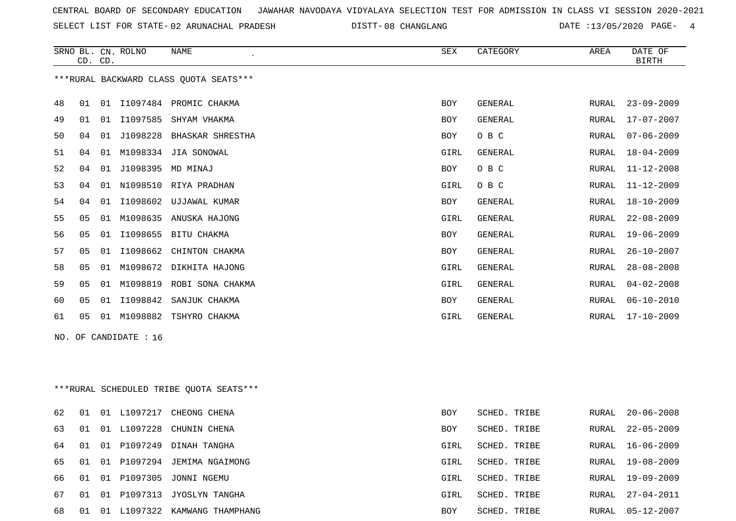CENTRAL BOARD OF SECONDARY EDUCATION JAWAHAR NAVODAYA VIDYALAYA SELECTION TEST FOR ADMISSION IN CLASS VI SESSION 2020-2021

SELECT LIST FOR STATE- 02 ARUNACHAL PRADESH DISTT- 08 CHANGLANG DATE :13/05/2020

***RURAL BACKWARD CLASS QUOTA SEATS***

| SRNO | BL. CD. | CN. CD. | ROLNO | NAME | SEX | CATEGORY | AREA | DATE OF BIRTH |
|---|---|---|---|---|---|---|---|---|
| 48 | 01 | 01 | I1097484 | PROMIC CHAKMA | BOY | GENERAL | RURAL | 23-09-2009 |
| 49 | 01 | 01 | I1097585 | SHYAM VHAKMA | BOY | GENERAL | RURAL | 17-07-2007 |
| 50 | 04 | 01 | J1098228 | BHASKAR SHRESTHA | BOY | O B C | RURAL | 07-06-2009 |
| 51 | 04 | 01 | M1098334 | JIA SONOWAL | GIRL | GENERAL | RURAL | 18-04-2009 |
| 52 | 04 | 01 | J1098395 | MD MINAJ | BOY | O B C | RURAL | 11-12-2008 |
| 53 | 04 | 01 | N1098510 | RIYA PRADHAN | GIRL | O B C | RURAL | 11-12-2009 |
| 54 | 04 | 01 | I1098602 | UJJAWAL KUMAR | BOY | GENERAL | RURAL | 18-10-2009 |
| 55 | 05 | 01 | M1098635 | ANUSKA HAJONG | GIRL | GENERAL | RURAL | 22-08-2009 |
| 56 | 05 | 01 | I1098655 | BITU CHAKMA | BOY | GENERAL | RURAL | 19-06-2009 |
| 57 | 05 | 01 | I1098662 | CHINTON CHAKMA | BOY | GENERAL | RURAL | 26-10-2007 |
| 58 | 05 | 01 | M1098672 | DIKHITA HAJONG | GIRL | GENERAL | RURAL | 28-08-2008 |
| 59 | 05 | 01 | M1098819 | ROBI SONA CHAKMA | GIRL | GENERAL | RURAL | 04-02-2008 |
| 60 | 05 | 01 | I1098842 | SANJUK CHAKMA | BOY | GENERAL | RURAL | 06-10-2010 |
| 61 | 05 | 01 | M1098882 | TSHYRO CHAKMA | GIRL | GENERAL | RURAL | 17-10-2009 |

NO. OF CANDIDATE : 16

***RURAL SCHEDULED TRIBE QUOTA SEATS***

| SRNO | BL. CD. | CN. CD. | ROLNO | NAME | SEX | CATEGORY | AREA | DATE OF BIRTH |
|---|---|---|---|---|---|---|---|---|
| 62 | 01 | 01 | L1097217 | CHEONG CHENA | BOY | SCHED. TRIBE | RURAL | 20-06-2008 |
| 63 | 01 | 01 | L1097228 | CHUNIN CHENA | BOY | SCHED. TRIBE | RURAL | 22-05-2009 |
| 64 | 01 | 01 | P1097249 | DINAH TANGHA | GIRL | SCHED. TRIBE | RURAL | 16-06-2009 |
| 65 | 01 | 01 | P1097294 | JEMIMA NGAIMONG | GIRL | SCHED. TRIBE | RURAL | 19-08-2009 |
| 66 | 01 | 01 | P1097305 | JONNI NGEMU | GIRL | SCHED. TRIBE | RURAL | 19-09-2009 |
| 67 | 01 | 01 | P1097313 | JYOSLYN TANGHA | GIRL | SCHED. TRIBE | RURAL | 27-04-2011 |
| 68 | 01 | 01 | L1097322 | KAMWANG THAMPHANG | BOY | SCHED. TRIBE | RURAL | 05-12-2007 |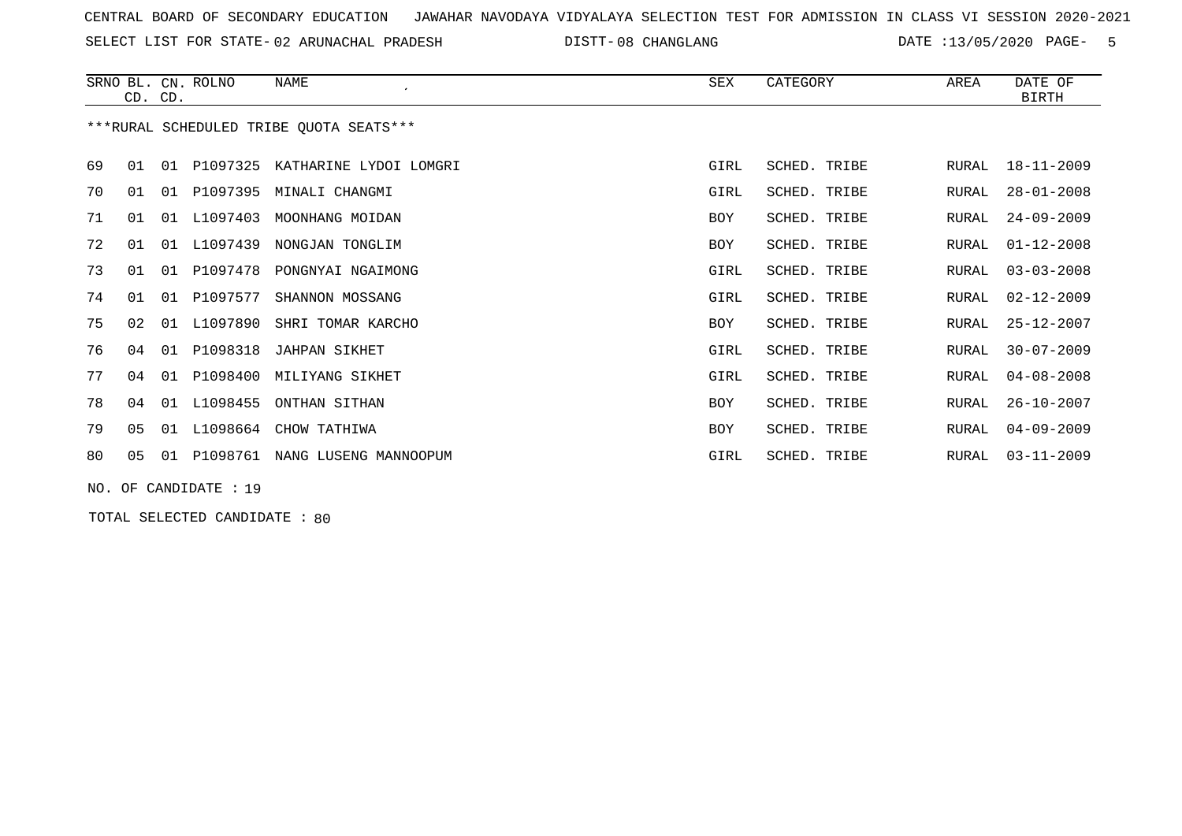CENTRAL BOARD OF SECONDARY EDUCATION JAWAHAR NAVODAYA VIDYALAYA SELECTION TEST FOR ADMISSION IN CLASS VI SESSION 2020-2021

SELECT LIST FOR STATE- 02 ARUNACHAL PRADESH DISTT- 08 CHANGLANG DATE :13/05/2020

***RURAL SCHEDULED TRIBE QUOTA SEATS***

| SRNO | BL. CD. | CN. CD. | ROLNO | NAME | SEX | CATEGORY | AREA | DATE OF BIRTH |
|---|---|---|---|---|---|---|---|---|
| 69 | 01 | 01 | P1097325 | KATHARINE LYDOI LOMGRI | GIRL | SCHED. TRIBE | RURAL | 18-11-2009 |
| 70 | 01 | 01 | P1097395 | MINALI CHANGMI | GIRL | SCHED. TRIBE | RURAL | 28-01-2008 |
| 71 | 01 | 01 | L1097403 | MOONHANG MOIDAN | BOY | SCHED. TRIBE | RURAL | 24-09-2009 |
| 72 | 01 | 01 | L1097439 | NONGJAN TONGLIM | BOY | SCHED. TRIBE | RURAL | 01-12-2008 |
| 73 | 01 | 01 | P1097478 | PONGNYAI NGAIMONG | GIRL | SCHED. TRIBE | RURAL | 03-03-2008 |
| 74 | 01 | 01 | P1097577 | SHANNON MOSSANG | GIRL | SCHED. TRIBE | RURAL | 02-12-2009 |
| 75 | 02 | 01 | L1097890 | SHRI TOMAR KARCHO | BOY | SCHED. TRIBE | RURAL | 25-12-2007 |
| 76 | 04 | 01 | P1098318 | JAHPAN SIKHET | GIRL | SCHED. TRIBE | RURAL | 30-07-2009 |
| 77 | 04 | 01 | P1098400 | MILIYANG SIKHET | GIRL | SCHED. TRIBE | RURAL | 04-08-2008 |
| 78 | 04 | 01 | L1098455 | ONTHAN SITHAN | BOY | SCHED. TRIBE | RURAL | 26-10-2007 |
| 79 | 05 | 01 | L1098664 | CHOW TATHIWA | BOY | SCHED. TRIBE | RURAL | 04-09-2009 |
| 80 | 05 | 01 | P1098761 | NANG LUSENG MANNOOPUM | GIRL | SCHED. TRIBE | RURAL | 03-11-2009 |

NO. OF CANDIDATE : 19

TOTAL SELECTED CANDIDATE : 80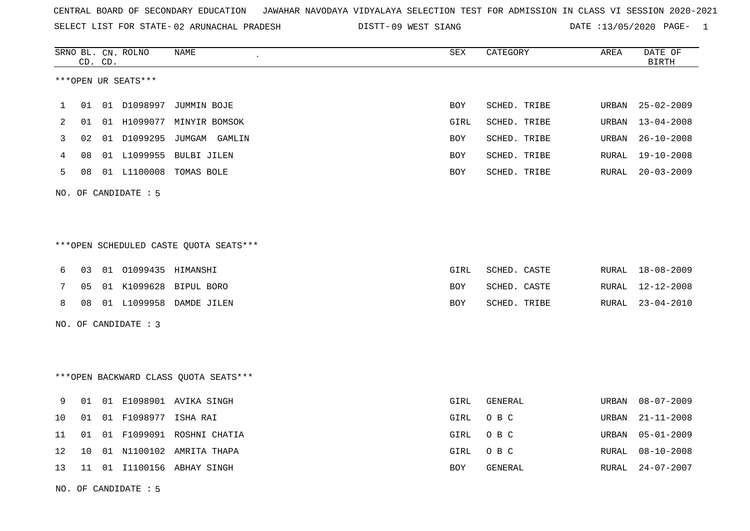CENTRAL BOARD OF SECONDARY EDUCATION JAWAHAR NAVODAYA VIDYALAYA SELECTION TEST FOR ADMISSION IN CLASS VI SESSION 2020-2021

SELECT LIST FOR STATE- 02 ARUNACHAL PRADESH DISTT- 09 WEST SIANG DATE :13/05/2020

***OPEN UR SEATS***

| SRNO | BL. CD. | CN. CD. | ROLNO | NAME | SEX | CATEGORY | AREA | DATE OF BIRTH |
|---|---|---|---|---|---|---|---|---|
| 1 | 01 | 01 | D1098997 | JUMMIN BOJE | BOY | SCHED. TRIBE | URBAN | 25-02-2009 |
| 2 | 01 | 01 | H1099077 | MINYIR BOMSOK | GIRL | SCHED. TRIBE | URBAN | 13-04-2008 |
| 3 | 02 | 01 | D1099295 | JUMGAM GAMLIN | BOY | SCHED. TRIBE | URBAN | 26-10-2008 |
| 4 | 08 | 01 | L1099955 | BULBI JILEN | BOY | SCHED. TRIBE | RURAL | 19-10-2008 |
| 5 | 08 | 01 | L1100008 | TOMAS BOLE | BOY | SCHED. TRIBE | RURAL | 20-03-2009 |

NO. OF CANDIDATE : 5

***OPEN SCHEDULED CASTE QUOTA SEATS***

| SRNO | BL. CD. | CN. CD. | ROLNO | NAME | SEX | CATEGORY | AREA | DATE OF BIRTH |
|---|---|---|---|---|---|---|---|---|
| 6 | 03 | 01 | O1099435 | HIMANSHI | GIRL | SCHED. CASTE | RURAL | 18-08-2009 |
| 7 | 05 | 01 | K1099628 | BIPUL BORO | BOY | SCHED. CASTE | RURAL | 12-12-2008 |
| 8 | 08 | 01 | L1099958 | DAMDE JILEN | BOY | SCHED. TRIBE | RURAL | 23-04-2010 |

NO. OF CANDIDATE : 3

***OPEN BACKWARD CLASS QUOTA SEATS***

| SRNO | BL. CD. | CN. CD. | ROLNO | NAME | SEX | CATEGORY | AREA | DATE OF BIRTH |
|---|---|---|---|---|---|---|---|---|
| 9 | 01 | 01 | E1098901 | AVIKA SINGH | GIRL | GENERAL | URBAN | 08-07-2009 |
| 10 | 01 | 01 | F1098977 | ISHA RAI | GIRL | O B C | URBAN | 21-11-2008 |
| 11 | 01 | 01 | F1099091 | ROSHNI CHATIA | GIRL | O B C | URBAN | 05-01-2009 |
| 12 | 10 | 01 | N1100102 | AMRITA THAPA | GIRL | O B C | RURAL | 08-10-2008 |
| 13 | 11 | 01 | I1100156 | ABHAY SINGH | BOY | GENERAL | RURAL | 24-07-2007 |

NO. OF CANDIDATE : 5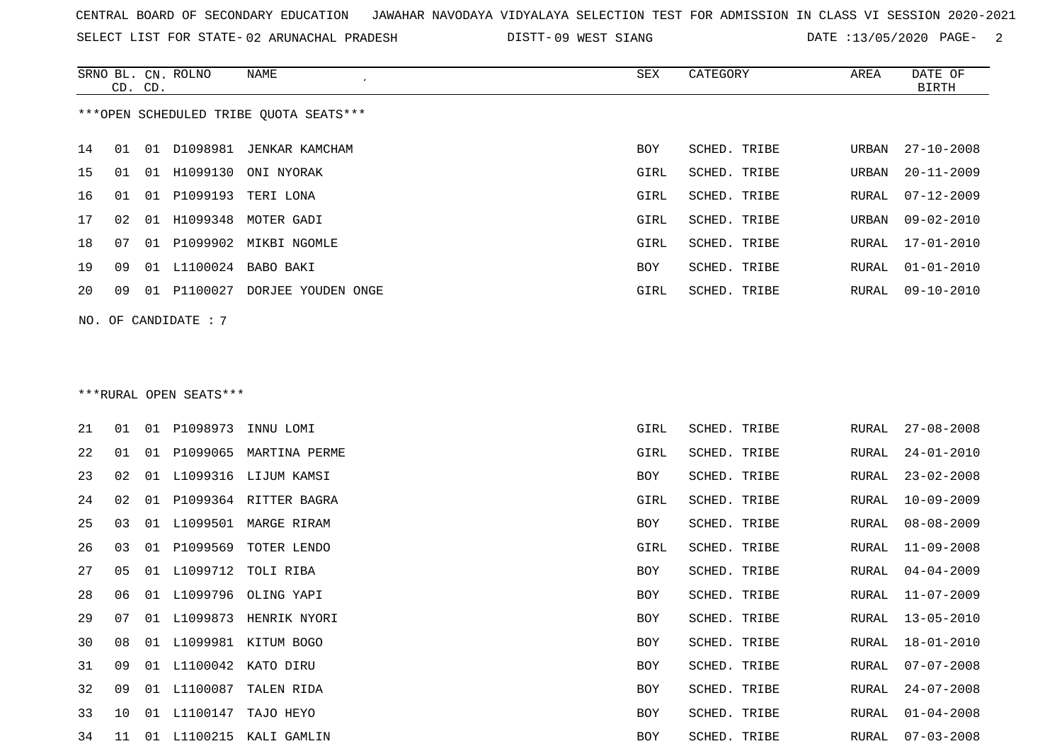CENTRAL BOARD OF SECONDARY EDUCATION JAWAHAR NAVODAYA VIDYALAYA SELECTION TEST FOR ADMISSION IN CLASS VI SESSION 2020-2021

SELECT LIST FOR STATE- 02 ARUNACHAL PRADESH DISTT- 09 WEST SIANG DATE :13/05/2020

***OPEN SCHEDULED TRIBE QUOTA SEATS***

| SRNO | BL. CD. | CN. CD. | ROLNO | NAME | SEX | CATEGORY | AREA | DATE OF BIRTH |
|---|---|---|---|---|---|---|---|---|
| 14 | 01 | 01 | D1098981 | JENKAR KAMCHAM | BOY | SCHED. TRIBE | URBAN | 27-10-2008 |
| 15 | 01 | 01 | H1099130 | ONI NYORAK | GIRL | SCHED. TRIBE | URBAN | 20-11-2009 |
| 16 | 01 | 01 | P1099193 | TERI LONA | GIRL | SCHED. TRIBE | RURAL | 07-12-2009 |
| 17 | 02 | 01 | H1099348 | MOTER GADI | GIRL | SCHED. TRIBE | URBAN | 09-02-2010 |
| 18 | 07 | 01 | P1099902 | MIKBI NGOMLE | GIRL | SCHED. TRIBE | RURAL | 17-01-2010 |
| 19 | 09 | 01 | L1100024 | BABO BAKI | BOY | SCHED. TRIBE | RURAL | 01-01-2010 |
| 20 | 09 | 01 | P1100027 | DORJEE YOUDEN ONGE | GIRL | SCHED. TRIBE | RURAL | 09-10-2010 |

NO. OF CANDIDATE : 7

***RURAL OPEN SEATS***

| SRNO | BL. CD. | CN. CD. | ROLNO | NAME | SEX | CATEGORY | AREA | DATE OF BIRTH |
|---|---|---|---|---|---|---|---|---|
| 21 | 01 | 01 | P1098973 | INNU LOMI | GIRL | SCHED. TRIBE | RURAL | 27-08-2008 |
| 22 | 01 | 01 | P1099065 | MARTINA PERME | GIRL | SCHED. TRIBE | RURAL | 24-01-2010 |
| 23 | 02 | 01 | L1099316 | LIJUM KAMSI | BOY | SCHED. TRIBE | RURAL | 23-02-2008 |
| 24 | 02 | 01 | P1099364 | RITTER BAGRA | GIRL | SCHED. TRIBE | RURAL | 10-09-2009 |
| 25 | 03 | 01 | L1099501 | MARGE RIRAM | BOY | SCHED. TRIBE | RURAL | 08-08-2009 |
| 26 | 03 | 01 | P1099569 | TOTER LENDO | GIRL | SCHED. TRIBE | RURAL | 11-09-2008 |
| 27 | 05 | 01 | L1099712 | TOLI RIBA | BOY | SCHED. TRIBE | RURAL | 04-04-2009 |
| 28 | 06 | 01 | L1099796 | OLING YAPI | BOY | SCHED. TRIBE | RURAL | 11-07-2009 |
| 29 | 07 | 01 | L1099873 | HENRIK NYORI | BOY | SCHED. TRIBE | RURAL | 13-05-2010 |
| 30 | 08 | 01 | L1099981 | KITUM BOGO | BOY | SCHED. TRIBE | RURAL | 18-01-2010 |
| 31 | 09 | 01 | L1100042 | KATO DIRU | BOY | SCHED. TRIBE | RURAL | 07-07-2008 |
| 32 | 09 | 01 | L1100087 | TALEN RIDA | BOY | SCHED. TRIBE | RURAL | 24-07-2008 |
| 33 | 10 | 01 | L1100147 | TAJO HEYO | BOY | SCHED. TRIBE | RURAL | 01-04-2008 |
| 34 | 11 | 01 | L1100215 | KALI GAMLIN | BOY | SCHED. TRIBE | RURAL | 07-03-2008 |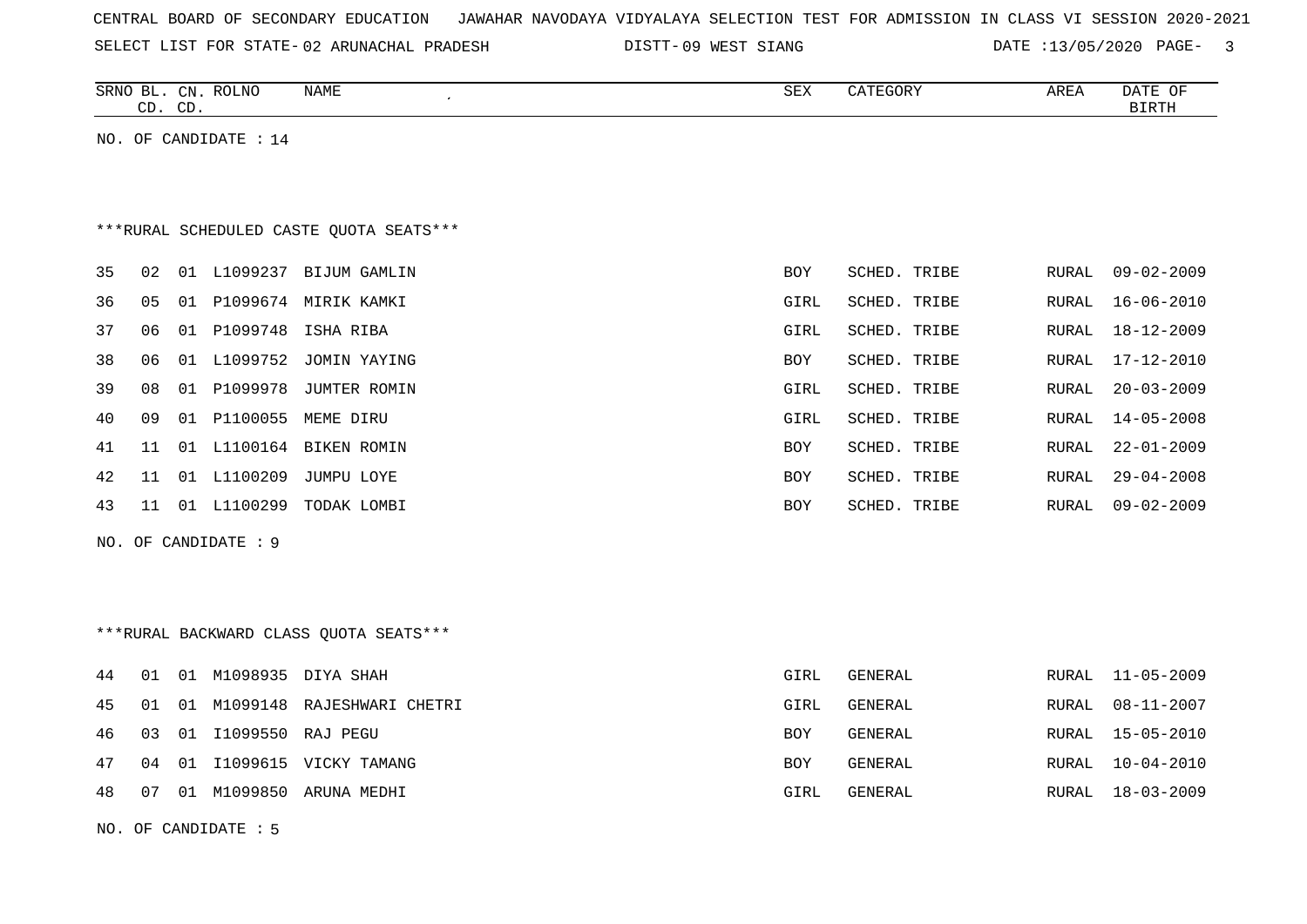CENTRAL BOARD OF SECONDARY EDUCATION JAWAHAR NAVODAYA VIDYALAYA SELECTION TEST FOR ADMISSION IN CLASS VI SESSION 2020-2021

SELECT LIST FOR STATE- 02 ARUNACHAL PRADESH DISTT- 09 WEST SIANG DATE :13/05/2020

| SRNO | BL. CD. | CN. CD. | ROLNO | NAME | SEX | CATEGORY | AREA | DATE OF BIRTH |
|---|---|---|---|---|---|---|---|---|

NO. OF CANDIDATE : 14

***RURAL SCHEDULED CASTE QUOTA SEATS***

| SRNO | BL. CD. | CN. CD. | ROLNO | NAME | SEX | CATEGORY | AREA | DATE OF BIRTH |
|---|---|---|---|---|---|---|---|---|
| 35 | 02 | 01 | L1099237 | BIJUM GAMLIN | BOY | SCHED. TRIBE | RURAL | 09-02-2009 |
| 36 | 05 | 01 | P1099674 | MIRIK KAMKI | GIRL | SCHED. TRIBE | RURAL | 16-06-2010 |
| 37 | 06 | 01 | P1099748 | ISHA RIBA | GIRL | SCHED. TRIBE | RURAL | 18-12-2009 |
| 38 | 06 | 01 | L1099752 | JOMIN YAYING | BOY | SCHED. TRIBE | RURAL | 17-12-2010 |
| 39 | 08 | 01 | P1099978 | JUMTER ROMIN | GIRL | SCHED. TRIBE | RURAL | 20-03-2009 |
| 40 | 09 | 01 | P1100055 | MEME DIRU | GIRL | SCHED. TRIBE | RURAL | 14-05-2008 |
| 41 | 11 | 01 | L1100164 | BIKEN ROMIN | BOY | SCHED. TRIBE | RURAL | 22-01-2009 |
| 42 | 11 | 01 | L1100209 | JUMPU LOYE | BOY | SCHED. TRIBE | RURAL | 29-04-2008 |
| 43 | 11 | 01 | L1100299 | TODAK LOMBI | BOY | SCHED. TRIBE | RURAL | 09-02-2009 |

NO. OF CANDIDATE : 9

***RURAL BACKWARD CLASS QUOTA SEATS***

| SRNO | BL. CD. | CN. CD. | ROLNO | NAME | SEX | CATEGORY | AREA | DATE OF BIRTH |
|---|---|---|---|---|---|---|---|---|
| 44 | 01 | 01 | M1098935 | DIYA SHAH | GIRL | GENERAL | RURAL | 11-05-2009 |
| 45 | 01 | 01 | M1099148 | RAJESHWARI CHETRI | GIRL | GENERAL | RURAL | 08-11-2007 |
| 46 | 03 | 01 | I1099550 | RAJ PEGU | BOY | GENERAL | RURAL | 15-05-2010 |
| 47 | 04 | 01 | I1099615 | VICKY TAMANG | BOY | GENERAL | RURAL | 10-04-2010 |
| 48 | 07 | 01 | M1099850 | ARUNA MEDHI | GIRL | GENERAL | RURAL | 18-03-2009 |

NO. OF CANDIDATE : 5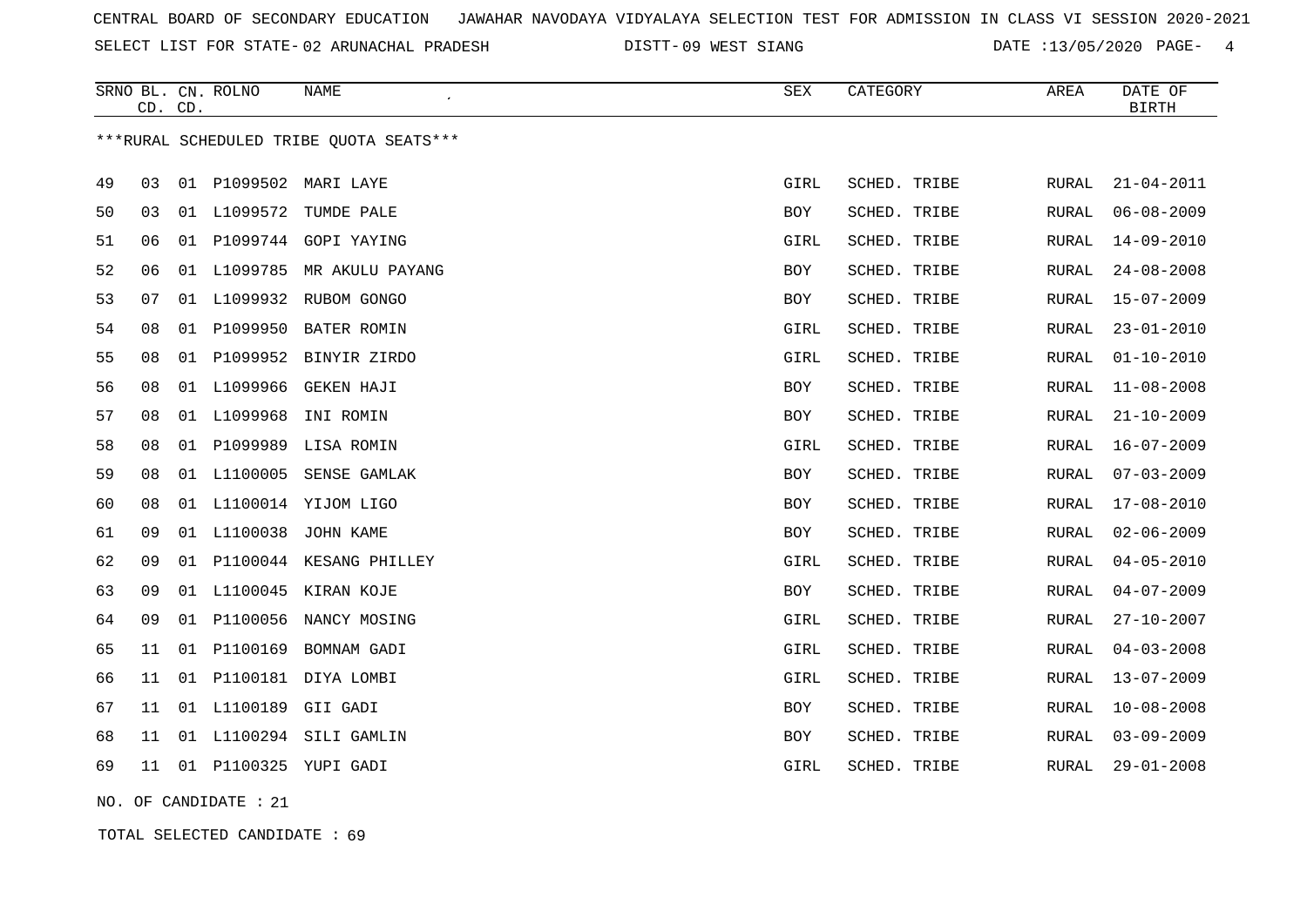CENTRAL BOARD OF SECONDARY EDUCATION JAWAHAR NAVODAYA VIDYALAYA SELECTION TEST FOR ADMISSION IN CLASS VI SESSION 2020-2021

SELECT LIST FOR STATE- 02 ARUNACHAL PRADESH DISTT- 09 WEST SIANG DATE :13/05/2020

| SRNO | BL. CD. | CN. CD. | ROLNO | NAME | SEX | CATEGORY | AREA | DATE OF BIRTH |
|---|---|---|---|---|---|---|---|---|

***RURAL SCHEDULED TRIBE QUOTA SEATS***

| SRNO | BL. CD. | CN. CD. | ROLNO | NAME | SEX | CATEGORY | AREA | DATE OF BIRTH |
|---|---|---|---|---|---|---|---|---|
| 49 | 03 | 01 | P1099502 | MARI LAYE | GIRL | SCHED. TRIBE | RURAL | 21-04-2011 |
| 50 | 03 | 01 | L1099572 | TUMDE PALE | BOY | SCHED. TRIBE | RURAL | 06-08-2009 |
| 51 | 06 | 01 | P1099744 | GOPI YAYING | GIRL | SCHED. TRIBE | RURAL | 14-09-2010 |
| 52 | 06 | 01 | L1099785 | MR AKULU PAYANG | BOY | SCHED. TRIBE | RURAL | 24-08-2008 |
| 53 | 07 | 01 | L1099932 | RUBOM GONGO | BOY | SCHED. TRIBE | RURAL | 15-07-2009 |
| 54 | 08 | 01 | P1099950 | BATER ROMIN | GIRL | SCHED. TRIBE | RURAL | 23-01-2010 |
| 55 | 08 | 01 | P1099952 | BINYIR ZIRDO | GIRL | SCHED. TRIBE | RURAL | 01-10-2010 |
| 56 | 08 | 01 | L1099966 | GEKEN HAJI | BOY | SCHED. TRIBE | RURAL | 11-08-2008 |
| 57 | 08 | 01 | L1099968 | INI ROMIN | BOY | SCHED. TRIBE | RURAL | 21-10-2009 |
| 58 | 08 | 01 | P1099989 | LISA ROMIN | GIRL | SCHED. TRIBE | RURAL | 16-07-2009 |
| 59 | 08 | 01 | L1100005 | SENSE GAMLAK | BOY | SCHED. TRIBE | RURAL | 07-03-2009 |
| 60 | 08 | 01 | L1100014 | YIJOM LIGO | BOY | SCHED. TRIBE | RURAL | 17-08-2010 |
| 61 | 09 | 01 | L1100038 | JOHN KAME | BOY | SCHED. TRIBE | RURAL | 02-06-2009 |
| 62 | 09 | 01 | P1100044 | KESANG PHILLEY | GIRL | SCHED. TRIBE | RURAL | 04-05-2010 |
| 63 | 09 | 01 | L1100045 | KIRAN KOJE | BOY | SCHED. TRIBE | RURAL | 04-07-2009 |
| 64 | 09 | 01 | P1100056 | NANCY MOSING | GIRL | SCHED. TRIBE | RURAL | 27-10-2007 |
| 65 | 11 | 01 | P1100169 | BOMNAM GADI | GIRL | SCHED. TRIBE | RURAL | 04-03-2008 |
| 66 | 11 | 01 | P1100181 | DIYA LOMBI | GIRL | SCHED. TRIBE | RURAL | 13-07-2009 |
| 67 | 11 | 01 | L1100189 | GII GADI | BOY | SCHED. TRIBE | RURAL | 10-08-2008 |
| 68 | 11 | 01 | L1100294 | SILI GAMLIN | BOY | SCHED. TRIBE | RURAL | 03-09-2009 |
| 69 | 11 | 01 | P1100325 | YUPI GADI | GIRL | SCHED. TRIBE | RURAL | 29-01-2008 |

NO. OF CANDIDATE : 21

TOTAL SELECTED CANDIDATE : 69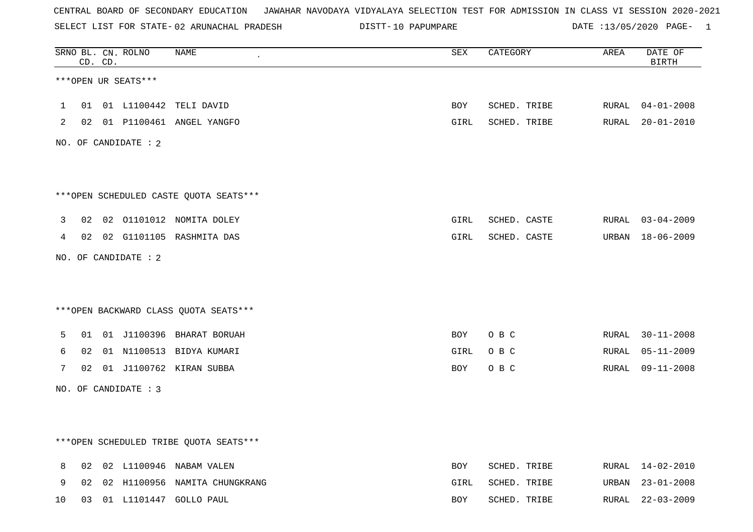CENTRAL BOARD OF SECONDARY EDUCATION   JAWAHAR NAVODAYA VIDYALAYA SELECTION TEST FOR ADMISSION IN CLASS VI SESSION 2020-2021

SELECT LIST FOR STATE- 02 ARUNACHAL PRADESH   DISTT- 10 PAPUMPARE   DATE :13/05/2020

| SRNO | BL. CD. | CN. CD. | ROLNO | NAME | SEX | CATEGORY | AREA | DATE OF BIRTH |
|---|---|---|---|---|---|---|---|---|

***OPEN UR SEATS***

| SRNO | BL. CD. | CN. CD. | ROLNO | NAME | SEX | CATEGORY | AREA | DATE OF BIRTH |
|---|---|---|---|---|---|---|---|---|
| 1 | 01 | 01 | L1100442 | TELI DAVID | BOY | SCHED. TRIBE | RURAL | 04-01-2008 |
| 2 | 02 | 01 | P1100461 | ANGEL YANGFO | GIRL | SCHED. TRIBE | RURAL | 20-01-2010 |

NO. OF CANDIDATE : 2

***OPEN SCHEDULED CASTE QUOTA SEATS***

| SRNO | BL. CD. | CN. CD. | ROLNO | NAME | SEX | CATEGORY | AREA | DATE OF BIRTH |
|---|---|---|---|---|---|---|---|---|
| 3 | 02 | 02 | O1101012 | NOMITA DOLEY | GIRL | SCHED. CASTE | RURAL | 03-04-2009 |
| 4 | 02 | 02 | G1101105 | RASHMITA DAS | GIRL | SCHED. CASTE | URBAN | 18-06-2009 |

NO. OF CANDIDATE : 2

***OPEN BACKWARD CLASS QUOTA SEATS***

| SRNO | BL. CD. | CN. CD. | ROLNO | NAME | SEX | CATEGORY | AREA | DATE OF BIRTH |
|---|---|---|---|---|---|---|---|---|
| 5 | 01 | 01 | J1100396 | BHARAT BORUAH | BOY | O B C | RURAL | 30-11-2008 |
| 6 | 02 | 01 | N1100513 | BIDYA KUMARI | GIRL | O B C | RURAL | 05-11-2009 |
| 7 | 02 | 01 | J1100762 | KIRAN SUBBA | BOY | O B C | RURAL | 09-11-2008 |

NO. OF CANDIDATE : 3

***OPEN SCHEDULED TRIBE QUOTA SEATS***

| SRNO | BL. CD. | CN. CD. | ROLNO | NAME | SEX | CATEGORY | AREA | DATE OF BIRTH |
|---|---|---|---|---|---|---|---|---|
| 8 | 02 | 02 | L1100946 | NABAM VALEN | BOY | SCHED. TRIBE | RURAL | 14-02-2010 |
| 9 | 02 | 02 | H1100956 | NAMITA CHUNGKRANG | GIRL | SCHED. TRIBE | URBAN | 23-01-2008 |
| 10 | 03 | 01 | L1101447 | GOLLO PAUL | BOY | SCHED. TRIBE | RURAL | 22-03-2009 |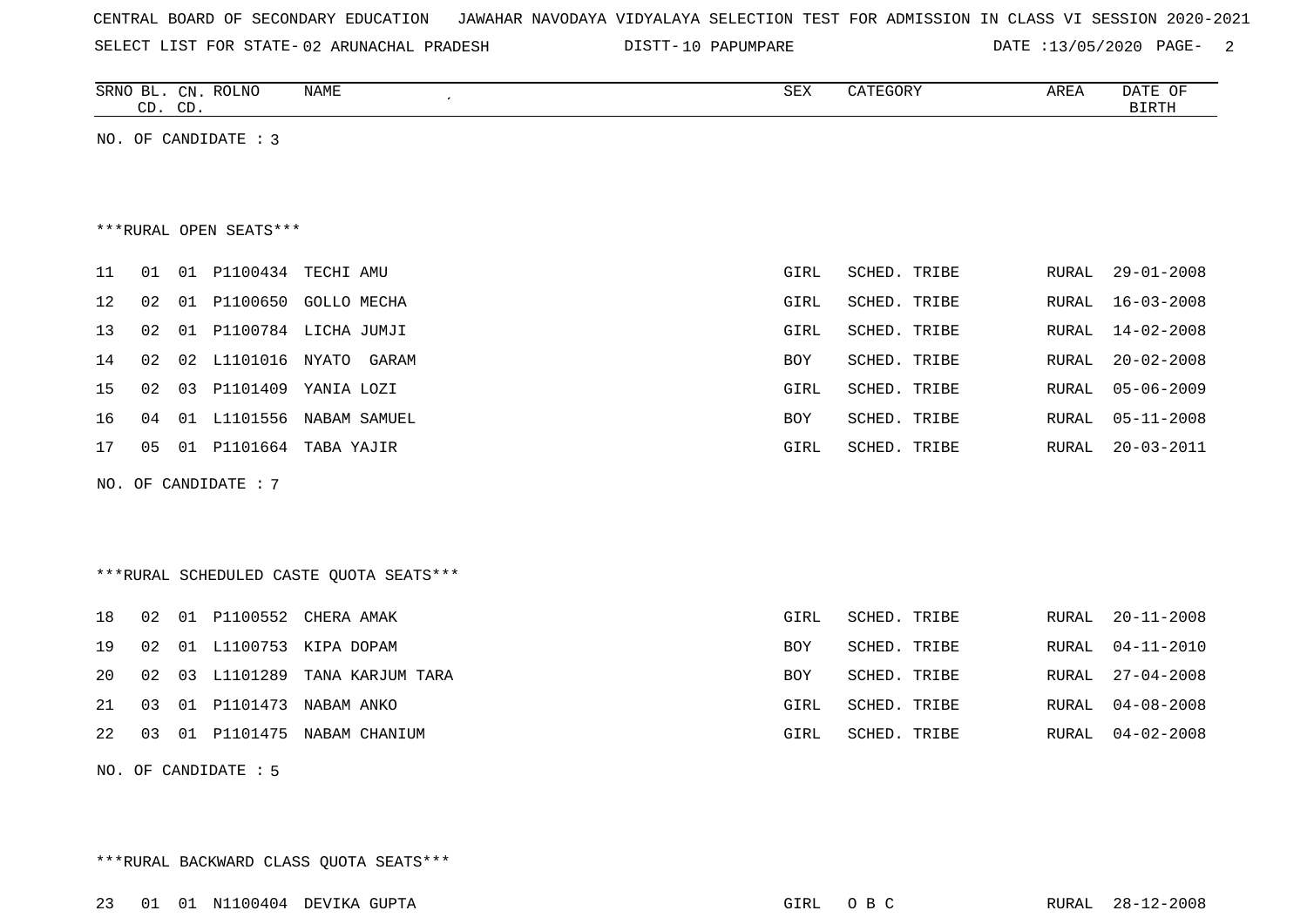CENTRAL BOARD OF SECONDARY EDUCATION JAWAHAR NAVODAYA VIDYALAYA SELECTION TEST FOR ADMISSION IN CLASS VI SESSION 2020-2021

SELECT LIST FOR STATE- 02 ARUNACHAL PRADESH DISTT- 10 PAPUMPARE DATE :13/05/2020

| SRNO | BL. CD. | CN. CD. | ROLNO | NAME | SEX | CATEGORY | AREA | DATE OF BIRTH |
|---|---|---|---|---|---|---|---|---|

NO. OF CANDIDATE : 3

***RURAL OPEN SEATS***

| | | | | | | | | |
|---|---|---|---|---|---|---|---|---|
| 11 | 01 | 01 | P1100434 | TECHI AMU | GIRL | SCHED. TRIBE | RURAL | 29-01-2008 |
| 12 | 02 | 01 | P1100650 | GOLLO MECHA | GIRL | SCHED. TRIBE | RURAL | 16-03-2008 |
| 13 | 02 | 01 | P1100784 | LICHA JUMJI | GIRL | SCHED. TRIBE | RURAL | 14-02-2008 |
| 14 | 02 | 02 | L1101016 | NYATO GARAM | BOY | SCHED. TRIBE | RURAL | 20-02-2008 |
| 15 | 02 | 03 | P1101409 | YANIA LOZI | GIRL | SCHED. TRIBE | RURAL | 05-06-2009 |
| 16 | 04 | 01 | L1101556 | NABAM SAMUEL | BOY | SCHED. TRIBE | RURAL | 05-11-2008 |
| 17 | 05 | 01 | P1101664 | TABA YAJIR | GIRL | SCHED. TRIBE | RURAL | 20-03-2011 |

NO. OF CANDIDATE : 7

***RURAL SCHEDULED CASTE QUOTA SEATS***

| | | | | | | | | |
|---|---|---|---|---|---|---|---|---|
| 18 | 02 | 01 | P1100552 | CHERA AMAK | GIRL | SCHED. TRIBE | RURAL | 20-11-2008 |
| 19 | 02 | 01 | L1100753 | KIPA DOPAM | BOY | SCHED. TRIBE | RURAL | 04-11-2010 |
| 20 | 02 | 03 | L1101289 | TANA KARJUM TARA | BOY | SCHED. TRIBE | RURAL | 27-04-2008 |
| 21 | 03 | 01 | P1101473 | NABAM ANKO | GIRL | SCHED. TRIBE | RURAL | 04-08-2008 |
| 22 | 03 | 01 | P1101475 | NABAM CHANIUM | GIRL | SCHED. TRIBE | RURAL | 04-02-2008 |

NO. OF CANDIDATE : 5

***RURAL BACKWARD CLASS QUOTA SEATS***

| | | | | | | | | |
|---|---|---|---|---|---|---|---|---|
| 23 | 01 | 01 | N1100404 | DEVIKA GUPTA | GIRL | O B C | RURAL | 28-12-2008 |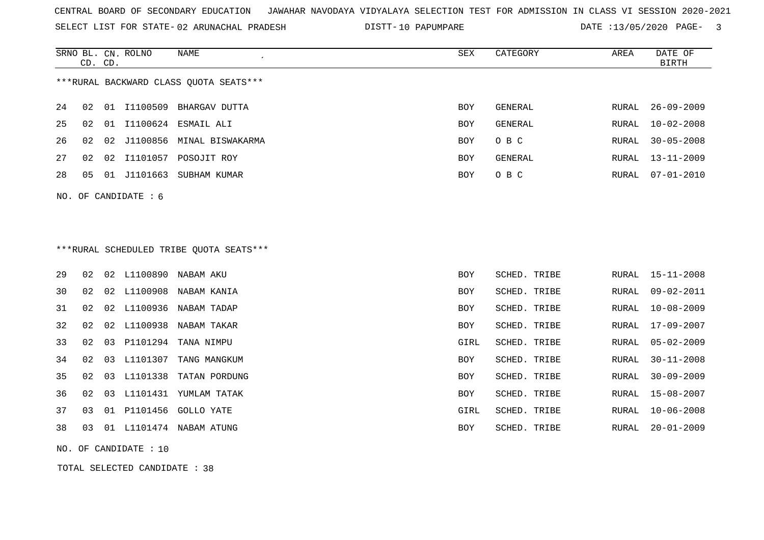CENTRAL BOARD OF SECONDARY EDUCATION   JAWAHAR NAVODAYA VIDYALAYA SELECTION TEST FOR ADMISSION IN CLASS VI SESSION 2020-2021

SELECT LIST FOR STATE- 02 ARUNACHAL PRADESH   DISTT- 10 PAPUMPARE   DATE :13/05/2020

***RURAL BACKWARD CLASS QUOTA SEATS***

| SRNO | BL. CD. | CN. CD. | ROLNO | NAME | SEX | CATEGORY | AREA | DATE OF BIRTH |
|---|---|---|---|---|---|---|---|---|
| 24 | 02 | 01 | I1100509 | BHARGAV DUTTA | BOY | GENERAL | RURAL | 26-09-2009 |
| 25 | 02 | 01 | I1100624 | ESMAIL ALI | BOY | GENERAL | RURAL | 10-02-2008 |
| 26 | 02 | 02 | J1100856 | MINAL BISWAKARMA | BOY | O B C | RURAL | 30-05-2008 |
| 27 | 02 | 02 | I1101057 | POSOJIT ROY | BOY | GENERAL | RURAL | 13-11-2009 |
| 28 | 05 | 01 | J1101663 | SUBHAM KUMAR | BOY | O B C | RURAL | 07-01-2010 |

NO. OF CANDIDATE : 6

***RURAL SCHEDULED TRIBE QUOTA SEATS***

| SRNO | BL. CD. | CN. CD. | ROLNO | NAME | SEX | CATEGORY | AREA | DATE OF BIRTH |
|---|---|---|---|---|---|---|---|---|
| 29 | 02 | 02 | L1100890 | NABAM AKU | BOY | SCHED. TRIBE | RURAL | 15-11-2008 |
| 30 | 02 | 02 | L1100908 | NABAM KANIA | BOY | SCHED. TRIBE | RURAL | 09-02-2011 |
| 31 | 02 | 02 | L1100936 | NABAM TADAP | BOY | SCHED. TRIBE | RURAL | 10-08-2009 |
| 32 | 02 | 02 | L1100938 | NABAM TAKAR | BOY | SCHED. TRIBE | RURAL | 17-09-2007 |
| 33 | 02 | 03 | P1101294 | TANA NIMPU | GIRL | SCHED. TRIBE | RURAL | 05-02-2009 |
| 34 | 02 | 03 | L1101307 | TANG MANGKUM | BOY | SCHED. TRIBE | RURAL | 30-11-2008 |
| 35 | 02 | 03 | L1101338 | TATAN PORDUNG | BOY | SCHED. TRIBE | RURAL | 30-09-2009 |
| 36 | 02 | 03 | L1101431 | YUMLAM TATAK | BOY | SCHED. TRIBE | RURAL | 15-08-2007 |
| 37 | 03 | 01 | P1101456 | GOLLO YATE | GIRL | SCHED. TRIBE | RURAL | 10-06-2008 |
| 38 | 03 | 01 | L1101474 | NABAM ATUNG | BOY | SCHED. TRIBE | RURAL | 20-01-2009 |

NO. OF CANDIDATE : 10

TOTAL SELECTED CANDIDATE : 38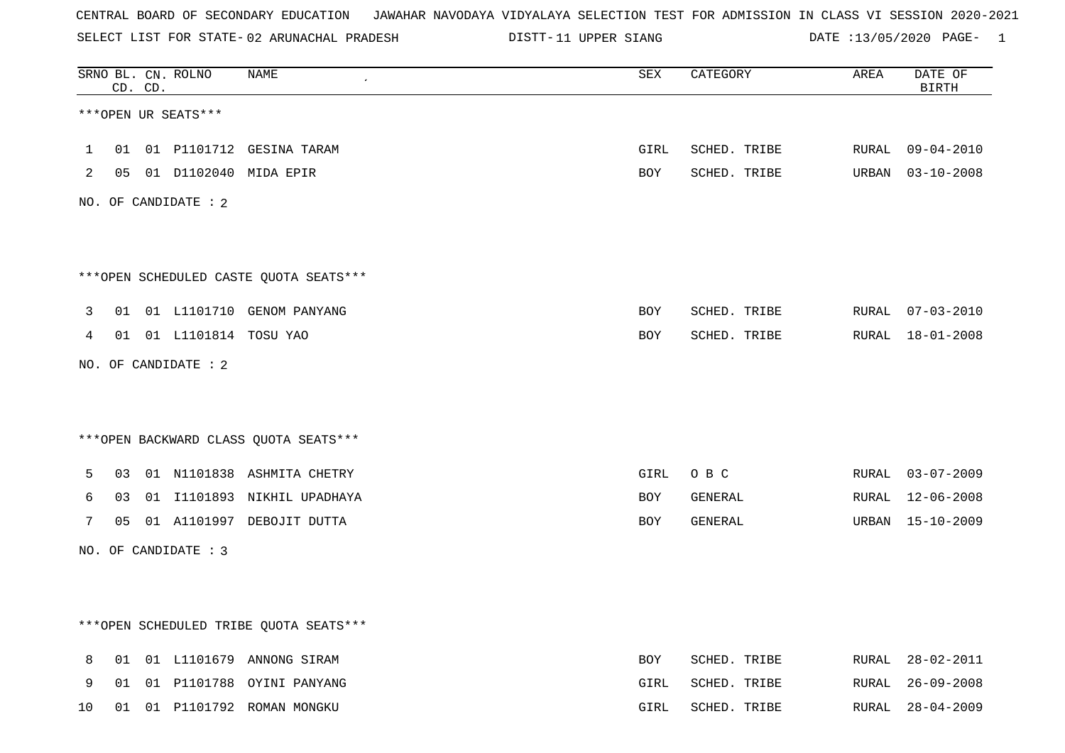CENTRAL BOARD OF SECONDARY EDUCATION JAWAHAR NAVODAYA VIDYALAYA SELECTION TEST FOR ADMISSION IN CLASS VI SESSION 2020-2021

SELECT LIST FOR STATE- 02 ARUNACHAL PRADESH DISTT- 11 UPPER SIANG DATE :13/05/2020 PAGE- 1

| SRNO | BL. CD. | CN. CD. | ROLNO | NAME | SEX | CATEGORY | AREA | DATE OF BIRTH |
|---|---|---|---|---|---|---|---|---|

***OPEN UR SEATS***

| SRNO | BL. CD. | CN. CD. | ROLNO | NAME | SEX | CATEGORY | AREA | DATE OF BIRTH |
|---|---|---|---|---|---|---|---|---|
| 1 | 01 | 01 | P1101712 | GESINA TARAM | GIRL | SCHED. TRIBE | RURAL | 09-04-2010 |
| 2 | 05 | 01 | D1102040 | MIDA EPIR | BOY | SCHED. TRIBE | URBAN | 03-10-2008 |

NO. OF CANDIDATE : 2

***OPEN SCHEDULED CASTE QUOTA SEATS***

| SRNO | BL. CD. | CN. CD. | ROLNO | NAME | SEX | CATEGORY | AREA | DATE OF BIRTH |
|---|---|---|---|---|---|---|---|---|
| 3 | 01 | 01 | L1101710 | GENOM PANYANG | BOY | SCHED. TRIBE | RURAL | 07-03-2010 |
| 4 | 01 | 01 | L1101814 | TOSU YAO | BOY | SCHED. TRIBE | RURAL | 18-01-2008 |

NO. OF CANDIDATE : 2

***OPEN BACKWARD CLASS QUOTA SEATS***

| SRNO | BL. CD. | CN. CD. | ROLNO | NAME | SEX | CATEGORY | AREA | DATE OF BIRTH |
|---|---|---|---|---|---|---|---|---|
| 5 | 03 | 01 | N1101838 | ASHMITA CHETRY | GIRL | O B C | RURAL | 03-07-2009 |
| 6 | 03 | 01 | I1101893 | NIKHIL UPADHAYA | BOY | GENERAL | RURAL | 12-06-2008 |
| 7 | 05 | 01 | A1101997 | DEBOJIT DUTTA | BOY | GENERAL | URBAN | 15-10-2009 |

NO. OF CANDIDATE : 3

***OPEN SCHEDULED TRIBE QUOTA SEATS***

| SRNO | BL. CD. | CN. CD. | ROLNO | NAME | SEX | CATEGORY | AREA | DATE OF BIRTH |
|---|---|---|---|---|---|---|---|---|
| 8 | 01 | 01 | L1101679 | ANNONG SIRAM | BOY | SCHED. TRIBE | RURAL | 28-02-2011 |
| 9 | 01 | 01 | P1101788 | OYINI PANYANG | GIRL | SCHED. TRIBE | RURAL | 26-09-2008 |
| 10 | 01 | 01 | P1101792 | ROMAN MONGKU | GIRL | SCHED. TRIBE | RURAL | 28-04-2009 |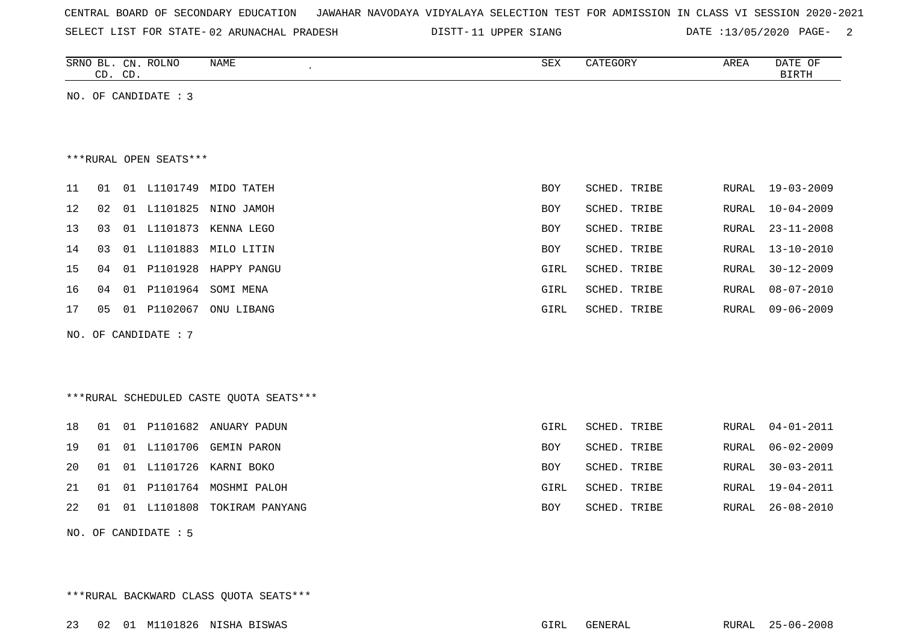CENTRAL BOARD OF SECONDARY EDUCATION JAWAHAR NAVODAYA VIDYALAYA SELECTION TEST FOR ADMISSION IN CLASS VI SESSION 2020-2021

SELECT LIST FOR STATE- 02 ARUNACHAL PRADESH DISTT- 11 UPPER SIANG DATE :13/05/2020

| SRNO | BL. CD. | CN. CD. | ROLNO | NAME | SEX | CATEGORY | AREA | DATE OF BIRTH |
|---|---|---|---|---|---|---|---|---|

NO. OF CANDIDATE : 3

***RURAL OPEN SEATS***

| SRNO | BL. CD. | CN. CD. | ROLNO | NAME | SEX | CATEGORY | AREA | DATE OF BIRTH |
|---|---|---|---|---|---|---|---|---|
| 11 | 01 | 01 | L1101749 | MIDO TATEH | BOY | SCHED. TRIBE | RURAL | 19-03-2009 |
| 12 | 02 | 01 | L1101825 | NINO JAMOH | BOY | SCHED. TRIBE | RURAL | 10-04-2009 |
| 13 | 03 | 01 | L1101873 | KENNA LEGO | BOY | SCHED. TRIBE | RURAL | 23-11-2008 |
| 14 | 03 | 01 | L1101883 | MILO LITIN | BOY | SCHED. TRIBE | RURAL | 13-10-2010 |
| 15 | 04 | 01 | P1101928 | HAPPY PANGU | GIRL | SCHED. TRIBE | RURAL | 30-12-2009 |
| 16 | 04 | 01 | P1101964 | SOMI MENA | GIRL | SCHED. TRIBE | RURAL | 08-07-2010 |
| 17 | 05 | 01 | P1102067 | ONU LIBANG | GIRL | SCHED. TRIBE | RURAL | 09-06-2009 |

NO. OF CANDIDATE : 7

***RURAL SCHEDULED CASTE QUOTA SEATS***

| SRNO | BL. CD. | CN. CD. | ROLNO | NAME | SEX | CATEGORY | AREA | DATE OF BIRTH |
|---|---|---|---|---|---|---|---|---|
| 18 | 01 | 01 | P1101682 | ANUARY PADUN | GIRL | SCHED. TRIBE | RURAL | 04-01-2011 |
| 19 | 01 | 01 | L1101706 | GEMIN PARON | BOY | SCHED. TRIBE | RURAL | 06-02-2009 |
| 20 | 01 | 01 | L1101726 | KARNI BOKO | BOY | SCHED. TRIBE | RURAL | 30-03-2011 |
| 21 | 01 | 01 | P1101764 | MOSHMI PALOH | GIRL | SCHED. TRIBE | RURAL | 19-04-2011 |
| 22 | 01 | 01 | L1101808 | TOKIRAM PANYANG | BOY | SCHED. TRIBE | RURAL | 26-08-2010 |

NO. OF CANDIDATE : 5

***RURAL BACKWARD CLASS QUOTA SEATS***

| SRNO | BL. CD. | CN. CD. | ROLNO | NAME | SEX | CATEGORY | AREA | DATE OF BIRTH |
|---|---|---|---|---|---|---|---|---|
| 23 | 02 | 01 | M1101826 | NISHA BISWAS | GIRL | GENERAL | RURAL | 25-06-2008 |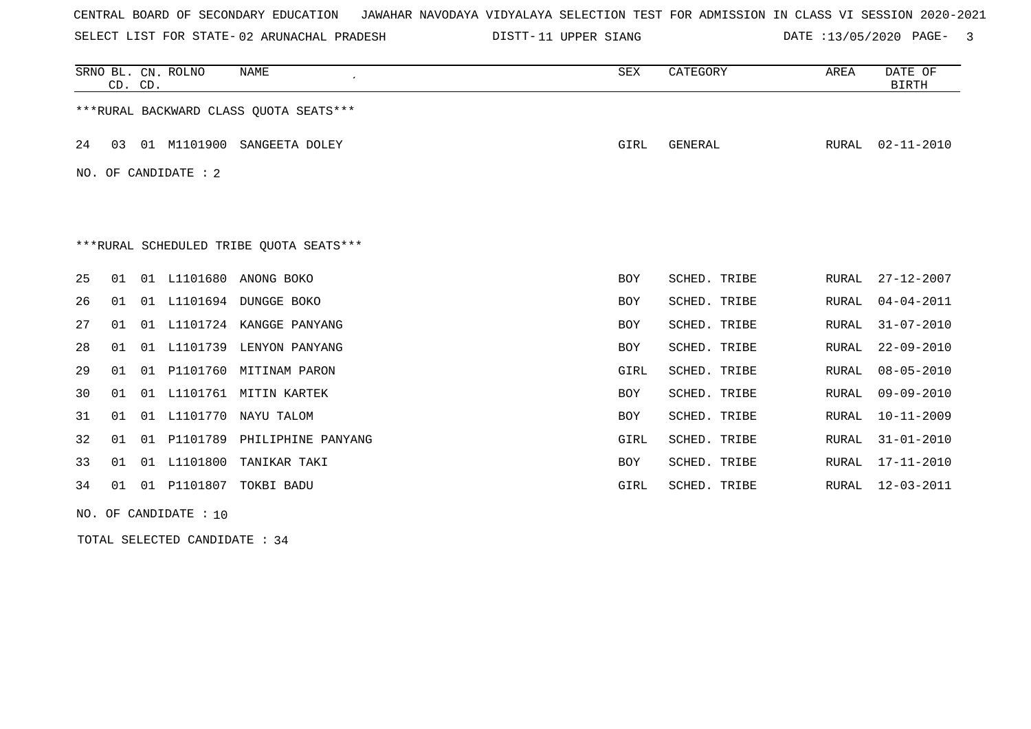CENTRAL BOARD OF SECONDARY EDUCATION JAWAHAR NAVODAYA VIDYALAYA SELECTION TEST FOR ADMISSION IN CLASS VI SESSION 2020-2021

SELECT LIST FOR STATE- 02 ARUNACHAL PRADESH DISTT- 11 UPPER SIANG DATE :13/05/2020

| SRNO | BL. CD. | CN. CD. | ROLNO | NAME | SEX | CATEGORY | AREA | DATE OF BIRTH |
|---|---|---|---|---|---|---|---|---|

***RURAL BACKWARD CLASS QUOTA SEATS***

| SRNO | BL. CD. | CN. CD. | ROLNO | NAME | SEX | CATEGORY | AREA | DATE OF BIRTH |
|---|---|---|---|---|---|---|---|---|
| 24 | 03 | 01 | M1101900 | SANGEETA DOLEY | GIRL | GENERAL | RURAL | 02-11-2010 |

NO. OF CANDIDATE : 2

***RURAL SCHEDULED TRIBE QUOTA SEATS***

| SRNO | BL. CD. | CN. CD. | ROLNO | NAME | SEX | CATEGORY | AREA | DATE OF BIRTH |
|---|---|---|---|---|---|---|---|---|
| 25 | 01 | 01 | L1101680 | ANONG BOKO | BOY | SCHED. TRIBE | RURAL | 27-12-2007 |
| 26 | 01 | 01 | L1101694 | DUNGGE BOKO | BOY | SCHED. TRIBE | RURAL | 04-04-2011 |
| 27 | 01 | 01 | L1101724 | KANGGE PANYANG | BOY | SCHED. TRIBE | RURAL | 31-07-2010 |
| 28 | 01 | 01 | L1101739 | LENYON PANYANG | BOY | SCHED. TRIBE | RURAL | 22-09-2010 |
| 29 | 01 | 01 | P1101760 | MITINAM PARON | GIRL | SCHED. TRIBE | RURAL | 08-05-2010 |
| 30 | 01 | 01 | L1101761 | MITIN KARTEK | BOY | SCHED. TRIBE | RURAL | 09-09-2010 |
| 31 | 01 | 01 | L1101770 | NAYU TALOM | BOY | SCHED. TRIBE | RURAL | 10-11-2009 |
| 32 | 01 | 01 | P1101789 | PHILIPHINE PANYANG | GIRL | SCHED. TRIBE | RURAL | 31-01-2010 |
| 33 | 01 | 01 | L1101800 | TANIKAR TAKI | BOY | SCHED. TRIBE | RURAL | 17-11-2010 |
| 34 | 01 | 01 | P1101807 | TOKBI BADU | GIRL | SCHED. TRIBE | RURAL | 12-03-2011 |

NO. OF CANDIDATE : 10

TOTAL SELECTED CANDIDATE : 34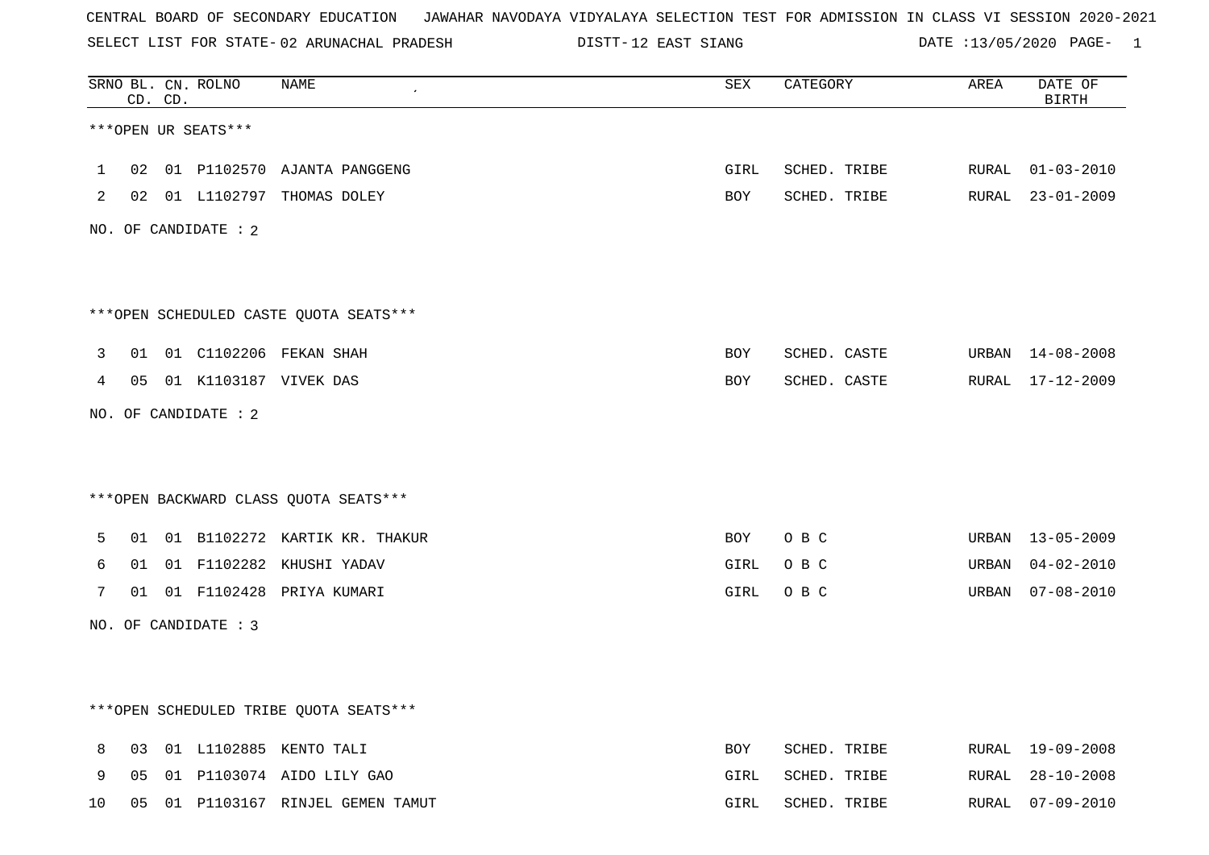CENTRAL BOARD OF SECONDARY EDUCATION JAWAHAR NAVODAYA VIDYALAYA SELECTION TEST FOR ADMISSION IN CLASS VI SESSION 2020-2021

SELECT LIST FOR STATE- 02 ARUNACHAL PRADESH DISTT- 12 EAST SIANG DATE :13/05/2020

| SRNO | BL. CD. | CN. CD. | ROLNO | NAME | SEX | CATEGORY | AREA | DATE OF BIRTH |
|---|---|---|---|---|---|---|---|---|

***OPEN UR SEATS***

| SRNO | BL. CD. | CN. CD. | ROLNO | NAME | SEX | CATEGORY | AREA | DATE OF BIRTH |
|---|---|---|---|---|---|---|---|---|
| 1 | 02 | 01 | P1102570 | AJANTA PANGGENG | GIRL | SCHED. TRIBE | RURAL | 01-03-2010 |
| 2 | 02 | 01 | L1102797 | THOMAS DOLEY | BOY | SCHED. TRIBE | RURAL | 23-01-2009 |

NO. OF CANDIDATE : 2

***OPEN SCHEDULED CASTE QUOTA SEATS***

| SRNO | BL. CD. | CN. CD. | ROLNO | NAME | SEX | CATEGORY | AREA | DATE OF BIRTH |
|---|---|---|---|---|---|---|---|---|
| 3 | 01 | 01 | C1102206 | FEKAN SHAH | BOY | SCHED. CASTE | URBAN | 14-08-2008 |
| 4 | 05 | 01 | K1103187 | VIVEK DAS | BOY | SCHED. CASTE | RURAL | 17-12-2009 |

NO. OF CANDIDATE : 2

***OPEN BACKWARD CLASS QUOTA SEATS***

| SRNO | BL. CD. | CN. CD. | ROLNO | NAME | SEX | CATEGORY | AREA | DATE OF BIRTH |
|---|---|---|---|---|---|---|---|---|
| 5 | 01 | 01 | B1102272 | KARTIK KR. THAKUR | BOY | O B C | URBAN | 13-05-2009 |
| 6 | 01 | 01 | F1102282 | KHUSHI YADAV | GIRL | O B C | URBAN | 04-02-2010 |
| 7 | 01 | 01 | F1102428 | PRIYA KUMARI | GIRL | O B C | URBAN | 07-08-2010 |

NO. OF CANDIDATE : 3

***OPEN SCHEDULED TRIBE QUOTA SEATS***

| SRNO | BL. CD. | CN. CD. | ROLNO | NAME | SEX | CATEGORY | AREA | DATE OF BIRTH |
|---|---|---|---|---|---|---|---|---|
| 8 | 03 | 01 | L1102885 | KENTO TALI | BOY | SCHED. TRIBE | RURAL | 19-09-2008 |
| 9 | 05 | 01 | P1103074 | AIDO LILY GAO | GIRL | SCHED. TRIBE | RURAL | 28-10-2008 |
| 10 | 05 | 01 | P1103167 | RINJEL GEMEN TAMUT | GIRL | SCHED. TRIBE | RURAL | 07-09-2010 |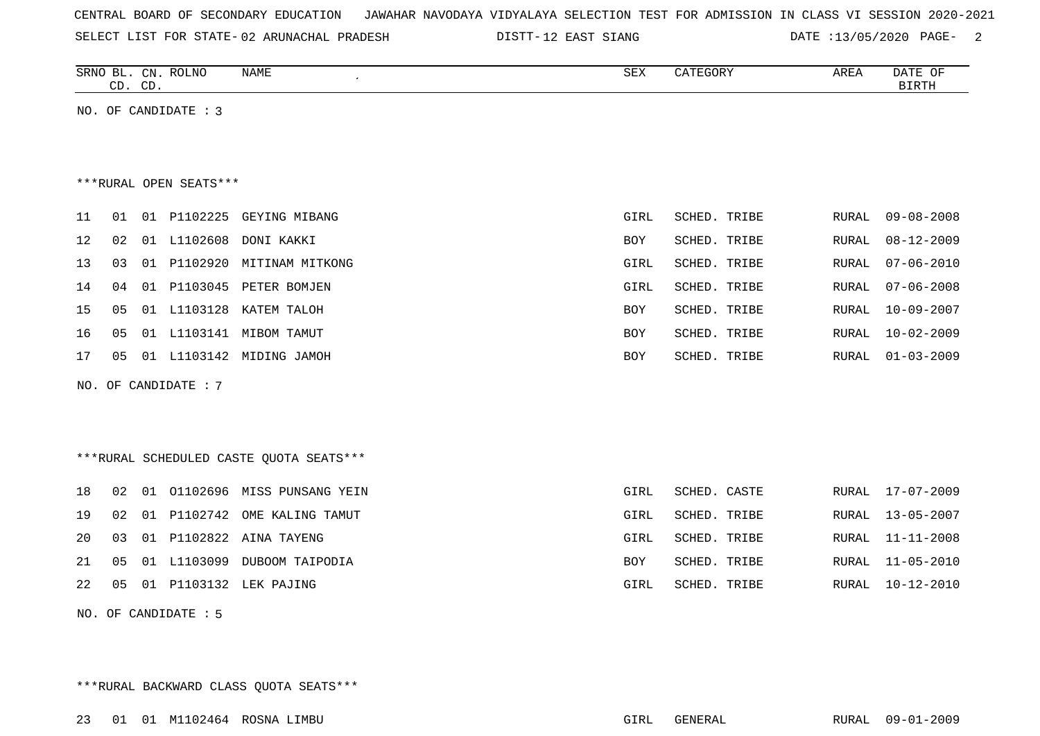CENTRAL BOARD OF SECONDARY EDUCATION JAWAHAR NAVODAYA VIDYALAYA SELECTION TEST FOR ADMISSION IN CLASS VI SESSION 2020-2021

SELECT LIST FOR STATE- 02 ARUNACHAL PRADESH DISTT- 12 EAST SIANG DATE :13/05/2020

| SRNO | BL. CD. | CN. CD. | ROLNO | NAME | SEX | CATEGORY | AREA | DATE OF BIRTH |
|---|---|---|---|---|---|---|---|---|

NO. OF CANDIDATE : 3

***RURAL OPEN SEATS***

| SRNO | BL. CD. | CN. CD. | ROLNO | NAME | SEX | CATEGORY | AREA | DATE OF BIRTH |
|---|---|---|---|---|---|---|---|---|
| 11 | 01 | 01 | P1102225 | GEYING MIBANG | GIRL | SCHED. TRIBE | RURAL | 09-08-2008 |
| 12 | 02 | 01 | L1102608 | DONI KAKKI | BOY | SCHED. TRIBE | RURAL | 08-12-2009 |
| 13 | 03 | 01 | P1102920 | MITINAM MITKONG | GIRL | SCHED. TRIBE | RURAL | 07-06-2010 |
| 14 | 04 | 01 | P1103045 | PETER BOMJEN | GIRL | SCHED. TRIBE | RURAL | 07-06-2008 |
| 15 | 05 | 01 | L1103128 | KATEM TALOH | BOY | SCHED. TRIBE | RURAL | 10-09-2007 |
| 16 | 05 | 01 | L1103141 | MIBOM TAMUT | BOY | SCHED. TRIBE | RURAL | 10-02-2009 |
| 17 | 05 | 01 | L1103142 | MIDING JAMOH | BOY | SCHED. TRIBE | RURAL | 01-03-2009 |

NO. OF CANDIDATE : 7

***RURAL SCHEDULED CASTE QUOTA SEATS***

| SRNO | BL. CD. | CN. CD. | ROLNO | NAME | SEX | CATEGORY | AREA | DATE OF BIRTH |
|---|---|---|---|---|---|---|---|---|
| 18 | 02 | 01 | O1102696 | MISS PUNSANG YEIN | GIRL | SCHED. CASTE | RURAL | 17-07-2009 |
| 19 | 02 | 01 | P1102742 | OME KALING TAMUT | GIRL | SCHED. TRIBE | RURAL | 13-05-2007 |
| 20 | 03 | 01 | P1102822 | AINA TAYENG | GIRL | SCHED. TRIBE | RURAL | 11-11-2008 |
| 21 | 05 | 01 | L1103099 | DUBOOM TAIPODIA | BOY | SCHED. TRIBE | RURAL | 11-05-2010 |
| 22 | 05 | 01 | P1103132 | LEK PAJING | GIRL | SCHED. TRIBE | RURAL | 10-12-2010 |

NO. OF CANDIDATE : 5

***RURAL BACKWARD CLASS QUOTA SEATS***

| SRNO | BL. CD. | CN. CD. | ROLNO | NAME | SEX | CATEGORY | AREA | DATE OF BIRTH |
|---|---|---|---|---|---|---|---|---|
| 23 | 01 | 01 | M1102464 | ROSNA LIMBU | GIRL | GENERAL | RURAL | 09-01-2009 |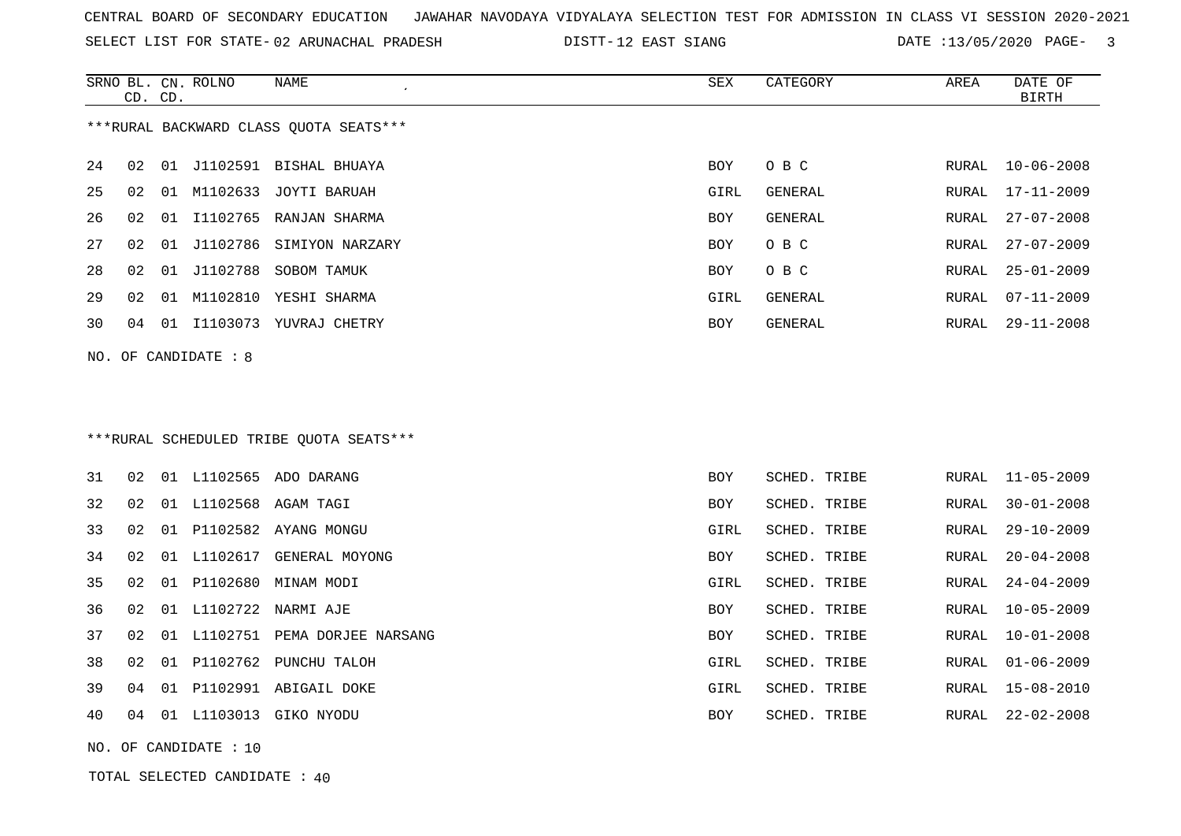CENTRAL BOARD OF SECONDARY EDUCATION JAWAHAR NAVODAYA VIDYALAYA SELECTION TEST FOR ADMISSION IN CLASS VI SESSION 2020-2021

SELECT LIST FOR STATE- 02 ARUNACHAL PRADESH DISTT- 12 EAST SIANG DATE :13/05/2020

***RURAL BACKWARD CLASS QUOTA SEATS***

| SRNO | BL. CD. | CN. CD. | ROLNO | NAME | SEX | CATEGORY | AREA | DATE OF BIRTH |
|---|---|---|---|---|---|---|---|---|
| 24 | 02 | 01 | J1102591 | BISHAL BHUAYA | BOY | O B C | RURAL | 10-06-2008 |
| 25 | 02 | 01 | M1102633 | JOYTI BARUAH | GIRL | GENERAL | RURAL | 17-11-2009 |
| 26 | 02 | 01 | I1102765 | RANJAN SHARMA | BOY | GENERAL | RURAL | 27-07-2008 |
| 27 | 02 | 01 | J1102786 | SIMIYON NARZARY | BOY | O B C | RURAL | 27-07-2009 |
| 28 | 02 | 01 | J1102788 | SOBOM TAMUK | BOY | O B C | RURAL | 25-01-2009 |
| 29 | 02 | 01 | M1102810 | YESHI SHARMA | GIRL | GENERAL | RURAL | 07-11-2009 |
| 30 | 04 | 01 | I1103073 | YUVRAJ CHETRY | BOY | GENERAL | RURAL | 29-11-2008 |

NO. OF CANDIDATE : 8

***RURAL SCHEDULED TRIBE QUOTA SEATS***

| SRNO | BL. CD. | CN. CD. | ROLNO | NAME | SEX | CATEGORY | AREA | DATE OF BIRTH |
|---|---|---|---|---|---|---|---|---|
| 31 | 02 | 01 | L1102565 | ADO DARANG | BOY | SCHED. TRIBE | RURAL | 11-05-2009 |
| 32 | 02 | 01 | L1102568 | AGAM TAGI | BOY | SCHED. TRIBE | RURAL | 30-01-2008 |
| 33 | 02 | 01 | P1102582 | AYANG MONGU | GIRL | SCHED. TRIBE | RURAL | 29-10-2009 |
| 34 | 02 | 01 | L1102617 | GENERAL MOYONG | BOY | SCHED. TRIBE | RURAL | 20-04-2008 |
| 35 | 02 | 01 | P1102680 | MINAM MODI | GIRL | SCHED. TRIBE | RURAL | 24-04-2009 |
| 36 | 02 | 01 | L1102722 | NARMI AJE | BOY | SCHED. TRIBE | RURAL | 10-05-2009 |
| 37 | 02 | 01 | L1102751 | PEMA DORJEE NARSANG | BOY | SCHED. TRIBE | RURAL | 10-01-2008 |
| 38 | 02 | 01 | P1102762 | PUNCHU TALOH | GIRL | SCHED. TRIBE | RURAL | 01-06-2009 |
| 39 | 04 | 01 | P1102991 | ABIGAIL DOKE | GIRL | SCHED. TRIBE | RURAL | 15-08-2010 |
| 40 | 04 | 01 | L1103013 | GIKO NYODU | BOY | SCHED. TRIBE | RURAL | 22-02-2008 |

NO. OF CANDIDATE : 10

TOTAL SELECTED CANDIDATE : 40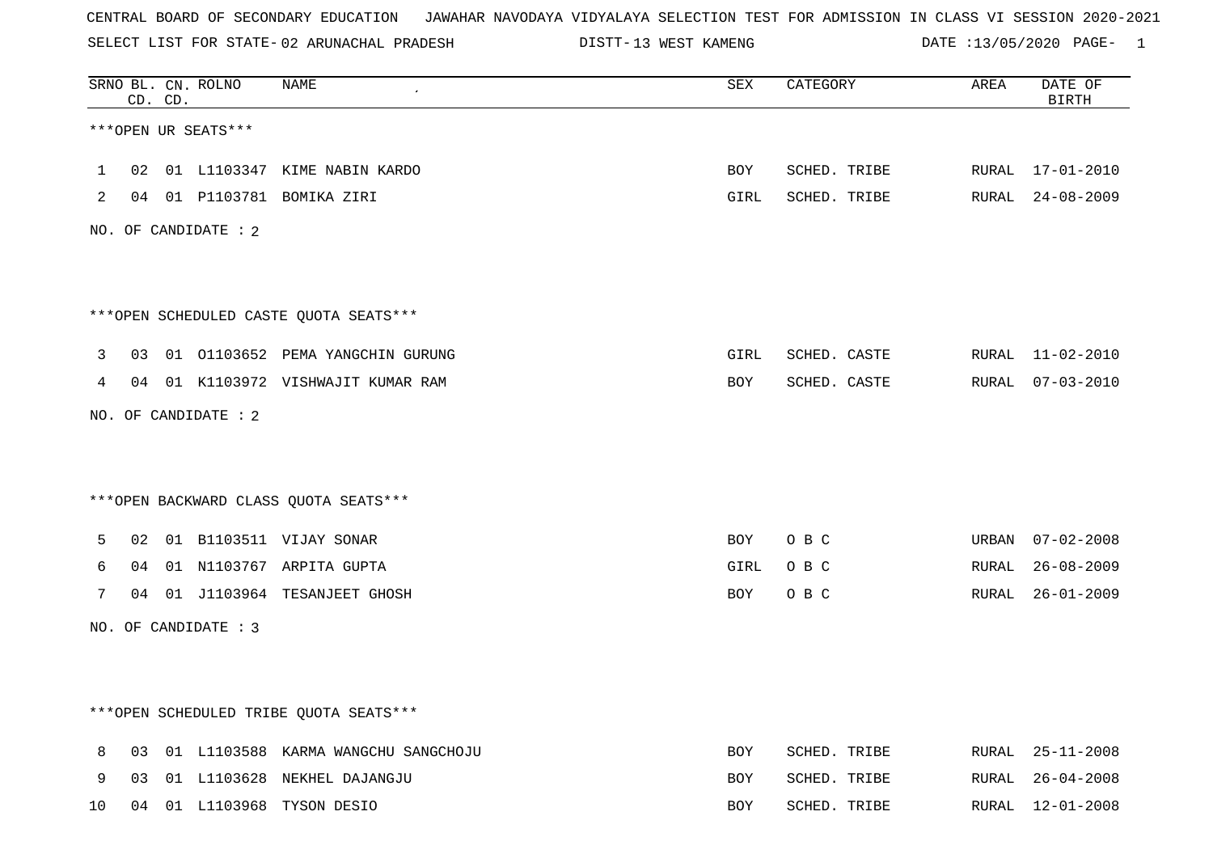CENTRAL BOARD OF SECONDARY EDUCATION JAWAHAR NAVODAYA VIDYALAYA SELECTION TEST FOR ADMISSION IN CLASS VI SESSION 2020-2021

SELECT LIST FOR STATE- 02 ARUNACHAL PRADESH DISTT- 13 WEST KAMENG DATE :13/05/2020 PAGE- 1

| SRNO | BL. CD. | CN. CD. | ROLNO | NAME | SEX | CATEGORY | AREA | DATE OF BIRTH |
|---|---|---|---|---|---|---|---|---|

***OPEN UR SEATS***

| SRNO | BL. CD. | CN. CD. | ROLNO | NAME | SEX | CATEGORY | AREA | DATE OF BIRTH |
|---|---|---|---|---|---|---|---|---|
| 1 | 02 | 01 | L1103347 | KIME NABIN KARDO | BOY | SCHED. TRIBE | RURAL | 17-01-2010 |
| 2 | 04 | 01 | P1103781 | BOMIKA ZIRI | GIRL | SCHED. TRIBE | RURAL | 24-08-2009 |

NO. OF CANDIDATE : 2

***OPEN SCHEDULED CASTE QUOTA SEATS***

| SRNO | BL. CD. | CN. CD. | ROLNO | NAME | SEX | CATEGORY | AREA | DATE OF BIRTH |
|---|---|---|---|---|---|---|---|---|
| 3 | 03 | 01 | O1103652 | PEMA YANGCHIN GURUNG | GIRL | SCHED. CASTE | RURAL | 11-02-2010 |
| 4 | 04 | 01 | K1103972 | VISHWAJIT KUMAR RAM | BOY | SCHED. CASTE | RURAL | 07-03-2010 |

NO. OF CANDIDATE : 2

***OPEN BACKWARD CLASS QUOTA SEATS***

| SRNO | BL. CD. | CN. CD. | ROLNO | NAME | SEX | CATEGORY | AREA | DATE OF BIRTH |
|---|---|---|---|---|---|---|---|---|
| 5 | 02 | 01 | B1103511 | VIJAY SONAR | BOY | O B C | URBAN | 07-02-2008 |
| 6 | 04 | 01 | N1103767 | ARPITA GUPTA | GIRL | O B C | RURAL | 26-08-2009 |
| 7 | 04 | 01 | J1103964 | TESANJEET GHOSH | BOY | O B C | RURAL | 26-01-2009 |

NO. OF CANDIDATE : 3

***OPEN SCHEDULED TRIBE QUOTA SEATS***

| SRNO | BL. CD. | CN. CD. | ROLNO | NAME | SEX | CATEGORY | AREA | DATE OF BIRTH |
|---|---|---|---|---|---|---|---|---|
| 8 | 03 | 01 | L1103588 | KARMA WANGCHU SANGCHOJU | BOY | SCHED. TRIBE | RURAL | 25-11-2008 |
| 9 | 03 | 01 | L1103628 | NEKHEL DAJANGJU | BOY | SCHED. TRIBE | RURAL | 26-04-2008 |
| 10 | 04 | 01 | L1103968 | TYSON DESIO | BOY | SCHED. TRIBE | RURAL | 12-01-2008 |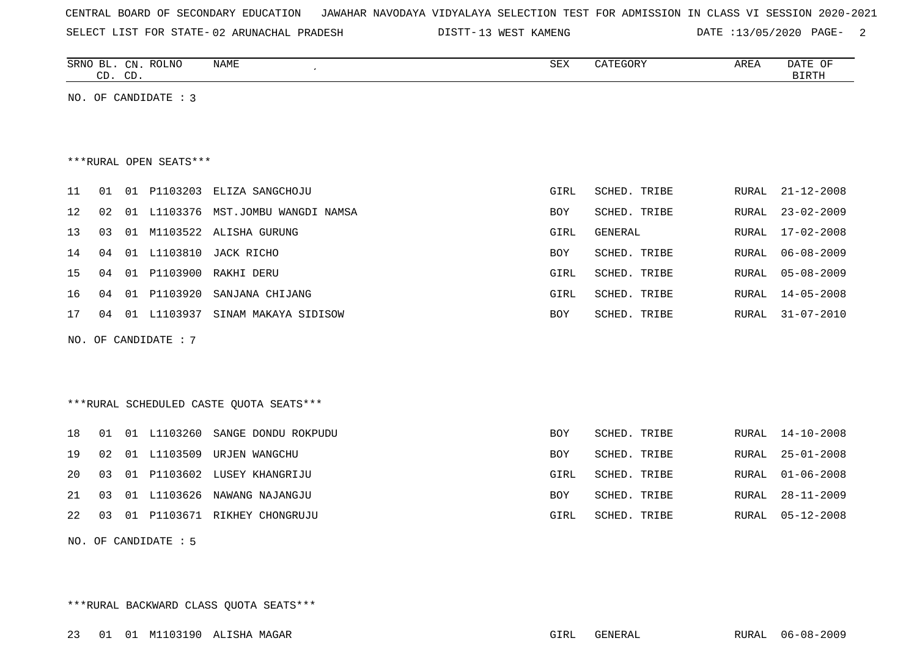CENTRAL BOARD OF SECONDARY EDUCATION JAWAHAR NAVODAYA VIDYALAYA SELECTION TEST FOR ADMISSION IN CLASS VI SESSION 2020-2021

SELECT LIST FOR STATE- 02 ARUNACHAL PRADESH DISTT- 13 WEST KAMENG DATE :13/05/2020

| SRNO | BL. CD. | CN. CD. | ROLNO | NAME | SEX | CATEGORY | AREA | DATE OF BIRTH |
|---|---|---|---|---|---|---|---|---|

NO. OF CANDIDATE : 3

***RURAL OPEN SEATS***

| SRNO | BL. CD. | CN. CD. | ROLNO | NAME | SEX | CATEGORY | AREA | DATE OF BIRTH |
|---|---|---|---|---|---|---|---|---|
| 11 | 01 | 01 | P1103203 | ELIZA SANGCHOJU | GIRL | SCHED. TRIBE | RURAL | 21-12-2008 |
| 12 | 02 | 01 | L1103376 | MST.JOMBU WANGDI NAMSA | BOY | SCHED. TRIBE | RURAL | 23-02-2009 |
| 13 | 03 | 01 | M1103522 | ALISHA GURUNG | GIRL | GENERAL | RURAL | 17-02-2008 |
| 14 | 04 | 01 | L1103810 | JACK RICHO | BOY | SCHED. TRIBE | RURAL | 06-08-2009 |
| 15 | 04 | 01 | P1103900 | RAKHI DERU | GIRL | SCHED. TRIBE | RURAL | 05-08-2009 |
| 16 | 04 | 01 | P1103920 | SANJANA CHIJANG | GIRL | SCHED. TRIBE | RURAL | 14-05-2008 |
| 17 | 04 | 01 | L1103937 | SINAM MAKAYA SIDISOW | BOY | SCHED. TRIBE | RURAL | 31-07-2010 |

NO. OF CANDIDATE : 7

***RURAL SCHEDULED CASTE QUOTA SEATS***

| SRNO | BL. CD. | CN. CD. | ROLNO | NAME | SEX | CATEGORY | AREA | DATE OF BIRTH |
|---|---|---|---|---|---|---|---|---|
| 18 | 01 | 01 | L1103260 | SANGE DONDU ROKPUDU | BOY | SCHED. TRIBE | RURAL | 14-10-2008 |
| 19 | 02 | 01 | L1103509 | URJEN WANGCHU | BOY | SCHED. TRIBE | RURAL | 25-01-2008 |
| 20 | 03 | 01 | P1103602 | LUSEY KHANGRIJU | GIRL | SCHED. TRIBE | RURAL | 01-06-2008 |
| 21 | 03 | 01 | L1103626 | NAWANG NAJANGJU | BOY | SCHED. TRIBE | RURAL | 28-11-2009 |
| 22 | 03 | 01 | P1103671 | RIKHEY CHONGRUJU | GIRL | SCHED. TRIBE | RURAL | 05-12-2008 |

NO. OF CANDIDATE : 5

***RURAL BACKWARD CLASS QUOTA SEATS***

| SRNO | BL. CD. | CN. CD. | ROLNO | NAME | SEX | CATEGORY | AREA | DATE OF BIRTH |
|---|---|---|---|---|---|---|---|---|
| 23 | 01 | 01 | M1103190 | ALISHA MAGAR | GIRL | GENERAL | RURAL | 06-08-2009 |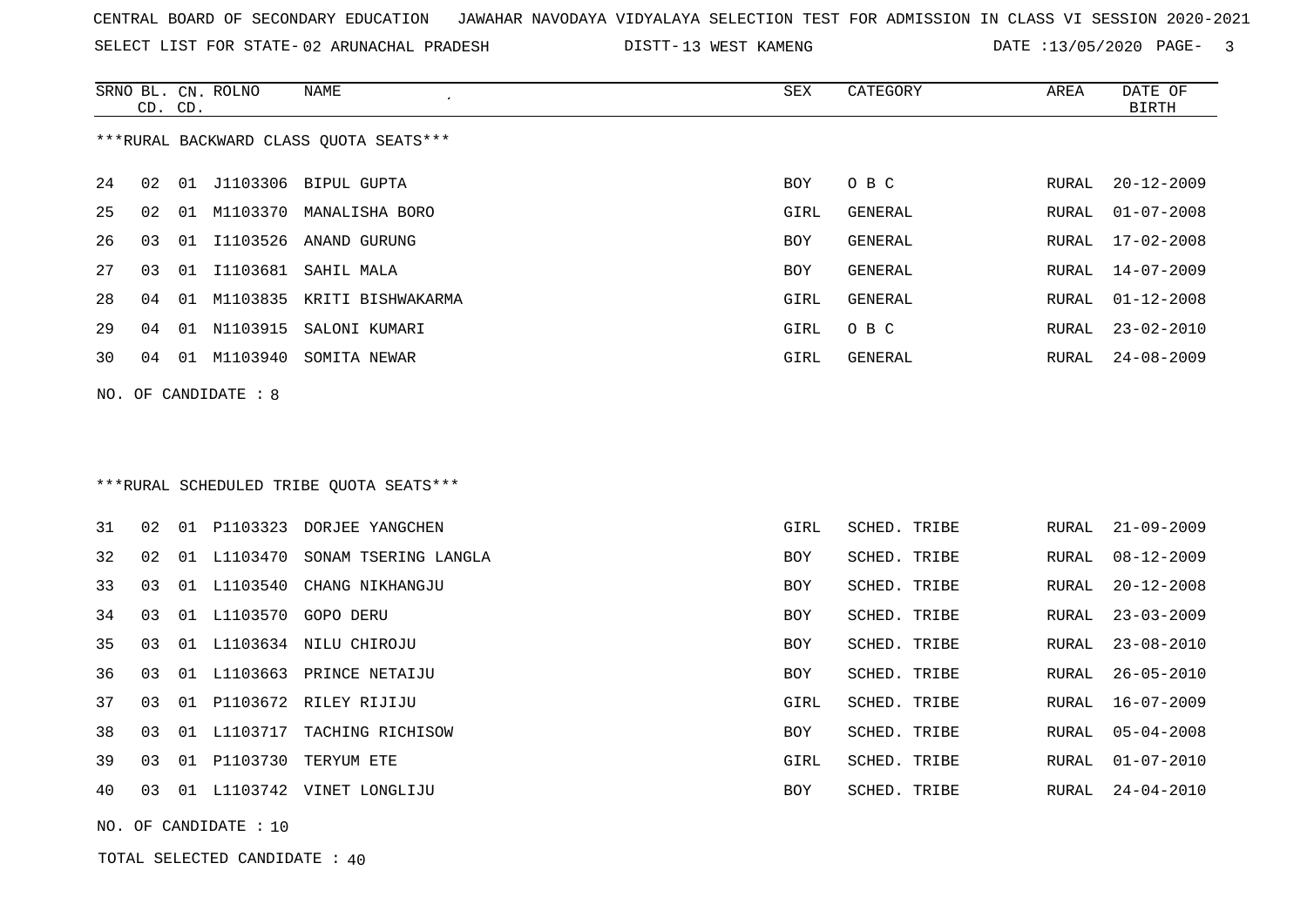CENTRAL BOARD OF SECONDARY EDUCATION JAWAHAR NAVODAYA VIDYALAYA SELECTION TEST FOR ADMISSION IN CLASS VI SESSION 2020-2021

SELECT LIST FOR STATE- 02 ARUNACHAL PRADESH DISTT- 13 WEST KAMENG DATE :13/05/2020

***RURAL BACKWARD CLASS QUOTA SEATS***

| SRNO | BL. CD. | CN. CD. | ROLNO | NAME | SEX | CATEGORY | AREA | DATE OF BIRTH |
|---|---|---|---|---|---|---|---|---|
| 24 | 02 | 01 | J1103306 | BIPUL GUPTA | BOY | O B C | RURAL | 20-12-2009 |
| 25 | 02 | 01 | M1103370 | MANALISHA BORO | GIRL | GENERAL | RURAL | 01-07-2008 |
| 26 | 03 | 01 | I1103526 | ANAND GURUNG | BOY | GENERAL | RURAL | 17-02-2008 |
| 27 | 03 | 01 | I1103681 | SAHIL MALA | BOY | GENERAL | RURAL | 14-07-2009 |
| 28 | 04 | 01 | M1103835 | KRITI BISHWAKARMA | GIRL | GENERAL | RURAL | 01-12-2008 |
| 29 | 04 | 01 | N1103915 | SALONI KUMARI | GIRL | O B C | RURAL | 23-02-2010 |
| 30 | 04 | 01 | M1103940 | SOMITA NEWAR | GIRL | GENERAL | RURAL | 24-08-2009 |

NO. OF CANDIDATE : 8

***RURAL SCHEDULED TRIBE QUOTA SEATS***

| SRNO | BL. CD. | CN. CD. | ROLNO | NAME | SEX | CATEGORY | AREA | DATE OF BIRTH |
|---|---|---|---|---|---|---|---|---|
| 31 | 02 | 01 | P1103323 | DORJEE YANGCHEN | GIRL | SCHED. TRIBE | RURAL | 21-09-2009 |
| 32 | 02 | 01 | L1103470 | SONAM TSERING LANGLA | BOY | SCHED. TRIBE | RURAL | 08-12-2009 |
| 33 | 03 | 01 | L1103540 | CHANG NIKHANGJU | BOY | SCHED. TRIBE | RURAL | 20-12-2008 |
| 34 | 03 | 01 | L1103570 | GOPO DERU | BOY | SCHED. TRIBE | RURAL | 23-03-2009 |
| 35 | 03 | 01 | L1103634 | NILU CHIROJU | BOY | SCHED. TRIBE | RURAL | 23-08-2010 |
| 36 | 03 | 01 | L1103663 | PRINCE NETAIJU | BOY | SCHED. TRIBE | RURAL | 26-05-2010 |
| 37 | 03 | 01 | P1103672 | RILEY RIJIJU | GIRL | SCHED. TRIBE | RURAL | 16-07-2009 |
| 38 | 03 | 01 | L1103717 | TACHING RICHISOW | BOY | SCHED. TRIBE | RURAL | 05-04-2008 |
| 39 | 03 | 01 | P1103730 | TERYUM ETE | GIRL | SCHED. TRIBE | RURAL | 01-07-2010 |
| 40 | 03 | 01 | L1103742 | VINET LONGLIJU | BOY | SCHED. TRIBE | RURAL | 24-04-2010 |

NO. OF CANDIDATE : 10

TOTAL SELECTED CANDIDATE : 40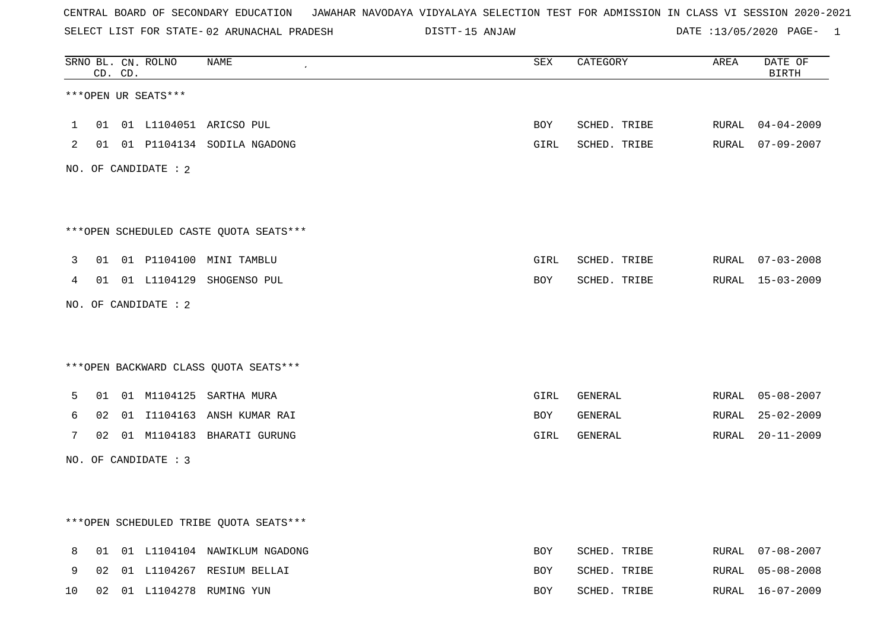CENTRAL BOARD OF SECONDARY EDUCATION JAWAHAR NAVODAYA VIDYALAYA SELECTION TEST FOR ADMISSION IN CLASS VI SESSION 2020-2021

SELECT LIST FOR STATE- 02 ARUNACHAL PRADESH DISTT- 15 ANJAW DATE :13/05/2020

***OPEN UR SEATS***

| SRNO | BL. CD. | CN. CD. | ROLNO | NAME | SEX | CATEGORY | AREA | DATE OF BIRTH |
|---|---|---|---|---|---|---|---|---|
| 1 | 01 | 01 | L1104051 | ARICSO PUL | BOY | SCHED. TRIBE | RURAL | 04-04-2009 |
| 2 | 01 | 01 | P1104134 | SODILA NGADONG | GIRL | SCHED. TRIBE | RURAL | 07-09-2007 |

NO. OF CANDIDATE : 2

***OPEN SCHEDULED CASTE QUOTA SEATS***

| SRNO | BL. CD. | CN. CD. | ROLNO | NAME | SEX | CATEGORY | AREA | DATE OF BIRTH |
|---|---|---|---|---|---|---|---|---|
| 3 | 01 | 01 | P1104100 | MINI TAMBLU | GIRL | SCHED. TRIBE | RURAL | 07-03-2008 |
| 4 | 01 | 01 | L1104129 | SHOGENSO PUL | BOY | SCHED. TRIBE | RURAL | 15-03-2009 |

NO. OF CANDIDATE : 2

***OPEN BACKWARD CLASS QUOTA SEATS***

| SRNO | BL. CD. | CN. CD. | ROLNO | NAME | SEX | CATEGORY | AREA | DATE OF BIRTH |
|---|---|---|---|---|---|---|---|---|
| 5 | 01 | 01 | M1104125 | SARTHA MURA | GIRL | GENERAL | RURAL | 05-08-2007 |
| 6 | 02 | 01 | I1104163 | ANSH KUMAR RAI | BOY | GENERAL | RURAL | 25-02-2009 |
| 7 | 02 | 01 | M1104183 | BHARATI GURUNG | GIRL | GENERAL | RURAL | 20-11-2009 |

NO. OF CANDIDATE : 3

***OPEN SCHEDULED TRIBE QUOTA SEATS***

| SRNO | BL. CD. | CN. CD. | ROLNO | NAME | SEX | CATEGORY | AREA | DATE OF BIRTH |
|---|---|---|---|---|---|---|---|---|
| 8 | 01 | 01 | L1104104 | NAWIKLUM NGADONG | BOY | SCHED. TRIBE | RURAL | 07-08-2007 |
| 9 | 02 | 01 | L1104267 | RESIUM BELLAI | BOY | SCHED. TRIBE | RURAL | 05-08-2008 |
| 10 | 02 | 01 | L1104278 | RUMING YUN | BOY | SCHED. TRIBE | RURAL | 16-07-2009 |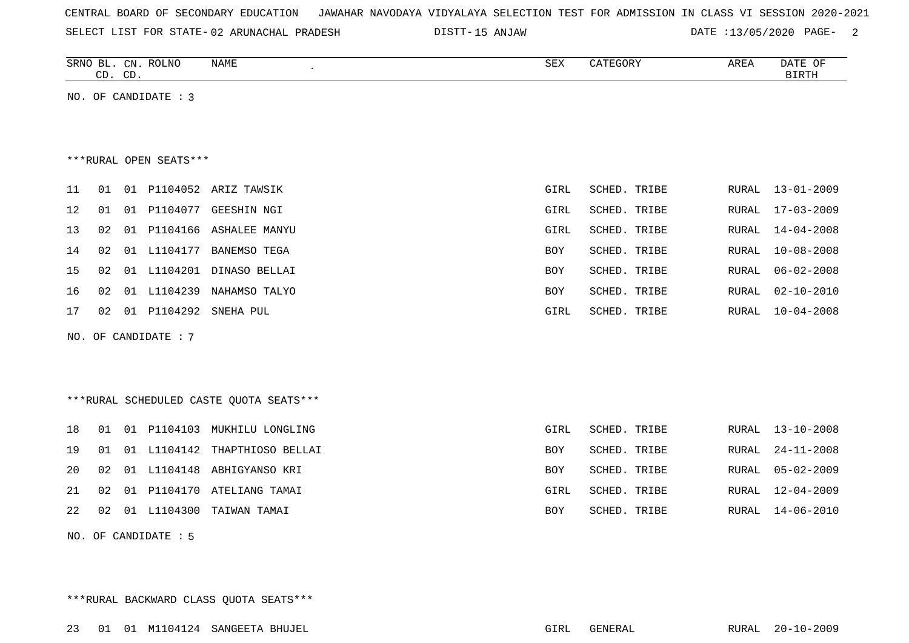CENTRAL BOARD OF SECONDARY EDUCATION JAWAHAR NAVODAYA VIDYALAYA SELECTION TEST FOR ADMISSION IN CLASS VI SESSION 2020-2021

SELECT LIST FOR STATE- 02 ARUNACHAL PRADESH DISTT- 15 ANJAW DATE :13/05/2020

| SRNO | BL. CD. | CN. CD. | ROLNO | NAME | SEX | CATEGORY | AREA | DATE OF BIRTH |
|---|---|---|---|---|---|---|---|---|

NO. OF CANDIDATE : 3

***RURAL OPEN SEATS***

| SRNO | BL. CD. | CN. CD. | ROLNO | NAME | SEX | CATEGORY | AREA | DATE OF BIRTH |
|---|---|---|---|---|---|---|---|---|
| 11 | 01 | 01 | P1104052 | ARIZ TAWSIK | GIRL | SCHED. TRIBE | RURAL | 13-01-2009 |
| 12 | 01 | 01 | P1104077 | GEESHIN NGI | GIRL | SCHED. TRIBE | RURAL | 17-03-2009 |
| 13 | 02 | 01 | P1104166 | ASHALEE MANYU | GIRL | SCHED. TRIBE | RURAL | 14-04-2008 |
| 14 | 02 | 01 | L1104177 | BANEMSO TEGA | BOY | SCHED. TRIBE | RURAL | 10-08-2008 |
| 15 | 02 | 01 | L1104201 | DINASO BELLAI | BOY | SCHED. TRIBE | RURAL | 06-02-2008 |
| 16 | 02 | 01 | L1104239 | NAHAMSO TALYO | BOY | SCHED. TRIBE | RURAL | 02-10-2010 |
| 17 | 02 | 01 | P1104292 | SNEHA PUL | GIRL | SCHED. TRIBE | RURAL | 10-04-2008 |

NO. OF CANDIDATE : 7

***RURAL SCHEDULED CASTE QUOTA SEATS***

| SRNO | BL. CD. | CN. CD. | ROLNO | NAME | SEX | CATEGORY | AREA | DATE OF BIRTH |
|---|---|---|---|---|---|---|---|---|
| 18 | 01 | 01 | P1104103 | MUKHILU LONGLING | GIRL | SCHED. TRIBE | RURAL | 13-10-2008 |
| 19 | 01 | 01 | L1104142 | THAPTHIOSO BELLAI | BOY | SCHED. TRIBE | RURAL | 24-11-2008 |
| 20 | 02 | 01 | L1104148 | ABHIGYANSO KRI | BOY | SCHED. TRIBE | RURAL | 05-02-2009 |
| 21 | 02 | 01 | P1104170 | ATELIANG TAMAI | GIRL | SCHED. TRIBE | RURAL | 12-04-2009 |
| 22 | 02 | 01 | L1104300 | TAIWAN TAMAI | BOY | SCHED. TRIBE | RURAL | 14-06-2010 |

NO. OF CANDIDATE : 5

***RURAL BACKWARD CLASS QUOTA SEATS***

| SRNO | BL. CD. | CN. CD. | ROLNO | NAME | SEX | CATEGORY | AREA | DATE OF BIRTH |
|---|---|---|---|---|---|---|---|---|
| 23 | 01 | 01 | M1104124 | SANGEETA BHUJEL | GIRL | GENERAL | RURAL | 20-10-2009 |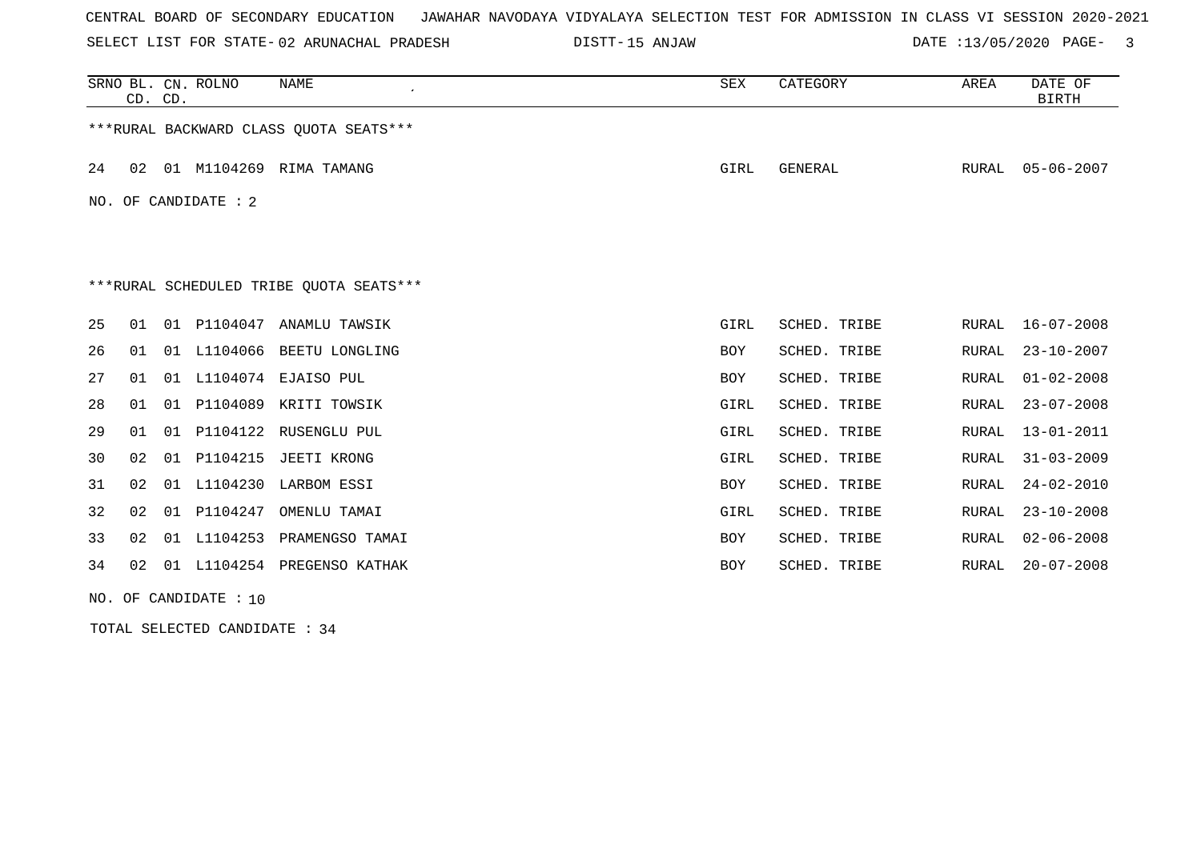CENTRAL BOARD OF SECONDARY EDUCATION JAWAHAR NAVODAYA VIDYALAYA SELECTION TEST FOR ADMISSION IN CLASS VI SESSION 2020-2021

SELECT LIST FOR STATE- 02 ARUNACHAL PRADESH DISTT- 15 ANJAW DATE :13/05/2020

| SRNO | BL. CD. | CN. CD. | ROLNO | NAME | SEX | CATEGORY | AREA | DATE OF BIRTH |
|---|---|---|---|---|---|---|---|---|

***RURAL BACKWARD CLASS QUOTA SEATS***

| SRNO | BL. CD. | CN. CD. | ROLNO | NAME | SEX | CATEGORY | AREA | DATE OF BIRTH |
|---|---|---|---|---|---|---|---|---|
| 24 | 02 | 01 | M1104269 | RIMA TAMANG | GIRL | GENERAL | RURAL | 05-06-2007 |

NO. OF CANDIDATE : 2

***RURAL SCHEDULED TRIBE QUOTA SEATS***

| SRNO | BL. CD. | CN. CD. | ROLNO | NAME | SEX | CATEGORY | AREA | DATE OF BIRTH |
|---|---|---|---|---|---|---|---|---|
| 25 | 01 | 01 | P1104047 | ANAMLU TAWSIK | GIRL | SCHED. TRIBE | RURAL | 16-07-2008 |
| 26 | 01 | 01 | L1104066 | BEETU LONGLING | BOY | SCHED. TRIBE | RURAL | 23-10-2007 |
| 27 | 01 | 01 | L1104074 | EJAISO PUL | BOY | SCHED. TRIBE | RURAL | 01-02-2008 |
| 28 | 01 | 01 | P1104089 | KRITI TOWSIK | GIRL | SCHED. TRIBE | RURAL | 23-07-2008 |
| 29 | 01 | 01 | P1104122 | RUSENGLU PUL | GIRL | SCHED. TRIBE | RURAL | 13-01-2011 |
| 30 | 02 | 01 | P1104215 | JEETI KRONG | GIRL | SCHED. TRIBE | RURAL | 31-03-2009 |
| 31 | 02 | 01 | L1104230 | LARBOM ESSI | BOY | SCHED. TRIBE | RURAL | 24-02-2010 |
| 32 | 02 | 01 | P1104247 | OMENLU TAMAI | GIRL | SCHED. TRIBE | RURAL | 23-10-2008 |
| 33 | 02 | 01 | L1104253 | PRAMENGSO TAMAI | BOY | SCHED. TRIBE | RURAL | 02-06-2008 |
| 34 | 02 | 01 | L1104254 | PREGENSO KATHAK | BOY | SCHED. TRIBE | RURAL | 20-07-2008 |

NO. OF CANDIDATE : 10

TOTAL SELECTED CANDIDATE : 34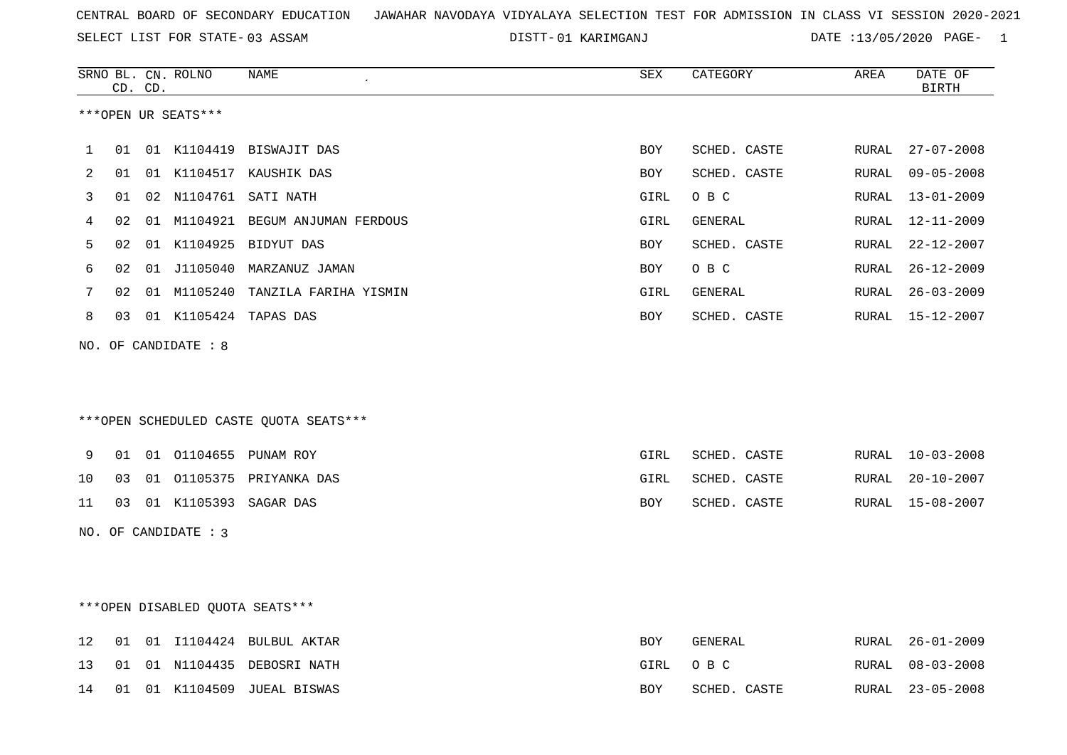CENTRAL BOARD OF SECONDARY EDUCATION JAWAHAR NAVODAYA VIDYALAYA SELECTION TEST FOR ADMISSION IN CLASS VI SESSION 2020-2021

SELECT LIST FOR STATE- 03 ASSAM DISTT- 01 KARIMGANJ DATE :13/05/2020

| SRNO | BL. CD. | CN. CD. | ROLNO | NAME | SEX | CATEGORY | AREA | DATE OF BIRTH |
|---|---|---|---|---|---|---|---|---|

***OPEN UR SEATS***

| SRNO | BL. CD. | CN. CD. | ROLNO | NAME | SEX | CATEGORY | AREA | DATE OF BIRTH |
|---|---|---|---|---|---|---|---|---|
| 1 | 01 | 01 | K1104419 | BISWAJIT DAS | BOY | SCHED. CASTE | RURAL | 27-07-2008 |
| 2 | 01 | 01 | K1104517 | KAUSHIK DAS | BOY | SCHED. CASTE | RURAL | 09-05-2008 |
| 3 | 01 | 02 | N1104761 | SATI NATH | GIRL | O B C | RURAL | 13-01-2009 |
| 4 | 02 | 01 | M1104921 | BEGUM ANJUMAN FERDOUS | GIRL | GENERAL | RURAL | 12-11-2009 |
| 5 | 02 | 01 | K1104925 | BIDYUT DAS | BOY | SCHED. CASTE | RURAL | 22-12-2007 |
| 6 | 02 | 01 | J1105040 | MARZANUZ JAMAN | BOY | O B C | RURAL | 26-12-2009 |
| 7 | 02 | 01 | M1105240 | TANZILA FARIHA YISMIN | GIRL | GENERAL | RURAL | 26-03-2009 |
| 8 | 03 | 01 | K1105424 | TAPAS DAS | BOY | SCHED. CASTE | RURAL | 15-12-2007 |

NO. OF CANDIDATE : 8

***OPEN SCHEDULED CASTE QUOTA SEATS***

| SRNO | BL. CD. | CN. CD. | ROLNO | NAME | SEX | CATEGORY | AREA | DATE OF BIRTH |
|---|---|---|---|---|---|---|---|---|
| 9 | 01 | 01 | O1104655 | PUNAM ROY | GIRL | SCHED. CASTE | RURAL | 10-03-2008 |
| 10 | 03 | 01 | O1105375 | PRIYANKA DAS | GIRL | SCHED. CASTE | RURAL | 20-10-2007 |
| 11 | 03 | 01 | K1105393 | SAGAR DAS | BOY | SCHED. CASTE | RURAL | 15-08-2007 |

NO. OF CANDIDATE : 3

***OPEN DISABLED QUOTA SEATS***

| SRNO | BL. CD. | CN. CD. | ROLNO | NAME | SEX | CATEGORY | AREA | DATE OF BIRTH |
|---|---|---|---|---|---|---|---|---|
| 12 | 01 | 01 | I1104424 | BULBUL AKTAR | BOY | GENERAL | RURAL | 26-01-2009 |
| 13 | 01 | 01 | N1104435 | DEBOSRI NATH | GIRL | O B C | RURAL | 08-03-2008 |
| 14 | 01 | 01 | K1104509 | JUEAL BISWAS | BOY | SCHED. CASTE | RURAL | 23-05-2008 |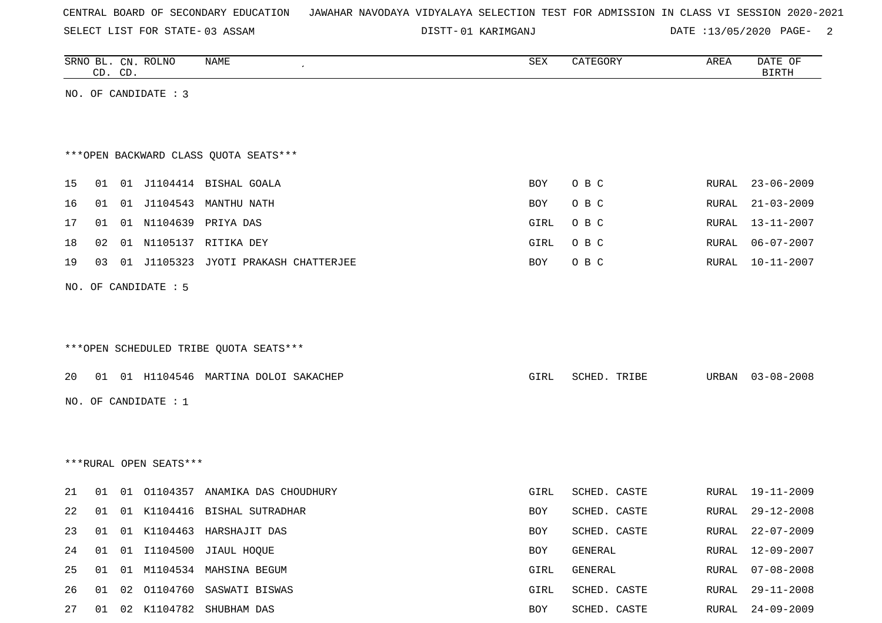CENTRAL BOARD OF SECONDARY EDUCATION JAWAHAR NAVODAYA VIDYALAYA SELECTION TEST FOR ADMISSION IN CLASS VI SESSION 2020-2021

SELECT LIST FOR STATE- 03 ASSAM DISTT- 01 KARIMGANJ DATE :13/05/2020

NO. OF CANDIDATE : 3

***OPEN BACKWARD CLASS QUOTA SEATS***

| SRNO | BL. CD. | CN. CD. | ROLNO | NAME | SEX | CATEGORY | AREA | DATE OF BIRTH |
|---|---|---|---|---|---|---|---|---|
| 15 | 01 | 01 | J1104414 | BISHAL GOALA | BOY | O B C | RURAL | 23-06-2009 |
| 16 | 01 | 01 | J1104543 | MANTHU NATH | BOY | O B C | RURAL | 21-03-2009 |
| 17 | 01 | 01 | N1104639 | PRIYA DAS | GIRL | O B C | RURAL | 13-11-2007 |
| 18 | 02 | 01 | N1105137 | RITIKA DEY | GIRL | O B C | RURAL | 06-07-2007 |
| 19 | 03 | 01 | J1105323 | JYOTI PRAKASH CHATTERJEE | BOY | O B C | RURAL | 10-11-2007 |

NO. OF CANDIDATE : 5

***OPEN SCHEDULED TRIBE QUOTA SEATS***

| SRNO | BL. CD. | CN. CD. | ROLNO | NAME | SEX | CATEGORY | AREA | DATE OF BIRTH |
|---|---|---|---|---|---|---|---|---|
| 20 | 01 | 01 | H1104546 | MARTINA DOLOI SAKACHEP | GIRL | SCHED. TRIBE | URBAN | 03-08-2008 |

NO. OF CANDIDATE : 1

***RURAL OPEN SEATS***

| SRNO | BL. CD. | CN. CD. | ROLNO | NAME | SEX | CATEGORY | AREA | DATE OF BIRTH |
|---|---|---|---|---|---|---|---|---|
| 21 | 01 | 01 | O1104357 | ANAMIKA DAS CHOUDHURY | GIRL | SCHED. CASTE | RURAL | 19-11-2009 |
| 22 | 01 | 01 | K1104416 | BISHAL SUTRADHAR | BOY | SCHED. CASTE | RURAL | 29-12-2008 |
| 23 | 01 | 01 | K1104463 | HARSHAJIT DAS | BOY | SCHED. CASTE | RURAL | 22-07-2009 |
| 24 | 01 | 01 | I1104500 | JIAUL HOQUE | BOY | GENERAL | RURAL | 12-09-2007 |
| 25 | 01 | 01 | M1104534 | MAHSINA BEGUM | GIRL | GENERAL | RURAL | 07-08-2008 |
| 26 | 01 | 02 | O1104760 | SASWATI BISWAS | GIRL | SCHED. CASTE | RURAL | 29-11-2008 |
| 27 | 01 | 02 | K1104782 | SHUBHAM DAS | BOY | SCHED. CASTE | RURAL | 24-09-2009 |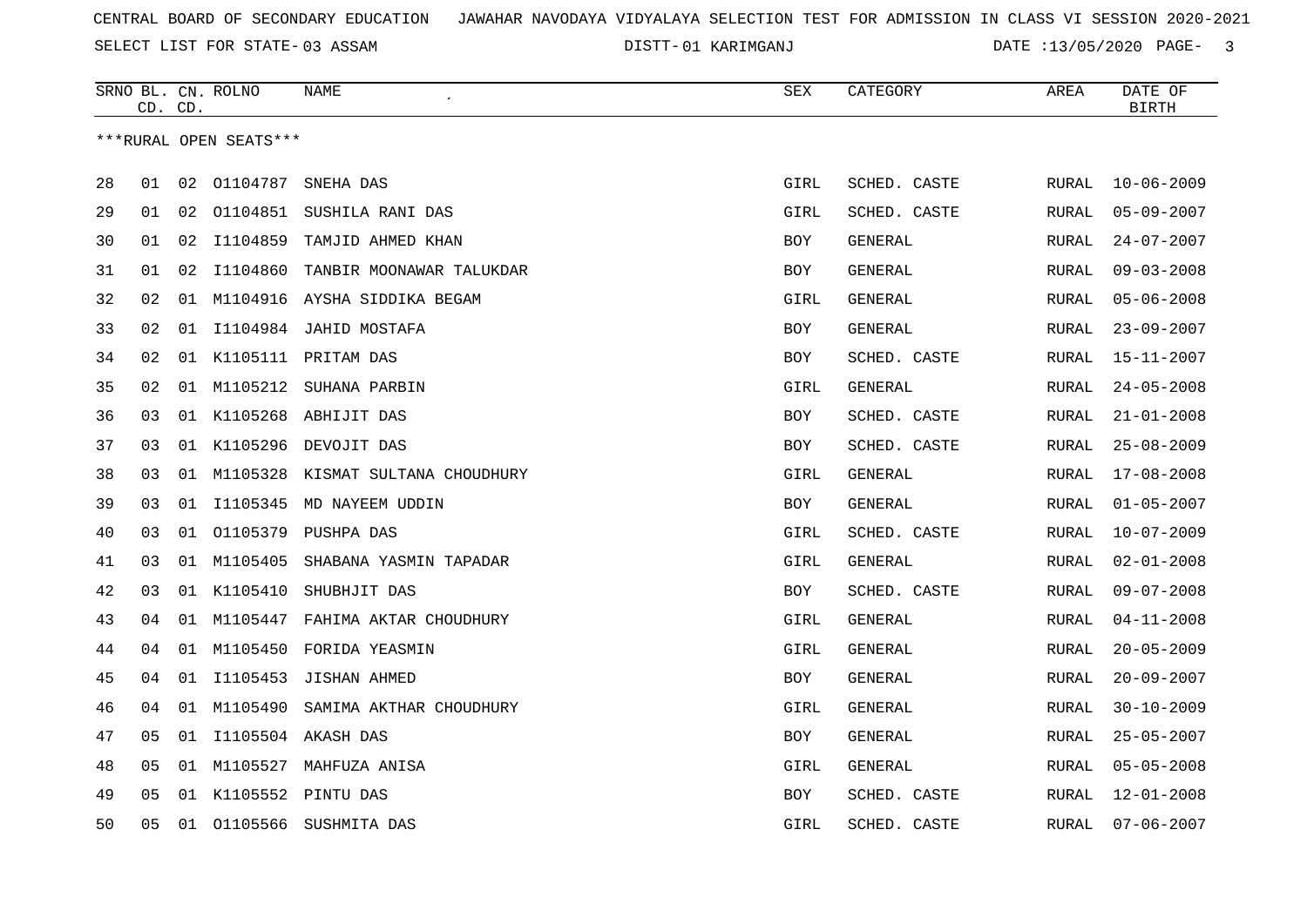CENTRAL BOARD OF SECONDARY EDUCATION JAWAHAR NAVODAYA VIDYALAYA SELECTION TEST FOR ADMISSION IN CLASS VI SESSION 2020-2021

SELECT LIST FOR STATE- 03 ASSAM DISTT- 01 KARIMGANJ DATE :13/05/2020

***RURAL OPEN SEATS***

| SRNO | BL. CD. | CN. CD. | ROLNO | NAME | SEX | CATEGORY | AREA | DATE OF BIRTH |
|---|---|---|---|---|---|---|---|---|
| 28 | 01 | 02 | O1104787 | SNEHA DAS | GIRL | SCHED. CASTE | RURAL | 10-06-2009 |
| 29 | 01 | 02 | O1104851 | SUSHILA RANI DAS | GIRL | SCHED. CASTE | RURAL | 05-09-2007 |
| 30 | 01 | 02 | I1104859 | TAMJID AHMED KHAN | BOY | GENERAL | RURAL | 24-07-2007 |
| 31 | 01 | 02 | I1104860 | TANBIR MOONAWAR TALUKDAR | BOY | GENERAL | RURAL | 09-03-2008 |
| 32 | 02 | 01 | M1104916 | AYSHA SIDDIKA BEGAM | GIRL | GENERAL | RURAL | 05-06-2008 |
| 33 | 02 | 01 | I1104984 | JAHID MOSTAFA | BOY | GENERAL | RURAL | 23-09-2007 |
| 34 | 02 | 01 | K1105111 | PRITAM DAS | BOY | SCHED. CASTE | RURAL | 15-11-2007 |
| 35 | 02 | 01 | M1105212 | SUHANA PARBIN | GIRL | GENERAL | RURAL | 24-05-2008 |
| 36 | 03 | 01 | K1105268 | ABHIJIT DAS | BOY | SCHED. CASTE | RURAL | 21-01-2008 |
| 37 | 03 | 01 | K1105296 | DEVOJIT DAS | BOY | SCHED. CASTE | RURAL | 25-08-2009 |
| 38 | 03 | 01 | M1105328 | KISMAT SULTANA CHOUDHURY | GIRL | GENERAL | RURAL | 17-08-2008 |
| 39 | 03 | 01 | I1105345 | MD NAYEEM UDDIN | BOY | GENERAL | RURAL | 01-05-2007 |
| 40 | 03 | 01 | O1105379 | PUSHPA DAS | GIRL | SCHED. CASTE | RURAL | 10-07-2009 |
| 41 | 03 | 01 | M1105405 | SHABANA YASMIN TAPADAR | GIRL | GENERAL | RURAL | 02-01-2008 |
| 42 | 03 | 01 | K1105410 | SHUBHJIT DAS | BOY | SCHED. CASTE | RURAL | 09-07-2008 |
| 43 | 04 | 01 | M1105447 | FAHIMA AKTAR CHOUDHURY | GIRL | GENERAL | RURAL | 04-11-2008 |
| 44 | 04 | 01 | M1105450 | FORIDA YEASMIN | GIRL | GENERAL | RURAL | 20-05-2009 |
| 45 | 04 | 01 | I1105453 | JISHAN AHMED | BOY | GENERAL | RURAL | 20-09-2007 |
| 46 | 04 | 01 | M1105490 | SAMIMA AKTHAR CHOUDHURY | GIRL | GENERAL | RURAL | 30-10-2009 |
| 47 | 05 | 01 | I1105504 | AKASH DAS | BOY | GENERAL | RURAL | 25-05-2007 |
| 48 | 05 | 01 | M1105527 | MAHFUZA ANISA | GIRL | GENERAL | RURAL | 05-05-2008 |
| 49 | 05 | 01 | K1105552 | PINTU DAS | BOY | SCHED. CASTE | RURAL | 12-01-2008 |
| 50 | 05 | 01 | O1105566 | SUSHMITA DAS | GIRL | SCHED. CASTE | RURAL | 07-06-2007 |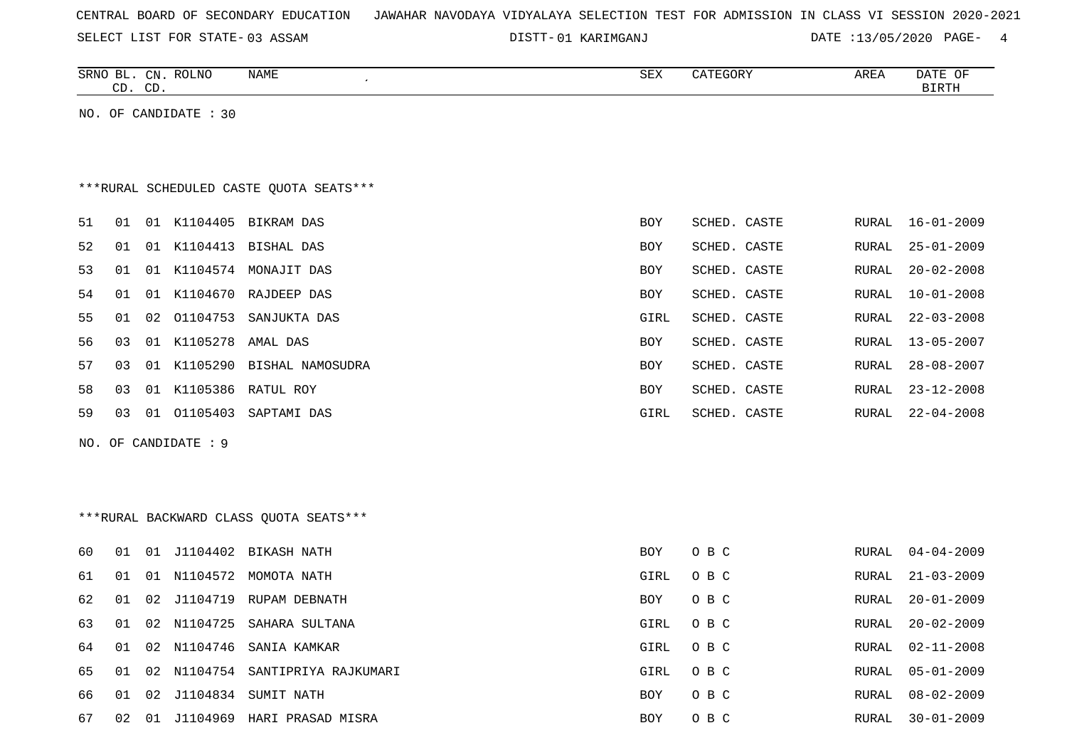CENTRAL BOARD OF SECONDARY EDUCATION JAWAHAR NAVODAYA VIDYALAYA SELECTION TEST FOR ADMISSION IN CLASS VI SESSION 2020-2021

SELECT LIST FOR STATE- 03 ASSAM DISTT- 01 KARIMGANJ DATE :13/05/2020

| SRNO | BL. CD. | CN. CD. | ROLNO | NAME | SEX | CATEGORY | AREA | DATE OF BIRTH |
|---|---|---|---|---|---|---|---|---|

NO. OF CANDIDATE : 30

***RURAL SCHEDULED CASTE QUOTA SEATS***

| SRNO | BL. CD. | CN. CD. | ROLNO | NAME | SEX | CATEGORY | AREA | DATE OF BIRTH |
|---|---|---|---|---|---|---|---|---|
| 51 | 01 | 01 | K1104405 | BIKRAM DAS | BOY | SCHED. CASTE | RURAL | 16-01-2009 |
| 52 | 01 | 01 | K1104413 | BISHAL DAS | BOY | SCHED. CASTE | RURAL | 25-01-2009 |
| 53 | 01 | 01 | K1104574 | MONAJIT DAS | BOY | SCHED. CASTE | RURAL | 20-02-2008 |
| 54 | 01 | 01 | K1104670 | RAJDEEP DAS | BOY | SCHED. CASTE | RURAL | 10-01-2008 |
| 55 | 01 | 02 | O1104753 | SANJUKTA DAS | GIRL | SCHED. CASTE | RURAL | 22-03-2008 |
| 56 | 03 | 01 | K1105278 | AMAL DAS | BOY | SCHED. CASTE | RURAL | 13-05-2007 |
| 57 | 03 | 01 | K1105290 | BISHAL NAMOSUDRA | BOY | SCHED. CASTE | RURAL | 28-08-2007 |
| 58 | 03 | 01 | K1105386 | RATUL ROY | BOY | SCHED. CASTE | RURAL | 23-12-2008 |
| 59 | 03 | 01 | O1105403 | SAPTAMI DAS | GIRL | SCHED. CASTE | RURAL | 22-04-2008 |

NO. OF CANDIDATE : 9

***RURAL BACKWARD CLASS QUOTA SEATS***

| SRNO | BL. CD. | CN. CD. | ROLNO | NAME | SEX | CATEGORY | AREA | DATE OF BIRTH |
|---|---|---|---|---|---|---|---|---|
| 60 | 01 | 01 | J1104402 | BIKASH NATH | BOY | O B C | RURAL | 04-04-2009 |
| 61 | 01 | 01 | N1104572 | MOMOTA NATH | GIRL | O B C | RURAL | 21-03-2009 |
| 62 | 01 | 02 | J1104719 | RUPAM DEBNATH | BOY | O B C | RURAL | 20-01-2009 |
| 63 | 01 | 02 | N1104725 | SAHARA SULTANA | GIRL | O B C | RURAL | 20-02-2009 |
| 64 | 01 | 02 | N1104746 | SANIA KAMKAR | GIRL | O B C | RURAL | 02-11-2008 |
| 65 | 01 | 02 | N1104754 | SANTIPRIYA RAJKUMARI | GIRL | O B C | RURAL | 05-01-2009 |
| 66 | 01 | 02 | J1104834 | SUMIT NATH | BOY | O B C | RURAL | 08-02-2009 |
| 67 | 02 | 01 | J1104969 | HARI PRASAD MISRA | BOY | O B C | RURAL | 30-01-2009 |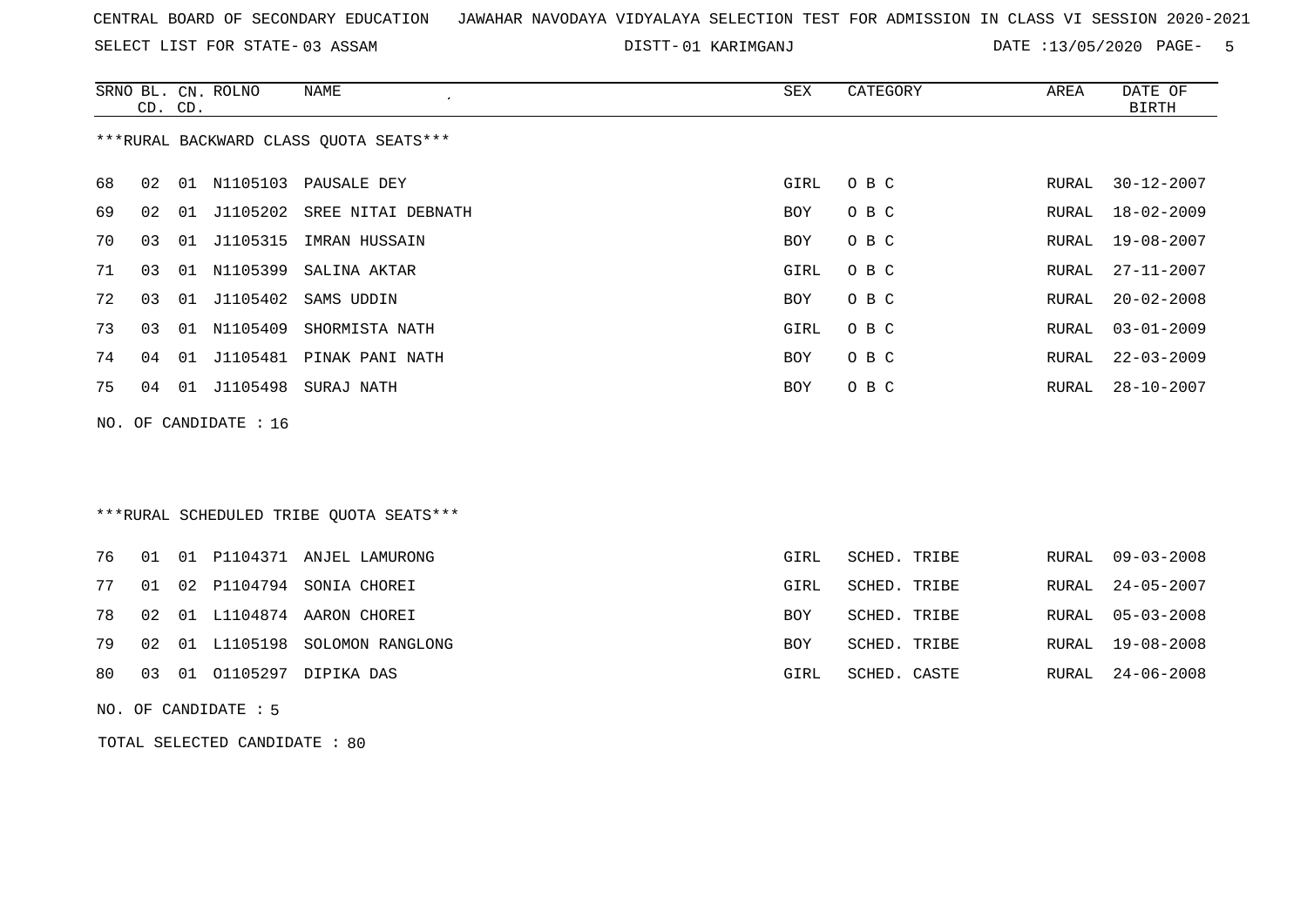CENTRAL BOARD OF SECONDARY EDUCATION JAWAHAR NAVODAYA VIDYALAYA SELECTION TEST FOR ADMISSION IN CLASS VI SESSION 2020-2021

SELECT LIST FOR STATE- 03 ASSAM DISTT- 01 KARIMGANJ DATE :13/05/2020

***RURAL BACKWARD CLASS QUOTA SEATS***

| SRNO | BL. CD. | CN. CD. | ROLNO | NAME | SEX | CATEGORY | AREA | DATE OF BIRTH |
|---|---|---|---|---|---|---|---|---|
| 68 | 02 | 01 | N1105103 | PAUSALE DEY | GIRL | O B C | RURAL | 30-12-2007 |
| 69 | 02 | 01 | J1105202 | SREE NITAI DEBNATH | BOY | O B C | RURAL | 18-02-2009 |
| 70 | 03 | 01 | J1105315 | IMRAN HUSSAIN | BOY | O B C | RURAL | 19-08-2007 |
| 71 | 03 | 01 | N1105399 | SALINA AKTAR | GIRL | O B C | RURAL | 27-11-2007 |
| 72 | 03 | 01 | J1105402 | SAMS UDDIN | BOY | O B C | RURAL | 20-02-2008 |
| 73 | 03 | 01 | N1105409 | SHORMISTA NATH | GIRL | O B C | RURAL | 03-01-2009 |
| 74 | 04 | 01 | J1105481 | PINAK PANI NATH | BOY | O B C | RURAL | 22-03-2009 |
| 75 | 04 | 01 | J1105498 | SURAJ NATH | BOY | O B C | RURAL | 28-10-2007 |

NO. OF CANDIDATE : 16

***RURAL SCHEDULED TRIBE QUOTA SEATS***

| SRNO | BL. CD. | CN. CD. | ROLNO | NAME | SEX | CATEGORY | AREA | DATE OF BIRTH |
|---|---|---|---|---|---|---|---|---|
| 76 | 01 | 01 | P1104371 | ANJEL LAMURONG | GIRL | SCHED. TRIBE | RURAL | 09-03-2008 |
| 77 | 01 | 02 | P1104794 | SONIA CHOREI | GIRL | SCHED. TRIBE | RURAL | 24-05-2007 |
| 78 | 02 | 01 | L1104874 | AARON CHOREI | BOY | SCHED. TRIBE | RURAL | 05-03-2008 |
| 79 | 02 | 01 | L1105198 | SOLOMON RANGLONG | BOY | SCHED. TRIBE | RURAL | 19-08-2008 |
| 80 | 03 | 01 | O1105297 | DIPIKA DAS | GIRL | SCHED. CASTE | RURAL | 24-06-2008 |

NO. OF CANDIDATE : 5

TOTAL SELECTED CANDIDATE : 80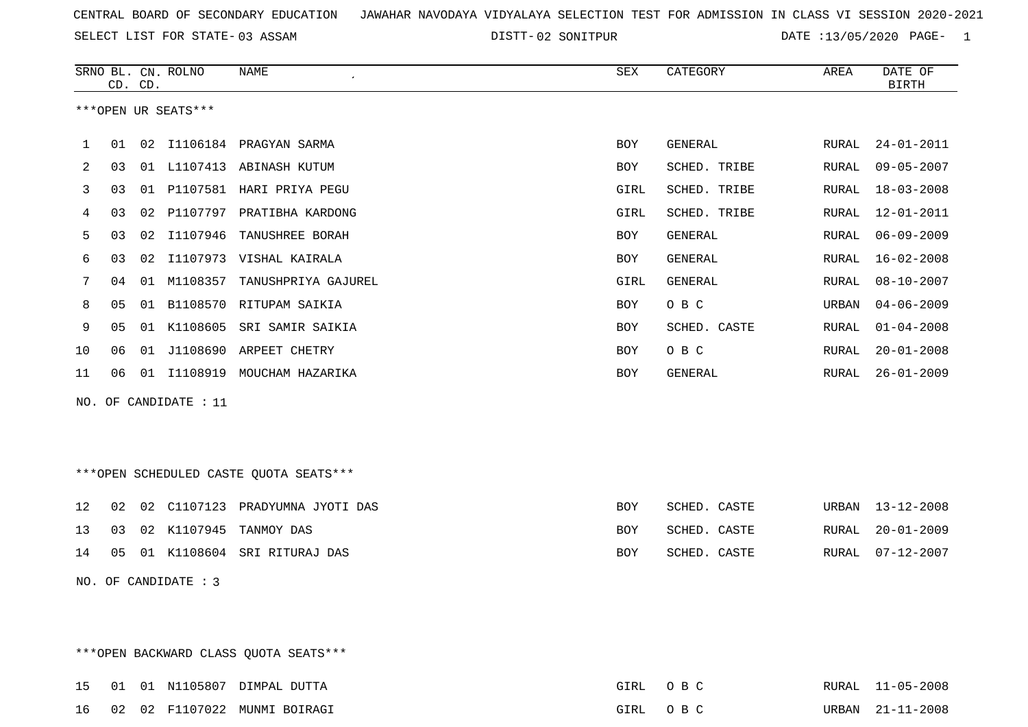CENTRAL BOARD OF SECONDARY EDUCATION JAWAHAR NAVODAYA VIDYALAYA SELECTION TEST FOR ADMISSION IN CLASS VI SESSION 2020-2021

SELECT LIST FOR STATE- 03 ASSAM DISTT- 02 SONITPUR DATE :13/05/2020 PAGE- 1

***OPEN UR SEATS***

| SRNO | BL. CD. | CN. CD. | ROLNO | NAME | SEX | CATEGORY | AREA | DATE OF BIRTH |
|---|---|---|---|---|---|---|---|---|
| 1 | 01 | 02 | I1106184 | PRAGYAN SARMA | BOY | GENERAL | RURAL | 24-01-2011 |
| 2 | 03 | 01 | L1107413 | ABINASH KUTUM | BOY | SCHED. TRIBE | RURAL | 09-05-2007 |
| 3 | 03 | 01 | P1107581 | HARI PRIYA PEGU | GIRL | SCHED. TRIBE | RURAL | 18-03-2008 |
| 4 | 03 | 02 | P1107797 | PRATIBHA KARDONG | GIRL | SCHED. TRIBE | RURAL | 12-01-2011 |
| 5 | 03 | 02 | I1107946 | TANUSHREE BORAH | BOY | GENERAL | RURAL | 06-09-2009 |
| 6 | 03 | 02 | I1107973 | VISHAL KAIRALA | BOY | GENERAL | RURAL | 16-02-2008 |
| 7 | 04 | 01 | M1108357 | TANUSHPRIYA GAJUREL | GIRL | GENERAL | RURAL | 08-10-2007 |
| 8 | 05 | 01 | B1108570 | RITUPAM SAIKIA | BOY | O B C | URBAN | 04-06-2009 |
| 9 | 05 | 01 | K1108605 | SRI SAMIR SAIKIA | BOY | SCHED. CASTE | RURAL | 01-04-2008 |
| 10 | 06 | 01 | J1108690 | ARPEET CHETRY | BOY | O B C | RURAL | 20-01-2008 |
| 11 | 06 | 01 | I1108919 | MOUCHAM HAZARIKA | BOY | GENERAL | RURAL | 26-01-2009 |

NO. OF CANDIDATE : 11

***OPEN SCHEDULED CASTE QUOTA SEATS***

| SRNO | BL. CD. | CN. CD. | ROLNO | NAME | SEX | CATEGORY | AREA | DATE OF BIRTH |
|---|---|---|---|---|---|---|---|---|
| 12 | 02 | 02 | C1107123 | PRADYUMNA JYOTI DAS | BOY | SCHED. CASTE | URBAN | 13-12-2008 |
| 13 | 03 | 02 | K1107945 | TANMOY DAS | BOY | SCHED. CASTE | RURAL | 20-01-2009 |
| 14 | 05 | 01 | K1108604 | SRI RITURAJ DAS | BOY | SCHED. CASTE | RURAL | 07-12-2007 |

NO. OF CANDIDATE : 3

***OPEN BACKWARD CLASS QUOTA SEATS***

| SRNO | BL. CD. | CN. CD. | ROLNO | NAME | SEX | CATEGORY | AREA | DATE OF BIRTH |
|---|---|---|---|---|---|---|---|---|
| 15 | 01 | 01 | N1105807 | DIMPAL DUTTA | GIRL | O B C | RURAL | 11-05-2008 |
| 16 | 02 | 02 | F1107022 | MUNMI BOIRAGI | GIRL | O B C | URBAN | 21-11-2008 |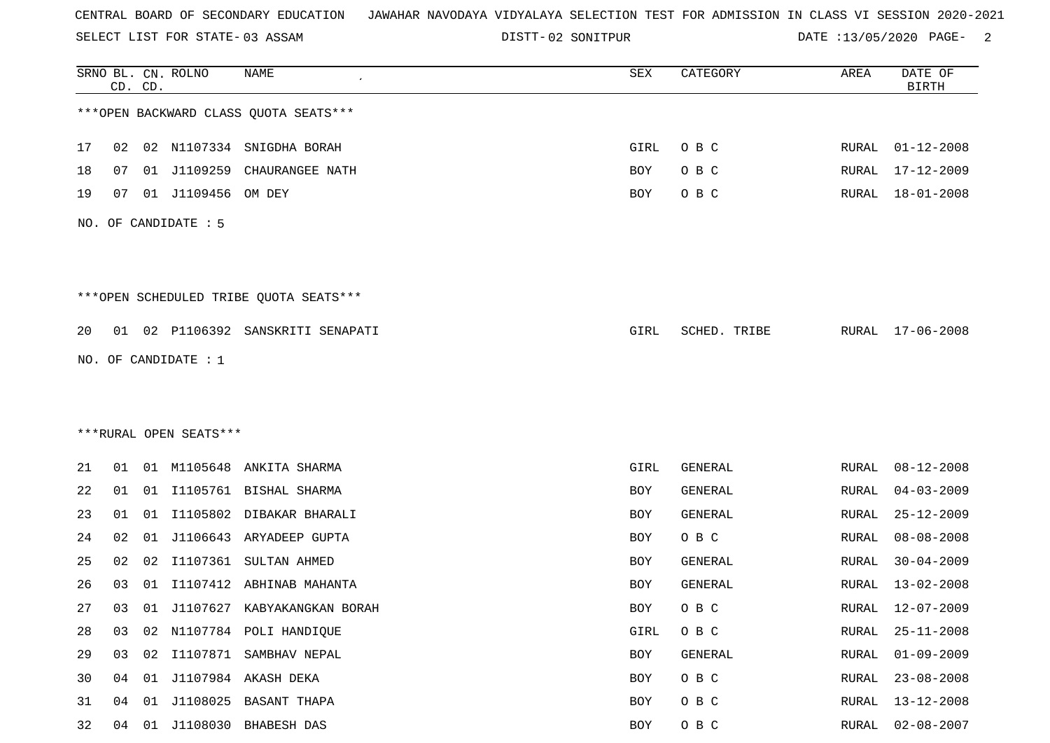CENTRAL BOARD OF SECONDARY EDUCATION JAWAHAR NAVODAYA VIDYALAYA SELECTION TEST FOR ADMISSION IN CLASS VI SESSION 2020-2021

SELECT LIST FOR STATE- 03 ASSAM DISTT- 02 SONITPUR DATE :13/05/2020

| SRNO | BL. CD. | CN. CD. | ROLNO | NAME | SEX | CATEGORY | AREA | DATE OF BIRTH |
|---|---|---|---|---|---|---|---|---|

***OPEN BACKWARD CLASS QUOTA SEATS***

| SRNO | BL. CD. | CN. CD. | ROLNO | NAME | SEX | CATEGORY | AREA | DATE OF BIRTH |
|---|---|---|---|---|---|---|---|---|
| 17 | 02 | 02 | N1107334 | SNIGDHA BORAH | GIRL | O B C | RURAL | 01-12-2008 |
| 18 | 07 | 01 | J1109259 | CHAURANGEE NATH | BOY | O B C | RURAL | 17-12-2009 |
| 19 | 07 | 01 | J1109456 | OM DEY | BOY | O B C | RURAL | 18-01-2008 |

NO. OF CANDIDATE : 5

***OPEN SCHEDULED TRIBE QUOTA SEATS***

| SRNO | BL. CD. | CN. CD. | ROLNO | NAME | SEX | CATEGORY | AREA | DATE OF BIRTH |
|---|---|---|---|---|---|---|---|---|
| 20 | 01 | 02 | P1106392 | SANSKRITI SENAPATI | GIRL | SCHED. TRIBE | RURAL | 17-06-2008 |

NO. OF CANDIDATE : 1

***RURAL OPEN SEATS***

| SRNO | BL. CD. | CN. CD. | ROLNO | NAME | SEX | CATEGORY | AREA | DATE OF BIRTH |
|---|---|---|---|---|---|---|---|---|
| 21 | 01 | 01 | M1105648 | ANKITA SHARMA | GIRL | GENERAL | RURAL | 08-12-2008 |
| 22 | 01 | 01 | I1105761 | BISHAL SHARMA | BOY | GENERAL | RURAL | 04-03-2009 |
| 23 | 01 | 01 | I1105802 | DIBAKAR BHARALI | BOY | GENERAL | RURAL | 25-12-2009 |
| 24 | 02 | 01 | J1106643 | ARYADEEP GUPTA | BOY | O B C | RURAL | 08-08-2008 |
| 25 | 02 | 02 | I1107361 | SULTAN AHMED | BOY | GENERAL | RURAL | 30-04-2009 |
| 26 | 03 | 01 | I1107412 | ABHINAB MAHANTA | BOY | GENERAL | RURAL | 13-02-2008 |
| 27 | 03 | 01 | J1107627 | KABYAKANGKAN BORAH | BOY | O B C | RURAL | 12-07-2009 |
| 28 | 03 | 02 | N1107784 | POLI HANDIQUE | GIRL | O B C | RURAL | 25-11-2008 |
| 29 | 03 | 02 | I1107871 | SAMBHAV NEPAL | BOY | GENERAL | RURAL | 01-09-2009 |
| 30 | 04 | 01 | J1107984 | AKASH DEKA | BOY | O B C | RURAL | 23-08-2008 |
| 31 | 04 | 01 | J1108025 | BASANT THAPA | BOY | O B C | RURAL | 13-12-2008 |
| 32 | 04 | 01 | J1108030 | BHABESH DAS | BOY | O B C | RURAL | 02-08-2007 |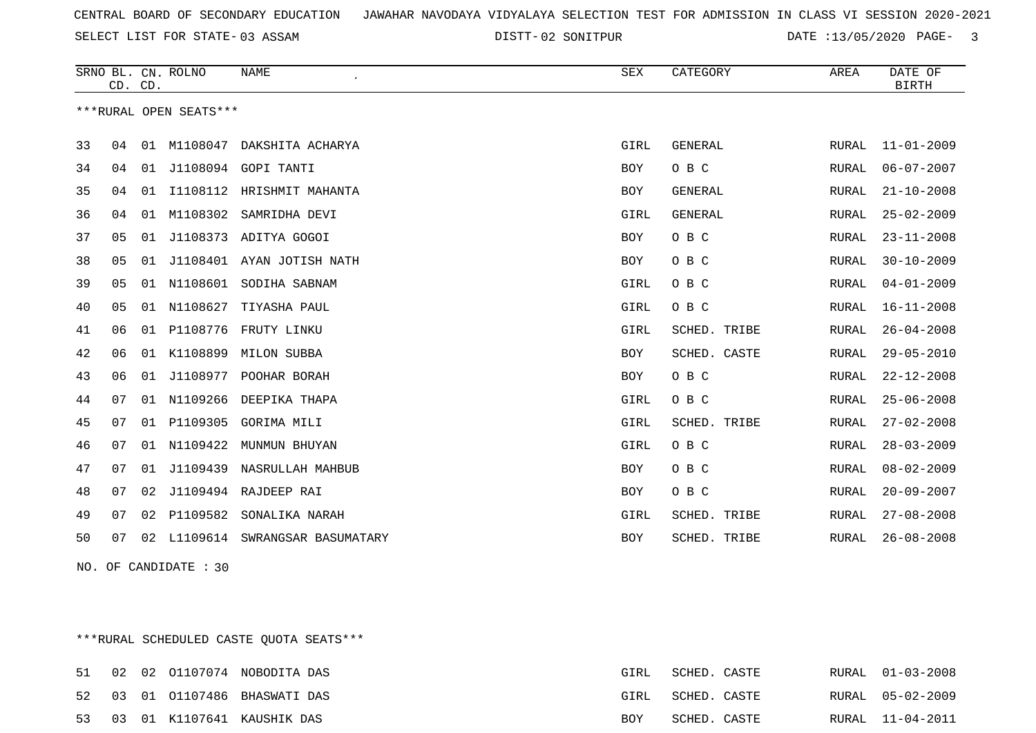CENTRAL BOARD OF SECONDARY EDUCATION JAWAHAR NAVODAYA VIDYALAYA SELECTION TEST FOR ADMISSION IN CLASS VI SESSION 2020-2021

SELECT LIST FOR STATE- 03 ASSAM DISTT- 02 SONITPUR DATE :13/05/2020

***RURAL OPEN SEATS***

| SRNO | BL. CD. | CN. CD. | ROLNO | NAME | SEX | CATEGORY | AREA | DATE OF BIRTH |
|---|---|---|---|---|---|---|---|---|
| 33 | 04 | 01 | M1108047 | DAKSHITA ACHARYA | GIRL | GENERAL | RURAL | 11-01-2009 |
| 34 | 04 | 01 | J1108094 | GOPI TANTI | BOY | O B C | RURAL | 06-07-2007 |
| 35 | 04 | 01 | I1108112 | HRISHMIT MAHANTA | BOY | GENERAL | RURAL | 21-10-2008 |
| 36 | 04 | 01 | M1108302 | SAMRIDHA DEVI | GIRL | GENERAL | RURAL | 25-02-2009 |
| 37 | 05 | 01 | J1108373 | ADITYA GOGOI | BOY | O B C | RURAL | 23-11-2008 |
| 38 | 05 | 01 | J1108401 | AYAN JOTISH NATH | BOY | O B C | RURAL | 30-10-2009 |
| 39 | 05 | 01 | N1108601 | SODIHA SABNAM | GIRL | O B C | RURAL | 04-01-2009 |
| 40 | 05 | 01 | N1108627 | TIYASHA PAUL | GIRL | O B C | RURAL | 16-11-2008 |
| 41 | 06 | 01 | P1108776 | FRUTY LINKU | GIRL | SCHED. TRIBE | RURAL | 26-04-2008 |
| 42 | 06 | 01 | K1108899 | MILON SUBBA | BOY | SCHED. CASTE | RURAL | 29-05-2010 |
| 43 | 06 | 01 | J1108977 | POOHAR BORAH | BOY | O B C | RURAL | 22-12-2008 |
| 44 | 07 | 01 | N1109266 | DEEPIKA THAPA | GIRL | O B C | RURAL | 25-06-2008 |
| 45 | 07 | 01 | P1109305 | GORIMA MILI | GIRL | SCHED. TRIBE | RURAL | 27-02-2008 |
| 46 | 07 | 01 | N1109422 | MUNMUN BHUYAN | GIRL | O B C | RURAL | 28-03-2009 |
| 47 | 07 | 01 | J1109439 | NASRULLAH MAHBUB | BOY | O B C | RURAL | 08-02-2009 |
| 48 | 07 | 02 | J1109494 | RAJDEEP RAI | BOY | O B C | RURAL | 20-09-2007 |
| 49 | 07 | 02 | P1109582 | SONALIKA NARAH | GIRL | SCHED. TRIBE | RURAL | 27-08-2008 |
| 50 | 07 | 02 | L1109614 | SWRANGSAR BASUMATARY | BOY | SCHED. TRIBE | RURAL | 26-08-2008 |

NO. OF CANDIDATE : 30

***RURAL SCHEDULED CASTE QUOTA SEATS***

| SRNO | BL. CD. | CN. CD. | ROLNO | NAME | SEX | CATEGORY | AREA | DATE OF BIRTH |
|---|---|---|---|---|---|---|---|---|
| 51 | 02 | 02 | O1107074 | NOBODITA DAS | GIRL | SCHED. CASTE | RURAL | 01-03-2008 |
| 52 | 03 | 01 | O1107486 | BHASWATI DAS | GIRL | SCHED. CASTE | RURAL | 05-02-2009 |
| 53 | 03 | 01 | K1107641 | KAUSHIK DAS | BOY | SCHED. CASTE | RURAL | 11-04-2011 |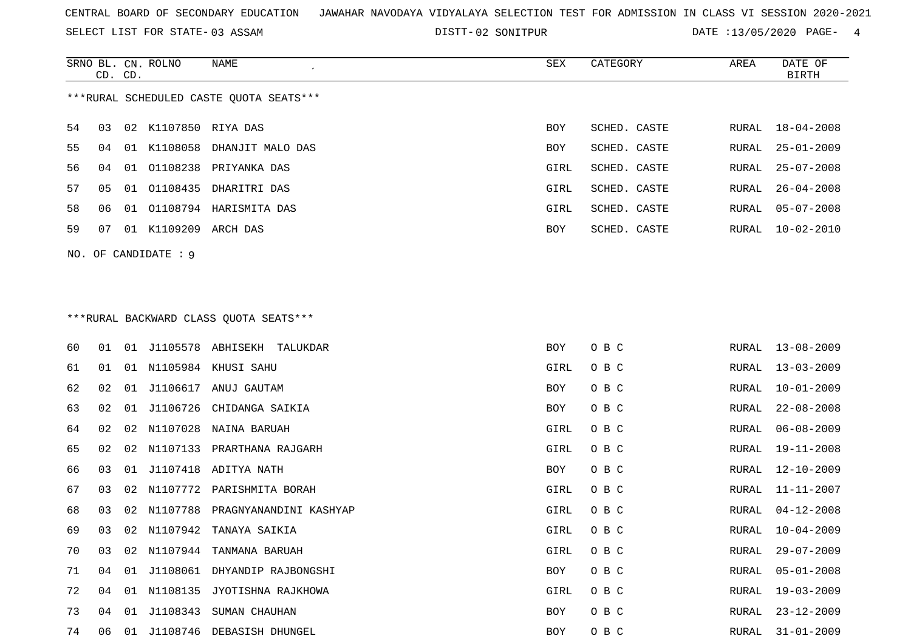CENTRAL BOARD OF SECONDARY EDUCATION JAWAHAR NAVODAYA VIDYALAYA SELECTION TEST FOR ADMISSION IN CLASS VI SESSION 2020-2021

SELECT LIST FOR STATE- 03 ASSAM DISTT- 02 SONITPUR DATE :13/05/2020

***RURAL SCHEDULED CASTE QUOTA SEATS***

| SRNO | BL. CD. | CN. CD. | ROLNO | NAME | SEX | CATEGORY | AREA | DATE OF BIRTH |
|---|---|---|---|---|---|---|---|---|
| 54 | 03 | 02 | K1107850 | RIYA DAS | BOY | SCHED. CASTE | RURAL | 18-04-2008 |
| 55 | 04 | 01 | K1108058 | DHANJIT MALO DAS | BOY | SCHED. CASTE | RURAL | 25-01-2009 |
| 56 | 04 | 01 | O1108238 | PRIYANKA DAS | GIRL | SCHED. CASTE | RURAL | 25-07-2008 |
| 57 | 05 | 01 | O1108435 | DHARITRI DAS | GIRL | SCHED. CASTE | RURAL | 26-04-2008 |
| 58 | 06 | 01 | O1108794 | HARISMITA DAS | GIRL | SCHED. CASTE | RURAL | 05-07-2008 |
| 59 | 07 | 01 | K1109209 | ARCH DAS | BOY | SCHED. CASTE | RURAL | 10-02-2010 |

NO. OF CANDIDATE : 9

***RURAL BACKWARD CLASS QUOTA SEATS***

| SRNO | BL. CD. | CN. CD. | ROLNO | NAME | SEX | CATEGORY | AREA | DATE OF BIRTH |
|---|---|---|---|---|---|---|---|---|
| 60 | 01 | 01 | J1105578 | ABHISEKH TALUKDAR | BOY | O B C | RURAL | 13-08-2009 |
| 61 | 01 | 01 | N1105984 | KHUSI SAHU | GIRL | O B C | RURAL | 13-03-2009 |
| 62 | 02 | 01 | J1106617 | ANUJ GAUTAM | BOY | O B C | RURAL | 10-01-2009 |
| 63 | 02 | 01 | J1106726 | CHIDANGA SAIKIA | BOY | O B C | RURAL | 22-08-2008 |
| 64 | 02 | 02 | N1107028 | NAINA BARUAH | GIRL | O B C | RURAL | 06-08-2009 |
| 65 | 02 | 02 | N1107133 | PRARTHANA RAJGARH | GIRL | O B C | RURAL | 19-11-2008 |
| 66 | 03 | 01 | J1107418 | ADITYA NATH | BOY | O B C | RURAL | 12-10-2009 |
| 67 | 03 | 02 | N1107772 | PARISHMITA BORAH | GIRL | O B C | RURAL | 11-11-2007 |
| 68 | 03 | 02 | N1107788 | PRAGNYANANDINI KASHYAP | GIRL | O B C | RURAL | 04-12-2008 |
| 69 | 03 | 02 | N1107942 | TANAYA SAIKIA | GIRL | O B C | RURAL | 10-04-2009 |
| 70 | 03 | 02 | N1107944 | TANMANA BARUAH | GIRL | O B C | RURAL | 29-07-2009 |
| 71 | 04 | 01 | J1108061 | DHYANDIP RAJBONGSHI | BOY | O B C | RURAL | 05-01-2008 |
| 72 | 04 | 01 | N1108135 | JYOTISHNA RAJKHOWA | GIRL | O B C | RURAL | 19-03-2009 |
| 73 | 04 | 01 | J1108343 | SUMAN CHAUHAN | BOY | O B C | RURAL | 23-12-2009 |
| 74 | 06 | 01 | J1108746 | DEBASISH DHUNGEL | BOY | O B C | RURAL | 31-01-2009 |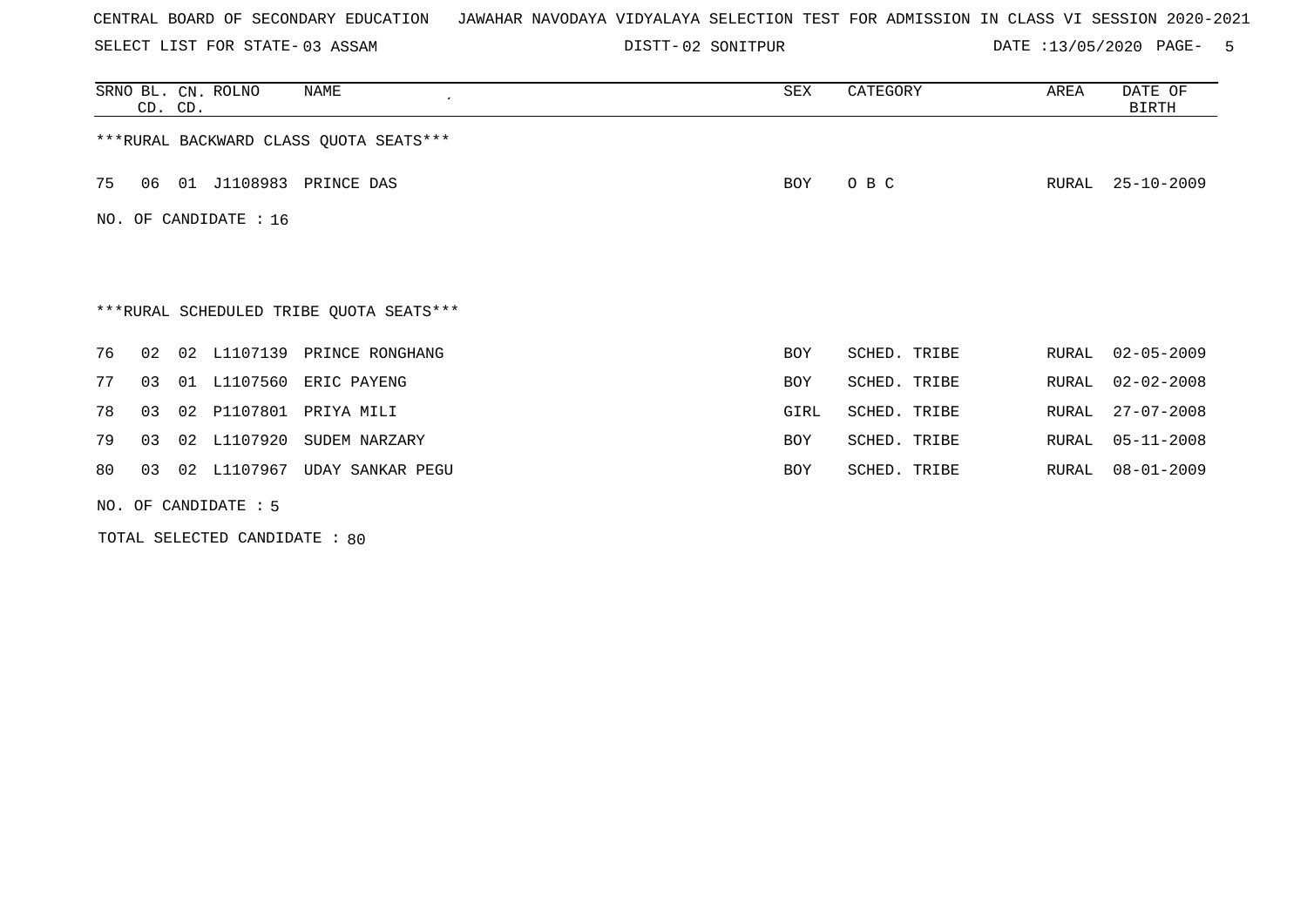CENTRAL BOARD OF SECONDARY EDUCATION JAWAHAR NAVODAYA VIDYALAYA SELECTION TEST FOR ADMISSION IN CLASS VI SESSION 2020-2021

SELECT LIST FOR STATE- 03 ASSAM DISTT- 02 SONITPUR DATE :13/05/2020

| SRNO | BL. CD. | CN. CD. | ROLNO | NAME | SEX | CATEGORY | AREA | DATE OF BIRTH |
|---|---|---|---|---|---|---|---|---|

***RURAL BACKWARD CLASS QUOTA SEATS***

| SRNO | BL. CD. | CN. CD. | ROLNO | NAME | SEX | CATEGORY | AREA | DATE OF BIRTH |
|---|---|---|---|---|---|---|---|---|
| 75 | 06 | 01 | J1108983 | PRINCE DAS | BOY | O B C | RURAL | 25-10-2009 |

NO. OF CANDIDATE : 16

***RURAL SCHEDULED TRIBE QUOTA SEATS***

| SRNO | BL. CD. | CN. CD. | ROLNO | NAME | SEX | CATEGORY | AREA | DATE OF BIRTH |
|---|---|---|---|---|---|---|---|---|
| 76 | 02 | 02 | L1107139 | PRINCE RONGHANG | BOY | SCHED. TRIBE | RURAL | 02-05-2009 |
| 77 | 03 | 01 | L1107560 | ERIC PAYENG | BOY | SCHED. TRIBE | RURAL | 02-02-2008 |
| 78 | 03 | 02 | P1107801 | PRIYA MILI | GIRL | SCHED. TRIBE | RURAL | 27-07-2008 |
| 79 | 03 | 02 | L1107920 | SUDEM NARZARY | BOY | SCHED. TRIBE | RURAL | 05-11-2008 |
| 80 | 03 | 02 | L1107967 | UDAY SANKAR PEGU | BOY | SCHED. TRIBE | RURAL | 08-01-2009 |

NO. OF CANDIDATE : 5

TOTAL SELECTED CANDIDATE : 80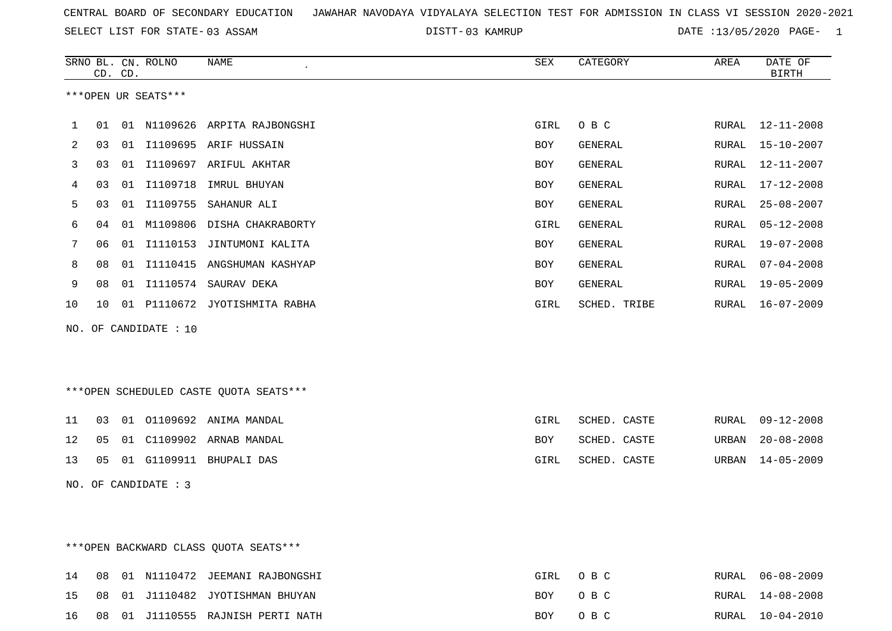CENTRAL BOARD OF SECONDARY EDUCATION   JAWAHAR NAVODAYA VIDYALAYA SELECTION TEST FOR ADMISSION IN CLASS VI SESSION 2020-2021

SELECT LIST FOR STATE- 03 ASSAM   DISTT- 03 KAMRUP   DATE :13/05/2020

| SRNO | BL. CD. | CN. CD. | ROLNO | NAME | SEX | CATEGORY | AREA | DATE OF BIRTH |
|---|---|---|---|---|---|---|---|---|

***OPEN UR SEATS***

| SRNO | BL. CD. | CN. CD. | ROLNO | NAME | SEX | CATEGORY | AREA | DATE OF BIRTH |
|---|---|---|---|---|---|---|---|---|
| 1 | 01 | 01 | N1109626 | ARPITA RAJBONGSHI | GIRL | O B C | RURAL | 12-11-2008 |
| 2 | 03 | 01 | I1109695 | ARIF HUSSAIN | BOY | GENERAL | RURAL | 15-10-2007 |
| 3 | 03 | 01 | I1109697 | ARIFUL AKHTAR | BOY | GENERAL | RURAL | 12-11-2007 |
| 4 | 03 | 01 | I1109718 | IMRUL BHUYAN | BOY | GENERAL | RURAL | 17-12-2008 |
| 5 | 03 | 01 | I1109755 | SAHANUR ALI | BOY | GENERAL | RURAL | 25-08-2007 |
| 6 | 04 | 01 | M1109806 | DISHA CHAKRABORTY | GIRL | GENERAL | RURAL | 05-12-2008 |
| 7 | 06 | 01 | I1110153 | JINTUMONI KALITA | BOY | GENERAL | RURAL | 19-07-2008 |
| 8 | 08 | 01 | I1110415 | ANGSHUMAN KASHYAP | BOY | GENERAL | RURAL | 07-04-2008 |
| 9 | 08 | 01 | I1110574 | SAURAV DEKA | BOY | GENERAL | RURAL | 19-05-2009 |
| 10 | 10 | 01 | P1110672 | JYOTISHMITA RABHA | GIRL | SCHED. TRIBE | RURAL | 16-07-2009 |

NO. OF CANDIDATE : 10

***OPEN SCHEDULED CASTE QUOTA SEATS***

| SRNO | BL. CD. | CN. CD. | ROLNO | NAME | SEX | CATEGORY | AREA | DATE OF BIRTH |
|---|---|---|---|---|---|---|---|---|
| 11 | 03 | 01 | O1109692 | ANIMA MANDAL | GIRL | SCHED. CASTE | RURAL | 09-12-2008 |
| 12 | 05 | 01 | C1109902 | ARNAB MANDAL | BOY | SCHED. CASTE | URBAN | 20-08-2008 |
| 13 | 05 | 01 | G1109911 | BHUPALI DAS | GIRL | SCHED. CASTE | URBAN | 14-05-2009 |

NO. OF CANDIDATE : 3

***OPEN BACKWARD CLASS QUOTA SEATS***

| SRNO | BL. CD. | CN. CD. | ROLNO | NAME | SEX | CATEGORY | AREA | DATE OF BIRTH |
|---|---|---|---|---|---|---|---|---|
| 14 | 08 | 01 | N1110472 | JEEMANI RAJBONGSHI | GIRL | O B C | RURAL | 06-08-2009 |
| 15 | 08 | 01 | J1110482 | JYOTISHMAN BHUYAN | BOY | O B C | RURAL | 14-08-2008 |
| 16 | 08 | 01 | J1110555 | RAJNISH PERTI NATH | BOY | O B C | RURAL | 10-04-2010 |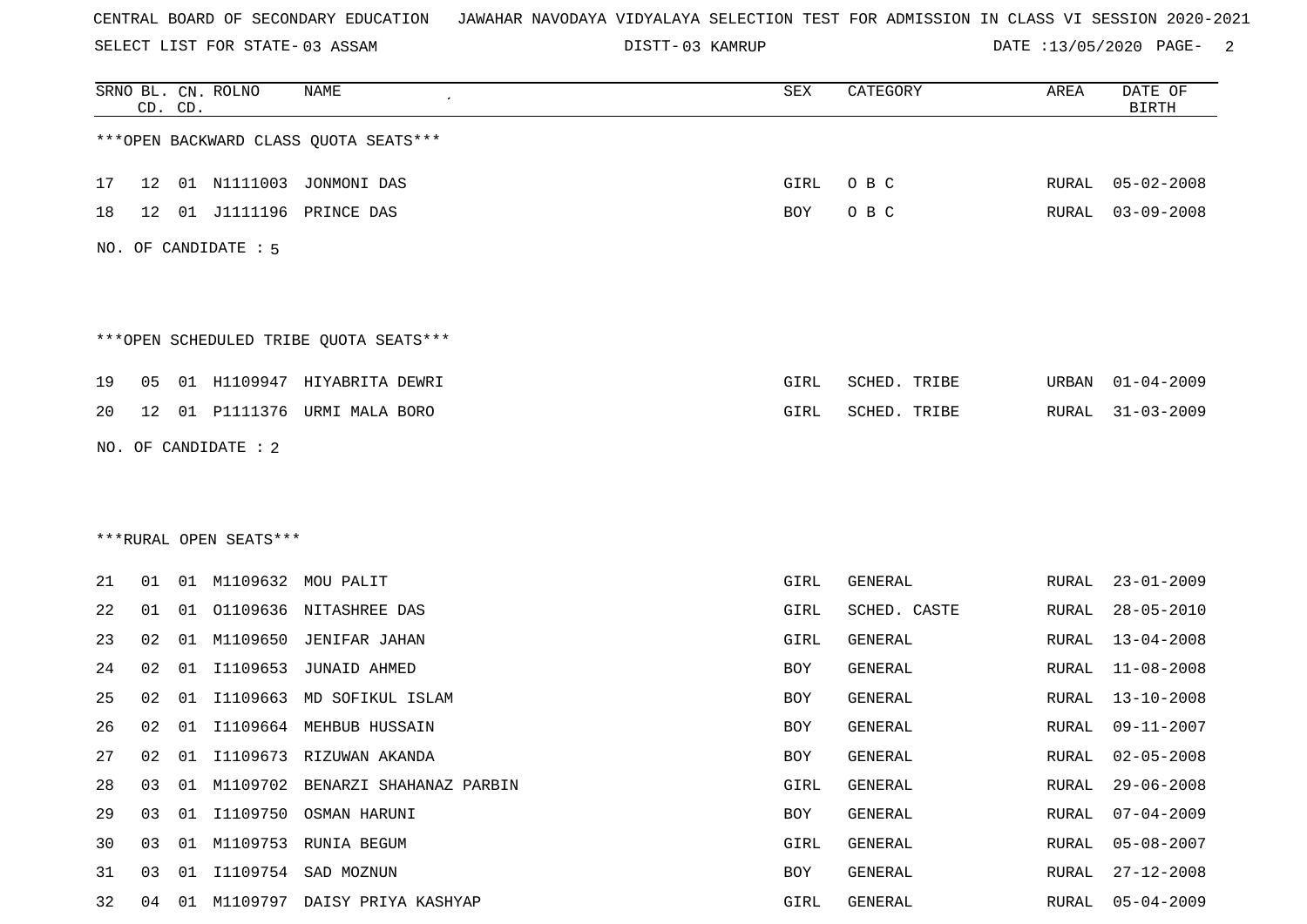CENTRAL BOARD OF SECONDARY EDUCATION JAWAHAR NAVODAYA VIDYALAYA SELECTION TEST FOR ADMISSION IN CLASS VI SESSION 2020-2021

SELECT LIST FOR STATE- 03 ASSAM DISTT- 03 KAMRUP DATE :13/05/2020

| SRNO | BL. CD. | CN. CD. | ROLNO | NAME | SEX | CATEGORY | AREA | DATE OF BIRTH |
|---|---|---|---|---|---|---|---|---|

***OPEN BACKWARD CLASS QUOTA SEATS***

| SRNO | BL. CD. | CN. CD. | ROLNO | NAME | SEX | CATEGORY | AREA | DATE OF BIRTH |
|---|---|---|---|---|---|---|---|---|
| 17 | 12 | 01 | N1111003 | JONMONI DAS | GIRL | O B C | RURAL | 05-02-2008 |
| 18 | 12 | 01 | J1111196 | PRINCE DAS | BOY | O B C | RURAL | 03-09-2008 |

NO. OF CANDIDATE : 5

***OPEN SCHEDULED TRIBE QUOTA SEATS***

| SRNO | BL. CD. | CN. CD. | ROLNO | NAME | SEX | CATEGORY | AREA | DATE OF BIRTH |
|---|---|---|---|---|---|---|---|---|
| 19 | 05 | 01 | H1109947 | HIYABRITA DEWRI | GIRL | SCHED. TRIBE | URBAN | 01-04-2009 |
| 20 | 12 | 01 | P1111376 | URMI MALA BORO | GIRL | SCHED. TRIBE | RURAL | 31-03-2009 |

NO. OF CANDIDATE : 2

***RURAL OPEN SEATS***

| SRNO | BL. CD. | CN. CD. | ROLNO | NAME | SEX | CATEGORY | AREA | DATE OF BIRTH |
|---|---|---|---|---|---|---|---|---|
| 21 | 01 | 01 | M1109632 | MOU PALIT | GIRL | GENERAL | RURAL | 23-01-2009 |
| 22 | 01 | 01 | O1109636 | NITASHREE DAS | GIRL | SCHED. CASTE | RURAL | 28-05-2010 |
| 23 | 02 | 01 | M1109650 | JENIFAR JAHAN | GIRL | GENERAL | RURAL | 13-04-2008 |
| 24 | 02 | 01 | I1109653 | JUNAID AHMED | BOY | GENERAL | RURAL | 11-08-2008 |
| 25 | 02 | 01 | I1109663 | MD SOFIKUL ISLAM | BOY | GENERAL | RURAL | 13-10-2008 |
| 26 | 02 | 01 | I1109664 | MEHBUB HUSSAIN | BOY | GENERAL | RURAL | 09-11-2007 |
| 27 | 02 | 01 | I1109673 | RIZUWAN AKANDA | BOY | GENERAL | RURAL | 02-05-2008 |
| 28 | 03 | 01 | M1109702 | BENARZI SHAHANAZ PARBIN | GIRL | GENERAL | RURAL | 29-06-2008 |
| 29 | 03 | 01 | I1109750 | OSMAN HARUNI | BOY | GENERAL | RURAL | 07-04-2009 |
| 30 | 03 | 01 | M1109753 | RUNIA BEGUM | GIRL | GENERAL | RURAL | 05-08-2007 |
| 31 | 03 | 01 | I1109754 | SAD MOZNUN | BOY | GENERAL | RURAL | 27-12-2008 |
| 32 | 04 | 01 | M1109797 | DAISY PRIYA KASHYAP | GIRL | GENERAL | RURAL | 05-04-2009 |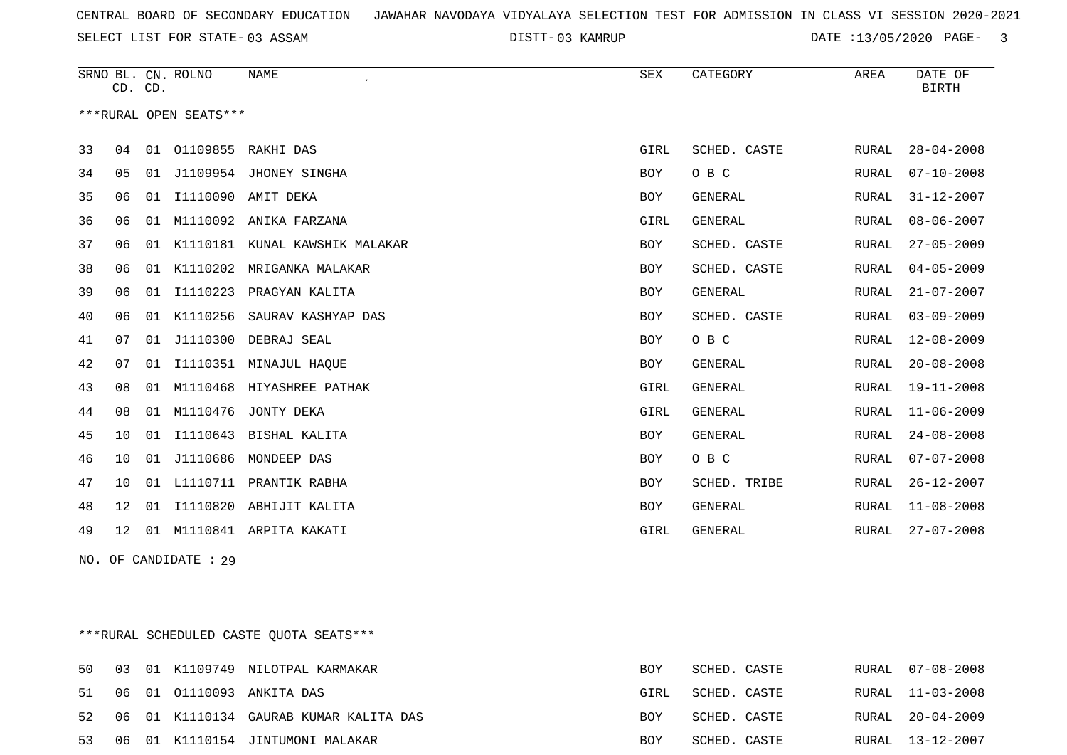CENTRAL BOARD OF SECONDARY EDUCATION JAWAHAR NAVODAYA VIDYALAYA SELECTION TEST FOR ADMISSION IN CLASS VI SESSION 2020-2021

SELECT LIST FOR STATE- 03 ASSAM DISTT- 03 KAMRUP DATE :13/05/2020

***RURAL OPEN SEATS***

| SRNO | BL. CD. | CN. CD. | ROLNO | NAME | SEX | CATEGORY | AREA | DATE OF BIRTH |
|---|---|---|---|---|---|---|---|---|
| 33 | 04 | 01 | O1109855 | RAKHI DAS | GIRL | SCHED. CASTE | RURAL | 28-04-2008 |
| 34 | 05 | 01 | J1109954 | JHONEY SINGHA | BOY | O B C | RURAL | 07-10-2008 |
| 35 | 06 | 01 | I1110090 | AMIT DEKA | BOY | GENERAL | RURAL | 31-12-2007 |
| 36 | 06 | 01 | M1110092 | ANIKA FARZANA | GIRL | GENERAL | RURAL | 08-06-2007 |
| 37 | 06 | 01 | K1110181 | KUNAL KAWSHIK MALAKAR | BOY | SCHED. CASTE | RURAL | 27-05-2009 |
| 38 | 06 | 01 | K1110202 | MRIGANKA MALAKAR | BOY | SCHED. CASTE | RURAL | 04-05-2009 |
| 39 | 06 | 01 | I1110223 | PRAGYAN KALITA | BOY | GENERAL | RURAL | 21-07-2007 |
| 40 | 06 | 01 | K1110256 | SAURAV KASHYAP DAS | BOY | SCHED. CASTE | RURAL | 03-09-2009 |
| 41 | 07 | 01 | J1110300 | DEBRAJ SEAL | BOY | O B C | RURAL | 12-08-2009 |
| 42 | 07 | 01 | I1110351 | MINAJUL HAQUE | BOY | GENERAL | RURAL | 20-08-2008 |
| 43 | 08 | 01 | M1110468 | HIYASHREE PATHAK | GIRL | GENERAL | RURAL | 19-11-2008 |
| 44 | 08 | 01 | M1110476 | JONTY DEKA | GIRL | GENERAL | RURAL | 11-06-2009 |
| 45 | 10 | 01 | I1110643 | BISHAL KALITA | BOY | GENERAL | RURAL | 24-08-2008 |
| 46 | 10 | 01 | J1110686 | MONDEEP DAS | BOY | O B C | RURAL | 07-07-2008 |
| 47 | 10 | 01 | L1110711 | PRANTIK RABHA | BOY | SCHED. TRIBE | RURAL | 26-12-2007 |
| 48 | 12 | 01 | I1110820 | ABHIJIT KALITA | BOY | GENERAL | RURAL | 11-08-2008 |
| 49 | 12 | 01 | M1110841 | ARPITA KAKATI | GIRL | GENERAL | RURAL | 27-07-2008 |

NO. OF CANDIDATE : 29

***RURAL SCHEDULED CASTE QUOTA SEATS***

| SRNO | BL. CD. | CN. CD. | ROLNO | NAME | SEX | CATEGORY | AREA | DATE OF BIRTH |
|---|---|---|---|---|---|---|---|---|
| 50 | 03 | 01 | K1109749 | NILOTPAL KARMAKAR | BOY | SCHED. CASTE | RURAL | 07-08-2008 |
| 51 | 06 | 01 | O1110093 | ANKITA DAS | GIRL | SCHED. CASTE | RURAL | 11-03-2008 |
| 52 | 06 | 01 | K1110134 | GAURAB KUMAR KALITA DAS | BOY | SCHED. CASTE | RURAL | 20-04-2009 |
| 53 | 06 | 01 | K1110154 | JINTUMONI MALAKAR | BOY | SCHED. CASTE | RURAL | 13-12-2007 |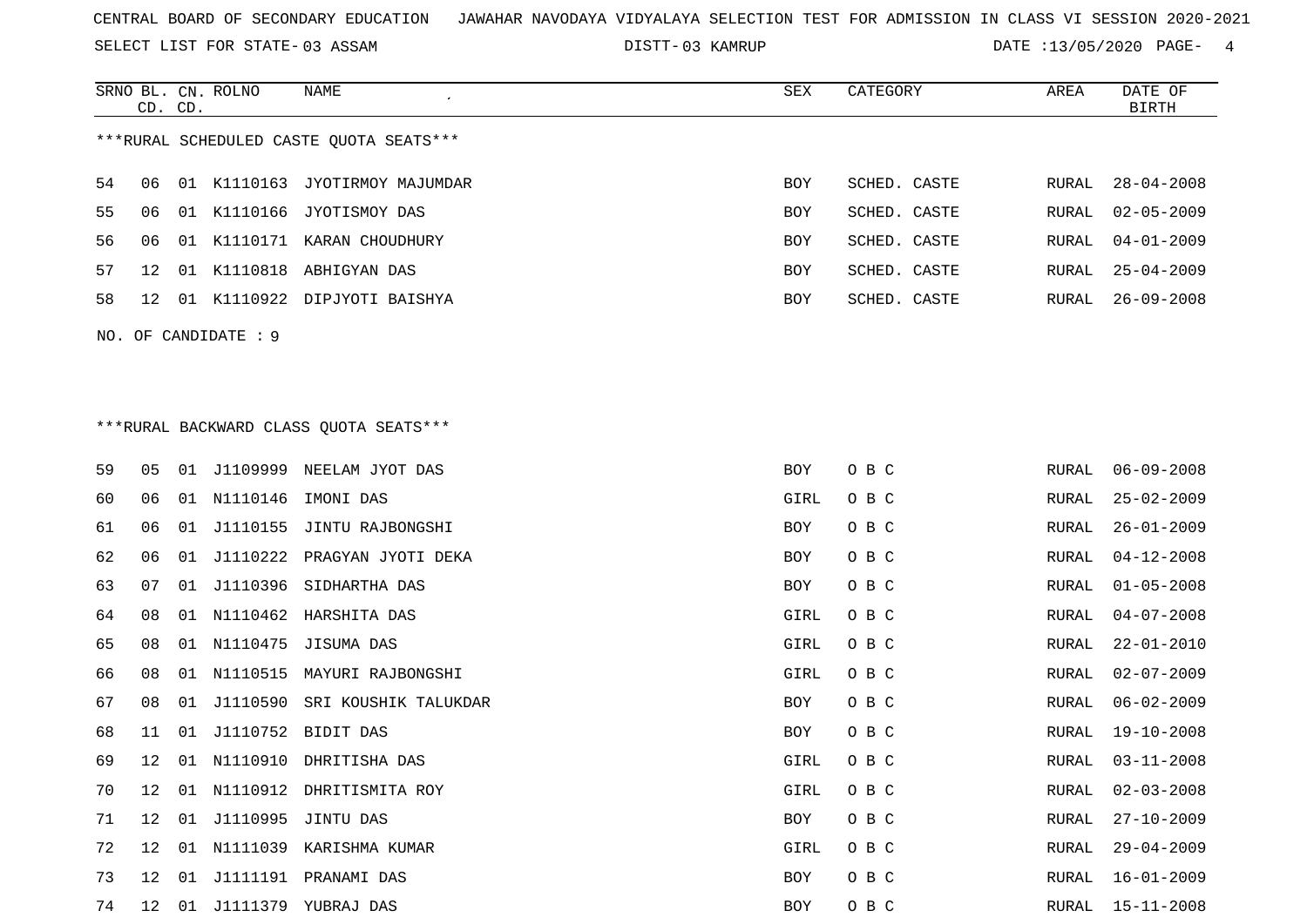CENTRAL BOARD OF SECONDARY EDUCATION   JAWAHAR NAVODAYA VIDYALAYA SELECTION TEST FOR ADMISSION IN CLASS VI SESSION 2020-2021

SELECT LIST FOR STATE- 03 ASSAM   DISTT- 03 KAMRUP   DATE :13/05/2020

***RURAL SCHEDULED CASTE QUOTA SEATS***

| SRNO | BL. CD. | CN. CD. | ROLNO | NAME | SEX | CATEGORY | AREA | DATE OF BIRTH |
|---|---|---|---|---|---|---|---|---|
| 54 | 06 | 01 | K1110163 | JYOTIRMOY MAJUMDAR | BOY | SCHED. CASTE | RURAL | 28-04-2008 |
| 55 | 06 | 01 | K1110166 | JYOTISMOY DAS | BOY | SCHED. CASTE | RURAL | 02-05-2009 |
| 56 | 06 | 01 | K1110171 | KARAN CHOUDHURY | BOY | SCHED. CASTE | RURAL | 04-01-2009 |
| 57 | 12 | 01 | K1110818 | ABHIGYAN DAS | BOY | SCHED. CASTE | RURAL | 25-04-2009 |
| 58 | 12 | 01 | K1110922 | DIPJYOTI BAISHYA | BOY | SCHED. CASTE | RURAL | 26-09-2008 |

NO. OF CANDIDATE : 9

***RURAL BACKWARD CLASS QUOTA SEATS***

| SRNO | BL. CD. | CN. CD. | ROLNO | NAME | SEX | CATEGORY | AREA | DATE OF BIRTH |
|---|---|---|---|---|---|---|---|---|
| 59 | 05 | 01 | J1109999 | NEELAM JYOT DAS | BOY | O B C | RURAL | 06-09-2008 |
| 60 | 06 | 01 | N1110146 | IMONI DAS | GIRL | O B C | RURAL | 25-02-2009 |
| 61 | 06 | 01 | J1110155 | JINTU RAJBONGSHI | BOY | O B C | RURAL | 26-01-2009 |
| 62 | 06 | 01 | J1110222 | PRAGYAN JYOTI DEKA | BOY | O B C | RURAL | 04-12-2008 |
| 63 | 07 | 01 | J1110396 | SIDHARTHA DAS | BOY | O B C | RURAL | 01-05-2008 |
| 64 | 08 | 01 | N1110462 | HARSHITA DAS | GIRL | O B C | RURAL | 04-07-2008 |
| 65 | 08 | 01 | N1110475 | JISUMA DAS | GIRL | O B C | RURAL | 22-01-2010 |
| 66 | 08 | 01 | N1110515 | MAYURI RAJBONGSHI | GIRL | O B C | RURAL | 02-07-2009 |
| 67 | 08 | 01 | J1110590 | SRI KOUSHIK TALUKDAR | BOY | O B C | RURAL | 06-02-2009 |
| 68 | 11 | 01 | J1110752 | BIDIT DAS | BOY | O B C | RURAL | 19-10-2008 |
| 69 | 12 | 01 | N1110910 | DHRITISHA DAS | GIRL | O B C | RURAL | 03-11-2008 |
| 70 | 12 | 01 | N1110912 | DHRITISMITA ROY | GIRL | O B C | RURAL | 02-03-2008 |
| 71 | 12 | 01 | J1110995 | JINTU DAS | BOY | O B C | RURAL | 27-10-2009 |
| 72 | 12 | 01 | N1111039 | KARISHMA KUMAR | GIRL | O B C | RURAL | 29-04-2009 |
| 73 | 12 | 01 | J1111191 | PRANAMI DAS | BOY | O B C | RURAL | 16-01-2009 |
| 74 | 12 | 01 | J1111379 | YUBRAJ DAS | BOY | O B C | RURAL | 15-11-2008 |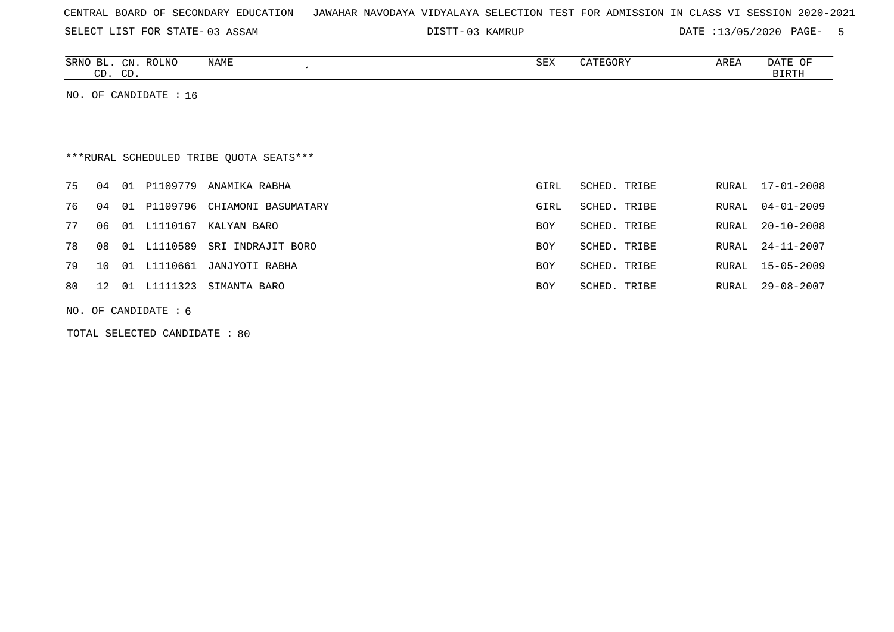CENTRAL BOARD OF SECONDARY EDUCATION JAWAHAR NAVODAYA VIDYALAYA SELECTION TEST FOR ADMISSION IN CLASS VI SESSION 2020-2021

SELECT LIST FOR STATE- 03 ASSAM DISTT- 03 KAMRUP DATE :13/05/2020

| SRNO | BL. CD. | CN. CD. | ROLNO | NAME | SEX | CATEGORY | AREA | DATE OF BIRTH |
|---|---|---|---|---|---|---|---|---|

NO. OF CANDIDATE : 16

***RURAL SCHEDULED TRIBE QUOTA SEATS***

| SRNO | BL. CD. | CN. CD. | ROLNO | NAME | SEX | CATEGORY | AREA | DATE OF BIRTH |
|---|---|---|---|---|---|---|---|---|
| 75 | 04 | 01 | P1109779 | ANAMIKA RABHA | GIRL | SCHED. TRIBE | RURAL | 17-01-2008 |
| 76 | 04 | 01 | P1109796 | CHIAMONI BASUMATARY | GIRL | SCHED. TRIBE | RURAL | 04-01-2009 |
| 77 | 06 | 01 | L1110167 | KALYAN BARO | BOY | SCHED. TRIBE | RURAL | 20-10-2008 |
| 78 | 08 | 01 | L1110589 | SRI INDRAJIT BORO | BOY | SCHED. TRIBE | RURAL | 24-11-2007 |
| 79 | 10 | 01 | L1110661 | JANJYOTI RABHA | BOY | SCHED. TRIBE | RURAL | 15-05-2009 |
| 80 | 12 | 01 | L1111323 | SIMANTA BARO | BOY | SCHED. TRIBE | RURAL | 29-08-2007 |

NO. OF CANDIDATE : 6

TOTAL SELECTED CANDIDATE : 80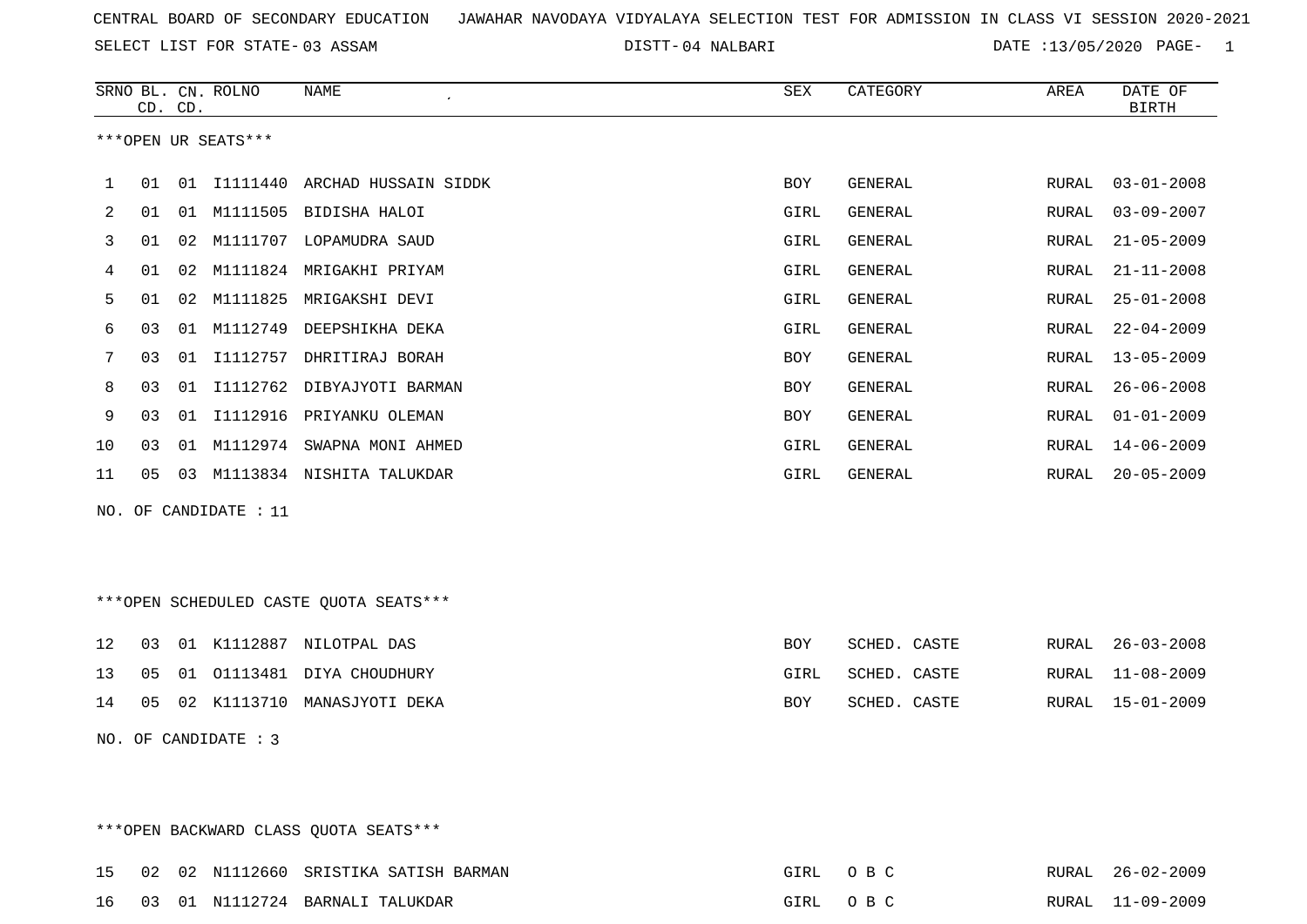CENTRAL BOARD OF SECONDARY EDUCATION   JAWAHAR NAVODAYA VIDYALAYA SELECTION TEST FOR ADMISSION IN CLASS VI SESSION 2020-2021

SELECT LIST FOR STATE- 03 ASSAM   DISTT- 04 NALBARI   DATE :13/05/2020

***OPEN UR SEATS***

| SRNO | BL. CD. | CN. CD. | ROLNO | NAME | SEX | CATEGORY | AREA | DATE OF BIRTH |
|---|---|---|---|---|---|---|---|---|
| 1 | 01 | 01 | I1111440 | ARCHAD HUSSAIN SIDDK | BOY | GENERAL | RURAL | 03-01-2008 |
| 2 | 01 | 01 | M1111505 | BIDISHA HALOI | GIRL | GENERAL | RURAL | 03-09-2007 |
| 3 | 01 | 02 | M1111707 | LOPAMUDRA SAUD | GIRL | GENERAL | RURAL | 21-05-2009 |
| 4 | 01 | 02 | M1111824 | MRIGAKHI PRIYAM | GIRL | GENERAL | RURAL | 21-11-2008 |
| 5 | 01 | 02 | M1111825 | MRIGAKSHI DEVI | GIRL | GENERAL | RURAL | 25-01-2008 |
| 6 | 03 | 01 | M1112749 | DEEPSHIKHA DEKA | GIRL | GENERAL | RURAL | 22-04-2009 |
| 7 | 03 | 01 | I1112757 | DHRITIRAJ BORAH | BOY | GENERAL | RURAL | 13-05-2009 |
| 8 | 03 | 01 | I1112762 | DIBYAJYOTI BARMAN | BOY | GENERAL | RURAL | 26-06-2008 |
| 9 | 03 | 01 | I1112916 | PRIYANKU OLEMAN | BOY | GENERAL | RURAL | 01-01-2009 |
| 10 | 03 | 01 | M1112974 | SWAPNA MONI AHMED | GIRL | GENERAL | RURAL | 14-06-2009 |
| 11 | 05 | 03 | M1113834 | NISHITA TALUKDAR | GIRL | GENERAL | RURAL | 20-05-2009 |

NO. OF CANDIDATE : 11

***OPEN SCHEDULED CASTE QUOTA SEATS***

| SRNO | BL. CD. | CN. CD. | ROLNO | NAME | SEX | CATEGORY | AREA | DATE OF BIRTH |
|---|---|---|---|---|---|---|---|---|
| 12 | 03 | 01 | K1112887 | NILOTPAL DAS | BOY | SCHED. CASTE | RURAL | 26-03-2008 |
| 13 | 05 | 01 | O1113481 | DIYA CHOUDHURY | GIRL | SCHED. CASTE | RURAL | 11-08-2009 |
| 14 | 05 | 02 | K1113710 | MANASJYOTI DEKA | BOY | SCHED. CASTE | RURAL | 15-01-2009 |

NO. OF CANDIDATE : 3

***OPEN BACKWARD CLASS QUOTA SEATS***

| SRNO | BL. CD. | CN. CD. | ROLNO | NAME | SEX | CATEGORY | AREA | DATE OF BIRTH |
|---|---|---|---|---|---|---|---|---|
| 15 | 02 | 02 | N1112660 | SRISTIKA SATISH BARMAN | GIRL | O B C | RURAL | 26-02-2009 |
| 16 | 03 | 01 | N1112724 | BARNALI TALUKDAR | GIRL | O B C | RURAL | 11-09-2009 |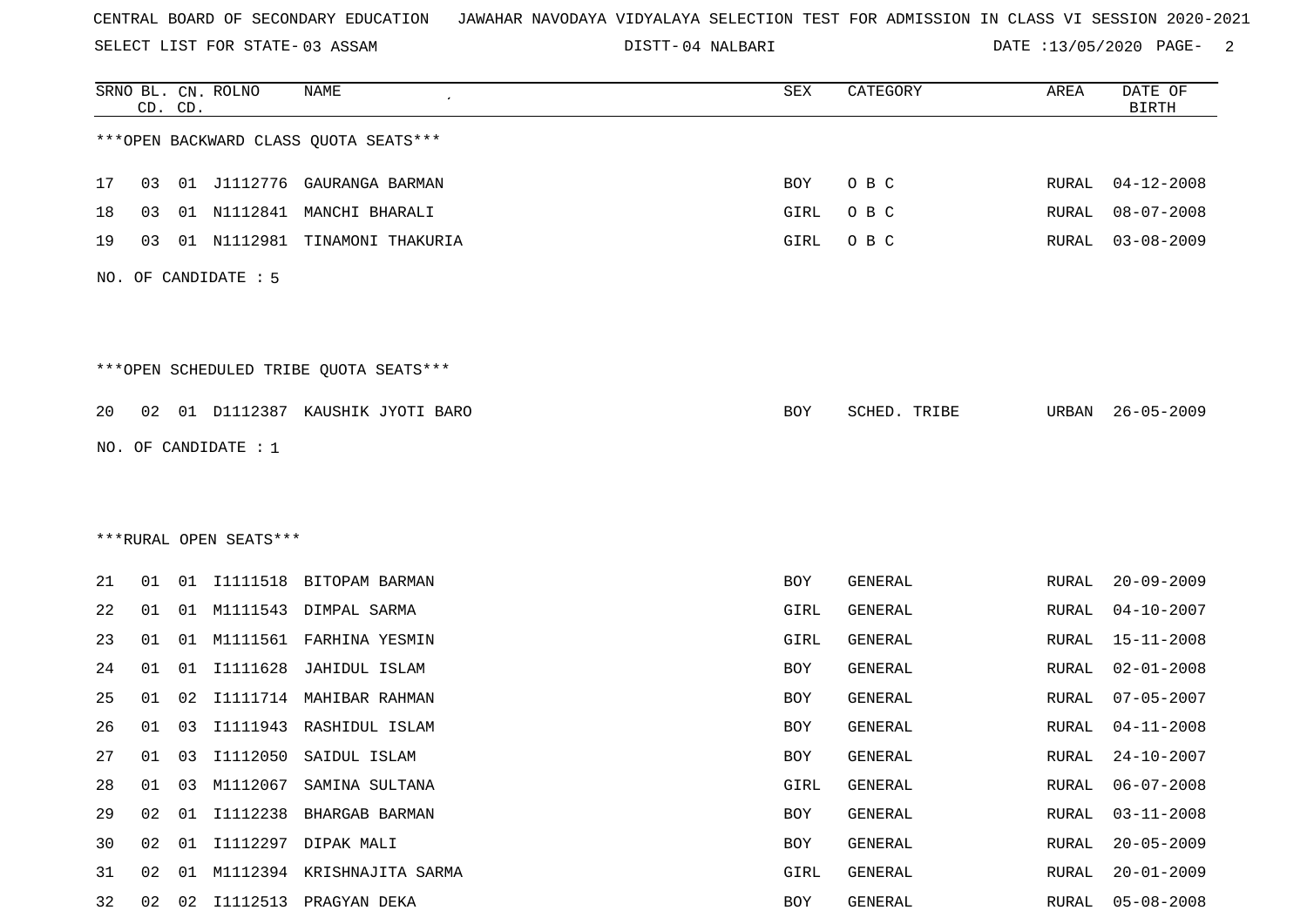CENTRAL BOARD OF SECONDARY EDUCATION JAWAHAR NAVODAYA VIDYALAYA SELECTION TEST FOR ADMISSION IN CLASS VI SESSION 2020-2021

SELECT LIST FOR STATE- 03 ASSAM DISTT- 04 NALBARI DATE :13/05/2020 PAGE- 2

***OPEN BACKWARD CLASS QUOTA SEATS***

| SRNO | BL. CD. | CN. CD. | ROLNO | NAME | SEX | CATEGORY | AREA | DATE OF BIRTH |
|---|---|---|---|---|---|---|---|---|
| 17 | 03 | 01 | J1112776 | GAURANGA BARMAN | BOY | O B C | RURAL | 04-12-2008 |
| 18 | 03 | 01 | N1112841 | MANCHI BHARALI | GIRL | O B C | RURAL | 08-07-2008 |
| 19 | 03 | 01 | N1112981 | TINAMONI THAKURIA | GIRL | O B C | RURAL | 03-08-2009 |

NO. OF CANDIDATE : 5

***OPEN SCHEDULED TRIBE QUOTA SEATS***

| SRNO | BL. CD. | CN. CD. | ROLNO | NAME | SEX | CATEGORY | AREA | DATE OF BIRTH |
|---|---|---|---|---|---|---|---|---|
| 20 | 02 | 01 | D1112387 | KAUSHIK JYOTI BARO | BOY | SCHED. TRIBE | URBAN | 26-05-2009 |

NO. OF CANDIDATE : 1

***RURAL OPEN SEATS***

| SRNO | BL. CD. | CN. CD. | ROLNO | NAME | SEX | CATEGORY | AREA | DATE OF BIRTH |
|---|---|---|---|---|---|---|---|---|
| 21 | 01 | 01 | I1111518 | BITOPAM BARMAN | BOY | GENERAL | RURAL | 20-09-2009 |
| 22 | 01 | 01 | M1111543 | DIMPAL SARMA | GIRL | GENERAL | RURAL | 04-10-2007 |
| 23 | 01 | 01 | M1111561 | FARHINA YESMIN | GIRL | GENERAL | RURAL | 15-11-2008 |
| 24 | 01 | 01 | I1111628 | JAHIDUL ISLAM | BOY | GENERAL | RURAL | 02-01-2008 |
| 25 | 01 | 02 | I1111714 | MAHIBAR RAHMAN | BOY | GENERAL | RURAL | 07-05-2007 |
| 26 | 01 | 03 | I1111943 | RASHIDUL ISLAM | BOY | GENERAL | RURAL | 04-11-2008 |
| 27 | 01 | 03 | I1112050 | SAIDUL ISLAM | BOY | GENERAL | RURAL | 24-10-2007 |
| 28 | 01 | 03 | M1112067 | SAMINA SULTANA | GIRL | GENERAL | RURAL | 06-07-2008 |
| 29 | 02 | 01 | I1112238 | BHARGAB BARMAN | BOY | GENERAL | RURAL | 03-11-2008 |
| 30 | 02 | 01 | I1112297 | DIPAK MALI | BOY | GENERAL | RURAL | 20-05-2009 |
| 31 | 02 | 01 | M1112394 | KRISHNAJITA SARMA | GIRL | GENERAL | RURAL | 20-01-2009 |
| 32 | 02 | 02 | I1112513 | PRAGYAN DEKA | BOY | GENERAL | RURAL | 05-08-2008 |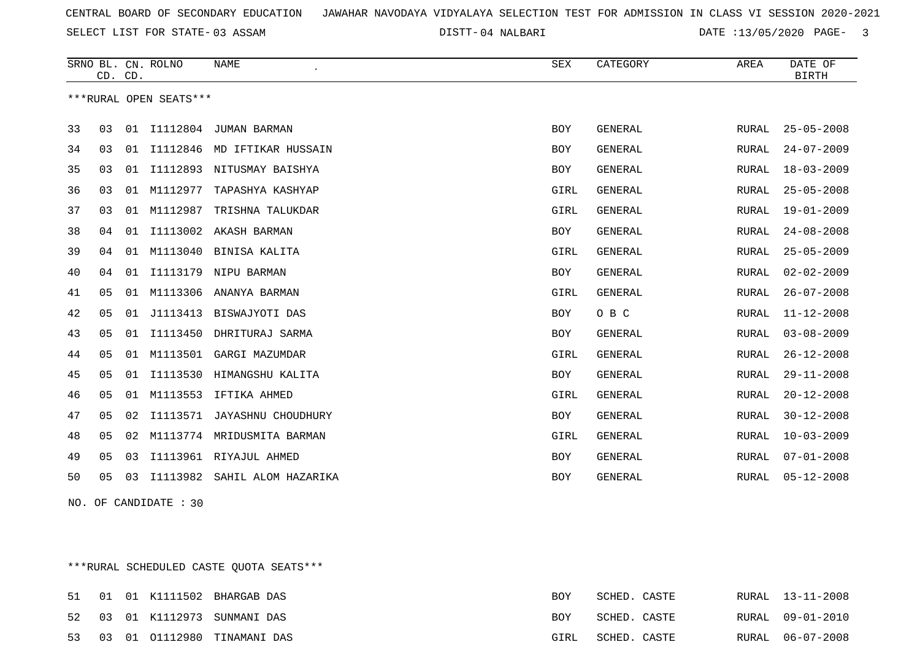CENTRAL BOARD OF SECONDARY EDUCATION JAWAHAR NAVODAYA VIDYALAYA SELECTION TEST FOR ADMISSION IN CLASS VI SESSION 2020-2021

SELECT LIST FOR STATE- 03 ASSAM DISTT- 04 NALBARI DATE :13/05/2020

| SRNO | BL. CD. | CN. CD. | ROLNO | NAME | SEX | CATEGORY | AREA | DATE OF BIRTH |
|---|---|---|---|---|---|---|---|---|

***RURAL OPEN SEATS***

| SRNO | BL. CD. | CN. CD. | ROLNO | NAME | SEX | CATEGORY | AREA | DATE OF BIRTH |
|---|---|---|---|---|---|---|---|---|
| 33 | 03 | 01 | I1112804 | JUMAN BARMAN | BOY | GENERAL | RURAL | 25-05-2008 |
| 34 | 03 | 01 | I1112846 | MD IFTIKAR HUSSAIN | BOY | GENERAL | RURAL | 24-07-2009 |
| 35 | 03 | 01 | I1112893 | NITUSMAY BAISHYA | BOY | GENERAL | RURAL | 18-03-2009 |
| 36 | 03 | 01 | M1112977 | TAPASHYA KASHYAP | GIRL | GENERAL | RURAL | 25-05-2008 |
| 37 | 03 | 01 | M1112987 | TRISHNA TALUKDAR | GIRL | GENERAL | RURAL | 19-01-2009 |
| 38 | 04 | 01 | I1113002 | AKASH BARMAN | BOY | GENERAL | RURAL | 24-08-2008 |
| 39 | 04 | 01 | M1113040 | BINISA KALITA | GIRL | GENERAL | RURAL | 25-05-2009 |
| 40 | 04 | 01 | I1113179 | NIPU BARMAN | BOY | GENERAL | RURAL | 02-02-2009 |
| 41 | 05 | 01 | M1113306 | ANANYA BARMAN | GIRL | GENERAL | RURAL | 26-07-2008 |
| 42 | 05 | 01 | J1113413 | BISWAJYOTI DAS | BOY | O B C | RURAL | 11-12-2008 |
| 43 | 05 | 01 | I1113450 | DHRITURAJ SARMA | BOY | GENERAL | RURAL | 03-08-2009 |
| 44 | 05 | 01 | M1113501 | GARGI MAZUMDAR | GIRL | GENERAL | RURAL | 26-12-2008 |
| 45 | 05 | 01 | I1113530 | HIMANGSHU KALITA | BOY | GENERAL | RURAL | 29-11-2008 |
| 46 | 05 | 01 | M1113553 | IFTIKA AHMED | GIRL | GENERAL | RURAL | 20-12-2008 |
| 47 | 05 | 02 | I1113571 | JAYASHNU CHOUDHURY | BOY | GENERAL | RURAL | 30-12-2008 |
| 48 | 05 | 02 | M1113774 | MRIDUSMITA BARMAN | GIRL | GENERAL | RURAL | 10-03-2009 |
| 49 | 05 | 03 | I1113961 | RIYAJUL AHMED | BOY | GENERAL | RURAL | 07-01-2008 |
| 50 | 05 | 03 | I1113982 | SAHIL ALOM HAZARIKA | BOY | GENERAL | RURAL | 05-12-2008 |

NO. OF CANDIDATE : 30

***RURAL SCHEDULED CASTE QUOTA SEATS***

| SRNO | BL. CD. | CN. CD. | ROLNO | NAME | SEX | CATEGORY | AREA | DATE OF BIRTH |
|---|---|---|---|---|---|---|---|---|
| 51 | 01 | 01 | K1111502 | BHARGAB DAS | BOY | SCHED. CASTE | RURAL | 13-11-2008 |
| 52 | 03 | 01 | K1112973 | SUNMANI DAS | BOY | SCHED. CASTE | RURAL | 09-01-2010 |
| 53 | 03 | 01 | O1112980 | TINAMANI DAS | GIRL | SCHED. CASTE | RURAL | 06-07-2008 |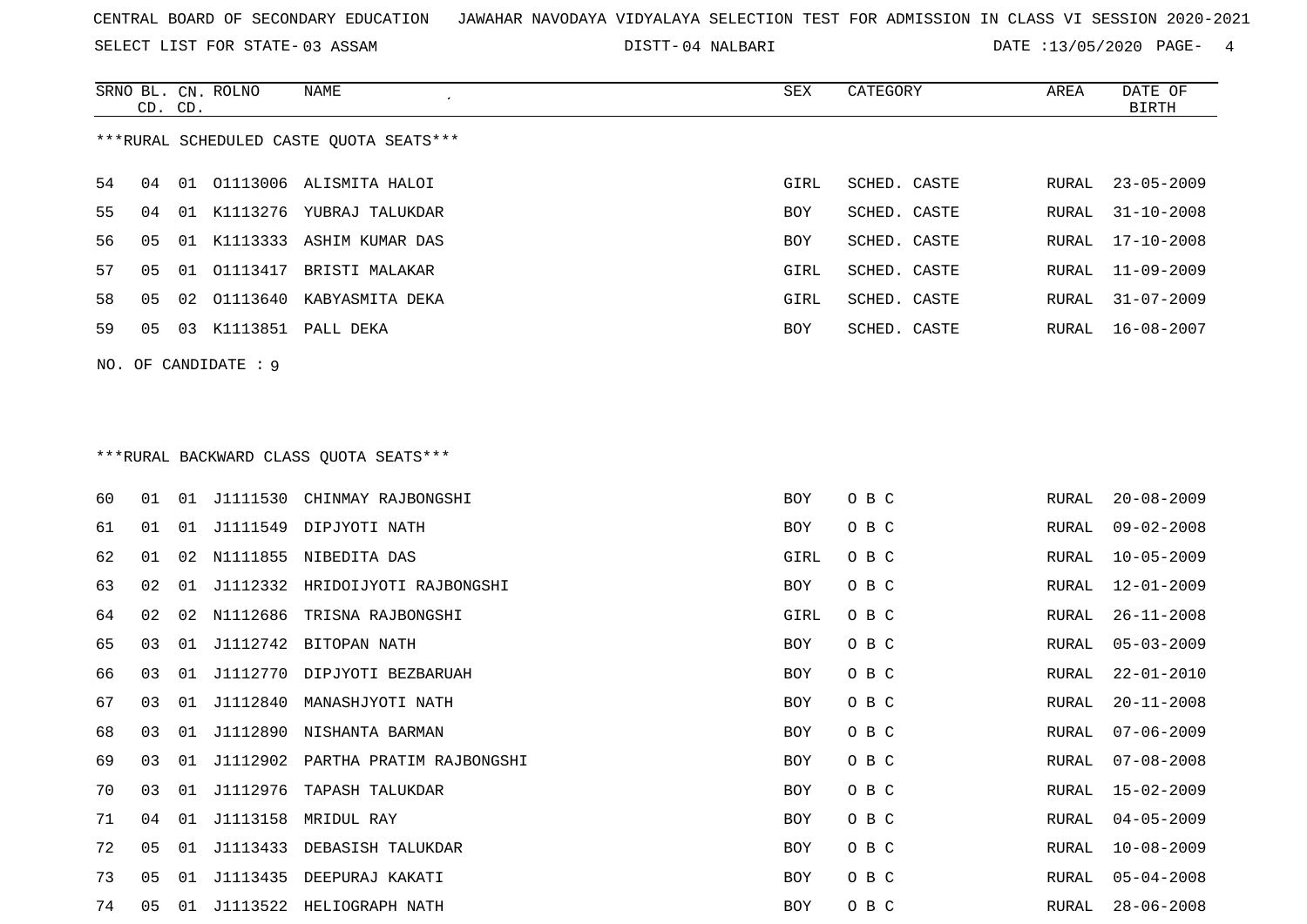CENTRAL BOARD OF SECONDARY EDUCATION JAWAHAR NAVODAYA VIDYALAYA SELECTION TEST FOR ADMISSION IN CLASS VI SESSION 2020-2021

SELECT LIST FOR STATE- 03 ASSAM DISTT- 04 NALBARI DATE :13/05/2020 PAGE- 4

***RURAL SCHEDULED CASTE QUOTA SEATS***

| SRNO | BL. CD. | CN. CD. | ROLNO | NAME | SEX | CATEGORY | AREA | DATE OF BIRTH |
|---|---|---|---|---|---|---|---|---|
| 54 | 04 | 01 | O1113006 | ALISMITA HALOI | GIRL | SCHED. CASTE | RURAL | 23-05-2009 |
| 55 | 04 | 01 | K1113276 | YUBRAJ TALUKDAR | BOY | SCHED. CASTE | RURAL | 31-10-2008 |
| 56 | 05 | 01 | K1113333 | ASHIM KUMAR DAS | BOY | SCHED. CASTE | RURAL | 17-10-2008 |
| 57 | 05 | 01 | O1113417 | BRISTI MALAKAR | GIRL | SCHED. CASTE | RURAL | 11-09-2009 |
| 58 | 05 | 02 | O1113640 | KABYASMITA DEKA | GIRL | SCHED. CASTE | RURAL | 31-07-2009 |
| 59 | 05 | 03 | K1113851 | PALL DEKA | BOY | SCHED. CASTE | RURAL | 16-08-2007 |

NO. OF CANDIDATE : 9

***RURAL BACKWARD CLASS QUOTA SEATS***

| SRNO | BL. CD. | CN. CD. | ROLNO | NAME | SEX | CATEGORY | AREA | DATE OF BIRTH |
|---|---|---|---|---|---|---|---|---|
| 60 | 01 | 01 | J1111530 | CHINMAY RAJBONGSHI | BOY | O B C | RURAL | 20-08-2009 |
| 61 | 01 | 01 | J1111549 | DIPJYOTI NATH | BOY | O B C | RURAL | 09-02-2008 |
| 62 | 01 | 02 | N1111855 | NIBEDITA DAS | GIRL | O B C | RURAL | 10-05-2009 |
| 63 | 02 | 01 | J1112332 | HRIDOIJYOTI RAJBONGSHI | BOY | O B C | RURAL | 12-01-2009 |
| 64 | 02 | 02 | N1112686 | TRISNA RAJBONGSHI | GIRL | O B C | RURAL | 26-11-2008 |
| 65 | 03 | 01 | J1112742 | BITOPAN NATH | BOY | O B C | RURAL | 05-03-2009 |
| 66 | 03 | 01 | J1112770 | DIPJYOTI BEZBARUAH | BOY | O B C | RURAL | 22-01-2010 |
| 67 | 03 | 01 | J1112840 | MANASHJYOTI NATH | BOY | O B C | RURAL | 20-11-2008 |
| 68 | 03 | 01 | J1112890 | NISHANTA BARMAN | BOY | O B C | RURAL | 07-06-2009 |
| 69 | 03 | 01 | J1112902 | PARTHA PRATIM RAJBONGSHI | BOY | O B C | RURAL | 07-08-2008 |
| 70 | 03 | 01 | J1112976 | TAPASH TALUKDAR | BOY | O B C | RURAL | 15-02-2009 |
| 71 | 04 | 01 | J1113158 | MRIDUL RAY | BOY | O B C | RURAL | 04-05-2009 |
| 72 | 05 | 01 | J1113433 | DEBASISH TALUKDAR | BOY | O B C | RURAL | 10-08-2009 |
| 73 | 05 | 01 | J1113435 | DEEPURAJ KAKATI | BOY | O B C | RURAL | 05-04-2008 |
| 74 | 05 | 01 | J1113522 | HELIOGRAPH NATH | BOY | O B C | RURAL | 28-06-2008 |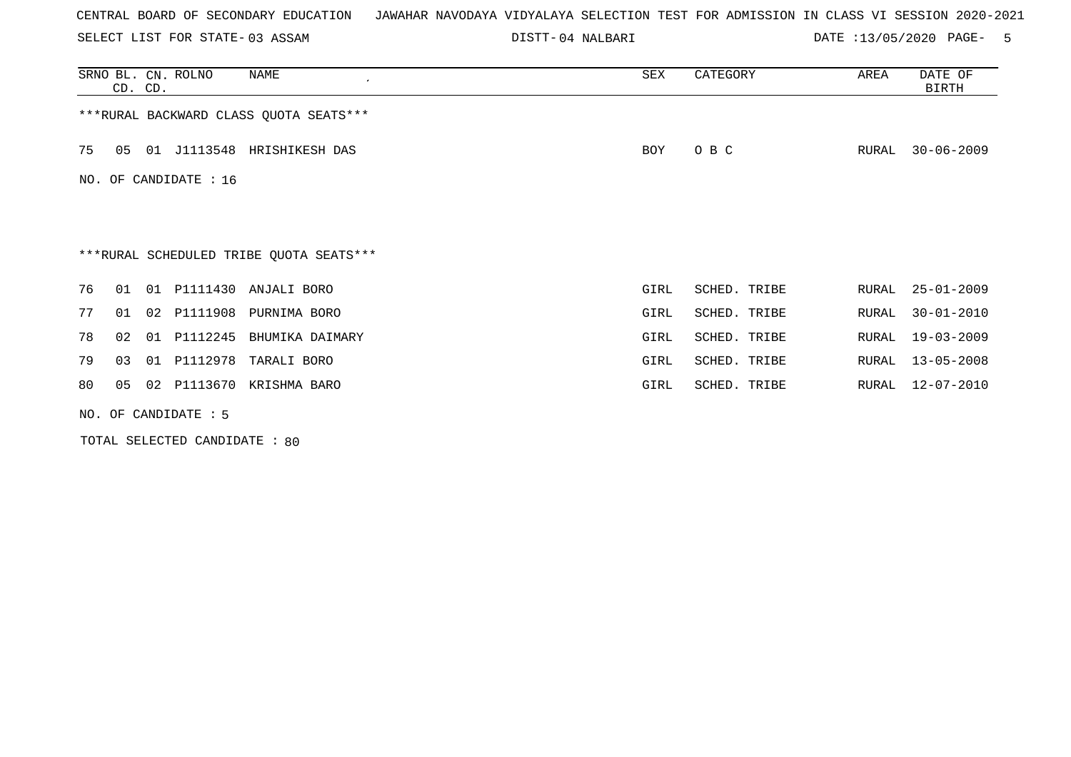CENTRAL BOARD OF SECONDARY EDUCATION JAWAHAR NAVODAYA VIDYALAYA SELECTION TEST FOR ADMISSION IN CLASS VI SESSION 2020-2021

SELECT LIST FOR STATE- 03 ASSAM DISTT- 04 NALBARI DATE :13/05/2020

| SRNO | BL. CD. | CN. CD. | ROLNO | NAME | SEX | CATEGORY | AREA | DATE OF BIRTH |
|---|---|---|---|---|---|---|---|---|
| ***RURAL BACKWARD CLASS QUOTA SEATS*** | | | | | | | | |
| 75 | 05 | 01 | J1113548 | HRISHIKESH DAS | BOY | O B C | RURAL | 30-06-2009 |

NO. OF CANDIDATE : 16

| SRNO | BL. CD. | CN. CD. | ROLNO | NAME | SEX | CATEGORY | AREA | DATE OF BIRTH |
|---|---|---|---|---|---|---|---|---|
| ***RURAL SCHEDULED TRIBE QUOTA SEATS*** | | | | | | | | |
| 76 | 01 | 01 | P1111430 | ANJALI BORO | GIRL | SCHED. TRIBE | RURAL | 25-01-2009 |
| 77 | 01 | 02 | P1111908 | PURNIMA BORO | GIRL | SCHED. TRIBE | RURAL | 30-01-2010 |
| 78 | 02 | 01 | P1112245 | BHUMIKA DAIMARY | GIRL | SCHED. TRIBE | RURAL | 19-03-2009 |
| 79 | 03 | 01 | P1112978 | TARALI BORO | GIRL | SCHED. TRIBE | RURAL | 13-05-2008 |
| 80 | 05 | 02 | P1113670 | KRISHMA BARO | GIRL | SCHED. TRIBE | RURAL | 12-07-2010 |

NO. OF CANDIDATE : 5

TOTAL SELECTED CANDIDATE : 80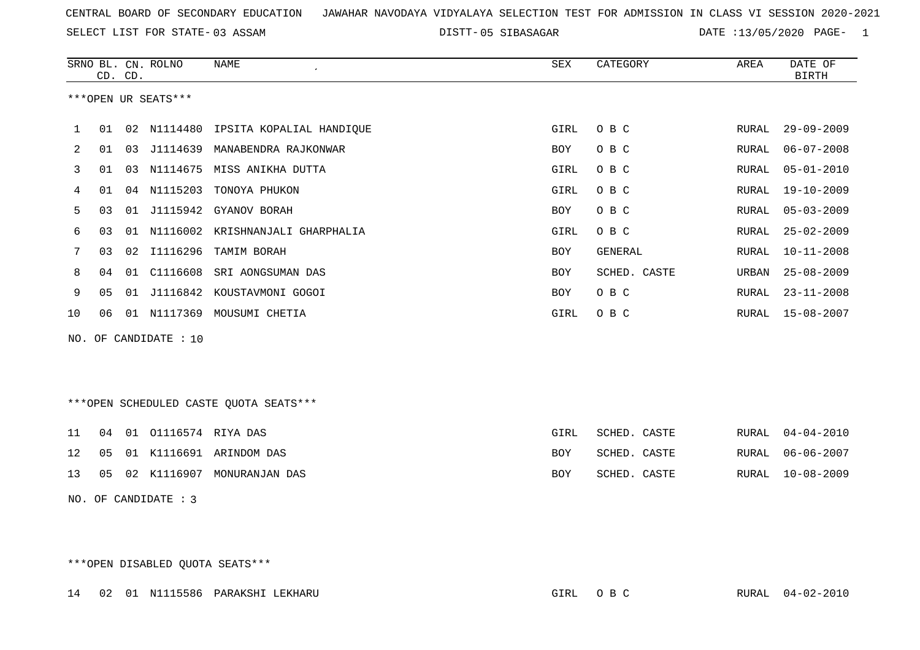CENTRAL BOARD OF SECONDARY EDUCATION JAWAHAR NAVODAYA VIDYALAYA SELECTION TEST FOR ADMISSION IN CLASS VI SESSION 2020-2021

SELECT LIST FOR STATE- 03 ASSAM DISTT- 05 SIBASAGAR DATE :13/05/2020 PAGE- 1

***OPEN UR SEATS***

| SRNO | BL. CD. | CN. CD. | ROLNO | NAME | SEX | CATEGORY | AREA | DATE OF BIRTH |
|---|---|---|---|---|---|---|---|---|
| 1 | 01 | 02 | N1114480 | IPSITA KOPALIAL HANDIQUE | GIRL | O B C | RURAL | 29-09-2009 |
| 2 | 01 | 03 | J1114639 | MANABENDRA RAJKONWAR | BOY | O B C | RURAL | 06-07-2008 |
| 3 | 01 | 03 | N1114675 | MISS ANIKHA DUTTA | GIRL | O B C | RURAL | 05-01-2010 |
| 4 | 01 | 04 | N1115203 | TONOYA PHUKON | GIRL | O B C | RURAL | 19-10-2009 |
| 5 | 03 | 01 | J1115942 | GYANOV BORAH | BOY | O B C | RURAL | 05-03-2009 |
| 6 | 03 | 01 | N1116002 | KRISHNANJALI GHARPHALIA | GIRL | O B C | RURAL | 25-02-2009 |
| 7 | 03 | 02 | I1116296 | TAMIM BORAH | BOY | GENERAL | RURAL | 10-11-2008 |
| 8 | 04 | 01 | C1116608 | SRI AONGSUMAN DAS | BOY | SCHED. CASTE | URBAN | 25-08-2009 |
| 9 | 05 | 01 | J1116842 | KOUSTAVMONI GOGOI | BOY | O B C | RURAL | 23-11-2008 |
| 10 | 06 | 01 | N1117369 | MOUSUMI CHETIA | GIRL | O B C | RURAL | 15-08-2007 |

NO. OF CANDIDATE : 10

***OPEN SCHEDULED CASTE QUOTA SEATS***

| SRNO | BL. CD. | CN. CD. | ROLNO | NAME | SEX | CATEGORY | AREA | DATE OF BIRTH |
|---|---|---|---|---|---|---|---|---|
| 11 | 04 | 01 | O1116574 | RIYA DAS | GIRL | SCHED. CASTE | RURAL | 04-04-2010 |
| 12 | 05 | 01 | K1116691 | ARINDOM DAS | BOY | SCHED. CASTE | RURAL | 06-06-2007 |
| 13 | 05 | 02 | K1116907 | MONURANJAN DAS | BOY | SCHED. CASTE | RURAL | 10-08-2009 |

NO. OF CANDIDATE : 3

***OPEN DISABLED QUOTA SEATS***

| SRNO | BL. CD. | CN. CD. | ROLNO | NAME | SEX | CATEGORY | AREA | DATE OF BIRTH |
|---|---|---|---|---|---|---|---|---|
| 14 | 02 | 01 | N1115586 | PARAKSHI LEKHARU | GIRL | O B C | RURAL | 04-02-2010 |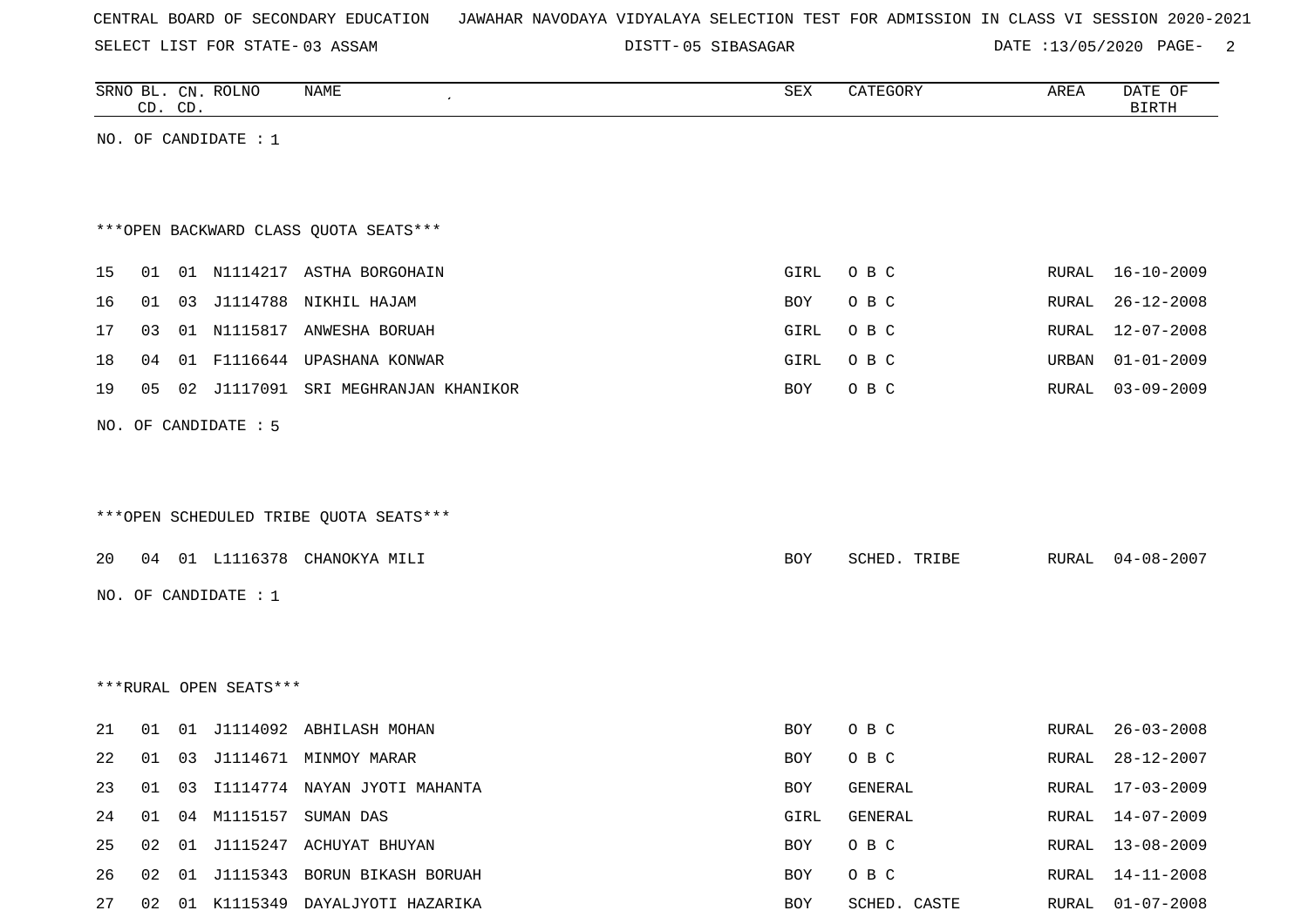CENTRAL BOARD OF SECONDARY EDUCATION   JAWAHAR NAVODAYA VIDYALAYA SELECTION TEST FOR ADMISSION IN CLASS VI SESSION 2020-2021

SELECT LIST FOR STATE- 03 ASSAM   DISTT- 05 SIBASAGAR   DATE :13/05/2020

| SRNO | BL. CD. | CN. CD. | ROLNO | NAME | SEX | CATEGORY | AREA | DATE OF BIRTH |
|---|---|---|---|---|---|---|---|---|

NO. OF CANDIDATE : 1

***OPEN BACKWARD CLASS QUOTA SEATS***

| SRNO | BL. CD. | CN. CD. | ROLNO | NAME | SEX | CATEGORY | AREA | DATE OF BIRTH |
|---|---|---|---|---|---|---|---|---|
| 15 | 01 | 01 | N1114217 | ASTHA BORGOHAIN | GIRL | O B C | RURAL | 16-10-2009 |
| 16 | 01 | 03 | J1114788 | NIKHIL HAJAM | BOY | O B C | RURAL | 26-12-2008 |
| 17 | 03 | 01 | N1115817 | ANWESHA BORUAH | GIRL | O B C | RURAL | 12-07-2008 |
| 18 | 04 | 01 | F1116644 | UPASHANA KONWAR | GIRL | O B C | URBAN | 01-01-2009 |
| 19 | 05 | 02 | J1117091 | SRI MEGHRANJAN KHANIKOR | BOY | O B C | RURAL | 03-09-2009 |

NO. OF CANDIDATE : 5

***OPEN SCHEDULED TRIBE QUOTA SEATS***

| SRNO | BL. CD. | CN. CD. | ROLNO | NAME | SEX | CATEGORY | AREA | DATE OF BIRTH |
|---|---|---|---|---|---|---|---|---|
| 20 | 04 | 01 | L1116378 | CHANOKYA MILI | BOY | SCHED. TRIBE | RURAL | 04-08-2007 |

NO. OF CANDIDATE : 1

***RURAL OPEN SEATS***

| SRNO | BL. CD. | CN. CD. | ROLNO | NAME | SEX | CATEGORY | AREA | DATE OF BIRTH |
|---|---|---|---|---|---|---|---|---|
| 21 | 01 | 01 | J1114092 | ABHILASH MOHAN | BOY | O B C | RURAL | 26-03-2008 |
| 22 | 01 | 03 | J1114671 | MINMOY MARAR | BOY | O B C | RURAL | 28-12-2007 |
| 23 | 01 | 03 | I1114774 | NAYAN JYOTI MAHANTA | BOY | GENERAL | RURAL | 17-03-2009 |
| 24 | 01 | 04 | M1115157 | SUMAN DAS | GIRL | GENERAL | RURAL | 14-07-2009 |
| 25 | 02 | 01 | J1115247 | ACHUYAT BHUYAN | BOY | O B C | RURAL | 13-08-2009 |
| 26 | 02 | 01 | J1115343 | BORUN BIKASH BORUAH | BOY | O B C | RURAL | 14-11-2008 |
| 27 | 02 | 01 | K1115349 | DAYALJYOTI HAZARIKA | BOY | SCHED. CASTE | RURAL | 01-07-2008 |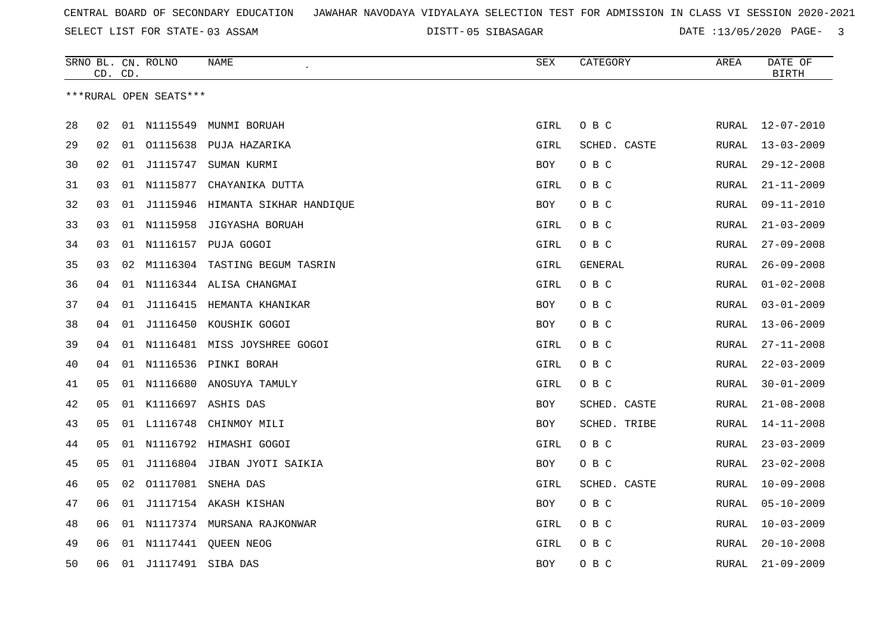CENTRAL BOARD OF SECONDARY EDUCATION JAWAHAR NAVODAYA VIDYALAYA SELECTION TEST FOR ADMISSION IN CLASS VI SESSION 2020-2021

SELECT LIST FOR STATE- 03 ASSAM DISTT- 05 SIBASAGAR DATE :13/05/2020

***RURAL OPEN SEATS***

| SRNO | BL. CD. | CN. CD. | ROLNO | NAME | SEX | CATEGORY | AREA | DATE OF BIRTH |
|---|---|---|---|---|---|---|---|---|
| 28 | 02 | 01 | N1115549 | MUNMI BORUAH | GIRL | O B C | RURAL | 12-07-2010 |
| 29 | 02 | 01 | O1115638 | PUJA HAZARIKA | GIRL | SCHED. CASTE | RURAL | 13-03-2009 |
| 30 | 02 | 01 | J1115747 | SUMAN KURMI | BOY | O B C | RURAL | 29-12-2008 |
| 31 | 03 | 01 | N1115877 | CHAYANIKA DUTTA | GIRL | O B C | RURAL | 21-11-2009 |
| 32 | 03 | 01 | J1115946 | HIMANTA SIKHAR HANDIQUE | BOY | O B C | RURAL | 09-11-2010 |
| 33 | 03 | 01 | N1115958 | JIGYASHA BORUAH | GIRL | O B C | RURAL | 21-03-2009 |
| 34 | 03 | 01 | N1116157 | PUJA GOGOI | GIRL | O B C | RURAL | 27-09-2008 |
| 35 | 03 | 02 | M1116304 | TASTING BEGUM TASRIN | GIRL | GENERAL | RURAL | 26-09-2008 |
| 36 | 04 | 01 | N1116344 | ALISA CHANGMAI | GIRL | O B C | RURAL | 01-02-2008 |
| 37 | 04 | 01 | J1116415 | HEMANTA KHANIKAR | BOY | O B C | RURAL | 03-01-2009 |
| 38 | 04 | 01 | J1116450 | KOUSHIK GOGOI | BOY | O B C | RURAL | 13-06-2009 |
| 39 | 04 | 01 | N1116481 | MISS JOYSHREE GOGOI | GIRL | O B C | RURAL | 27-11-2008 |
| 40 | 04 | 01 | N1116536 | PINKI BORAH | GIRL | O B C | RURAL | 22-03-2009 |
| 41 | 05 | 01 | N1116680 | ANOSUYA TAMULY | GIRL | O B C | RURAL | 30-01-2009 |
| 42 | 05 | 01 | K1116697 | ASHIS DAS | BOY | SCHED. CASTE | RURAL | 21-08-2008 |
| 43 | 05 | 01 | L1116748 | CHINMOY MILI | BOY | SCHED. TRIBE | RURAL | 14-11-2008 |
| 44 | 05 | 01 | N1116792 | HIMASHI GOGOI | GIRL | O B C | RURAL | 23-03-2009 |
| 45 | 05 | 01 | J1116804 | JIBAN JYOTI SAIKIA | BOY | O B C | RURAL | 23-02-2008 |
| 46 | 05 | 02 | O1117081 | SNEHA DAS | GIRL | SCHED. CASTE | RURAL | 10-09-2008 |
| 47 | 06 | 01 | J1117154 | AKASH KISHAN | BOY | O B C | RURAL | 05-10-2009 |
| 48 | 06 | 01 | N1117374 | MURSANA RAJKONWAR | GIRL | O B C | RURAL | 10-03-2009 |
| 49 | 06 | 01 | N1117441 | QUEEN NEOG | GIRL | O B C | RURAL | 20-10-2008 |
| 50 | 06 | 01 | J1117491 | SIBA DAS | BOY | O B C | RURAL | 21-09-2009 |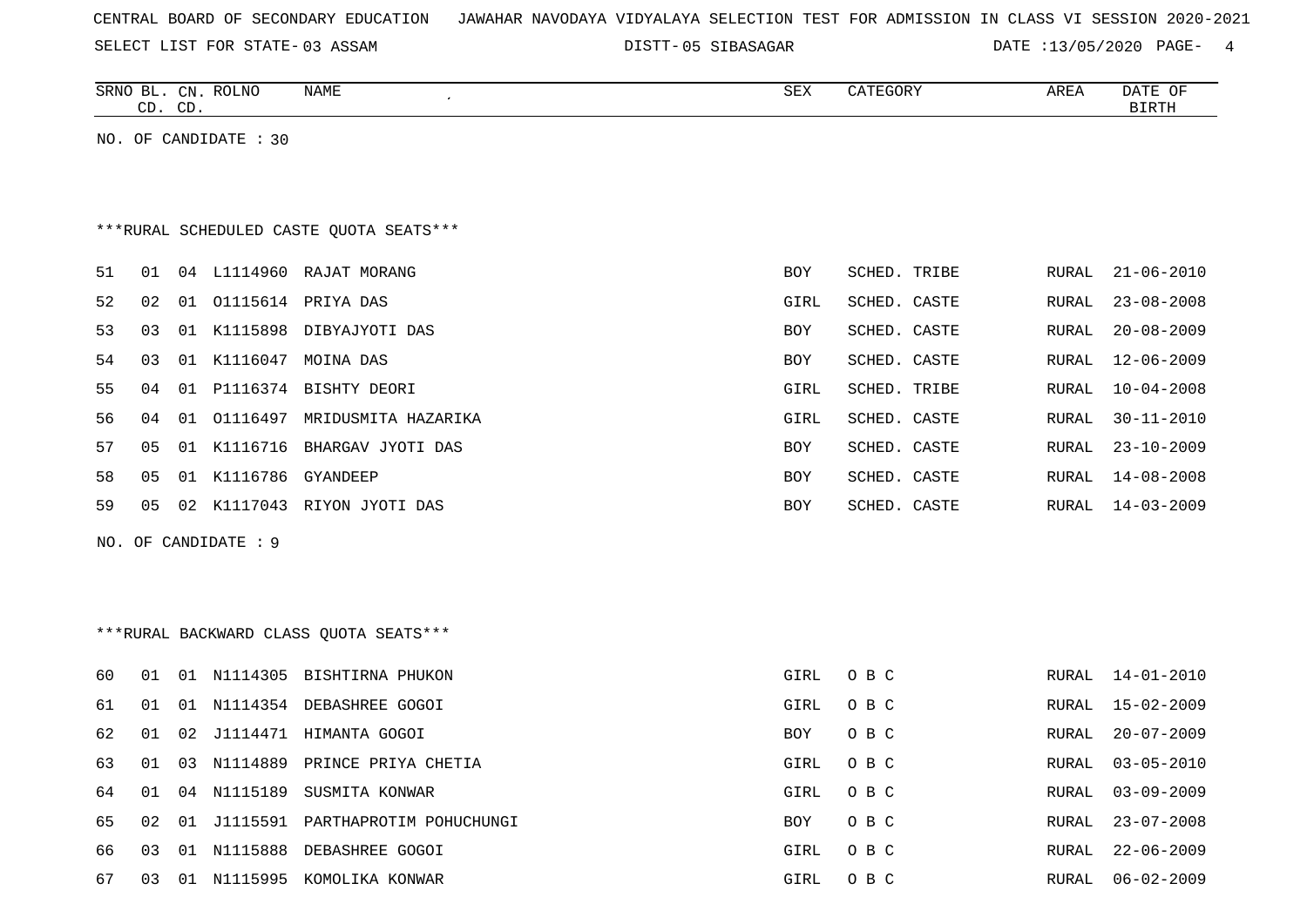CENTRAL BOARD OF SECONDARY EDUCATION JAWAHAR NAVODAYA VIDYALAYA SELECTION TEST FOR ADMISSION IN CLASS VI SESSION 2020-2021

SELECT LIST FOR STATE- 03 ASSAM DISTT- 05 SIBASAGAR DATE :13/05/2020

| SRNO | BL. CD. | CN. CD. | ROLNO | NAME | SEX | CATEGORY | AREA | DATE OF BIRTH |
|---|---|---|---|---|---|---|---|---|

NO. OF CANDIDATE : 30

***RURAL SCHEDULED CASTE QUOTA SEATS***

| SRNO | BL. CD. | CN. CD. | ROLNO | NAME | SEX | CATEGORY | AREA | DATE OF BIRTH |
|---|---|---|---|---|---|---|---|---|
| 51 | 01 | 04 | L1114960 | RAJAT MORANG | BOY | SCHED. TRIBE | RURAL | 21-06-2010 |
| 52 | 02 | 01 | O1115614 | PRIYA DAS | GIRL | SCHED. CASTE | RURAL | 23-08-2008 |
| 53 | 03 | 01 | K1115898 | DIBYAJYOTI DAS | BOY | SCHED. CASTE | RURAL | 20-08-2009 |
| 54 | 03 | 01 | K1116047 | MOINA DAS | BOY | SCHED. CASTE | RURAL | 12-06-2009 |
| 55 | 04 | 01 | P1116374 | BISHTY DEORI | GIRL | SCHED. TRIBE | RURAL | 10-04-2008 |
| 56 | 04 | 01 | O1116497 | MRIDUSMITA HAZARIKA | GIRL | SCHED. CASTE | RURAL | 30-11-2010 |
| 57 | 05 | 01 | K1116716 | BHARGAV JYOTI DAS | BOY | SCHED. CASTE | RURAL | 23-10-2009 |
| 58 | 05 | 01 | K1116786 | GYANDEEP | BOY | SCHED. CASTE | RURAL | 14-08-2008 |
| 59 | 05 | 02 | K1117043 | RIYON JYOTI DAS | BOY | SCHED. CASTE | RURAL | 14-03-2009 |

NO. OF CANDIDATE : 9

***RURAL BACKWARD CLASS QUOTA SEATS***

| SRNO | BL. CD. | CN. CD. | ROLNO | NAME | SEX | CATEGORY | AREA | DATE OF BIRTH |
|---|---|---|---|---|---|---|---|---|
| 60 | 01 | 01 | N1114305 | BISHTIRNA PHUKON | GIRL | O B C | RURAL | 14-01-2010 |
| 61 | 01 | 01 | N1114354 | DEBASHREE GOGOI | GIRL | O B C | RURAL | 15-02-2009 |
| 62 | 01 | 02 | J1114471 | HIMANTA GOGOI | BOY | O B C | RURAL | 20-07-2009 |
| 63 | 01 | 03 | N1114889 | PRINCE PRIYA CHETIA | GIRL | O B C | RURAL | 03-05-2010 |
| 64 | 01 | 04 | N1115189 | SUSMITA KONWAR | GIRL | O B C | RURAL | 03-09-2009 |
| 65 | 02 | 01 | J1115591 | PARTHAPROTIM POHUCHUNGI | BOY | O B C | RURAL | 23-07-2008 |
| 66 | 03 | 01 | N1115888 | DEBASHREE GOGOI | GIRL | O B C | RURAL | 22-06-2009 |
| 67 | 03 | 01 | N1115995 | KOMOLIKA KONWAR | GIRL | O B C | RURAL | 06-02-2009 |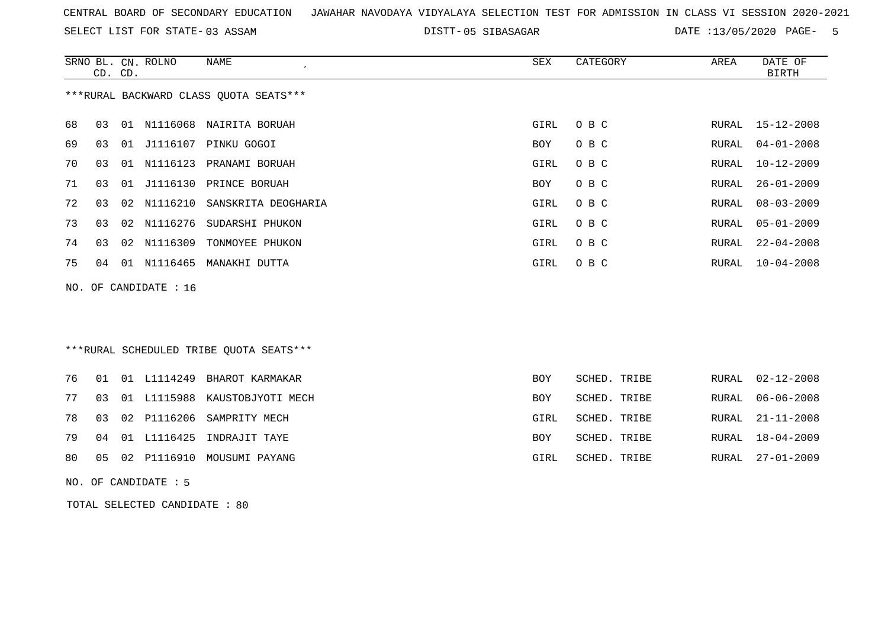CENTRAL BOARD OF SECONDARY EDUCATION   JAWAHAR NAVODAYA VIDYALAYA SELECTION TEST FOR ADMISSION IN CLASS VI SESSION 2020-2021

SELECT LIST FOR STATE- 03 ASSAM   DISTT- 05 SIBASAGAR   DATE :13/05/2020

***RURAL BACKWARD CLASS QUOTA SEATS***

| SRNO | BL. CD. | CN. CD. | ROLNO | NAME | SEX | CATEGORY | AREA | DATE OF BIRTH |
|---|---|---|---|---|---|---|---|---|
| 68 | 03 | 01 | N1116068 | NAIRITA BORUAH | GIRL | O B C | RURAL | 15-12-2008 |
| 69 | 03 | 01 | J1116107 | PINKU GOGOI | BOY | O B C | RURAL | 04-01-2008 |
| 70 | 03 | 01 | N1116123 | PRANAMI BORUAH | GIRL | O B C | RURAL | 10-12-2009 |
| 71 | 03 | 01 | J1116130 | PRINCE BORUAH | BOY | O B C | RURAL | 26-01-2009 |
| 72 | 03 | 02 | N1116210 | SANSKRITA DEOGHARIA | GIRL | O B C | RURAL | 08-03-2009 |
| 73 | 03 | 02 | N1116276 | SUDARSHI PHUKON | GIRL | O B C | RURAL | 05-01-2009 |
| 74 | 03 | 02 | N1116309 | TONMOYEE PHUKON | GIRL | O B C | RURAL | 22-04-2008 |
| 75 | 04 | 01 | N1116465 | MANAKHI DUTTA | GIRL | O B C | RURAL | 10-04-2008 |

NO. OF CANDIDATE : 16

***RURAL SCHEDULED TRIBE QUOTA SEATS***

| SRNO | BL. CD. | CN. CD. | ROLNO | NAME | SEX | CATEGORY | AREA | DATE OF BIRTH |
|---|---|---|---|---|---|---|---|---|
| 76 | 01 | 01 | L1114249 | BHAROT KARMAKAR | BOY | SCHED. TRIBE | RURAL | 02-12-2008 |
| 77 | 03 | 01 | L1115988 | KAUSTOBJYOTI MECH | BOY | SCHED. TRIBE | RURAL | 06-06-2008 |
| 78 | 03 | 02 | P1116206 | SAMPRITY MECH | GIRL | SCHED. TRIBE | RURAL | 21-11-2008 |
| 79 | 04 | 01 | L1116425 | INDRAJIT TAYE | BOY | SCHED. TRIBE | RURAL | 18-04-2009 |
| 80 | 05 | 02 | P1116910 | MOUSUMI PAYANG | GIRL | SCHED. TRIBE | RURAL | 27-01-2009 |

NO. OF CANDIDATE : 5

TOTAL SELECTED CANDIDATE : 80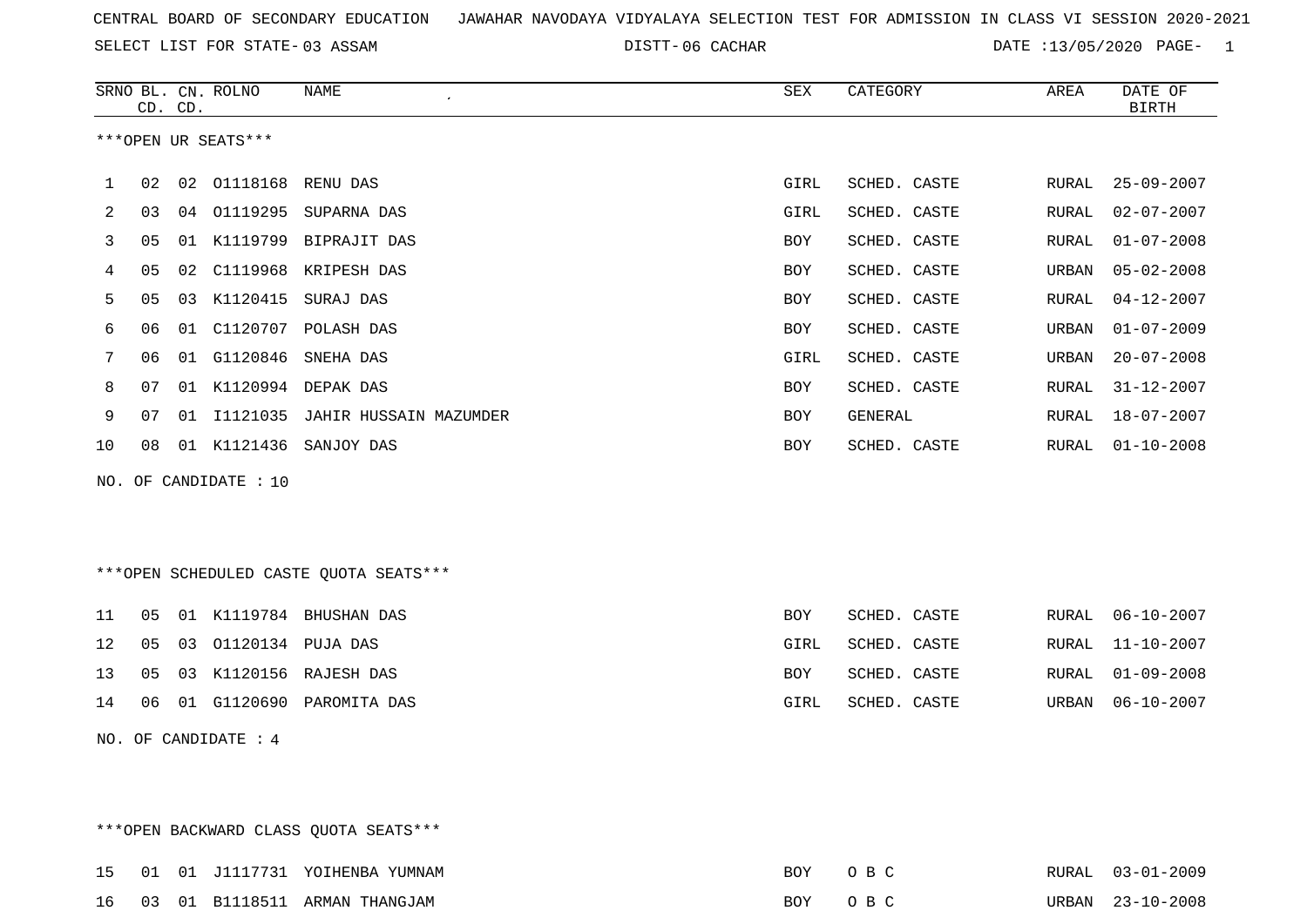CENTRAL BOARD OF SECONDARY EDUCATION JAWAHAR NAVODAYA VIDYALAYA SELECTION TEST FOR ADMISSION IN CLASS VI SESSION 2020-2021

SELECT LIST FOR STATE- 03 ASSAM DISTT- 06 CACHAR DATE :13/05/2020

***OPEN UR SEATS***

| SRNO | BL. CD. | CN. CD. | ROLNO | NAME | SEX | CATEGORY | AREA | DATE OF BIRTH |
|---|---|---|---|---|---|---|---|---|
| 1 | 02 | 02 | O1118168 | RENU DAS | GIRL | SCHED. CASTE | RURAL | 25-09-2007 |
| 2 | 03 | 04 | O1119295 | SUPARNA DAS | GIRL | SCHED. CASTE | RURAL | 02-07-2007 |
| 3 | 05 | 01 | K1119799 | BIPRAJIT DAS | BOY | SCHED. CASTE | RURAL | 01-07-2008 |
| 4 | 05 | 02 | C1119968 | KRIPESH DAS | BOY | SCHED. CASTE | URBAN | 05-02-2008 |
| 5 | 05 | 03 | K1120415 | SURAJ DAS | BOY | SCHED. CASTE | RURAL | 04-12-2007 |
| 6 | 06 | 01 | C1120707 | POLASH DAS | BOY | SCHED. CASTE | URBAN | 01-07-2009 |
| 7 | 06 | 01 | G1120846 | SNEHA DAS | GIRL | SCHED. CASTE | URBAN | 20-07-2008 |
| 8 | 07 | 01 | K1120994 | DEPAK DAS | BOY | SCHED. CASTE | RURAL | 31-12-2007 |
| 9 | 07 | 01 | I1121035 | JAHIR HUSSAIN MAZUMDER | BOY | GENERAL | RURAL | 18-07-2007 |
| 10 | 08 | 01 | K1121436 | SANJOY DAS | BOY | SCHED. CASTE | RURAL | 01-10-2008 |

NO. OF CANDIDATE : 10

***OPEN SCHEDULED CASTE QUOTA SEATS***

| SRNO | BL. CD. | CN. CD. | ROLNO | NAME | SEX | CATEGORY | AREA | DATE OF BIRTH |
|---|---|---|---|---|---|---|---|---|
| 11 | 05 | 01 | K1119784 | BHUSHAN DAS | BOY | SCHED. CASTE | RURAL | 06-10-2007 |
| 12 | 05 | 03 | O1120134 | PUJA DAS | GIRL | SCHED. CASTE | RURAL | 11-10-2007 |
| 13 | 05 | 03 | K1120156 | RAJESH DAS | BOY | SCHED. CASTE | RURAL | 01-09-2008 |
| 14 | 06 | 01 | G1120690 | PAROMITA DAS | GIRL | SCHED. CASTE | URBAN | 06-10-2007 |

NO. OF CANDIDATE : 4

***OPEN BACKWARD CLASS QUOTA SEATS***

| SRNO | BL. CD. | CN. CD. | ROLNO | NAME | SEX | CATEGORY | AREA | DATE OF BIRTH |
|---|---|---|---|---|---|---|---|---|
| 15 | 01 | 01 | J1117731 | YOIHENBA YUMNAM | BOY | O B C | RURAL | 03-01-2009 |
| 16 | 03 | 01 | B1118511 | ARMAN THANGJAM | BOY | O B C | URBAN | 23-10-2008 |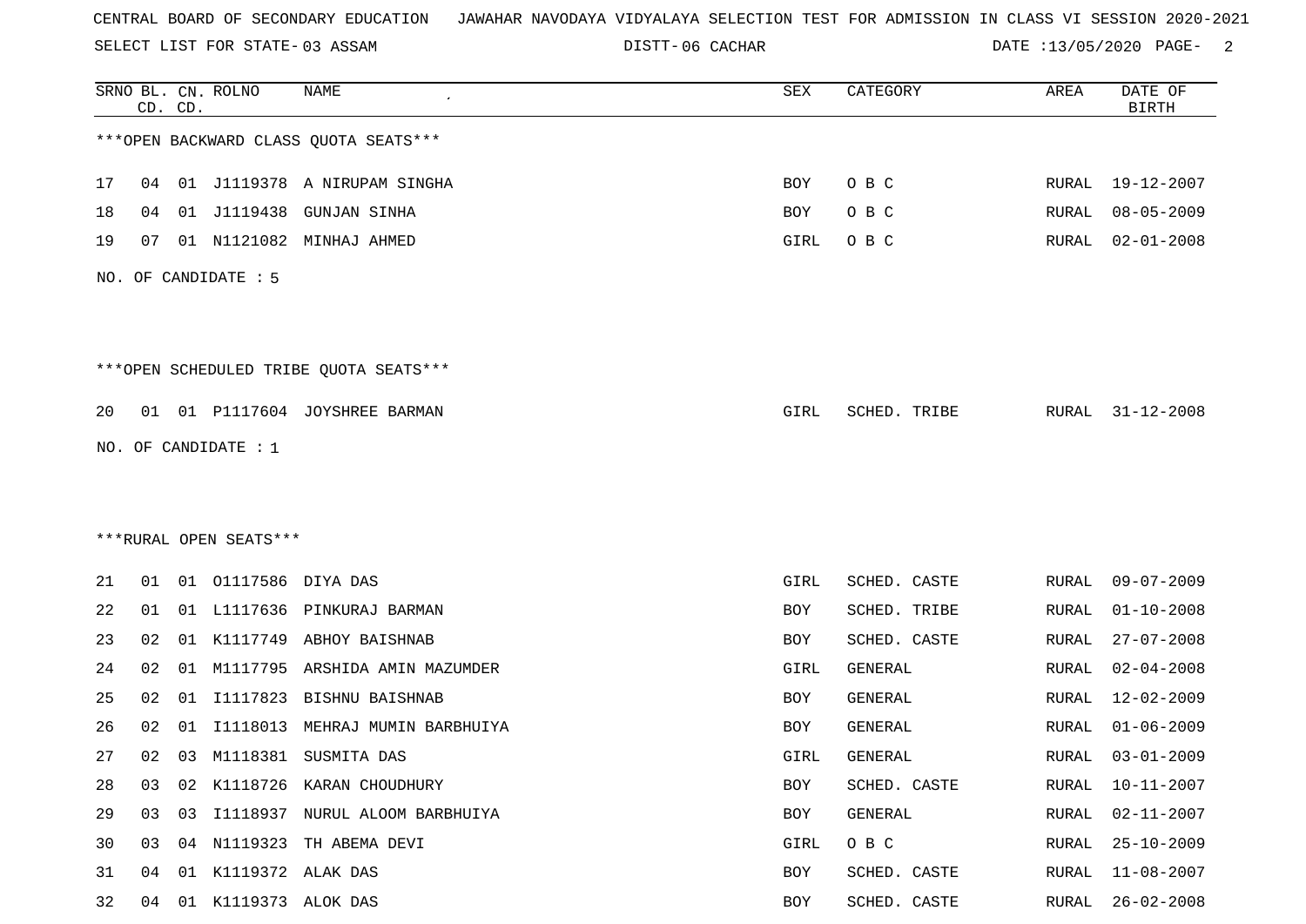CENTRAL BOARD OF SECONDARY EDUCATION JAWAHAR NAVODAYA VIDYALAYA SELECTION TEST FOR ADMISSION IN CLASS VI SESSION 2020-2021

SELECT LIST FOR STATE- 03 ASSAM DISTT- 06 CACHAR DATE :13/05/2020

***OPEN BACKWARD CLASS QUOTA SEATS***

| SRNO | BL. CD. | CN. CD. | ROLNO | NAME | SEX | CATEGORY | AREA | DATE OF BIRTH |
|---|---|---|---|---|---|---|---|---|
| 17 | 04 | 01 | J1119378 | A NIRUPAM SINGHA | BOY | O B C | RURAL | 19-12-2007 |
| 18 | 04 | 01 | J1119438 | GUNJAN SINHA | BOY | O B C | RURAL | 08-05-2009 |
| 19 | 07 | 01 | N1121082 | MINHAJ AHMED | GIRL | O B C | RURAL | 02-01-2008 |

NO. OF CANDIDATE : 5

***OPEN SCHEDULED TRIBE QUOTA SEATS***

| SRNO | BL. CD. | CN. CD. | ROLNO | NAME | SEX | CATEGORY | AREA | DATE OF BIRTH |
|---|---|---|---|---|---|---|---|---|
| 20 | 01 | 01 | P1117604 | JOYSHREE BARMAN | GIRL | SCHED. TRIBE | RURAL | 31-12-2008 |

NO. OF CANDIDATE : 1

***RURAL OPEN SEATS***

| SRNO | BL. CD. | CN. CD. | ROLNO | NAME | SEX | CATEGORY | AREA | DATE OF BIRTH |
|---|---|---|---|---|---|---|---|---|
| 21 | 01 | 01 | O1117586 | DIYA DAS | GIRL | SCHED. CASTE | RURAL | 09-07-2009 |
| 22 | 01 | 01 | L1117636 | PINKURAJ BARMAN | BOY | SCHED. TRIBE | RURAL | 01-10-2008 |
| 23 | 02 | 01 | K1117749 | ABHOY BAISHNAB | BOY | SCHED. CASTE | RURAL | 27-07-2008 |
| 24 | 02 | 01 | M1117795 | ARSHIDA AMIN MAZUMDER | GIRL | GENERAL | RURAL | 02-04-2008 |
| 25 | 02 | 01 | I1117823 | BISHNU BAISHNAB | BOY | GENERAL | RURAL | 12-02-2009 |
| 26 | 02 | 01 | I1118013 | MEHRAJ MUMIN BARBHUIYA | BOY | GENERAL | RURAL | 01-06-2009 |
| 27 | 02 | 03 | M1118381 | SUSMITA DAS | GIRL | GENERAL | RURAL | 03-01-2009 |
| 28 | 03 | 02 | K1118726 | KARAN CHOUDHURY | BOY | SCHED. CASTE | RURAL | 10-11-2007 |
| 29 | 03 | 03 | I1118937 | NURUL ALOOM BARBHUIYA | BOY | GENERAL | RURAL | 02-11-2007 |
| 30 | 03 | 04 | N1119323 | TH ABEMA DEVI | GIRL | O B C | RURAL | 25-10-2009 |
| 31 | 04 | 01 | K1119372 | ALAK DAS | BOY | SCHED. CASTE | RURAL | 11-08-2007 |
| 32 | 04 | 01 | K1119373 | ALOK DAS | BOY | SCHED. CASTE | RURAL | 26-02-2008 |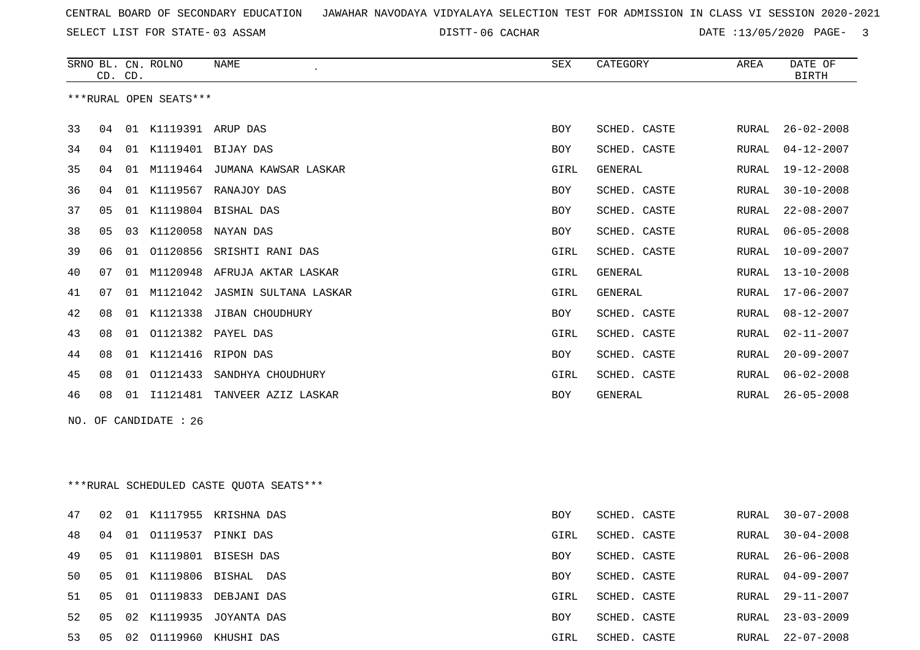CENTRAL BOARD OF SECONDARY EDUCATION JAWAHAR NAVODAYA VIDYALAYA SELECTION TEST FOR ADMISSION IN CLASS VI SESSION 2020-2021

SELECT LIST FOR STATE- 03 ASSAM DISTT- 06 CACHAR DATE :13/05/2020

***RURAL OPEN SEATS***

| SRNO | BL. CD. | CN. CD. | ROLNO | NAME | SEX | CATEGORY | AREA | DATE OF BIRTH |
|---|---|---|---|---|---|---|---|---|
| 33 | 04 | 01 | K1119391 | ARUP DAS | BOY | SCHED. CASTE | RURAL | 26-02-2008 |
| 34 | 04 | 01 | K1119401 | BIJAY DAS | BOY | SCHED. CASTE | RURAL | 04-12-2007 |
| 35 | 04 | 01 | M1119464 | JUMANA KAWSAR LASKAR | GIRL | GENERAL | RURAL | 19-12-2008 |
| 36 | 04 | 01 | K1119567 | RANAJOY DAS | BOY | SCHED. CASTE | RURAL | 30-10-2008 |
| 37 | 05 | 01 | K1119804 | BISHAL DAS | BOY | SCHED. CASTE | RURAL | 22-08-2007 |
| 38 | 05 | 03 | K1120058 | NAYAN DAS | BOY | SCHED. CASTE | RURAL | 06-05-2008 |
| 39 | 06 | 01 | O1120856 | SRISHTI RANI DAS | GIRL | SCHED. CASTE | RURAL | 10-09-2007 |
| 40 | 07 | 01 | M1120948 | AFRUJA AKTAR LASKAR | GIRL | GENERAL | RURAL | 13-10-2008 |
| 41 | 07 | 01 | M1121042 | JASMIN SULTANA LASKAR | GIRL | GENERAL | RURAL | 17-06-2007 |
| 42 | 08 | 01 | K1121338 | JIBAN CHOUDHURY | BOY | SCHED. CASTE | RURAL | 08-12-2007 |
| 43 | 08 | 01 | O1121382 | PAYEL DAS | GIRL | SCHED. CASTE | RURAL | 02-11-2007 |
| 44 | 08 | 01 | K1121416 | RIPON DAS | BOY | SCHED. CASTE | RURAL | 20-09-2007 |
| 45 | 08 | 01 | O1121433 | SANDHYA CHOUDHURY | GIRL | SCHED. CASTE | RURAL | 06-02-2008 |
| 46 | 08 | 01 | I1121481 | TANVEER AZIZ LASKAR | BOY | GENERAL | RURAL | 26-05-2008 |

NO. OF CANDIDATE : 26

***RURAL SCHEDULED CASTE QUOTA SEATS***

| SRNO | BL. CD. | CN. CD. | ROLNO | NAME | SEX | CATEGORY | AREA | DATE OF BIRTH |
|---|---|---|---|---|---|---|---|---|
| 47 | 02 | 01 | K1117955 | KRISHNA DAS | BOY | SCHED. CASTE | RURAL | 30-07-2008 |
| 48 | 04 | 01 | O1119537 | PINKI DAS | GIRL | SCHED. CASTE | RURAL | 30-04-2008 |
| 49 | 05 | 01 | K1119801 | BISESH DAS | BOY | SCHED. CASTE | RURAL | 26-06-2008 |
| 50 | 05 | 01 | K1119806 | BISHAL DAS | BOY | SCHED. CASTE | RURAL | 04-09-2007 |
| 51 | 05 | 01 | O1119833 | DEBJANI DAS | GIRL | SCHED. CASTE | RURAL | 29-11-2007 |
| 52 | 05 | 02 | K1119935 | JOYANTA DAS | BOY | SCHED. CASTE | RURAL | 23-03-2009 |
| 53 | 05 | 02 | O1119960 | KHUSHI DAS | GIRL | SCHED. CASTE | RURAL | 22-07-2008 |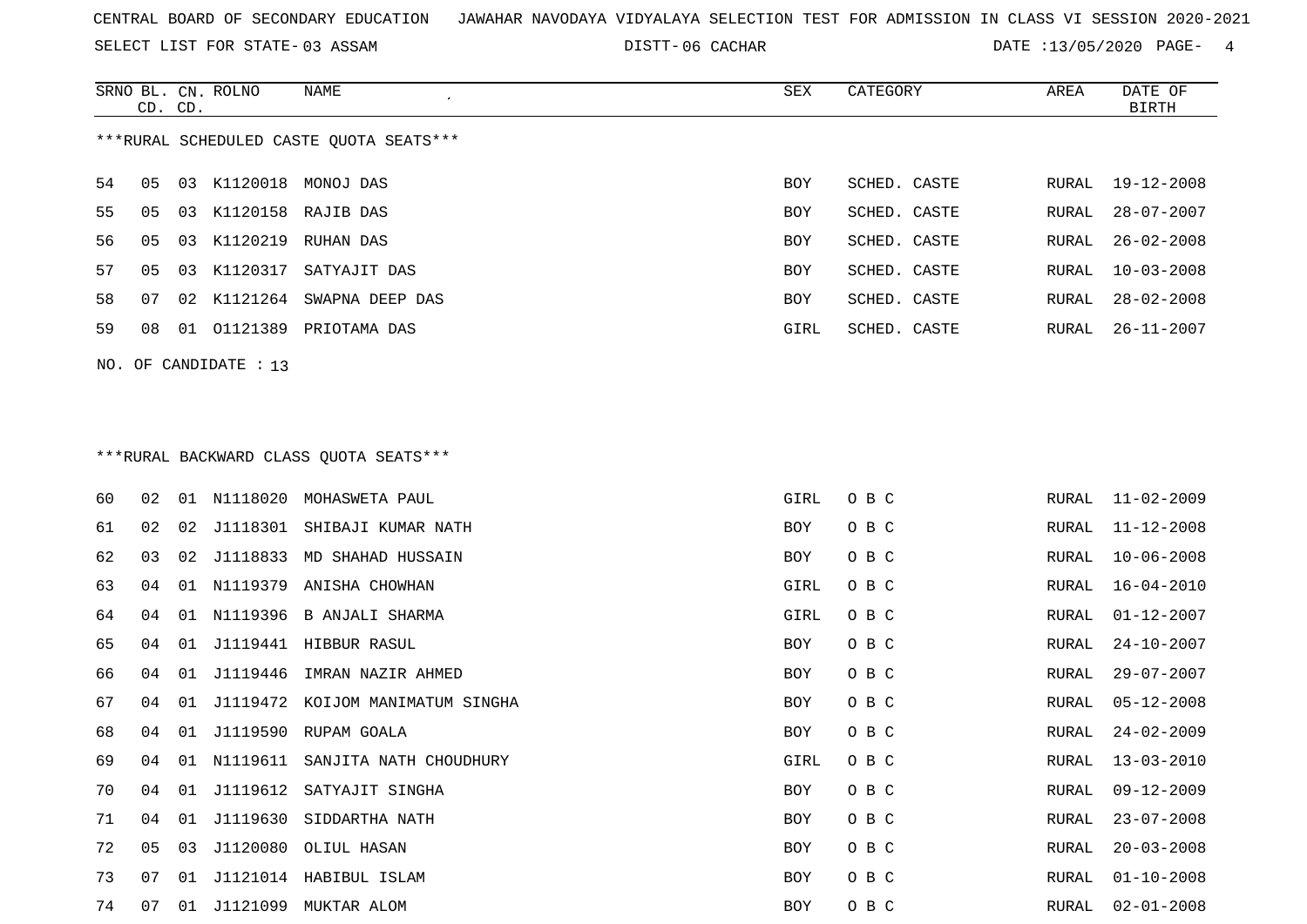CENTRAL BOARD OF SECONDARY EDUCATION JAWAHAR NAVODAYA VIDYALAYA SELECTION TEST FOR ADMISSION IN CLASS VI SESSION 2020-2021

SELECT LIST FOR STATE- 03 ASSAM DISTT- 06 CACHAR DATE :13/05/2020

***RURAL SCHEDULED CASTE QUOTA SEATS***

| SRNO | BL. CD. | CN. CD. | ROLNO | NAME | SEX | CATEGORY | AREA | DATE OF BIRTH |
|---|---|---|---|---|---|---|---|---|
| 54 | 05 | 03 | K1120018 | MONOJ DAS | BOY | SCHED. CASTE | RURAL | 19-12-2008 |
| 55 | 05 | 03 | K1120158 | RAJIB DAS | BOY | SCHED. CASTE | RURAL | 28-07-2007 |
| 56 | 05 | 03 | K1120219 | RUHAN DAS | BOY | SCHED. CASTE | RURAL | 26-02-2008 |
| 57 | 05 | 03 | K1120317 | SATYAJIT DAS | BOY | SCHED. CASTE | RURAL | 10-03-2008 |
| 58 | 07 | 02 | K1121264 | SWAPNA DEEP DAS | BOY | SCHED. CASTE | RURAL | 28-02-2008 |
| 59 | 08 | 01 | O1121389 | PRIOTAMA DAS | GIRL | SCHED. CASTE | RURAL | 26-11-2007 |

NO. OF CANDIDATE : 13

***RURAL BACKWARD CLASS QUOTA SEATS***

| SRNO | BL. CD. | CN. CD. | ROLNO | NAME | SEX | CATEGORY | AREA | DATE OF BIRTH |
|---|---|---|---|---|---|---|---|---|
| 60 | 02 | 01 | N1118020 | MOHASWETA PAUL | GIRL | O B C | RURAL | 11-02-2009 |
| 61 | 02 | 02 | J1118301 | SHIBAJI KUMAR NATH | BOY | O B C | RURAL | 11-12-2008 |
| 62 | 03 | 02 | J1118833 | MD SHAHAD HUSSAIN | BOY | O B C | RURAL | 10-06-2008 |
| 63 | 04 | 01 | N1119379 | ANISHA CHOWHAN | GIRL | O B C | RURAL | 16-04-2010 |
| 64 | 04 | 01 | N1119396 | B ANJALI SHARMA | GIRL | O B C | RURAL | 01-12-2007 |
| 65 | 04 | 01 | J1119441 | HIBBUR RASUL | BOY | O B C | RURAL | 24-10-2007 |
| 66 | 04 | 01 | J1119446 | IMRAN NAZIR AHMED | BOY | O B C | RURAL | 29-07-2007 |
| 67 | 04 | 01 | J1119472 | KOIJOM MANIMATUM SINGHA | BOY | O B C | RURAL | 05-12-2008 |
| 68 | 04 | 01 | J1119590 | RUPAM GOALA | BOY | O B C | RURAL | 24-02-2009 |
| 69 | 04 | 01 | N1119611 | SANJITA NATH CHOUDHURY | GIRL | O B C | RURAL | 13-03-2010 |
| 70 | 04 | 01 | J1119612 | SATYAJIT SINGHA | BOY | O B C | RURAL | 09-12-2009 |
| 71 | 04 | 01 | J1119630 | SIDDARTHA NATH | BOY | O B C | RURAL | 23-07-2008 |
| 72 | 05 | 03 | J1120080 | OLIUL HASAN | BOY | O B C | RURAL | 20-03-2008 |
| 73 | 07 | 01 | J1121014 | HABIBUL ISLAM | BOY | O B C | RURAL | 01-10-2008 |
| 74 | 07 | 01 | J1121099 | MUKTAR ALOM | BOY | O B C | RURAL | 02-01-2008 |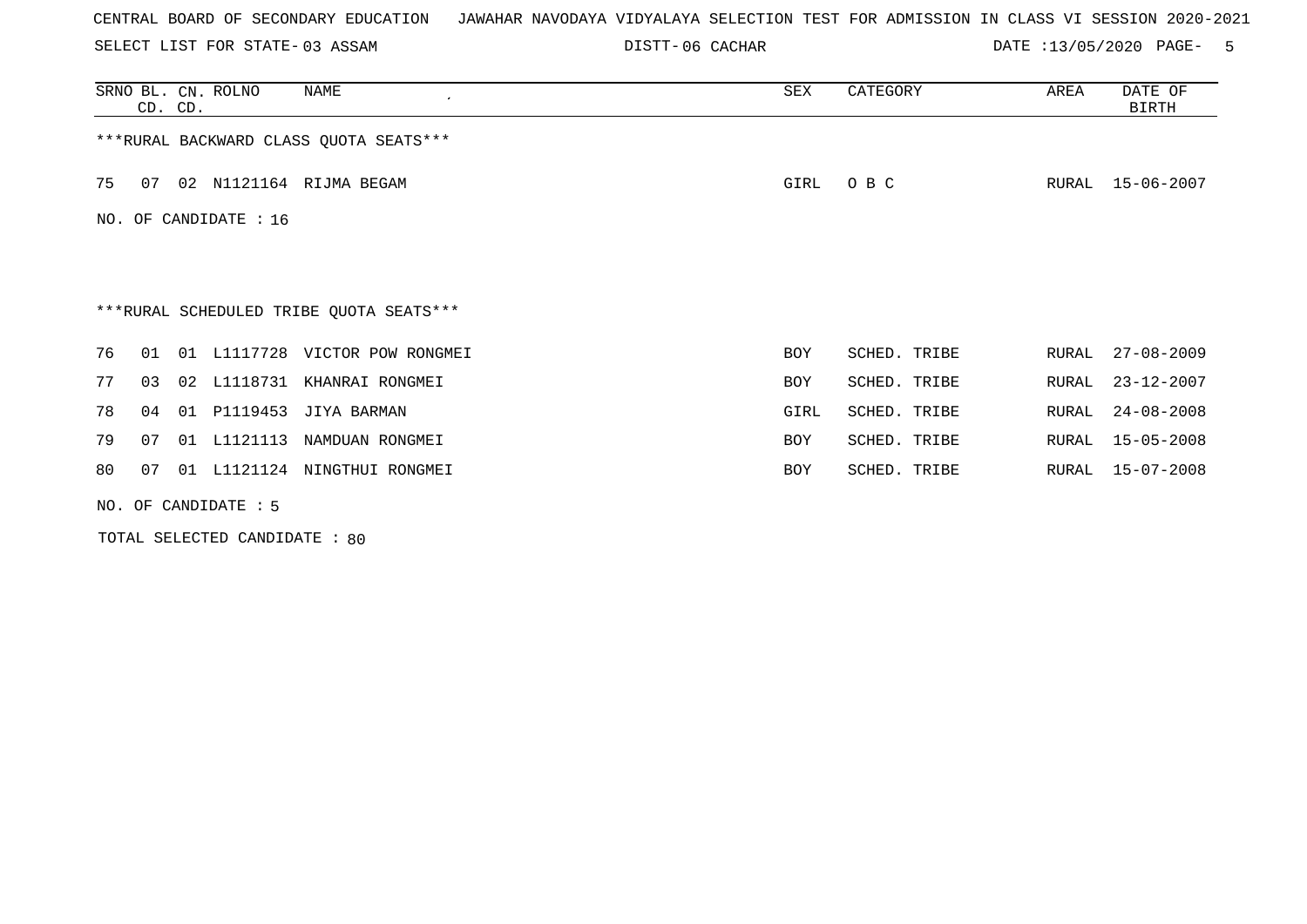CENTRAL BOARD OF SECONDARY EDUCATION JAWAHAR NAVODAYA VIDYALAYA SELECTION TEST FOR ADMISSION IN CLASS VI SESSION 2020-2021

SELECT LIST FOR STATE- 03 ASSAM DISTT- 06 CACHAR DATE :13/05/2020

| SRNO | BL. CD. | CN. CD. | ROLNO | NAME | SEX | CATEGORY | AREA | DATE OF BIRTH |
|---|---|---|---|---|---|---|---|---|

***RURAL BACKWARD CLASS QUOTA SEATS***

| SRNO | BL. CD. | CN. CD. | ROLNO | NAME | SEX | CATEGORY | AREA | DATE OF BIRTH |
|---|---|---|---|---|---|---|---|---|
| 75 | 07 | 02 | N1121164 | RIJMA BEGAM | GIRL | O B C | RURAL | 15-06-2007 |

NO. OF CANDIDATE : 16

***RURAL SCHEDULED TRIBE QUOTA SEATS***

| SRNO | BL. CD. | CN. CD. | ROLNO | NAME | SEX | CATEGORY | AREA | DATE OF BIRTH |
|---|---|---|---|---|---|---|---|---|
| 76 | 01 | 01 | L1117728 | VICTOR POW RONGMEI | BOY | SCHED. TRIBE | RURAL | 27-08-2009 |
| 77 | 03 | 02 | L1118731 | KHANRAI RONGMEI | BOY | SCHED. TRIBE | RURAL | 23-12-2007 |
| 78 | 04 | 01 | P1119453 | JIYA BARMAN | GIRL | SCHED. TRIBE | RURAL | 24-08-2008 |
| 79 | 07 | 01 | L1121113 | NAMDUAN RONGMEI | BOY | SCHED. TRIBE | RURAL | 15-05-2008 |
| 80 | 07 | 01 | L1121124 | NINGTHUI RONGMEI | BOY | SCHED. TRIBE | RURAL | 15-07-2008 |

NO. OF CANDIDATE : 5

TOTAL SELECTED CANDIDATE : 80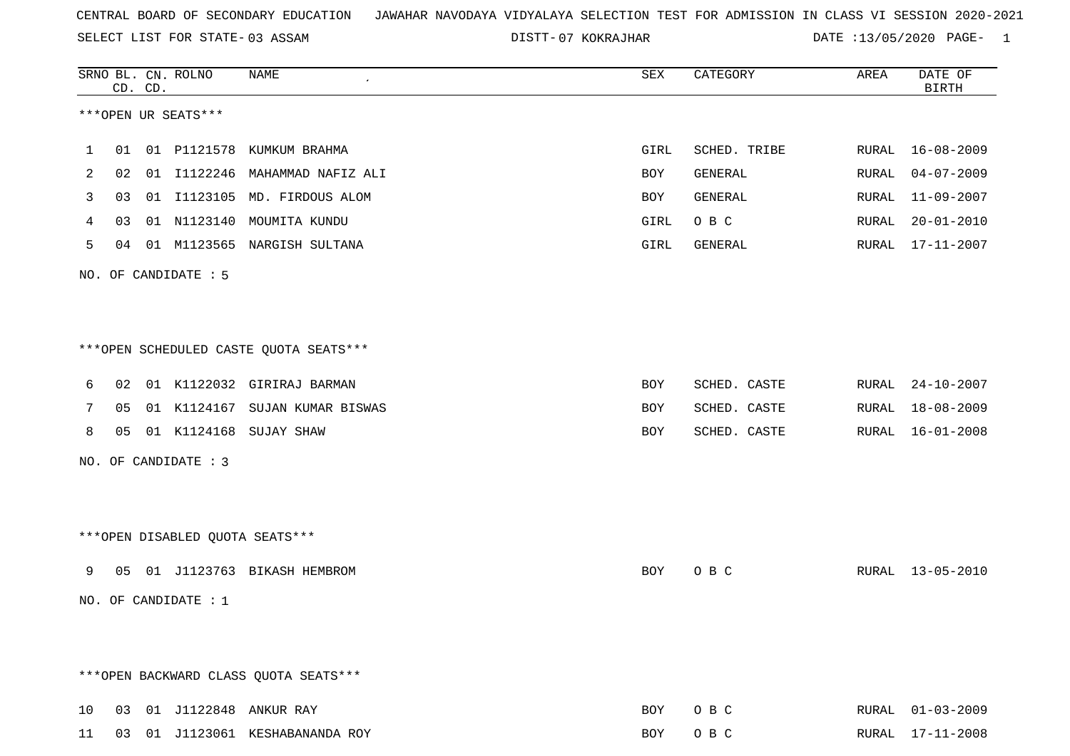CENTRAL BOARD OF SECONDARY EDUCATION JAWAHAR NAVODAYA VIDYALAYA SELECTION TEST FOR ADMISSION IN CLASS VI SESSION 2020-2021

SELECT LIST FOR STATE- 03 ASSAM DISTT- 07 KOKRAJHAR DATE :13/05/2020

| SRNO | BL. CD. | CN. CD. | ROLNO | NAME | SEX | CATEGORY | AREA | DATE OF BIRTH |
|---|---|---|---|---|---|---|---|---|

***OPEN UR SEATS***

| | | | | | | | | |
|---|---|---|---|---|---|---|---|---|
| 1 | 01 | 01 | P1121578 | KUMKUM BRAHMA | GIRL | SCHED. TRIBE | RURAL | 16-08-2009 |
| 2 | 02 | 01 | I1122246 | MAHAMMAD NAFIZ ALI | BOY | GENERAL | RURAL | 04-07-2009 |
| 3 | 03 | 01 | I1123105 | MD. FIRDOUS ALOM | BOY | GENERAL | RURAL | 11-09-2007 |
| 4 | 03 | 01 | N1123140 | MOUMITA KUNDU | GIRL | O B C | RURAL | 20-01-2010 |
| 5 | 04 | 01 | M1123565 | NARGISH SULTANA | GIRL | GENERAL | RURAL | 17-11-2007 |

NO. OF CANDIDATE : 5

***OPEN SCHEDULED CASTE QUOTA SEATS***

| | | | | | | | | |
|---|---|---|---|---|---|---|---|---|
| 6 | 02 | 01 | K1122032 | GIRIRAJ BARMAN | BOY | SCHED. CASTE | RURAL | 24-10-2007 |
| 7 | 05 | 01 | K1124167 | SUJAN KUMAR BISWAS | BOY | SCHED. CASTE | RURAL | 18-08-2009 |
| 8 | 05 | 01 | K1124168 | SUJAY SHAW | BOY | SCHED. CASTE | RURAL | 16-01-2008 |

NO. OF CANDIDATE : 3

***OPEN DISABLED QUOTA SEATS***

| | | | | | | | | |
|---|---|---|---|---|---|---|---|---|
| 9 | 05 | 01 | J1123763 | BIKASH HEMBROM | BOY | O B C | RURAL | 13-05-2010 |

NO. OF CANDIDATE : 1

***OPEN BACKWARD CLASS QUOTA SEATS***

| | | | | | | | | |
|---|---|---|---|---|---|---|---|---|
| 10 | 03 | 01 | J1122848 | ANKUR RAY | BOY | O B C | RURAL | 01-03-2009 |
| 11 | 03 | 01 | J1123061 | KESHABANANDA ROY | BOY | O B C | RURAL | 17-11-2008 |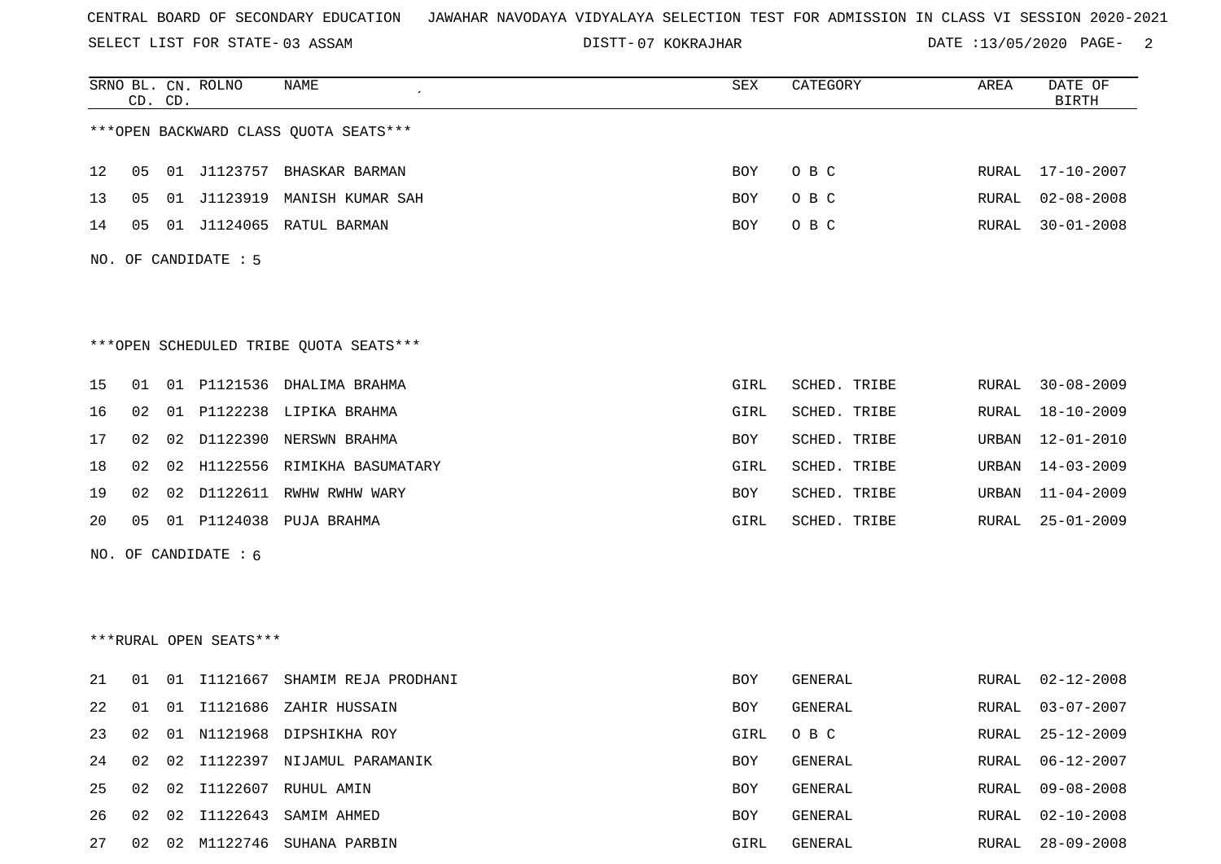CENTRAL BOARD OF SECONDARY EDUCATION JAWAHAR NAVODAYA VIDYALAYA SELECTION TEST FOR ADMISSION IN CLASS VI SESSION 2020-2021

SELECT LIST FOR STATE- 03 ASSAM DISTT- 07 KOKRAJHAR DATE :13/05/2020

| SRNO | BL. CD. | CN. CD. | ROLNO | NAME | SEX | CATEGORY | AREA | DATE OF BIRTH |
|---|---|---|---|---|---|---|---|---|

***OPEN BACKWARD CLASS QUOTA SEATS***

| SRNO | BL. CD. | CN. CD. | ROLNO | NAME | SEX | CATEGORY | AREA | DATE OF BIRTH |
|---|---|---|---|---|---|---|---|---|
| 12 | 05 | 01 | J1123757 | BHASKAR BARMAN | BOY | O B C | RURAL | 17-10-2007 |
| 13 | 05 | 01 | J1123919 | MANISH KUMAR SAH | BOY | O B C | RURAL | 02-08-2008 |
| 14 | 05 | 01 | J1124065 | RATUL BARMAN | BOY | O B C | RURAL | 30-01-2008 |

NO. OF CANDIDATE : 5

***OPEN SCHEDULED TRIBE QUOTA SEATS***

| SRNO | BL. CD. | CN. CD. | ROLNO | NAME | SEX | CATEGORY | AREA | DATE OF BIRTH |
|---|---|---|---|---|---|---|---|---|
| 15 | 01 | 01 | P1121536 | DHALIMA BRAHMA | GIRL | SCHED. TRIBE | RURAL | 30-08-2009 |
| 16 | 02 | 01 | P1122238 | LIPIKA BRAHMA | GIRL | SCHED. TRIBE | RURAL | 18-10-2009 |
| 17 | 02 | 02 | D1122390 | NERSWN BRAHMA | BOY | SCHED. TRIBE | URBAN | 12-01-2010 |
| 18 | 02 | 02 | H1122556 | RIMIKHA BASUMATARY | GIRL | SCHED. TRIBE | URBAN | 14-03-2009 |
| 19 | 02 | 02 | D1122611 | RWHW RWHW WARY | BOY | SCHED. TRIBE | URBAN | 11-04-2009 |
| 20 | 05 | 01 | P1124038 | PUJA BRAHMA | GIRL | SCHED. TRIBE | RURAL | 25-01-2009 |

NO. OF CANDIDATE : 6

***RURAL OPEN SEATS***

| SRNO | BL. CD. | CN. CD. | ROLNO | NAME | SEX | CATEGORY | AREA | DATE OF BIRTH |
|---|---|---|---|---|---|---|---|---|
| 21 | 01 | 01 | I1121667 | SHAMIM REJA PRODHANI | BOY | GENERAL | RURAL | 02-12-2008 |
| 22 | 01 | 01 | I1121686 | ZAHIR HUSSAIN | BOY | GENERAL | RURAL | 03-07-2007 |
| 23 | 02 | 01 | N1121968 | DIPSHIKHA ROY | GIRL | O B C | RURAL | 25-12-2009 |
| 24 | 02 | 02 | I1122397 | NIJAMUL PARAMANIK | BOY | GENERAL | RURAL | 06-12-2007 |
| 25 | 02 | 02 | I1122607 | RUHUL AMIN | BOY | GENERAL | RURAL | 09-08-2008 |
| 26 | 02 | 02 | I1122643 | SAMIM AHMED | BOY | GENERAL | RURAL | 02-10-2008 |
| 27 | 02 | 02 | M1122746 | SUHANA PARBIN | GIRL | GENERAL | RURAL | 28-09-2008 |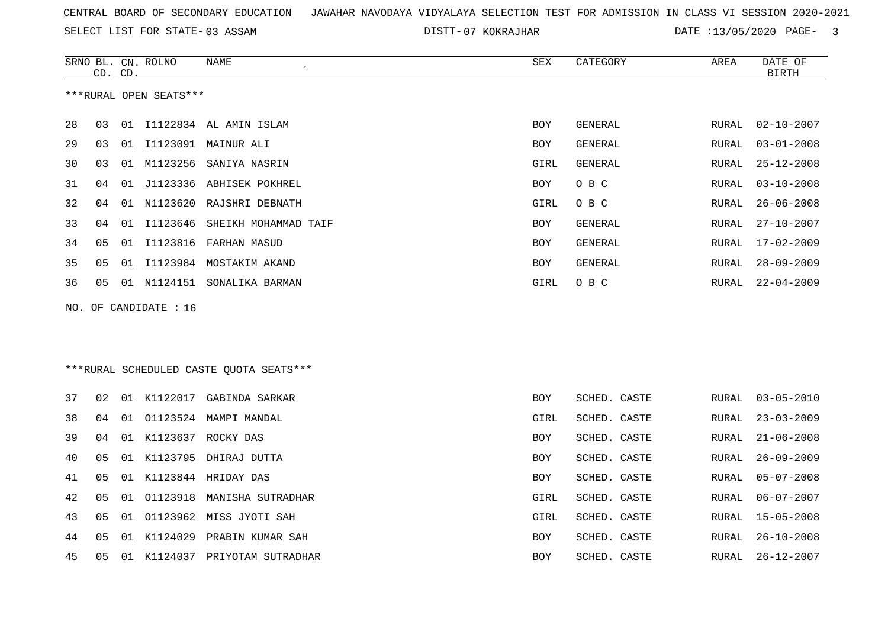CENTRAL BOARD OF SECONDARY EDUCATION JAWAHAR NAVODAYA VIDYALAYA SELECTION TEST FOR ADMISSION IN CLASS VI SESSION 2020-2021

SELECT LIST FOR STATE- 03 ASSAM DISTT- 07 KOKRAJHAR DATE :13/05/2020

***RURAL OPEN SEATS***

| SRNO | BL. CD. | CN. CD. | ROLNO | NAME | SEX | CATEGORY | AREA | DATE OF BIRTH |
|---|---|---|---|---|---|---|---|---|
| 28 | 03 | 01 | I1122834 | AL AMIN ISLAM | BOY | GENERAL | RURAL | 02-10-2007 |
| 29 | 03 | 01 | I1123091 | MAINUR ALI | BOY | GENERAL | RURAL | 03-01-2008 |
| 30 | 03 | 01 | M1123256 | SANIYA NASRIN | GIRL | GENERAL | RURAL | 25-12-2008 |
| 31 | 04 | 01 | J1123336 | ABHISEK POKHREL | BOY | O B C | RURAL | 03-10-2008 |
| 32 | 04 | 01 | N1123620 | RAJSHRI DEBNATH | GIRL | O B C | RURAL | 26-06-2008 |
| 33 | 04 | 01 | I1123646 | SHEIKH MOHAMMAD TAIF | BOY | GENERAL | RURAL | 27-10-2007 |
| 34 | 05 | 01 | I1123816 | FARHAN MASUD | BOY | GENERAL | RURAL | 17-02-2009 |
| 35 | 05 | 01 | I1123984 | MOSTAKIM AKAND | BOY | GENERAL | RURAL | 28-09-2009 |
| 36 | 05 | 01 | N1124151 | SONALIKA BARMAN | GIRL | O B C | RURAL | 22-04-2009 |

NO. OF CANDIDATE : 16

***RURAL SCHEDULED CASTE QUOTA SEATS***

| SRNO | BL. CD. | CN. CD. | ROLNO | NAME | SEX | CATEGORY | AREA | DATE OF BIRTH |
|---|---|---|---|---|---|---|---|---|
| 37 | 02 | 01 | K1122017 | GABINDA SARKAR | BOY | SCHED. CASTE | RURAL | 03-05-2010 |
| 38 | 04 | 01 | O1123524 | MAMPI MANDAL | GIRL | SCHED. CASTE | RURAL | 23-03-2009 |
| 39 | 04 | 01 | K1123637 | ROCKY DAS | BOY | SCHED. CASTE | RURAL | 21-06-2008 |
| 40 | 05 | 01 | K1123795 | DHIRAJ DUTTA | BOY | SCHED. CASTE | RURAL | 26-09-2009 |
| 41 | 05 | 01 | K1123844 | HRIDAY DAS | BOY | SCHED. CASTE | RURAL | 05-07-2008 |
| 42 | 05 | 01 | O1123918 | MANISHA SUTRADHAR | GIRL | SCHED. CASTE | RURAL | 06-07-2007 |
| 43 | 05 | 01 | O1123962 | MISS JYOTI SAH | GIRL | SCHED. CASTE | RURAL | 15-05-2008 |
| 44 | 05 | 01 | K1124029 | PRABIN KUMAR SAH | BOY | SCHED. CASTE | RURAL | 26-10-2008 |
| 45 | 05 | 01 | K1124037 | PRIYOTAM SUTRADHAR | BOY | SCHED. CASTE | RURAL | 26-12-2007 |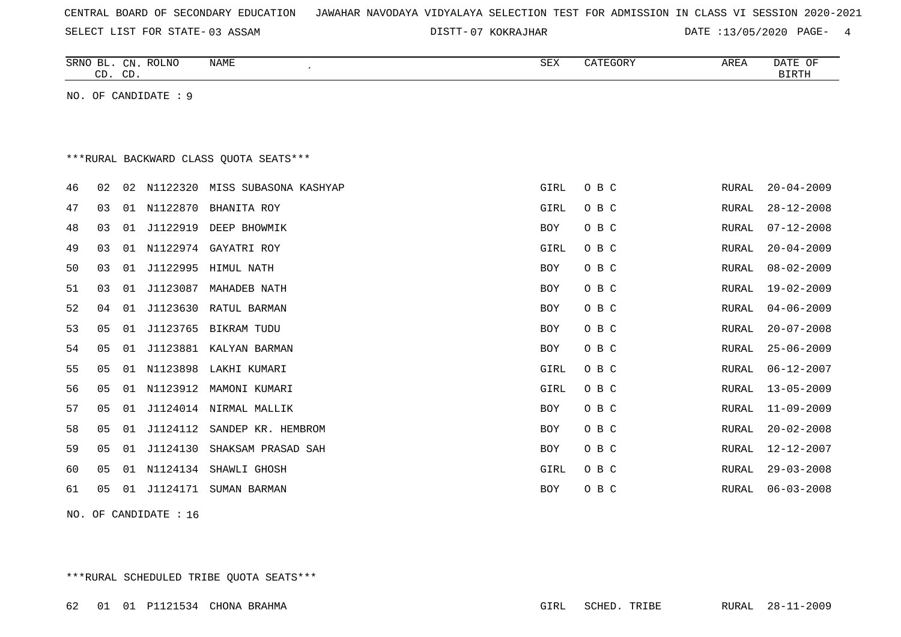CENTRAL BOARD OF SECONDARY EDUCATION   JAWAHAR NAVODAYA VIDYALAYA SELECTION TEST FOR ADMISSION IN CLASS VI SESSION 2020-2021

SELECT LIST FOR STATE- 03 ASSAM   DISTT- 07 KOKRAJHAR   DATE :13/05/2020

| SRNO | BL. CD. | CN. CD. | ROLNO | NAME | SEX | CATEGORY | AREA | DATE OF BIRTH |
|---|---|---|---|---|---|---|---|---|

NO. OF CANDIDATE : 9

***RURAL BACKWARD CLASS QUOTA SEATS***

| SRNO | BL. CD. | CN. CD. | ROLNO | NAME | SEX | CATEGORY | AREA | DATE OF BIRTH |
|---|---|---|---|---|---|---|---|---|
| 46 | 02 | 02 | N1122320 | MISS SUBASONA KASHYAP | GIRL | O B C | RURAL | 20-04-2009 |
| 47 | 03 | 01 | N1122870 | BHANITA ROY | GIRL | O B C | RURAL | 28-12-2008 |
| 48 | 03 | 01 | J1122919 | DEEP BHOWMIK | BOY | O B C | RURAL | 07-12-2008 |
| 49 | 03 | 01 | N1122974 | GAYATRI ROY | GIRL | O B C | RURAL | 20-04-2009 |
| 50 | 03 | 01 | J1122995 | HIMUL NATH | BOY | O B C | RURAL | 08-02-2009 |
| 51 | 03 | 01 | J1123087 | MAHADEB NATH | BOY | O B C | RURAL | 19-02-2009 |
| 52 | 04 | 01 | J1123630 | RATUL BARMAN | BOY | O B C | RURAL | 04-06-2009 |
| 53 | 05 | 01 | J1123765 | BIKRAM TUDU | BOY | O B C | RURAL | 20-07-2008 |
| 54 | 05 | 01 | J1123881 | KALYAN BARMAN | BOY | O B C | RURAL | 25-06-2009 |
| 55 | 05 | 01 | N1123898 | LAKHI KUMARI | GIRL | O B C | RURAL | 06-12-2007 |
| 56 | 05 | 01 | N1123912 | MAMONI KUMARI | GIRL | O B C | RURAL | 13-05-2009 |
| 57 | 05 | 01 | J1124014 | NIRMAL MALLIK | BOY | O B C | RURAL | 11-09-2009 |
| 58 | 05 | 01 | J1124112 | SANDEP KR. HEMBROM | BOY | O B C | RURAL | 20-02-2008 |
| 59 | 05 | 01 | J1124130 | SHAKSAM PRASAD SAH | BOY | O B C | RURAL | 12-12-2007 |
| 60 | 05 | 01 | N1124134 | SHAWLI GHOSH | GIRL | O B C | RURAL | 29-03-2008 |
| 61 | 05 | 01 | J1124171 | SUMAN BARMAN | BOY | O B C | RURAL | 06-03-2008 |

NO. OF CANDIDATE : 16

***RURAL SCHEDULED TRIBE QUOTA SEATS***

| SRNO | BL. CD. | CN. CD. | ROLNO | NAME | SEX | CATEGORY | AREA | DATE OF BIRTH |
|---|---|---|---|---|---|---|---|---|
| 62 | 01 | 01 | P1121534 | CHONA BRAHMA | GIRL | SCHED. TRIBE | RURAL | 28-11-2009 |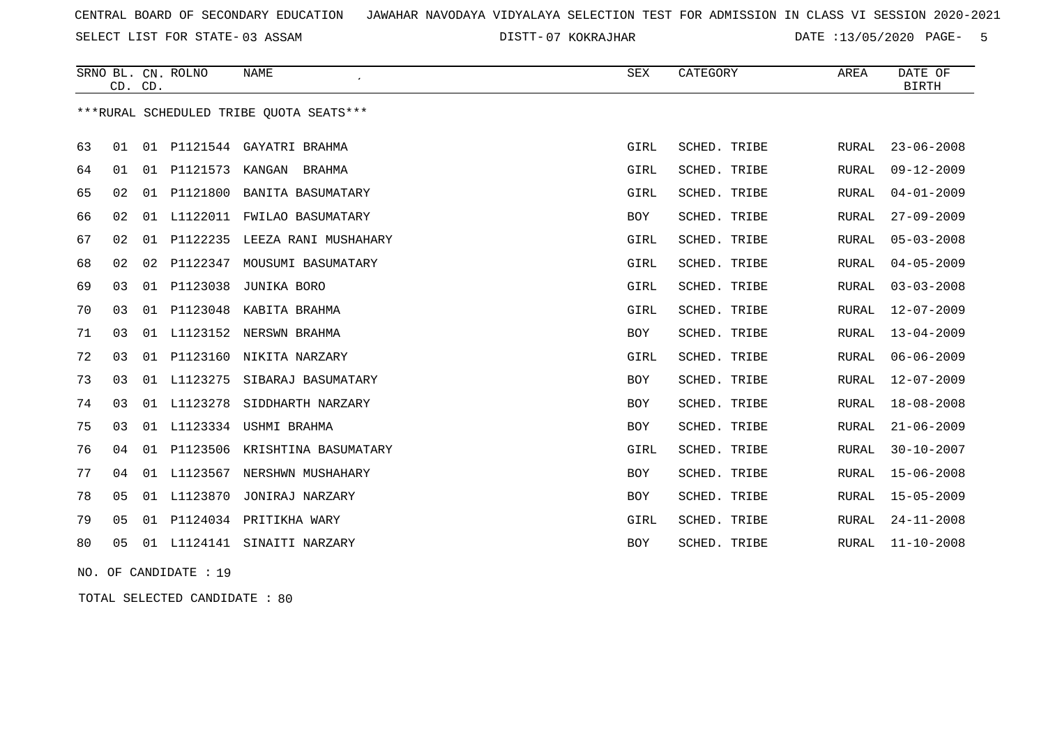CENTRAL BOARD OF SECONDARY EDUCATION JAWAHAR NAVODAYA VIDYALAYA SELECTION TEST FOR ADMISSION IN CLASS VI SESSION 2020-2021

SELECT LIST FOR STATE- 03 ASSAM DISTT- 07 KOKRAJHAR DATE :13/05/2020

***RURAL SCHEDULED TRIBE QUOTA SEATS***

| SRNO | BL. CD. | CN. CD. | ROLNO | NAME | SEX | CATEGORY | AREA | DATE OF BIRTH |
|---|---|---|---|---|---|---|---|---|
| 63 | 01 | 01 | P1121544 | GAYATRI BRAHMA | GIRL | SCHED. TRIBE | RURAL | 23-06-2008 |
| 64 | 01 | 01 | P1121573 | KANGAN BRAHMA | GIRL | SCHED. TRIBE | RURAL | 09-12-2009 |
| 65 | 02 | 01 | P1121800 | BANITA BASUMATARY | GIRL | SCHED. TRIBE | RURAL | 04-01-2009 |
| 66 | 02 | 01 | L1122011 | FWILAO BASUMATARY | BOY | SCHED. TRIBE | RURAL | 27-09-2009 |
| 67 | 02 | 01 | P1122235 | LEEZA RANI MUSHAHARY | GIRL | SCHED. TRIBE | RURAL | 05-03-2008 |
| 68 | 02 | 02 | P1122347 | MOUSUMI BASUMATARY | GIRL | SCHED. TRIBE | RURAL | 04-05-2009 |
| 69 | 03 | 01 | P1123038 | JUNIKA BORO | GIRL | SCHED. TRIBE | RURAL | 03-03-2008 |
| 70 | 03 | 01 | P1123048 | KABITA BRAHMA | GIRL | SCHED. TRIBE | RURAL | 12-07-2009 |
| 71 | 03 | 01 | L1123152 | NERSWN BRAHMA | BOY | SCHED. TRIBE | RURAL | 13-04-2009 |
| 72 | 03 | 01 | P1123160 | NIKITA NARZARY | GIRL | SCHED. TRIBE | RURAL | 06-06-2009 |
| 73 | 03 | 01 | L1123275 | SIBARAJ BASUMATARY | BOY | SCHED. TRIBE | RURAL | 12-07-2009 |
| 74 | 03 | 01 | L1123278 | SIDDHARTH NARZARY | BOY | SCHED. TRIBE | RURAL | 18-08-2008 |
| 75 | 03 | 01 | L1123334 | USHMI BRAHMA | BOY | SCHED. TRIBE | RURAL | 21-06-2009 |
| 76 | 04 | 01 | P1123506 | KRISHTINA BASUMATARY | GIRL | SCHED. TRIBE | RURAL | 30-10-2007 |
| 77 | 04 | 01 | L1123567 | NERSHWN MUSHAHARY | BOY | SCHED. TRIBE | RURAL | 15-06-2008 |
| 78 | 05 | 01 | L1123870 | JONIRAJ NARZARY | BOY | SCHED. TRIBE | RURAL | 15-05-2009 |
| 79 | 05 | 01 | P1124034 | PRITIKHA WARY | GIRL | SCHED. TRIBE | RURAL | 24-11-2008 |
| 80 | 05 | 01 | L1124141 | SINAITI NARZARY | BOY | SCHED. TRIBE | RURAL | 11-10-2008 |

NO. OF CANDIDATE : 19

TOTAL SELECTED CANDIDATE : 80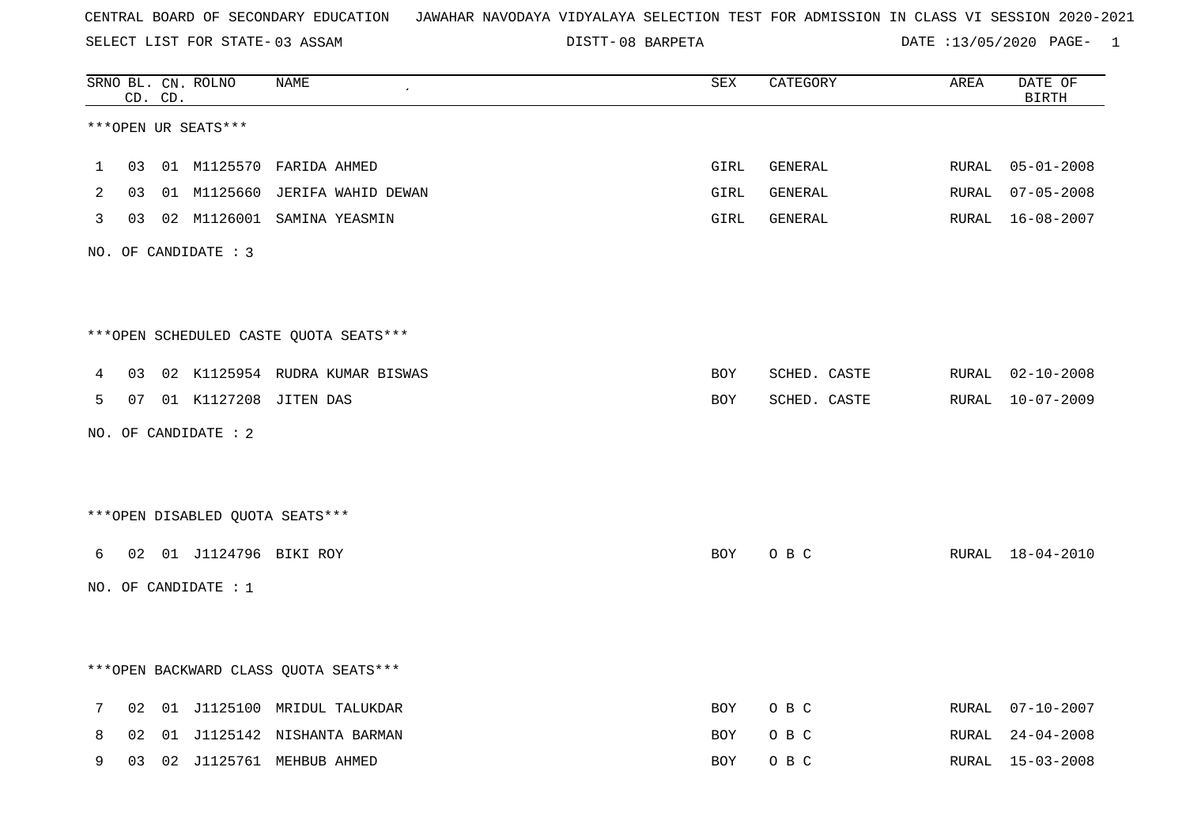CENTRAL BOARD OF SECONDARY EDUCATION JAWAHAR NAVODAYA VIDYALAYA SELECTION TEST FOR ADMISSION IN CLASS VI SESSION 2020-2021

SELECT LIST FOR STATE- 03 ASSAM DISTT- 08 BARPETA DATE :13/05/2020

| SRNO | BL. CD. | CN. CD. | ROLNO | NAME | SEX | CATEGORY | AREA | DATE OF BIRTH |
|---|---|---|---|---|---|---|---|---|

***OPEN UR SEATS***

| SRNO | BL. CD. | CN. CD. | ROLNO | NAME | SEX | CATEGORY | AREA | DATE OF BIRTH |
|---|---|---|---|---|---|---|---|---|
| 1 | 03 | 01 | M1125570 | FARIDA AHMED | GIRL | GENERAL | RURAL | 05-01-2008 |
| 2 | 03 | 01 | M1125660 | JERIFA WAHID DEWAN | GIRL | GENERAL | RURAL | 07-05-2008 |
| 3 | 03 | 02 | M1126001 | SAMINA YEASMIN | GIRL | GENERAL | RURAL | 16-08-2007 |

NO. OF CANDIDATE : 3

***OPEN SCHEDULED CASTE QUOTA SEATS***

| SRNO | BL. CD. | CN. CD. | ROLNO | NAME | SEX | CATEGORY | AREA | DATE OF BIRTH |
|---|---|---|---|---|---|---|---|---|
| 4 | 03 | 02 | K1125954 | RUDRA KUMAR BISWAS | BOY | SCHED. CASTE | RURAL | 02-10-2008 |
| 5 | 07 | 01 | K1127208 | JITEN DAS | BOY | SCHED. CASTE | RURAL | 10-07-2009 |

NO. OF CANDIDATE : 2

***OPEN DISABLED QUOTA SEATS***

| SRNO | BL. CD. | CN. CD. | ROLNO | NAME | SEX | CATEGORY | AREA | DATE OF BIRTH |
|---|---|---|---|---|---|---|---|---|
| 6 | 02 | 01 | J1124796 | BIKI ROY | BOY | O B C | RURAL | 18-04-2010 |

NO. OF CANDIDATE : 1

***OPEN BACKWARD CLASS QUOTA SEATS***

| SRNO | BL. CD. | CN. CD. | ROLNO | NAME | SEX | CATEGORY | AREA | DATE OF BIRTH |
|---|---|---|---|---|---|---|---|---|
| 7 | 02 | 01 | J1125100 | MRIDUL TALUKDAR | BOY | O B C | RURAL | 07-10-2007 |
| 8 | 02 | 01 | J1125142 | NISHANTA BARMAN | BOY | O B C | RURAL | 24-04-2008 |
| 9 | 03 | 02 | J1125761 | MEHBUB AHMED | BOY | O B C | RURAL | 15-03-2008 |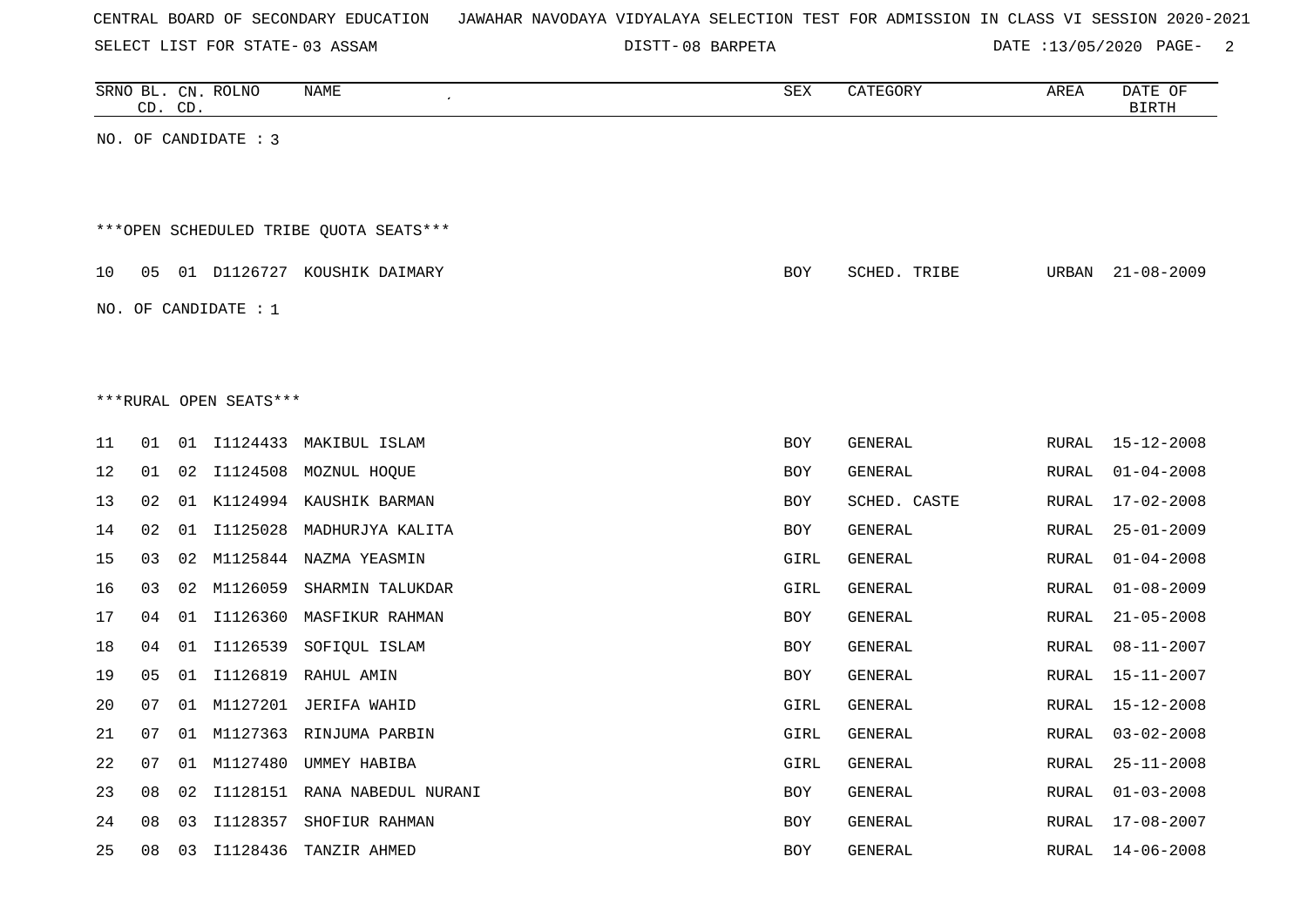CENTRAL BOARD OF SECONDARY EDUCATION JAWAHAR NAVODAYA VIDYALAYA SELECTION TEST FOR ADMISSION IN CLASS VI SESSION 2020-2021

SELECT LIST FOR STATE- 03 ASSAM DISTT- 08 BARPETA DATE :13/05/2020

| SRNO | BL. CD. | CN. CD. | ROLNO | NAME | SEX | CATEGORY | AREA | DATE OF BIRTH |
|---|---|---|---|---|---|---|---|---|

NO. OF CANDIDATE : 3

***OPEN SCHEDULED TRIBE QUOTA SEATS***

| SRNO | BL. CD. | CN. CD. | ROLNO | NAME | SEX | CATEGORY | AREA | DATE OF BIRTH |
|---|---|---|---|---|---|---|---|---|
| 10 | 05 | 01 | D1126727 | KOUSHIK DAIMARY | BOY | SCHED. TRIBE | URBAN | 21-08-2009 |

NO. OF CANDIDATE : 1

***RURAL OPEN SEATS***

| SRNO | BL. CD. | CN. CD. | ROLNO | NAME | SEX | CATEGORY | AREA | DATE OF BIRTH |
|---|---|---|---|---|---|---|---|---|
| 11 | 01 | 01 | I1124433 | MAKIBUL ISLAM | BOY | GENERAL | RURAL | 15-12-2008 |
| 12 | 01 | 02 | I1124508 | MOZNUL HOQUE | BOY | GENERAL | RURAL | 01-04-2008 |
| 13 | 02 | 01 | K1124994 | KAUSHIK BARMAN | BOY | SCHED. CASTE | RURAL | 17-02-2008 |
| 14 | 02 | 01 | I1125028 | MADHURJYA KALITA | BOY | GENERAL | RURAL | 25-01-2009 |
| 15 | 03 | 02 | M1125844 | NAZMA YEASMIN | GIRL | GENERAL | RURAL | 01-04-2008 |
| 16 | 03 | 02 | M1126059 | SHARMIN TALUKDAR | GIRL | GENERAL | RURAL | 01-08-2009 |
| 17 | 04 | 01 | I1126360 | MASFIKUR RAHMAN | BOY | GENERAL | RURAL | 21-05-2008 |
| 18 | 04 | 01 | I1126539 | SOFIQUL ISLAM | BOY | GENERAL | RURAL | 08-11-2007 |
| 19 | 05 | 01 | I1126819 | RAHUL AMIN | BOY | GENERAL | RURAL | 15-11-2007 |
| 20 | 07 | 01 | M1127201 | JERIFA WAHID | GIRL | GENERAL | RURAL | 15-12-2008 |
| 21 | 07 | 01 | M1127363 | RINJUMA PARBIN | GIRL | GENERAL | RURAL | 03-02-2008 |
| 22 | 07 | 01 | M1127480 | UMMEY HABIBA | GIRL | GENERAL | RURAL | 25-11-2008 |
| 23 | 08 | 02 | I1128151 | RANA NABEDUL NURANI | BOY | GENERAL | RURAL | 01-03-2008 |
| 24 | 08 | 03 | I1128357 | SHOFIUR RAHMAN | BOY | GENERAL | RURAL | 17-08-2007 |
| 25 | 08 | 03 | I1128436 | TANZIR AHMED | BOY | GENERAL | RURAL | 14-06-2008 |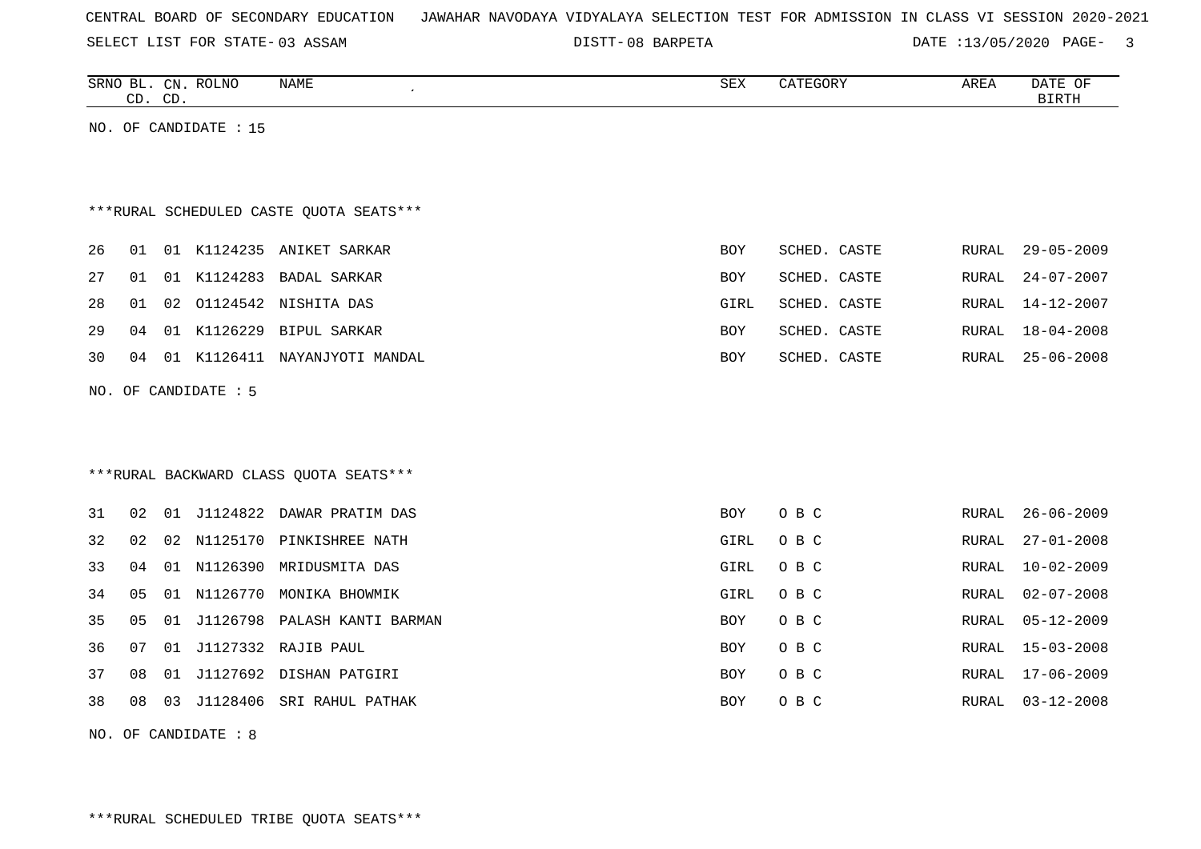| SRNO | BL. CD. | CN. CD. | ROLNO | NAME | SEX | CATEGORY | AREA | DATE OF BIRTH |
|---|---|---|---|---|---|---|---|---|

NO. OF CANDIDATE : 15

***RURAL SCHEDULED CASTE QUOTA SEATS***

| SRNO | BL. CD. | CN. CD. | ROLNO | NAME | SEX | CATEGORY | AREA | DATE OF BIRTH |
|---|---|---|---|---|---|---|---|---|
| 26 | 01 | 01 | K1124235 | ANIKET SARKAR | BOY | SCHED. CASTE | RURAL | 29-05-2009 |
| 27 | 01 | 01 | K1124283 | BADAL SARKAR | BOY | SCHED. CASTE | RURAL | 24-07-2007 |
| 28 | 01 | 02 | O1124542 | NISHITA DAS | GIRL | SCHED. CASTE | RURAL | 14-12-2007 |
| 29 | 04 | 01 | K1126229 | BIPUL SARKAR | BOY | SCHED. CASTE | RURAL | 18-04-2008 |
| 30 | 04 | 01 | K1126411 | NAYANJYOTI MANDAL | BOY | SCHED. CASTE | RURAL | 25-06-2008 |

NO. OF CANDIDATE : 5

***RURAL BACKWARD CLASS QUOTA SEATS***

| SRNO | BL. CD. | CN. CD. | ROLNO | NAME | SEX | CATEGORY | AREA | DATE OF BIRTH |
|---|---|---|---|---|---|---|---|---|
| 31 | 02 | 01 | J1124822 | DAWAR PRATIM DAS | BOY | O B C | RURAL | 26-06-2009 |
| 32 | 02 | 02 | N1125170 | PINKISHREE NATH | GIRL | O B C | RURAL | 27-01-2008 |
| 33 | 04 | 01 | N1126390 | MRIDUSMITA DAS | GIRL | O B C | RURAL | 10-02-2009 |
| 34 | 05 | 01 | N1126770 | MONIKA BHOWMIK | GIRL | O B C | RURAL | 02-07-2008 |
| 35 | 05 | 01 | J1126798 | PALASH KANTI BARMAN | BOY | O B C | RURAL | 05-12-2009 |
| 36 | 07 | 01 | J1127332 | RAJIB PAUL | BOY | O B C | RURAL | 15-03-2008 |
| 37 | 08 | 01 | J1127692 | DISHAN PATGIRI | BOY | O B C | RURAL | 17-06-2009 |
| 38 | 08 | 03 | J1128406 | SRI RAHUL PATHAK | BOY | O B C | RURAL | 03-12-2008 |

NO. OF CANDIDATE : 8

***RURAL SCHEDULED TRIBE QUOTA SEATS***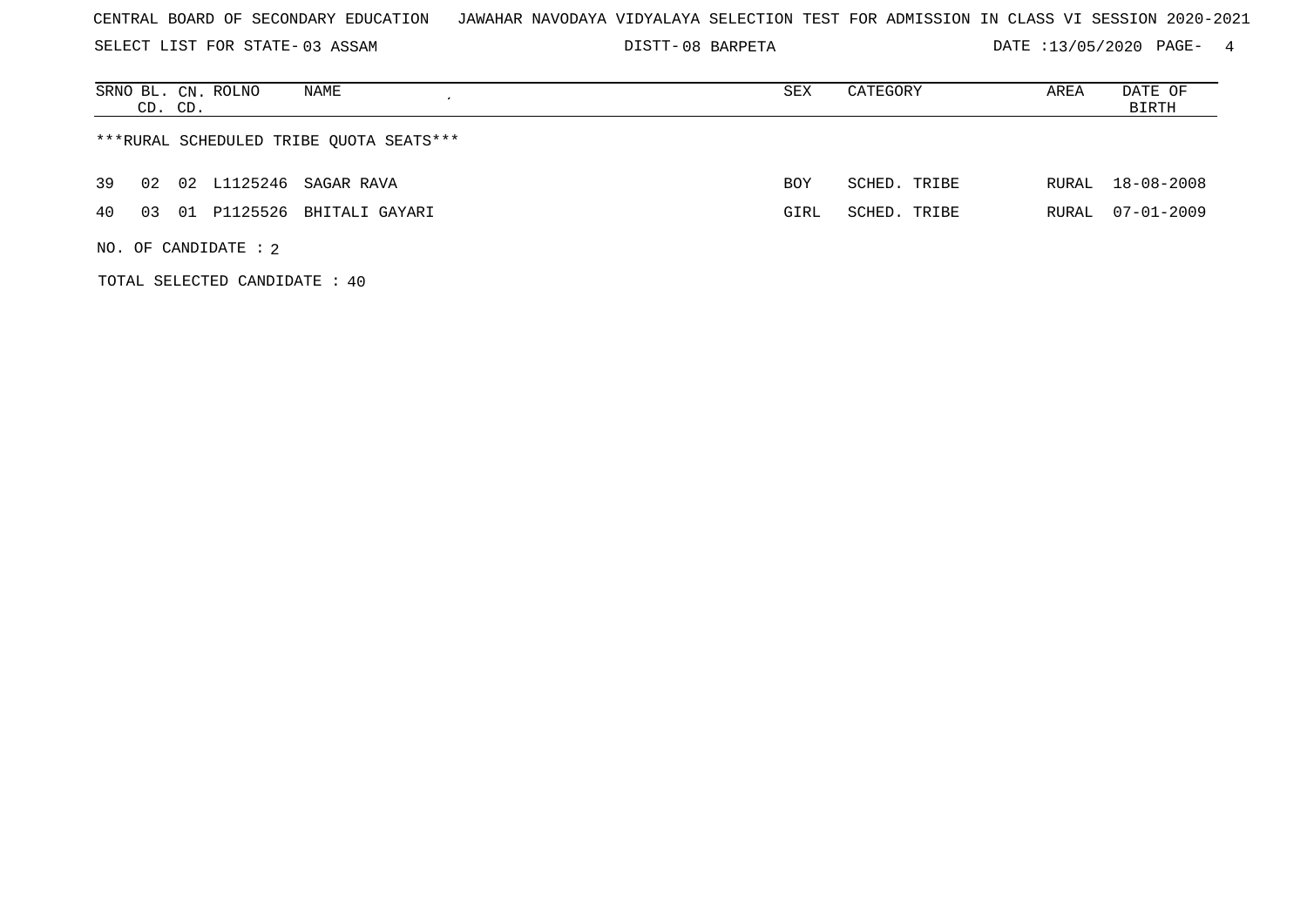CENTRAL BOARD OF SECONDARY EDUCATION JAWAHAR NAVODAYA VIDYALAYA SELECTION TEST FOR ADMISSION IN CLASS VI SESSION 2020-2021

SELECT LIST FOR STATE- 03 ASSAM DISTT- 08 BARPETA DATE :13/05/2020

| SRNO | BL. CD. | CN. CD. | ROLNO | NAME | SEX | CATEGORY | AREA | DATE OF BIRTH |
|---|---|---|---|---|---|---|---|---|
| ***RURAL SCHEDULED TRIBE QUOTA SEATS*** | | | | | | | | |
| 39 | 02 | 02 | L1125246 | SAGAR RAVA | BOY | SCHED. TRIBE | RURAL | 18-08-2008 |
| 40 | 03 | 01 | P1125526 | BHITALI GAYARI | GIRL | SCHED. TRIBE | RURAL | 07-01-2009 |

NO. OF CANDIDATE : 2

TOTAL SELECTED CANDIDATE : 40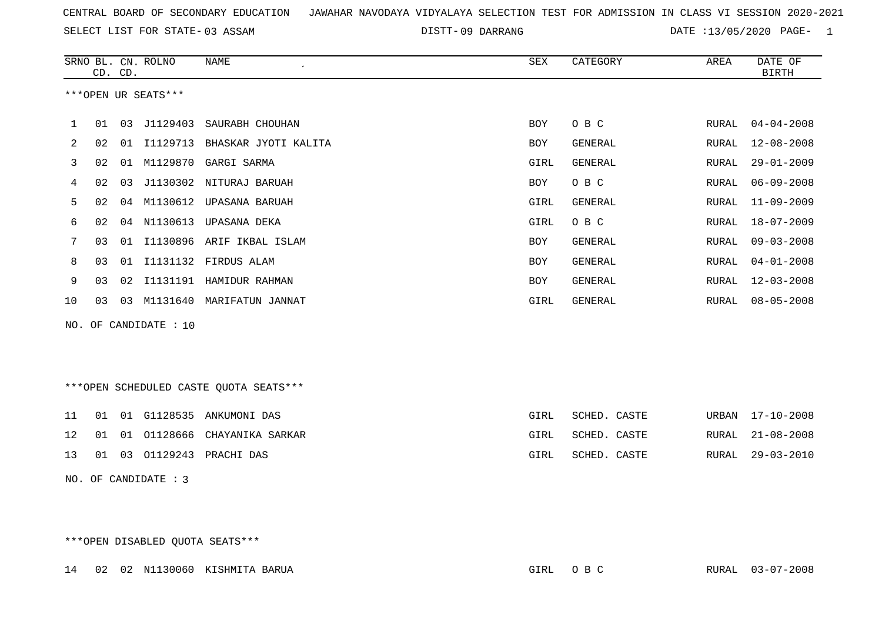CENTRAL BOARD OF SECONDARY EDUCATION   JAWAHAR NAVODAYA VIDYALAYA SELECTION TEST FOR ADMISSION IN CLASS VI SESSION 2020-2021

SELECT LIST FOR STATE- 03 ASSAM   DISTT- 09 DARRANG   DATE :13/05/2020 PAGE- 1

| SRNO | BL. CD. | CN. CD. | ROLNO | NAME | SEX | CATEGORY | AREA | DATE OF BIRTH |
|---|---|---|---|---|---|---|---|---|

***OPEN UR SEATS***

| SRNO | BL. CD. | CN. CD. | ROLNO | NAME | SEX | CATEGORY | AREA | DATE OF BIRTH |
|---|---|---|---|---|---|---|---|---|
| 1 | 01 | 03 | J1129403 | SAURABH CHOUHAN | BOY | O B C | RURAL | 04-04-2008 |
| 2 | 02 | 01 | I1129713 | BHASKAR JYOTI KALITA | BOY | GENERAL | RURAL | 12-08-2008 |
| 3 | 02 | 01 | M1129870 | GARGI SARMA | GIRL | GENERAL | RURAL | 29-01-2009 |
| 4 | 02 | 03 | J1130302 | NITURAJ BARUAH | BOY | O B C | RURAL | 06-09-2008 |
| 5 | 02 | 04 | M1130612 | UPASANA BARUAH | GIRL | GENERAL | RURAL | 11-09-2009 |
| 6 | 02 | 04 | N1130613 | UPASANA DEKA | GIRL | O B C | RURAL | 18-07-2009 |
| 7 | 03 | 01 | I1130896 | ARIF IKBAL ISLAM | BOY | GENERAL | RURAL | 09-03-2008 |
| 8 | 03 | 01 | I1131132 | FIRDUS ALAM | BOY | GENERAL | RURAL | 04-01-2008 |
| 9 | 03 | 02 | I1131191 | HAMIDUR RAHMAN | BOY | GENERAL | RURAL | 12-03-2008 |
| 10 | 03 | 03 | M1131640 | MARIFATUN JANNAT | GIRL | GENERAL | RURAL | 08-05-2008 |

NO. OF CANDIDATE : 10

***OPEN SCHEDULED CASTE QUOTA SEATS***

| SRNO | BL. CD. | CN. CD. | ROLNO | NAME | SEX | CATEGORY | AREA | DATE OF BIRTH |
|---|---|---|---|---|---|---|---|---|
| 11 | 01 | 01 | G1128535 | ANKUMONI DAS | GIRL | SCHED. CASTE | URBAN | 17-10-2008 |
| 12 | 01 | 01 | O1128666 | CHAYANIKA SARKAR | GIRL | SCHED. CASTE | RURAL | 21-08-2008 |
| 13 | 01 | 03 | O1129243 | PRACHI DAS | GIRL | SCHED. CASTE | RURAL | 29-03-2010 |

NO. OF CANDIDATE : 3

***OPEN DISABLED QUOTA SEATS***

| SRNO | BL. CD. | CN. CD. | ROLNO | NAME | SEX | CATEGORY | AREA | DATE OF BIRTH |
|---|---|---|---|---|---|---|---|---|
| 14 | 02 | 02 | N1130060 | KISHMITA BARUA | GIRL | O B C | RURAL | 03-07-2008 |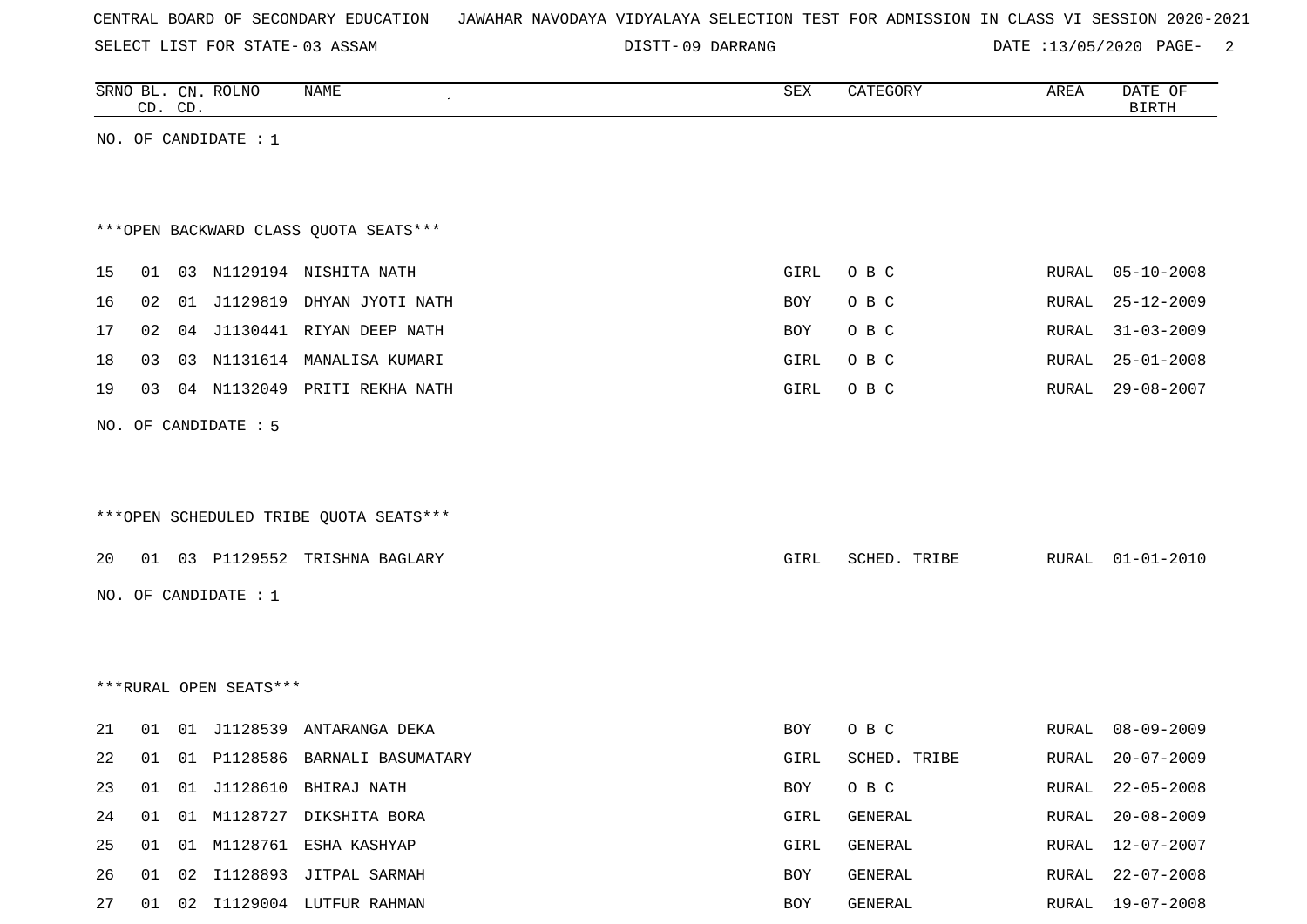CENTRAL BOARD OF SECONDARY EDUCATION JAWAHAR NAVODAYA VIDYALAYA SELECTION TEST FOR ADMISSION IN CLASS VI SESSION 2020-2021

SELECT LIST FOR STATE- 03 ASSAM DISTT- 09 DARRANG DATE :13/05/2020

| SRNO | BL. CD. | CN. CD. | ROLNO | NAME | SEX | CATEGORY | AREA | DATE OF BIRTH |
|---|---|---|---|---|---|---|---|---|

NO. OF CANDIDATE : 1

***OPEN BACKWARD CLASS QUOTA SEATS***

| SRNO | BL. CD. | CN. CD. | ROLNO | NAME | SEX | CATEGORY | AREA | DATE OF BIRTH |
|---|---|---|---|---|---|---|---|---|
| 15 | 01 | 03 | N1129194 | NISHITA NATH | GIRL | O B C | RURAL | 05-10-2008 |
| 16 | 02 | 01 | J1129819 | DHYAN JYOTI NATH | BOY | O B C | RURAL | 25-12-2009 |
| 17 | 02 | 04 | J1130441 | RIYAN DEEP NATH | BOY | O B C | RURAL | 31-03-2009 |
| 18 | 03 | 03 | N1131614 | MANALISA KUMARI | GIRL | O B C | RURAL | 25-01-2008 |
| 19 | 03 | 04 | N1132049 | PRITI REKHA NATH | GIRL | O B C | RURAL | 29-08-2007 |

NO. OF CANDIDATE : 5

***OPEN SCHEDULED TRIBE QUOTA SEATS***

| SRNO | BL. CD. | CN. CD. | ROLNO | NAME | SEX | CATEGORY | AREA | DATE OF BIRTH |
|---|---|---|---|---|---|---|---|---|
| 20 | 01 | 03 | P1129552 | TRISHNA BAGLARY | GIRL | SCHED. TRIBE | RURAL | 01-01-2010 |

NO. OF CANDIDATE : 1

***RURAL OPEN SEATS***

| SRNO | BL. CD. | CN. CD. | ROLNO | NAME | SEX | CATEGORY | AREA | DATE OF BIRTH |
|---|---|---|---|---|---|---|---|---|
| 21 | 01 | 01 | J1128539 | ANTARANGA DEKA | BOY | O B C | RURAL | 08-09-2009 |
| 22 | 01 | 01 | P1128586 | BARNALI BASUMATARY | GIRL | SCHED. TRIBE | RURAL | 20-07-2009 |
| 23 | 01 | 01 | J1128610 | BHIRAJ NATH | BOY | O B C | RURAL | 22-05-2008 |
| 24 | 01 | 01 | M1128727 | DIKSHITA BORA | GIRL | GENERAL | RURAL | 20-08-2009 |
| 25 | 01 | 01 | M1128761 | ESHA KASHYAP | GIRL | GENERAL | RURAL | 12-07-2007 |
| 26 | 01 | 02 | I1128893 | JITPAL SARMAH | BOY | GENERAL | RURAL | 22-07-2008 |
| 27 | 01 | 02 | I1129004 | LUTFUR RAHMAN | BOY | GENERAL | RURAL | 19-07-2008 |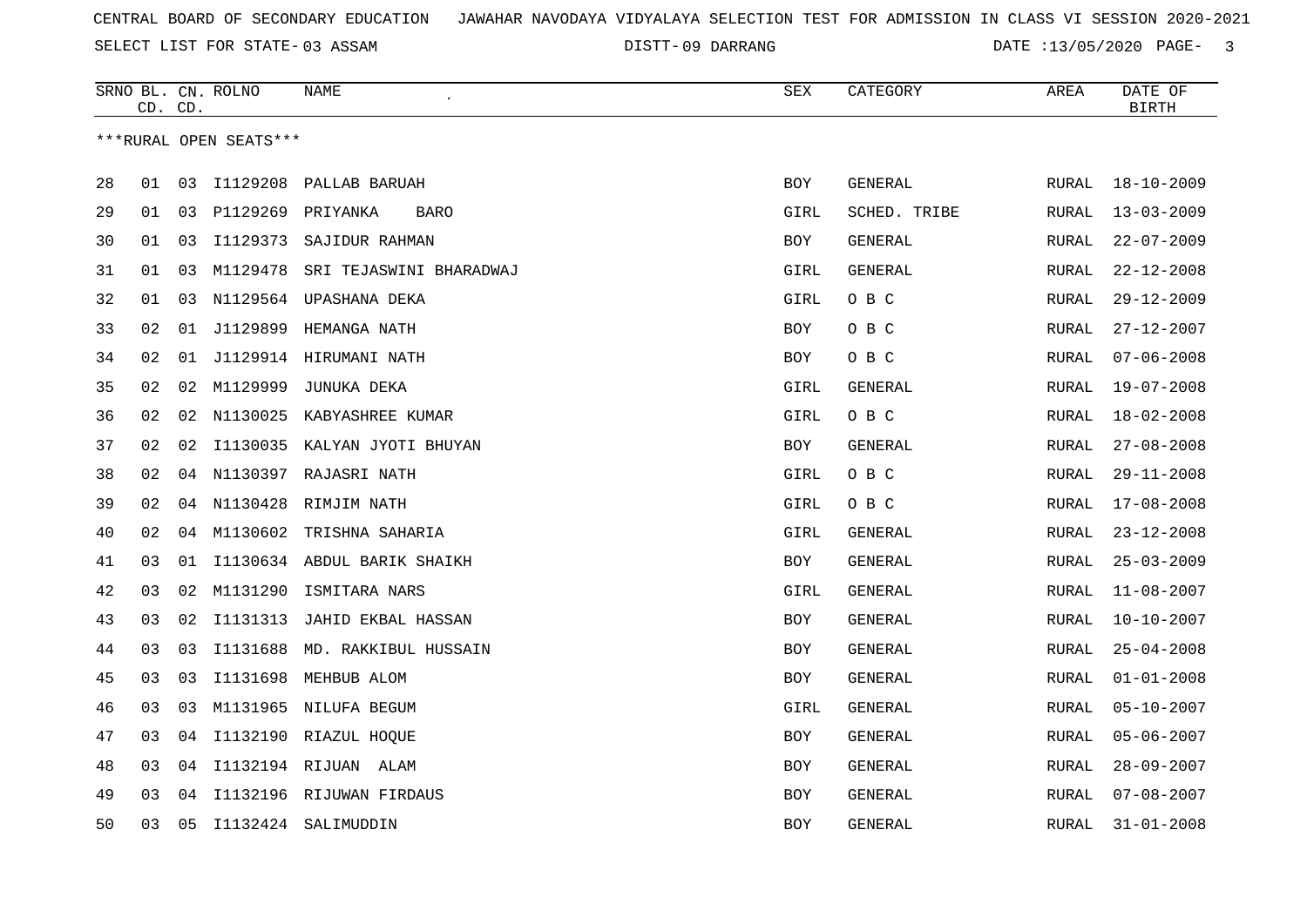CENTRAL BOARD OF SECONDARY EDUCATION   JAWAHAR NAVODAYA VIDYALAYA SELECTION TEST FOR ADMISSION IN CLASS VI SESSION 2020-2021

SELECT LIST FOR STATE- 03 ASSAM   DISTT- 09 DARRANG   DATE :13/05/2020

***RURAL OPEN SEATS***

| SRNO | BL. CD. | CN. CD. | ROLNO | NAME | SEX | CATEGORY | AREA | DATE OF BIRTH |
|---|---|---|---|---|---|---|---|---|
| 28 | 01 | 03 | I1129208 | PALLAB BARUAH | BOY | GENERAL | RURAL | 18-10-2009 |
| 29 | 01 | 03 | P1129269 | PRIYANKA   BARO | GIRL | SCHED. TRIBE | RURAL | 13-03-2009 |
| 30 | 01 | 03 | I1129373 | SAJIDUR RAHMAN | BOY | GENERAL | RURAL | 22-07-2009 |
| 31 | 01 | 03 | M1129478 | SRI TEJASWINI BHARADWAJ | GIRL | GENERAL | RURAL | 22-12-2008 |
| 32 | 01 | 03 | N1129564 | UPASHANA DEKA | GIRL | O B C | RURAL | 29-12-2009 |
| 33 | 02 | 01 | J1129899 | HEMANGA NATH | BOY | O B C | RURAL | 27-12-2007 |
| 34 | 02 | 01 | J1129914 | HIRUMANI NATH | BOY | O B C | RURAL | 07-06-2008 |
| 35 | 02 | 02 | M1129999 | JUNUKA DEKA | GIRL | GENERAL | RURAL | 19-07-2008 |
| 36 | 02 | 02 | N1130025 | KABYASHREE KUMAR | GIRL | O B C | RURAL | 18-02-2008 |
| 37 | 02 | 02 | I1130035 | KALYAN JYOTI BHUYAN | BOY | GENERAL | RURAL | 27-08-2008 |
| 38 | 02 | 04 | N1130397 | RAJASRI NATH | GIRL | O B C | RURAL | 29-11-2008 |
| 39 | 02 | 04 | N1130428 | RIMJIM NATH | GIRL | O B C | RURAL | 17-08-2008 |
| 40 | 02 | 04 | M1130602 | TRISHNA SAHARIA | GIRL | GENERAL | RURAL | 23-12-2008 |
| 41 | 03 | 01 | I1130634 | ABDUL BARIK SHAIKH | BOY | GENERAL | RURAL | 25-03-2009 |
| 42 | 03 | 02 | M1131290 | ISMITARA NARS | GIRL | GENERAL | RURAL | 11-08-2007 |
| 43 | 03 | 02 | I1131313 | JAHID EKBAL HASSAN | BOY | GENERAL | RURAL | 10-10-2007 |
| 44 | 03 | 03 | I1131688 | MD. RAKKIBUL HUSSAIN | BOY | GENERAL | RURAL | 25-04-2008 |
| 45 | 03 | 03 | I1131698 | MEHBUB ALOM | BOY | GENERAL | RURAL | 01-01-2008 |
| 46 | 03 | 03 | M1131965 | NILUFA BEGUM | GIRL | GENERAL | RURAL | 05-10-2007 |
| 47 | 03 | 04 | I1132190 | RIAZUL HOQUE | BOY | GENERAL | RURAL | 05-06-2007 |
| 48 | 03 | 04 | I1132194 | RIJUAN  ALAM | BOY | GENERAL | RURAL | 28-09-2007 |
| 49 | 03 | 04 | I1132196 | RIJUWAN FIRDAUS | BOY | GENERAL | RURAL | 07-08-2007 |
| 50 | 03 | 05 | I1132424 | SALIMUDDIN | BOY | GENERAL | RURAL | 31-01-2008 |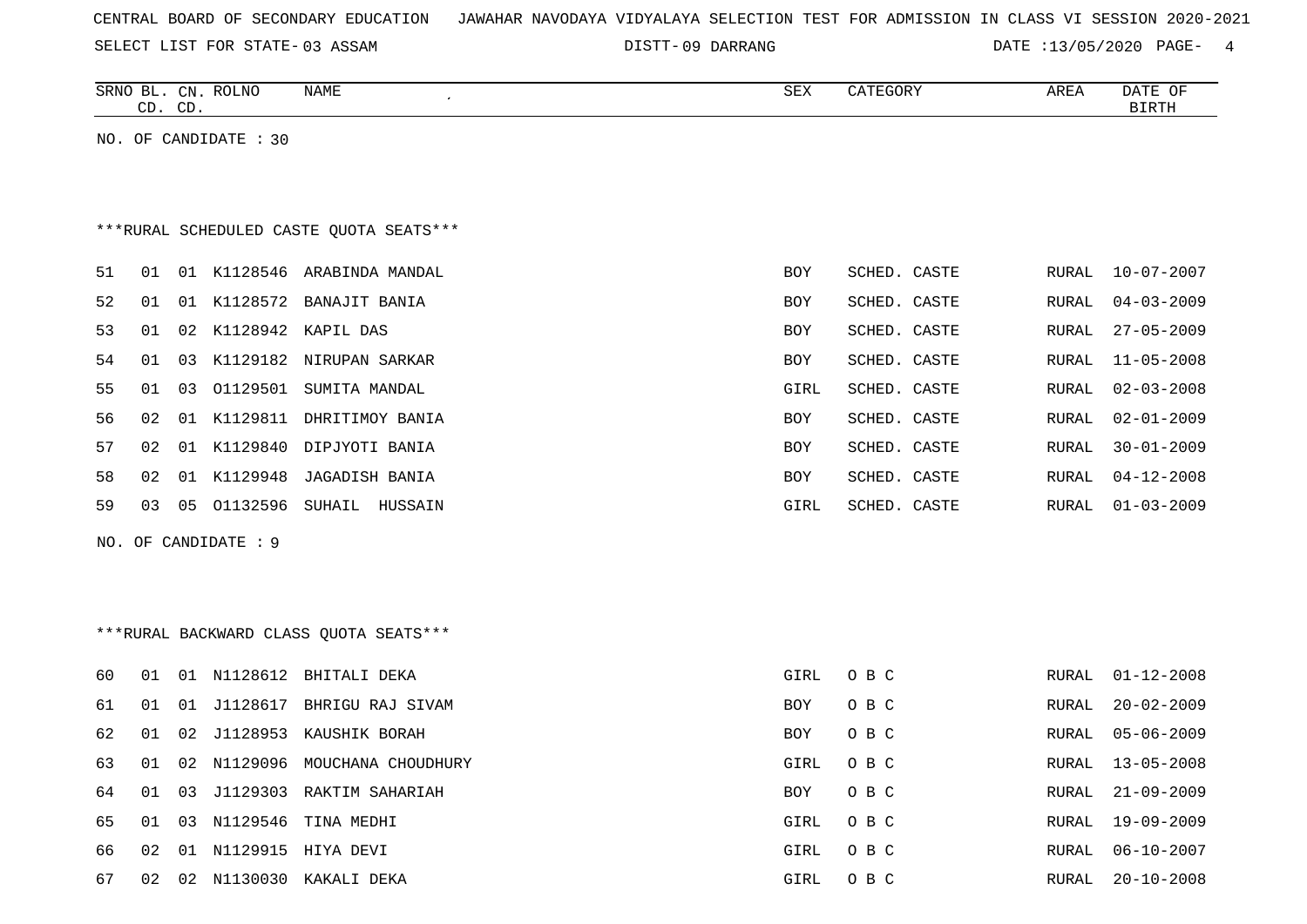CENTRAL BOARD OF SECONDARY EDUCATION JAWAHAR NAVODAYA VIDYALAYA SELECTION TEST FOR ADMISSION IN CLASS VI SESSION 2020-2021

SELECT LIST FOR STATE- 03 ASSAM DISTT- 09 DARRANG DATE :13/05/2020

| SRNO | BL. CD. | CN. CD. | ROLNO | NAME | SEX | CATEGORY | AREA | DATE OF BIRTH |
|---|---|---|---|---|---|---|---|---|

NO. OF CANDIDATE : 30

***RURAL SCHEDULED CASTE QUOTA SEATS***

| SRNO | BL. CD. | CN. CD. | ROLNO | NAME | SEX | CATEGORY | AREA | DATE OF BIRTH |
|---|---|---|---|---|---|---|---|---|
| 51 | 01 | 01 | K1128546 | ARABINDA MANDAL | BOY | SCHED. CASTE | RURAL | 10-07-2007 |
| 52 | 01 | 01 | K1128572 | BANAJIT BANIA | BOY | SCHED. CASTE | RURAL | 04-03-2009 |
| 53 | 01 | 02 | K1128942 | KAPIL DAS | BOY | SCHED. CASTE | RURAL | 27-05-2009 |
| 54 | 01 | 03 | K1129182 | NIRUPAN SARKAR | BOY | SCHED. CASTE | RURAL | 11-05-2008 |
| 55 | 01 | 03 | O1129501 | SUMITA MANDAL | GIRL | SCHED. CASTE | RURAL | 02-03-2008 |
| 56 | 02 | 01 | K1129811 | DHRITIMOY BANIA | BOY | SCHED. CASTE | RURAL | 02-01-2009 |
| 57 | 02 | 01 | K1129840 | DIPJYOTI BANIA | BOY | SCHED. CASTE | RURAL | 30-01-2009 |
| 58 | 02 | 01 | K1129948 | JAGADISH BANIA | BOY | SCHED. CASTE | RURAL | 04-12-2008 |
| 59 | 03 | 05 | O1132596 | SUHAIL HUSSAIN | GIRL | SCHED. CASTE | RURAL | 01-03-2009 |

NO. OF CANDIDATE : 9

***RURAL BACKWARD CLASS QUOTA SEATS***

| SRNO | BL. CD. | CN. CD. | ROLNO | NAME | SEX | CATEGORY | AREA | DATE OF BIRTH |
|---|---|---|---|---|---|---|---|---|
| 60 | 01 | 01 | N1128612 | BHITALI DEKA | GIRL | O B C | RURAL | 01-12-2008 |
| 61 | 01 | 01 | J1128617 | BHRIGU RAJ SIVAM | BOY | O B C | RURAL | 20-02-2009 |
| 62 | 01 | 02 | J1128953 | KAUSHIK BORAH | BOY | O B C | RURAL | 05-06-2009 |
| 63 | 01 | 02 | N1129096 | MOUCHANA CHOUDHURY | GIRL | O B C | RURAL | 13-05-2008 |
| 64 | 01 | 03 | J1129303 | RAKTIM SAHARIAH | BOY | O B C | RURAL | 21-09-2009 |
| 65 | 01 | 03 | N1129546 | TINA MEDHI | GIRL | O B C | RURAL | 19-09-2009 |
| 66 | 02 | 01 | N1129915 | HIYA DEVI | GIRL | O B C | RURAL | 06-10-2007 |
| 67 | 02 | 02 | N1130030 | KAKALI DEKA | GIRL | O B C | RURAL | 20-10-2008 |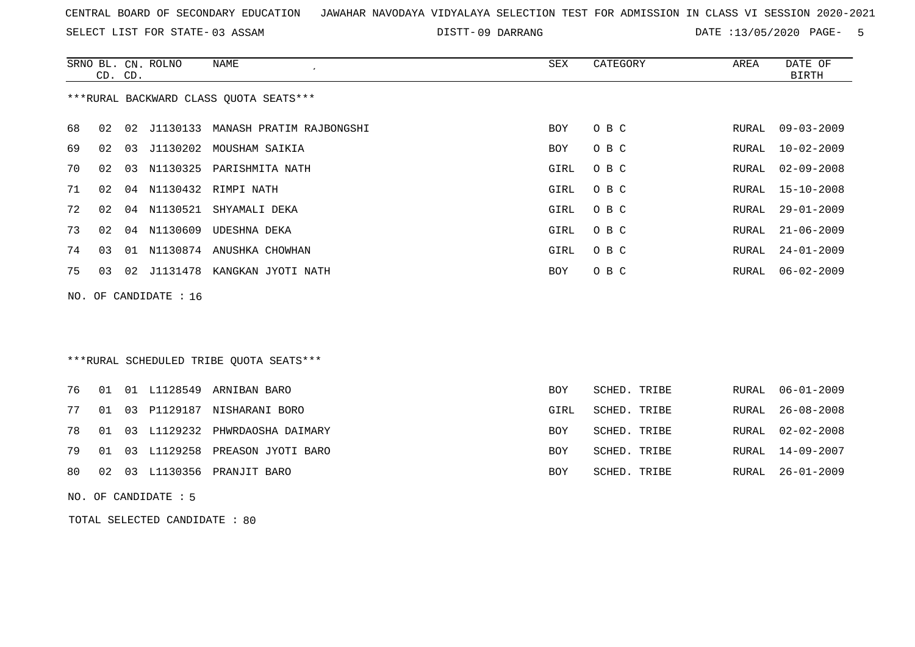CENTRAL BOARD OF SECONDARY EDUCATION   JAWAHAR NAVODAYA VIDYALAYA SELECTION TEST FOR ADMISSION IN CLASS VI SESSION 2020-2021

SELECT LIST FOR STATE- 03 ASSAM   DISTT- 09 DARRANG   DATE :13/05/2020

***RURAL BACKWARD CLASS QUOTA SEATS***

| SRNO | BL. CD. | CN. CD. | ROLNO | NAME | SEX | CATEGORY | AREA | DATE OF BIRTH |
|---|---|---|---|---|---|---|---|---|
| 68 | 02 | 02 | J1130133 | MANASH PRATIM RAJBONGSHI | BOY | O B C | RURAL | 09-03-2009 |
| 69 | 02 | 03 | J1130202 | MOUSHAM SAIKIA | BOY | O B C | RURAL | 10-02-2009 |
| 70 | 02 | 03 | N1130325 | PARISHMITA NATH | GIRL | O B C | RURAL | 02-09-2008 |
| 71 | 02 | 04 | N1130432 | RIMPI NATH | GIRL | O B C | RURAL | 15-10-2008 |
| 72 | 02 | 04 | N1130521 | SHYAMALI DEKA | GIRL | O B C | RURAL | 29-01-2009 |
| 73 | 02 | 04 | N1130609 | UDESHNA DEKA | GIRL | O B C | RURAL | 21-06-2009 |
| 74 | 03 | 01 | N1130874 | ANUSHKA CHOWHAN | GIRL | O B C | RURAL | 24-01-2009 |
| 75 | 03 | 02 | J1131478 | KANGKAN JYOTI NATH | BOY | O B C | RURAL | 06-02-2009 |

NO. OF CANDIDATE : 16

***RURAL SCHEDULED TRIBE QUOTA SEATS***

| SRNO | BL. CD. | CN. CD. | ROLNO | NAME | SEX | CATEGORY | AREA | DATE OF BIRTH |
|---|---|---|---|---|---|---|---|---|
| 76 | 01 | 01 | L1128549 | ARNIBAN BARO | BOY | SCHED. TRIBE | RURAL | 06-01-2009 |
| 77 | 01 | 03 | P1129187 | NISHARANI BORO | GIRL | SCHED. TRIBE | RURAL | 26-08-2008 |
| 78 | 01 | 03 | L1129232 | PHWRDAOSHA DAIMARY | BOY | SCHED. TRIBE | RURAL | 02-02-2008 |
| 79 | 01 | 03 | L1129258 | PREASON JYOTI BARO | BOY | SCHED. TRIBE | RURAL | 14-09-2007 |
| 80 | 02 | 03 | L1130356 | PRANJIT BARO | BOY | SCHED. TRIBE | RURAL | 26-01-2009 |

NO. OF CANDIDATE : 5

TOTAL SELECTED CANDIDATE : 80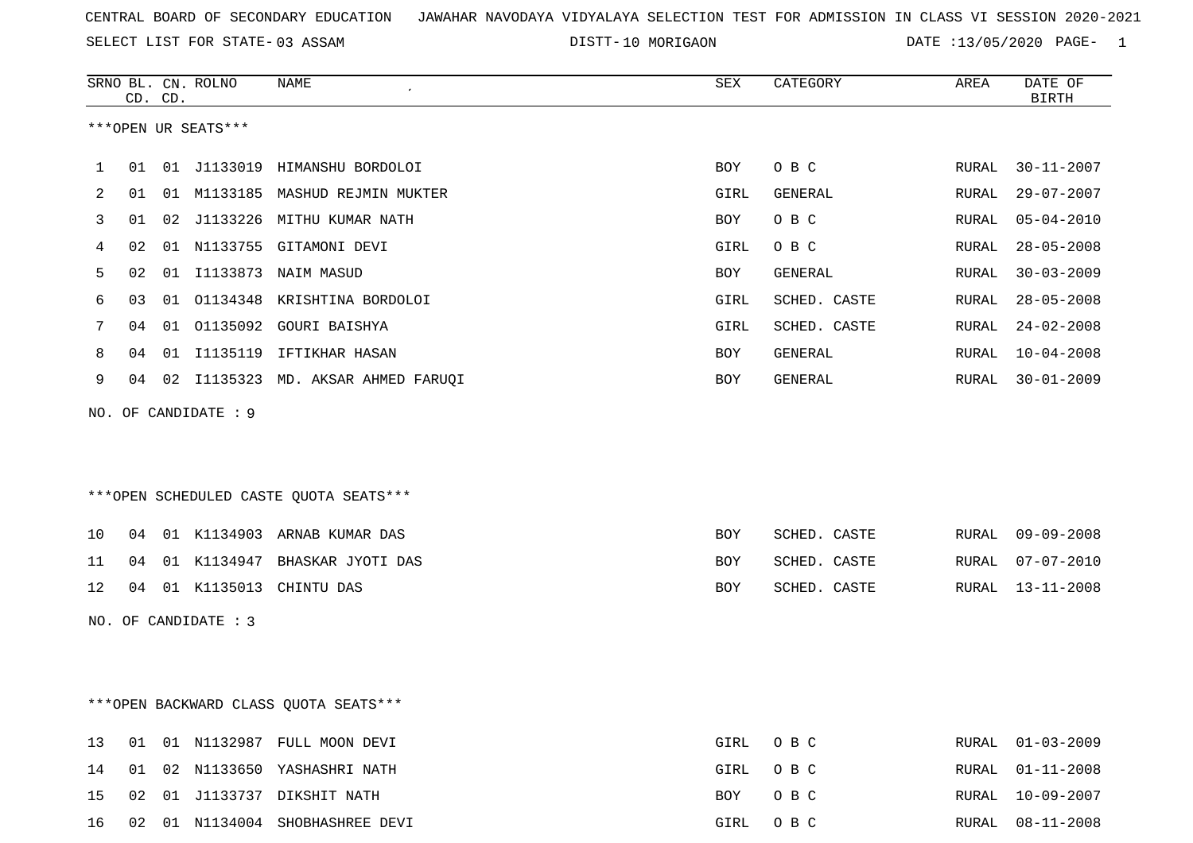CENTRAL BOARD OF SECONDARY EDUCATION JAWAHAR NAVODAYA VIDYALAYA SELECTION TEST FOR ADMISSION IN CLASS VI SESSION 2020-2021

SELECT LIST FOR STATE- 03 ASSAM DISTT- 10 MORIGAON DATE :13/05/2020 PAGE- 1

***OPEN UR SEATS***

| SRNO | BL. CD. | CN. CD. | ROLNO | NAME | SEX | CATEGORY | AREA | DATE OF BIRTH |
|---|---|---|---|---|---|---|---|---|
| 1 | 01 | 01 | J1133019 | HIMANSHU BORDOLOI | BOY | O B C | RURAL | 30-11-2007 |
| 2 | 01 | 01 | M1133185 | MASHUD REJMIN MUKTER | GIRL | GENERAL | RURAL | 29-07-2007 |
| 3 | 01 | 02 | J1133226 | MITHU KUMAR NATH | BOY | O B C | RURAL | 05-04-2010 |
| 4 | 02 | 01 | N1133755 | GITAMONI DEVI | GIRL | O B C | RURAL | 28-05-2008 |
| 5 | 02 | 01 | I1133873 | NAIM MASUD | BOY | GENERAL | RURAL | 30-03-2009 |
| 6 | 03 | 01 | O1134348 | KRISHTINA BORDOLOI | GIRL | SCHED. CASTE | RURAL | 28-05-2008 |
| 7 | 04 | 01 | O1135092 | GOURI BAISHYA | GIRL | SCHED. CASTE | RURAL | 24-02-2008 |
| 8 | 04 | 01 | I1135119 | IFTIKHAR HASAN | BOY | GENERAL | RURAL | 10-04-2008 |
| 9 | 04 | 02 | I1135323 | MD. AKSAR AHMED FARUQI | BOY | GENERAL | RURAL | 30-01-2009 |

NO. OF CANDIDATE : 9

***OPEN SCHEDULED CASTE QUOTA SEATS***

| SRNO | BL. CD. | CN. CD. | ROLNO | NAME | SEX | CATEGORY | AREA | DATE OF BIRTH |
|---|---|---|---|---|---|---|---|---|
| 10 | 04 | 01 | K1134903 | ARNAB KUMAR DAS | BOY | SCHED. CASTE | RURAL | 09-09-2008 |
| 11 | 04 | 01 | K1134947 | BHASKAR JYOTI DAS | BOY | SCHED. CASTE | RURAL | 07-07-2010 |
| 12 | 04 | 01 | K1135013 | CHINTU DAS | BOY | SCHED. CASTE | RURAL | 13-11-2008 |

NO. OF CANDIDATE : 3

***OPEN BACKWARD CLASS QUOTA SEATS***

| SRNO | BL. CD. | CN. CD. | ROLNO | NAME | SEX | CATEGORY | AREA | DATE OF BIRTH |
|---|---|---|---|---|---|---|---|---|
| 13 | 01 | 01 | N1132987 | FULL MOON DEVI | GIRL | O B C | RURAL | 01-03-2009 |
| 14 | 01 | 02 | N1133650 | YASHASHRI NATH | GIRL | O B C | RURAL | 01-11-2008 |
| 15 | 02 | 01 | J1133737 | DIKSHIT NATH | BOY | O B C | RURAL | 10-09-2007 |
| 16 | 02 | 01 | N1134004 | SHOBHASHREE DEVI | GIRL | O B C | RURAL | 08-11-2008 |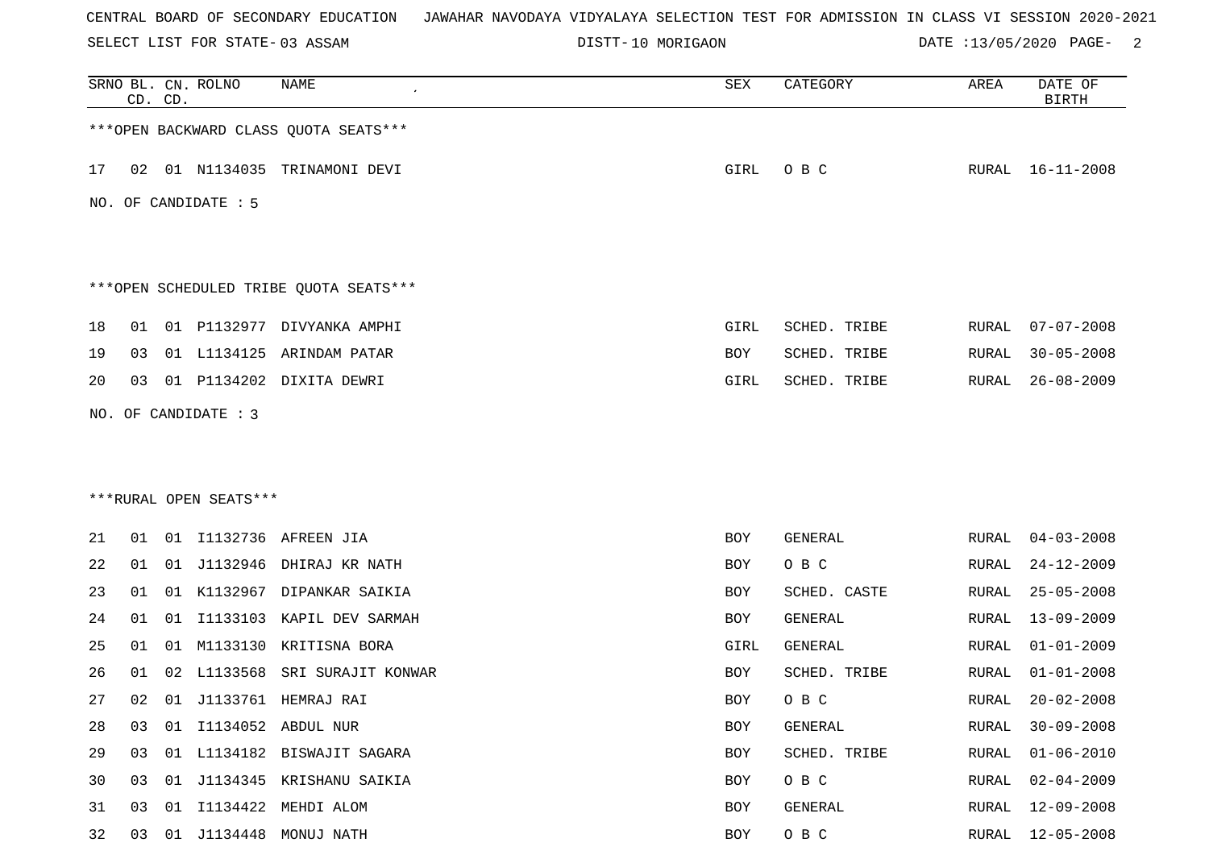CENTRAL BOARD OF SECONDARY EDUCATION   JAWAHAR NAVODAYA VIDYALAYA SELECTION TEST FOR ADMISSION IN CLASS VI SESSION 2020-2021

SELECT LIST FOR STATE- 03 ASSAM   DISTT- 10 MORIGAON   DATE :13/05/2020

***OPEN BACKWARD CLASS QUOTA SEATS***

| SRNO | BL. CD. | CN. CD. | ROLNO | NAME | SEX | CATEGORY | AREA | DATE OF BIRTH |
|---|---|---|---|---|---|---|---|---|
| 17 | 02 | 01 | N1134035 | TRINAMONI DEVI | GIRL | O B C | RURAL | 16-11-2008 |

NO. OF CANDIDATE : 5

***OPEN SCHEDULED TRIBE QUOTA SEATS***

| SRNO | BL. CD. | CN. CD. | ROLNO | NAME | SEX | CATEGORY | AREA | DATE OF BIRTH |
|---|---|---|---|---|---|---|---|---|
| 18 | 01 | 01 | P1132977 | DIVYANKA AMPHI | GIRL | SCHED. TRIBE | RURAL | 07-07-2008 |
| 19 | 03 | 01 | L1134125 | ARINDAM PATAR | BOY | SCHED. TRIBE | RURAL | 30-05-2008 |
| 20 | 03 | 01 | P1134202 | DIXITA DEWRI | GIRL | SCHED. TRIBE | RURAL | 26-08-2009 |

NO. OF CANDIDATE : 3

***RURAL OPEN SEATS***

| SRNO | BL. CD. | CN. CD. | ROLNO | NAME | SEX | CATEGORY | AREA | DATE OF BIRTH |
|---|---|---|---|---|---|---|---|---|
| 21 | 01 | 01 | I1132736 | AFREEN JIA | BOY | GENERAL | RURAL | 04-03-2008 |
| 22 | 01 | 01 | J1132946 | DHIRAJ KR NATH | BOY | O B C | RURAL | 24-12-2009 |
| 23 | 01 | 01 | K1132967 | DIPANKAR SAIKIA | BOY | SCHED. CASTE | RURAL | 25-05-2008 |
| 24 | 01 | 01 | I1133103 | KAPIL DEV SARMAH | BOY | GENERAL | RURAL | 13-09-2009 |
| 25 | 01 | 01 | M1133130 | KRITISNA BORA | GIRL | GENERAL | RURAL | 01-01-2009 |
| 26 | 01 | 02 | L1133568 | SRI SURAJIT KONWAR | BOY | SCHED. TRIBE | RURAL | 01-01-2008 |
| 27 | 02 | 01 | J1133761 | HEMRAJ RAI | BOY | O B C | RURAL | 20-02-2008 |
| 28 | 03 | 01 | I1134052 | ABDUL NUR | BOY | GENERAL | RURAL | 30-09-2008 |
| 29 | 03 | 01 | L1134182 | BISWAJIT SAGARA | BOY | SCHED. TRIBE | RURAL | 01-06-2010 |
| 30 | 03 | 01 | J1134345 | KRISHANU SAIKIA | BOY | O B C | RURAL | 02-04-2009 |
| 31 | 03 | 01 | I1134422 | MEHDI ALOM | BOY | GENERAL | RURAL | 12-09-2008 |
| 32 | 03 | 01 | J1134448 | MONUJ NATH | BOY | O B C | RURAL | 12-05-2008 |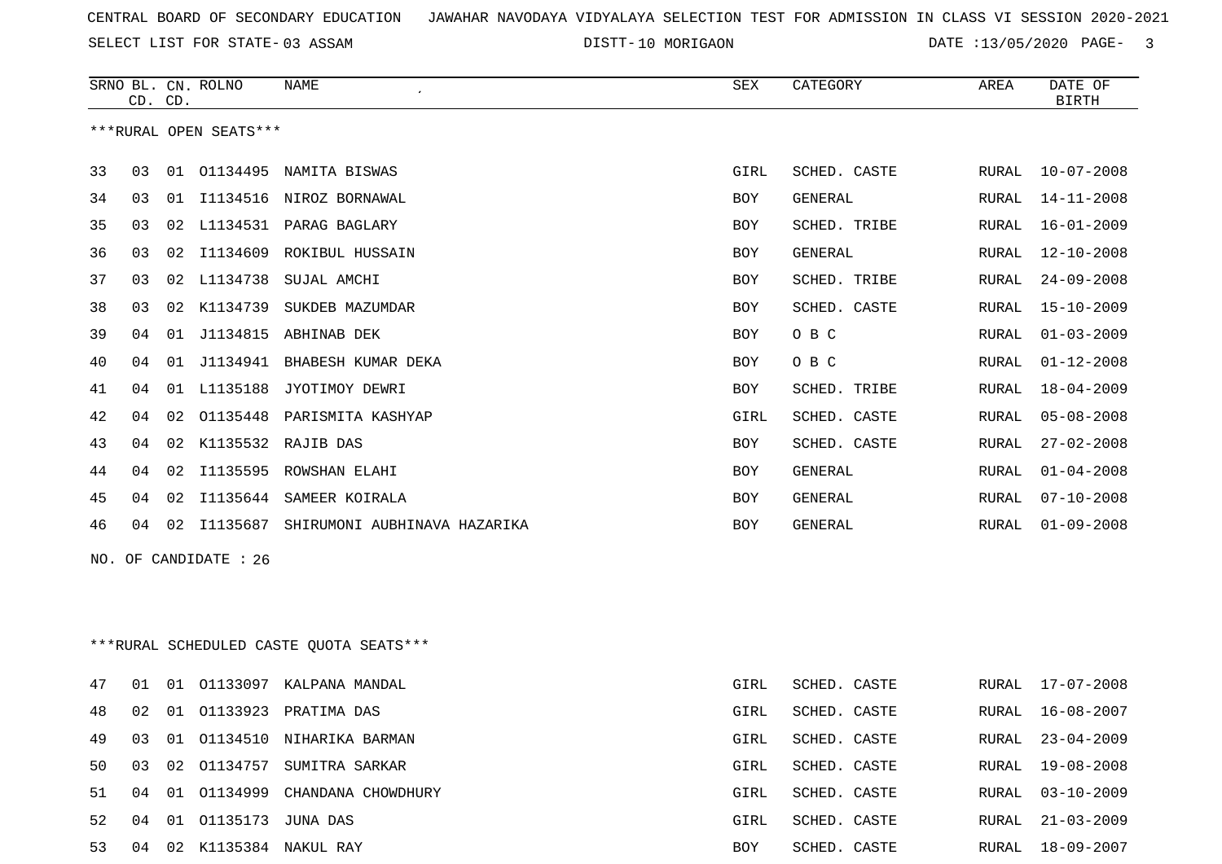CENTRAL BOARD OF SECONDARY EDUCATION JAWAHAR NAVODAYA VIDYALAYA SELECTION TEST FOR ADMISSION IN CLASS VI SESSION 2020-2021

SELECT LIST FOR STATE- 03 ASSAM DISTT- 10 MORIGAON DATE :13/05/2020

***RURAL OPEN SEATS***

| SRNO | BL. CD. | CN. CD. | ROLNO | NAME | SEX | CATEGORY | AREA | DATE OF BIRTH |
|---|---|---|---|---|---|---|---|---|
| 33 | 03 | 01 | O1134495 | NAMITA BISWAS | GIRL | SCHED. CASTE | RURAL | 10-07-2008 |
| 34 | 03 | 01 | I1134516 | NIROZ BORNAWAL | BOY | GENERAL | RURAL | 14-11-2008 |
| 35 | 03 | 02 | L1134531 | PARAG BAGLARY | BOY | SCHED. TRIBE | RURAL | 16-01-2009 |
| 36 | 03 | 02 | I1134609 | ROKIBUL HUSSAIN | BOY | GENERAL | RURAL | 12-10-2008 |
| 37 | 03 | 02 | L1134738 | SUJAL AMCHI | BOY | SCHED. TRIBE | RURAL | 24-09-2008 |
| 38 | 03 | 02 | K1134739 | SUKDEB MAZUMDAR | BOY | SCHED. CASTE | RURAL | 15-10-2009 |
| 39 | 04 | 01 | J1134815 | ABHINAB DEK | BOY | O B C | RURAL | 01-03-2009 |
| 40 | 04 | 01 | J1134941 | BHABESH KUMAR DEKA | BOY | O B C | RURAL | 01-12-2008 |
| 41 | 04 | 01 | L1135188 | JYOTIMOY DEWRI | BOY | SCHED. TRIBE | RURAL | 18-04-2009 |
| 42 | 04 | 02 | O1135448 | PARISMITA KASHYAP | GIRL | SCHED. CASTE | RURAL | 05-08-2008 |
| 43 | 04 | 02 | K1135532 | RAJIB DAS | BOY | SCHED. CASTE | RURAL | 27-02-2008 |
| 44 | 04 | 02 | I1135595 | ROWSHAN ELAHI | BOY | GENERAL | RURAL | 01-04-2008 |
| 45 | 04 | 02 | I1135644 | SAMEER KOIRALA | BOY | GENERAL | RURAL | 07-10-2008 |
| 46 | 04 | 02 | I1135687 | SHIRUMONI AUBHINAVA HAZARIKA | BOY | GENERAL | RURAL | 01-09-2008 |

NO. OF CANDIDATE : 26

***RURAL SCHEDULED CASTE QUOTA SEATS***

| SRNO | BL. CD. | CN. CD. | ROLNO | NAME | SEX | CATEGORY | AREA | DATE OF BIRTH |
|---|---|---|---|---|---|---|---|---|
| 47 | 01 | 01 | O1133097 | KALPANA MANDAL | GIRL | SCHED. CASTE | RURAL | 17-07-2008 |
| 48 | 02 | 01 | O1133923 | PRATIMA DAS | GIRL | SCHED. CASTE | RURAL | 16-08-2007 |
| 49 | 03 | 01 | O1134510 | NIHARIKA BARMAN | GIRL | SCHED. CASTE | RURAL | 23-04-2009 |
| 50 | 03 | 02 | O1134757 | SUMITRA SARKAR | GIRL | SCHED. CASTE | RURAL | 19-08-2008 |
| 51 | 04 | 01 | O1134999 | CHANDANA CHOWDHURY | GIRL | SCHED. CASTE | RURAL | 03-10-2009 |
| 52 | 04 | 01 | O1135173 | JUNA DAS | GIRL | SCHED. CASTE | RURAL | 21-03-2009 |
| 53 | 04 | 02 | K1135384 | NAKUL RAY | BOY | SCHED. CASTE | RURAL | 18-09-2007 |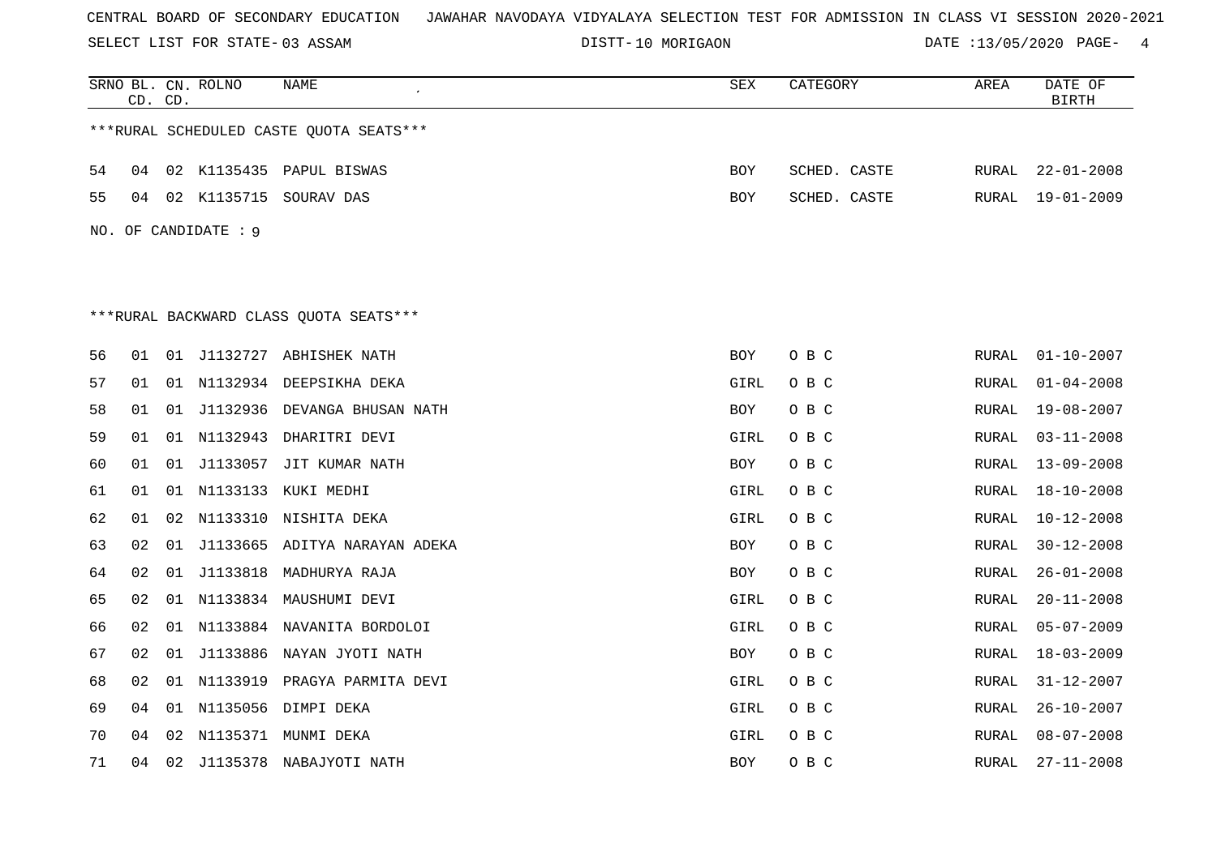CENTRAL BOARD OF SECONDARY EDUCATION JAWAHAR NAVODAYA VIDYALAYA SELECTION TEST FOR ADMISSION IN CLASS VI SESSION 2020-2021

SELECT LIST FOR STATE- 03 ASSAM DISTT-10 MORIGAON DATE :13/05/2020

| SRNO | BL. CD. | CN. CD. | ROLNO | NAME | SEX | CATEGORY | AREA | DATE OF BIRTH |
|---|---|---|---|---|---|---|---|---|

***RURAL SCHEDULED CASTE QUOTA SEATS***

| SRNO | BL. CD. | CN. CD. | ROLNO | NAME | SEX | CATEGORY | AREA | DATE OF BIRTH |
|---|---|---|---|---|---|---|---|---|
| 54 | 04 | 02 | K1135435 | PAPUL BISWAS | BOY | SCHED. CASTE | RURAL | 22-01-2008 |
| 55 | 04 | 02 | K1135715 | SOURAV DAS | BOY | SCHED. CASTE | RURAL | 19-01-2009 |

NO. OF CANDIDATE : 9

***RURAL BACKWARD CLASS QUOTA SEATS***

| SRNO | BL. CD. | CN. CD. | ROLNO | NAME | SEX | CATEGORY | AREA | DATE OF BIRTH |
|---|---|---|---|---|---|---|---|---|
| 56 | 01 | 01 | J1132727 | ABHISHEK NATH | BOY | O B C | RURAL | 01-10-2007 |
| 57 | 01 | 01 | N1132934 | DEEPSIKHA DEKA | GIRL | O B C | RURAL | 01-04-2008 |
| 58 | 01 | 01 | J1132936 | DEVANGA BHUSAN NATH | BOY | O B C | RURAL | 19-08-2007 |
| 59 | 01 | 01 | N1132943 | DHARITRI DEVI | GIRL | O B C | RURAL | 03-11-2008 |
| 60 | 01 | 01 | J1133057 | JIT KUMAR NATH | BOY | O B C | RURAL | 13-09-2008 |
| 61 | 01 | 01 | N1133133 | KUKI MEDHI | GIRL | O B C | RURAL | 18-10-2008 |
| 62 | 01 | 02 | N1133310 | NISHITA DEKA | GIRL | O B C | RURAL | 10-12-2008 |
| 63 | 02 | 01 | J1133665 | ADITYA NARAYAN ADEKA | BOY | O B C | RURAL | 30-12-2008 |
| 64 | 02 | 01 | J1133818 | MADHURYA RAJA | BOY | O B C | RURAL | 26-01-2008 |
| 65 | 02 | 01 | N1133834 | MAUSHUMI DEVI | GIRL | O B C | RURAL | 20-11-2008 |
| 66 | 02 | 01 | N1133884 | NAVANITA BORDOLOI | GIRL | O B C | RURAL | 05-07-2009 |
| 67 | 02 | 01 | J1133886 | NAYAN JYOTI NATH | BOY | O B C | RURAL | 18-03-2009 |
| 68 | 02 | 01 | N1133919 | PRAGYA PARMITA DEVI | GIRL | O B C | RURAL | 31-12-2007 |
| 69 | 04 | 01 | N1135056 | DIMPI DEKA | GIRL | O B C | RURAL | 26-10-2007 |
| 70 | 04 | 02 | N1135371 | MUNMI DEKA | GIRL | O B C | RURAL | 08-07-2008 |
| 71 | 04 | 02 | J1135378 | NABAJYOTI NATH | BOY | O B C | RURAL | 27-11-2008 |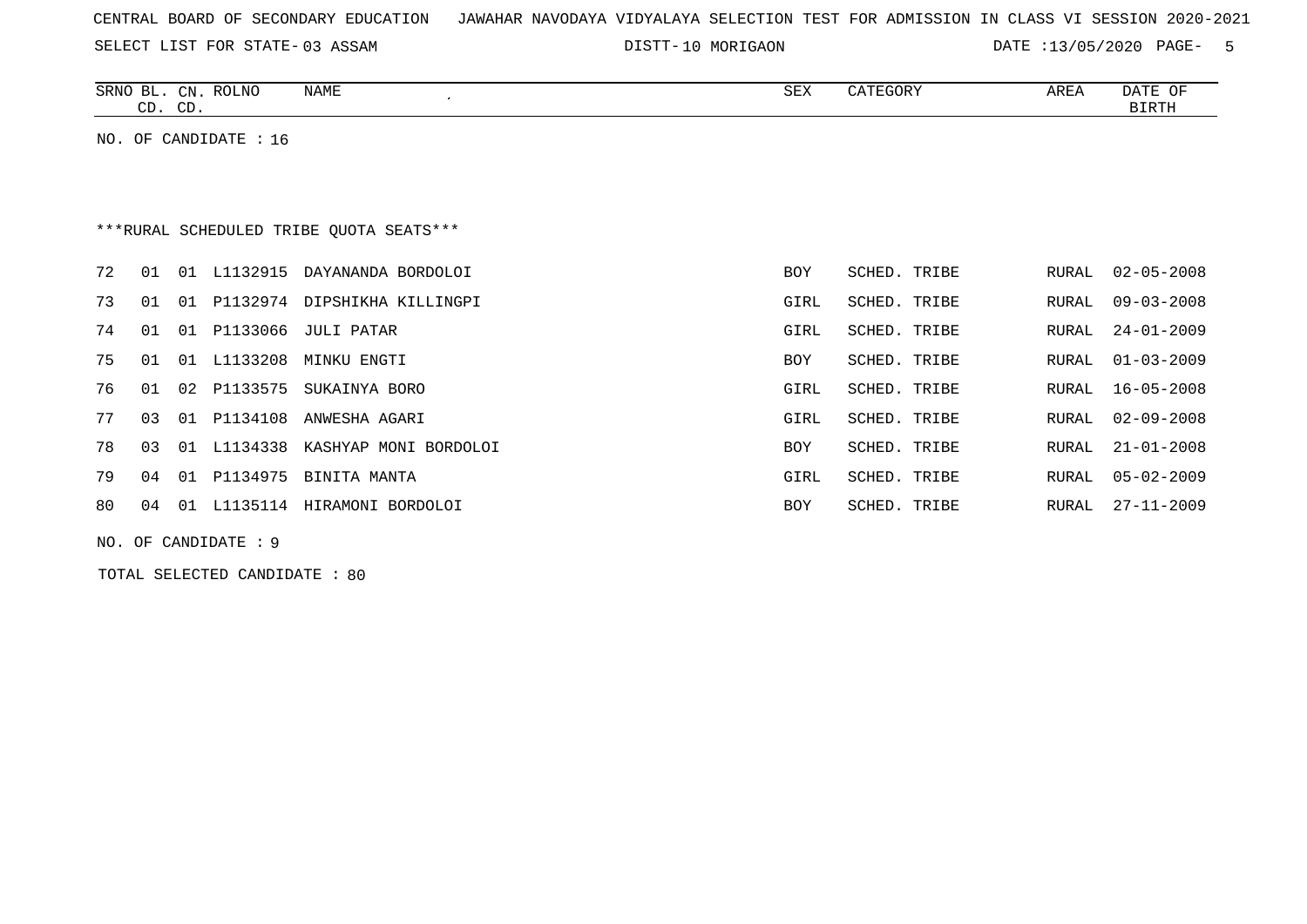CENTRAL BOARD OF SECONDARY EDUCATION JAWAHAR NAVODAYA VIDYALAYA SELECTION TEST FOR ADMISSION IN CLASS VI SESSION 2020-2021

SELECT LIST FOR STATE- 03 ASSAM DISTT- 10 MORIGAON DATE :13/05/2020

| SRNO | BL. CD. | CN. CD. | ROLNO | NAME | SEX | CATEGORY | AREA | DATE OF BIRTH |
|---|---|---|---|---|---|---|---|---|

NO. OF CANDIDATE : 16

***RURAL SCHEDULED TRIBE QUOTA SEATS***

| SRNO | BL. CD. | CN. CD. | ROLNO | NAME | SEX | CATEGORY | AREA | DATE OF BIRTH |
|---|---|---|---|---|---|---|---|---|
| 72 | 01 | 01 | L1132915 | DAYANANDA BORDOLOI | BOY | SCHED. TRIBE | RURAL | 02-05-2008 |
| 73 | 01 | 01 | P1132974 | DIPSHIKHA KILLINGPI | GIRL | SCHED. TRIBE | RURAL | 09-03-2008 |
| 74 | 01 | 01 | P1133066 | JULI PATAR | GIRL | SCHED. TRIBE | RURAL | 24-01-2009 |
| 75 | 01 | 01 | L1133208 | MINKU ENGTI | BOY | SCHED. TRIBE | RURAL | 01-03-2009 |
| 76 | 01 | 02 | P1133575 | SUKAINYA BORO | GIRL | SCHED. TRIBE | RURAL | 16-05-2008 |
| 77 | 03 | 01 | P1134108 | ANWESHA AGARI | GIRL | SCHED. TRIBE | RURAL | 02-09-2008 |
| 78 | 03 | 01 | L1134338 | KASHYAP MONI BORDOLOI | BOY | SCHED. TRIBE | RURAL | 21-01-2008 |
| 79 | 04 | 01 | P1134975 | BINITA MANTA | GIRL | SCHED. TRIBE | RURAL | 05-02-2009 |
| 80 | 04 | 01 | L1135114 | HIRAMONI BORDOLOI | BOY | SCHED. TRIBE | RURAL | 27-11-2009 |

NO. OF CANDIDATE : 9

TOTAL SELECTED CANDIDATE : 80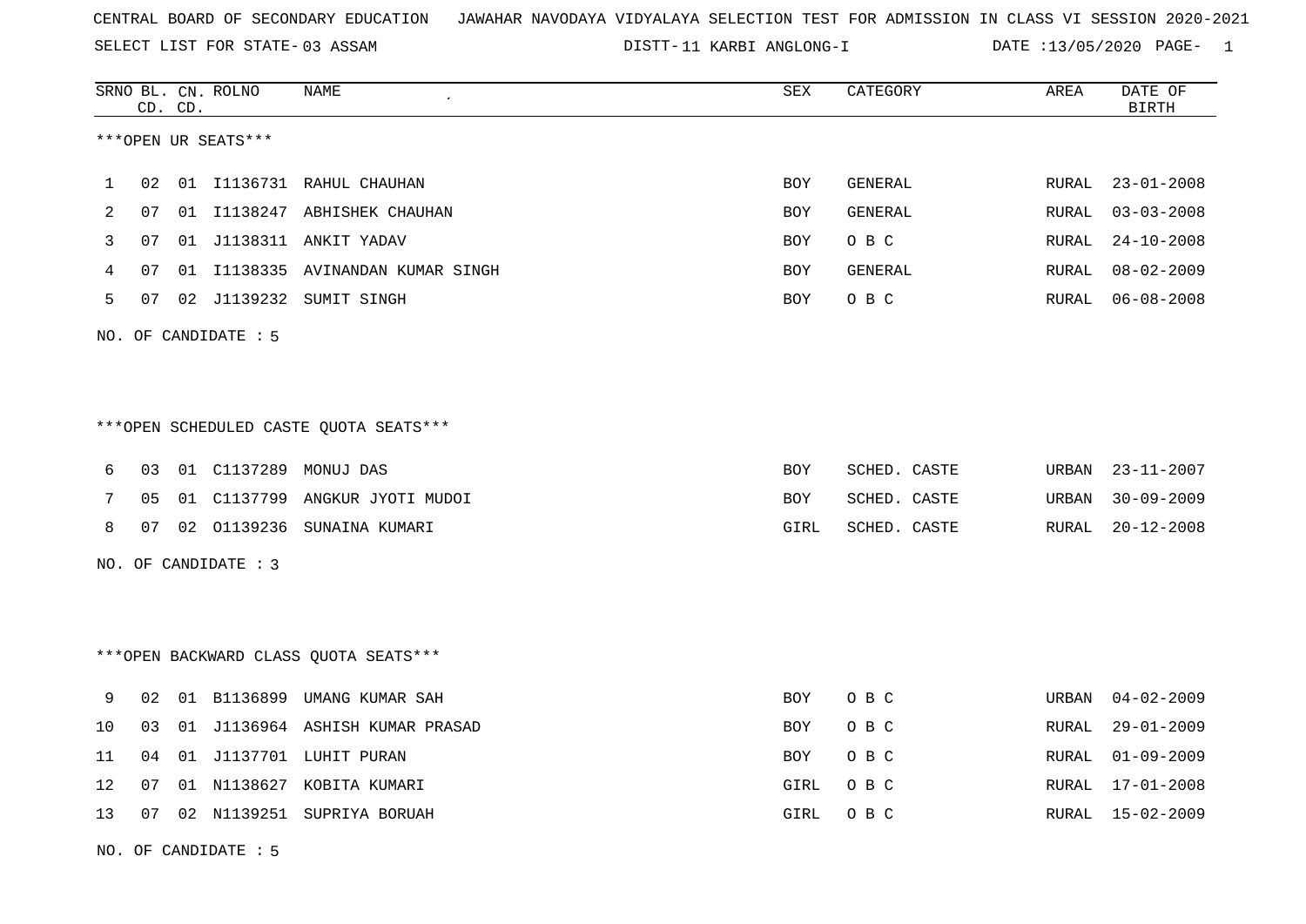CENTRAL BOARD OF SECONDARY EDUCATION JAWAHAR NAVODAYA VIDYALAYA SELECTION TEST FOR ADMISSION IN CLASS VI SESSION 2020-2021

SELECT LIST FOR STATE- 03 ASSAM DISTT- 11 KARBI ANGLONG-I DATE :13/05/2020

| SRNO | BL. CD. | CN. CD. | ROLNO | NAME | SEX | CATEGORY | AREA | DATE OF BIRTH |
|---|---|---|---|---|---|---|---|---|

***OPEN UR SEATS***

| SRNO | BL. CD. | CN. CD. | ROLNO | NAME | SEX | CATEGORY | AREA | DATE OF BIRTH |
|---|---|---|---|---|---|---|---|---|
| 1 | 02 | 01 | I1136731 | RAHUL CHAUHAN | BOY | GENERAL | RURAL | 23-01-2008 |
| 2 | 07 | 01 | I1138247 | ABHISHEK CHAUHAN | BOY | GENERAL | RURAL | 03-03-2008 |
| 3 | 07 | 01 | J1138311 | ANKIT YADAV | BOY | O B C | RURAL | 24-10-2008 |
| 4 | 07 | 01 | I1138335 | AVINANDAN KUMAR SINGH | BOY | GENERAL | RURAL | 08-02-2009 |
| 5 | 07 | 02 | J1139232 | SUMIT SINGH | BOY | O B C | RURAL | 06-08-2008 |

NO. OF CANDIDATE : 5

***OPEN SCHEDULED CASTE QUOTA SEATS***

| SRNO | BL. CD. | CN. CD. | ROLNO | NAME | SEX | CATEGORY | AREA | DATE OF BIRTH |
|---|---|---|---|---|---|---|---|---|
| 6 | 03 | 01 | C1137289 | MONUJ DAS | BOY | SCHED. CASTE | URBAN | 23-11-2007 |
| 7 | 05 | 01 | C1137799 | ANGKUR JYOTI MUDOI | BOY | SCHED. CASTE | URBAN | 30-09-2009 |
| 8 | 07 | 02 | O1139236 | SUNAINA KUMARI | GIRL | SCHED. CASTE | RURAL | 20-12-2008 |

NO. OF CANDIDATE : 3

***OPEN BACKWARD CLASS QUOTA SEATS***

| SRNO | BL. CD. | CN. CD. | ROLNO | NAME | SEX | CATEGORY | AREA | DATE OF BIRTH |
|---|---|---|---|---|---|---|---|---|
| 9 | 02 | 01 | B1136899 | UMANG KUMAR SAH | BOY | O B C | URBAN | 04-02-2009 |
| 10 | 03 | 01 | J1136964 | ASHISH KUMAR PRASAD | BOY | O B C | RURAL | 29-01-2009 |
| 11 | 04 | 01 | J1137701 | LUHIT PURAN | BOY | O B C | RURAL | 01-09-2009 |
| 12 | 07 | 01 | N1138627 | KOBITA KUMARI | GIRL | O B C | RURAL | 17-01-2008 |
| 13 | 07 | 02 | N1139251 | SUPRIYA BORUAH | GIRL | O B C | RURAL | 15-02-2009 |

NO. OF CANDIDATE : 5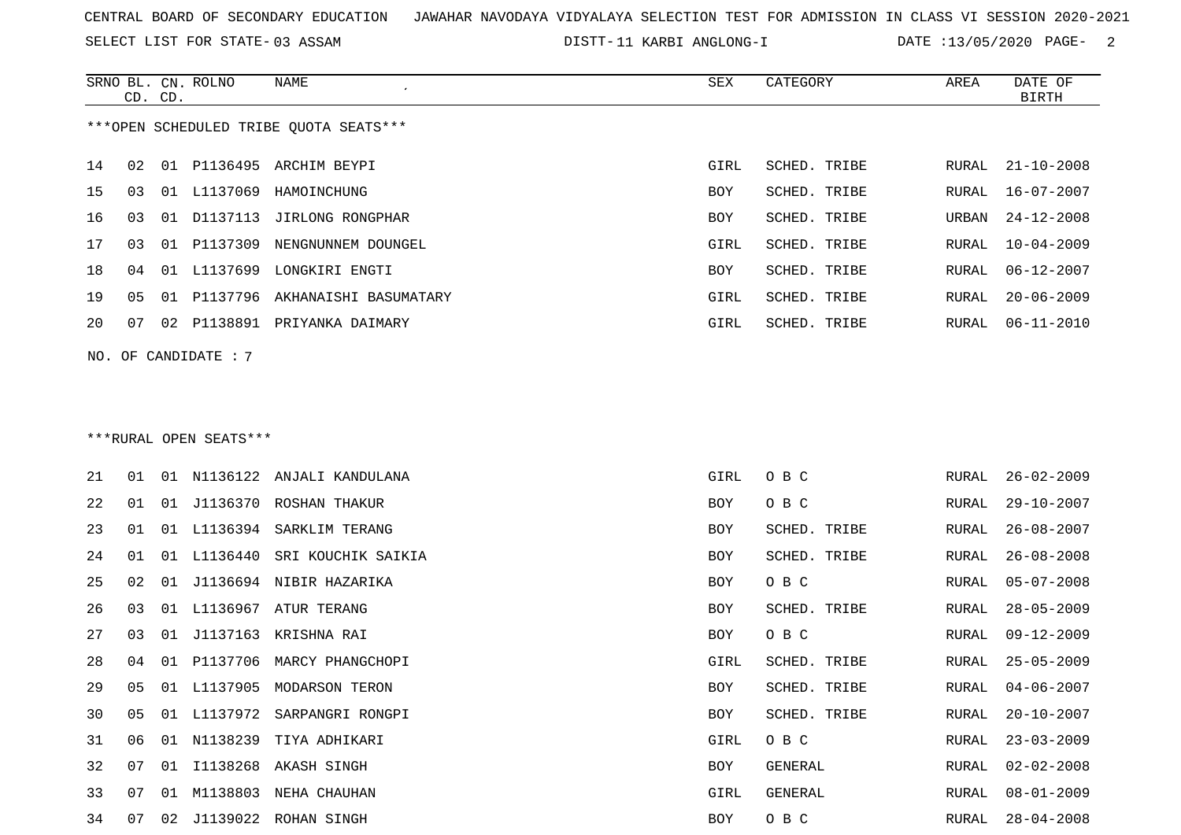CENTRAL BOARD OF SECONDARY EDUCATION JAWAHAR NAVODAYA VIDYALAYA SELECTION TEST FOR ADMISSION IN CLASS VI SESSION 2020-2021

SELECT LIST FOR STATE- 03 ASSAM DISTT- 11 KARBI ANGLONG-I DATE :13/05/2020

***OPEN SCHEDULED TRIBE QUOTA SEATS***

| SRNO | BL. CD. | CN. CD. | ROLNO | NAME | SEX | CATEGORY | AREA | DATE OF BIRTH |
|---|---|---|---|---|---|---|---|---|
| 14 | 02 | 01 | P1136495 | ARCHIM BEYPI | GIRL | SCHED. TRIBE | RURAL | 21-10-2008 |
| 15 | 03 | 01 | L1137069 | HAMOINCHUNG | BOY | SCHED. TRIBE | RURAL | 16-07-2007 |
| 16 | 03 | 01 | D1137113 | JIRLONG RONGPHAR | BOY | SCHED. TRIBE | URBAN | 24-12-2008 |
| 17 | 03 | 01 | P1137309 | NENGNUNNEM DOUNGEL | GIRL | SCHED. TRIBE | RURAL | 10-04-2009 |
| 18 | 04 | 01 | L1137699 | LONGKIRI ENGTI | BOY | SCHED. TRIBE | RURAL | 06-12-2007 |
| 19 | 05 | 01 | P1137796 | AKHANAISHI BASUMATARY | GIRL | SCHED. TRIBE | RURAL | 20-06-2009 |
| 20 | 07 | 02 | P1138891 | PRIYANKA DAIMARY | GIRL | SCHED. TRIBE | RURAL | 06-11-2010 |

NO. OF CANDIDATE : 7

***RURAL OPEN SEATS***

| SRNO | BL. CD. | CN. CD. | ROLNO | NAME | SEX | CATEGORY | AREA | DATE OF BIRTH |
|---|---|---|---|---|---|---|---|---|
| 21 | 01 | 01 | N1136122 | ANJALI KANDULANA | GIRL | O B C | RURAL | 26-02-2009 |
| 22 | 01 | 01 | J1136370 | ROSHAN THAKUR | BOY | O B C | RURAL | 29-10-2007 |
| 23 | 01 | 01 | L1136394 | SARKLIM TERANG | BOY | SCHED. TRIBE | RURAL | 26-08-2007 |
| 24 | 01 | 01 | L1136440 | SRI KOUCHIK SAIKIA | BOY | SCHED. TRIBE | RURAL | 26-08-2008 |
| 25 | 02 | 01 | J1136694 | NIBIR HAZARIKA | BOY | O B C | RURAL | 05-07-2008 |
| 26 | 03 | 01 | L1136967 | ATUR TERANG | BOY | SCHED. TRIBE | RURAL | 28-05-2009 |
| 27 | 03 | 01 | J1137163 | KRISHNA RAI | BOY | O B C | RURAL | 09-12-2009 |
| 28 | 04 | 01 | P1137706 | MARCY PHANGCHOPI | GIRL | SCHED. TRIBE | RURAL | 25-05-2009 |
| 29 | 05 | 01 | L1137905 | MODARSON TERON | BOY | SCHED. TRIBE | RURAL | 04-06-2007 |
| 30 | 05 | 01 | L1137972 | SARPANGRI RONGPI | BOY | SCHED. TRIBE | RURAL | 20-10-2007 |
| 31 | 06 | 01 | N1138239 | TIYA ADHIKARI | GIRL | O B C | RURAL | 23-03-2009 |
| 32 | 07 | 01 | I1138268 | AKASH SINGH | BOY | GENERAL | RURAL | 02-02-2008 |
| 33 | 07 | 01 | M1138803 | NEHA CHAUHAN | GIRL | GENERAL | RURAL | 08-01-2009 |
| 34 | 07 | 02 | J1139022 | ROHAN SINGH | BOY | O B C | RURAL | 28-04-2008 |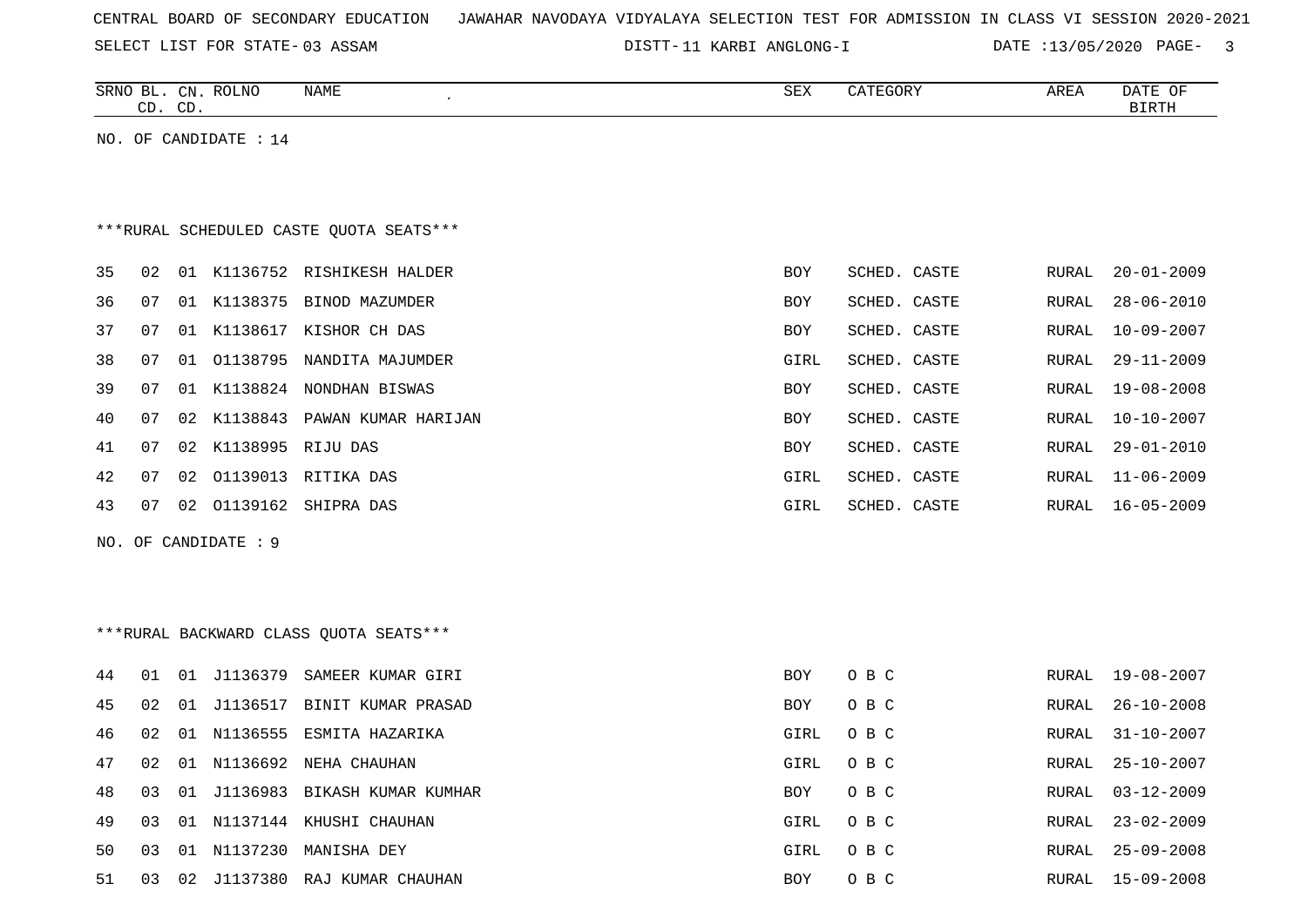SELECT LIST FOR STATE- 03 ASSAM DISTT- 11 KARBI ANGLONG-I DATE :13/05/2020

| SRNO | BL. CD. | CN. CD. | ROLNO | NAME | SEX | CATEGORY | AREA | DATE OF BIRTH |
|---|---|---|---|---|---|---|---|---|

NO. OF CANDIDATE : 14

***RURAL SCHEDULED CASTE QUOTA SEATS***

| SRNO | BL. CD. | CN. CD. | ROLNO | NAME | SEX | CATEGORY | AREA | DATE OF BIRTH |
|---|---|---|---|---|---|---|---|---|
| 35 | 02 | 01 | K1136752 | RISHIKESH HALDER | BOY | SCHED. CASTE | RURAL | 20-01-2009 |
| 36 | 07 | 01 | K1138375 | BINOD MAZUMDER | BOY | SCHED. CASTE | RURAL | 28-06-2010 |
| 37 | 07 | 01 | K1138617 | KISHOR CH DAS | BOY | SCHED. CASTE | RURAL | 10-09-2007 |
| 38 | 07 | 01 | O1138795 | NANDITA MAJUMDER | GIRL | SCHED. CASTE | RURAL | 29-11-2009 |
| 39 | 07 | 01 | K1138824 | NONDHAN BISWAS | BOY | SCHED. CASTE | RURAL | 19-08-2008 |
| 40 | 07 | 02 | K1138843 | PAWAN KUMAR HARIJAN | BOY | SCHED. CASTE | RURAL | 10-10-2007 |
| 41 | 07 | 02 | K1138995 | RIJU DAS | BOY | SCHED. CASTE | RURAL | 29-01-2010 |
| 42 | 07 | 02 | O1139013 | RITIKA DAS | GIRL | SCHED. CASTE | RURAL | 11-06-2009 |
| 43 | 07 | 02 | O1139162 | SHIPRA DAS | GIRL | SCHED. CASTE | RURAL | 16-05-2009 |

NO. OF CANDIDATE : 9

***RURAL BACKWARD CLASS QUOTA SEATS***

| SRNO | BL. CD. | CN. CD. | ROLNO | NAME | SEX | CATEGORY | AREA | DATE OF BIRTH |
|---|---|---|---|---|---|---|---|---|
| 44 | 01 | 01 | J1136379 | SAMEER KUMAR GIRI | BOY | O B C | RURAL | 19-08-2007 |
| 45 | 02 | 01 | J1136517 | BINIT KUMAR PRASAD | BOY | O B C | RURAL | 26-10-2008 |
| 46 | 02 | 01 | N1136555 | ESMITA HAZARIKA | GIRL | O B C | RURAL | 31-10-2007 |
| 47 | 02 | 01 | N1136692 | NEHA CHAUHAN | GIRL | O B C | RURAL | 25-10-2007 |
| 48 | 03 | 01 | J1136983 | BIKASH KUMAR KUMHAR | BOY | O B C | RURAL | 03-12-2009 |
| 49 | 03 | 01 | N1137144 | KHUSHI CHAUHAN | GIRL | O B C | RURAL | 23-02-2009 |
| 50 | 03 | 01 | N1137230 | MANISHA DEY | GIRL | O B C | RURAL | 25-09-2008 |
| 51 | 03 | 02 | J1137380 | RAJ KUMAR CHAUHAN | BOY | O B C | RURAL | 15-09-2008 |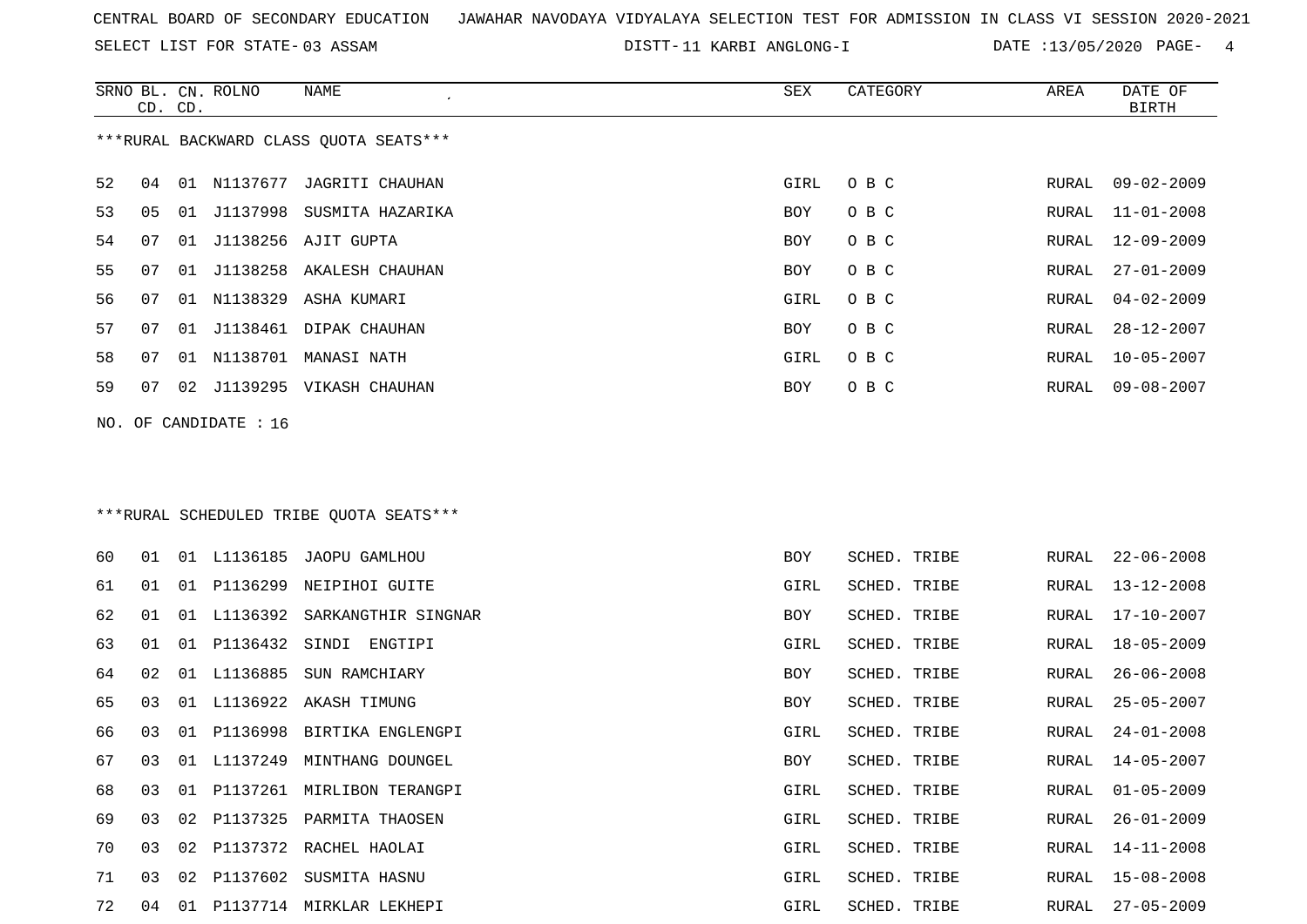CENTRAL BOARD OF SECONDARY EDUCATION JAWAHAR NAVODAYA VIDYALAYA SELECTION TEST FOR ADMISSION IN CLASS VI SESSION 2020-2021

SELECT LIST FOR STATE- 03 ASSAM DISTT- 11 KARBI ANGLONG-I DATE :13/05/2020 PAGE- 4

| SRNO | BL. CD. | CN. CD. | ROLNO | NAME | SEX | CATEGORY | AREA | DATE OF BIRTH |
|---|---|---|---|---|---|---|---|---|

***RURAL BACKWARD CLASS QUOTA SEATS***

| SRNO | BL. CD. | CN. CD. | ROLNO | NAME | SEX | CATEGORY | AREA | DATE OF BIRTH |
|---|---|---|---|---|---|---|---|---|
| 52 | 04 | 01 | N1137677 | JAGRITI CHAUHAN | GIRL | O B C | RURAL | 09-02-2009 |
| 53 | 05 | 01 | J1137998 | SUSMITA HAZARIKA | BOY | O B C | RURAL | 11-01-2008 |
| 54 | 07 | 01 | J1138256 | AJIT GUPTA | BOY | O B C | RURAL | 12-09-2009 |
| 55 | 07 | 01 | J1138258 | AKALESH CHAUHAN | BOY | O B C | RURAL | 27-01-2009 |
| 56 | 07 | 01 | N1138329 | ASHA KUMARI | GIRL | O B C | RURAL | 04-02-2009 |
| 57 | 07 | 01 | J1138461 | DIPAK CHAUHAN | BOY | O B C | RURAL | 28-12-2007 |
| 58 | 07 | 01 | N1138701 | MANASI NATH | GIRL | O B C | RURAL | 10-05-2007 |
| 59 | 07 | 02 | J1139295 | VIKASH CHAUHAN | BOY | O B C | RURAL | 09-08-2007 |

NO. OF CANDIDATE : 16

***RURAL SCHEDULED TRIBE QUOTA SEATS***

| SRNO | BL. CD. | CN. CD. | ROLNO | NAME | SEX | CATEGORY | AREA | DATE OF BIRTH |
|---|---|---|---|---|---|---|---|---|
| 60 | 01 | 01 | L1136185 | JAOPU GAMLHOU | BOY | SCHED. TRIBE | RURAL | 22-06-2008 |
| 61 | 01 | 01 | P1136299 | NEIPIHOI GUITE | GIRL | SCHED. TRIBE | RURAL | 13-12-2008 |
| 62 | 01 | 01 | L1136392 | SARKANGTHIR SINGNAR | BOY | SCHED. TRIBE | RURAL | 17-10-2007 |
| 63 | 01 | 01 | P1136432 | SINDI ENGTIPI | GIRL | SCHED. TRIBE | RURAL | 18-05-2009 |
| 64 | 02 | 01 | L1136885 | SUN RAMCHIARY | BOY | SCHED. TRIBE | RURAL | 26-06-2008 |
| 65 | 03 | 01 | L1136922 | AKASH TIMUNG | BOY | SCHED. TRIBE | RURAL | 25-05-2007 |
| 66 | 03 | 01 | P1136998 | BIRTIKA ENGLENGPI | GIRL | SCHED. TRIBE | RURAL | 24-01-2008 |
| 67 | 03 | 01 | L1137249 | MINTHANG DOUNGEL | BOY | SCHED. TRIBE | RURAL | 14-05-2007 |
| 68 | 03 | 01 | P1137261 | MIRLIBON TERANGPI | GIRL | SCHED. TRIBE | RURAL | 01-05-2009 |
| 69 | 03 | 02 | P1137325 | PARMITA THAOSEN | GIRL | SCHED. TRIBE | RURAL | 26-01-2009 |
| 70 | 03 | 02 | P1137372 | RACHEL HAOLAI | GIRL | SCHED. TRIBE | RURAL | 14-11-2008 |
| 71 | 03 | 02 | P1137602 | SUSMITA HASNU | GIRL | SCHED. TRIBE | RURAL | 15-08-2008 |
| 72 | 04 | 01 | P1137714 | MIRKLAR LEKHEPI | GIRL | SCHED. TRIBE | RURAL | 27-05-2009 |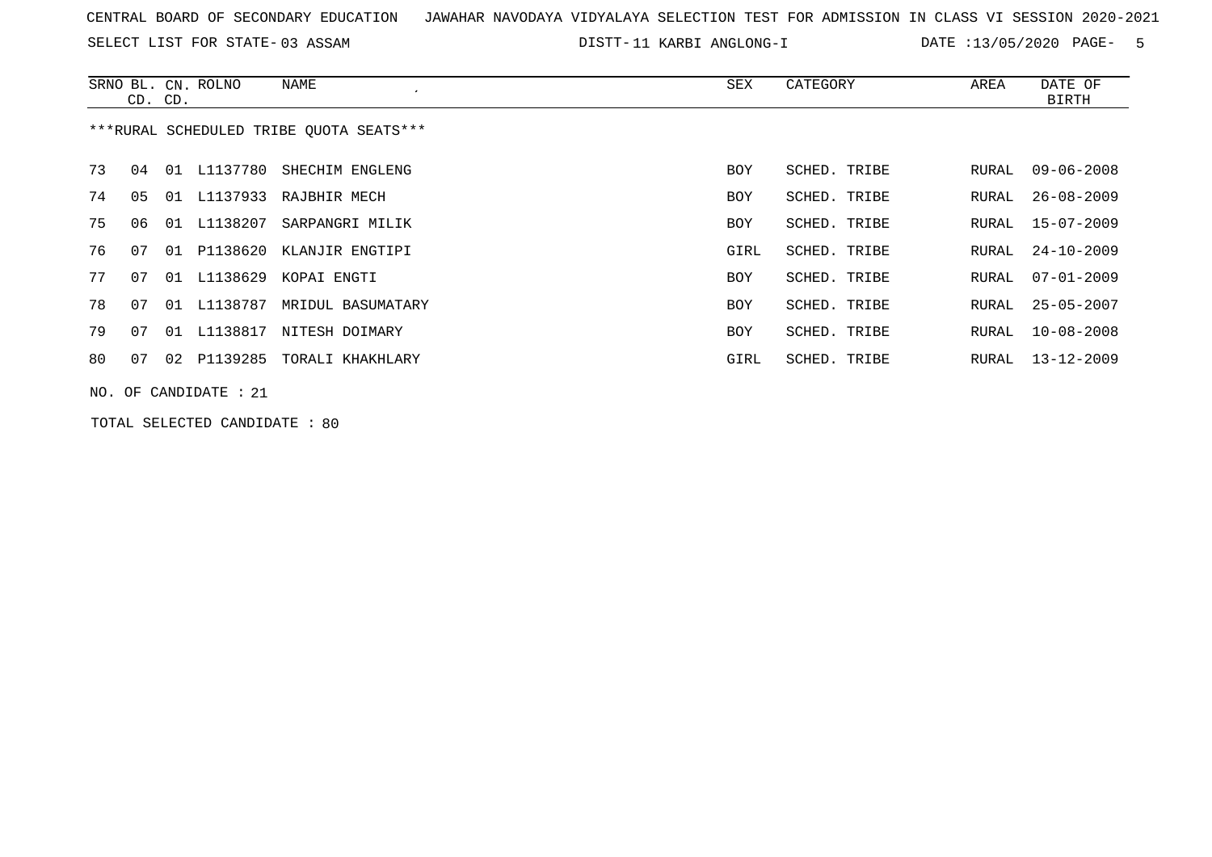CENTRAL BOARD OF SECONDARY EDUCATION JAWAHAR NAVODAYA VIDYALAYA SELECTION TEST FOR ADMISSION IN CLASS VI SESSION 2020-2021

SELECT LIST FOR STATE- 03 ASSAM DISTT- 11 KARBI ANGLONG-I DATE :13/05/2020

***RURAL SCHEDULED TRIBE QUOTA SEATS***

| SRNO | BL. CD. | CN. CD. | ROLNO | NAME | SEX | CATEGORY | AREA | DATE OF BIRTH |
|---|---|---|---|---|---|---|---|---|
| 73 | 04 | 01 | L1137780 | SHECHIM ENGLENG | BOY | SCHED. TRIBE | RURAL | 09-06-2008 |
| 74 | 05 | 01 | L1137933 | RAJBHIR MECH | BOY | SCHED. TRIBE | RURAL | 26-08-2009 |
| 75 | 06 | 01 | L1138207 | SARPANGRI MILIK | BOY | SCHED. TRIBE | RURAL | 15-07-2009 |
| 76 | 07 | 01 | P1138620 | KLANJIR ENGTIPI | GIRL | SCHED. TRIBE | RURAL | 24-10-2009 |
| 77 | 07 | 01 | L1138629 | KOPAI ENGTI | BOY | SCHED. TRIBE | RURAL | 07-01-2009 |
| 78 | 07 | 01 | L1138787 | MRIDUL BASUMATARY | BOY | SCHED. TRIBE | RURAL | 25-05-2007 |
| 79 | 07 | 01 | L1138817 | NITESH DOIMARY | BOY | SCHED. TRIBE | RURAL | 10-08-2008 |
| 80 | 07 | 02 | P1139285 | TORALI KHAKHLARY | GIRL | SCHED. TRIBE | RURAL | 13-12-2009 |

NO. OF CANDIDATE : 21

TOTAL SELECTED CANDIDATE : 80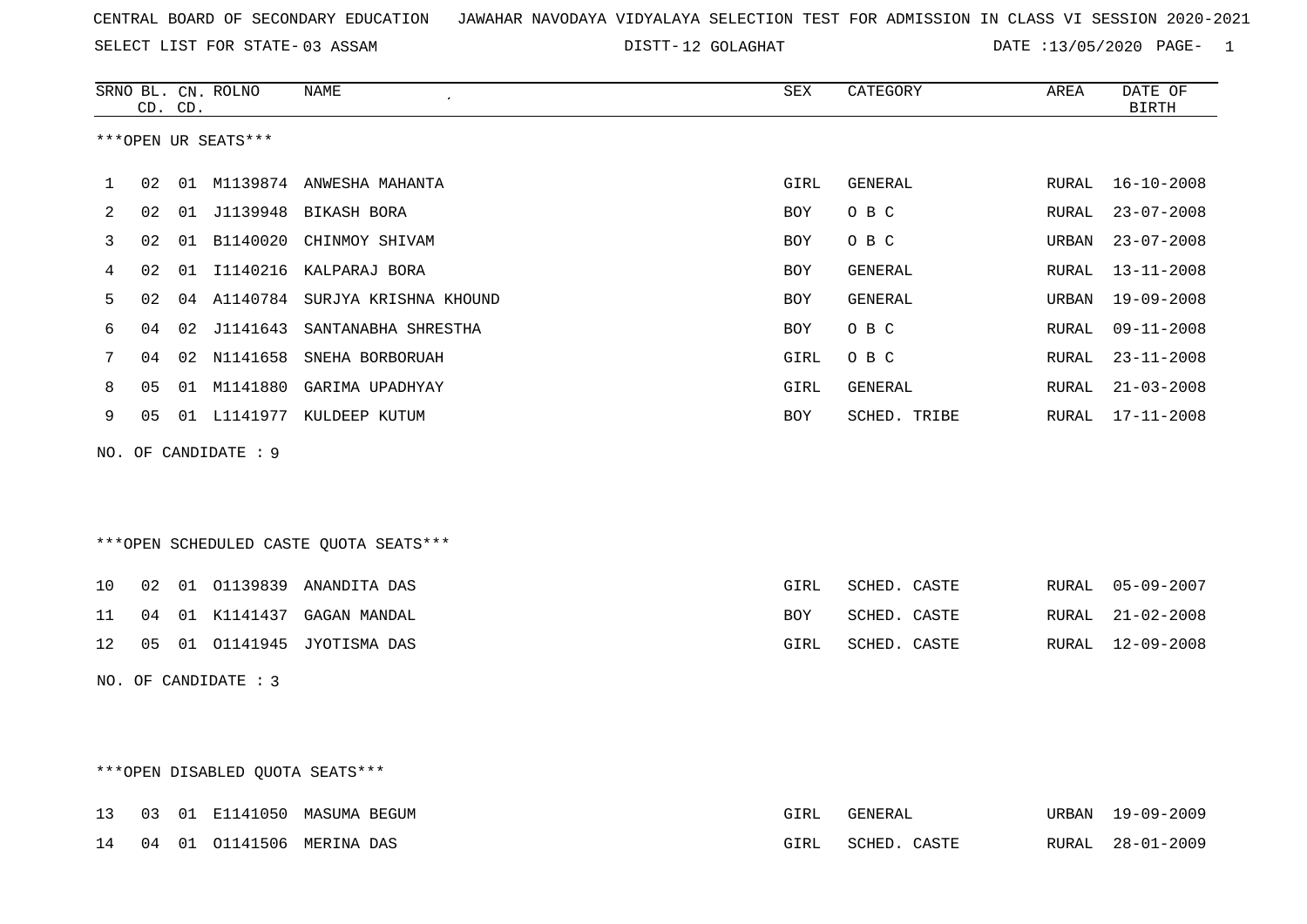CENTRAL BOARD OF SECONDARY EDUCATION JAWAHAR NAVODAYA VIDYALAYA SELECTION TEST FOR ADMISSION IN CLASS VI SESSION 2020-2021

SELECT LIST FOR STATE- 03 ASSAM DISTT- 12 GOLAGHAT DATE :13/05/2020 PAGE- 1

***OPEN UR SEATS***

| SRNO | BL. CD. | CN. CD. | ROLNO | NAME | SEX | CATEGORY | AREA | DATE OF BIRTH |
|---|---|---|---|---|---|---|---|---|
| 1 | 02 | 01 | M1139874 | ANWESHA MAHANTA | GIRL | GENERAL | RURAL | 16-10-2008 |
| 2 | 02 | 01 | J1139948 | BIKASH BORA | BOY | O B C | RURAL | 23-07-2008 |
| 3 | 02 | 01 | B1140020 | CHINMOY SHIVAM | BOY | O B C | URBAN | 23-07-2008 |
| 4 | 02 | 01 | I1140216 | KALPARAJ BORA | BOY | GENERAL | RURAL | 13-11-2008 |
| 5 | 02 | 04 | A1140784 | SURJYA KRISHNA KHOUND | BOY | GENERAL | URBAN | 19-09-2008 |
| 6 | 04 | 02 | J1141643 | SANTANABHA SHRESTHA | BOY | O B C | RURAL | 09-11-2008 |
| 7 | 04 | 02 | N1141658 | SNEHA BORBORUAH | GIRL | O B C | RURAL | 23-11-2008 |
| 8 | 05 | 01 | M1141880 | GARIMA UPADHYAY | GIRL | GENERAL | RURAL | 21-03-2008 |
| 9 | 05 | 01 | L1141977 | KULDEEP KUTUM | BOY | SCHED. TRIBE | RURAL | 17-11-2008 |

NO. OF CANDIDATE : 9

***OPEN SCHEDULED CASTE QUOTA SEATS***

| SRNO | BL. CD. | CN. CD. | ROLNO | NAME | SEX | CATEGORY | AREA | DATE OF BIRTH |
|---|---|---|---|---|---|---|---|---|
| 10 | 02 | 01 | O1139839 | ANANDITA DAS | GIRL | SCHED. CASTE | RURAL | 05-09-2007 |
| 11 | 04 | 01 | K1141437 | GAGAN MANDAL | BOY | SCHED. CASTE | RURAL | 21-02-2008 |
| 12 | 05 | 01 | O1141945 | JYOTISMA DAS | GIRL | SCHED. CASTE | RURAL | 12-09-2008 |

NO. OF CANDIDATE : 3

***OPEN DISABLED QUOTA SEATS***

| SRNO | BL. CD. | CN. CD. | ROLNO | NAME | SEX | CATEGORY | AREA | DATE OF BIRTH |
|---|---|---|---|---|---|---|---|---|
| 13 | 03 | 01 | E1141050 | MASUMA BEGUM | GIRL | GENERAL | URBAN | 19-09-2009 |
| 14 | 04 | 01 | O1141506 | MERINA DAS | GIRL | SCHED. CASTE | RURAL | 28-01-2009 |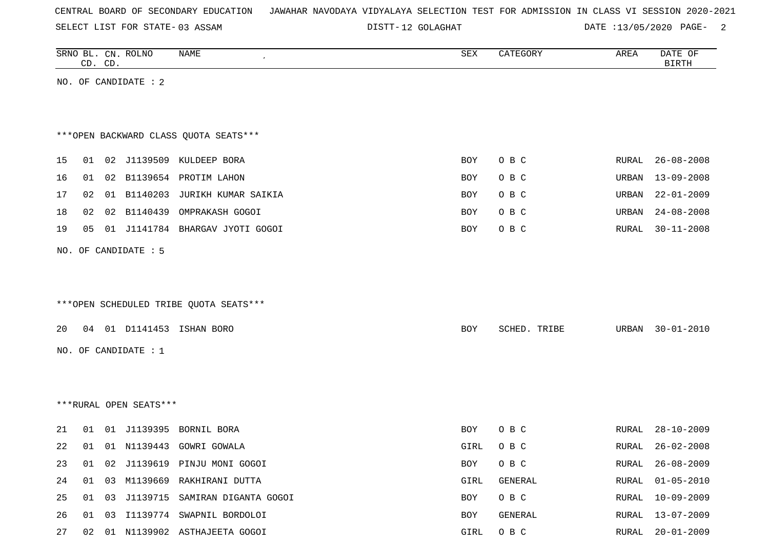| SRNO | BL. CD. | CN. CD. | ROLNO | NAME | SEX | CATEGORY | AREA | DATE OF BIRTH |
|---|---|---|---|---|---|---|---|---|

NO. OF CANDIDATE : 2

***OPEN BACKWARD CLASS QUOTA SEATS***

| SRNO | BL. CD. | CN. CD. | ROLNO | NAME | SEX | CATEGORY | AREA | DATE OF BIRTH |
|---|---|---|---|---|---|---|---|---|
| 15 | 01 | 02 | J1139509 | KULDEEP BORA | BOY | O B C | RURAL | 26-08-2008 |
| 16 | 01 | 02 | B1139654 | PROTIM LAHON | BOY | O B C | URBAN | 13-09-2008 |
| 17 | 02 | 01 | B1140203 | JURIKH KUMAR SAIKIA | BOY | O B C | URBAN | 22-01-2009 |
| 18 | 02 | 02 | B1140439 | OMPRAKASH GOGOI | BOY | O B C | URBAN | 24-08-2008 |
| 19 | 05 | 01 | J1141784 | BHARGAV JYOTI GOGOI | BOY | O B C | RURAL | 30-11-2008 |

NO. OF CANDIDATE : 5

***OPEN SCHEDULED TRIBE QUOTA SEATS***

| SRNO | BL. CD. | CN. CD. | ROLNO | NAME | SEX | CATEGORY | AREA | DATE OF BIRTH |
|---|---|---|---|---|---|---|---|---|
| 20 | 04 | 01 | D1141453 | ISHAN BORO | BOY | SCHED. TRIBE | URBAN | 30-01-2010 |

NO. OF CANDIDATE : 1

***RURAL OPEN SEATS***

| SRNO | BL. CD. | CN. CD. | ROLNO | NAME | SEX | CATEGORY | AREA | DATE OF BIRTH |
|---|---|---|---|---|---|---|---|---|
| 21 | 01 | 01 | J1139395 | BORNIL BORA | BOY | O B C | RURAL | 28-10-2009 |
| 22 | 01 | 01 | N1139443 | GOWRI GOWALA | GIRL | O B C | RURAL | 26-02-2008 |
| 23 | 01 | 02 | J1139619 | PINJU MONI GOGOI | BOY | O B C | RURAL | 26-08-2009 |
| 24 | 01 | 03 | M1139669 | RAKHIRANI DUTTA | GIRL | GENERAL | RURAL | 01-05-2010 |
| 25 | 01 | 03 | J1139715 | SAMIRAN DIGANTA GOGOI | BOY | O B C | RURAL | 10-09-2009 |
| 26 | 01 | 03 | I1139774 | SWAPNIL BORDOLOI | BOY | GENERAL | RURAL | 13-07-2009 |
| 27 | 02 | 01 | N1139902 | ASTHAJEETA GOGOI | GIRL | O B C | RURAL | 20-01-2009 |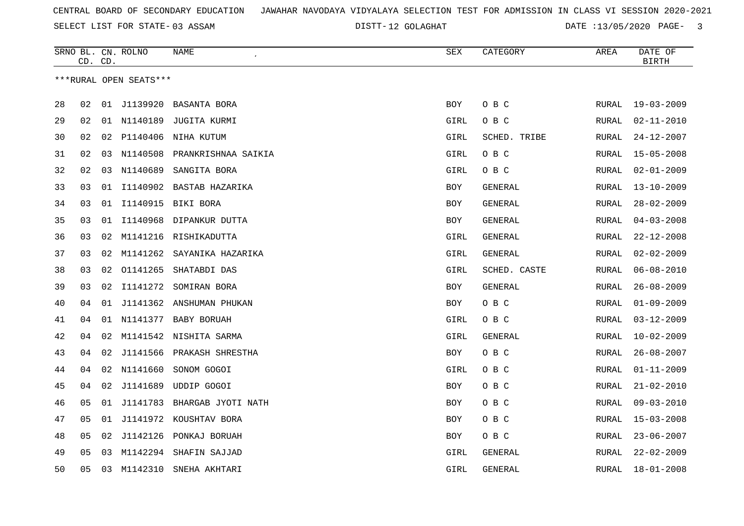CENTRAL BOARD OF SECONDARY EDUCATION JAWAHAR NAVODAYA VIDYALAYA SELECTION TEST FOR ADMISSION IN CLASS VI SESSION 2020-2021

SELECT LIST FOR STATE- 03 ASSAM DISTT- 12 GOLAGHAT DATE :13/05/2020

***RURAL OPEN SEATS***

| SRNO | BL. CD. | CN. CD. | ROLNO | NAME | SEX | CATEGORY | AREA | DATE OF BIRTH |
|---|---|---|---|---|---|---|---|---|
| 28 | 02 | 01 | J1139920 | BASANTA BORA | BOY | O B C | RURAL | 19-03-2009 |
| 29 | 02 | 01 | N1140189 | JUGITA KURMI | GIRL | O B C | RURAL | 02-11-2010 |
| 30 | 02 | 02 | P1140406 | NIHA KUTUM | GIRL | SCHED. TRIBE | RURAL | 24-12-2007 |
| 31 | 02 | 03 | N1140508 | PRANKRISHNAA SAIKIA | GIRL | O B C | RURAL | 15-05-2008 |
| 32 | 02 | 03 | N1140689 | SANGITA BORA | GIRL | O B C | RURAL | 02-01-2009 |
| 33 | 03 | 01 | I1140902 | BASTAB HAZARIKA | BOY | GENERAL | RURAL | 13-10-2009 |
| 34 | 03 | 01 | I1140915 | BIKI BORA | BOY | GENERAL | RURAL | 28-02-2009 |
| 35 | 03 | 01 | I1140968 | DIPANKUR DUTTA | BOY | GENERAL | RURAL | 04-03-2008 |
| 36 | 03 | 02 | M1141216 | RISHIKADUTTA | GIRL | GENERAL | RURAL | 22-12-2008 |
| 37 | 03 | 02 | M1141262 | SAYANIKA HAZARIKA | GIRL | GENERAL | RURAL | 02-02-2009 |
| 38 | 03 | 02 | O1141265 | SHATABDI DAS | GIRL | SCHED. CASTE | RURAL | 06-08-2010 |
| 39 | 03 | 02 | I1141272 | SOMIRAN BORA | BOY | GENERAL | RURAL | 26-08-2009 |
| 40 | 04 | 01 | J1141362 | ANSHUMAN PHUKAN | BOY | O B C | RURAL | 01-09-2009 |
| 41 | 04 | 01 | N1141377 | BABY BORUAH | GIRL | O B C | RURAL | 03-12-2009 |
| 42 | 04 | 02 | M1141542 | NISHITA SARMA | GIRL | GENERAL | RURAL | 10-02-2009 |
| 43 | 04 | 02 | J1141566 | PRAKASH SHRESTHA | BOY | O B C | RURAL | 26-08-2007 |
| 44 | 04 | 02 | N1141660 | SONOM GOGOI | GIRL | O B C | RURAL | 01-11-2009 |
| 45 | 04 | 02 | J1141689 | UDDIP GOGOI | BOY | O B C | RURAL | 21-02-2010 |
| 46 | 05 | 01 | J1141783 | BHARGAB JYOTI NATH | BOY | O B C | RURAL | 09-03-2010 |
| 47 | 05 | 01 | J1141972 | KOUSHTAV BORA | BOY | O B C | RURAL | 15-03-2008 |
| 48 | 05 | 02 | J1142126 | PONKAJ BORUAH | BOY | O B C | RURAL | 23-06-2007 |
| 49 | 05 | 03 | M1142294 | SHAFIN SAJJAD | GIRL | GENERAL | RURAL | 22-02-2009 |
| 50 | 05 | 03 | M1142310 | SNEHA AKHTARI | GIRL | GENERAL | RURAL | 18-01-2008 |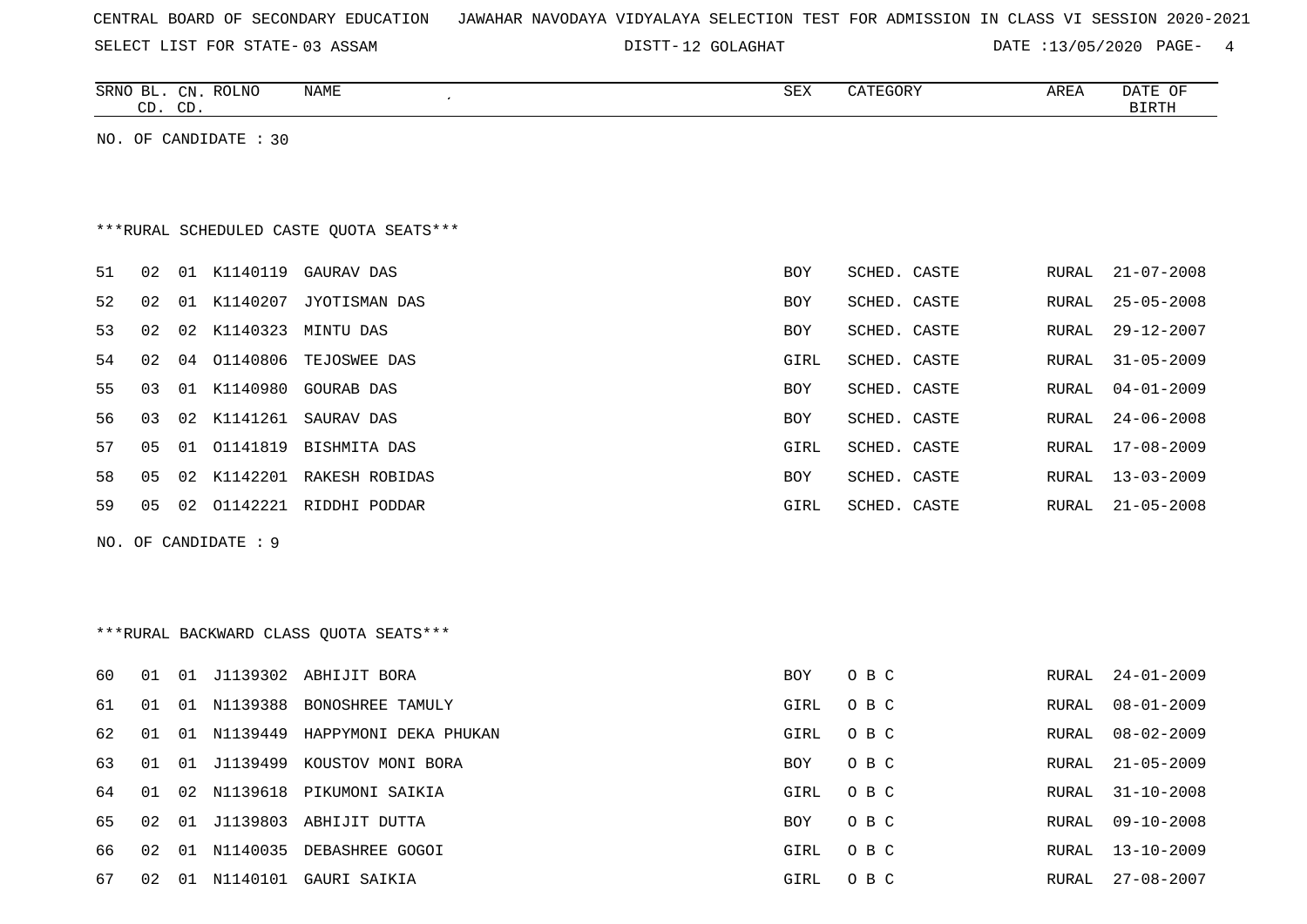CENTRAL BOARD OF SECONDARY EDUCATION JAWAHAR NAVODAYA VIDYALAYA SELECTION TEST FOR ADMISSION IN CLASS VI SESSION 2020-2021

SELECT LIST FOR STATE- 03 ASSAM DISTT- 12 GOLAGHAT DATE :13/05/2020

| SRNO | BL. CD. | CN. CD. | ROLNO | NAME | SEX | CATEGORY | AREA | DATE OF BIRTH |
|---|---|---|---|---|---|---|---|---|

NO. OF CANDIDATE : 30

***RURAL SCHEDULED CASTE QUOTA SEATS***

| SRNO | BL. CD. | CN. CD. | ROLNO | NAME | SEX | CATEGORY | AREA | DATE OF BIRTH |
|---|---|---|---|---|---|---|---|---|
| 51 | 02 | 01 | K1140119 | GAURAV DAS | BOY | SCHED. CASTE | RURAL | 21-07-2008 |
| 52 | 02 | 01 | K1140207 | JYOTISMAN DAS | BOY | SCHED. CASTE | RURAL | 25-05-2008 |
| 53 | 02 | 02 | K1140323 | MINTU DAS | BOY | SCHED. CASTE | RURAL | 29-12-2007 |
| 54 | 02 | 04 | O1140806 | TEJOSWEE DAS | GIRL | SCHED. CASTE | RURAL | 31-05-2009 |
| 55 | 03 | 01 | K1140980 | GOURAB DAS | BOY | SCHED. CASTE | RURAL | 04-01-2009 |
| 56 | 03 | 02 | K1141261 | SAURAV DAS | BOY | SCHED. CASTE | RURAL | 24-06-2008 |
| 57 | 05 | 01 | O1141819 | BISHMITA DAS | GIRL | SCHED. CASTE | RURAL | 17-08-2009 |
| 58 | 05 | 02 | K1142201 | RAKESH ROBIDAS | BOY | SCHED. CASTE | RURAL | 13-03-2009 |
| 59 | 05 | 02 | O1142221 | RIDDHI PODDAR | GIRL | SCHED. CASTE | RURAL | 21-05-2008 |

NO. OF CANDIDATE : 9

***RURAL BACKWARD CLASS QUOTA SEATS***

| SRNO | BL. CD. | CN. CD. | ROLNO | NAME | SEX | CATEGORY | AREA | DATE OF BIRTH |
|---|---|---|---|---|---|---|---|---|
| 60 | 01 | 01 | J1139302 | ABHIJIT BORA | BOY | O B C | RURAL | 24-01-2009 |
| 61 | 01 | 01 | N1139388 | BONOSHREE TAMULY | GIRL | O B C | RURAL | 08-01-2009 |
| 62 | 01 | 01 | N1139449 | HAPPYMONI DEKA PHUKAN | GIRL | O B C | RURAL | 08-02-2009 |
| 63 | 01 | 01 | J1139499 | KOUSTOV MONI BORA | BOY | O B C | RURAL | 21-05-2009 |
| 64 | 01 | 02 | N1139618 | PIKUMONI SAIKIA | GIRL | O B C | RURAL | 31-10-2008 |
| 65 | 02 | 01 | J1139803 | ABHIJIT DUTTA | BOY | O B C | RURAL | 09-10-2008 |
| 66 | 02 | 01 | N1140035 | DEBASHREE GOGOI | GIRL | O B C | RURAL | 13-10-2009 |
| 67 | 02 | 01 | N1140101 | GAURI SAIKIA | GIRL | O B C | RURAL | 27-08-2007 |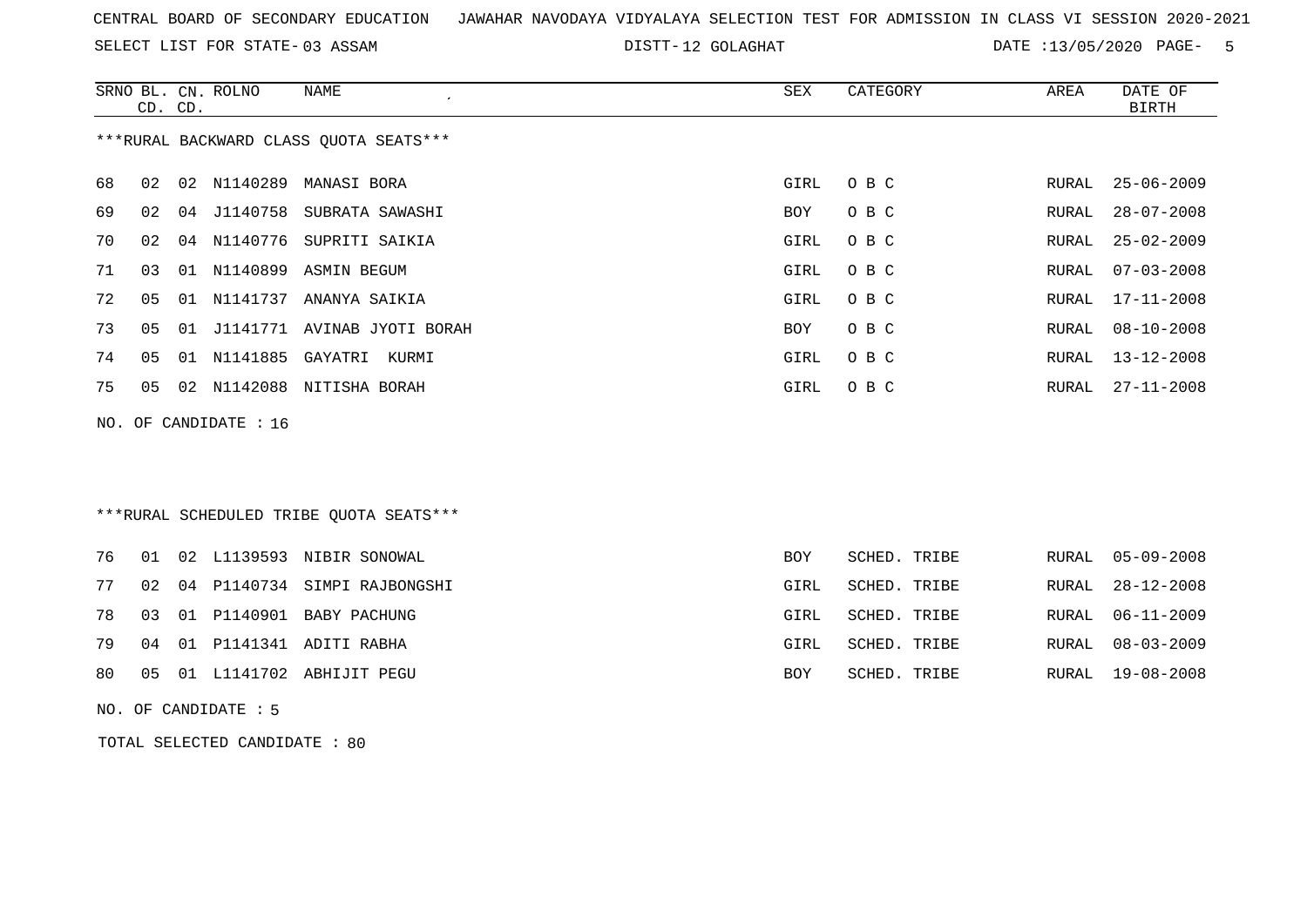CENTRAL BOARD OF SECONDARY EDUCATION JAWAHAR NAVODAYA VIDYALAYA SELECTION TEST FOR ADMISSION IN CLASS VI SESSION 2020-2021

SELECT LIST FOR STATE- 03 ASSAM DISTT- 12 GOLAGHAT DATE :13/05/2020

***RURAL BACKWARD CLASS QUOTA SEATS***

| SRNO | BL. CD. | CN. CD. | ROLNO | NAME | SEX | CATEGORY | AREA | DATE OF BIRTH |
|---|---|---|---|---|---|---|---|---|
| 68 | 02 | 02 | N1140289 | MANASI BORA | GIRL | O B C | RURAL | 25-06-2009 |
| 69 | 02 | 04 | J1140758 | SUBRATA SAWASHI | BOY | O B C | RURAL | 28-07-2008 |
| 70 | 02 | 04 | N1140776 | SUPRITI SAIKIA | GIRL | O B C | RURAL | 25-02-2009 |
| 71 | 03 | 01 | N1140899 | ASMIN BEGUM | GIRL | O B C | RURAL | 07-03-2008 |
| 72 | 05 | 01 | N1141737 | ANANYA SAIKIA | GIRL | O B C | RURAL | 17-11-2008 |
| 73 | 05 | 01 | J1141771 | AVINAB JYOTI BORAH | BOY | O B C | RURAL | 08-10-2008 |
| 74 | 05 | 01 | N1141885 | GAYATRI KURMI | GIRL | O B C | RURAL | 13-12-2008 |
| 75 | 05 | 02 | N1142088 | NITISHA BORAH | GIRL | O B C | RURAL | 27-11-2008 |

NO. OF CANDIDATE : 16

***RURAL SCHEDULED TRIBE QUOTA SEATS***

| SRNO | BL. CD. | CN. CD. | ROLNO | NAME | SEX | CATEGORY | AREA | DATE OF BIRTH |
|---|---|---|---|---|---|---|---|---|
| 76 | 01 | 02 | L1139593 | NIBIR SONOWAL | BOY | SCHED. TRIBE | RURAL | 05-09-2008 |
| 77 | 02 | 04 | P1140734 | SIMPI RAJBONGSHI | GIRL | SCHED. TRIBE | RURAL | 28-12-2008 |
| 78 | 03 | 01 | P1140901 | BABY PACHUNG | GIRL | SCHED. TRIBE | RURAL | 06-11-2009 |
| 79 | 04 | 01 | P1141341 | ADITI RABHA | GIRL | SCHED. TRIBE | RURAL | 08-03-2009 |
| 80 | 05 | 01 | L1141702 | ABHIJIT PEGU | BOY | SCHED. TRIBE | RURAL | 19-08-2008 |

NO. OF CANDIDATE : 5

TOTAL SELECTED CANDIDATE : 80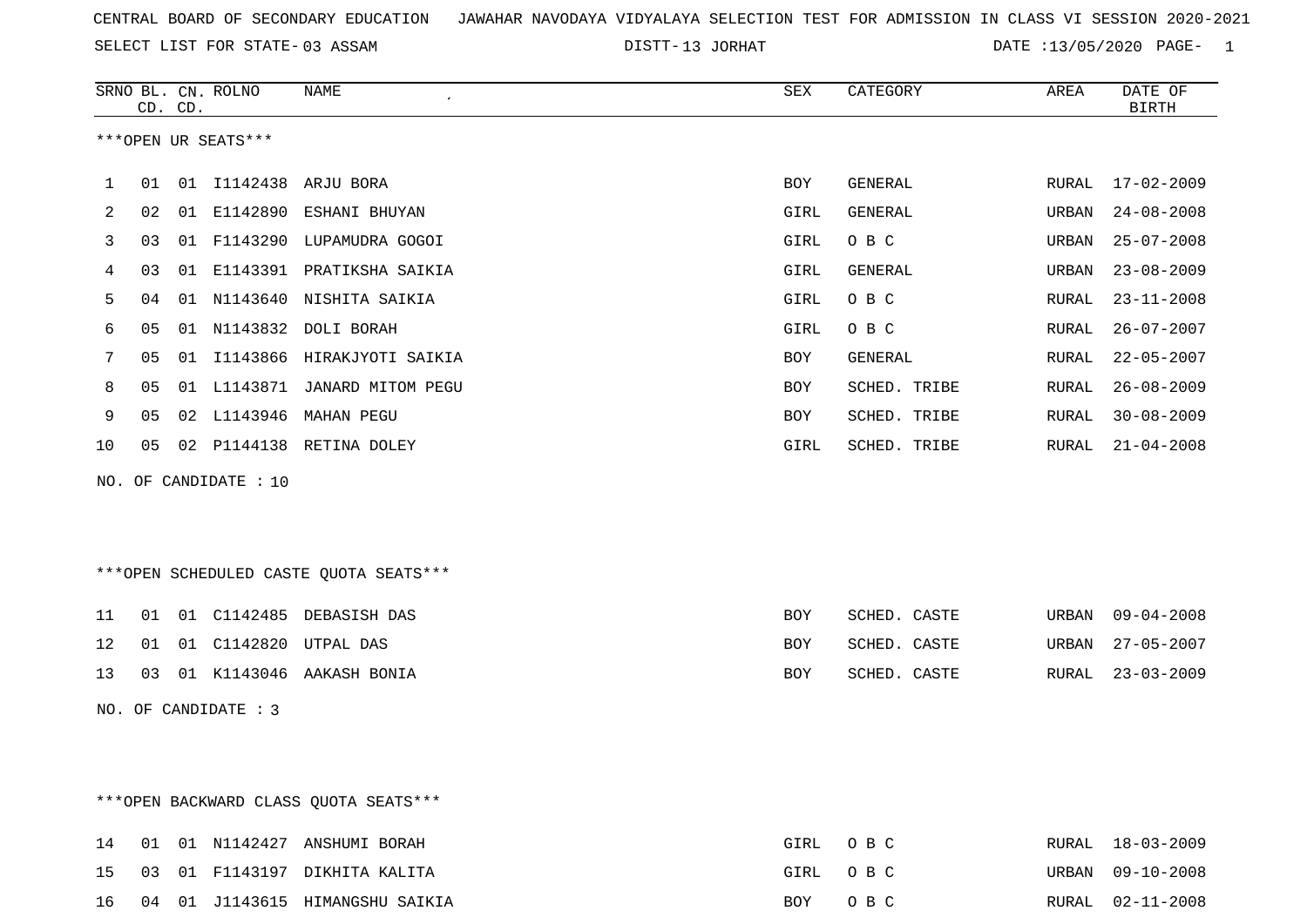CENTRAL BOARD OF SECONDARY EDUCATION JAWAHAR NAVODAYA VIDYALAYA SELECTION TEST FOR ADMISSION IN CLASS VI SESSION 2020-2021

SELECT LIST FOR STATE- 03 ASSAM DISTT- 13 JORHAT DATE :13/05/2020 PAGE- 1

| SRNO | BL. CD. | CN. CD. | ROLNO | NAME | SEX | CATEGORY | AREA | DATE OF BIRTH |
|---|---|---|---|---|---|---|---|---|

***OPEN UR SEATS***

| SRNO | BL. CD. | CN. CD. | ROLNO | NAME | SEX | CATEGORY | AREA | DATE OF BIRTH |
|---|---|---|---|---|---|---|---|---|
| 1 | 01 | 01 | I1142438 | ARJU BORA | BOY | GENERAL | RURAL | 17-02-2009 |
| 2 | 02 | 01 | E1142890 | ESHANI BHUYAN | GIRL | GENERAL | URBAN | 24-08-2008 |
| 3 | 03 | 01 | F1143290 | LUPAMUDRA GOGOI | GIRL | O B C | URBAN | 25-07-2008 |
| 4 | 03 | 01 | E1143391 | PRATIKSHA SAIKIA | GIRL | GENERAL | URBAN | 23-08-2009 |
| 5 | 04 | 01 | N1143640 | NISHITA SAIKIA | GIRL | O B C | RURAL | 23-11-2008 |
| 6 | 05 | 01 | N1143832 | DOLI BORAH | GIRL | O B C | RURAL | 26-07-2007 |
| 7 | 05 | 01 | I1143866 | HIRAKJYOTI SAIKIA | BOY | GENERAL | RURAL | 22-05-2007 |
| 8 | 05 | 01 | L1143871 | JANARD MITOM PEGU | BOY | SCHED. TRIBE | RURAL | 26-08-2009 |
| 9 | 05 | 02 | L1143946 | MAHAN PEGU | BOY | SCHED. TRIBE | RURAL | 30-08-2009 |
| 10 | 05 | 02 | P1144138 | RETINA DOLEY | GIRL | SCHED. TRIBE | RURAL | 21-04-2008 |

NO. OF CANDIDATE : 10

***OPEN SCHEDULED CASTE QUOTA SEATS***

| SRNO | BL. CD. | CN. CD. | ROLNO | NAME | SEX | CATEGORY | AREA | DATE OF BIRTH |
|---|---|---|---|---|---|---|---|---|
| 11 | 01 | 01 | C1142485 | DEBASISH DAS | BOY | SCHED. CASTE | URBAN | 09-04-2008 |
| 12 | 01 | 01 | C1142820 | UTPAL DAS | BOY | SCHED. CASTE | URBAN | 27-05-2007 |
| 13 | 03 | 01 | K1143046 | AAKASH BONIA | BOY | SCHED. CASTE | RURAL | 23-03-2009 |

NO. OF CANDIDATE : 3

***OPEN BACKWARD CLASS QUOTA SEATS***

| SRNO | BL. CD. | CN. CD. | ROLNO | NAME | SEX | CATEGORY | AREA | DATE OF BIRTH |
|---|---|---|---|---|---|---|---|---|
| 14 | 01 | 01 | N1142427 | ANSHUMI BORAH | GIRL | O B C | RURAL | 18-03-2009 |
| 15 | 03 | 01 | F1143197 | DIKHITA KALITA | GIRL | O B C | URBAN | 09-10-2008 |
| 16 | 04 | 01 | J1143615 | HIMANGSHU SAIKIA | BOY | O B C | RURAL | 02-11-2008 |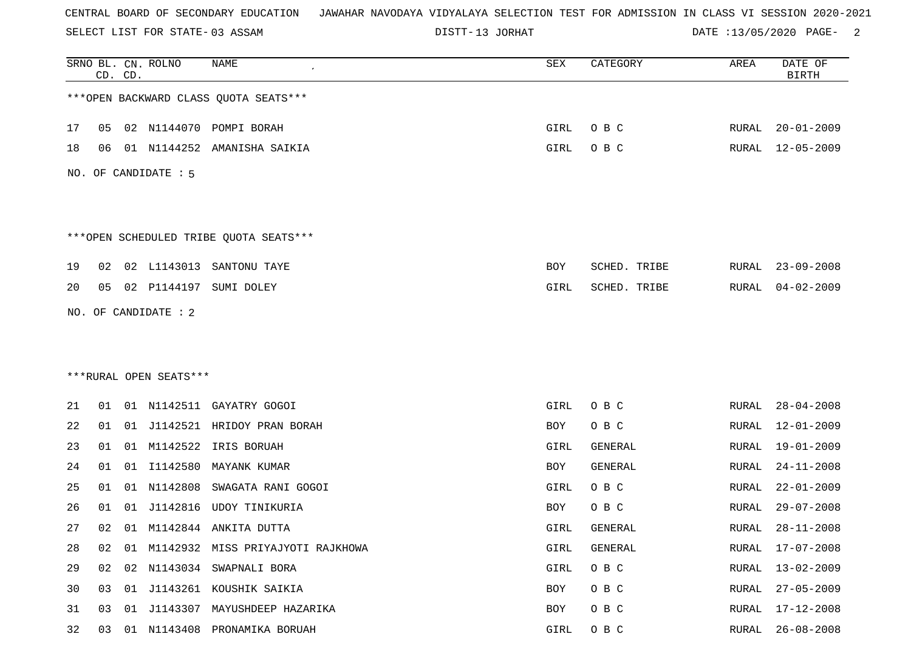CENTRAL BOARD OF SECONDARY EDUCATION JAWAHAR NAVODAYA VIDYALAYA SELECTION TEST FOR ADMISSION IN CLASS VI SESSION 2020-2021

SELECT LIST FOR STATE- 03 ASSAM DISTT- 13 JORHAT DATE :13/05/2020 PAGE- 2

***OPEN BACKWARD CLASS QUOTA SEATS***

| SRNO | BL. CD. | CN. CD. | ROLNO | NAME | SEX | CATEGORY | AREA | DATE OF BIRTH |
|---|---|---|---|---|---|---|---|---|
| 17 | 05 | 02 | N1144070 | POMPI BORAH | GIRL | O B C | RURAL | 20-01-2009 |
| 18 | 06 | 01 | N1144252 | AMANISHA SAIKIA | GIRL | O B C | RURAL | 12-05-2009 |

NO. OF CANDIDATE : 5

***OPEN SCHEDULED TRIBE QUOTA SEATS***

| SRNO | BL. CD. | CN. CD. | ROLNO | NAME | SEX | CATEGORY | AREA | DATE OF BIRTH |
|---|---|---|---|---|---|---|---|---|
| 19 | 02 | 02 | L1143013 | SANTONU TAYE | BOY | SCHED. TRIBE | RURAL | 23-09-2008 |
| 20 | 05 | 02 | P1144197 | SUMI DOLEY | GIRL | SCHED. TRIBE | RURAL | 04-02-2009 |

NO. OF CANDIDATE : 2

***RURAL OPEN SEATS***

| SRNO | BL. CD. | CN. CD. | ROLNO | NAME | SEX | CATEGORY | AREA | DATE OF BIRTH |
|---|---|---|---|---|---|---|---|---|
| 21 | 01 | 01 | N1142511 | GAYATRY GOGOI | GIRL | O B C | RURAL | 28-04-2008 |
| 22 | 01 | 01 | J1142521 | HRIDOY PRAN BORAH | BOY | O B C | RURAL | 12-01-2009 |
| 23 | 01 | 01 | M1142522 | IRIS BORUAH | GIRL | GENERAL | RURAL | 19-01-2009 |
| 24 | 01 | 01 | I1142580 | MAYANK KUMAR | BOY | GENERAL | RURAL | 24-11-2008 |
| 25 | 01 | 01 | N1142808 | SWAGATA RANI GOGOI | GIRL | O B C | RURAL | 22-01-2009 |
| 26 | 01 | 01 | J1142816 | UDOY TINIKURIA | BOY | O B C | RURAL | 29-07-2008 |
| 27 | 02 | 01 | M1142844 | ANKITA DUTTA | GIRL | GENERAL | RURAL | 28-11-2008 |
| 28 | 02 | 01 | M1142932 | MISS PRIYAJYOTI RAJKHOWA | GIRL | GENERAL | RURAL | 17-07-2008 |
| 29 | 02 | 02 | N1143034 | SWAPNALI BORA | GIRL | O B C | RURAL | 13-02-2009 |
| 30 | 03 | 01 | J1143261 | KOUSHIK SAIKIA | BOY | O B C | RURAL | 27-05-2009 |
| 31 | 03 | 01 | J1143307 | MAYUSHDEEP HAZARIKA | BOY | O B C | RURAL | 17-12-2008 |
| 32 | 03 | 01 | N1143408 | PRONAMIKA BORUAH | GIRL | O B C | RURAL | 26-08-2008 |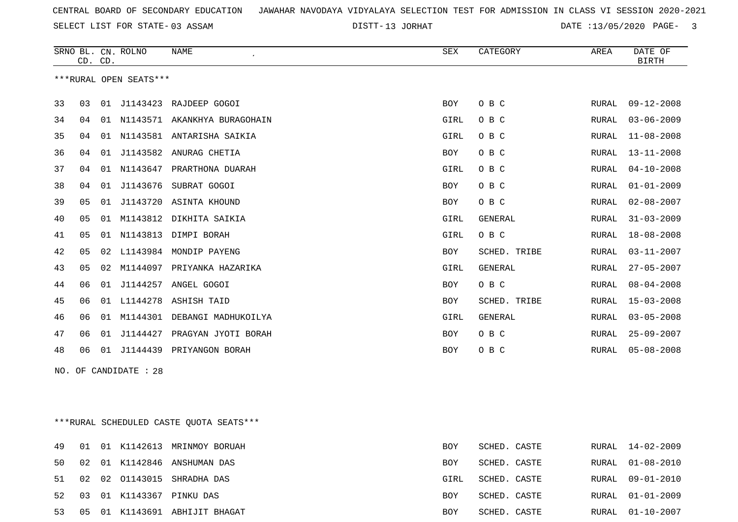CENTRAL BOARD OF SECONDARY EDUCATION JAWAHAR NAVODAYA VIDYALAYA SELECTION TEST FOR ADMISSION IN CLASS VI SESSION 2020-2021

SELECT LIST FOR STATE- 03 ASSAM DISTT- 13 JORHAT DATE :13/05/2020

***RURAL OPEN SEATS***

| SRNO | BL. CD. | CN. CD. | ROLNO | NAME | SEX | CATEGORY | AREA | DATE OF BIRTH |
|---|---|---|---|---|---|---|---|---|
| 33 | 03 | 01 | J1143423 | RAJDEEP GOGOI | BOY | O B C | RURAL | 09-12-2008 |
| 34 | 04 | 01 | N1143571 | AKANKHYA BURAGOHAIN | GIRL | O B C | RURAL | 03-06-2009 |
| 35 | 04 | 01 | N1143581 | ANTARISHA SAIKIA | GIRL | O B C | RURAL | 11-08-2008 |
| 36 | 04 | 01 | J1143582 | ANURAG CHETIA | BOY | O B C | RURAL | 13-11-2008 |
| 37 | 04 | 01 | N1143647 | PRARTHONA DUARAH | GIRL | O B C | RURAL | 04-10-2008 |
| 38 | 04 | 01 | J1143676 | SUBRAT GOGOI | BOY | O B C | RURAL | 01-01-2009 |
| 39 | 05 | 01 | J1143720 | ASINTA KHOUND | BOY | O B C | RURAL | 02-08-2007 |
| 40 | 05 | 01 | M1143812 | DIKHITA SAIKIA | GIRL | GENERAL | RURAL | 31-03-2009 |
| 41 | 05 | 01 | N1143813 | DIMPI BORAH | GIRL | O B C | RURAL | 18-08-2008 |
| 42 | 05 | 02 | L1143984 | MONDIP PAYENG | BOY | SCHED. TRIBE | RURAL | 03-11-2007 |
| 43 | 05 | 02 | M1144097 | PRIYANKA HAZARIKA | GIRL | GENERAL | RURAL | 27-05-2007 |
| 44 | 06 | 01 | J1144257 | ANGEL GOGOI | BOY | O B C | RURAL | 08-04-2008 |
| 45 | 06 | 01 | L1144278 | ASHISH TAID | BOY | SCHED. TRIBE | RURAL | 15-03-2008 |
| 46 | 06 | 01 | M1144301 | DEBANGI MADHUKOILYA | GIRL | GENERAL | RURAL | 03-05-2008 |
| 47 | 06 | 01 | J1144427 | PRAGYAN JYOTI BORAH | BOY | O B C | RURAL | 25-09-2007 |
| 48 | 06 | 01 | J1144439 | PRIYANGON BORAH | BOY | O B C | RURAL | 05-08-2008 |

NO. OF CANDIDATE : 28

***RURAL SCHEDULED CASTE QUOTA SEATS***

| SRNO | BL. CD. | CN. CD. | ROLNO | NAME | SEX | CATEGORY | AREA | DATE OF BIRTH |
|---|---|---|---|---|---|---|---|---|
| 49 | 01 | 01 | K1142613 | MRINMOY BORUAH | BOY | SCHED. CASTE | RURAL | 14-02-2009 |
| 50 | 02 | 01 | K1142846 | ANSHUMAN DAS | BOY | SCHED. CASTE | RURAL | 01-08-2010 |
| 51 | 02 | 02 | O1143015 | SHRADHA DAS | GIRL | SCHED. CASTE | RURAL | 09-01-2010 |
| 52 | 03 | 01 | K1143367 | PINKU DAS | BOY | SCHED. CASTE | RURAL | 01-01-2009 |
| 53 | 05 | 01 | K1143691 | ABHIJIT BHAGAT | BOY | SCHED. CASTE | RURAL | 01-10-2007 |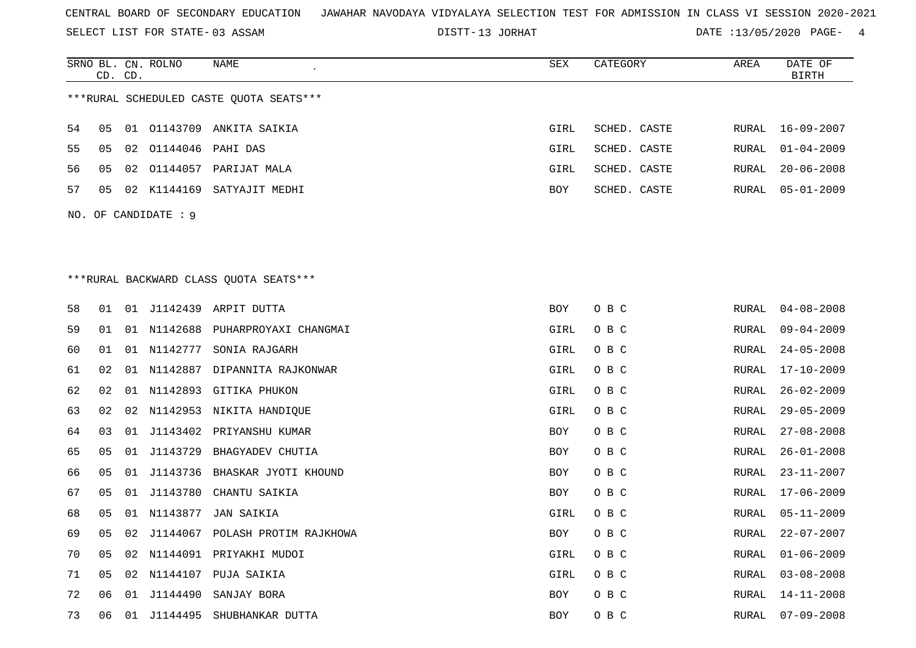CENTRAL BOARD OF SECONDARY EDUCATION JAWAHAR NAVODAYA VIDYALAYA SELECTION TEST FOR ADMISSION IN CLASS VI SESSION 2020-2021

SELECT LIST FOR STATE- 03 ASSAM DISTT- 13 JORHAT DATE :13/05/2020 PAGE- 4

***RURAL SCHEDULED CASTE QUOTA SEATS***

| SRNO | BL. CD. | CN. CD. | ROLNO | NAME | SEX | CATEGORY | AREA | DATE OF BIRTH |
|---|---|---|---|---|---|---|---|---|
| 54 | 05 | 01 | O1143709 | ANKITA SAIKIA | GIRL | SCHED. CASTE | RURAL | 16-09-2007 |
| 55 | 05 | 02 | O1144046 | PAHI DAS | GIRL | SCHED. CASTE | RURAL | 01-04-2009 |
| 56 | 05 | 02 | O1144057 | PARIJAT MALA | GIRL | SCHED. CASTE | RURAL | 20-06-2008 |
| 57 | 05 | 02 | K1144169 | SATYAJIT MEDHI | BOY | SCHED. CASTE | RURAL | 05-01-2009 |

NO. OF CANDIDATE : 9

***RURAL BACKWARD CLASS QUOTA SEATS***

| SRNO | BL. CD. | CN. CD. | ROLNO | NAME | SEX | CATEGORY | AREA | DATE OF BIRTH |
|---|---|---|---|---|---|---|---|---|
| 58 | 01 | 01 | J1142439 | ARPIT DUTTA | BOY | O B C | RURAL | 04-08-2008 |
| 59 | 01 | 01 | N1142688 | PUHARPROYAXI CHANGMAI | GIRL | O B C | RURAL | 09-04-2009 |
| 60 | 01 | 01 | N1142777 | SONIA RAJGARH | GIRL | O B C | RURAL | 24-05-2008 |
| 61 | 02 | 01 | N1142887 | DIPANNITA RAJKONWAR | GIRL | O B C | RURAL | 17-10-2009 |
| 62 | 02 | 01 | N1142893 | GITIKA PHUKON | GIRL | O B C | RURAL | 26-02-2009 |
| 63 | 02 | 02 | N1142953 | NIKITA HANDIQUE | GIRL | O B C | RURAL | 29-05-2009 |
| 64 | 03 | 01 | J1143402 | PRIYANSHU KUMAR | BOY | O B C | RURAL | 27-08-2008 |
| 65 | 05 | 01 | J1143729 | BHAGYADEV CHUTIA | BOY | O B C | RURAL | 26-01-2008 |
| 66 | 05 | 01 | J1143736 | BHASKAR JYOTI KHOUND | BOY | O B C | RURAL | 23-11-2007 |
| 67 | 05 | 01 | J1143780 | CHANTU SAIKIA | BOY | O B C | RURAL | 17-06-2009 |
| 68 | 05 | 01 | N1143877 | JAN SAIKIA | GIRL | O B C | RURAL | 05-11-2009 |
| 69 | 05 | 02 | J1144067 | POLASH PROTIM RAJKHOWA | BOY | O B C | RURAL | 22-07-2007 |
| 70 | 05 | 02 | N1144091 | PRIYAKHI MUDOI | GIRL | O B C | RURAL | 01-06-2009 |
| 71 | 05 | 02 | N1144107 | PUJA SAIKIA | GIRL | O B C | RURAL | 03-08-2008 |
| 72 | 06 | 01 | J1144490 | SANJAY BORA | BOY | O B C | RURAL | 14-11-2008 |
| 73 | 06 | 01 | J1144495 | SHUBHANKAR DUTTA | BOY | O B C | RURAL | 07-09-2008 |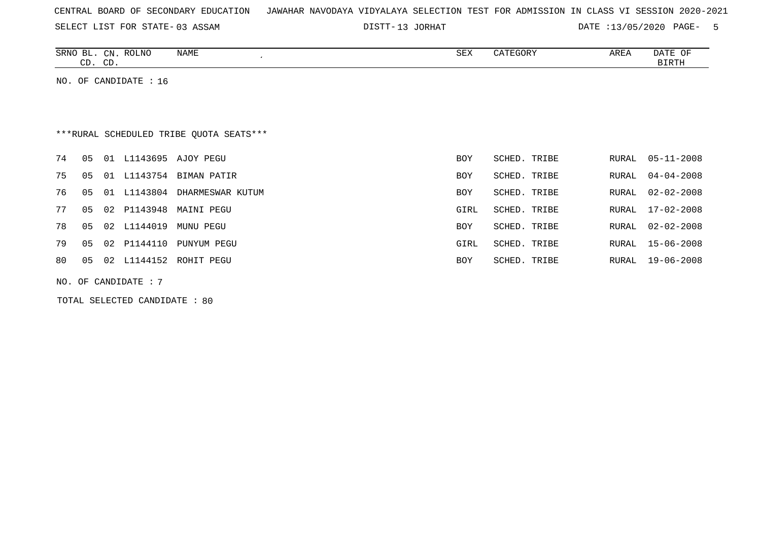CENTRAL BOARD OF SECONDARY EDUCATION JAWAHAR NAVODAYA VIDYALAYA SELECTION TEST FOR ADMISSION IN CLASS VI SESSION 2020-2021

SELECT LIST FOR STATE- 03 ASSAM DISTT- 13 JORHAT DATE :13/05/2020 PAGE- 5

| SRNO | BL. CD. | CN. CD. | ROLNO | NAME | SEX | CATEGORY | AREA | DATE OF BIRTH |
|---|---|---|---|---|---|---|---|---|

NO. OF CANDIDATE : 16

***RURAL SCHEDULED TRIBE QUOTA SEATS***

| SRNO | BL. CD. | CN. CD. | ROLNO | NAME | SEX | CATEGORY | AREA | DATE OF BIRTH |
|---|---|---|---|---|---|---|---|---|
| 74 | 05 | 01 | L1143695 | AJOY PEGU | BOY | SCHED. TRIBE | RURAL | 05-11-2008 |
| 75 | 05 | 01 | L1143754 | BIMAN PATIR | BOY | SCHED. TRIBE | RURAL | 04-04-2008 |
| 76 | 05 | 01 | L1143804 | DHARMESWAR KUTUM | BOY | SCHED. TRIBE | RURAL | 02-02-2008 |
| 77 | 05 | 02 | P1143948 | MAINI PEGU | GIRL | SCHED. TRIBE | RURAL | 17-02-2008 |
| 78 | 05 | 02 | L1144019 | MUNU PEGU | BOY | SCHED. TRIBE | RURAL | 02-02-2008 |
| 79 | 05 | 02 | P1144110 | PUNYUM PEGU | GIRL | SCHED. TRIBE | RURAL | 15-06-2008 |
| 80 | 05 | 02 | L1144152 | ROHIT PEGU | BOY | SCHED. TRIBE | RURAL | 19-06-2008 |

NO. OF CANDIDATE : 7

TOTAL SELECTED CANDIDATE : 80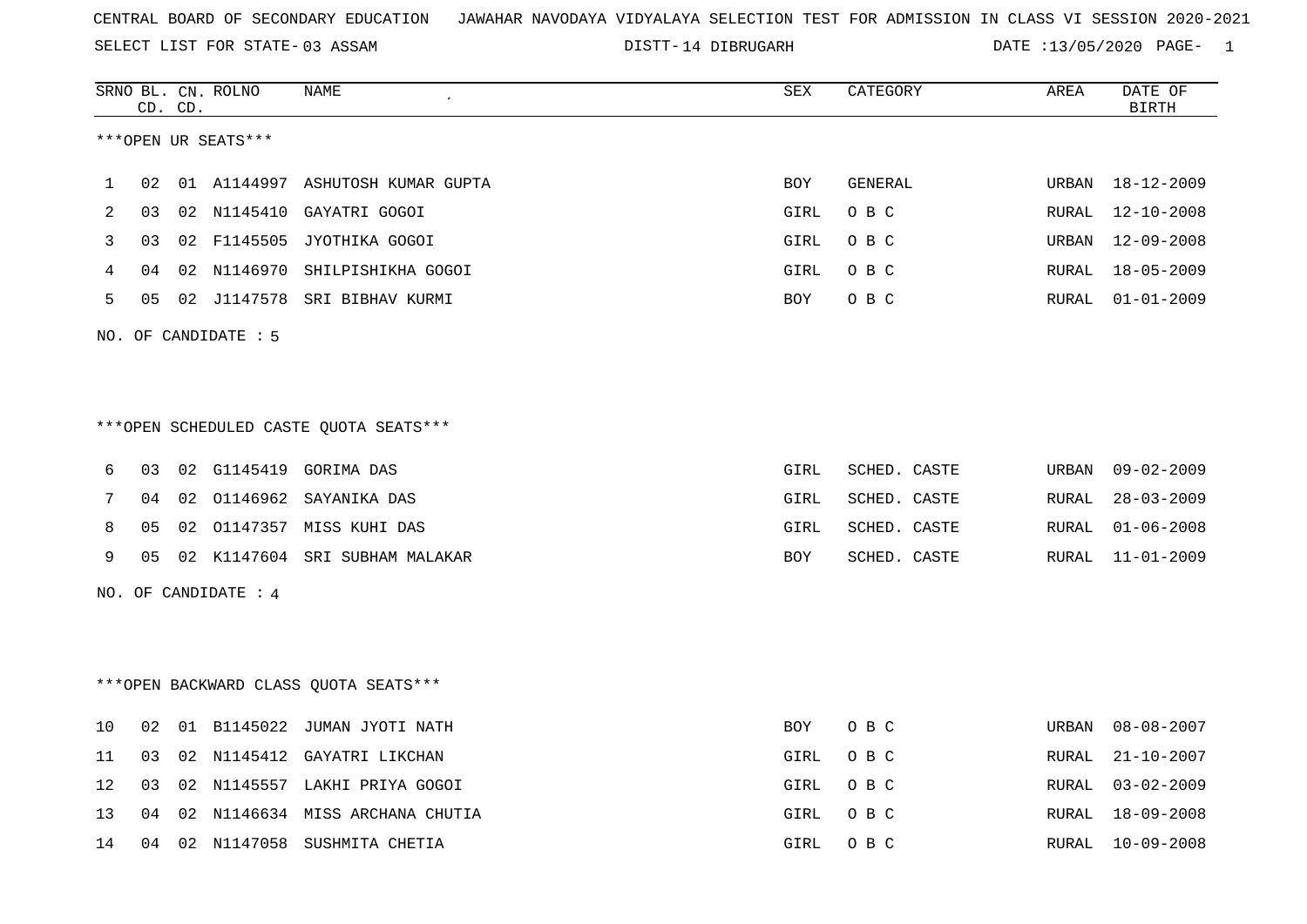CENTRAL BOARD OF SECONDARY EDUCATION JAWAHAR NAVODAYA VIDYALAYA SELECTION TEST FOR ADMISSION IN CLASS VI SESSION 2020-2021

SELECT LIST FOR STATE- 03 ASSAM DISTT- 14 DIBRUGARH DATE :13/05/2020

| SRNO | BL. CD. | CN. CD. | ROLNO | NAME | SEX | CATEGORY | AREA | DATE OF BIRTH |
|---|---|---|---|---|---|---|---|---|

***OPEN UR SEATS***

| SRNO | BL. CD. | CN. CD. | ROLNO | NAME | SEX | CATEGORY | AREA | DATE OF BIRTH |
|---|---|---|---|---|---|---|---|---|
| 1 | 02 | 01 | A1144997 | ASHUTOSH KUMAR GUPTA | BOY | GENERAL | URBAN | 18-12-2009 |
| 2 | 03 | 02 | N1145410 | GAYATRI GOGOI | GIRL | O B C | RURAL | 12-10-2008 |
| 3 | 03 | 02 | F1145505 | JYOTHIKA GOGOI | GIRL | O B C | URBAN | 12-09-2008 |
| 4 | 04 | 02 | N1146970 | SHILPISHIKHA GOGOI | GIRL | O B C | RURAL | 18-05-2009 |
| 5 | 05 | 02 | J1147578 | SRI BIBHAV KURMI | BOY | O B C | RURAL | 01-01-2009 |

NO. OF CANDIDATE : 5

***OPEN SCHEDULED CASTE QUOTA SEATS***

| SRNO | BL. CD. | CN. CD. | ROLNO | NAME | SEX | CATEGORY | AREA | DATE OF BIRTH |
|---|---|---|---|---|---|---|---|---|
| 6 | 03 | 02 | G1145419 | GORIMA DAS | GIRL | SCHED. CASTE | URBAN | 09-02-2009 |
| 7 | 04 | 02 | O1146962 | SAYANIKA DAS | GIRL | SCHED. CASTE | RURAL | 28-03-2009 |
| 8 | 05 | 02 | O1147357 | MISS KUHI DAS | GIRL | SCHED. CASTE | RURAL | 01-06-2008 |
| 9 | 05 | 02 | K1147604 | SRI SUBHAM MALAKAR | BOY | SCHED. CASTE | RURAL | 11-01-2009 |

NO. OF CANDIDATE : 4

***OPEN BACKWARD CLASS QUOTA SEATS***

| SRNO | BL. CD. | CN. CD. | ROLNO | NAME | SEX | CATEGORY | AREA | DATE OF BIRTH |
|---|---|---|---|---|---|---|---|---|
| 10 | 02 | 01 | B1145022 | JUMAN JYOTI NATH | BOY | O B C | URBAN | 08-08-2007 |
| 11 | 03 | 02 | N1145412 | GAYATRI LIKCHAN | GIRL | O B C | RURAL | 21-10-2007 |
| 12 | 03 | 02 | N1145557 | LAKHI PRIYA GOGOI | GIRL | O B C | RURAL | 03-02-2009 |
| 13 | 04 | 02 | N1146634 | MISS ARCHANA CHUTIA | GIRL | O B C | RURAL | 18-09-2008 |
| 14 | 04 | 02 | N1147058 | SUSHMITA CHETIA | GIRL | O B C | RURAL | 10-09-2008 |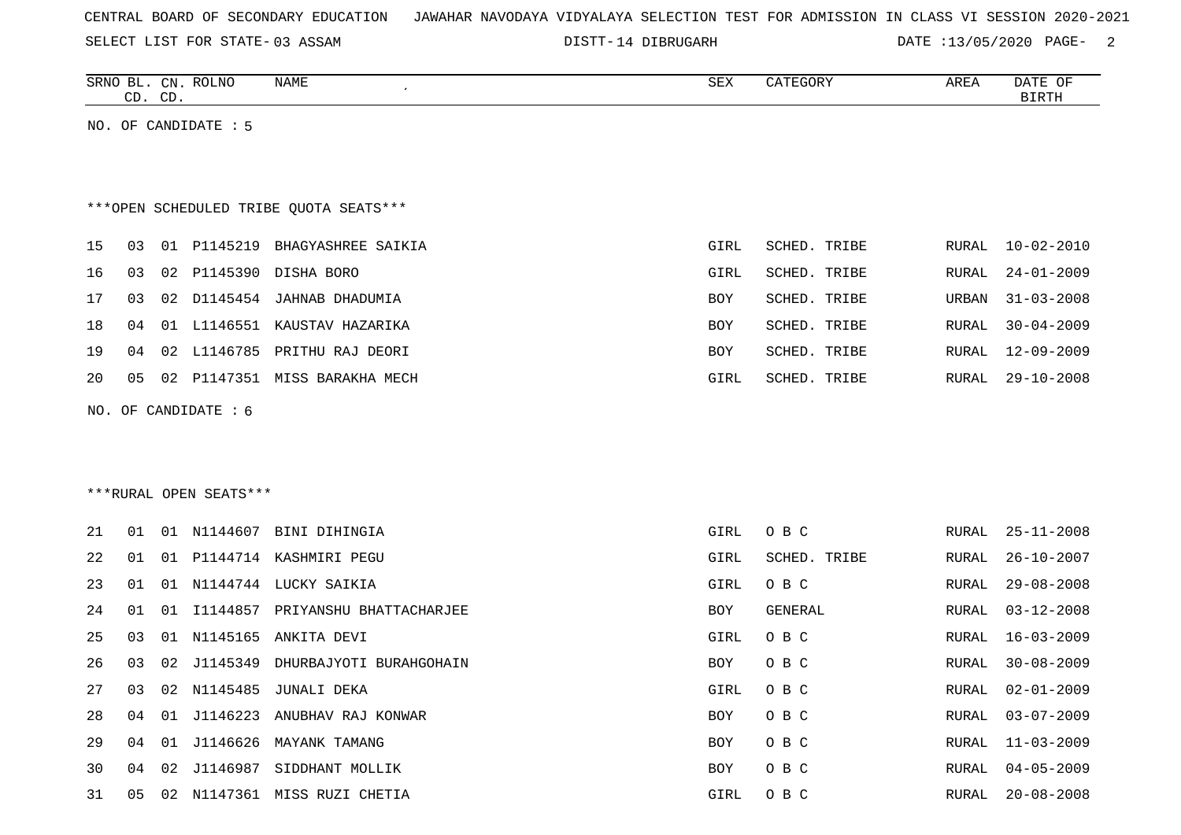CENTRAL BOARD OF SECONDARY EDUCATION JAWAHAR NAVODAYA VIDYALAYA SELECTION TEST FOR ADMISSION IN CLASS VI SESSION 2020-2021

SELECT LIST FOR STATE- 03 ASSAM DISTT- 14 DIBRUGARH DATE :13/05/2020

| SRNO | BL. CD. | CN. CD. | ROLNO | NAME | SEX | CATEGORY | AREA | DATE OF BIRTH |
|---|---|---|---|---|---|---|---|---|

NO. OF CANDIDATE : 5

***OPEN SCHEDULED TRIBE QUOTA SEATS***

| SRNO | BL. CD. | CN. CD. | ROLNO | NAME | SEX | CATEGORY | AREA | DATE OF BIRTH |
|---|---|---|---|---|---|---|---|---|
| 15 | 03 | 01 | P1145219 | BHAGYASHREE SAIKIA | GIRL | SCHED. TRIBE | RURAL | 10-02-2010 |
| 16 | 03 | 02 | P1145390 | DISHA BORO | GIRL | SCHED. TRIBE | RURAL | 24-01-2009 |
| 17 | 03 | 02 | D1145454 | JAHNAB DHADUMIA | BOY | SCHED. TRIBE | URBAN | 31-03-2008 |
| 18 | 04 | 01 | L1146551 | KAUSTAV HAZARIKA | BOY | SCHED. TRIBE | RURAL | 30-04-2009 |
| 19 | 04 | 02 | L1146785 | PRITHU RAJ DEORI | BOY | SCHED. TRIBE | RURAL | 12-09-2009 |
| 20 | 05 | 02 | P1147351 | MISS BARAKHA MECH | GIRL | SCHED. TRIBE | RURAL | 29-10-2008 |

NO. OF CANDIDATE : 6

***RURAL OPEN SEATS***

| SRNO | BL. CD. | CN. CD. | ROLNO | NAME | SEX | CATEGORY | AREA | DATE OF BIRTH |
|---|---|---|---|---|---|---|---|---|
| 21 | 01 | 01 | N1144607 | BINI DIHINGIA | GIRL | O B C | RURAL | 25-11-2008 |
| 22 | 01 | 01 | P1144714 | KASHMIRI PEGU | GIRL | SCHED. TRIBE | RURAL | 26-10-2007 |
| 23 | 01 | 01 | N1144744 | LUCKY SAIKIA | GIRL | O B C | RURAL | 29-08-2008 |
| 24 | 01 | 01 | I1144857 | PRIYANSHU BHATTACHARJEE | BOY | GENERAL | RURAL | 03-12-2008 |
| 25 | 03 | 01 | N1145165 | ANKITA DEVI | GIRL | O B C | RURAL | 16-03-2009 |
| 26 | 03 | 02 | J1145349 | DHURBAJYOTI BURAHGOHAIN | BOY | O B C | RURAL | 30-08-2009 |
| 27 | 03 | 02 | N1145485 | JUNALI DEKA | GIRL | O B C | RURAL | 02-01-2009 |
| 28 | 04 | 01 | J1146223 | ANUBHAV RAJ KONWAR | BOY | O B C | RURAL | 03-07-2009 |
| 29 | 04 | 01 | J1146626 | MAYANK TAMANG | BOY | O B C | RURAL | 11-03-2009 |
| 30 | 04 | 02 | J1146987 | SIDDHANT MOLLIK | BOY | O B C | RURAL | 04-05-2009 |
| 31 | 05 | 02 | N1147361 | MISS RUZI CHETIA | GIRL | O B C | RURAL | 20-08-2008 |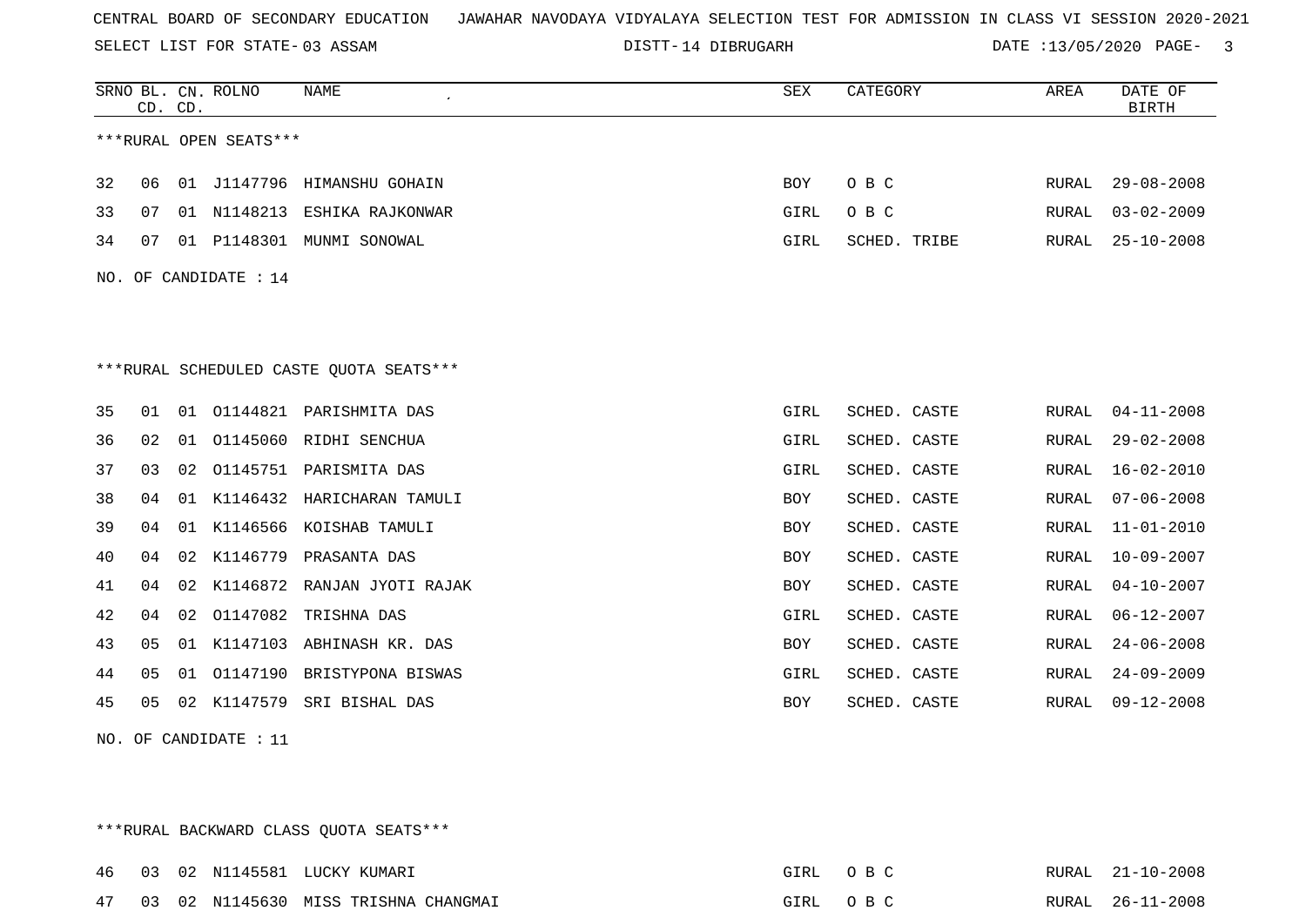CENTRAL BOARD OF SECONDARY EDUCATION JAWAHAR NAVODAYA VIDYALAYA SELECTION TEST FOR ADMISSION IN CLASS VI SESSION 2020-2021

SELECT LIST FOR STATE- 03 ASSAM DISTT- 14 DIBRUGARH DATE :13/05/2020

| SRNO | BL. CD. | CN. CD. | ROLNO | NAME | SEX | CATEGORY | AREA | DATE OF BIRTH |
|---|---|---|---|---|---|---|---|---|

***RURAL OPEN SEATS***

| SRNO | BL. CD. | CN. CD. | ROLNO | NAME | SEX | CATEGORY | AREA | DATE OF BIRTH |
|---|---|---|---|---|---|---|---|---|
| 32 | 06 | 01 | J1147796 | HIMANSHU GOHAIN | BOY | O B C | RURAL | 29-08-2008 |
| 33 | 07 | 01 | N1148213 | ESHIKA RAJKONWAR | GIRL | O B C | RURAL | 03-02-2009 |
| 34 | 07 | 01 | P1148301 | MUNMI SONOWAL | GIRL | SCHED. TRIBE | RURAL | 25-10-2008 |

NO. OF CANDIDATE : 14

***RURAL SCHEDULED CASTE QUOTA SEATS***

| SRNO | BL. CD. | CN. CD. | ROLNO | NAME | SEX | CATEGORY | AREA | DATE OF BIRTH |
|---|---|---|---|---|---|---|---|---|
| 35 | 01 | 01 | O1144821 | PARISHMITA DAS | GIRL | SCHED. CASTE | RURAL | 04-11-2008 |
| 36 | 02 | 01 | O1145060 | RIDHI SENCHUA | GIRL | SCHED. CASTE | RURAL | 29-02-2008 |
| 37 | 03 | 02 | O1145751 | PARISMITA DAS | GIRL | SCHED. CASTE | RURAL | 16-02-2010 |
| 38 | 04 | 01 | K1146432 | HARICHARAN TAMULI | BOY | SCHED. CASTE | RURAL | 07-06-2008 |
| 39 | 04 | 01 | K1146566 | KOISHAB TAMULI | BOY | SCHED. CASTE | RURAL | 11-01-2010 |
| 40 | 04 | 02 | K1146779 | PRASANTA DAS | BOY | SCHED. CASTE | RURAL | 10-09-2007 |
| 41 | 04 | 02 | K1146872 | RANJAN JYOTI RAJAK | BOY | SCHED. CASTE | RURAL | 04-10-2007 |
| 42 | 04 | 02 | O1147082 | TRISHNA DAS | GIRL | SCHED. CASTE | RURAL | 06-12-2007 |
| 43 | 05 | 01 | K1147103 | ABHINASH KR. DAS | BOY | SCHED. CASTE | RURAL | 24-06-2008 |
| 44 | 05 | 01 | O1147190 | BRISTYPONA BISWAS | GIRL | SCHED. CASTE | RURAL | 24-09-2009 |
| 45 | 05 | 02 | K1147579 | SRI BISHAL DAS | BOY | SCHED. CASTE | RURAL | 09-12-2008 |

NO. OF CANDIDATE : 11

***RURAL BACKWARD CLASS QUOTA SEATS***

| SRNO | BL. CD. | CN. CD. | ROLNO | NAME | SEX | CATEGORY | AREA | DATE OF BIRTH |
|---|---|---|---|---|---|---|---|---|
| 46 | 03 | 02 | N1145581 | LUCKY KUMARI | GIRL | O B C | RURAL | 21-10-2008 |
| 47 | 03 | 02 | N1145630 | MISS TRISHNA CHANGMAI | GIRL | O B C | RURAL | 26-11-2008 |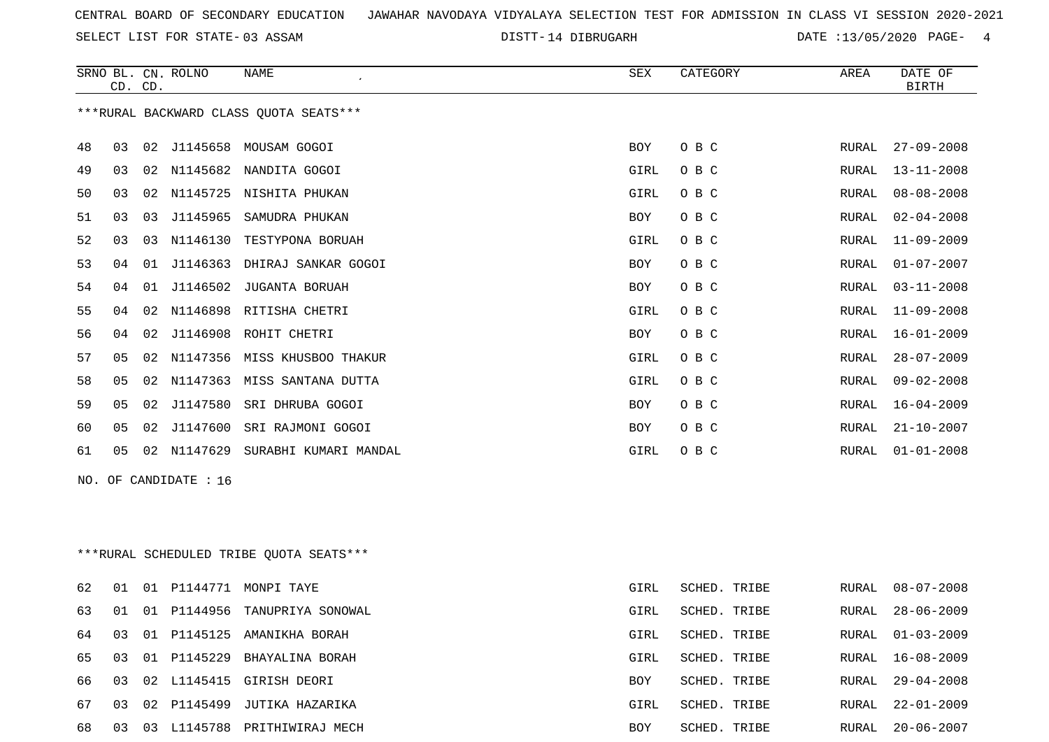CENTRAL BOARD OF SECONDARY EDUCATION JAWAHAR NAVODAYA VIDYALAYA SELECTION TEST FOR ADMISSION IN CLASS VI SESSION 2020-2021

SELECT LIST FOR STATE- 03 ASSAM DISTT- 14 DIBRUGARH DATE :13/05/2020

***RURAL BACKWARD CLASS QUOTA SEATS***

| SRNO | BL. CD. | CN. CD. | ROLNO | NAME | SEX | CATEGORY | AREA | DATE OF BIRTH |
|---|---|---|---|---|---|---|---|---|
| 48 | 03 | 02 | J1145658 | MOUSAM GOGOI | BOY | O B C | RURAL | 27-09-2008 |
| 49 | 03 | 02 | N1145682 | NANDITA GOGOI | GIRL | O B C | RURAL | 13-11-2008 |
| 50 | 03 | 02 | N1145725 | NISHITA PHUKAN | GIRL | O B C | RURAL | 08-08-2008 |
| 51 | 03 | 03 | J1145965 | SAMUDRA PHUKAN | BOY | O B C | RURAL | 02-04-2008 |
| 52 | 03 | 03 | N1146130 | TESTYPONA BORUAH | GIRL | O B C | RURAL | 11-09-2009 |
| 53 | 04 | 01 | J1146363 | DHIRAJ SANKAR GOGOI | BOY | O B C | RURAL | 01-07-2007 |
| 54 | 04 | 01 | J1146502 | JUGANTA BORUAH | BOY | O B C | RURAL | 03-11-2008 |
| 55 | 04 | 02 | N1146898 | RITISHA CHETRI | GIRL | O B C | RURAL | 11-09-2008 |
| 56 | 04 | 02 | J1146908 | ROHIT CHETRI | BOY | O B C | RURAL | 16-01-2009 |
| 57 | 05 | 02 | N1147356 | MISS KHUSBOO THAKUR | GIRL | O B C | RURAL | 28-07-2009 |
| 58 | 05 | 02 | N1147363 | MISS SANTANA DUTTA | GIRL | O B C | RURAL | 09-02-2008 |
| 59 | 05 | 02 | J1147580 | SRI DHRUBA GOGOI | BOY | O B C | RURAL | 16-04-2009 |
| 60 | 05 | 02 | J1147600 | SRI RAJMONI GOGOI | BOY | O B C | RURAL | 21-10-2007 |
| 61 | 05 | 02 | N1147629 | SURABHI KUMARI MANDAL | GIRL | O B C | RURAL | 01-01-2008 |

NO. OF CANDIDATE : 16

***RURAL SCHEDULED TRIBE QUOTA SEATS***

| SRNO | BL. CD. | CN. CD. | ROLNO | NAME | SEX | CATEGORY | AREA | DATE OF BIRTH |
|---|---|---|---|---|---|---|---|---|
| 62 | 01 | 01 | P1144771 | MONPI TAYE | GIRL | SCHED. TRIBE | RURAL | 08-07-2008 |
| 63 | 01 | 01 | P1144956 | TANUPRIYA SONOWAL | GIRL | SCHED. TRIBE | RURAL | 28-06-2009 |
| 64 | 03 | 01 | P1145125 | AMANIKHA BORAH | GIRL | SCHED. TRIBE | RURAL | 01-03-2009 |
| 65 | 03 | 01 | P1145229 | BHAYALINA BORAH | GIRL | SCHED. TRIBE | RURAL | 16-08-2009 |
| 66 | 03 | 02 | L1145415 | GIRISH DEORI | BOY | SCHED. TRIBE | RURAL | 29-04-2008 |
| 67 | 03 | 02 | P1145499 | JUTIKA HAZARIKA | GIRL | SCHED. TRIBE | RURAL | 22-01-2009 |
| 68 | 03 | 03 | L1145788 | PRITHIWIRAJ MECH | BOY | SCHED. TRIBE | RURAL | 20-06-2007 |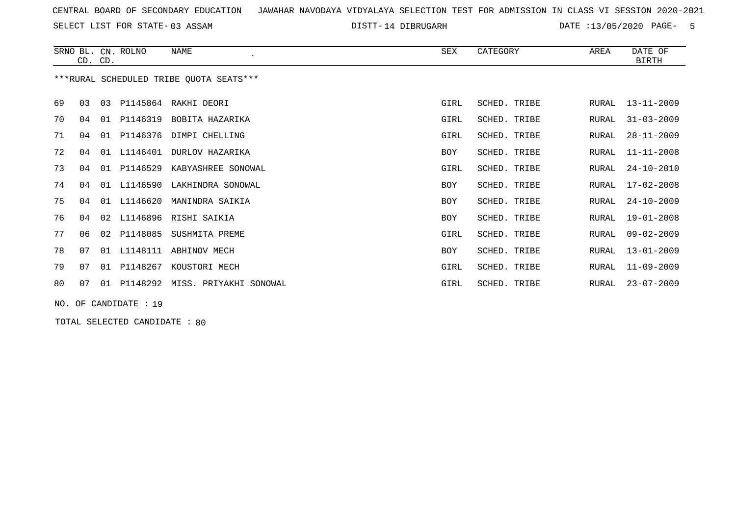CENTRAL BOARD OF SECONDARY EDUCATION JAWAHAR NAVODAYA VIDYALAYA SELECTION TEST FOR ADMISSION IN CLASS VI SESSION 2020-2021

SELECT LIST FOR STATE- 03 ASSAM DISTT- 14 DIBRUGARH DATE :13/05/2020 PAGE- 5

| SRNO | BL. CD. | CN. CD. | ROLNO | NAME | SEX | CATEGORY | AREA | DATE OF BIRTH |
|---|---|---|---|---|---|---|---|---|

***RURAL SCHEDULED TRIBE QUOTA SEATS***

| SRNO | BL. CD. | CN. CD. | ROLNO | NAME | SEX | CATEGORY | AREA | DATE OF BIRTH |
|---|---|---|---|---|---|---|---|---|
| 69 | 03 | 03 | P1145864 | RAKHI DEORI | GIRL | SCHED. TRIBE | RURAL | 13-11-2009 |
| 70 | 04 | 01 | P1146319 | BOBITA HAZARIKA | GIRL | SCHED. TRIBE | RURAL | 31-03-2009 |
| 71 | 04 | 01 | P1146376 | DIMPI CHELLING | GIRL | SCHED. TRIBE | RURAL | 28-11-2009 |
| 72 | 04 | 01 | L1146401 | DURLOV HAZARIKA | BOY | SCHED. TRIBE | RURAL | 11-11-2008 |
| 73 | 04 | 01 | P1146529 | KABYASHREE SONOWAL | GIRL | SCHED. TRIBE | RURAL | 24-10-2010 |
| 74 | 04 | 01 | L1146590 | LAKHINDRA SONOWAL | BOY | SCHED. TRIBE | RURAL | 17-02-2008 |
| 75 | 04 | 01 | L1146620 | MANINDRA SAIKIA | BOY | SCHED. TRIBE | RURAL | 24-10-2009 |
| 76 | 04 | 02 | L1146896 | RISHI SAIKIA | BOY | SCHED. TRIBE | RURAL | 19-01-2008 |
| 77 | 06 | 02 | P1148085 | SUSHMITA PREME | GIRL | SCHED. TRIBE | RURAL | 09-02-2009 |
| 78 | 07 | 01 | L1148111 | ABHINOV MECH | BOY | SCHED. TRIBE | RURAL | 13-01-2009 |
| 79 | 07 | 01 | P1148267 | KOUSTORI MECH | GIRL | SCHED. TRIBE | RURAL | 11-09-2009 |
| 80 | 07 | 01 | P1148292 | MISS. PRIYAKHI SONOWAL | GIRL | SCHED. TRIBE | RURAL | 23-07-2009 |

NO. OF CANDIDATE : 19

TOTAL SELECTED CANDIDATE : 80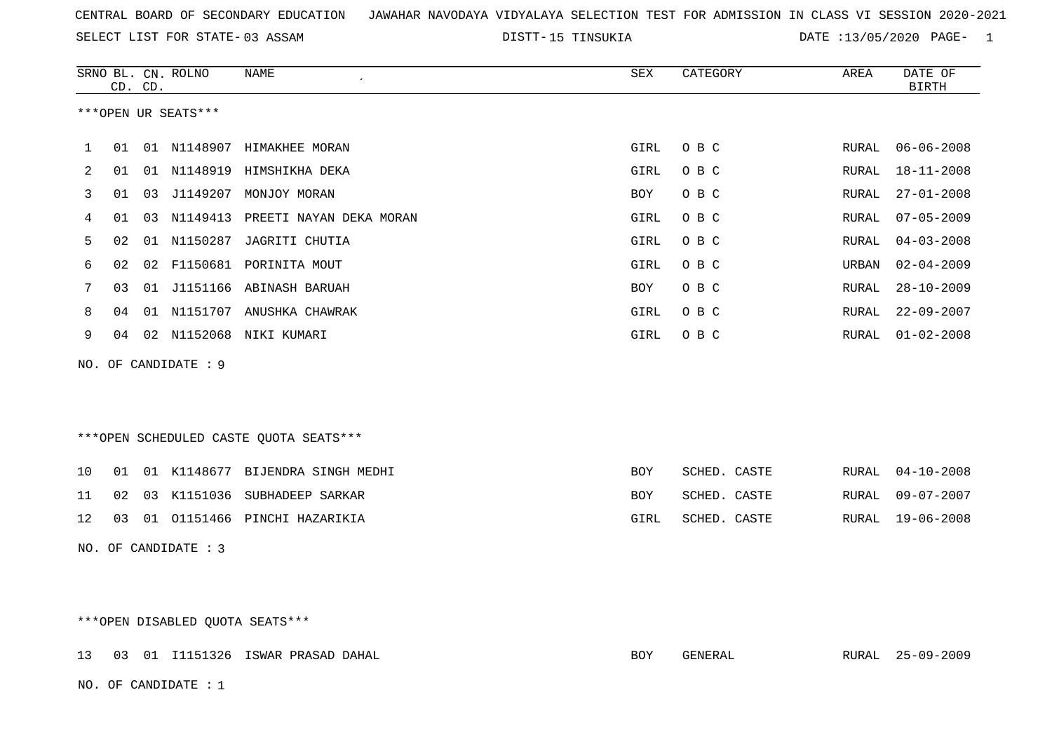CENTRAL BOARD OF SECONDARY EDUCATION JAWAHAR NAVODAYA VIDYALAYA SELECTION TEST FOR ADMISSION IN CLASS VI SESSION 2020-2021

SELECT LIST FOR STATE- 03 ASSAM DISTT- 15 TINSUKIA DATE :13/05/2020

***OPEN UR SEATS***

| SRNO | BL. CD. | CN. CD. | ROLNO | NAME | SEX | CATEGORY | AREA | DATE OF BIRTH |
|---|---|---|---|---|---|---|---|---|
| 1 | 01 | 01 | N1148907 | HIMAKHEE MORAN | GIRL | O B C | RURAL | 06-06-2008 |
| 2 | 01 | 01 | N1148919 | HIMSHIKHA DEKA | GIRL | O B C | RURAL | 18-11-2008 |
| 3 | 01 | 03 | J1149207 | MONJOY MORAN | BOY | O B C | RURAL | 27-01-2008 |
| 4 | 01 | 03 | N1149413 | PREETI NAYAN DEKA MORAN | GIRL | O B C | RURAL | 07-05-2009 |
| 5 | 02 | 01 | N1150287 | JAGRITI CHUTIA | GIRL | O B C | RURAL | 04-03-2008 |
| 6 | 02 | 02 | F1150681 | PORINITA MOUT | GIRL | O B C | URBAN | 02-04-2009 |
| 7 | 03 | 01 | J1151166 | ABINASH BARUAH | BOY | O B C | RURAL | 28-10-2009 |
| 8 | 04 | 01 | N1151707 | ANUSHKA CHAWRAK | GIRL | O B C | RURAL | 22-09-2007 |
| 9 | 04 | 02 | N1152068 | NIKI KUMARI | GIRL | O B C | RURAL | 01-02-2008 |

NO. OF CANDIDATE : 9

***OPEN SCHEDULED CASTE QUOTA SEATS***

| SRNO | BL. CD. | CN. CD. | ROLNO | NAME | SEX | CATEGORY | AREA | DATE OF BIRTH |
|---|---|---|---|---|---|---|---|---|
| 10 | 01 | 01 | K1148677 | BIJENDRA SINGH MEDHI | BOY | SCHED. CASTE | RURAL | 04-10-2008 |
| 11 | 02 | 03 | K1151036 | SUBHADEEP SARKAR | BOY | SCHED. CASTE | RURAL | 09-07-2007 |
| 12 | 03 | 01 | O1151466 | PINCHI HAZARIKIA | GIRL | SCHED. CASTE | RURAL | 19-06-2008 |

NO. OF CANDIDATE : 3

***OPEN DISABLED QUOTA SEATS***

| SRNO | BL. CD. | CN. CD. | ROLNO | NAME | SEX | CATEGORY | AREA | DATE OF BIRTH |
|---|---|---|---|---|---|---|---|---|
| 13 | 03 | 01 | I1151326 | ISWAR PRASAD DAHAL | BOY | GENERAL | RURAL | 25-09-2009 |

NO. OF CANDIDATE : 1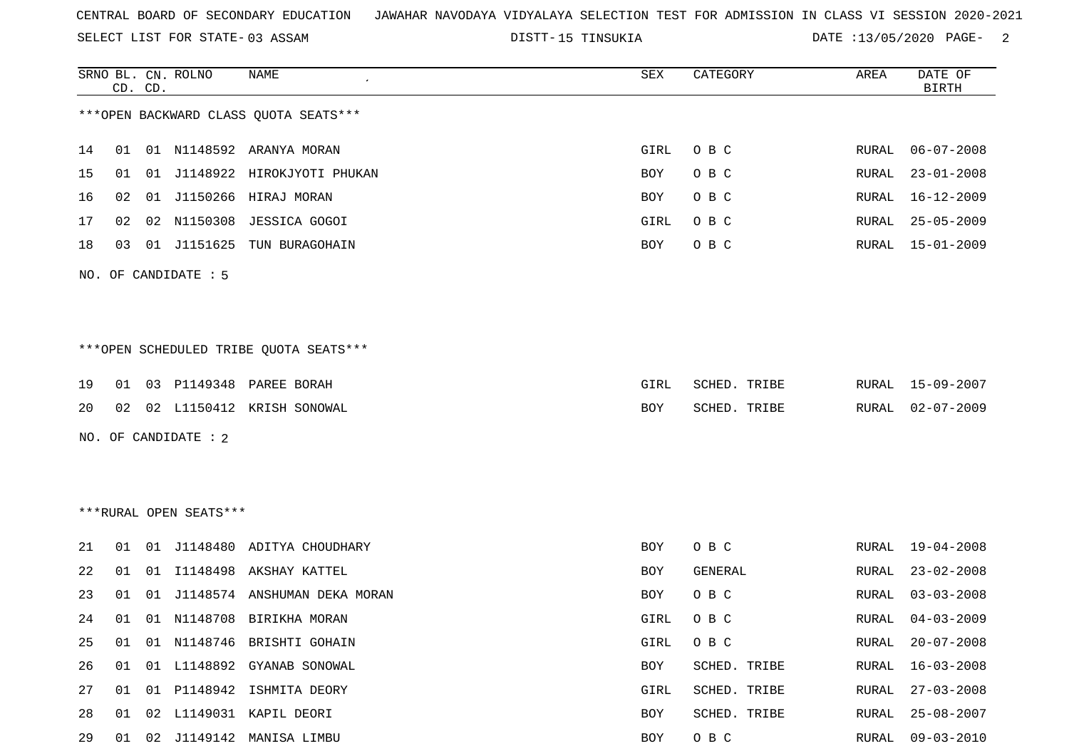CENTRAL BOARD OF SECONDARY EDUCATION JAWAHAR NAVODAYA VIDYALAYA SELECTION TEST FOR ADMISSION IN CLASS VI SESSION 2020-2021

SELECT LIST FOR STATE- 03 ASSAM DISTT- 15 TINSUKIA DATE :13/05/2020

| SRNO | BL. CD. | CN. CD. | ROLNO | NAME | SEX | CATEGORY | AREA | DATE OF BIRTH |
|---|---|---|---|---|---|---|---|---|

***OPEN BACKWARD CLASS QUOTA SEATS***

| SRNO | BL. CD. | CN. CD. | ROLNO | NAME | SEX | CATEGORY | AREA | DATE OF BIRTH |
|---|---|---|---|---|---|---|---|---|
| 14 | 01 | 01 | N1148592 | ARANYA MORAN | GIRL | O B C | RURAL | 06-07-2008 |
| 15 | 01 | 01 | J1148922 | HIROKJYOTI PHUKAN | BOY | O B C | RURAL | 23-01-2008 |
| 16 | 02 | 01 | J1150266 | HIRAJ MORAN | BOY | O B C | RURAL | 16-12-2009 |
| 17 | 02 | 02 | N1150308 | JESSICA GOGOI | GIRL | O B C | RURAL | 25-05-2009 |
| 18 | 03 | 01 | J1151625 | TUN BURAGOHAIN | BOY | O B C | RURAL | 15-01-2009 |

NO. OF CANDIDATE : 5

***OPEN SCHEDULED TRIBE QUOTA SEATS***

| SRNO | BL. CD. | CN. CD. | ROLNO | NAME | SEX | CATEGORY | AREA | DATE OF BIRTH |
|---|---|---|---|---|---|---|---|---|
| 19 | 01 | 03 | P1149348 | PAREE BORAH | GIRL | SCHED. TRIBE | RURAL | 15-09-2007 |
| 20 | 02 | 02 | L1150412 | KRISH SONOWAL | BOY | SCHED. TRIBE | RURAL | 02-07-2009 |

NO. OF CANDIDATE : 2

***RURAL OPEN SEATS***

| SRNO | BL. CD. | CN. CD. | ROLNO | NAME | SEX | CATEGORY | AREA | DATE OF BIRTH |
|---|---|---|---|---|---|---|---|---|
| 21 | 01 | 01 | J1148480 | ADITYA CHOUDHARY | BOY | O B C | RURAL | 19-04-2008 |
| 22 | 01 | 01 | I1148498 | AKSHAY KATTEL | BOY | GENERAL | RURAL | 23-02-2008 |
| 23 | 01 | 01 | J1148574 | ANSHUMAN DEKA MORAN | BOY | O B C | RURAL | 03-03-2008 |
| 24 | 01 | 01 | N1148708 | BIRIKHA MORAN | GIRL | O B C | RURAL | 04-03-2009 |
| 25 | 01 | 01 | N1148746 | BRISHTI GOHAIN | GIRL | O B C | RURAL | 20-07-2008 |
| 26 | 01 | 01 | L1148892 | GYANAB SONOWAL | BOY | SCHED. TRIBE | RURAL | 16-03-2008 |
| 27 | 01 | 01 | P1148942 | ISHMITA DEORY | GIRL | SCHED. TRIBE | RURAL | 27-03-2008 |
| 28 | 01 | 02 | L1149031 | KAPIL DEORI | BOY | SCHED. TRIBE | RURAL | 25-08-2007 |
| 29 | 01 | 02 | J1149142 | MANISA LIMBU | BOY | O B C | RURAL | 09-03-2010 |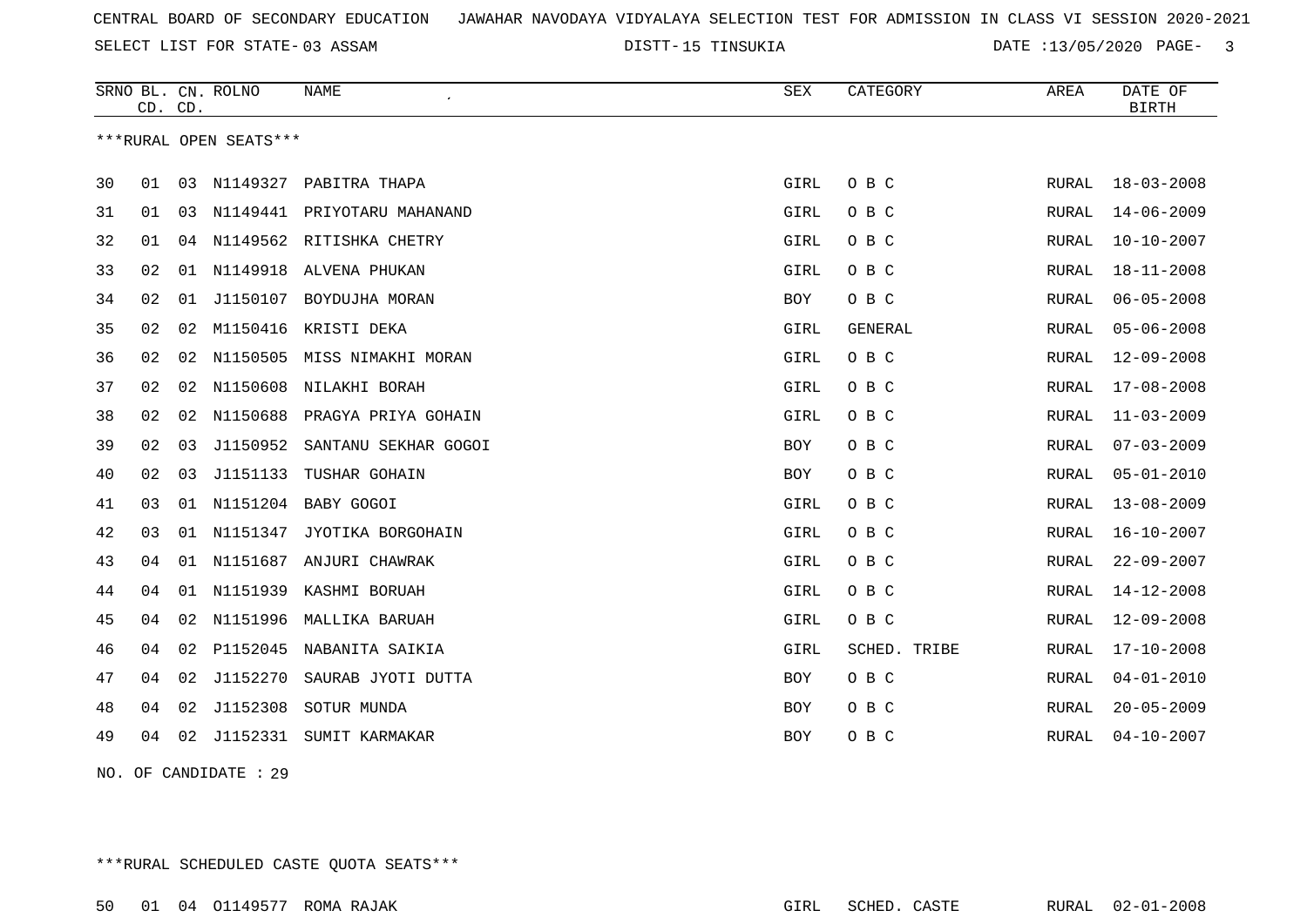CENTRAL BOARD OF SECONDARY EDUCATION JAWAHAR NAVODAYA VIDYALAYA SELECTION TEST FOR ADMISSION IN CLASS VI SESSION 2020-2021

SELECT LIST FOR STATE- 03 ASSAM DISTT- 15 TINSUKIA DATE :13/05/2020

***RURAL OPEN SEATS***

| SRNO | BL. CD. | CN. CD. | ROLNO | NAME | SEX | CATEGORY | AREA | DATE OF BIRTH |
|---|---|---|---|---|---|---|---|---|
| 30 | 01 | 03 | N1149327 | PABITRA THAPA | GIRL | O B C | RURAL | 18-03-2008 |
| 31 | 01 | 03 | N1149441 | PRIYOTARU MAHANAND | GIRL | O B C | RURAL | 14-06-2009 |
| 32 | 01 | 04 | N1149562 | RITISHKA CHETRY | GIRL | O B C | RURAL | 10-10-2007 |
| 33 | 02 | 01 | N1149918 | ALVENA PHUKAN | GIRL | O B C | RURAL | 18-11-2008 |
| 34 | 02 | 01 | J1150107 | BOYDUJHA MORAN | BOY | O B C | RURAL | 06-05-2008 |
| 35 | 02 | 02 | M1150416 | KRISTI DEKA | GIRL | GENERAL | RURAL | 05-06-2008 |
| 36 | 02 | 02 | N1150505 | MISS NIMAKHI MORAN | GIRL | O B C | RURAL | 12-09-2008 |
| 37 | 02 | 02 | N1150608 | NILAKHI BORAH | GIRL | O B C | RURAL | 17-08-2008 |
| 38 | 02 | 02 | N1150688 | PRAGYA PRIYA GOHAIN | GIRL | O B C | RURAL | 11-03-2009 |
| 39 | 02 | 03 | J1150952 | SANTANU SEKHAR GOGOI | BOY | O B C | RURAL | 07-03-2009 |
| 40 | 02 | 03 | J1151133 | TUSHAR GOHAIN | BOY | O B C | RURAL | 05-01-2010 |
| 41 | 03 | 01 | N1151204 | BABY GOGOI | GIRL | O B C | RURAL | 13-08-2009 |
| 42 | 03 | 01 | N1151347 | JYOTIKA BORGOHAIN | GIRL | O B C | RURAL | 16-10-2007 |
| 43 | 04 | 01 | N1151687 | ANJURI CHAWRAK | GIRL | O B C | RURAL | 22-09-2007 |
| 44 | 04 | 01 | N1151939 | KASHMI BORUAH | GIRL | O B C | RURAL | 14-12-2008 |
| 45 | 04 | 02 | N1151996 | MALLIKA BARUAH | GIRL | O B C | RURAL | 12-09-2008 |
| 46 | 04 | 02 | P1152045 | NABANITA SAIKIA | GIRL | SCHED. TRIBE | RURAL | 17-10-2008 |
| 47 | 04 | 02 | J1152270 | SAURAB JYOTI DUTTA | BOY | O B C | RURAL | 04-01-2010 |
| 48 | 04 | 02 | J1152308 | SOTUR MUNDA | BOY | O B C | RURAL | 20-05-2009 |
| 49 | 04 | 02 | J1152331 | SUMIT KARMAKAR | BOY | O B C | RURAL | 04-10-2007 |

NO. OF CANDIDATE : 29

***RURAL SCHEDULED CASTE QUOTA SEATS***

| SRNO | BL. CD. | CN. CD. | ROLNO | NAME | SEX | CATEGORY | AREA | DATE OF BIRTH |
|---|---|---|---|---|---|---|---|---|
| 50 | 01 | 04 | O1149577 | ROMA RAJAK | GIRL | SCHED. CASTE | RURAL | 02-01-2008 |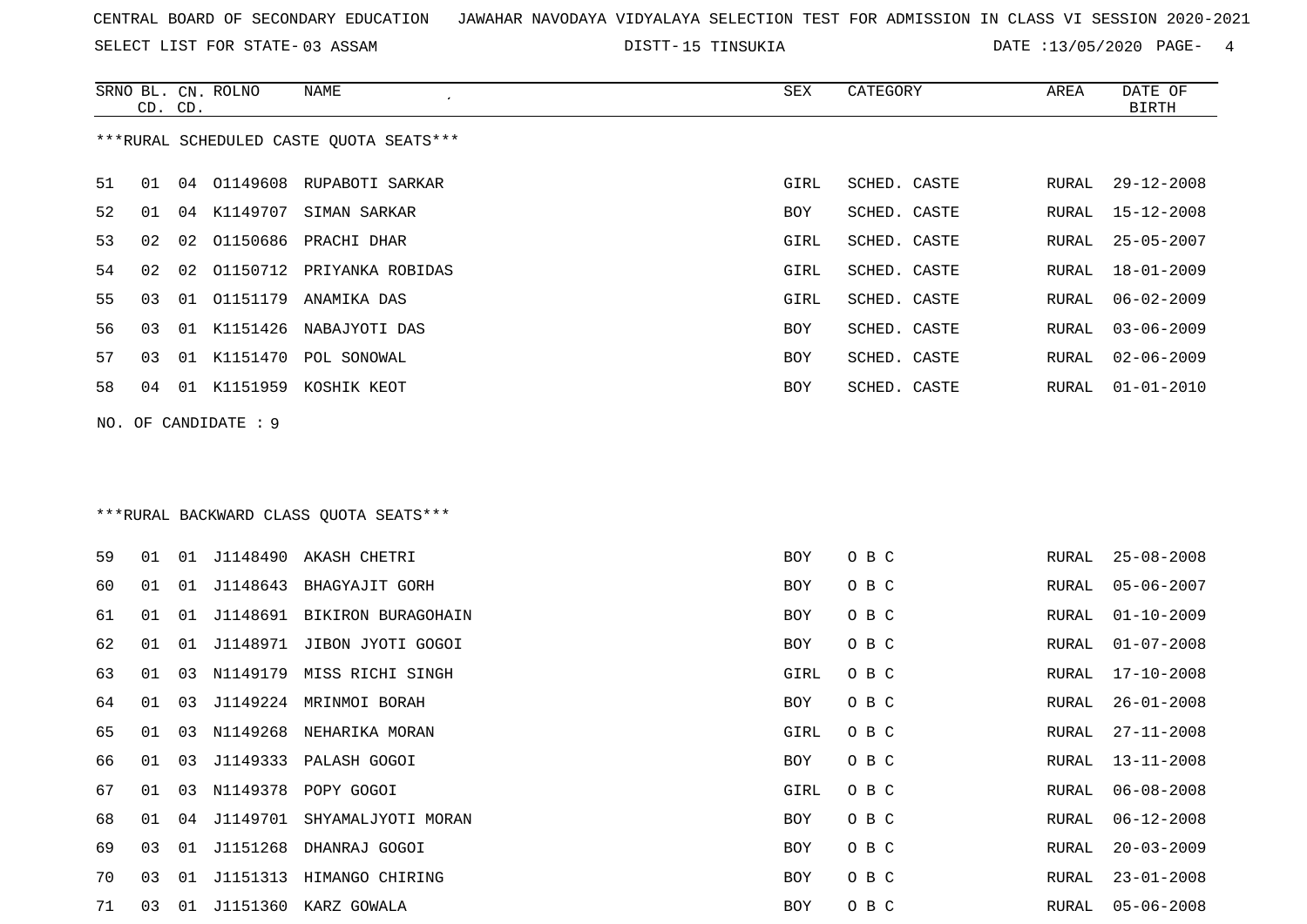CENTRAL BOARD OF SECONDARY EDUCATION JAWAHAR NAVODAYA VIDYALAYA SELECTION TEST FOR ADMISSION IN CLASS VI SESSION 2020-2021

SELECT LIST FOR STATE- 03 ASSAM DISTT- 15 TINSUKIA DATE :13/05/2020

***RURAL SCHEDULED CASTE QUOTA SEATS***

| SRNO | BL. CD. | CN. CD. | ROLNO | NAME | SEX | CATEGORY | AREA | DATE OF BIRTH |
|---|---|---|---|---|---|---|---|---|
| 51 | 01 | 04 | O1149608 | RUPABOTI SARKAR | GIRL | SCHED. CASTE | RURAL | 29-12-2008 |
| 52 | 01 | 04 | K1149707 | SIMAN SARKAR | BOY | SCHED. CASTE | RURAL | 15-12-2008 |
| 53 | 02 | 02 | O1150686 | PRACHI DHAR | GIRL | SCHED. CASTE | RURAL | 25-05-2007 |
| 54 | 02 | 02 | O1150712 | PRIYANKA ROBIDAS | GIRL | SCHED. CASTE | RURAL | 18-01-2009 |
| 55 | 03 | 01 | O1151179 | ANAMIKA DAS | GIRL | SCHED. CASTE | RURAL | 06-02-2009 |
| 56 | 03 | 01 | K1151426 | NABAJYOTI DAS | BOY | SCHED. CASTE | RURAL | 03-06-2009 |
| 57 | 03 | 01 | K1151470 | POL SONOWAL | BOY | SCHED. CASTE | RURAL | 02-06-2009 |
| 58 | 04 | 01 | K1151959 | KOSHIK KEOT | BOY | SCHED. CASTE | RURAL | 01-01-2010 |

NO. OF CANDIDATE : 9

***RURAL BACKWARD CLASS QUOTA SEATS***

| SRNO | BL. CD. | CN. CD. | ROLNO | NAME | SEX | CATEGORY | AREA | DATE OF BIRTH |
|---|---|---|---|---|---|---|---|---|
| 59 | 01 | 01 | J1148490 | AKASH CHETRI | BOY | O B C | RURAL | 25-08-2008 |
| 60 | 01 | 01 | J1148643 | BHAGYAJIT GORH | BOY | O B C | RURAL | 05-06-2007 |
| 61 | 01 | 01 | J1148691 | BIKIRON BURAGOHAIN | BOY | O B C | RURAL | 01-10-2009 |
| 62 | 01 | 01 | J1148971 | JIBON JYOTI GOGOI | BOY | O B C | RURAL | 01-07-2008 |
| 63 | 01 | 03 | N1149179 | MISS RICHI SINGH | GIRL | O B C | RURAL | 17-10-2008 |
| 64 | 01 | 03 | J1149224 | MRINMOI BORAH | BOY | O B C | RURAL | 26-01-2008 |
| 65 | 01 | 03 | N1149268 | NEHARIKA MORAN | GIRL | O B C | RURAL | 27-11-2008 |
| 66 | 01 | 03 | J1149333 | PALASH GOGOI | BOY | O B C | RURAL | 13-11-2008 |
| 67 | 01 | 03 | N1149378 | POPY GOGOI | GIRL | O B C | RURAL | 06-08-2008 |
| 68 | 01 | 04 | J1149701 | SHYAMALJYOTI MORAN | BOY | O B C | RURAL | 06-12-2008 |
| 69 | 03 | 01 | J1151268 | DHANRAJ GOGOI | BOY | O B C | RURAL | 20-03-2009 |
| 70 | 03 | 01 | J1151313 | HIMANGO CHIRING | BOY | O B C | RURAL | 23-01-2008 |
| 71 | 03 | 01 | J1151360 | KARZ GOWALA | BOY | O B C | RURAL | 05-06-2008 |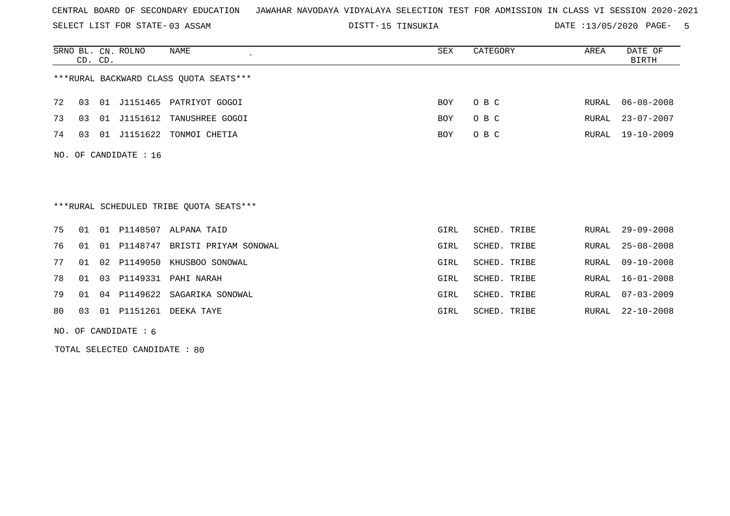CENTRAL BOARD OF SECONDARY EDUCATION JAWAHAR NAVODAYA VIDYALAYA SELECTION TEST FOR ADMISSION IN CLASS VI SESSION 2020-2021

SELECT LIST FOR STATE- 03 ASSAM DISTT- 15 TINSUKIA DATE :13/05/2020

| SRNO | BL. CD. | CN. CD. | ROLNO | NAME | SEX | CATEGORY | AREA | DATE OF BIRTH |
|---|---|---|---|---|---|---|---|---|

***RURAL BACKWARD CLASS QUOTA SEATS***

| SRNO | BL. CD. | CN. CD. | ROLNO | NAME | SEX | CATEGORY | AREA | DATE OF BIRTH |
|---|---|---|---|---|---|---|---|---|
| 72 | 03 | 01 | J1151465 | PATRIYOT GOGOI | BOY | O B C | RURAL | 06-08-2008 |
| 73 | 03 | 01 | J1151612 | TANUSHREE GOGOI | BOY | O B C | RURAL | 23-07-2007 |
| 74 | 03 | 01 | J1151622 | TONMOI CHETIA | BOY | O B C | RURAL | 19-10-2009 |

NO. OF CANDIDATE : 16

***RURAL SCHEDULED TRIBE QUOTA SEATS***

| SRNO | BL. CD. | CN. CD. | ROLNO | NAME | SEX | CATEGORY | AREA | DATE OF BIRTH |
|---|---|---|---|---|---|---|---|---|
| 75 | 01 | 01 | P1148507 | ALPANA TAID | GIRL | SCHED. TRIBE | RURAL | 29-09-2008 |
| 76 | 01 | 01 | P1148747 | BRISTI PRIYAM SONOWAL | GIRL | SCHED. TRIBE | RURAL | 25-08-2008 |
| 77 | 01 | 02 | P1149050 | KHUSBOO SONOWAL | GIRL | SCHED. TRIBE | RURAL | 09-10-2008 |
| 78 | 01 | 03 | P1149331 | PAHI NARAH | GIRL | SCHED. TRIBE | RURAL | 16-01-2008 |
| 79 | 01 | 04 | P1149622 | SAGARIKA SONOWAL | GIRL | SCHED. TRIBE | RURAL | 07-03-2009 |
| 80 | 03 | 01 | P1151261 | DEEKA TAYE | GIRL | SCHED. TRIBE | RURAL | 22-10-2008 |

NO. OF CANDIDATE : 6

TOTAL SELECTED CANDIDATE : 80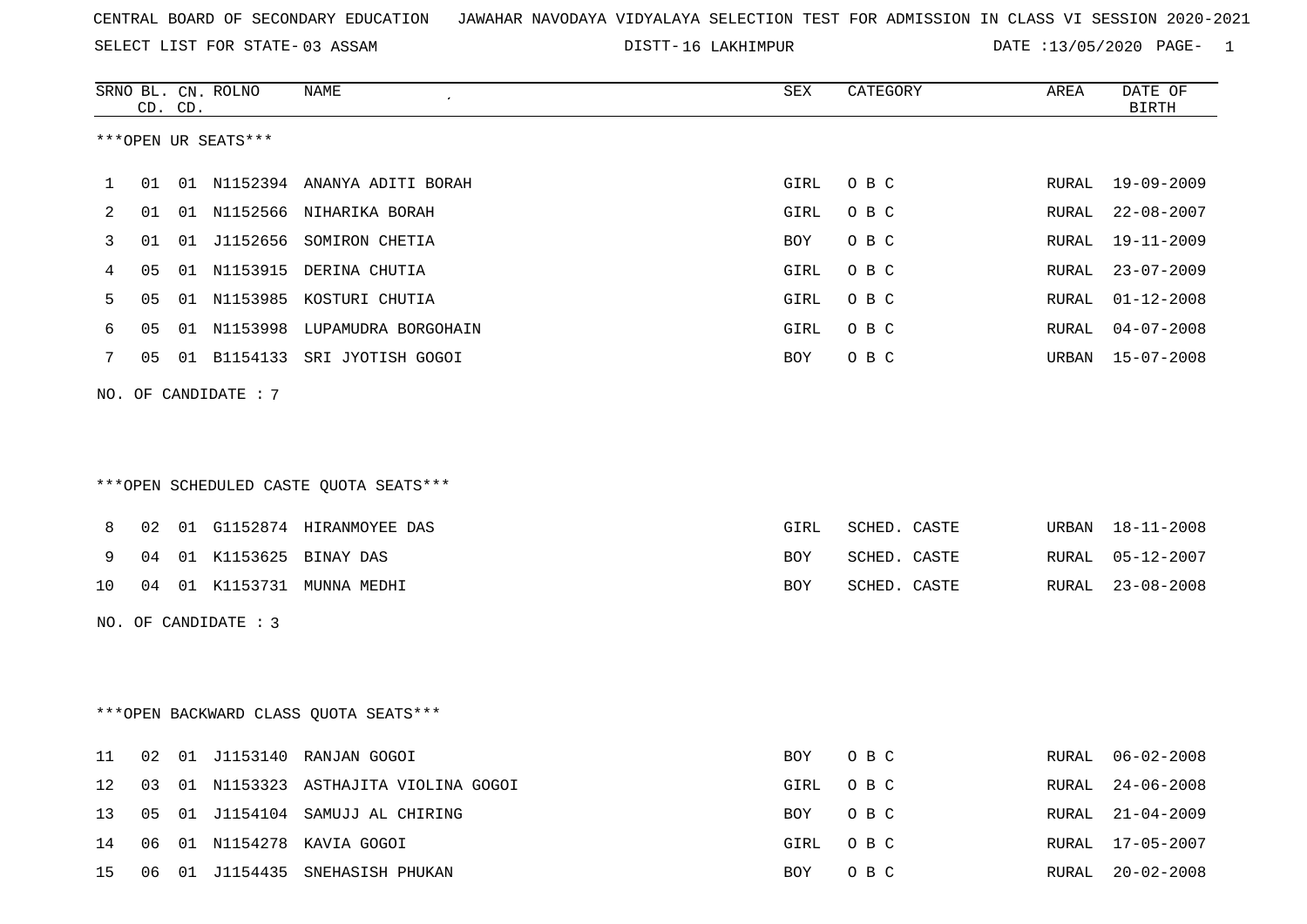CENTRAL BOARD OF SECONDARY EDUCATION JAWAHAR NAVODAYA VIDYALAYA SELECTION TEST FOR ADMISSION IN CLASS VI SESSION 2020-2021

SELECT LIST FOR STATE- 03 ASSAM DISTT- 16 LAKHIMPUR DATE :13/05/2020 PAGE- 1

***OPEN UR SEATS***

| SRNO | BL. CD. | CN. CD. | ROLNO | NAME | SEX | CATEGORY | AREA | DATE OF BIRTH |
|---|---|---|---|---|---|---|---|---|
| 1 | 01 | 01 | N1152394 | ANANYA ADITI BORAH | GIRL | O B C | RURAL | 19-09-2009 |
| 2 | 01 | 01 | N1152566 | NIHARIKA BORAH | GIRL | O B C | RURAL | 22-08-2007 |
| 3 | 01 | 01 | J1152656 | SOMIRON CHETIA | BOY | O B C | RURAL | 19-11-2009 |
| 4 | 05 | 01 | N1153915 | DERINA CHUTIA | GIRL | O B C | RURAL | 23-07-2009 |
| 5 | 05 | 01 | N1153985 | KOSTURI CHUTIA | GIRL | O B C | RURAL | 01-12-2008 |
| 6 | 05 | 01 | N1153998 | LUPAMUDRA BORGOHAIN | GIRL | O B C | RURAL | 04-07-2008 |
| 7 | 05 | 01 | B1154133 | SRI JYOTISH GOGOI | BOY | O B C | URBAN | 15-07-2008 |

NO. OF CANDIDATE : 7

***OPEN SCHEDULED CASTE QUOTA SEATS***

| SRNO | BL. CD. | CN. CD. | ROLNO | NAME | SEX | CATEGORY | AREA | DATE OF BIRTH |
|---|---|---|---|---|---|---|---|---|
| 8 | 02 | 01 | G1152874 | HIRANMOYEE DAS | GIRL | SCHED. CASTE | URBAN | 18-11-2008 |
| 9 | 04 | 01 | K1153625 | BINAY DAS | BOY | SCHED. CASTE | RURAL | 05-12-2007 |
| 10 | 04 | 01 | K1153731 | MUNNA MEDHI | BOY | SCHED. CASTE | RURAL | 23-08-2008 |

NO. OF CANDIDATE : 3

***OPEN BACKWARD CLASS QUOTA SEATS***

| SRNO | BL. CD. | CN. CD. | ROLNO | NAME | SEX | CATEGORY | AREA | DATE OF BIRTH |
|---|---|---|---|---|---|---|---|---|
| 11 | 02 | 01 | J1153140 | RANJAN GOGOI | BOY | O B C | RURAL | 06-02-2008 |
| 12 | 03 | 01 | N1153323 | ASTHAJITA VIOLINA GOGOI | GIRL | O B C | RURAL | 24-06-2008 |
| 13 | 05 | 01 | J1154104 | SAMUJJ AL CHIRING | BOY | O B C | RURAL | 21-04-2009 |
| 14 | 06 | 01 | N1154278 | KAVIA GOGOI | GIRL | O B C | RURAL | 17-05-2007 |
| 15 | 06 | 01 | J1154435 | SNEHASISH PHUKAN | BOY | O B C | RURAL | 20-02-2008 |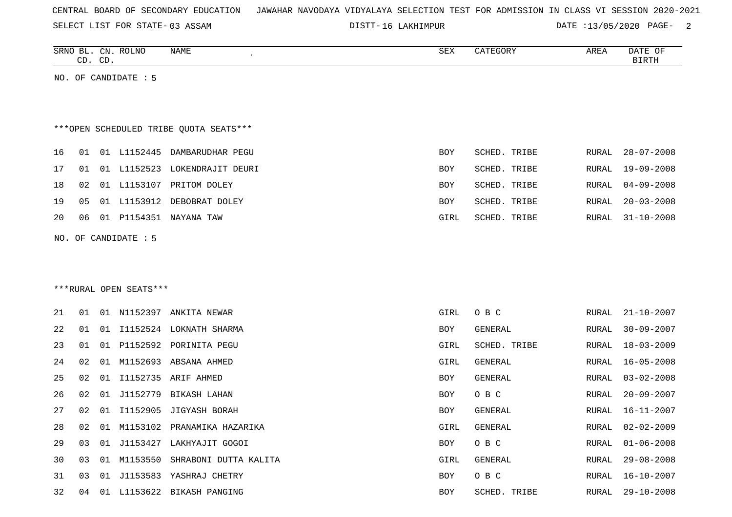CENTRAL BOARD OF SECONDARY EDUCATION JAWAHAR NAVODAYA VIDYALAYA SELECTION TEST FOR ADMISSION IN CLASS VI SESSION 2020-2021

SELECT LIST FOR STATE- 03 ASSAM DISTT- 16 LAKHIMPUR DATE :13/05/2020

| SRNO | BL. CD. | CN. CD. | ROLNO | NAME | SEX | CATEGORY | AREA | DATE OF BIRTH |
|---|---|---|---|---|---|---|---|---|

NO. OF CANDIDATE : 5

***OPEN SCHEDULED TRIBE QUOTA SEATS***

| SRNO | BL. CD. | CN. CD. | ROLNO | NAME | SEX | CATEGORY | AREA | DATE OF BIRTH |
|---|---|---|---|---|---|---|---|---|
| 16 | 01 | 01 | L1152445 | DAMBARUDHAR PEGU | BOY | SCHED. TRIBE | RURAL | 28-07-2008 |
| 17 | 01 | 01 | L1152523 | LOKENDRAJIT DEURI | BOY | SCHED. TRIBE | RURAL | 19-09-2008 |
| 18 | 02 | 01 | L1153107 | PRITOM DOLEY | BOY | SCHED. TRIBE | RURAL | 04-09-2008 |
| 19 | 05 | 01 | L1153912 | DEBOBRAT DOLEY | BOY | SCHED. TRIBE | RURAL | 20-03-2008 |
| 20 | 06 | 01 | P1154351 | NAYANA TAW | GIRL | SCHED. TRIBE | RURAL | 31-10-2008 |

NO. OF CANDIDATE : 5

***RURAL OPEN SEATS***

| SRNO | BL. CD. | CN. CD. | ROLNO | NAME | SEX | CATEGORY | AREA | DATE OF BIRTH |
|---|---|---|---|---|---|---|---|---|
| 21 | 01 | 01 | N1152397 | ANKITA NEWAR | GIRL | O B C | RURAL | 21-10-2007 |
| 22 | 01 | 01 | I1152524 | LOKNATH SHARMA | BOY | GENERAL | RURAL | 30-09-2007 |
| 23 | 01 | 01 | P1152592 | PORINITA PEGU | GIRL | SCHED. TRIBE | RURAL | 18-03-2009 |
| 24 | 02 | 01 | M1152693 | ABSANA AHMED | GIRL | GENERAL | RURAL | 16-05-2008 |
| 25 | 02 | 01 | I1152735 | ARIF AHMED | BOY | GENERAL | RURAL | 03-02-2008 |
| 26 | 02 | 01 | J1152779 | BIKASH LAHAN | BOY | O B C | RURAL | 20-09-2007 |
| 27 | 02 | 01 | I1152905 | JIGYASH BORAH | BOY | GENERAL | RURAL | 16-11-2007 |
| 28 | 02 | 01 | M1153102 | PRANAMIKA HAZARIKA | GIRL | GENERAL | RURAL | 02-02-2009 |
| 29 | 03 | 01 | J1153427 | LAKHYAJIT GOGOI | BOY | O B C | RURAL | 01-06-2008 |
| 30 | 03 | 01 | M1153550 | SHRABONI DUTTA KALITA | GIRL | GENERAL | RURAL | 29-08-2008 |
| 31 | 03 | 01 | J1153583 | YASHRAJ CHETRY | BOY | O B C | RURAL | 16-10-2007 |
| 32 | 04 | 01 | L1153622 | BIKASH PANGING | BOY | SCHED. TRIBE | RURAL | 29-10-2008 |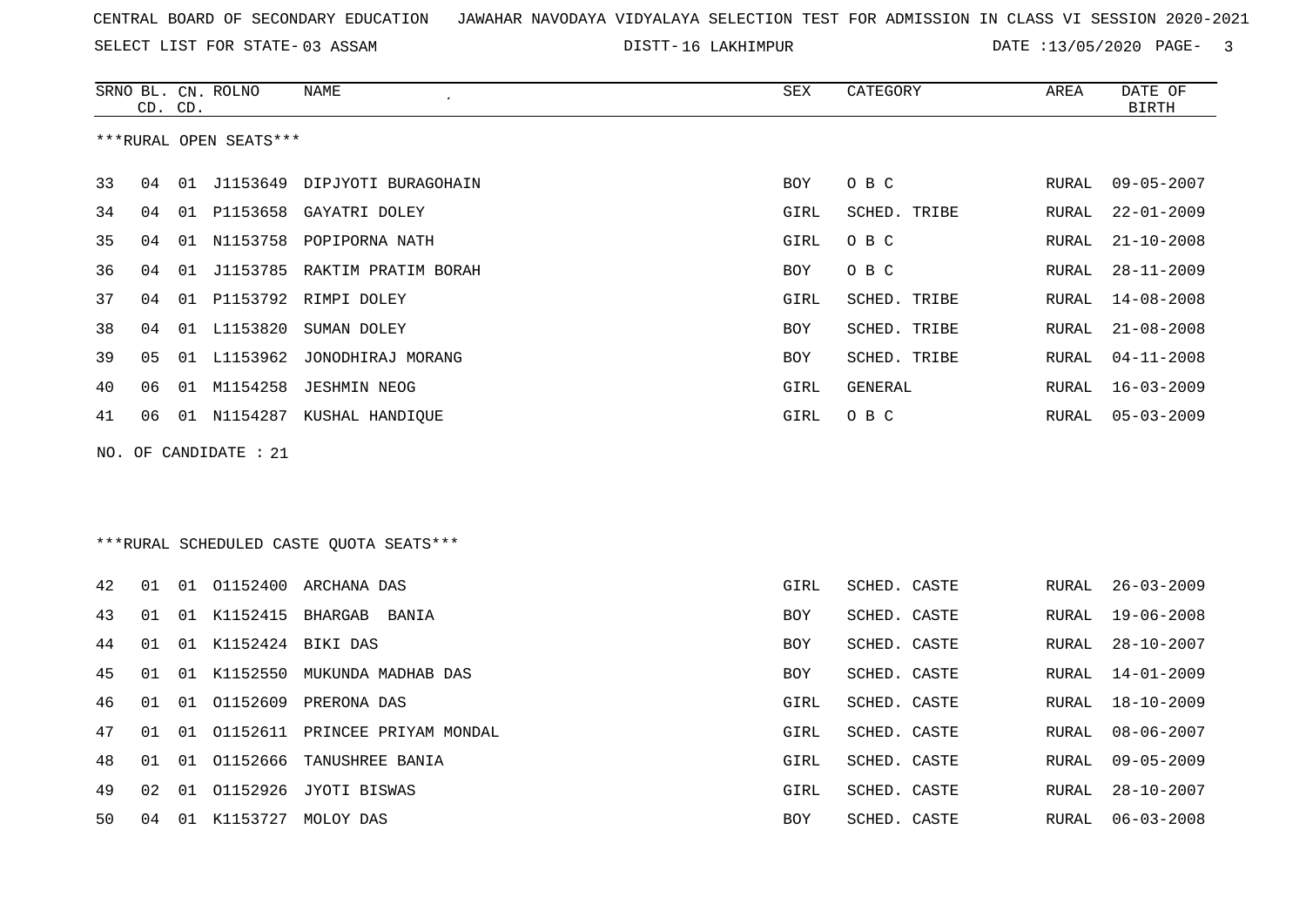CENTRAL BOARD OF SECONDARY EDUCATION JAWAHAR NAVODAYA VIDYALAYA SELECTION TEST FOR ADMISSION IN CLASS VI SESSION 2020-2021

SELECT LIST FOR STATE- 03 ASSAM DISTT- 16 LAKHIMPUR DATE :13/05/2020

***RURAL OPEN SEATS***

| SRNO | BL. CD. | CN. CD. | ROLNO | NAME | SEX | CATEGORY | AREA | DATE OF BIRTH |
|---|---|---|---|---|---|---|---|---|
| 33 | 04 | 01 | J1153649 | DIPJYOTI BURAGOHAIN | BOY | O B C | RURAL | 09-05-2007 |
| 34 | 04 | 01 | P1153658 | GAYATRI DOLEY | GIRL | SCHED. TRIBE | RURAL | 22-01-2009 |
| 35 | 04 | 01 | N1153758 | POPIPORNA NATH | GIRL | O B C | RURAL | 21-10-2008 |
| 36 | 04 | 01 | J1153785 | RAKTIM PRATIM BORAH | BOY | O B C | RURAL | 28-11-2009 |
| 37 | 04 | 01 | P1153792 | RIMPI DOLEY | GIRL | SCHED. TRIBE | RURAL | 14-08-2008 |
| 38 | 04 | 01 | L1153820 | SUMAN DOLEY | BOY | SCHED. TRIBE | RURAL | 21-08-2008 |
| 39 | 05 | 01 | L1153962 | JONODHIRAJ MORANG | BOY | SCHED. TRIBE | RURAL | 04-11-2008 |
| 40 | 06 | 01 | M1154258 | JESHMIN NEOG | GIRL | GENERAL | RURAL | 16-03-2009 |
| 41 | 06 | 01 | N1154287 | KUSHAL HANDIQUE | GIRL | O B C | RURAL | 05-03-2009 |

NO. OF CANDIDATE : 21

***RURAL SCHEDULED CASTE QUOTA SEATS***

| SRNO | BL. CD. | CN. CD. | ROLNO | NAME | SEX | CATEGORY | AREA | DATE OF BIRTH |
|---|---|---|---|---|---|---|---|---|
| 42 | 01 | 01 | O1152400 | ARCHANA DAS | GIRL | SCHED. CASTE | RURAL | 26-03-2009 |
| 43 | 01 | 01 | K1152415 | BHARGAB BANIA | BOY | SCHED. CASTE | RURAL | 19-06-2008 |
| 44 | 01 | 01 | K1152424 | BIKI DAS | BOY | SCHED. CASTE | RURAL | 28-10-2007 |
| 45 | 01 | 01 | K1152550 | MUKUNDA MADHAB DAS | BOY | SCHED. CASTE | RURAL | 14-01-2009 |
| 46 | 01 | 01 | O1152609 | PRERONA DAS | GIRL | SCHED. CASTE | RURAL | 18-10-2009 |
| 47 | 01 | 01 | O1152611 | PRINCEE PRIYAM MONDAL | GIRL | SCHED. CASTE | RURAL | 08-06-2007 |
| 48 | 01 | 01 | O1152666 | TANUSHREE BANIA | GIRL | SCHED. CASTE | RURAL | 09-05-2009 |
| 49 | 02 | 01 | O1152926 | JYOTI BISWAS | GIRL | SCHED. CASTE | RURAL | 28-10-2007 |
| 50 | 04 | 01 | K1153727 | MOLOY DAS | BOY | SCHED. CASTE | RURAL | 06-03-2008 |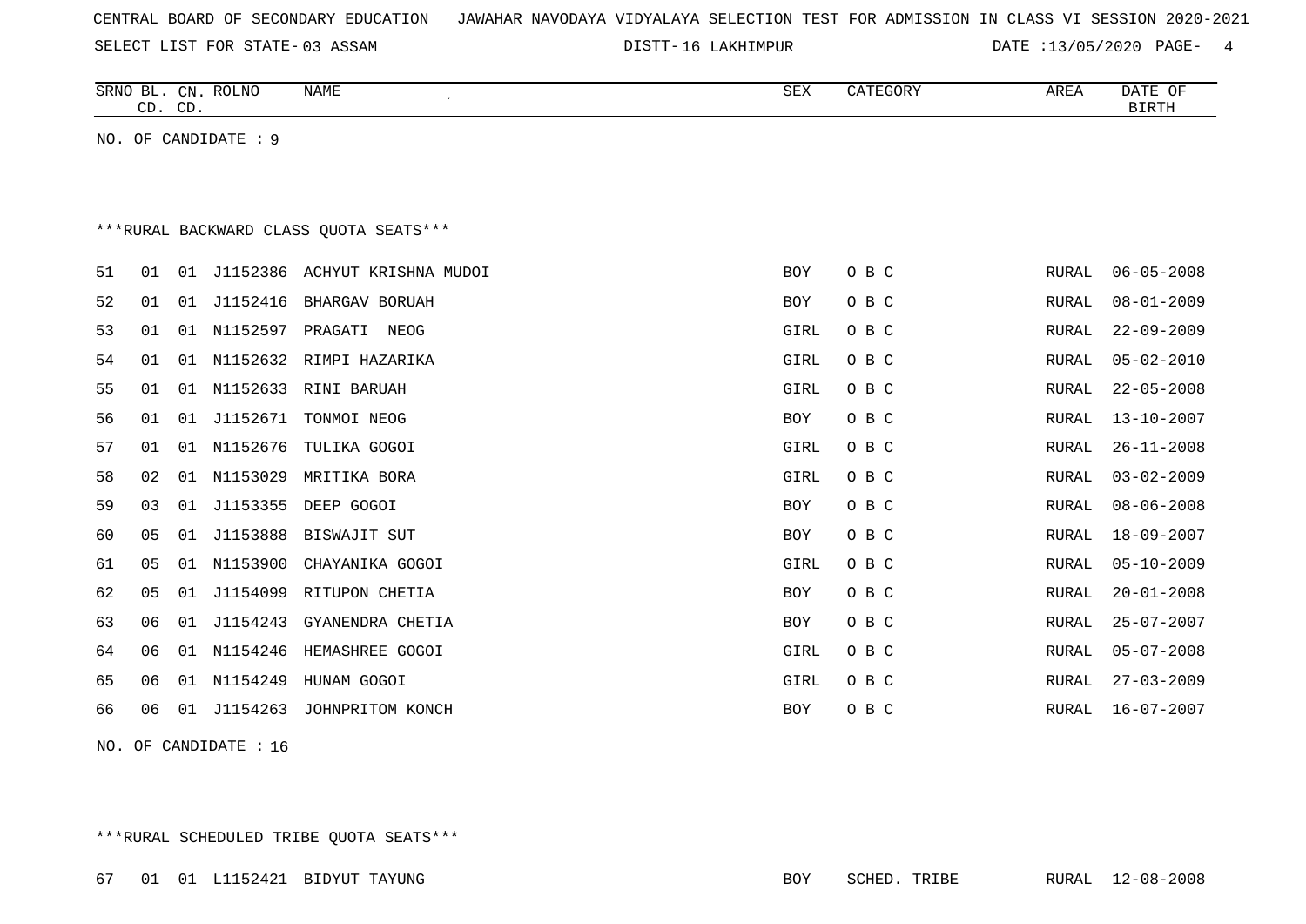CENTRAL BOARD OF SECONDARY EDUCATION JAWAHAR NAVODAYA VIDYALAYA SELECTION TEST FOR ADMISSION IN CLASS VI SESSION 2020-2021

SELECT LIST FOR STATE- 03 ASSAM DISTT- 16 LAKHIMPUR DATE :13/05/2020

| SRNO | BL. CD. | CN. CD. | ROLNO | NAME | SEX | CATEGORY | AREA | DATE OF BIRTH |
|---|---|---|---|---|---|---|---|---|

NO. OF CANDIDATE : 9

***RURAL BACKWARD CLASS QUOTA SEATS***

| SRNO | BL. CD. | CN. CD. | ROLNO | NAME | SEX | CATEGORY | AREA | DATE OF BIRTH |
|---|---|---|---|---|---|---|---|---|
| 51 | 01 | 01 | J1152386 | ACHYUT KRISHNA MUDOI | BOY | O B C | RURAL | 06-05-2008 |
| 52 | 01 | 01 | J1152416 | BHARGAV BORUAH | BOY | O B C | RURAL | 08-01-2009 |
| 53 | 01 | 01 | N1152597 | PRAGATI NEOG | GIRL | O B C | RURAL | 22-09-2009 |
| 54 | 01 | 01 | N1152632 | RIMPI HAZARIKA | GIRL | O B C | RURAL | 05-02-2010 |
| 55 | 01 | 01 | N1152633 | RINI BARUAH | GIRL | O B C | RURAL | 22-05-2008 |
| 56 | 01 | 01 | J1152671 | TONMOI NEOG | BOY | O B C | RURAL | 13-10-2007 |
| 57 | 01 | 01 | N1152676 | TULIKA GOGOI | GIRL | O B C | RURAL | 26-11-2008 |
| 58 | 02 | 01 | N1153029 | MRITIKA BORA | GIRL | O B C | RURAL | 03-02-2009 |
| 59 | 03 | 01 | J1153355 | DEEP GOGOI | BOY | O B C | RURAL | 08-06-2008 |
| 60 | 05 | 01 | J1153888 | BISWAJIT SUT | BOY | O B C | RURAL | 18-09-2007 |
| 61 | 05 | 01 | N1153900 | CHAYANIKA GOGOI | GIRL | O B C | RURAL | 05-10-2009 |
| 62 | 05 | 01 | J1154099 | RITUPON CHETIA | BOY | O B C | RURAL | 20-01-2008 |
| 63 | 06 | 01 | J1154243 | GYANENDRA CHETIA | BOY | O B C | RURAL | 25-07-2007 |
| 64 | 06 | 01 | N1154246 | HEMASHREE GOGOI | GIRL | O B C | RURAL | 05-07-2008 |
| 65 | 06 | 01 | N1154249 | HUNAM GOGOI | GIRL | O B C | RURAL | 27-03-2009 |
| 66 | 06 | 01 | J1154263 | JOHNPRITOM KONCH | BOY | O B C | RURAL | 16-07-2007 |

NO. OF CANDIDATE : 16

***RURAL SCHEDULED TRIBE QUOTA SEATS***

| SRNO | BL. CD. | CN. CD. | ROLNO | NAME | SEX | CATEGORY | AREA | DATE OF BIRTH |
|---|---|---|---|---|---|---|---|---|
| 67 | 01 | 01 | L1152421 | BIDYUT TAYUNG | BOY | SCHED. TRIBE | RURAL | 12-08-2008 |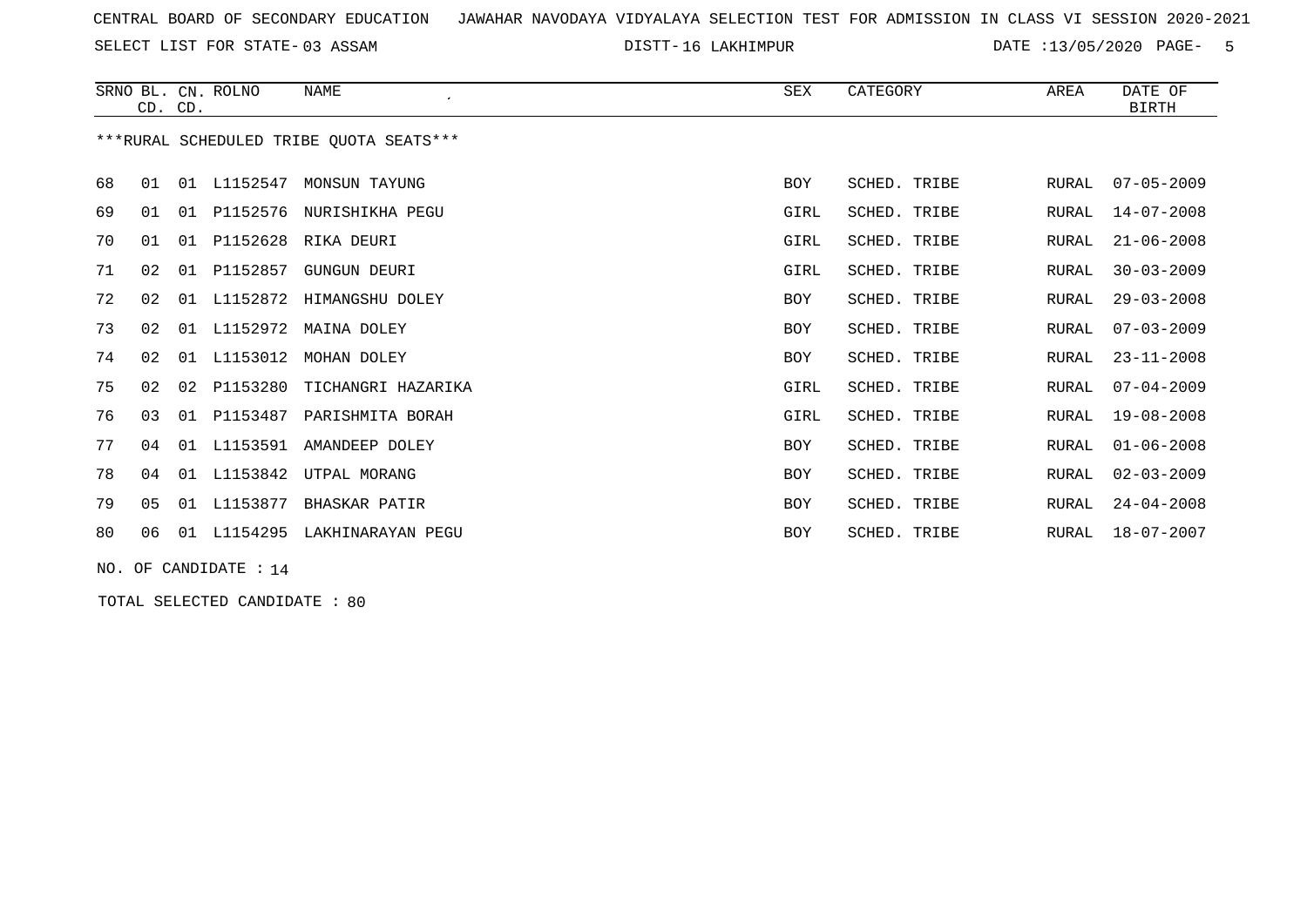CENTRAL BOARD OF SECONDARY EDUCATION JAWAHAR NAVODAYA VIDYALAYA SELECTION TEST FOR ADMISSION IN CLASS VI SESSION 2020-2021

SELECT LIST FOR STATE- 03 ASSAM DISTT- 16 LAKHIMPUR DATE :13/05/2020

| SRNO | BL. CD. | CN. CD. | ROLNO | NAME | SEX | CATEGORY | AREA | DATE OF BIRTH |
|---|---|---|---|---|---|---|---|---|

***RURAL SCHEDULED TRIBE QUOTA SEATS***

| SRNO | BL. CD. | CN. CD. | ROLNO | NAME | SEX | CATEGORY | AREA | DATE OF BIRTH |
|---|---|---|---|---|---|---|---|---|
| 68 | 01 | 01 | L1152547 | MONSUN TAYUNG | BOY | SCHED. TRIBE | RURAL | 07-05-2009 |
| 69 | 01 | 01 | P1152576 | NURISHIKHA PEGU | GIRL | SCHED. TRIBE | RURAL | 14-07-2008 |
| 70 | 01 | 01 | P1152628 | RIKA DEURI | GIRL | SCHED. TRIBE | RURAL | 21-06-2008 |
| 71 | 02 | 01 | P1152857 | GUNGUN DEURI | GIRL | SCHED. TRIBE | RURAL | 30-03-2009 |
| 72 | 02 | 01 | L1152872 | HIMANGSHU DOLEY | BOY | SCHED. TRIBE | RURAL | 29-03-2008 |
| 73 | 02 | 01 | L1152972 | MAINA DOLEY | BOY | SCHED. TRIBE | RURAL | 07-03-2009 |
| 74 | 02 | 01 | L1153012 | MOHAN DOLEY | BOY | SCHED. TRIBE | RURAL | 23-11-2008 |
| 75 | 02 | 02 | P1153280 | TICHANGRI HAZARIKA | GIRL | SCHED. TRIBE | RURAL | 07-04-2009 |
| 76 | 03 | 01 | P1153487 | PARISHMITA BORAH | GIRL | SCHED. TRIBE | RURAL | 19-08-2008 |
| 77 | 04 | 01 | L1153591 | AMANDEEP DOLEY | BOY | SCHED. TRIBE | RURAL | 01-06-2008 |
| 78 | 04 | 01 | L1153842 | UTPAL MORANG | BOY | SCHED. TRIBE | RURAL | 02-03-2009 |
| 79 | 05 | 01 | L1153877 | BHASKAR PATIR | BOY | SCHED. TRIBE | RURAL | 24-04-2008 |
| 80 | 06 | 01 | L1154295 | LAKHINARAYAN PEGU | BOY | SCHED. TRIBE | RURAL | 18-07-2007 |

NO. OF CANDIDATE : 14

TOTAL SELECTED CANDIDATE : 80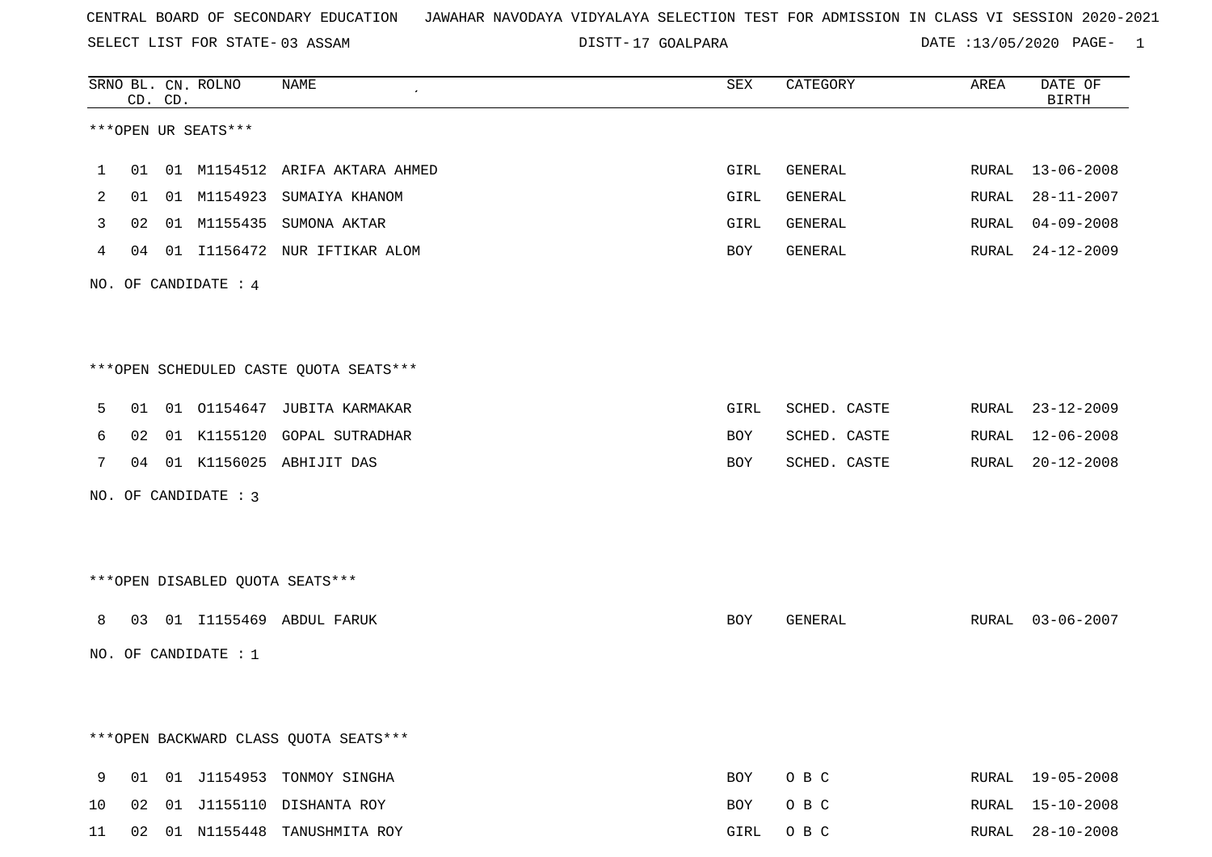CENTRAL BOARD OF SECONDARY EDUCATION JAWAHAR NAVODAYA VIDYALAYA SELECTION TEST FOR ADMISSION IN CLASS VI SESSION 2020-2021

SELECT LIST FOR STATE- 03 ASSAM DISTT- 17 GOALPARA DATE :13/05/2020 PAGE- 1

| SRNO | BL. CD. | CN. CD. | ROLNO | NAME | SEX | CATEGORY | AREA | DATE OF BIRTH |
|---|---|---|---|---|---|---|---|---|

***OPEN UR SEATS***

| SRNO | BL. CD. | CN. CD. | ROLNO | NAME | SEX | CATEGORY | AREA | DATE OF BIRTH |
|---|---|---|---|---|---|---|---|---|
| 1 | 01 | 01 | M1154512 | ARIFA AKTARA AHMED | GIRL | GENERAL | RURAL | 13-06-2008 |
| 2 | 01 | 01 | M1154923 | SUMAIYA KHANOM | GIRL | GENERAL | RURAL | 28-11-2007 |
| 3 | 02 | 01 | M1155435 | SUMONA AKTAR | GIRL | GENERAL | RURAL | 04-09-2008 |
| 4 | 04 | 01 | I1156472 | NUR IFTIKAR ALOM | BOY | GENERAL | RURAL | 24-12-2009 |

NO. OF CANDIDATE : 4

***OPEN SCHEDULED CASTE QUOTA SEATS***

| SRNO | BL. CD. | CN. CD. | ROLNO | NAME | SEX | CATEGORY | AREA | DATE OF BIRTH |
|---|---|---|---|---|---|---|---|---|
| 5 | 01 | 01 | O1154647 | JUBITA KARMAKAR | GIRL | SCHED. CASTE | RURAL | 23-12-2009 |
| 6 | 02 | 01 | K1155120 | GOPAL SUTRADHAR | BOY | SCHED. CASTE | RURAL | 12-06-2008 |
| 7 | 04 | 01 | K1156025 | ABHIJIT DAS | BOY | SCHED. CASTE | RURAL | 20-12-2008 |

NO. OF CANDIDATE : 3

***OPEN DISABLED QUOTA SEATS***

| SRNO | BL. CD. | CN. CD. | ROLNO | NAME | SEX | CATEGORY | AREA | DATE OF BIRTH |
|---|---|---|---|---|---|---|---|---|
| 8 | 03 | 01 | I1155469 | ABDUL FARUK | BOY | GENERAL | RURAL | 03-06-2007 |

NO. OF CANDIDATE : 1

***OPEN BACKWARD CLASS QUOTA SEATS***

| SRNO | BL. CD. | CN. CD. | ROLNO | NAME | SEX | CATEGORY | AREA | DATE OF BIRTH |
|---|---|---|---|---|---|---|---|---|
| 9 | 01 | 01 | J1154953 | TONMOY SINGHA | BOY | O B C | RURAL | 19-05-2008 |
| 10 | 02 | 01 | J1155110 | DISHANTA ROY | BOY | O B C | RURAL | 15-10-2008 |
| 11 | 02 | 01 | N1155448 | TANUSHMITA ROY | GIRL | O B C | RURAL | 28-10-2008 |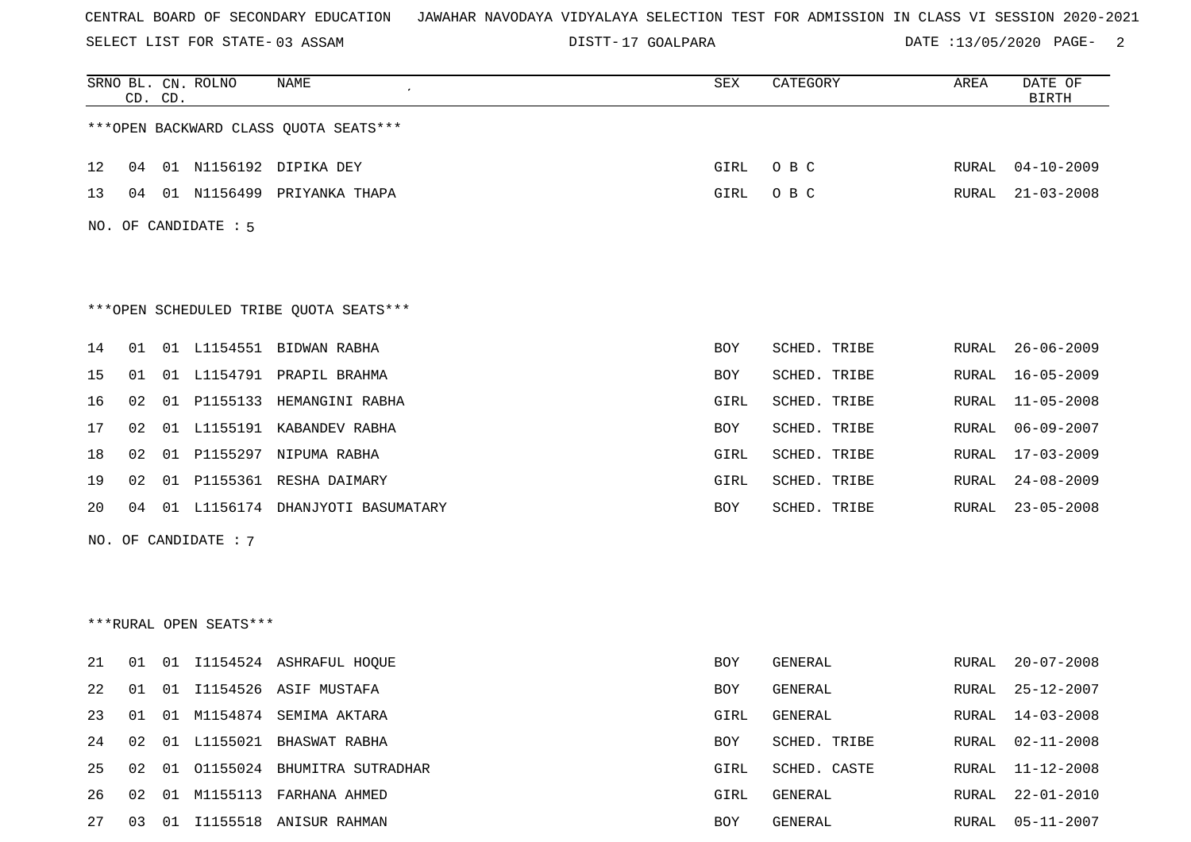CENTRAL BOARD OF SECONDARY EDUCATION JAWAHAR NAVODAYA VIDYALAYA SELECTION TEST FOR ADMISSION IN CLASS VI SESSION 2020-2021

SELECT LIST FOR STATE- 03 ASSAM DISTT- 17 GOALPARA DATE :13/05/2020

***OPEN BACKWARD CLASS QUOTA SEATS***

| SRNO | BL. CD. | CN. CD. | ROLNO | NAME | SEX | CATEGORY | AREA | DATE OF BIRTH |
|---|---|---|---|---|---|---|---|---|
| 12 | 04 | 01 | N1156192 | DIPIKA DEY | GIRL | O B C | RURAL | 04-10-2009 |
| 13 | 04 | 01 | N1156499 | PRIYANKA THAPA | GIRL | O B C | RURAL | 21-03-2008 |

NO. OF CANDIDATE : 5

***OPEN SCHEDULED TRIBE QUOTA SEATS***

| SRNO | BL. CD. | CN. CD. | ROLNO | NAME | SEX | CATEGORY | AREA | DATE OF BIRTH |
|---|---|---|---|---|---|---|---|---|
| 14 | 01 | 01 | L1154551 | BIDWAN RABHA | BOY | SCHED. TRIBE | RURAL | 26-06-2009 |
| 15 | 01 | 01 | L1154791 | PRAPIL BRAHMA | BOY | SCHED. TRIBE | RURAL | 16-05-2009 |
| 16 | 02 | 01 | P1155133 | HEMANGINI RABHA | GIRL | SCHED. TRIBE | RURAL | 11-05-2008 |
| 17 | 02 | 01 | L1155191 | KABANDEV RABHA | BOY | SCHED. TRIBE | RURAL | 06-09-2007 |
| 18 | 02 | 01 | P1155297 | NIPUMA RABHA | GIRL | SCHED. TRIBE | RURAL | 17-03-2009 |
| 19 | 02 | 01 | P1155361 | RESHA DAIMARY | GIRL | SCHED. TRIBE | RURAL | 24-08-2009 |
| 20 | 04 | 01 | L1156174 | DHANJYOTI BASUMATARY | BOY | SCHED. TRIBE | RURAL | 23-05-2008 |

NO. OF CANDIDATE : 7

***RURAL OPEN SEATS***

| SRNO | BL. CD. | CN. CD. | ROLNO | NAME | SEX | CATEGORY | AREA | DATE OF BIRTH |
|---|---|---|---|---|---|---|---|---|
| 21 | 01 | 01 | I1154524 | ASHRAFUL HOQUE | BOY | GENERAL | RURAL | 20-07-2008 |
| 22 | 01 | 01 | I1154526 | ASIF MUSTAFA | BOY | GENERAL | RURAL | 25-12-2007 |
| 23 | 01 | 01 | M1154874 | SEMIMA AKTARA | GIRL | GENERAL | RURAL | 14-03-2008 |
| 24 | 02 | 01 | L1155021 | BHASWAT RABHA | BOY | SCHED. TRIBE | RURAL | 02-11-2008 |
| 25 | 02 | 01 | O1155024 | BHUMITRA SUTRADHAR | GIRL | SCHED. CASTE | RURAL | 11-12-2008 |
| 26 | 02 | 01 | M1155113 | FARHANA AHMED | GIRL | GENERAL | RURAL | 22-01-2010 |
| 27 | 03 | 01 | I1155518 | ANISUR RAHMAN | BOY | GENERAL | RURAL | 05-11-2007 |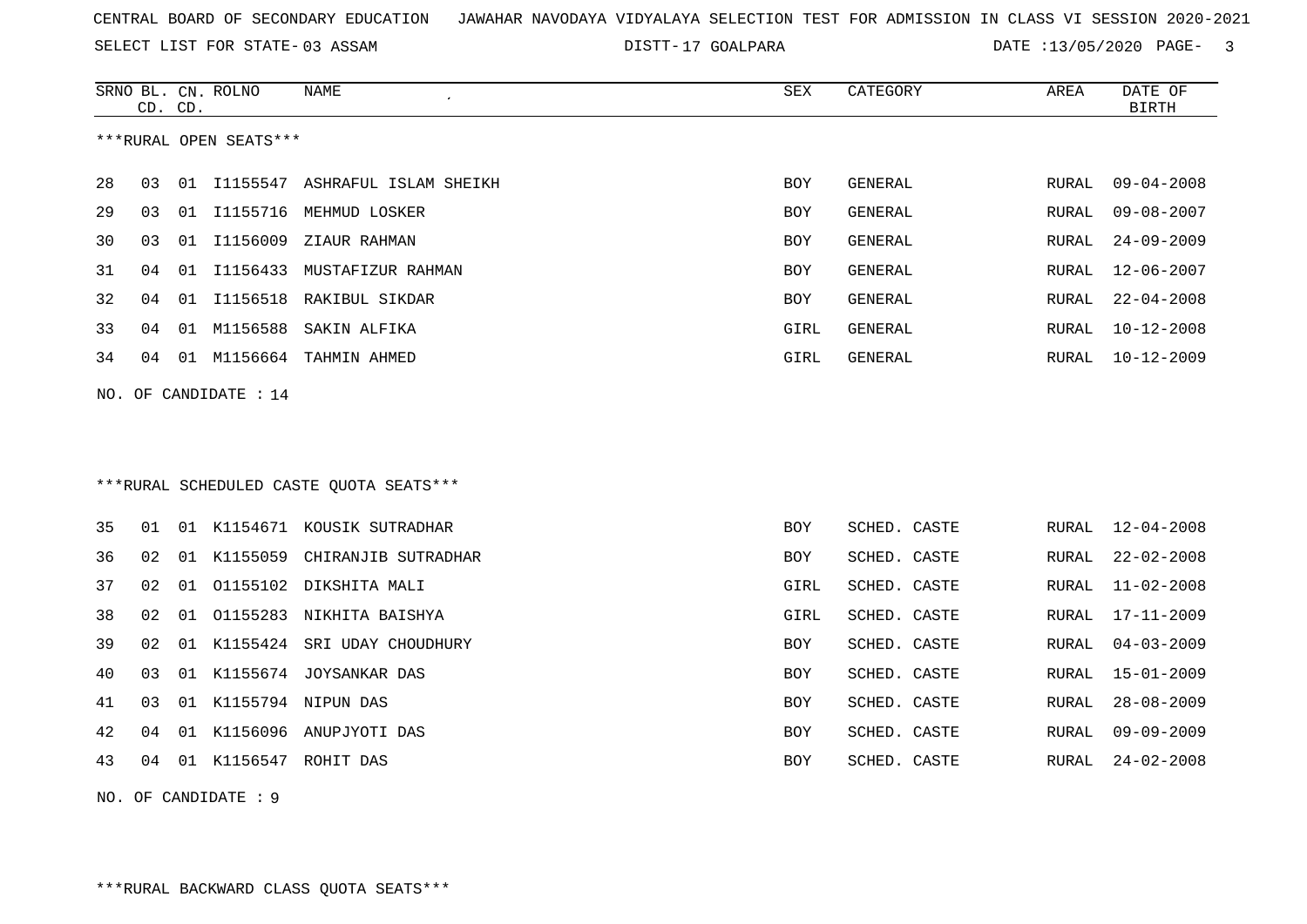CENTRAL BOARD OF SECONDARY EDUCATION   JAWAHAR NAVODAYA VIDYALAYA SELECTION TEST FOR ADMISSION IN CLASS VI SESSION 2020-2021

SELECT LIST FOR STATE- 03 ASSAM   DISTT- 17 GOALPARA   DATE :13/05/2020

***RURAL OPEN SEATS***

| SRNO | BL. CD. | CN. CD. | ROLNO | NAME | SEX | CATEGORY | AREA | DATE OF BIRTH |
|---|---|---|---|---|---|---|---|---|
| 28 | 03 | 01 | I1155547 | ASHRAFUL ISLAM SHEIKH | BOY | GENERAL | RURAL | 09-04-2008 |
| 29 | 03 | 01 | I1155716 | MEHMUD LOSKER | BOY | GENERAL | RURAL | 09-08-2007 |
| 30 | 03 | 01 | I1156009 | ZIAUR RAHMAN | BOY | GENERAL | RURAL | 24-09-2009 |
| 31 | 04 | 01 | I1156433 | MUSTAFIZUR RAHMAN | BOY | GENERAL | RURAL | 12-06-2007 |
| 32 | 04 | 01 | I1156518 | RAKIBUL SIKDAR | BOY | GENERAL | RURAL | 22-04-2008 |
| 33 | 04 | 01 | M1156588 | SAKIN ALFIKA | GIRL | GENERAL | RURAL | 10-12-2008 |
| 34 | 04 | 01 | M1156664 | TAHMIN AHMED | GIRL | GENERAL | RURAL | 10-12-2009 |

NO. OF CANDIDATE : 14

***RURAL SCHEDULED CASTE QUOTA SEATS***

| SRNO | BL. CD. | CN. CD. | ROLNO | NAME | SEX | CATEGORY | AREA | DATE OF BIRTH |
|---|---|---|---|---|---|---|---|---|
| 35 | 01 | 01 | K1154671 | KOUSIK SUTRADHAR | BOY | SCHED. CASTE | RURAL | 12-04-2008 |
| 36 | 02 | 01 | K1155059 | CHIRANJIB SUTRADHAR | BOY | SCHED. CASTE | RURAL | 22-02-2008 |
| 37 | 02 | 01 | O1155102 | DIKSHITA MALI | GIRL | SCHED. CASTE | RURAL | 11-02-2008 |
| 38 | 02 | 01 | O1155283 | NIKHITA BAISHYA | GIRL | SCHED. CASTE | RURAL | 17-11-2009 |
| 39 | 02 | 01 | K1155424 | SRI UDAY CHOUDHURY | BOY | SCHED. CASTE | RURAL | 04-03-2009 |
| 40 | 03 | 01 | K1155674 | JOYSANKAR DAS | BOY | SCHED. CASTE | RURAL | 15-01-2009 |
| 41 | 03 | 01 | K1155794 | NIPUN DAS | BOY | SCHED. CASTE | RURAL | 28-08-2009 |
| 42 | 04 | 01 | K1156096 | ANUPJYOTI DAS | BOY | SCHED. CASTE | RURAL | 09-09-2009 |
| 43 | 04 | 01 | K1156547 | ROHIT DAS | BOY | SCHED. CASTE | RURAL | 24-02-2008 |

NO. OF CANDIDATE : 9

***RURAL BACKWARD CLASS QUOTA SEATS***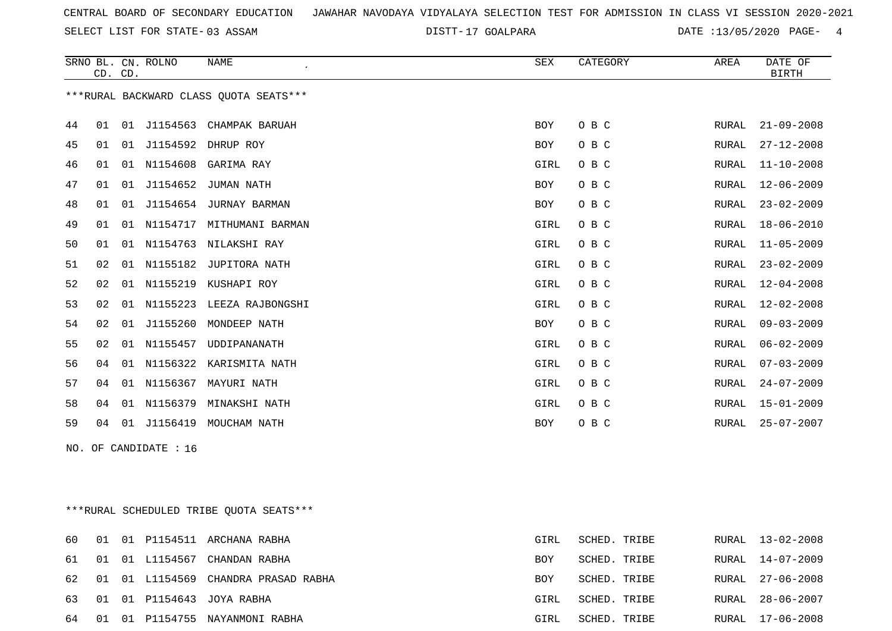CENTRAL BOARD OF SECONDARY EDUCATION JAWAHAR NAVODAYA VIDYALAYA SELECTION TEST FOR ADMISSION IN CLASS VI SESSION 2020-2021

SELECT LIST FOR STATE- 03 ASSAM DISTT- 17 GOALPARA DATE :13/05/2020

***RURAL BACKWARD CLASS QUOTA SEATS***

| SRNO | BL. CD. | CN. CD. | ROLNO | NAME | SEX | CATEGORY | AREA | DATE OF BIRTH |
|---|---|---|---|---|---|---|---|---|
| 44 | 01 | 01 | J1154563 | CHAMPAK BARUAH | BOY | O B C | RURAL | 21-09-2008 |
| 45 | 01 | 01 | J1154592 | DHRUP ROY | BOY | O B C | RURAL | 27-12-2008 |
| 46 | 01 | 01 | N1154608 | GARIMA RAY | GIRL | O B C | RURAL | 11-10-2008 |
| 47 | 01 | 01 | J1154652 | JUMAN NATH | BOY | O B C | RURAL | 12-06-2009 |
| 48 | 01 | 01 | J1154654 | JURNAY BARMAN | BOY | O B C | RURAL | 23-02-2009 |
| 49 | 01 | 01 | N1154717 | MITHUMANI BARMAN | GIRL | O B C | RURAL | 18-06-2010 |
| 50 | 01 | 01 | N1154763 | NILAKSHI RAY | GIRL | O B C | RURAL | 11-05-2009 |
| 51 | 02 | 01 | N1155182 | JUPITORA NATH | GIRL | O B C | RURAL | 23-02-2009 |
| 52 | 02 | 01 | N1155219 | KUSHAPI ROY | GIRL | O B C | RURAL | 12-04-2008 |
| 53 | 02 | 01 | N1155223 | LEEZA RAJBONGSHI | GIRL | O B C | RURAL | 12-02-2008 |
| 54 | 02 | 01 | J1155260 | MONDEEP NATH | BOY | O B C | RURAL | 09-03-2009 |
| 55 | 02 | 01 | N1155457 | UDDIPANANATH | GIRL | O B C | RURAL | 06-02-2009 |
| 56 | 04 | 01 | N1156322 | KARISMITA NATH | GIRL | O B C | RURAL | 07-03-2009 |
| 57 | 04 | 01 | N1156367 | MAYURI NATH | GIRL | O B C | RURAL | 24-07-2009 |
| 58 | 04 | 01 | N1156379 | MINAKSHI NATH | GIRL | O B C | RURAL | 15-01-2009 |
| 59 | 04 | 01 | J1156419 | MOUCHAM NATH | BOY | O B C | RURAL | 25-07-2007 |

NO. OF CANDIDATE : 16

***RURAL SCHEDULED TRIBE QUOTA SEATS***

| SRNO | BL. CD. | CN. CD. | ROLNO | NAME | SEX | CATEGORY | AREA | DATE OF BIRTH |
|---|---|---|---|---|---|---|---|---|
| 60 | 01 | 01 | P1154511 | ARCHANA RABHA | GIRL | SCHED. TRIBE | RURAL | 13-02-2008 |
| 61 | 01 | 01 | L1154567 | CHANDAN RABHA | BOY | SCHED. TRIBE | RURAL | 14-07-2009 |
| 62 | 01 | 01 | L1154569 | CHANDRA PRASAD RABHA | BOY | SCHED. TRIBE | RURAL | 27-06-2008 |
| 63 | 01 | 01 | P1154643 | JOYA RABHA | GIRL | SCHED. TRIBE | RURAL | 28-06-2007 |
| 64 | 01 | 01 | P1154755 | NAYANMONI RABHA | GIRL | SCHED. TRIBE | RURAL | 17-06-2008 |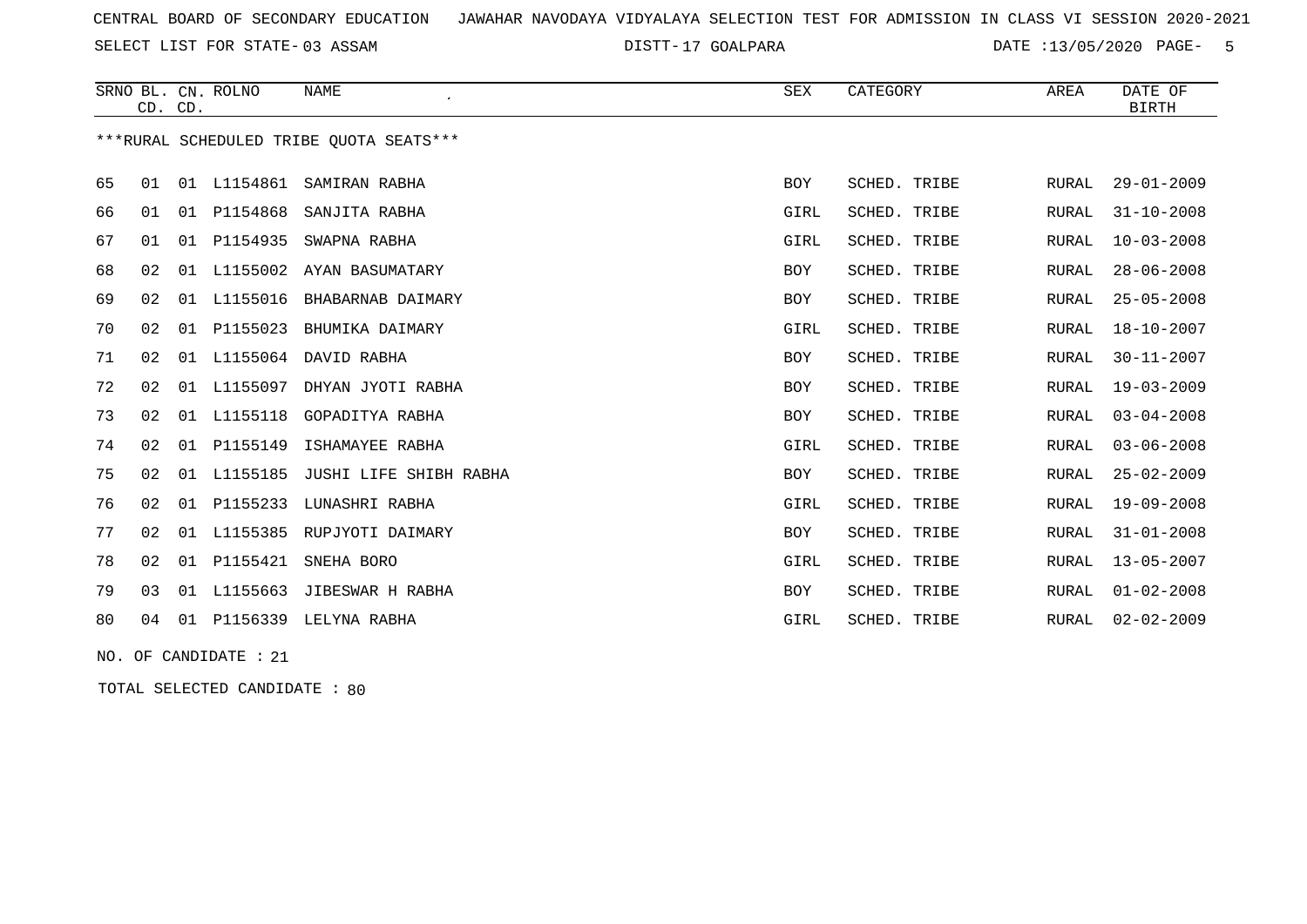CENTRAL BOARD OF SECONDARY EDUCATION JAWAHAR NAVODAYA VIDYALAYA SELECTION TEST FOR ADMISSION IN CLASS VI SESSION 2020-2021

SELECT LIST FOR STATE- 03 ASSAM DISTT- 17 GOALPARA DATE :13/05/2020

***RURAL SCHEDULED TRIBE QUOTA SEATS***

| SRNO | BL. CD. | CN. CD. | ROLNO | NAME | SEX | CATEGORY | AREA | DATE OF BIRTH |
|---|---|---|---|---|---|---|---|---|
| 65 | 01 | 01 | L1154861 | SAMIRAN RABHA | BOY | SCHED. TRIBE | RURAL | 29-01-2009 |
| 66 | 01 | 01 | P1154868 | SANJITA RABHA | GIRL | SCHED. TRIBE | RURAL | 31-10-2008 |
| 67 | 01 | 01 | P1154935 | SWAPNA RABHA | GIRL | SCHED. TRIBE | RURAL | 10-03-2008 |
| 68 | 02 | 01 | L1155002 | AYAN BASUMATARY | BOY | SCHED. TRIBE | RURAL | 28-06-2008 |
| 69 | 02 | 01 | L1155016 | BHABARNAB DAIMARY | BOY | SCHED. TRIBE | RURAL | 25-05-2008 |
| 70 | 02 | 01 | P1155023 | BHUMIKA DAIMARY | GIRL | SCHED. TRIBE | RURAL | 18-10-2007 |
| 71 | 02 | 01 | L1155064 | DAVID RABHA | BOY | SCHED. TRIBE | RURAL | 30-11-2007 |
| 72 | 02 | 01 | L1155097 | DHYAN JYOTI RABHA | BOY | SCHED. TRIBE | RURAL | 19-03-2009 |
| 73 | 02 | 01 | L1155118 | GOPADITYA RABHA | BOY | SCHED. TRIBE | RURAL | 03-04-2008 |
| 74 | 02 | 01 | P1155149 | ISHAMAYEE RABHA | GIRL | SCHED. TRIBE | RURAL | 03-06-2008 |
| 75 | 02 | 01 | L1155185 | JUSHI LIFE SHIBH RABHA | BOY | SCHED. TRIBE | RURAL | 25-02-2009 |
| 76 | 02 | 01 | P1155233 | LUNASHRI RABHA | GIRL | SCHED. TRIBE | RURAL | 19-09-2008 |
| 77 | 02 | 01 | L1155385 | RUPJYOTI DAIMARY | BOY | SCHED. TRIBE | RURAL | 31-01-2008 |
| 78 | 02 | 01 | P1155421 | SNEHA BORO | GIRL | SCHED. TRIBE | RURAL | 13-05-2007 |
| 79 | 03 | 01 | L1155663 | JIBESWAR H RABHA | BOY | SCHED. TRIBE | RURAL | 01-02-2008 |
| 80 | 04 | 01 | P1156339 | LELYNA RABHA | GIRL | SCHED. TRIBE | RURAL | 02-02-2009 |

NO. OF CANDIDATE : 21

TOTAL SELECTED CANDIDATE : 80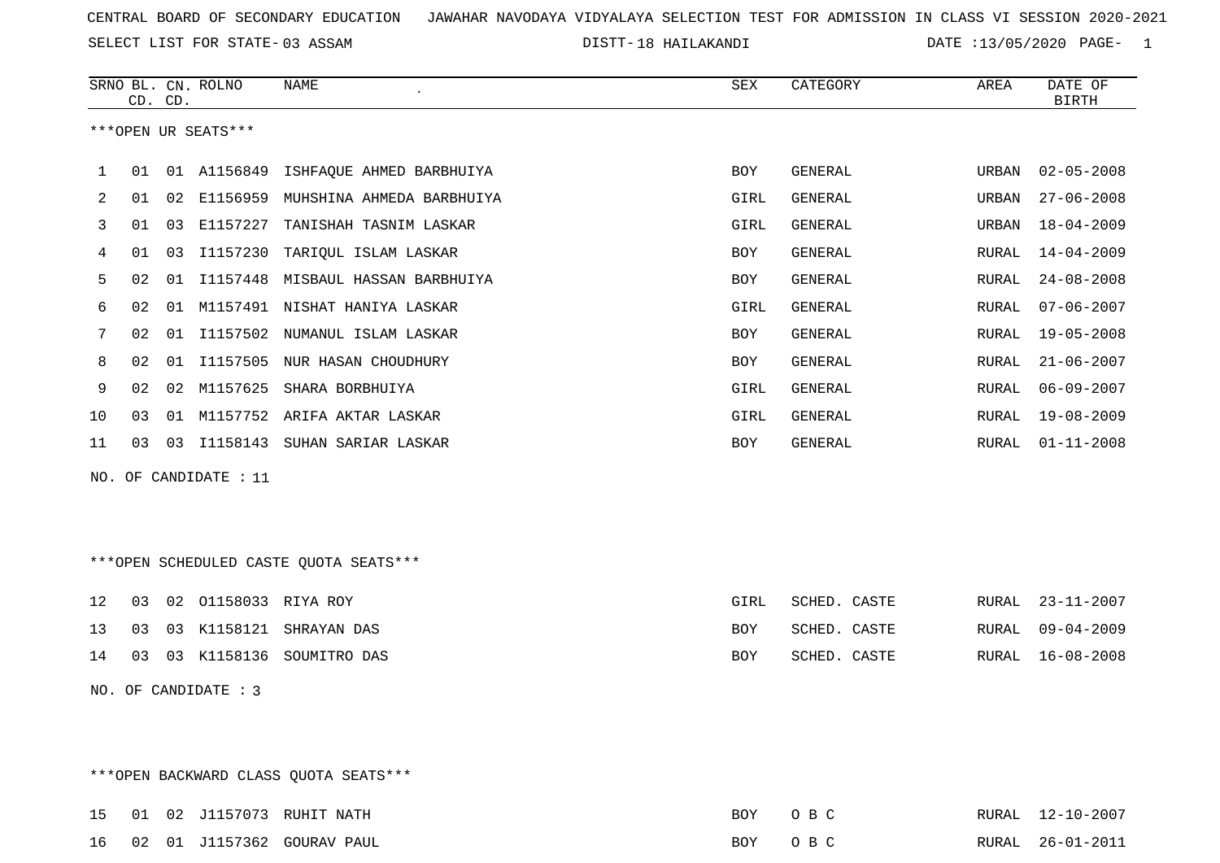CENTRAL BOARD OF SECONDARY EDUCATION JAWAHAR NAVODAYA VIDYALAYA SELECTION TEST FOR ADMISSION IN CLASS VI SESSION 2020-2021

SELECT LIST FOR STATE- 03 ASSAM DISTT- 18 HAILAKANDI DATE :13/05/2020

| SRNO | BL. CD. | CN. CD. | ROLNO | NAME | SEX | CATEGORY | AREA | DATE OF BIRTH |
|---|---|---|---|---|---|---|---|---|

***OPEN UR SEATS***

| SRNO | BL. CD. | CN. CD. | ROLNO | NAME | SEX | CATEGORY | AREA | DATE OF BIRTH |
|---|---|---|---|---|---|---|---|---|
| 1 | 01 | 01 | A1156849 | ISHFAQUE AHMED BARBHUIYA | BOY | GENERAL | URBAN | 02-05-2008 |
| 2 | 01 | 02 | E1156959 | MUHSHINA AHMEDA BARBHUIYA | GIRL | GENERAL | URBAN | 27-06-2008 |
| 3 | 01 | 03 | E1157227 | TANISHAH TASNIM LASKAR | GIRL | GENERAL | URBAN | 18-04-2009 |
| 4 | 01 | 03 | I1157230 | TARIQUL ISLAM LASKAR | BOY | GENERAL | RURAL | 14-04-2009 |
| 5 | 02 | 01 | I1157448 | MISBAUL HASSAN BARBHUIYA | BOY | GENERAL | RURAL | 24-08-2008 |
| 6 | 02 | 01 | M1157491 | NISHAT HANIYA LASKAR | GIRL | GENERAL | RURAL | 07-06-2007 |
| 7 | 02 | 01 | I1157502 | NUMANUL ISLAM LASKAR | BOY | GENERAL | RURAL | 19-05-2008 |
| 8 | 02 | 01 | I1157505 | NUR HASAN CHOUDHURY | BOY | GENERAL | RURAL | 21-06-2007 |
| 9 | 02 | 02 | M1157625 | SHARA BORBHUIYA | GIRL | GENERAL | RURAL | 06-09-2007 |
| 10 | 03 | 01 | M1157752 | ARIFA AKTAR LASKAR | GIRL | GENERAL | RURAL | 19-08-2009 |
| 11 | 03 | 03 | I1158143 | SUHAN SARIAR LASKAR | BOY | GENERAL | RURAL | 01-11-2008 |

NO. OF CANDIDATE : 11

***OPEN SCHEDULED CASTE QUOTA SEATS***

| SRNO | BL. CD. | CN. CD. | ROLNO | NAME | SEX | CATEGORY | AREA | DATE OF BIRTH |
|---|---|---|---|---|---|---|---|---|
| 12 | 03 | 02 | O1158033 | RIYA ROY | GIRL | SCHED. CASTE | RURAL | 23-11-2007 |
| 13 | 03 | 03 | K1158121 | SHRAYAN DAS | BOY | SCHED. CASTE | RURAL | 09-04-2009 |
| 14 | 03 | 03 | K1158136 | SOUMITRO DAS | BOY | SCHED. CASTE | RURAL | 16-08-2008 |

NO. OF CANDIDATE : 3

***OPEN BACKWARD CLASS QUOTA SEATS***

| SRNO | BL. CD. | CN. CD. | ROLNO | NAME | SEX | CATEGORY | AREA | DATE OF BIRTH |
|---|---|---|---|---|---|---|---|---|
| 15 | 01 | 02 | J1157073 | RUHIT NATH | BOY | O B C | RURAL | 12-10-2007 |
| 16 | 02 | 01 | J1157362 | GOURAV PAUL | BOY | O B C | RURAL | 26-01-2011 |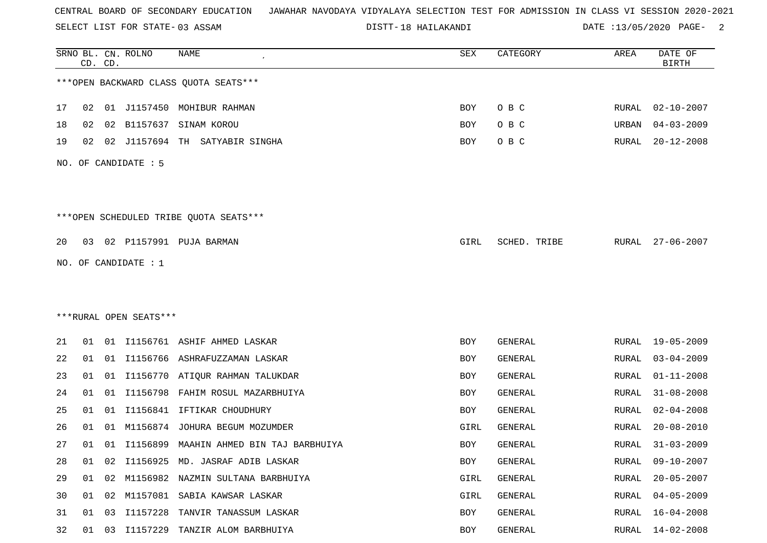CENTRAL BOARD OF SECONDARY EDUCATION JAWAHAR NAVODAYA VIDYALAYA SELECTION TEST FOR ADMISSION IN CLASS VI SESSION 2020-2021

SELECT LIST FOR STATE- 03 ASSAM DISTT- 18 HAILAKANDI DATE :13/05/2020 PAGE- 2

***OPEN BACKWARD CLASS QUOTA SEATS***

| SRNO | BL. CD. | CN. CD. | ROLNO | NAME | SEX | CATEGORY | AREA | DATE OF BIRTH |
|---|---|---|---|---|---|---|---|---|
| 17 | 02 | 01 | J1157450 | MOHIBUR RAHMAN | BOY | O B C | RURAL | 02-10-2007 |
| 18 | 02 | 02 | B1157637 | SINAM KOROU | BOY | O B C | URBAN | 04-03-2009 |
| 19 | 02 | 02 | J1157694 | TH SATYABIR SINGHA | BOY | O B C | RURAL | 20-12-2008 |

NO. OF CANDIDATE : 5

***OPEN SCHEDULED TRIBE QUOTA SEATS***

| SRNO | BL. CD. | CN. CD. | ROLNO | NAME | SEX | CATEGORY | AREA | DATE OF BIRTH |
|---|---|---|---|---|---|---|---|---|
| 20 | 03 | 02 | P1157991 | PUJA BARMAN | GIRL | SCHED. TRIBE | RURAL | 27-06-2007 |

NO. OF CANDIDATE : 1

***RURAL OPEN SEATS***

| SRNO | BL. CD. | CN. CD. | ROLNO | NAME | SEX | CATEGORY | AREA | DATE OF BIRTH |
|---|---|---|---|---|---|---|---|---|
| 21 | 01 | 01 | I1156761 | ASHIF AHMED LASKAR | BOY | GENERAL | RURAL | 19-05-2009 |
| 22 | 01 | 01 | I1156766 | ASHRAFUZZAMAN LASKAR | BOY | GENERAL | RURAL | 03-04-2009 |
| 23 | 01 | 01 | I1156770 | ATIQUR RAHMAN TALUKDAR | BOY | GENERAL | RURAL | 01-11-2008 |
| 24 | 01 | 01 | I1156798 | FAHIM ROSUL MAZARBHUIYA | BOY | GENERAL | RURAL | 31-08-2008 |
| 25 | 01 | 01 | I1156841 | IFTIKAR CHOUDHURY | BOY | GENERAL | RURAL | 02-04-2008 |
| 26 | 01 | 01 | M1156874 | JOHURA BEGUM MOZUMDER | GIRL | GENERAL | RURAL | 20-08-2010 |
| 27 | 01 | 01 | I1156899 | MAAHIN AHMED BIN TAJ BARBHUIYA | BOY | GENERAL | RURAL | 31-03-2009 |
| 28 | 01 | 02 | I1156925 | MD. JASRAF ADIB LASKAR | BOY | GENERAL | RURAL | 09-10-2007 |
| 29 | 01 | 02 | M1156982 | NAZMIN SULTANA BARBHUIYA | GIRL | GENERAL | RURAL | 20-05-2007 |
| 30 | 01 | 02 | M1157081 | SABIA KAWSAR LASKAR | GIRL | GENERAL | RURAL | 04-05-2009 |
| 31 | 01 | 03 | I1157228 | TANVIR TANASSUM LASKAR | BOY | GENERAL | RURAL | 16-04-2008 |
| 32 | 01 | 03 | I1157229 | TANZIR ALOM BARBHUIYA | BOY | GENERAL | RURAL | 14-02-2008 |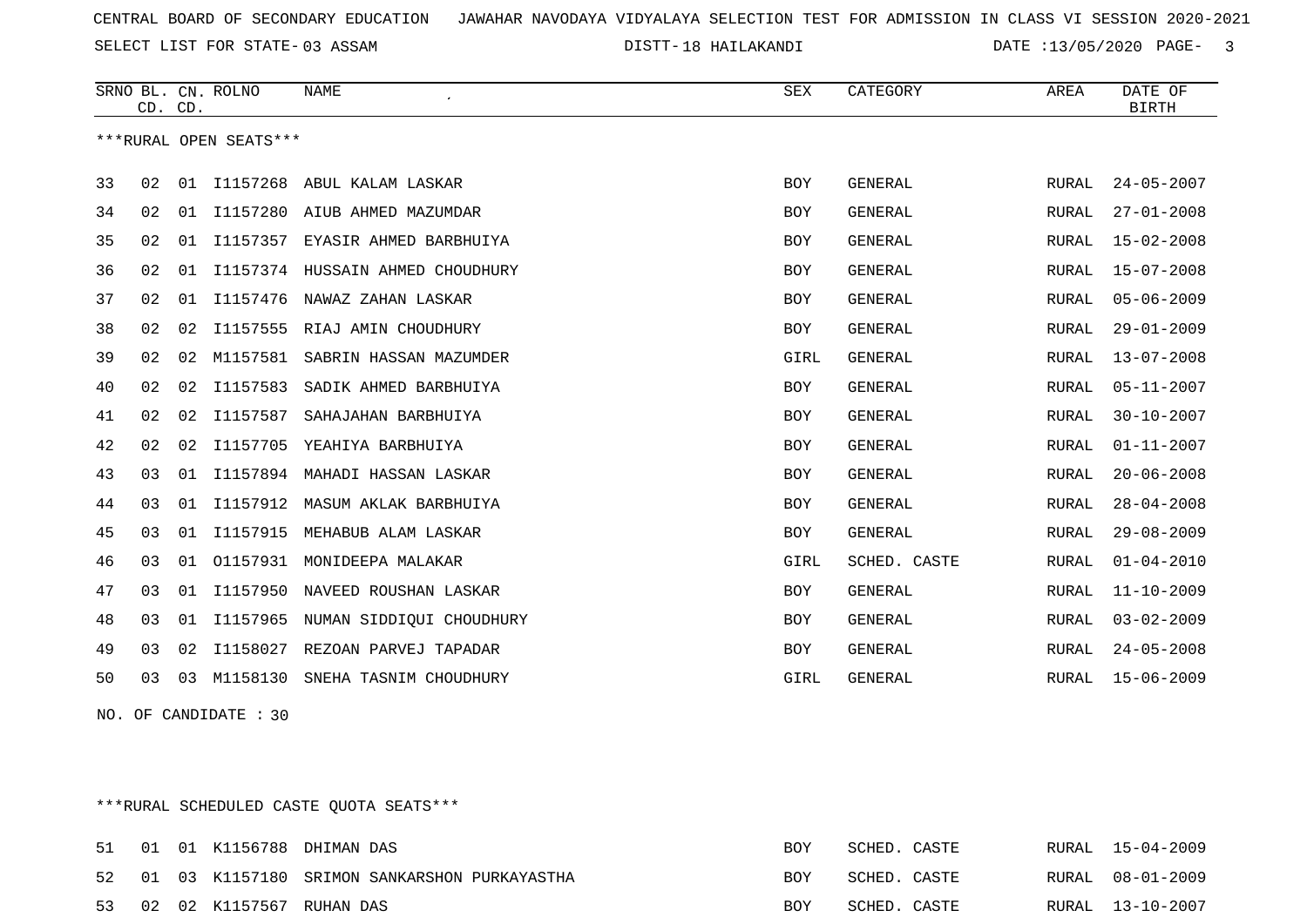CENTRAL BOARD OF SECONDARY EDUCATION JAWAHAR NAVODAYA VIDYALAYA SELECTION TEST FOR ADMISSION IN CLASS VI SESSION 2020-2021

SELECT LIST FOR STATE- 03 ASSAM DISTT- 18 HAILAKANDI DATE :13/05/2020

***RURAL OPEN SEATS***

| SRNO | BL. CD. | CN. CD. | ROLNO | NAME | SEX | CATEGORY | AREA | DATE OF BIRTH |
|---|---|---|---|---|---|---|---|---|
| 33 | 02 | 01 | I1157268 | ABUL KALAM LASKAR | BOY | GENERAL | RURAL | 24-05-2007 |
| 34 | 02 | 01 | I1157280 | AIUB AHMED MAZUMDAR | BOY | GENERAL | RURAL | 27-01-2008 |
| 35 | 02 | 01 | I1157357 | EYASIR AHMED BARBHUIYA | BOY | GENERAL | RURAL | 15-02-2008 |
| 36 | 02 | 01 | I1157374 | HUSSAIN AHMED CHOUDHURY | BOY | GENERAL | RURAL | 15-07-2008 |
| 37 | 02 | 01 | I1157476 | NAWAZ ZAHAN LASKAR | BOY | GENERAL | RURAL | 05-06-2009 |
| 38 | 02 | 02 | I1157555 | RIAJ AMIN CHOUDHURY | BOY | GENERAL | RURAL | 29-01-2009 |
| 39 | 02 | 02 | M1157581 | SABRIN HASSAN MAZUMDER | GIRL | GENERAL | RURAL | 13-07-2008 |
| 40 | 02 | 02 | I1157583 | SADIK AHMED BARBHUIYA | BOY | GENERAL | RURAL | 05-11-2007 |
| 41 | 02 | 02 | I1157587 | SAHAJAHAN BARBHUIYA | BOY | GENERAL | RURAL | 30-10-2007 |
| 42 | 02 | 02 | I1157705 | YEAHIYA BARBHUIYA | BOY | GENERAL | RURAL | 01-11-2007 |
| 43 | 03 | 01 | I1157894 | MAHADI HASSAN LASKAR | BOY | GENERAL | RURAL | 20-06-2008 |
| 44 | 03 | 01 | I1157912 | MASUM AKLAK BARBHUIYA | BOY | GENERAL | RURAL | 28-04-2008 |
| 45 | 03 | 01 | I1157915 | MEHABUB ALAM LASKAR | BOY | GENERAL | RURAL | 29-08-2009 |
| 46 | 03 | 01 | O1157931 | MONIDEEPA MALAKAR | GIRL | SCHED. CASTE | RURAL | 01-04-2010 |
| 47 | 03 | 01 | I1157950 | NAVEED ROUSHAN LASKAR | BOY | GENERAL | RURAL | 11-10-2009 |
| 48 | 03 | 01 | I1157965 | NUMAN SIDDIQUI CHOUDHURY | BOY | GENERAL | RURAL | 03-02-2009 |
| 49 | 03 | 02 | I1158027 | REZOAN PARVEJ TAPADAR | BOY | GENERAL | RURAL | 24-05-2008 |
| 50 | 03 | 03 | M1158130 | SNEHA TASNIM CHOUDHURY | GIRL | GENERAL | RURAL | 15-06-2009 |

NO. OF CANDIDATE : 30

***RURAL SCHEDULED CASTE QUOTA SEATS***

| SRNO | BL. CD. | CN. CD. | ROLNO | NAME | SEX | CATEGORY | AREA | DATE OF BIRTH |
|---|---|---|---|---|---|---|---|---|
| 51 | 01 | 01 | K1156788 | DHIMAN DAS | BOY | SCHED. CASTE | RURAL | 15-04-2009 |
| 52 | 01 | 03 | K1157180 | SRIMON SANKARSHON PURKAYASTHA | BOY | SCHED. CASTE | RURAL | 08-01-2009 |
| 53 | 02 | 02 | K1157567 | RUHAN DAS | BOY | SCHED. CASTE | RURAL | 13-10-2007 |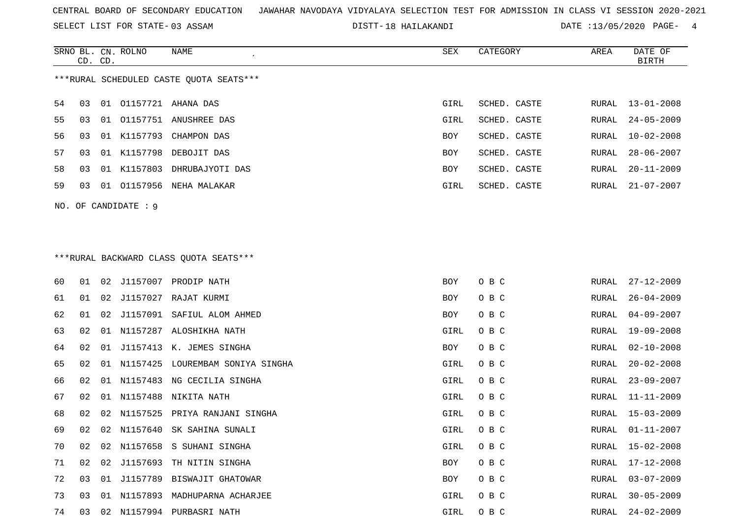CENTRAL BOARD OF SECONDARY EDUCATION   JAWAHAR NAVODAYA VIDYALAYA SELECTION TEST FOR ADMISSION IN CLASS VI SESSION 2020-2021

SELECT LIST FOR STATE- 03 ASSAM   DISTT- 18 HAILAKANDI   DATE :13/05/2020

***RURAL SCHEDULED CASTE QUOTA SEATS***

| SRNO | BL. CD. | CN. CD. | ROLNO | NAME | SEX | CATEGORY | AREA | DATE OF BIRTH |
|---|---|---|---|---|---|---|---|---|
| 54 | 03 | 01 | O1157721 | AHANA DAS | GIRL | SCHED. CASTE | RURAL | 13-01-2008 |
| 55 | 03 | 01 | O1157751 | ANUSHREE DAS | GIRL | SCHED. CASTE | RURAL | 24-05-2009 |
| 56 | 03 | 01 | K1157793 | CHAMPON DAS | BOY | SCHED. CASTE | RURAL | 10-02-2008 |
| 57 | 03 | 01 | K1157798 | DEBOJIT DAS | BOY | SCHED. CASTE | RURAL | 28-06-2007 |
| 58 | 03 | 01 | K1157803 | DHRUBAJYOTI DAS | BOY | SCHED. CASTE | RURAL | 20-11-2009 |
| 59 | 03 | 01 | O1157956 | NEHA MALAKAR | GIRL | SCHED. CASTE | RURAL | 21-07-2007 |

NO. OF CANDIDATE : 9

***RURAL BACKWARD CLASS QUOTA SEATS***

| SRNO | BL. CD. | CN. CD. | ROLNO | NAME | SEX | CATEGORY | AREA | DATE OF BIRTH |
|---|---|---|---|---|---|---|---|---|
| 60 | 01 | 02 | J1157007 | PRODIP NATH | BOY | O B C | RURAL | 27-12-2009 |
| 61 | 01 | 02 | J1157027 | RAJAT KURMI | BOY | O B C | RURAL | 26-04-2009 |
| 62 | 01 | 02 | J1157091 | SAFIUL ALOM AHMED | BOY | O B C | RURAL | 04-09-2007 |
| 63 | 02 | 01 | N1157287 | ALOSHIKHA NATH | GIRL | O B C | RURAL | 19-09-2008 |
| 64 | 02 | 01 | J1157413 | K. JEMES SINGHA | BOY | O B C | RURAL | 02-10-2008 |
| 65 | 02 | 01 | N1157425 | LOUREMBAM SONIYA SINGHA | GIRL | O B C | RURAL | 20-02-2008 |
| 66 | 02 | 01 | N1157483 | NG CECILIA SINGHA | GIRL | O B C | RURAL | 23-09-2007 |
| 67 | 02 | 01 | N1157488 | NIKITA NATH | GIRL | O B C | RURAL | 11-11-2009 |
| 68 | 02 | 02 | N1157525 | PRIYA RANJANI SINGHA | GIRL | O B C | RURAL | 15-03-2009 |
| 69 | 02 | 02 | N1157640 | SK SAHINA SUNALI | GIRL | O B C | RURAL | 01-11-2007 |
| 70 | 02 | 02 | N1157658 | S SUHANI SINGHA | GIRL | O B C | RURAL | 15-02-2008 |
| 71 | 02 | 02 | J1157693 | TH NITIN SINGHA | BOY | O B C | RURAL | 17-12-2008 |
| 72 | 03 | 01 | J1157789 | BISWAJIT GHATOWAR | BOY | O B C | RURAL | 03-07-2009 |
| 73 | 03 | 01 | N1157893 | MADHUPARNA ACHARJEE | GIRL | O B C | RURAL | 30-05-2009 |
| 74 | 03 | 02 | N1157994 | PURBASRI NATH | GIRL | O B C | RURAL | 24-02-2009 |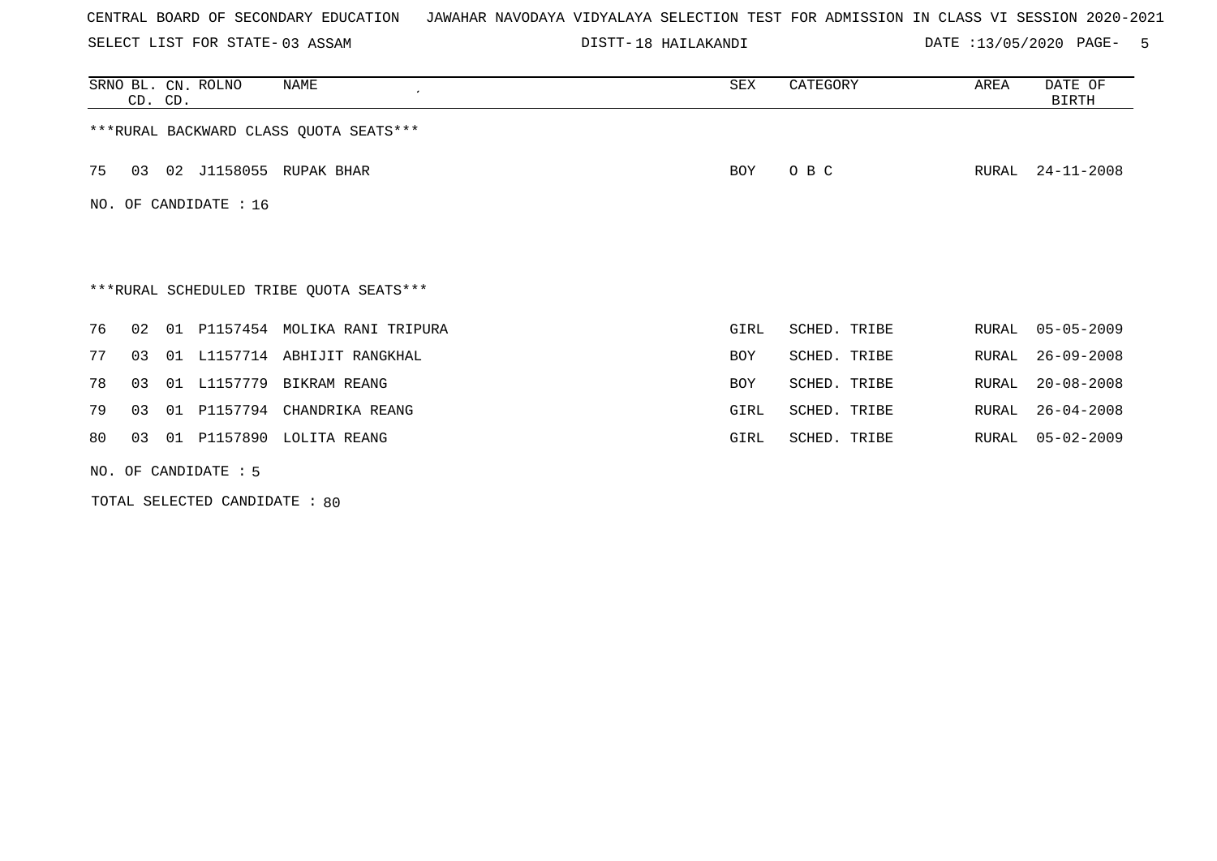CENTRAL BOARD OF SECONDARY EDUCATION JAWAHAR NAVODAYA VIDYALAYA SELECTION TEST FOR ADMISSION IN CLASS VI SESSION 2020-2021

SELECT LIST FOR STATE- 03 ASSAM DISTT- 18 HAILAKANDI DATE :13/05/2020

***RURAL BACKWARD CLASS QUOTA SEATS***

| SRNO | BL. CD. | CN. CD. | ROLNO | NAME | SEX | CATEGORY | AREA | DATE OF BIRTH |
|---|---|---|---|---|---|---|---|---|
| 75 | 03 | 02 | J1158055 | RUPAK BHAR | BOY | O B C | RURAL | 24-11-2008 |

NO. OF CANDIDATE : 16

***RURAL SCHEDULED TRIBE QUOTA SEATS***

| SRNO | BL. CD. | CN. CD. | ROLNO | NAME | SEX | CATEGORY | AREA | DATE OF BIRTH |
|---|---|---|---|---|---|---|---|---|
| 76 | 02 | 01 | P1157454 | MOLIKA RANI TRIPURA | GIRL | SCHED. TRIBE | RURAL | 05-05-2009 |
| 77 | 03 | 01 | L1157714 | ABHIJIT RANGKHAL | BOY | SCHED. TRIBE | RURAL | 26-09-2008 |
| 78 | 03 | 01 | L1157779 | BIKRAM REANG | BOY | SCHED. TRIBE | RURAL | 20-08-2008 |
| 79 | 03 | 01 | P1157794 | CHANDRIKA REANG | GIRL | SCHED. TRIBE | RURAL | 26-04-2008 |
| 80 | 03 | 01 | P1157890 | LOLITA REANG | GIRL | SCHED. TRIBE | RURAL | 05-02-2009 |

NO. OF CANDIDATE : 5

TOTAL SELECTED CANDIDATE : 80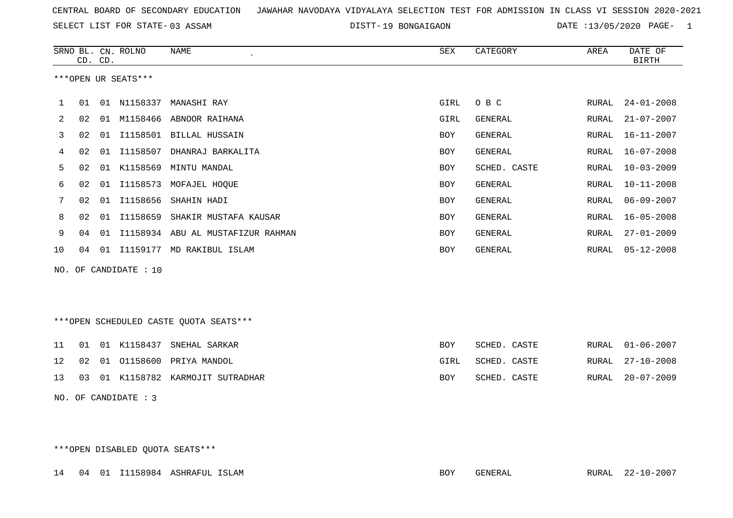CENTRAL BOARD OF SECONDARY EDUCATION JAWAHAR NAVODAYA VIDYALAYA SELECTION TEST FOR ADMISSION IN CLASS VI SESSION 2020-2021

SELECT LIST FOR STATE- 03 ASSAM DISTT- 19 BONGAIGAON DATE :13/05/2020 PAGE- 1

| SRNO | BL. CD. | CN. CD. | ROLNO | NAME | SEX | CATEGORY | AREA | DATE OF BIRTH |
|---|---|---|---|---|---|---|---|---|

***OPEN UR SEATS***

| SRNO | BL. CD. | CN. CD. | ROLNO | NAME | SEX | CATEGORY | AREA | DATE OF BIRTH |
|---|---|---|---|---|---|---|---|---|
| 1 | 01 | 01 | N1158337 | MANASHI RAY | GIRL | O B C | RURAL | 24-01-2008 |
| 2 | 02 | 01 | M1158466 | ABNOOR RAIHANA | GIRL | GENERAL | RURAL | 21-07-2007 |
| 3 | 02 | 01 | I1158501 | BILLAL HUSSAIN | BOY | GENERAL | RURAL | 16-11-2007 |
| 4 | 02 | 01 | I1158507 | DHANRAJ BARKALITA | BOY | GENERAL | RURAL | 16-07-2008 |
| 5 | 02 | 01 | K1158569 | MINTU MANDAL | BOY | SCHED. CASTE | RURAL | 10-03-2009 |
| 6 | 02 | 01 | I1158573 | MOFAJEL HOQUE | BOY | GENERAL | RURAL | 10-11-2008 |
| 7 | 02 | 01 | I1158656 | SHAHIN HADI | BOY | GENERAL | RURAL | 06-09-2007 |
| 8 | 02 | 01 | I1158659 | SHAKIR MUSTAFA KAUSAR | BOY | GENERAL | RURAL | 16-05-2008 |
| 9 | 04 | 01 | I1158934 | ABU AL MUSTAFIZUR RAHMAN | BOY | GENERAL | RURAL | 27-01-2009 |
| 10 | 04 | 01 | I1159177 | MD RAKIBUL ISLAM | BOY | GENERAL | RURAL | 05-12-2008 |

NO. OF CANDIDATE : 10

***OPEN SCHEDULED CASTE QUOTA SEATS***

| SRNO | BL. CD. | CN. CD. | ROLNO | NAME | SEX | CATEGORY | AREA | DATE OF BIRTH |
|---|---|---|---|---|---|---|---|---|
| 11 | 01 | 01 | K1158437 | SNEHAL SARKAR | BOY | SCHED. CASTE | RURAL | 01-06-2007 |
| 12 | 02 | 01 | O1158600 | PRIYA MANDOL | GIRL | SCHED. CASTE | RURAL | 27-10-2008 |
| 13 | 03 | 01 | K1158782 | KARMOJIT SUTRADHAR | BOY | SCHED. CASTE | RURAL | 20-07-2009 |

NO. OF CANDIDATE : 3

***OPEN DISABLED QUOTA SEATS***

| SRNO | BL. CD. | CN. CD. | ROLNO | NAME | SEX | CATEGORY | AREA | DATE OF BIRTH |
|---|---|---|---|---|---|---|---|---|
| 14 | 04 | 01 | I1158984 | ASHRAFUL ISLAM | BOY | GENERAL | RURAL | 22-10-2007 |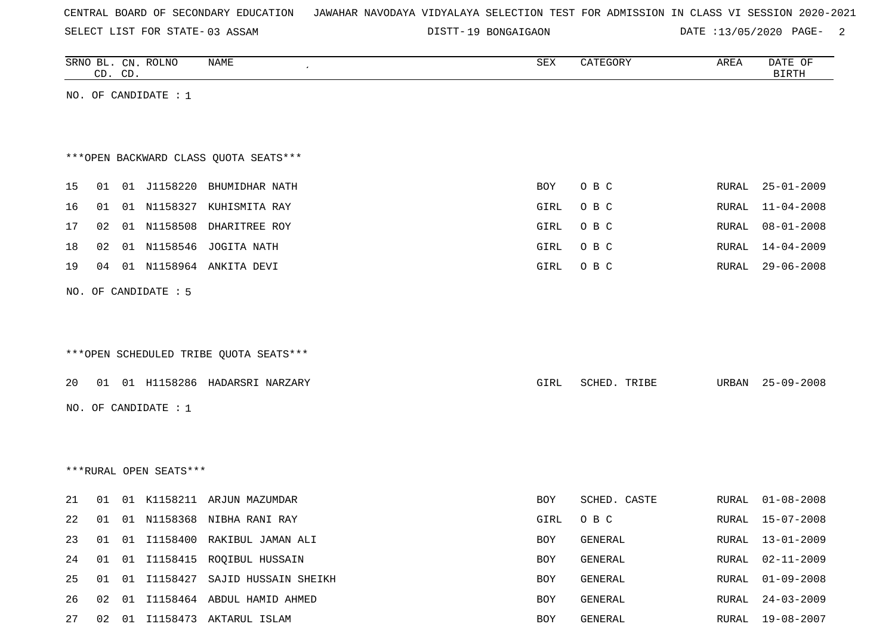CENTRAL BOARD OF SECONDARY EDUCATION JAWAHAR NAVODAYA VIDYALAYA SELECTION TEST FOR ADMISSION IN CLASS VI SESSION 2020-2021

SELECT LIST FOR STATE- 03 ASSAM DISTT- 19 BONGAIGAON DATE :13/05/2020

| SRNO | BL. CD. | CN. CD. | ROLNO | NAME | SEX | CATEGORY | AREA | DATE OF BIRTH |
|---|---|---|---|---|---|---|---|---|

NO. OF CANDIDATE : 1

***OPEN BACKWARD CLASS QUOTA SEATS***

| SRNO | BL. CD. | CN. CD. | ROLNO | NAME | SEX | CATEGORY | AREA | DATE OF BIRTH |
|---|---|---|---|---|---|---|---|---|
| 15 | 01 | 01 | J1158220 | BHUMIDHAR NATH | BOY | O B C | RURAL | 25-01-2009 |
| 16 | 01 | 01 | N1158327 | KUHISMITA RAY | GIRL | O B C | RURAL | 11-04-2008 |
| 17 | 02 | 01 | N1158508 | DHARITREE ROY | GIRL | O B C | RURAL | 08-01-2008 |
| 18 | 02 | 01 | N1158546 | JOGITA NATH | GIRL | O B C | RURAL | 14-04-2009 |
| 19 | 04 | 01 | N1158964 | ANKITA DEVI | GIRL | O B C | RURAL | 29-06-2008 |

NO. OF CANDIDATE : 5

***OPEN SCHEDULED TRIBE QUOTA SEATS***

| SRNO | BL. CD. | CN. CD. | ROLNO | NAME | SEX | CATEGORY | AREA | DATE OF BIRTH |
|---|---|---|---|---|---|---|---|---|
| 20 | 01 | 01 | H1158286 | HADARSRI NARZARY | GIRL | SCHED. TRIBE | URBAN | 25-09-2008 |

NO. OF CANDIDATE : 1

***RURAL OPEN SEATS***

| SRNO | BL. CD. | CN. CD. | ROLNO | NAME | SEX | CATEGORY | AREA | DATE OF BIRTH |
|---|---|---|---|---|---|---|---|---|
| 21 | 01 | 01 | K1158211 | ARJUN MAZUMDAR | BOY | SCHED. CASTE | RURAL | 01-08-2008 |
| 22 | 01 | 01 | N1158368 | NIBHA RANI RAY | GIRL | O B C | RURAL | 15-07-2008 |
| 23 | 01 | 01 | I1158400 | RAKIBUL JAMAN ALI | BOY | GENERAL | RURAL | 13-01-2009 |
| 24 | 01 | 01 | I1158415 | ROQIBUL HUSSAIN | BOY | GENERAL | RURAL | 02-11-2009 |
| 25 | 01 | 01 | I1158427 | SAJID HUSSAIN SHEIKH | BOY | GENERAL | RURAL | 01-09-2008 |
| 26 | 02 | 01 | I1158464 | ABDUL HAMID AHMED | BOY | GENERAL | RURAL | 24-03-2009 |
| 27 | 02 | 01 | I1158473 | AKTARUL ISLAM | BOY | GENERAL | RURAL | 19-08-2007 |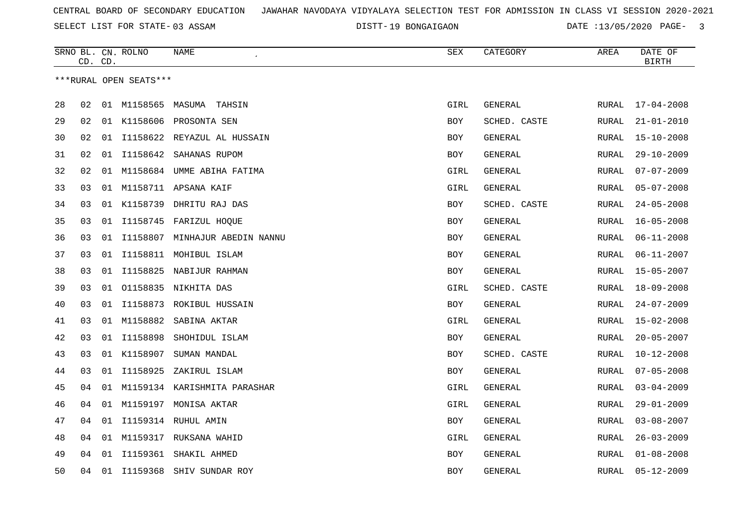CENTRAL BOARD OF SECONDARY EDUCATION JAWAHAR NAVODAYA VIDYALAYA SELECTION TEST FOR ADMISSION IN CLASS VI SESSION 2020-2021

SELECT LIST FOR STATE- 03 ASSAM DISTT- 19 BONGAIGAON DATE :13/05/2020

| SRNO | BL. CD. | CN. CD. | ROLNO | NAME | SEX | CATEGORY | AREA | DATE OF BIRTH |
|---|---|---|---|---|---|---|---|---|
| ***RURAL OPEN SEATS*** | | | | | | | | |
| 28 | 02 | 01 | M1158565 | MASUMA TAHSIN | GIRL | GENERAL | RURAL | 17-04-2008 |
| 29 | 02 | 01 | K1158606 | PROSONTA SEN | BOY | SCHED. CASTE | RURAL | 21-01-2010 |
| 30 | 02 | 01 | I1158622 | REYAZUL AL HUSSAIN | BOY | GENERAL | RURAL | 15-10-2008 |
| 31 | 02 | 01 | I1158642 | SAHANAS RUPOM | BOY | GENERAL | RURAL | 29-10-2009 |
| 32 | 02 | 01 | M1158684 | UMME ABIHA FATIMA | GIRL | GENERAL | RURAL | 07-07-2009 |
| 33 | 03 | 01 | M1158711 | APSANA KAIF | GIRL | GENERAL | RURAL | 05-07-2008 |
| 34 | 03 | 01 | K1158739 | DHRITU RAJ DAS | BOY | SCHED. CASTE | RURAL | 24-05-2008 |
| 35 | 03 | 01 | I1158745 | FARIZUL HOQUE | BOY | GENERAL | RURAL | 16-05-2008 |
| 36 | 03 | 01 | I1158807 | MINHAJUR ABEDIN NANNU | BOY | GENERAL | RURAL | 06-11-2008 |
| 37 | 03 | 01 | I1158811 | MOHIBUL ISLAM | BOY | GENERAL | RURAL | 06-11-2007 |
| 38 | 03 | 01 | I1158825 | NABIJUR RAHMAN | BOY | GENERAL | RURAL | 15-05-2007 |
| 39 | 03 | 01 | O1158835 | NIKHITA DAS | GIRL | SCHED. CASTE | RURAL | 18-09-2008 |
| 40 | 03 | 01 | I1158873 | ROKIBUL HUSSAIN | BOY | GENERAL | RURAL | 24-07-2009 |
| 41 | 03 | 01 | M1158882 | SABINA AKTAR | GIRL | GENERAL | RURAL | 15-02-2008 |
| 42 | 03 | 01 | I1158898 | SHOHIDUL ISLAM | BOY | GENERAL | RURAL | 20-05-2007 |
| 43 | 03 | 01 | K1158907 | SUMAN MANDAL | BOY | SCHED. CASTE | RURAL | 10-12-2008 |
| 44 | 03 | 01 | I1158925 | ZAKIRUL ISLAM | BOY | GENERAL | RURAL | 07-05-2008 |
| 45 | 04 | 01 | M1159134 | KARISHMITA PARASHAR | GIRL | GENERAL | RURAL | 03-04-2009 |
| 46 | 04 | 01 | M1159197 | MONISA AKTAR | GIRL | GENERAL | RURAL | 29-01-2009 |
| 47 | 04 | 01 | I1159314 | RUHUL AMIN | BOY | GENERAL | RURAL | 03-08-2007 |
| 48 | 04 | 01 | M1159317 | RUKSANA WAHID | GIRL | GENERAL | RURAL | 26-03-2009 |
| 49 | 04 | 01 | I1159361 | SHAKIL AHMED | BOY | GENERAL | RURAL | 01-08-2008 |
| 50 | 04 | 01 | I1159368 | SHIV SUNDAR ROY | BOY | GENERAL | RURAL | 05-12-2009 |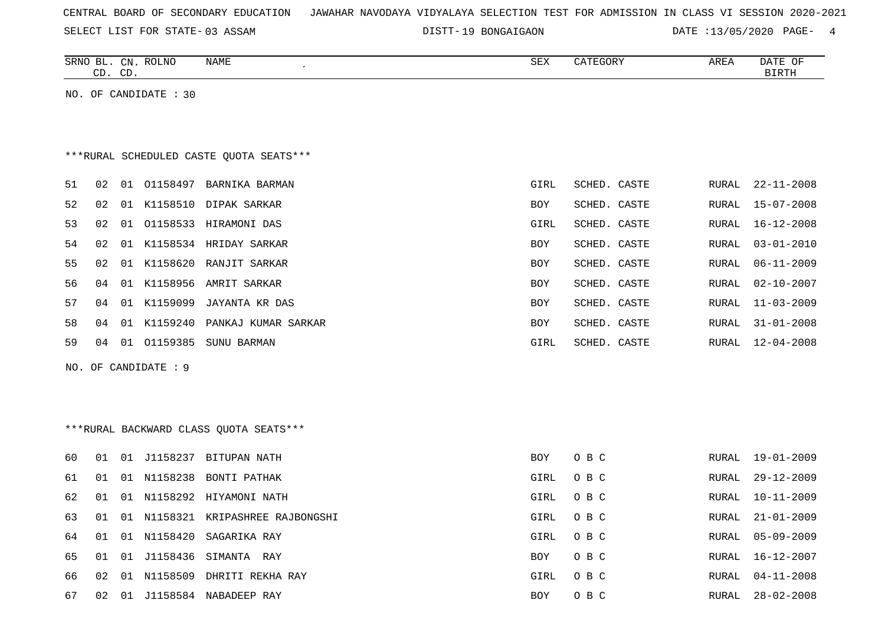CENTRAL BOARD OF SECONDARY EDUCATION JAWAHAR NAVODAYA VIDYALAYA SELECTION TEST FOR ADMISSION IN CLASS VI SESSION 2020-2021

SELECT LIST FOR STATE- 03 ASSAM DISTT- 19 BONGAIGAON DATE :13/05/2020

| SRNO | BL. CD. | CN. CD. | ROLNO | NAME | SEX | CATEGORY | AREA | DATE OF BIRTH |
|---|---|---|---|---|---|---|---|---|

NO. OF CANDIDATE : 30

***RURAL SCHEDULED CASTE QUOTA SEATS***

| SRNO | BL. CD. | CN. CD. | ROLNO | NAME | SEX | CATEGORY | AREA | DATE OF BIRTH |
|---|---|---|---|---|---|---|---|---|
| 51 | 02 | 01 | O1158497 | BARNIKA BARMAN | GIRL | SCHED. CASTE | RURAL | 22-11-2008 |
| 52 | 02 | 01 | K1158510 | DIPAK SARKAR | BOY | SCHED. CASTE | RURAL | 15-07-2008 |
| 53 | 02 | 01 | O1158533 | HIRAMONI DAS | GIRL | SCHED. CASTE | RURAL | 16-12-2008 |
| 54 | 02 | 01 | K1158534 | HRIDAY SARKAR | BOY | SCHED. CASTE | RURAL | 03-01-2010 |
| 55 | 02 | 01 | K1158620 | RANJIT SARKAR | BOY | SCHED. CASTE | RURAL | 06-11-2009 |
| 56 | 04 | 01 | K1158956 | AMRIT SARKAR | BOY | SCHED. CASTE | RURAL | 02-10-2007 |
| 57 | 04 | 01 | K1159099 | JAYANTA KR DAS | BOY | SCHED. CASTE | RURAL | 11-03-2009 |
| 58 | 04 | 01 | K1159240 | PANKAJ KUMAR SARKAR | BOY | SCHED. CASTE | RURAL | 31-01-2008 |
| 59 | 04 | 01 | O1159385 | SUNU BARMAN | GIRL | SCHED. CASTE | RURAL | 12-04-2008 |

NO. OF CANDIDATE : 9

***RURAL BACKWARD CLASS QUOTA SEATS***

| SRNO | BL. CD. | CN. CD. | ROLNO | NAME | SEX | CATEGORY | AREA | DATE OF BIRTH |
|---|---|---|---|---|---|---|---|---|
| 60 | 01 | 01 | J1158237 | BITUPAN NATH | BOY | O B C | RURAL | 19-01-2009 |
| 61 | 01 | 01 | N1158238 | BONTI PATHAK | GIRL | O B C | RURAL | 29-12-2009 |
| 62 | 01 | 01 | N1158292 | HIYAMONI NATH | GIRL | O B C | RURAL | 10-11-2009 |
| 63 | 01 | 01 | N1158321 | KRIPASHREE RAJBONGSHI | GIRL | O B C | RURAL | 21-01-2009 |
| 64 | 01 | 01 | N1158420 | SAGARIKA RAY | GIRL | O B C | RURAL | 05-09-2009 |
| 65 | 01 | 01 | J1158436 | SIMANTA RAY | BOY | O B C | RURAL | 16-12-2007 |
| 66 | 02 | 01 | N1158509 | DHRITI REKHA RAY | GIRL | O B C | RURAL | 04-11-2008 |
| 67 | 02 | 01 | J1158584 | NABADEEP RAY | BOY | O B C | RURAL | 28-02-2008 |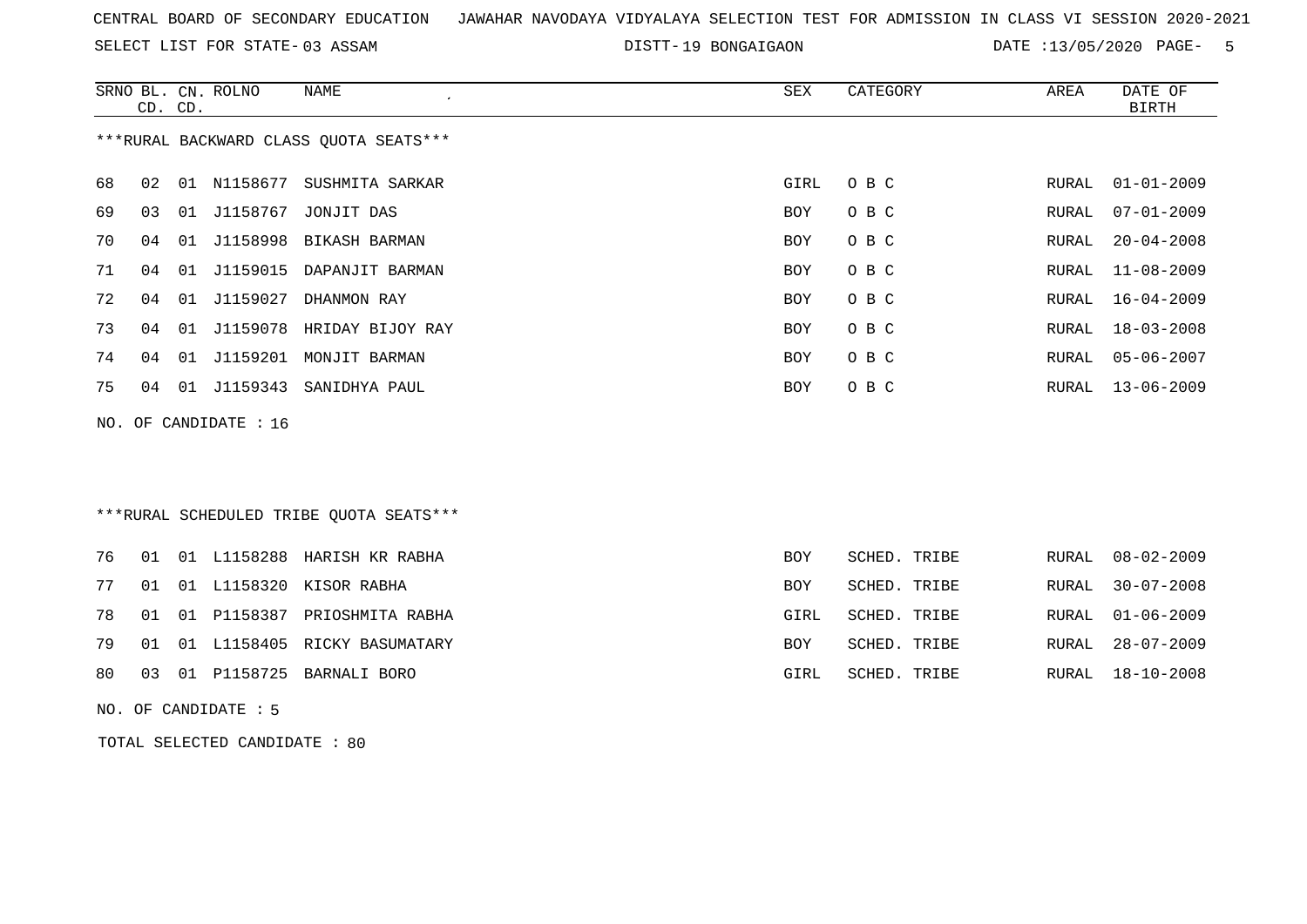CENTRAL BOARD OF SECONDARY EDUCATION JAWAHAR NAVODAYA VIDYALAYA SELECTION TEST FOR ADMISSION IN CLASS VI SESSION 2020-2021

SELECT LIST FOR STATE- 03 ASSAM DISTT- 19 BONGAIGAON DATE :13/05/2020

***RURAL BACKWARD CLASS QUOTA SEATS***

| SRNO | BL. CD. | CN. CD. | ROLNO | NAME | SEX | CATEGORY | AREA | DATE OF BIRTH |
|---|---|---|---|---|---|---|---|---|
| 68 | 02 | 01 | N1158677 | SUSHMITA SARKAR | GIRL | O B C | RURAL | 01-01-2009 |
| 69 | 03 | 01 | J1158767 | JONJIT DAS | BOY | O B C | RURAL | 07-01-2009 |
| 70 | 04 | 01 | J1158998 | BIKASH BARMAN | BOY | O B C | RURAL | 20-04-2008 |
| 71 | 04 | 01 | J1159015 | DAPANJIT BARMAN | BOY | O B C | RURAL | 11-08-2009 |
| 72 | 04 | 01 | J1159027 | DHANMON RAY | BOY | O B C | RURAL | 16-04-2009 |
| 73 | 04 | 01 | J1159078 | HRIDAY BIJOY RAY | BOY | O B C | RURAL | 18-03-2008 |
| 74 | 04 | 01 | J1159201 | MONJIT BARMAN | BOY | O B C | RURAL | 05-06-2007 |
| 75 | 04 | 01 | J1159343 | SANIDHYA PAUL | BOY | O B C | RURAL | 13-06-2009 |

NO. OF CANDIDATE : 16

***RURAL SCHEDULED TRIBE QUOTA SEATS***

| SRNO | BL. CD. | CN. CD. | ROLNO | NAME | SEX | CATEGORY | AREA | DATE OF BIRTH |
|---|---|---|---|---|---|---|---|---|
| 76 | 01 | 01 | L1158288 | HARISH KR RABHA | BOY | SCHED. TRIBE | RURAL | 08-02-2009 |
| 77 | 01 | 01 | L1158320 | KISOR RABHA | BOY | SCHED. TRIBE | RURAL | 30-07-2008 |
| 78 | 01 | 01 | P1158387 | PRIOSHMITA RABHA | GIRL | SCHED. TRIBE | RURAL | 01-06-2009 |
| 79 | 01 | 01 | L1158405 | RICKY BASUMATARY | BOY | SCHED. TRIBE | RURAL | 28-07-2009 |
| 80 | 03 | 01 | P1158725 | BARNALI BORO | GIRL | SCHED. TRIBE | RURAL | 18-10-2008 |

NO. OF CANDIDATE : 5

TOTAL SELECTED CANDIDATE : 80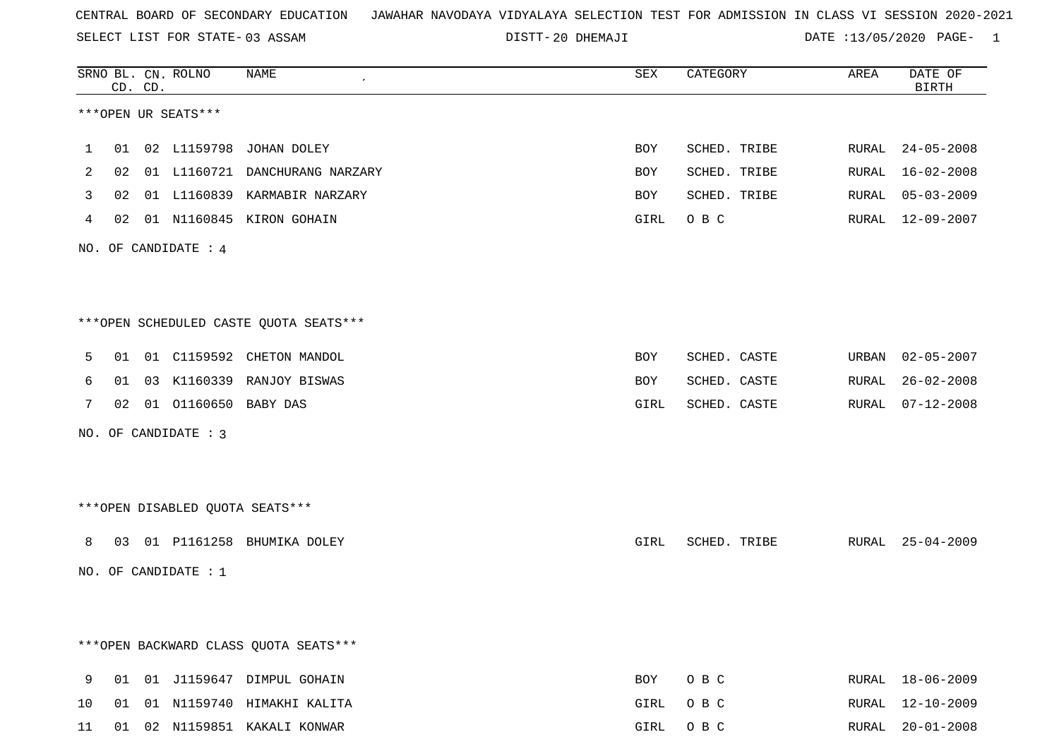CENTRAL BOARD OF SECONDARY EDUCATION   JAWAHAR NAVODAYA VIDYALAYA SELECTION TEST FOR ADMISSION IN CLASS VI SESSION 2020-2021

SELECT LIST FOR STATE- 03 ASSAM    DISTT- 20 DHEMAJI    DATE :13/05/2020

| SRNO | BL. CD. | CN. CD. | ROLNO | NAME | SEX | CATEGORY | AREA | DATE OF BIRTH |
|---|---|---|---|---|---|---|---|---|

***OPEN UR SEATS***

| SRNO | BL. CD. | CN. CD. | ROLNO | NAME | SEX | CATEGORY | AREA | DATE OF BIRTH |
|---|---|---|---|---|---|---|---|---|
| 1 | 01 | 02 | L1159798 | JOHAN DOLEY | BOY | SCHED. TRIBE | RURAL | 24-05-2008 |
| 2 | 02 | 01 | L1160721 | DANCHURANG NARZARY | BOY | SCHED. TRIBE | RURAL | 16-02-2008 |
| 3 | 02 | 01 | L1160839 | KARMABIR NARZARY | BOY | SCHED. TRIBE | RURAL | 05-03-2009 |
| 4 | 02 | 01 | N1160845 | KIRON GOHAIN | GIRL | O B C | RURAL | 12-09-2007 |

NO. OF CANDIDATE : 4

***OPEN SCHEDULED CASTE QUOTA SEATS***

| SRNO | BL. CD. | CN. CD. | ROLNO | NAME | SEX | CATEGORY | AREA | DATE OF BIRTH |
|---|---|---|---|---|---|---|---|---|
| 5 | 01 | 01 | C1159592 | CHETON MANDOL | BOY | SCHED. CASTE | URBAN | 02-05-2007 |
| 6 | 01 | 03 | K1160339 | RANJOY BISWAS | BOY | SCHED. CASTE | RURAL | 26-02-2008 |
| 7 | 02 | 01 | O1160650 | BABY DAS | GIRL | SCHED. CASTE | RURAL | 07-12-2008 |

NO. OF CANDIDATE : 3

***OPEN DISABLED QUOTA SEATS***

| SRNO | BL. CD. | CN. CD. | ROLNO | NAME | SEX | CATEGORY | AREA | DATE OF BIRTH |
|---|---|---|---|---|---|---|---|---|
| 8 | 03 | 01 | P1161258 | BHUMIKA DOLEY | GIRL | SCHED. TRIBE | RURAL | 25-04-2009 |

NO. OF CANDIDATE : 1

***OPEN BACKWARD CLASS QUOTA SEATS***

| SRNO | BL. CD. | CN. CD. | ROLNO | NAME | SEX | CATEGORY | AREA | DATE OF BIRTH |
|---|---|---|---|---|---|---|---|---|
| 9 | 01 | 01 | J1159647 | DIMPUL GOHAIN | BOY | O B C | RURAL | 18-06-2009 |
| 10 | 01 | 01 | N1159740 | HIMAKHI KALITA | GIRL | O B C | RURAL | 12-10-2009 |
| 11 | 01 | 02 | N1159851 | KAKALI KONWAR | GIRL | O B C | RURAL | 20-01-2008 |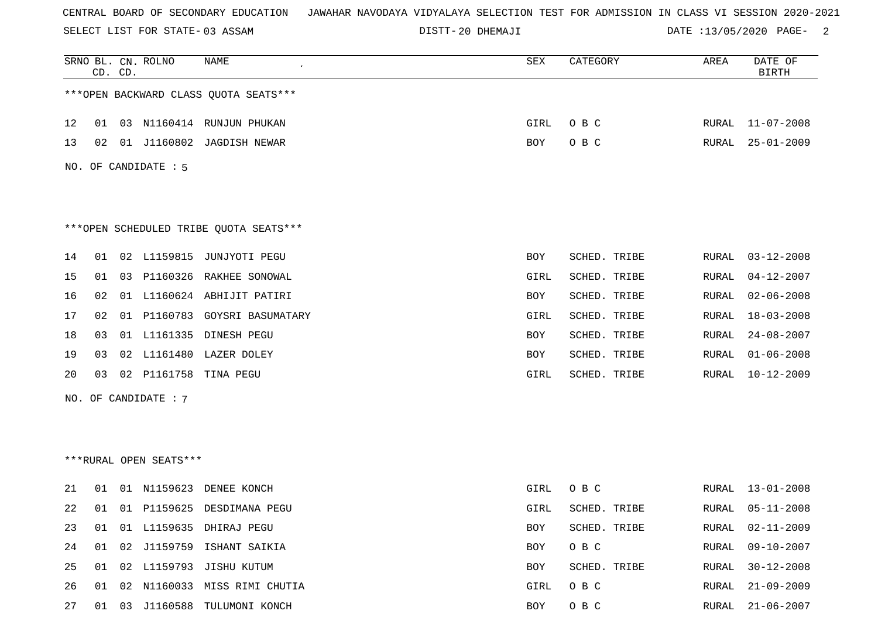CENTRAL BOARD OF SECONDARY EDUCATION JAWAHAR NAVODAYA VIDYALAYA SELECTION TEST FOR ADMISSION IN CLASS VI SESSION 2020-2021

SELECT LIST FOR STATE- 03 ASSAM DISTT- 20 DHEMAJI DATE :13/05/2020 PAGE- 2

***OPEN BACKWARD CLASS QUOTA SEATS***

| SRNO | BL. CD. | CN. CD. | ROLNO | NAME | SEX | CATEGORY | AREA | DATE OF BIRTH |
|---|---|---|---|---|---|---|---|---|
| 12 | 01 | 03 | N1160414 | RUNJUN PHUKAN | GIRL | O B C | RURAL | 11-07-2008 |
| 13 | 02 | 01 | J1160802 | JAGDISH NEWAR | BOY | O B C | RURAL | 25-01-2009 |

NO. OF CANDIDATE : 5

***OPEN SCHEDULED TRIBE QUOTA SEATS***

| SRNO | BL. CD. | CN. CD. | ROLNO | NAME | SEX | CATEGORY | AREA | DATE OF BIRTH |
|---|---|---|---|---|---|---|---|---|
| 14 | 01 | 02 | L1159815 | JUNJYOTI PEGU | BOY | SCHED. TRIBE | RURAL | 03-12-2008 |
| 15 | 01 | 03 | P1160326 | RAKHEE SONOWAL | GIRL | SCHED. TRIBE | RURAL | 04-12-2007 |
| 16 | 02 | 01 | L1160624 | ABHIJIT PATIRI | BOY | SCHED. TRIBE | RURAL | 02-06-2008 |
| 17 | 02 | 01 | P1160783 | GOYSRI BASUMATARY | GIRL | SCHED. TRIBE | RURAL | 18-03-2008 |
| 18 | 03 | 01 | L1161335 | DINESH PEGU | BOY | SCHED. TRIBE | RURAL | 24-08-2007 |
| 19 | 03 | 02 | L1161480 | LAZER DOLEY | BOY | SCHED. TRIBE | RURAL | 01-06-2008 |
| 20 | 03 | 02 | P1161758 | TINA PEGU | GIRL | SCHED. TRIBE | RURAL | 10-12-2009 |

NO. OF CANDIDATE : 7

***RURAL OPEN SEATS***

| SRNO | BL. CD. | CN. CD. | ROLNO | NAME | SEX | CATEGORY | AREA | DATE OF BIRTH |
|---|---|---|---|---|---|---|---|---|
| 21 | 01 | 01 | N1159623 | DENEE KONCH | GIRL | O B C | RURAL | 13-01-2008 |
| 22 | 01 | 01 | P1159625 | DESDIMANA PEGU | GIRL | SCHED. TRIBE | RURAL | 05-11-2008 |
| 23 | 01 | 01 | L1159635 | DHIRAJ PEGU | BOY | SCHED. TRIBE | RURAL | 02-11-2009 |
| 24 | 01 | 02 | J1159759 | ISHANT SAIKIA | BOY | O B C | RURAL | 09-10-2007 |
| 25 | 01 | 02 | L1159793 | JISHU KUTUM | BOY | SCHED. TRIBE | RURAL | 30-12-2008 |
| 26 | 01 | 02 | N1160033 | MISS RIMI CHUTIA | GIRL | O B C | RURAL | 21-09-2009 |
| 27 | 01 | 03 | J1160588 | TULUMONI KONCH | BOY | O B C | RURAL | 21-06-2007 |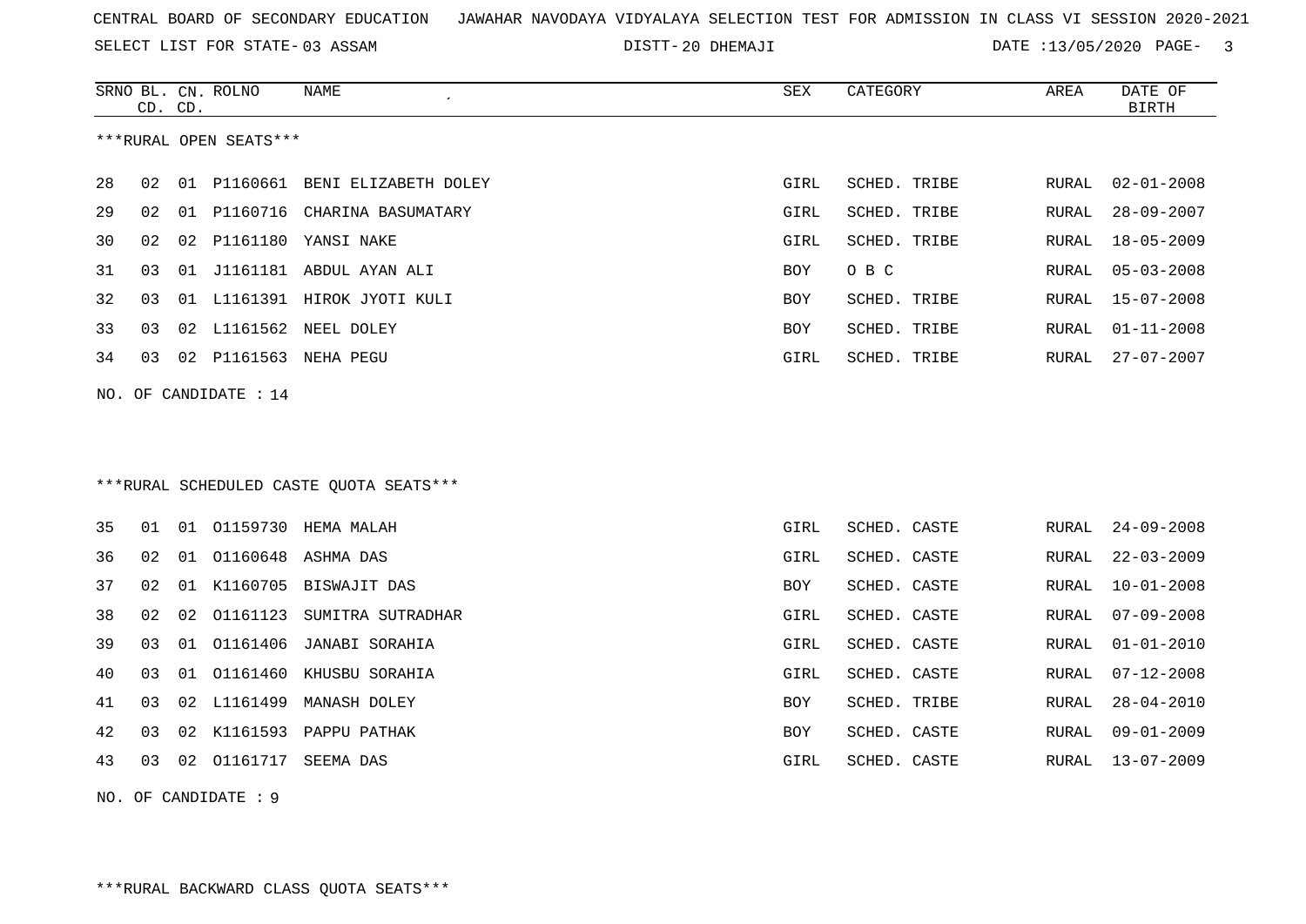CENTRAL BOARD OF SECONDARY EDUCATION JAWAHAR NAVODAYA VIDYALAYA SELECTION TEST FOR ADMISSION IN CLASS VI SESSION 2020-2021

SELECT LIST FOR STATE- 03 ASSAM DISTT- 20 DHEMAJI DATE :13/05/2020

| SRNO | BL. CD. | CN. CD. | ROLNO | NAME | SEX | CATEGORY | AREA | DATE OF BIRTH |
|---|---|---|---|---|---|---|---|---|

***RURAL OPEN SEATS***

| SRNO | BL. CD. | CN. CD. | ROLNO | NAME | SEX | CATEGORY | AREA | DATE OF BIRTH |
|---|---|---|---|---|---|---|---|---|
| 28 | 02 | 01 | P1160661 | BENI ELIZABETH DOLEY | GIRL | SCHED. TRIBE | RURAL | 02-01-2008 |
| 29 | 02 | 01 | P1160716 | CHARINA BASUMATARY | GIRL | SCHED. TRIBE | RURAL | 28-09-2007 |
| 30 | 02 | 02 | P1161180 | YANSI NAKE | GIRL | SCHED. TRIBE | RURAL | 18-05-2009 |
| 31 | 03 | 01 | J1161181 | ABDUL AYAN ALI | BOY | O B C | RURAL | 05-03-2008 |
| 32 | 03 | 01 | L1161391 | HIROK JYOTI KULI | BOY | SCHED. TRIBE | RURAL | 15-07-2008 |
| 33 | 03 | 02 | L1161562 | NEEL DOLEY | BOY | SCHED. TRIBE | RURAL | 01-11-2008 |
| 34 | 03 | 02 | P1161563 | NEHA PEGU | GIRL | SCHED. TRIBE | RURAL | 27-07-2007 |

NO. OF CANDIDATE : 14

***RURAL SCHEDULED CASTE QUOTA SEATS***

| SRNO | BL. CD. | CN. CD. | ROLNO | NAME | SEX | CATEGORY | AREA | DATE OF BIRTH |
|---|---|---|---|---|---|---|---|---|
| 35 | 01 | 01 | O1159730 | HEMA MALAH | GIRL | SCHED. CASTE | RURAL | 24-09-2008 |
| 36 | 02 | 01 | O1160648 | ASHMA DAS | GIRL | SCHED. CASTE | RURAL | 22-03-2009 |
| 37 | 02 | 01 | K1160705 | BISWAJIT DAS | BOY | SCHED. CASTE | RURAL | 10-01-2008 |
| 38 | 02 | 02 | O1161123 | SUMITRA SUTRADHAR | GIRL | SCHED. CASTE | RURAL | 07-09-2008 |
| 39 | 03 | 01 | O1161406 | JANABI SORAHIA | GIRL | SCHED. CASTE | RURAL | 01-01-2010 |
| 40 | 03 | 01 | O1161460 | KHUSBU SORAHIA | GIRL | SCHED. CASTE | RURAL | 07-12-2008 |
| 41 | 03 | 02 | L1161499 | MANASH DOLEY | BOY | SCHED. TRIBE | RURAL | 28-04-2010 |
| 42 | 03 | 02 | K1161593 | PAPPU PATHAK | BOY | SCHED. CASTE | RURAL | 09-01-2009 |
| 43 | 03 | 02 | O1161717 | SEEMA DAS | GIRL | SCHED. CASTE | RURAL | 13-07-2009 |

NO. OF CANDIDATE : 9

***RURAL BACKWARD CLASS QUOTA SEATS***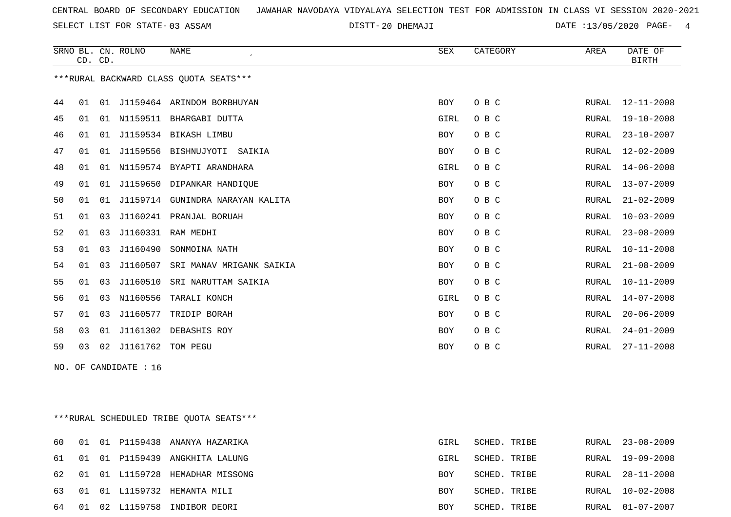CENTRAL BOARD OF SECONDARY EDUCATION JAWAHAR NAVODAYA VIDYALAYA SELECTION TEST FOR ADMISSION IN CLASS VI SESSION 2020-2021

SELECT LIST FOR STATE- 03 ASSAM DISTT- 20 DHEMAJI DATE :13/05/2020

***RURAL BACKWARD CLASS QUOTA SEATS***

| SRNO | BL. CD. | CN. CD. | ROLNO | NAME | SEX | CATEGORY | AREA | DATE OF BIRTH |
|---|---|---|---|---|---|---|---|---|
| 44 | 01 | 01 | J1159464 | ARINDOM BORBHUYAN | BOY | O B C | RURAL | 12-11-2008 |
| 45 | 01 | 01 | N1159511 | BHARGABI DUTTA | GIRL | O B C | RURAL | 19-10-2008 |
| 46 | 01 | 01 | J1159534 | BIKASH LIMBU | BOY | O B C | RURAL | 23-10-2007 |
| 47 | 01 | 01 | J1159556 | BISHNUJYOTI SAIKIA | BOY | O B C | RURAL | 12-02-2009 |
| 48 | 01 | 01 | N1159574 | BYAPTI ARANDHARA | GIRL | O B C | RURAL | 14-06-2008 |
| 49 | 01 | 01 | J1159650 | DIPANKAR HANDIQUE | BOY | O B C | RURAL | 13-07-2009 |
| 50 | 01 | 01 | J1159714 | GUNINDRA NARAYAN KALITA | BOY | O B C | RURAL | 21-02-2009 |
| 51 | 01 | 03 | J1160241 | PRANJAL BORUAH | BOY | O B C | RURAL | 10-03-2009 |
| 52 | 01 | 03 | J1160331 | RAM MEDHI | BOY | O B C | RURAL | 23-08-2009 |
| 53 | 01 | 03 | J1160490 | SONMOINA NATH | BOY | O B C | RURAL | 10-11-2008 |
| 54 | 01 | 03 | J1160507 | SRI MANAV MRIGANK SAIKIA | BOY | O B C | RURAL | 21-08-2009 |
| 55 | 01 | 03 | J1160510 | SRI NARUTTAM SAIKIA | BOY | O B C | RURAL | 10-11-2009 |
| 56 | 01 | 03 | N1160556 | TARALI KONCH | GIRL | O B C | RURAL | 14-07-2008 |
| 57 | 01 | 03 | J1160577 | TRIDIP BORAH | BOY | O B C | RURAL | 20-06-2009 |
| 58 | 03 | 01 | J1161302 | DEBASHIS ROY | BOY | O B C | RURAL | 24-01-2009 |
| 59 | 03 | 02 | J1161762 | TOM PEGU | BOY | O B C | RURAL | 27-11-2008 |

NO. OF CANDIDATE : 16

***RURAL SCHEDULED TRIBE QUOTA SEATS***

| SRNO | BL. CD. | CN. CD. | ROLNO | NAME | SEX | CATEGORY | AREA | DATE OF BIRTH |
|---|---|---|---|---|---|---|---|---|
| 60 | 01 | 01 | P1159438 | ANANYA HAZARIKA | GIRL | SCHED. TRIBE | RURAL | 23-08-2009 |
| 61 | 01 | 01 | P1159439 | ANGKHITA LALUNG | GIRL | SCHED. TRIBE | RURAL | 19-09-2008 |
| 62 | 01 | 01 | L1159728 | HEMADHAR MISSONG | BOY | SCHED. TRIBE | RURAL | 28-11-2008 |
| 63 | 01 | 01 | L1159732 | HEMANTA MILI | BOY | SCHED. TRIBE | RURAL | 10-02-2008 |
| 64 | 01 | 02 | L1159758 | INDIBOR DEORI | BOY | SCHED. TRIBE | RURAL | 01-07-2007 |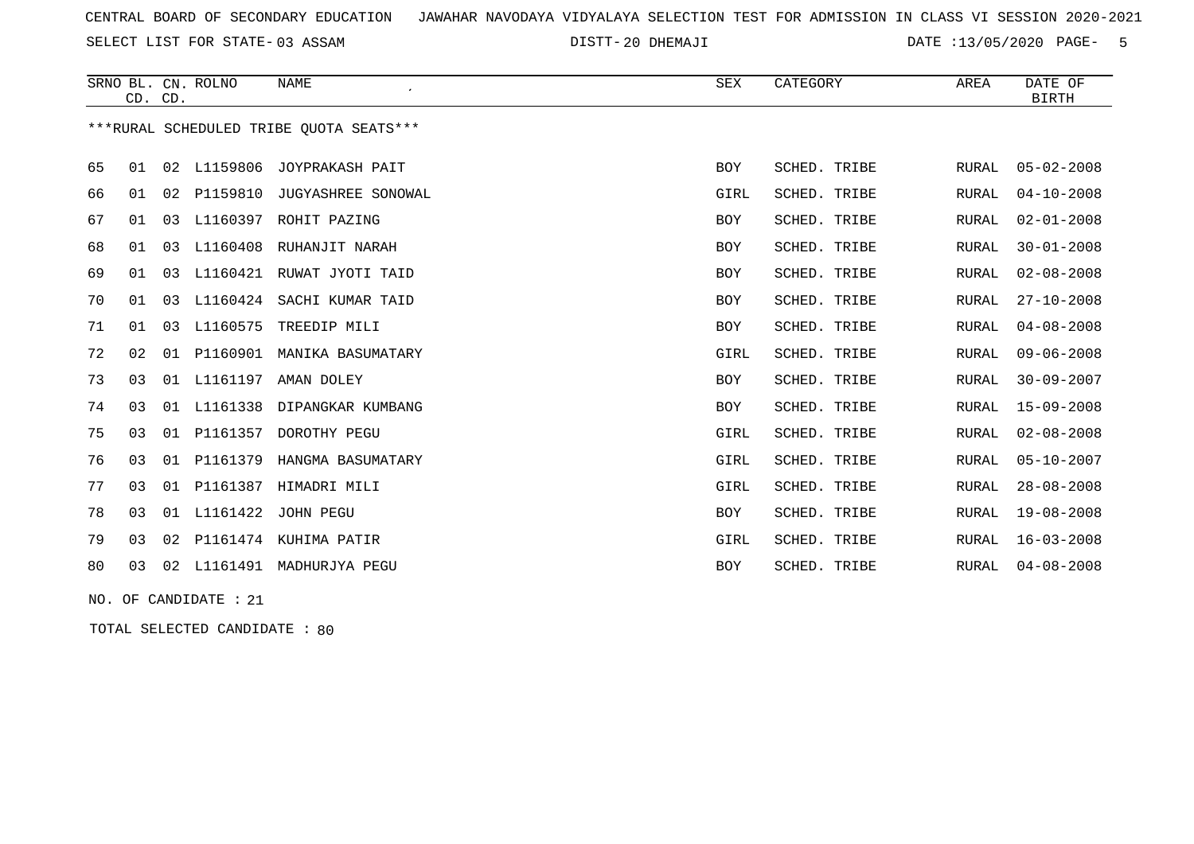CENTRAL BOARD OF SECONDARY EDUCATION JAWAHAR NAVODAYA VIDYALAYA SELECTION TEST FOR ADMISSION IN CLASS VI SESSION 2020-2021

SELECT LIST FOR STATE- 03 ASSAM DISTT- 20 DHEMAJI DATE :13/05/2020

| SRNO | BL. CD. | CN. CD. | ROLNO | NAME | SEX | CATEGORY | AREA | DATE OF BIRTH |
|---|---|---|---|---|---|---|---|---|

***RURAL SCHEDULED TRIBE QUOTA SEATS***

| SRNO | BL. CD. | CN. CD. | ROLNO | NAME | SEX | CATEGORY | AREA | DATE OF BIRTH |
|---|---|---|---|---|---|---|---|---|
| 65 | 01 | 02 | L1159806 | JOYPRAKASH PAIT | BOY | SCHED. TRIBE | RURAL | 05-02-2008 |
| 66 | 01 | 02 | P1159810 | JUGYASHREE SONOWAL | GIRL | SCHED. TRIBE | RURAL | 04-10-2008 |
| 67 | 01 | 03 | L1160397 | ROHIT PAZING | BOY | SCHED. TRIBE | RURAL | 02-01-2008 |
| 68 | 01 | 03 | L1160408 | RUHANJIT NARAH | BOY | SCHED. TRIBE | RURAL | 30-01-2008 |
| 69 | 01 | 03 | L1160421 | RUWAT JYOTI TAID | BOY | SCHED. TRIBE | RURAL | 02-08-2008 |
| 70 | 01 | 03 | L1160424 | SACHI KUMAR TAID | BOY | SCHED. TRIBE | RURAL | 27-10-2008 |
| 71 | 01 | 03 | L1160575 | TREEDIP MILI | BOY | SCHED. TRIBE | RURAL | 04-08-2008 |
| 72 | 02 | 01 | P1160901 | MANIKA BASUMATARY | GIRL | SCHED. TRIBE | RURAL | 09-06-2008 |
| 73 | 03 | 01 | L1161197 | AMAN DOLEY | BOY | SCHED. TRIBE | RURAL | 30-09-2007 |
| 74 | 03 | 01 | L1161338 | DIPANGKAR KUMBANG | BOY | SCHED. TRIBE | RURAL | 15-09-2008 |
| 75 | 03 | 01 | P1161357 | DOROTHY PEGU | GIRL | SCHED. TRIBE | RURAL | 02-08-2008 |
| 76 | 03 | 01 | P1161379 | HANGMA BASUMATARY | GIRL | SCHED. TRIBE | RURAL | 05-10-2007 |
| 77 | 03 | 01 | P1161387 | HIMADRI MILI | GIRL | SCHED. TRIBE | RURAL | 28-08-2008 |
| 78 | 03 | 01 | L1161422 | JOHN PEGU | BOY | SCHED. TRIBE | RURAL | 19-08-2008 |
| 79 | 03 | 02 | P1161474 | KUHIMA PATIR | GIRL | SCHED. TRIBE | RURAL | 16-03-2008 |
| 80 | 03 | 02 | L1161491 | MADHURJYA PEGU | BOY | SCHED. TRIBE | RURAL | 04-08-2008 |

NO. OF CANDIDATE : 21

TOTAL SELECTED CANDIDATE : 80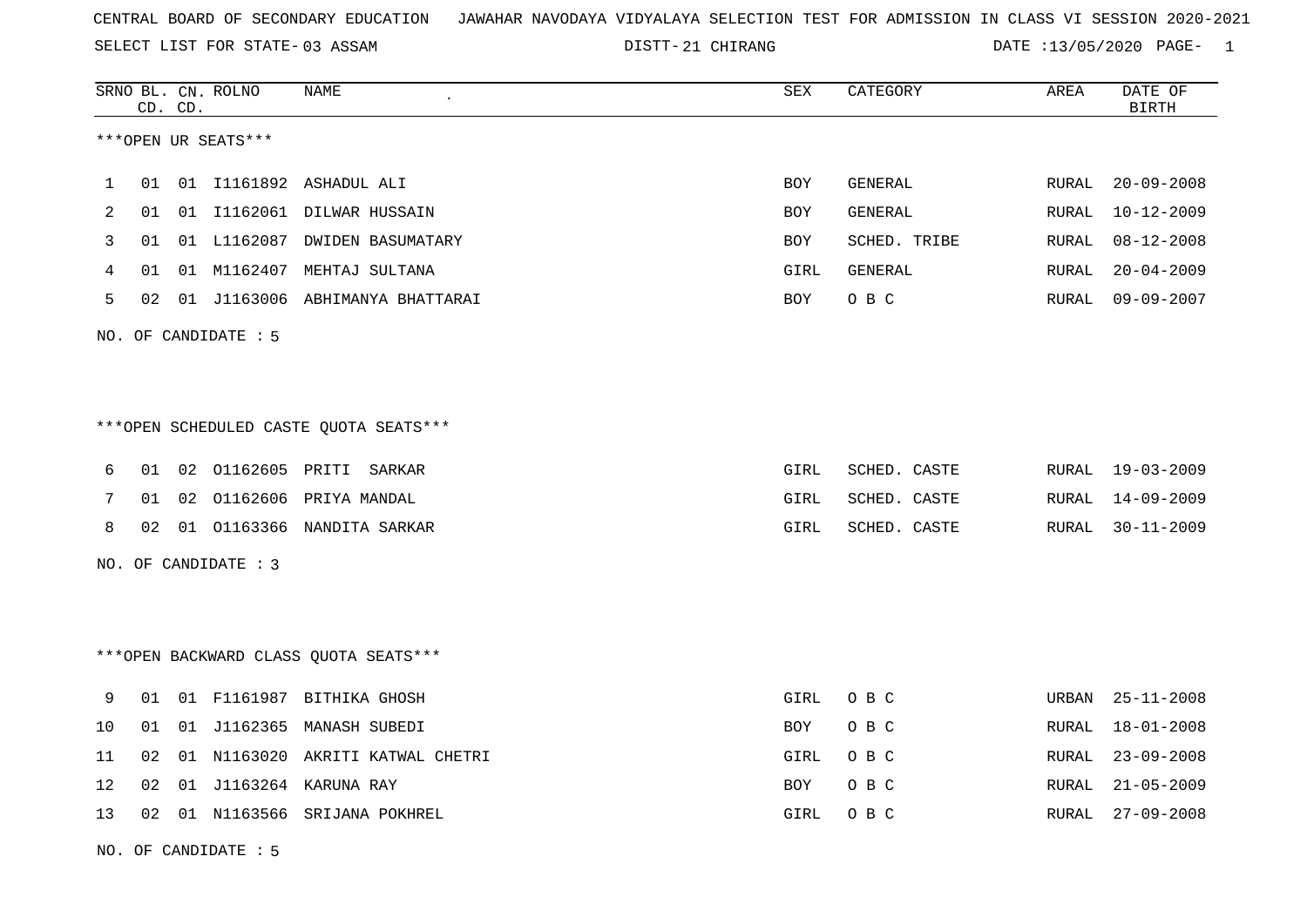CENTRAL BOARD OF SECONDARY EDUCATION JAWAHAR NAVODAYA VIDYALAYA SELECTION TEST FOR ADMISSION IN CLASS VI SESSION 2020-2021

SELECT LIST FOR STATE- 03 ASSAM DISTT- 21 CHIRANG DATE :13/05/2020

***OPEN UR SEATS***

| SRNO | BL. CD. | CN. CD. | ROLNO | NAME | SEX | CATEGORY | AREA | DATE OF BIRTH |
|---|---|---|---|---|---|---|---|---|
| 1 | 01 | 01 | I1161892 | ASHADUL ALI | BOY | GENERAL | RURAL | 20-09-2008 |
| 2 | 01 | 01 | I1162061 | DILWAR HUSSAIN | BOY | GENERAL | RURAL | 10-12-2009 |
| 3 | 01 | 01 | L1162087 | DWIDEN BASUMATARY | BOY | SCHED. TRIBE | RURAL | 08-12-2008 |
| 4 | 01 | 01 | M1162407 | MEHTAJ SULTANA | GIRL | GENERAL | RURAL | 20-04-2009 |
| 5 | 02 | 01 | J1163006 | ABHIMANYA BHATTARAI | BOY | O B C | RURAL | 09-09-2007 |

NO. OF CANDIDATE : 5

***OPEN SCHEDULED CASTE QUOTA SEATS***

| SRNO | BL. CD. | CN. CD. | ROLNO | NAME | SEX | CATEGORY | AREA | DATE OF BIRTH |
|---|---|---|---|---|---|---|---|---|
| 6 | 01 | 02 | O1162605 | PRITI SARKAR | GIRL | SCHED. CASTE | RURAL | 19-03-2009 |
| 7 | 01 | 02 | O1162606 | PRIYA MANDAL | GIRL | SCHED. CASTE | RURAL | 14-09-2009 |
| 8 | 02 | 01 | O1163366 | NANDITA SARKAR | GIRL | SCHED. CASTE | RURAL | 30-11-2009 |

NO. OF CANDIDATE : 3

***OPEN BACKWARD CLASS QUOTA SEATS***

| SRNO | BL. CD. | CN. CD. | ROLNO | NAME | SEX | CATEGORY | AREA | DATE OF BIRTH |
|---|---|---|---|---|---|---|---|---|
| 9 | 01 | 01 | F1161987 | BITHIKA GHOSH | GIRL | O B C | URBAN | 25-11-2008 |
| 10 | 01 | 01 | J1162365 | MANASH SUBEDI | BOY | O B C | RURAL | 18-01-2008 |
| 11 | 02 | 01 | N1163020 | AKRITI KATWAL CHETRI | GIRL | O B C | RURAL | 23-09-2008 |
| 12 | 02 | 01 | J1163264 | KARUNA RAY | BOY | O B C | RURAL | 21-05-2009 |
| 13 | 02 | 01 | N1163566 | SRIJANA POKHREL | GIRL | O B C | RURAL | 27-09-2008 |

NO. OF CANDIDATE : 5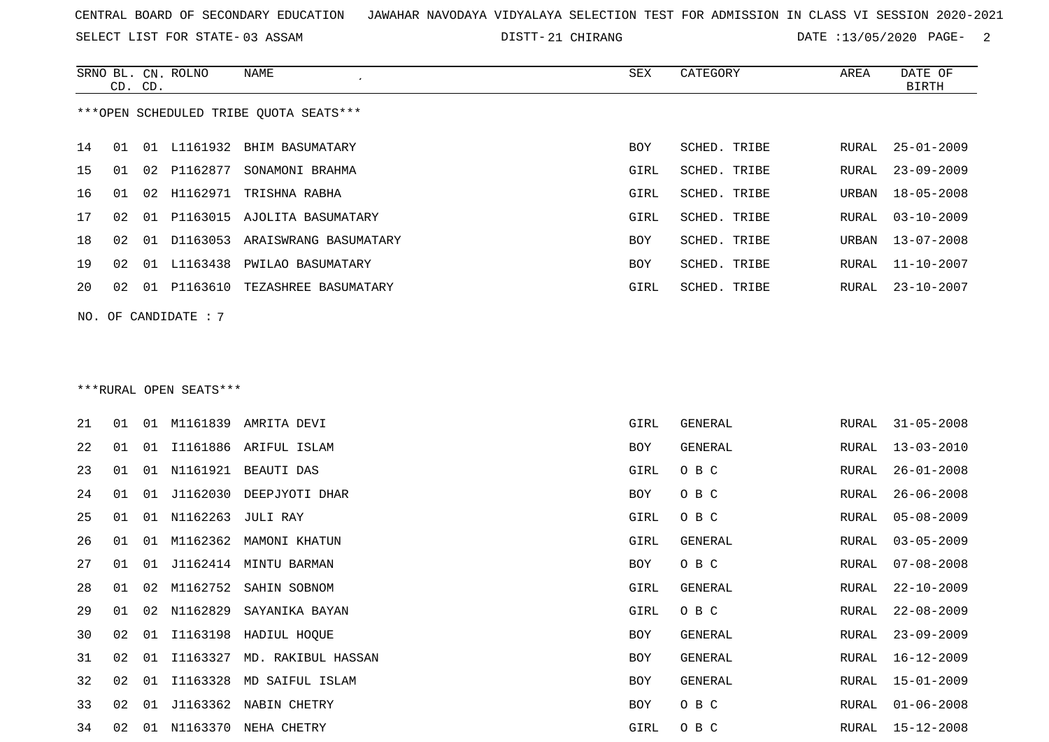CENTRAL BOARD OF SECONDARY EDUCATION JAWAHAR NAVODAYA VIDYALAYA SELECTION TEST FOR ADMISSION IN CLASS VI SESSION 2020-2021

SELECT LIST FOR STATE- 03 ASSAM DISTT- 21 CHIRANG DATE :13/05/2020

***OPEN SCHEDULED TRIBE QUOTA SEATS***

| SRNO | BL. CD. | CN. CD. | ROLNO | NAME | SEX | CATEGORY | AREA | DATE OF BIRTH |
|---|---|---|---|---|---|---|---|---|
| 14 | 01 | 01 | L1161932 | BHIM BASUMATARY | BOY | SCHED. TRIBE | RURAL | 25-01-2009 |
| 15 | 01 | 02 | P1162877 | SONAMONI BRAHMA | GIRL | SCHED. TRIBE | RURAL | 23-09-2009 |
| 16 | 01 | 02 | H1162971 | TRISHNA RABHA | GIRL | SCHED. TRIBE | URBAN | 18-05-2008 |
| 17 | 02 | 01 | P1163015 | AJOLITA BASUMATARY | GIRL | SCHED. TRIBE | RURAL | 03-10-2009 |
| 18 | 02 | 01 | D1163053 | ARAISWRANG BASUMATARY | BOY | SCHED. TRIBE | URBAN | 13-07-2008 |
| 19 | 02 | 01 | L1163438 | PWILAO BASUMATARY | BOY | SCHED. TRIBE | RURAL | 11-10-2007 |
| 20 | 02 | 01 | P1163610 | TEZASHREE BASUMATARY | GIRL | SCHED. TRIBE | RURAL | 23-10-2007 |

NO. OF CANDIDATE : 7

***RURAL OPEN SEATS***

| SRNO | BL. CD. | CN. CD. | ROLNO | NAME | SEX | CATEGORY | AREA | DATE OF BIRTH |
|---|---|---|---|---|---|---|---|---|
| 21 | 01 | 01 | M1161839 | AMRITA DEVI | GIRL | GENERAL | RURAL | 31-05-2008 |
| 22 | 01 | 01 | I1161886 | ARIFUL ISLAM | BOY | GENERAL | RURAL | 13-03-2010 |
| 23 | 01 | 01 | N1161921 | BEAUTI DAS | GIRL | O B C | RURAL | 26-01-2008 |
| 24 | 01 | 01 | J1162030 | DEEPJYOTI DHAR | BOY | O B C | RURAL | 26-06-2008 |
| 25 | 01 | 01 | N1162263 | JULI RAY | GIRL | O B C | RURAL | 05-08-2009 |
| 26 | 01 | 01 | M1162362 | MAMONI KHATUN | GIRL | GENERAL | RURAL | 03-05-2009 |
| 27 | 01 | 01 | J1162414 | MINTU BARMAN | BOY | O B C | RURAL | 07-08-2008 |
| 28 | 01 | 02 | M1162752 | SAHIN SOBNOM | GIRL | GENERAL | RURAL | 22-10-2009 |
| 29 | 01 | 02 | N1162829 | SAYANIKA BAYAN | GIRL | O B C | RURAL | 22-08-2009 |
| 30 | 02 | 01 | I1163198 | HADIUL HOQUE | BOY | GENERAL | RURAL | 23-09-2009 |
| 31 | 02 | 01 | I1163327 | MD. RAKIBUL HASSAN | BOY | GENERAL | RURAL | 16-12-2009 |
| 32 | 02 | 01 | I1163328 | MD SAIFUL ISLAM | BOY | GENERAL | RURAL | 15-01-2009 |
| 33 | 02 | 01 | J1163362 | NABIN CHETRY | BOY | O B C | RURAL | 01-06-2008 |
| 34 | 02 | 01 | N1163370 | NEHA CHETRY | GIRL | O B C | RURAL | 15-12-2008 |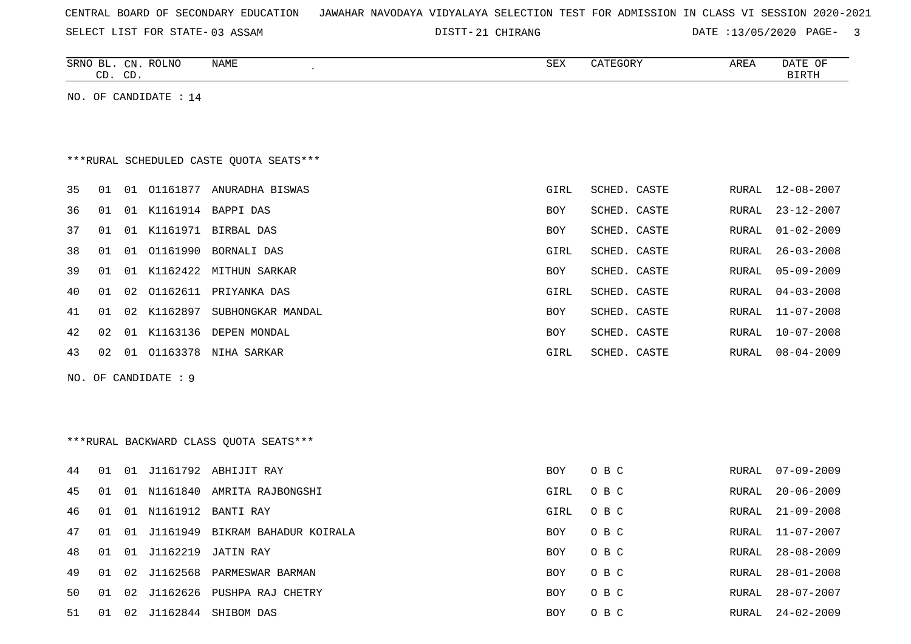CENTRAL BOARD OF SECONDARY EDUCATION JAWAHAR NAVODAYA VIDYALAYA SELECTION TEST FOR ADMISSION IN CLASS VI SESSION 2020-2021

SELECT LIST FOR STATE- 03 ASSAM DISTT- 21 CHIRANG DATE :13/05/2020

| SRNO | BL. CD. | CN. CD. | ROLNO | NAME | SEX | CATEGORY | AREA | DATE OF BIRTH |
|---|---|---|---|---|---|---|---|---|

NO. OF CANDIDATE : 14

***RURAL SCHEDULED CASTE QUOTA SEATS***

| SRNO | BL. CD. | CN. CD. | ROLNO | NAME | SEX | CATEGORY | AREA | DATE OF BIRTH |
|---|---|---|---|---|---|---|---|---|
| 35 | 01 | 01 | O1161877 | ANURADHA BISWAS | GIRL | SCHED. CASTE | RURAL | 12-08-2007 |
| 36 | 01 | 01 | K1161914 | BAPPI DAS | BOY | SCHED. CASTE | RURAL | 23-12-2007 |
| 37 | 01 | 01 | K1161971 | BIRBAL DAS | BOY | SCHED. CASTE | RURAL | 01-02-2009 |
| 38 | 01 | 01 | O1161990 | BORNALI DAS | GIRL | SCHED. CASTE | RURAL | 26-03-2008 |
| 39 | 01 | 01 | K1162422 | MITHUN SARKAR | BOY | SCHED. CASTE | RURAL | 05-09-2009 |
| 40 | 01 | 02 | O1162611 | PRIYANKA DAS | GIRL | SCHED. CASTE | RURAL | 04-03-2008 |
| 41 | 01 | 02 | K1162897 | SUBHONGKAR MANDAL | BOY | SCHED. CASTE | RURAL | 11-07-2008 |
| 42 | 02 | 01 | K1163136 | DEPEN MONDAL | BOY | SCHED. CASTE | RURAL | 10-07-2008 |
| 43 | 02 | 01 | O1163378 | NIHA SARKAR | GIRL | SCHED. CASTE | RURAL | 08-04-2009 |

NO. OF CANDIDATE : 9

***RURAL BACKWARD CLASS QUOTA SEATS***

| SRNO | BL. CD. | CN. CD. | ROLNO | NAME | SEX | CATEGORY | AREA | DATE OF BIRTH |
|---|---|---|---|---|---|---|---|---|
| 44 | 01 | 01 | J1161792 | ABHIJIT RAY | BOY | O B C | RURAL | 07-09-2009 |
| 45 | 01 | 01 | N1161840 | AMRITA RAJBONGSHI | GIRL | O B C | RURAL | 20-06-2009 |
| 46 | 01 | 01 | N1161912 | BANTI RAY | GIRL | O B C | RURAL | 21-09-2008 |
| 47 | 01 | 01 | J1161949 | BIKRAM BAHADUR KOIRALA | BOY | O B C | RURAL | 11-07-2007 |
| 48 | 01 | 01 | J1162219 | JATIN RAY | BOY | O B C | RURAL | 28-08-2009 |
| 49 | 01 | 02 | J1162568 | PARMESWAR BARMAN | BOY | O B C | RURAL | 28-01-2008 |
| 50 | 01 | 02 | J1162626 | PUSHPA RAJ CHETRY | BOY | O B C | RURAL | 28-07-2007 |
| 51 | 01 | 02 | J1162844 | SHIBOM DAS | BOY | O B C | RURAL | 24-02-2009 |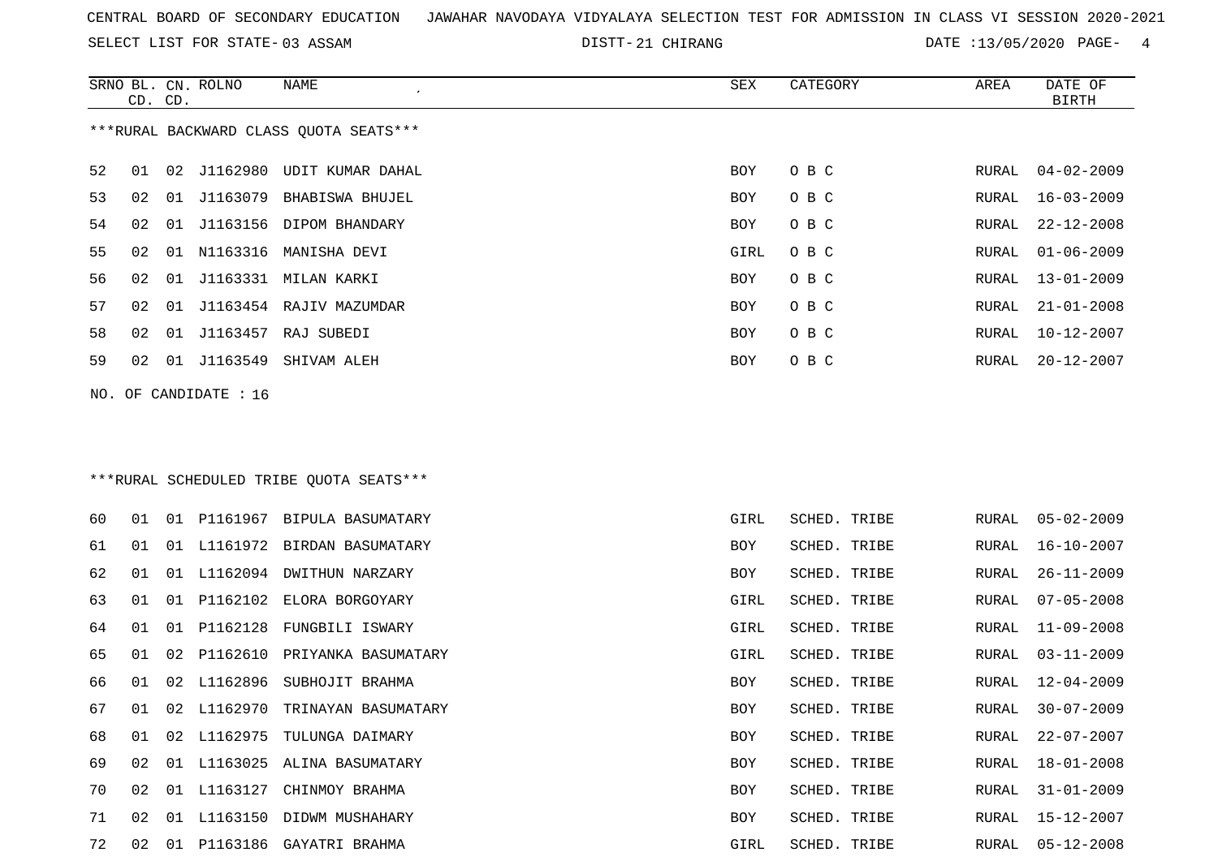CENTRAL BOARD OF SECONDARY EDUCATION JAWAHAR NAVODAYA VIDYALAYA SELECTION TEST FOR ADMISSION IN CLASS VI SESSION 2020-2021

SELECT LIST FOR STATE- 03 ASSAM DISTT- 21 CHIRANG DATE :13/05/2020

***RURAL BACKWARD CLASS QUOTA SEATS***

| SRNO | BL. CD. | CN. CD. | ROLNO | NAME | SEX | CATEGORY | AREA | DATE OF BIRTH |
|---|---|---|---|---|---|---|---|---|
| 52 | 01 | 02 | J1162980 | UDIT KUMAR DAHAL | BOY | O B C | RURAL | 04-02-2009 |
| 53 | 02 | 01 | J1163079 | BHABISWA BHUJEL | BOY | O B C | RURAL | 16-03-2009 |
| 54 | 02 | 01 | J1163156 | DIPOM BHANDARY | BOY | O B C | RURAL | 22-12-2008 |
| 55 | 02 | 01 | N1163316 | MANISHA DEVI | GIRL | O B C | RURAL | 01-06-2009 |
| 56 | 02 | 01 | J1163331 | MILAN KARKI | BOY | O B C | RURAL | 13-01-2009 |
| 57 | 02 | 01 | J1163454 | RAJIV MAZUMDAR | BOY | O B C | RURAL | 21-01-2008 |
| 58 | 02 | 01 | J1163457 | RAJ SUBEDI | BOY | O B C | RURAL | 10-12-2007 |
| 59 | 02 | 01 | J1163549 | SHIVAM ALEH | BOY | O B C | RURAL | 20-12-2007 |

NO. OF CANDIDATE : 16

***RURAL SCHEDULED TRIBE QUOTA SEATS***

| SRNO | BL. CD. | CN. CD. | ROLNO | NAME | SEX | CATEGORY | AREA | DATE OF BIRTH |
|---|---|---|---|---|---|---|---|---|
| 60 | 01 | 01 | P1161967 | BIPULA BASUMATARY | GIRL | SCHED. TRIBE | RURAL | 05-02-2009 |
| 61 | 01 | 01 | L1161972 | BIRDAN BASUMATARY | BOY | SCHED. TRIBE | RURAL | 16-10-2007 |
| 62 | 01 | 01 | L1162094 | DWITHUN NARZARY | BOY | SCHED. TRIBE | RURAL | 26-11-2009 |
| 63 | 01 | 01 | P1162102 | ELORA BORGOYARY | GIRL | SCHED. TRIBE | RURAL | 07-05-2008 |
| 64 | 01 | 01 | P1162128 | FUNGBILI ISWARY | GIRL | SCHED. TRIBE | RURAL | 11-09-2008 |
| 65 | 01 | 02 | P1162610 | PRIYANKA BASUMATARY | GIRL | SCHED. TRIBE | RURAL | 03-11-2009 |
| 66 | 01 | 02 | L1162896 | SUBHOJIT BRAHMA | BOY | SCHED. TRIBE | RURAL | 12-04-2009 |
| 67 | 01 | 02 | L1162970 | TRINAYAN BASUMATARY | BOY | SCHED. TRIBE | RURAL | 30-07-2009 |
| 68 | 01 | 02 | L1162975 | TULUNGA DAIMARY | BOY | SCHED. TRIBE | RURAL | 22-07-2007 |
| 69 | 02 | 01 | L1163025 | ALINA BASUMATARY | BOY | SCHED. TRIBE | RURAL | 18-01-2008 |
| 70 | 02 | 01 | L1163127 | CHINMOY BRAHMA | BOY | SCHED. TRIBE | RURAL | 31-01-2009 |
| 71 | 02 | 01 | L1163150 | DIDWM MUSHAHARY | BOY | SCHED. TRIBE | RURAL | 15-12-2007 |
| 72 | 02 | 01 | P1163186 | GAYATRI BRAHMA | GIRL | SCHED. TRIBE | RURAL | 05-12-2008 |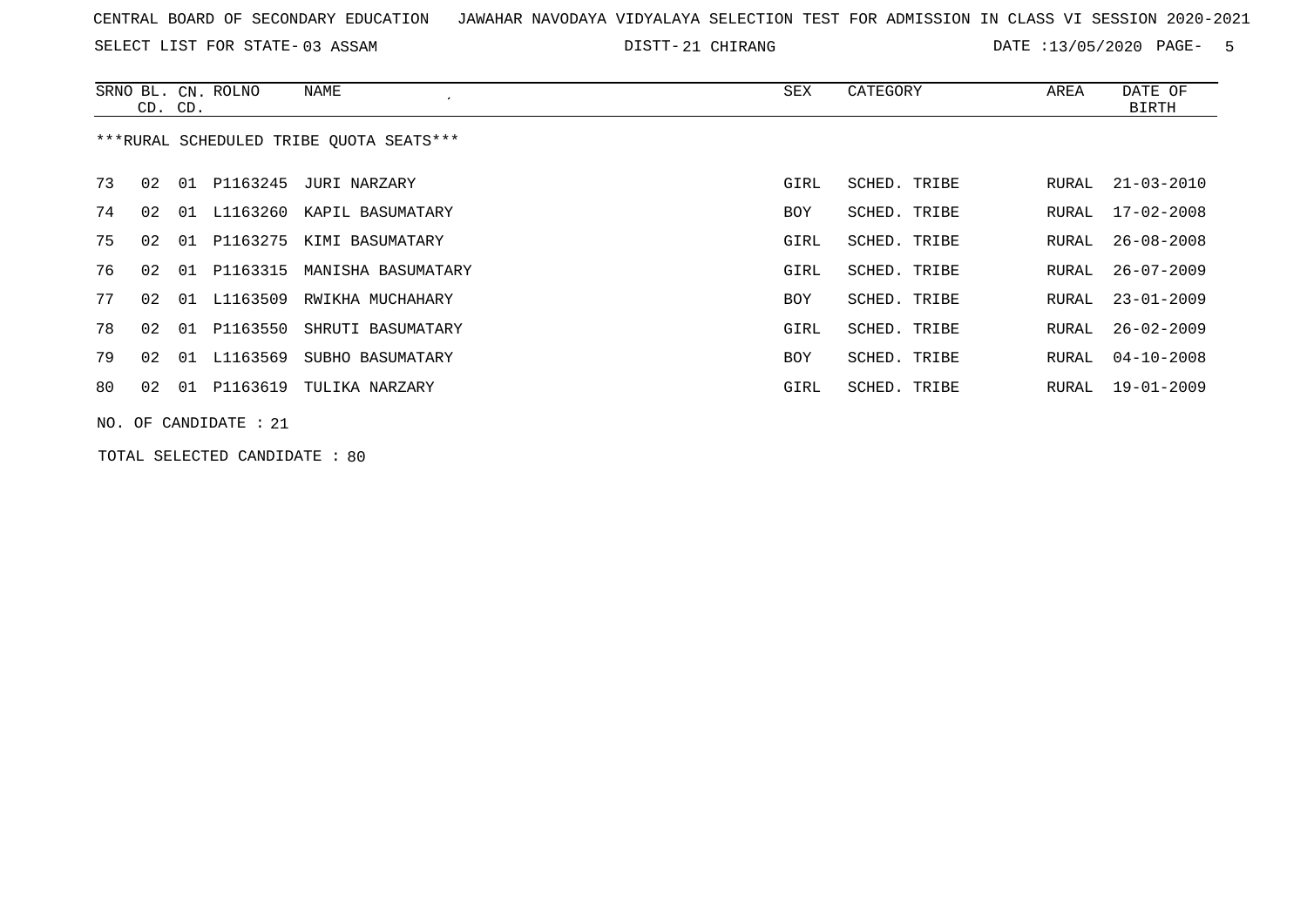CENTRAL BOARD OF SECONDARY EDUCATION JAWAHAR NAVODAYA VIDYALAYA SELECTION TEST FOR ADMISSION IN CLASS VI SESSION 2020-2021

SELECT LIST FOR STATE- 03 ASSAM DISTT- 21 CHIRANG DATE :13/05/2020

***RURAL SCHEDULED TRIBE QUOTA SEATS***

| SRNO | BL. CD. | CN. CD. | ROLNO | NAME | SEX | CATEGORY | AREA | DATE OF BIRTH |
|---|---|---|---|---|---|---|---|---|
| 73 | 02 | 01 | P1163245 | JURI NARZARY | GIRL | SCHED. TRIBE | RURAL | 21-03-2010 |
| 74 | 02 | 01 | L1163260 | KAPIL BASUMATARY | BOY | SCHED. TRIBE | RURAL | 17-02-2008 |
| 75 | 02 | 01 | P1163275 | KIMI BASUMATARY | GIRL | SCHED. TRIBE | RURAL | 26-08-2008 |
| 76 | 02 | 01 | P1163315 | MANISHA BASUMATARY | GIRL | SCHED. TRIBE | RURAL | 26-07-2009 |
| 77 | 02 | 01 | L1163509 | RWIKHA MUCHAHARY | BOY | SCHED. TRIBE | RURAL | 23-01-2009 |
| 78 | 02 | 01 | P1163550 | SHRUTI BASUMATARY | GIRL | SCHED. TRIBE | RURAL | 26-02-2009 |
| 79 | 02 | 01 | L1163569 | SUBHO BASUMATARY | BOY | SCHED. TRIBE | RURAL | 04-10-2008 |
| 80 | 02 | 01 | P1163619 | TULIKA NARZARY | GIRL | SCHED. TRIBE | RURAL | 19-01-2009 |

NO. OF CANDIDATE : 21

TOTAL SELECTED CANDIDATE : 80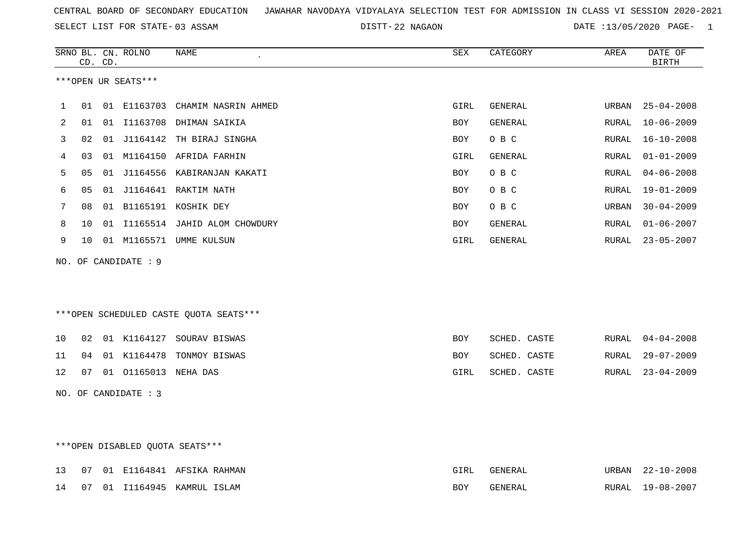CENTRAL BOARD OF SECONDARY EDUCATION   JAWAHAR NAVODAYA VIDYALAYA SELECTION TEST FOR ADMISSION IN CLASS VI SESSION 2020-2021

SELECT LIST FOR STATE- 03 ASSAM   DISTT- 22 NAGAON   DATE :13/05/2020

***OPEN UR SEATS***

| SRNO | BL. CD. | CN. CD. | ROLNO | NAME | SEX | CATEGORY | AREA | DATE OF BIRTH |
|---|---|---|---|---|---|---|---|---|
| 1 | 01 | 01 | E1163703 | CHAMIM NASRIN AHMED | GIRL | GENERAL | URBAN | 25-04-2008 |
| 2 | 01 | 01 | I1163708 | DHIMAN SAIKIA | BOY | GENERAL | RURAL | 10-06-2009 |
| 3 | 02 | 01 | J1164142 | TH BIRAJ SINGHA | BOY | O B C | RURAL | 16-10-2008 |
| 4 | 03 | 01 | M1164150 | AFRIDA FARHIN | GIRL | GENERAL | RURAL | 01-01-2009 |
| 5 | 05 | 01 | J1164556 | KABIRANJAN KAKATI | BOY | O B C | RURAL | 04-06-2008 |
| 6 | 05 | 01 | J1164641 | RAKTIM NATH | BOY | O B C | RURAL | 19-01-2009 |
| 7 | 08 | 01 | B1165191 | KOSHIK DEY | BOY | O B C | URBAN | 30-04-2009 |
| 8 | 10 | 01 | I1165514 | JAHID ALOM CHOWDURY | BOY | GENERAL | RURAL | 01-06-2007 |
| 9 | 10 | 01 | M1165571 | UMME KULSUN | GIRL | GENERAL | RURAL | 23-05-2007 |

NO. OF CANDIDATE : 9

***OPEN SCHEDULED CASTE QUOTA SEATS***

| SRNO | BL. CD. | CN. CD. | ROLNO | NAME | SEX | CATEGORY | AREA | DATE OF BIRTH |
|---|---|---|---|---|---|---|---|---|
| 10 | 02 | 01 | K1164127 | SOURAV BISWAS | BOY | SCHED. CASTE | RURAL | 04-04-2008 |
| 11 | 04 | 01 | K1164478 | TONMOY BISWAS | BOY | SCHED. CASTE | RURAL | 29-07-2009 |
| 12 | 07 | 01 | O1165013 | NEHA DAS | GIRL | SCHED. CASTE | RURAL | 23-04-2009 |

NO. OF CANDIDATE : 3

***OPEN DISABLED QUOTA SEATS***

| SRNO | BL. CD. | CN. CD. | ROLNO | NAME | SEX | CATEGORY | AREA | DATE OF BIRTH |
|---|---|---|---|---|---|---|---|---|
| 13 | 07 | 01 | E1164841 | AFSIKA RAHMAN | GIRL | GENERAL | URBAN | 22-10-2008 |
| 14 | 07 | 01 | I1164945 | KAMRUL ISLAM | BOY | GENERAL | RURAL | 19-08-2007 |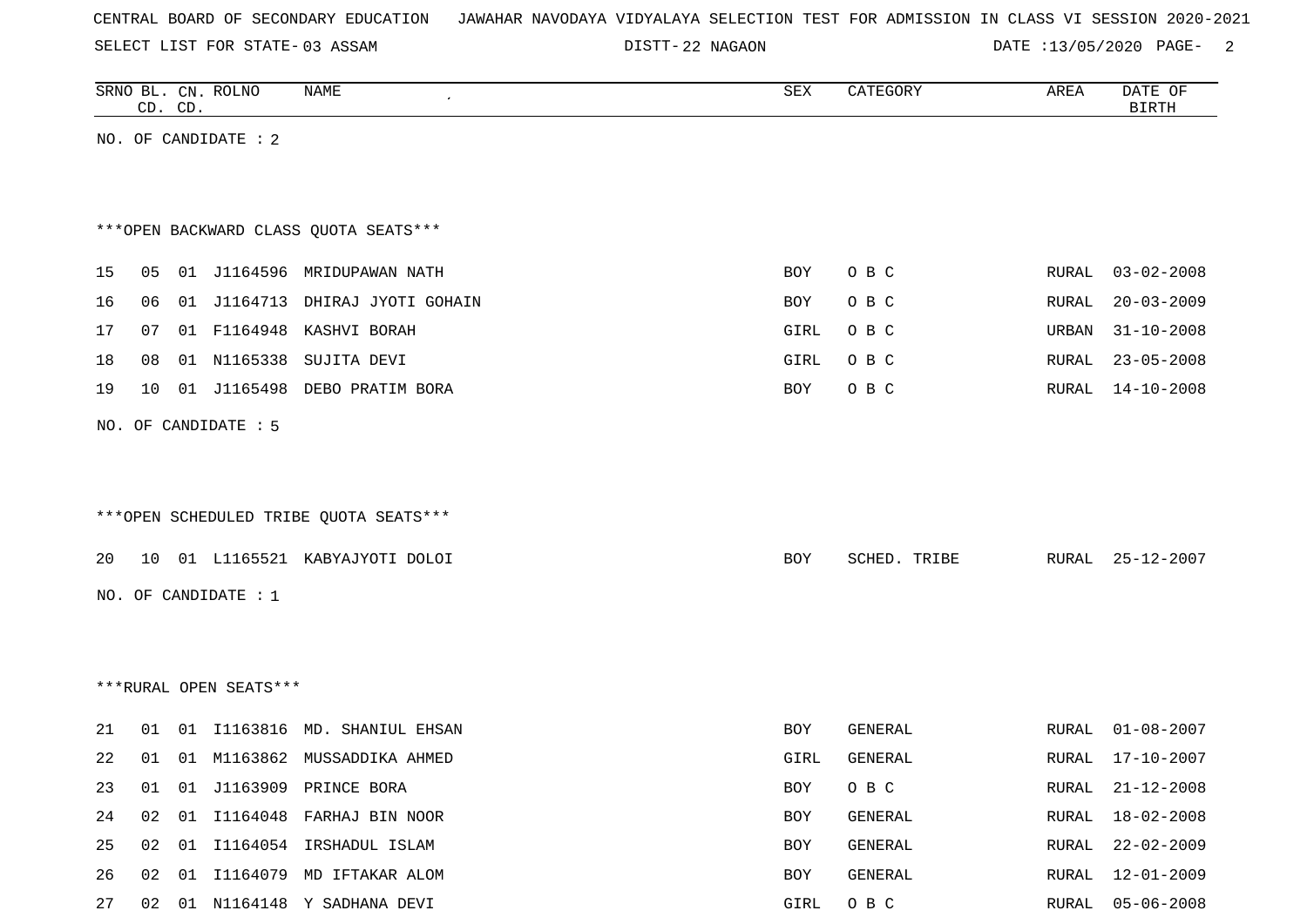CENTRAL BOARD OF SECONDARY EDUCATION JAWAHAR NAVODAYA VIDYALAYA SELECTION TEST FOR ADMISSION IN CLASS VI SESSION 2020-2021

SELECT LIST FOR STATE- 03 ASSAM DISTT- 22 NAGAON DATE :13/05/2020

| SRNO | BL. CD. | CN. CD. | ROLNO | NAME | SEX | CATEGORY | AREA | DATE OF BIRTH |
|---|---|---|---|---|---|---|---|---|

NO. OF CANDIDATE : 2

***OPEN BACKWARD CLASS QUOTA SEATS***

| SRNO | BL. CD. | CN. CD. | ROLNO | NAME | SEX | CATEGORY | AREA | DATE OF BIRTH |
|---|---|---|---|---|---|---|---|---|
| 15 | 05 | 01 | J1164596 | MRIDUPAWAN NATH | BOY | O B C | RURAL | 03-02-2008 |
| 16 | 06 | 01 | J1164713 | DHIRAJ JYOTI GOHAIN | BOY | O B C | RURAL | 20-03-2009 |
| 17 | 07 | 01 | F1164948 | KASHVI BORAH | GIRL | O B C | URBAN | 31-10-2008 |
| 18 | 08 | 01 | N1165338 | SUJITA DEVI | GIRL | O B C | RURAL | 23-05-2008 |
| 19 | 10 | 01 | J1165498 | DEBO PRATIM BORA | BOY | O B C | RURAL | 14-10-2008 |

NO. OF CANDIDATE : 5

***OPEN SCHEDULED TRIBE QUOTA SEATS***

| SRNO | BL. CD. | CN. CD. | ROLNO | NAME | SEX | CATEGORY | AREA | DATE OF BIRTH |
|---|---|---|---|---|---|---|---|---|
| 20 | 10 | 01 | L1165521 | KABYAJYOTI DOLOI | BOY | SCHED. TRIBE | RURAL | 25-12-2007 |

NO. OF CANDIDATE : 1

***RURAL OPEN SEATS***

| SRNO | BL. CD. | CN. CD. | ROLNO | NAME | SEX | CATEGORY | AREA | DATE OF BIRTH |
|---|---|---|---|---|---|---|---|---|
| 21 | 01 | 01 | I1163816 | MD. SHANIUL EHSAN | BOY | GENERAL | RURAL | 01-08-2007 |
| 22 | 01 | 01 | M1163862 | MUSSADDIKA AHMED | GIRL | GENERAL | RURAL | 17-10-2007 |
| 23 | 01 | 01 | J1163909 | PRINCE BORA | BOY | O B C | RURAL | 21-12-2008 |
| 24 | 02 | 01 | I1164048 | FARHAJ BIN NOOR | BOY | GENERAL | RURAL | 18-02-2008 |
| 25 | 02 | 01 | I1164054 | IRSHADUL ISLAM | BOY | GENERAL | RURAL | 22-02-2009 |
| 26 | 02 | 01 | I1164079 | MD IFTAKAR ALOM | BOY | GENERAL | RURAL | 12-01-2009 |
| 27 | 02 | 01 | N1164148 | Y SADHANA DEVI | GIRL | O B C | RURAL | 05-06-2008 |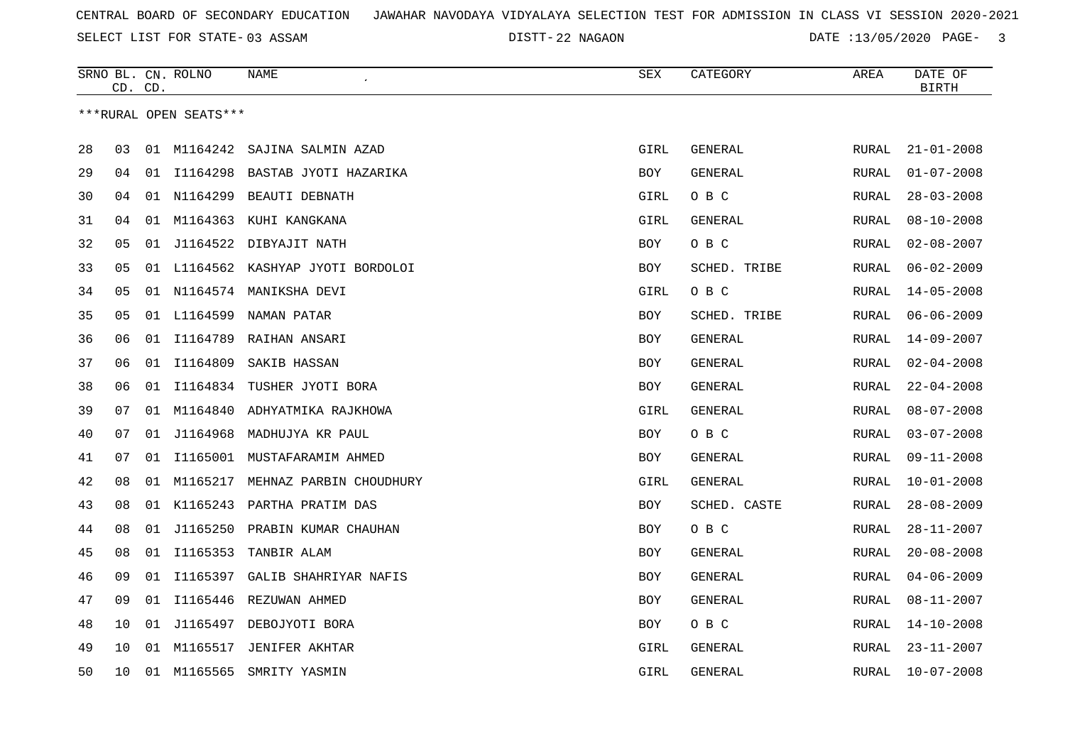CENTRAL BOARD OF SECONDARY EDUCATION JAWAHAR NAVODAYA VIDYALAYA SELECTION TEST FOR ADMISSION IN CLASS VI SESSION 2020-2021

SELECT LIST FOR STATE- 03 ASSAM DISTT- 22 NAGAON DATE :13/05/2020

| SRNO | BL. CD. | CN. CD. | ROLNO | NAME | SEX | CATEGORY | AREA | DATE OF BIRTH |
|---|---|---|---|---|---|---|---|---|
| ***RURAL OPEN SEATS*** | | | | | | | | |
| 28 | 03 | 01 | M1164242 | SAJINA SALMIN AZAD | GIRL | GENERAL | RURAL | 21-01-2008 |
| 29 | 04 | 01 | I1164298 | BASTAB JYOTI HAZARIKA | BOY | GENERAL | RURAL | 01-07-2008 |
| 30 | 04 | 01 | N1164299 | BEAUTI DEBNATH | GIRL | O B C | RURAL | 28-03-2008 |
| 31 | 04 | 01 | M1164363 | KUHI KANGKANA | GIRL | GENERAL | RURAL | 08-10-2008 |
| 32 | 05 | 01 | J1164522 | DIBYAJIT NATH | BOY | O B C | RURAL | 02-08-2007 |
| 33 | 05 | 01 | L1164562 | KASHYAP JYOTI BORDOLOI | BOY | SCHED. TRIBE | RURAL | 06-02-2009 |
| 34 | 05 | 01 | N1164574 | MANIKSHA DEVI | GIRL | O B C | RURAL | 14-05-2008 |
| 35 | 05 | 01 | L1164599 | NAMAN PATAR | BOY | SCHED. TRIBE | RURAL | 06-06-2009 |
| 36 | 06 | 01 | I1164789 | RAIHAN ANSARI | BOY | GENERAL | RURAL | 14-09-2007 |
| 37 | 06 | 01 | I1164809 | SAKIB HASSAN | BOY | GENERAL | RURAL | 02-04-2008 |
| 38 | 06 | 01 | I1164834 | TUSHER JYOTI BORA | BOY | GENERAL | RURAL | 22-04-2008 |
| 39 | 07 | 01 | M1164840 | ADHYATMIKA RAJKHOWA | GIRL | GENERAL | RURAL | 08-07-2008 |
| 40 | 07 | 01 | J1164968 | MADHUJYA KR PAUL | BOY | O B C | RURAL | 03-07-2008 |
| 41 | 07 | 01 | I1165001 | MUSTAFARAMIM AHMED | BOY | GENERAL | RURAL | 09-11-2008 |
| 42 | 08 | 01 | M1165217 | MEHNAZ PARBIN CHOUDHURY | GIRL | GENERAL | RURAL | 10-01-2008 |
| 43 | 08 | 01 | K1165243 | PARTHA PRATIM DAS | BOY | SCHED. CASTE | RURAL | 28-08-2009 |
| 44 | 08 | 01 | J1165250 | PRABIN KUMAR CHAUHAN | BOY | O B C | RURAL | 28-11-2007 |
| 45 | 08 | 01 | I1165353 | TANBIR ALAM | BOY | GENERAL | RURAL | 20-08-2008 |
| 46 | 09 | 01 | I1165397 | GALIB SHAHRIYAR NAFIS | BOY | GENERAL | RURAL | 04-06-2009 |
| 47 | 09 | 01 | I1165446 | REZUWAN AHMED | BOY | GENERAL | RURAL | 08-11-2007 |
| 48 | 10 | 01 | J1165497 | DEBOJYOTI BORA | BOY | O B C | RURAL | 14-10-2008 |
| 49 | 10 | 01 | M1165517 | JENIFER AKHTAR | GIRL | GENERAL | RURAL | 23-11-2007 |
| 50 | 10 | 01 | M1165565 | SMRITY YASMIN | GIRL | GENERAL | RURAL | 10-07-2008 |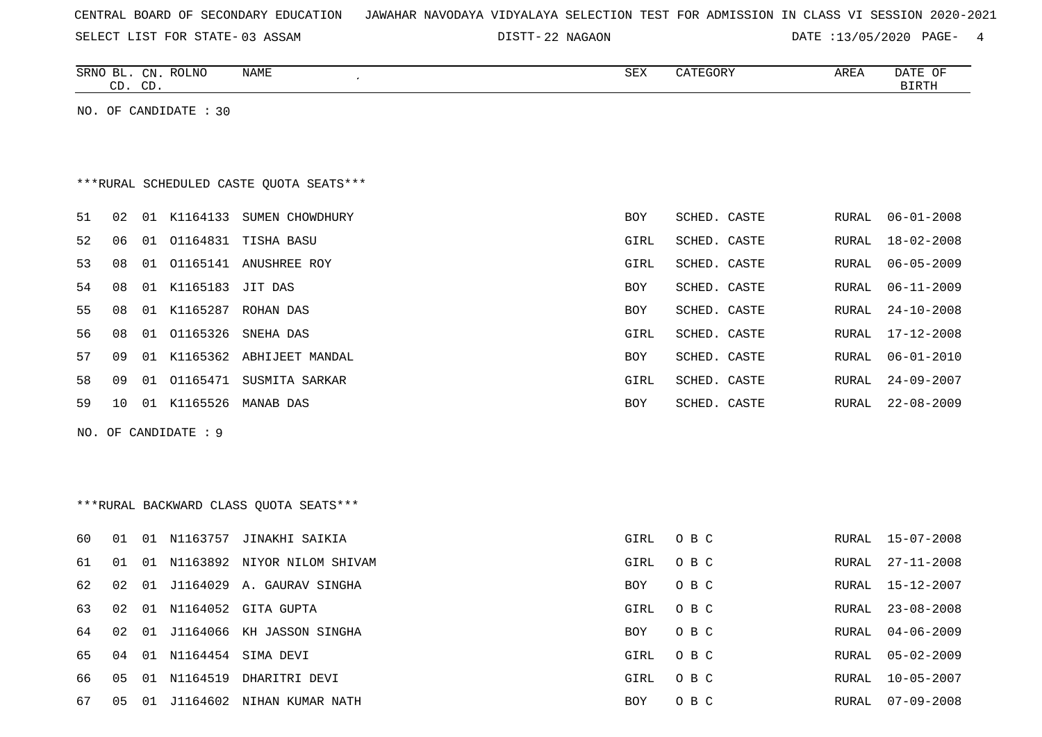CENTRAL BOARD OF SECONDARY EDUCATION JAWAHAR NAVODAYA VIDYALAYA SELECTION TEST FOR ADMISSION IN CLASS VI SESSION 2020-2021

SELECT LIST FOR STATE- 03 ASSAM DISTT- 22 NAGAON DATE :13/05/2020

| SRNO | BL. CD. | CN. CD. | ROLNO | NAME | SEX | CATEGORY | AREA | DATE OF BIRTH |
|---|---|---|---|---|---|---|---|---|

NO. OF CANDIDATE : 30

***RURAL SCHEDULED CASTE QUOTA SEATS***

| SRNO | BL. CD. | CN. CD. | ROLNO | NAME | SEX | CATEGORY | AREA | DATE OF BIRTH |
|---|---|---|---|---|---|---|---|---|
| 51 | 02 | 01 | K1164133 | SUMEN CHOWDHURY | BOY | SCHED. CASTE | RURAL | 06-01-2008 |
| 52 | 06 | 01 | O1164831 | TISHA BASU | GIRL | SCHED. CASTE | RURAL | 18-02-2008 |
| 53 | 08 | 01 | O1165141 | ANUSHREE ROY | GIRL | SCHED. CASTE | RURAL | 06-05-2009 |
| 54 | 08 | 01 | K1165183 | JIT DAS | BOY | SCHED. CASTE | RURAL | 06-11-2009 |
| 55 | 08 | 01 | K1165287 | ROHAN DAS | BOY | SCHED. CASTE | RURAL | 24-10-2008 |
| 56 | 08 | 01 | O1165326 | SNEHA DAS | GIRL | SCHED. CASTE | RURAL | 17-12-2008 |
| 57 | 09 | 01 | K1165362 | ABHIJEET MANDAL | BOY | SCHED. CASTE | RURAL | 06-01-2010 |
| 58 | 09 | 01 | O1165471 | SUSMITA SARKAR | GIRL | SCHED. CASTE | RURAL | 24-09-2007 |
| 59 | 10 | 01 | K1165526 | MANAB DAS | BOY | SCHED. CASTE | RURAL | 22-08-2009 |

NO. OF CANDIDATE : 9

***RURAL BACKWARD CLASS QUOTA SEATS***

| SRNO | BL. CD. | CN. CD. | ROLNO | NAME | SEX | CATEGORY | AREA | DATE OF BIRTH |
|---|---|---|---|---|---|---|---|---|
| 60 | 01 | 01 | N1163757 | JINAKHI SAIKIA | GIRL | O B C | RURAL | 15-07-2008 |
| 61 | 01 | 01 | N1163892 | NIYOR NILOM SHIVAM | GIRL | O B C | RURAL | 27-11-2008 |
| 62 | 02 | 01 | J1164029 | A. GAURAV SINGHA | BOY | O B C | RURAL | 15-12-2007 |
| 63 | 02 | 01 | N1164052 | GITA GUPTA | GIRL | O B C | RURAL | 23-08-2008 |
| 64 | 02 | 01 | J1164066 | KH JASSON SINGHA | BOY | O B C | RURAL | 04-06-2009 |
| 65 | 04 | 01 | N1164454 | SIMA DEVI | GIRL | O B C | RURAL | 05-02-2009 |
| 66 | 05 | 01 | N1164519 | DHARITRI DEVI | GIRL | O B C | RURAL | 10-05-2007 |
| 67 | 05 | 01 | J1164602 | NIHAN KUMAR NATH | BOY | O B C | RURAL | 07-09-2008 |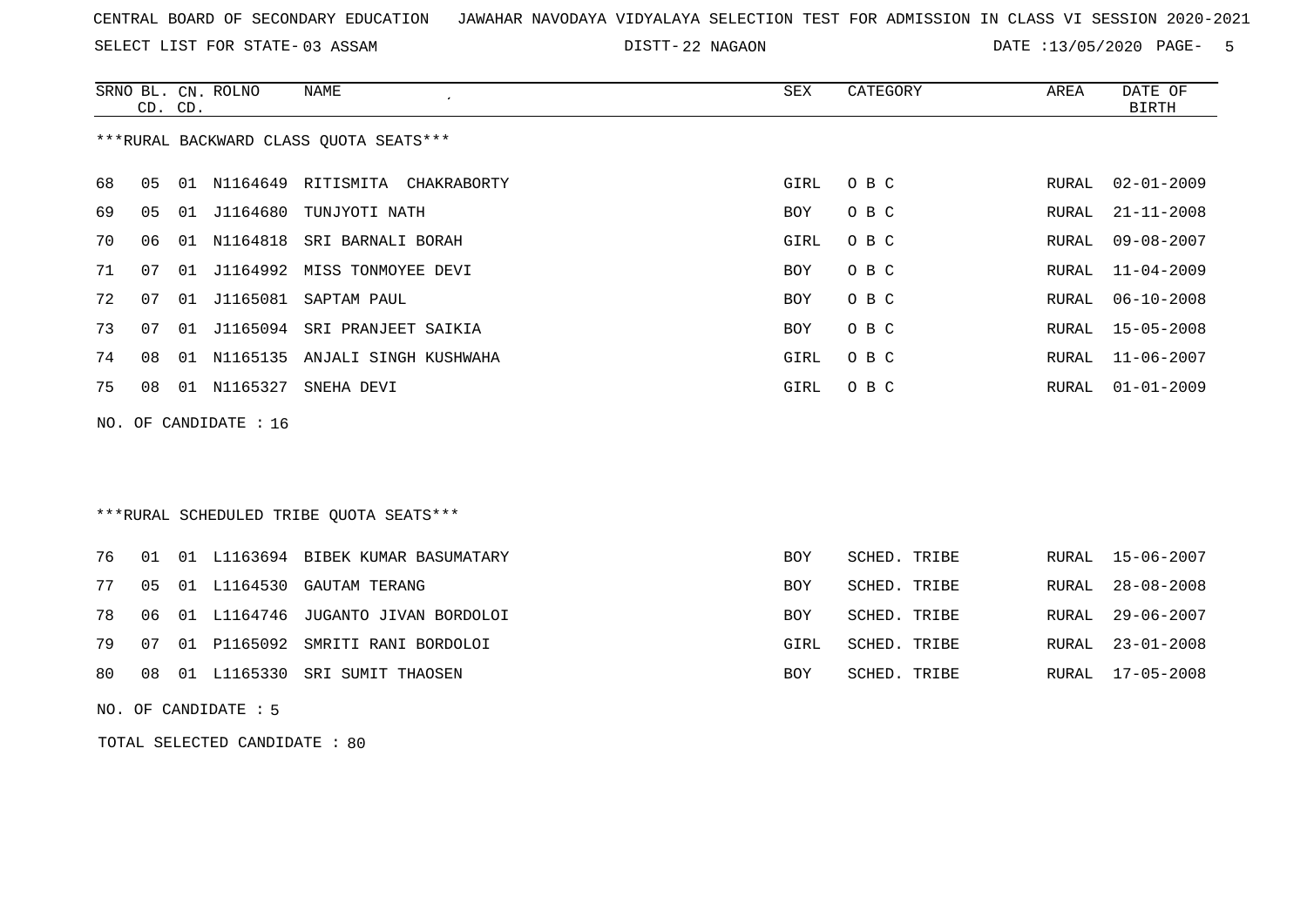CENTRAL BOARD OF SECONDARY EDUCATION JAWAHAR NAVODAYA VIDYALAYA SELECTION TEST FOR ADMISSION IN CLASS VI SESSION 2020-2021

SELECT LIST FOR STATE- 03 ASSAM DISTT- 22 NAGAON DATE :13/05/2020

| SRNO | BL. CD. | CN. CD. | ROLNO | NAME | SEX | CATEGORY | AREA | DATE OF BIRTH |
|---|---|---|---|---|---|---|---|---|

***RURAL BACKWARD CLASS QUOTA SEATS***

| SRNO | BL. CD. | CN. CD. | ROLNO | NAME | SEX | CATEGORY | AREA | DATE OF BIRTH |
|---|---|---|---|---|---|---|---|---|
| 68 | 05 | 01 | N1164649 | RITISMITA CHAKRABORTY | GIRL | O B C | RURAL | 02-01-2009 |
| 69 | 05 | 01 | J1164680 | TUNJYOTI NATH | BOY | O B C | RURAL | 21-11-2008 |
| 70 | 06 | 01 | N1164818 | SRI BARNALI BORAH | GIRL | O B C | RURAL | 09-08-2007 |
| 71 | 07 | 01 | J1164992 | MISS TONMOYEE DEVI | BOY | O B C | RURAL | 11-04-2009 |
| 72 | 07 | 01 | J1165081 | SAPTAM PAUL | BOY | O B C | RURAL | 06-10-2008 |
| 73 | 07 | 01 | J1165094 | SRI PRANJEET SAIKIA | BOY | O B C | RURAL | 15-05-2008 |
| 74 | 08 | 01 | N1165135 | ANJALI SINGH KUSHWAHA | GIRL | O B C | RURAL | 11-06-2007 |
| 75 | 08 | 01 | N1165327 | SNEHA DEVI | GIRL | O B C | RURAL | 01-01-2009 |

NO. OF CANDIDATE : 16

***RURAL SCHEDULED TRIBE QUOTA SEATS***

| SRNO | BL. CD. | CN. CD. | ROLNO | NAME | SEX | CATEGORY | AREA | DATE OF BIRTH |
|---|---|---|---|---|---|---|---|---|
| 76 | 01 | 01 | L1163694 | BIBEK KUMAR BASUMATARY | BOY | SCHED. TRIBE | RURAL | 15-06-2007 |
| 77 | 05 | 01 | L1164530 | GAUTAM TERANG | BOY | SCHED. TRIBE | RURAL | 28-08-2008 |
| 78 | 06 | 01 | L1164746 | JUGANTO JIVAN BORDOLOI | BOY | SCHED. TRIBE | RURAL | 29-06-2007 |
| 79 | 07 | 01 | P1165092 | SMRITI RANI BORDOLOI | GIRL | SCHED. TRIBE | RURAL | 23-01-2008 |
| 80 | 08 | 01 | L1165330 | SRI SUMIT THAOSEN | BOY | SCHED. TRIBE | RURAL | 17-05-2008 |

NO. OF CANDIDATE : 5

TOTAL SELECTED CANDIDATE : 80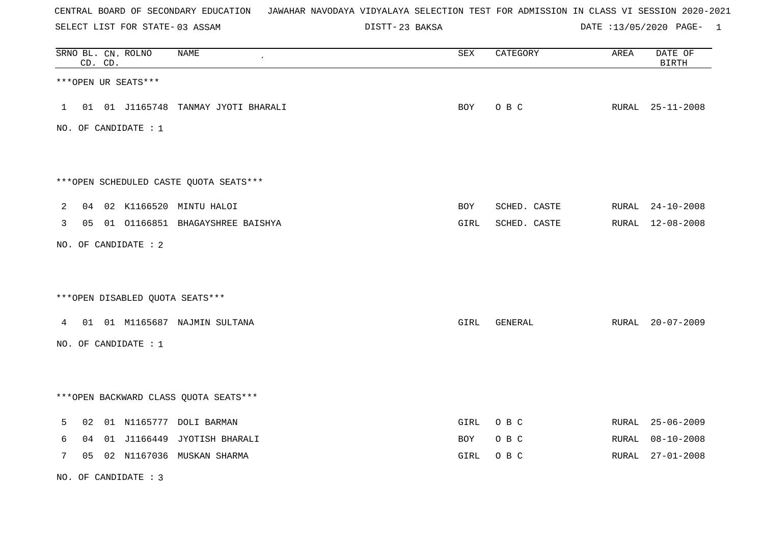CENTRAL BOARD OF SECONDARY EDUCATION JAWAHAR NAVODAYA VIDYALAYA SELECTION TEST FOR ADMISSION IN CLASS VI SESSION 2020-2021

SELECT LIST FOR STATE- 03 ASSAM DISTT- 23 BAKSA DATE :13/05/2020

| SRNO | BL. CD. | CN. CD. | ROLNO | NAME | SEX | CATEGORY | AREA | DATE OF BIRTH |
|---|---|---|---|---|---|---|---|---|

***OPEN UR SEATS***

| SRNO | BL. CD. | CN. CD. | ROLNO | NAME | SEX | CATEGORY | AREA | DATE OF BIRTH |
|---|---|---|---|---|---|---|---|---|
| 1 | 01 | 01 | J1165748 | TANMAY JYOTI BHARALI | BOY | O B C | RURAL | 25-11-2008 |

NO. OF CANDIDATE : 1

***OPEN SCHEDULED CASTE QUOTA SEATS***

| SRNO | BL. CD. | CN. CD. | ROLNO | NAME | SEX | CATEGORY | AREA | DATE OF BIRTH |
|---|---|---|---|---|---|---|---|---|
| 2 | 04 | 02 | K1166520 | MINTU HALOI | BOY | SCHED. CASTE | RURAL | 24-10-2008 |
| 3 | 05 | 01 | O1166851 | BHAGAYSHREE BAISHYA | GIRL | SCHED. CASTE | RURAL | 12-08-2008 |

NO. OF CANDIDATE : 2

***OPEN DISABLED QUOTA SEATS***

| SRNO | BL. CD. | CN. CD. | ROLNO | NAME | SEX | CATEGORY | AREA | DATE OF BIRTH |
|---|---|---|---|---|---|---|---|---|
| 4 | 01 | 01 | M1165687 | NAJMIN SULTANA | GIRL | GENERAL | RURAL | 20-07-2009 |

NO. OF CANDIDATE : 1

***OPEN BACKWARD CLASS QUOTA SEATS***

| SRNO | BL. CD. | CN. CD. | ROLNO | NAME | SEX | CATEGORY | AREA | DATE OF BIRTH |
|---|---|---|---|---|---|---|---|---|
| 5 | 02 | 01 | N1165777 | DOLI BARMAN | GIRL | O B C | RURAL | 25-06-2009 |
| 6 | 04 | 01 | J1166449 | JYOTISH BHARALI | BOY | O B C | RURAL | 08-10-2008 |
| 7 | 05 | 02 | N1167036 | MUSKAN SHARMA | GIRL | O B C | RURAL | 27-01-2008 |

NO. OF CANDIDATE : 3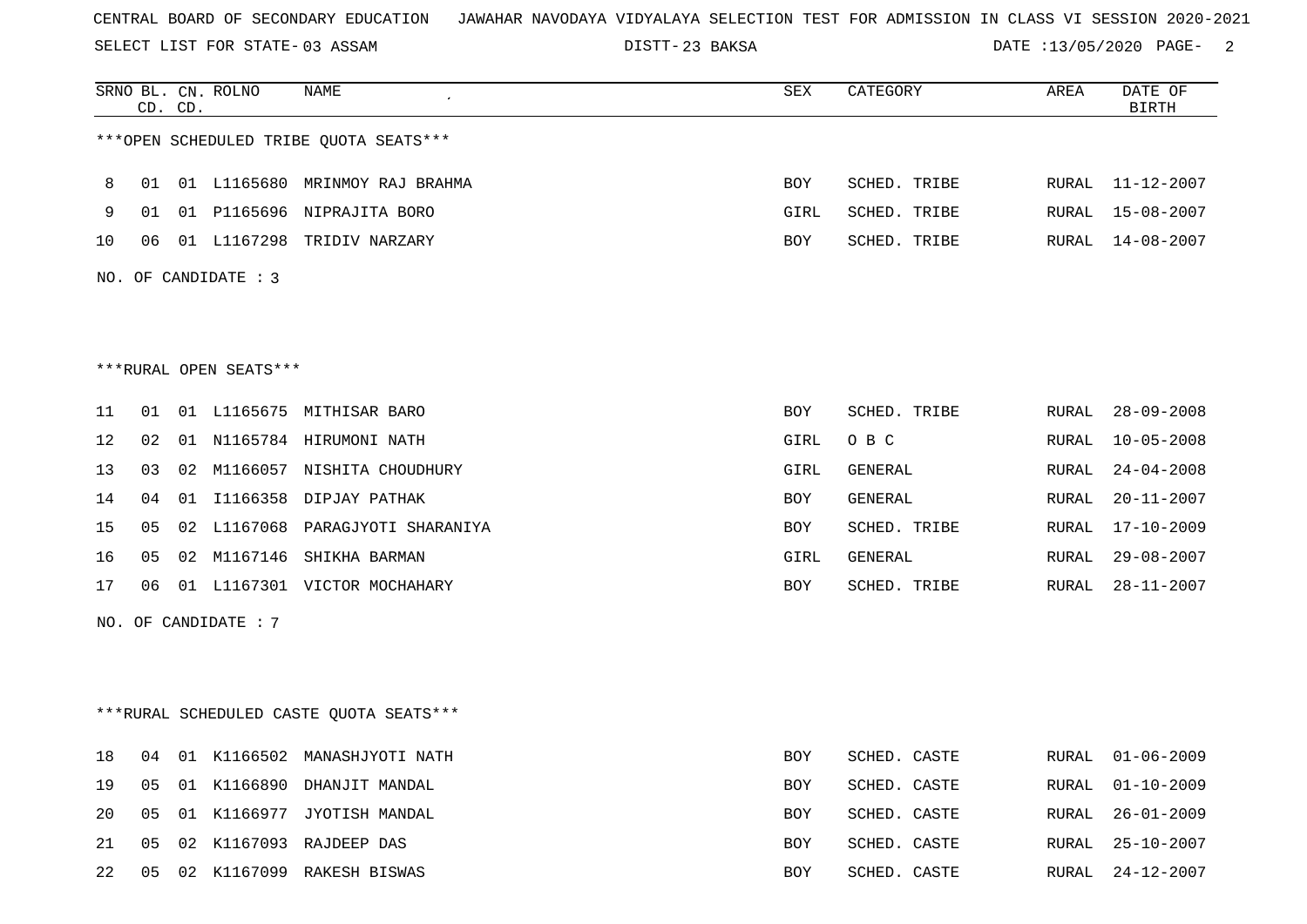CENTRAL BOARD OF SECONDARY EDUCATION JAWAHAR NAVODAYA VIDYALAYA SELECTION TEST FOR ADMISSION IN CLASS VI SESSION 2020-2021

SELECT LIST FOR STATE- 03 ASSAM DISTT- 23 BAKSA DATE :13/05/2020

***OPEN SCHEDULED TRIBE QUOTA SEATS***

| SRNO | BL. CD. | CN. CD. | ROLNO | NAME | SEX | CATEGORY | AREA | DATE OF BIRTH |
|---|---|---|---|---|---|---|---|---|
| 8 | 01 | 01 | L1165680 | MRINMOY RAJ BRAHMA | BOY | SCHED. TRIBE | RURAL | 11-12-2007 |
| 9 | 01 | 01 | P1165696 | NIPRAJITA BORO | GIRL | SCHED. TRIBE | RURAL | 15-08-2007 |
| 10 | 06 | 01 | L1167298 | TRIDIV NARZARY | BOY | SCHED. TRIBE | RURAL | 14-08-2007 |

NO. OF CANDIDATE : 3

***RURAL OPEN SEATS***

| SRNO | BL. CD. | CN. CD. | ROLNO | NAME | SEX | CATEGORY | AREA | DATE OF BIRTH |
|---|---|---|---|---|---|---|---|---|
| 11 | 01 | 01 | L1165675 | MITHISAR BARO | BOY | SCHED. TRIBE | RURAL | 28-09-2008 |
| 12 | 02 | 01 | N1165784 | HIRUMONI NATH | GIRL | O B C | RURAL | 10-05-2008 |
| 13 | 03 | 02 | M1166057 | NISHITA CHOUDHURY | GIRL | GENERAL | RURAL | 24-04-2008 |
| 14 | 04 | 01 | I1166358 | DIPJAY PATHAK | BOY | GENERAL | RURAL | 20-11-2007 |
| 15 | 05 | 02 | L1167068 | PARAGJYOTI SHARANIYA | BOY | SCHED. TRIBE | RURAL | 17-10-2009 |
| 16 | 05 | 02 | M1167146 | SHIKHA BARMAN | GIRL | GENERAL | RURAL | 29-08-2007 |
| 17 | 06 | 01 | L1167301 | VICTOR MOCHAHARY | BOY | SCHED. TRIBE | RURAL | 28-11-2007 |

NO. OF CANDIDATE : 7

***RURAL SCHEDULED CASTE QUOTA SEATS***

| SRNO | BL. CD. | CN. CD. | ROLNO | NAME | SEX | CATEGORY | AREA | DATE OF BIRTH |
|---|---|---|---|---|---|---|---|---|
| 18 | 04 | 01 | K1166502 | MANASHJYOTI NATH | BOY | SCHED. CASTE | RURAL | 01-06-2009 |
| 19 | 05 | 01 | K1166890 | DHANJIT MANDAL | BOY | SCHED. CASTE | RURAL | 01-10-2009 |
| 20 | 05 | 01 | K1166977 | JYOTISH MANDAL | BOY | SCHED. CASTE | RURAL | 26-01-2009 |
| 21 | 05 | 02 | K1167093 | RAJDEEP DAS | BOY | SCHED. CASTE | RURAL | 25-10-2007 |
| 22 | 05 | 02 | K1167099 | RAKESH BISWAS | BOY | SCHED. CASTE | RURAL | 24-12-2007 |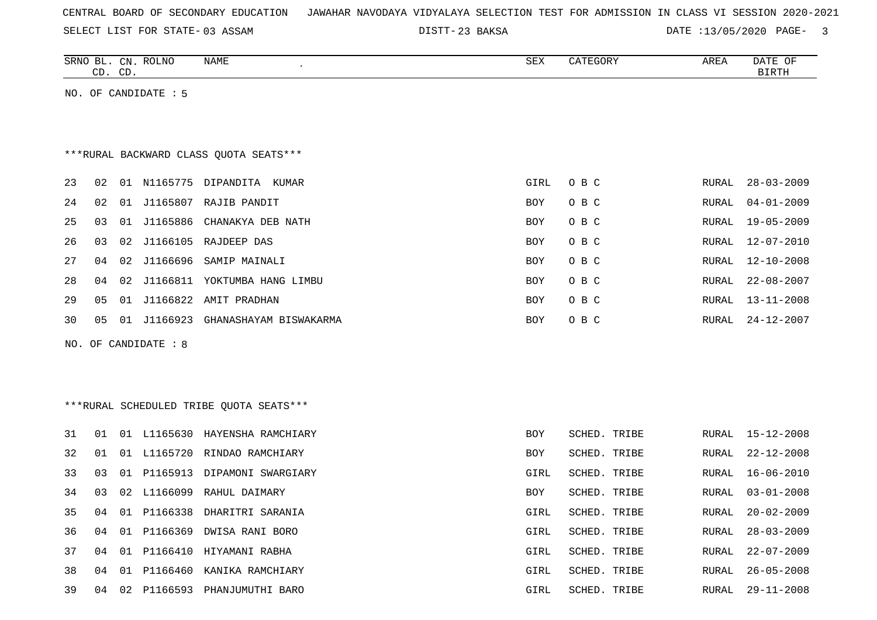CENTRAL BOARD OF SECONDARY EDUCATION JAWAHAR NAVODAYA VIDYALAYA SELECTION TEST FOR ADMISSION IN CLASS VI SESSION 2020-2021

SELECT LIST FOR STATE- 03 ASSAM DISTT- 23 BAKSA DATE :13/05/2020

| SRNO | BL. CD. | CN. CD. | ROLNO | NAME | SEX | CATEGORY | AREA | DATE OF BIRTH |
|---|---|---|---|---|---|---|---|---|

NO. OF CANDIDATE : 5

***RURAL BACKWARD CLASS QUOTA SEATS***

| SRNO | BL. CD. | CN. CD. | ROLNO | NAME | SEX | CATEGORY | AREA | DATE OF BIRTH |
|---|---|---|---|---|---|---|---|---|
| 23 | 02 | 01 | N1165775 | DIPANDITA KUMAR | GIRL | O B C | RURAL | 28-03-2009 |
| 24 | 02 | 01 | J1165807 | RAJIB PANDIT | BOY | O B C | RURAL | 04-01-2009 |
| 25 | 03 | 01 | J1165886 | CHANAKYA DEB NATH | BOY | O B C | RURAL | 19-05-2009 |
| 26 | 03 | 02 | J1166105 | RAJDEEP DAS | BOY | O B C | RURAL | 12-07-2010 |
| 27 | 04 | 02 | J1166696 | SAMIP MAINALI | BOY | O B C | RURAL | 12-10-2008 |
| 28 | 04 | 02 | J1166811 | YOKTUMBA HANG LIMBU | BOY | O B C | RURAL | 22-08-2007 |
| 29 | 05 | 01 | J1166822 | AMIT PRADHAN | BOY | O B C | RURAL | 13-11-2008 |
| 30 | 05 | 01 | J1166923 | GHANASHAYAM BISWAKARMA | BOY | O B C | RURAL | 24-12-2007 |

NO. OF CANDIDATE : 8

***RURAL SCHEDULED TRIBE QUOTA SEATS***

| SRNO | BL. CD. | CN. CD. | ROLNO | NAME | SEX | CATEGORY | AREA | DATE OF BIRTH |
|---|---|---|---|---|---|---|---|---|
| 31 | 01 | 01 | L1165630 | HAYENSHA RAMCHIARY | BOY | SCHED. TRIBE | RURAL | 15-12-2008 |
| 32 | 01 | 01 | L1165720 | RINDAO RAMCHIARY | BOY | SCHED. TRIBE | RURAL | 22-12-2008 |
| 33 | 03 | 01 | P1165913 | DIPAMONI SWARGIARY | GIRL | SCHED. TRIBE | RURAL | 16-06-2010 |
| 34 | 03 | 02 | L1166099 | RAHUL DAIMARY | BOY | SCHED. TRIBE | RURAL | 03-01-2008 |
| 35 | 04 | 01 | P1166338 | DHARITRI SARANIA | GIRL | SCHED. TRIBE | RURAL | 20-02-2009 |
| 36 | 04 | 01 | P1166369 | DWISA RANI BORO | GIRL | SCHED. TRIBE | RURAL | 28-03-2009 |
| 37 | 04 | 01 | P1166410 | HIYAMANI RABHA | GIRL | SCHED. TRIBE | RURAL | 22-07-2009 |
| 38 | 04 | 01 | P1166460 | KANIKA RAMCHIARY | GIRL | SCHED. TRIBE | RURAL | 26-05-2008 |
| 39 | 04 | 02 | P1166593 | PHANJUMUTHI BARO | GIRL | SCHED. TRIBE | RURAL | 29-11-2008 |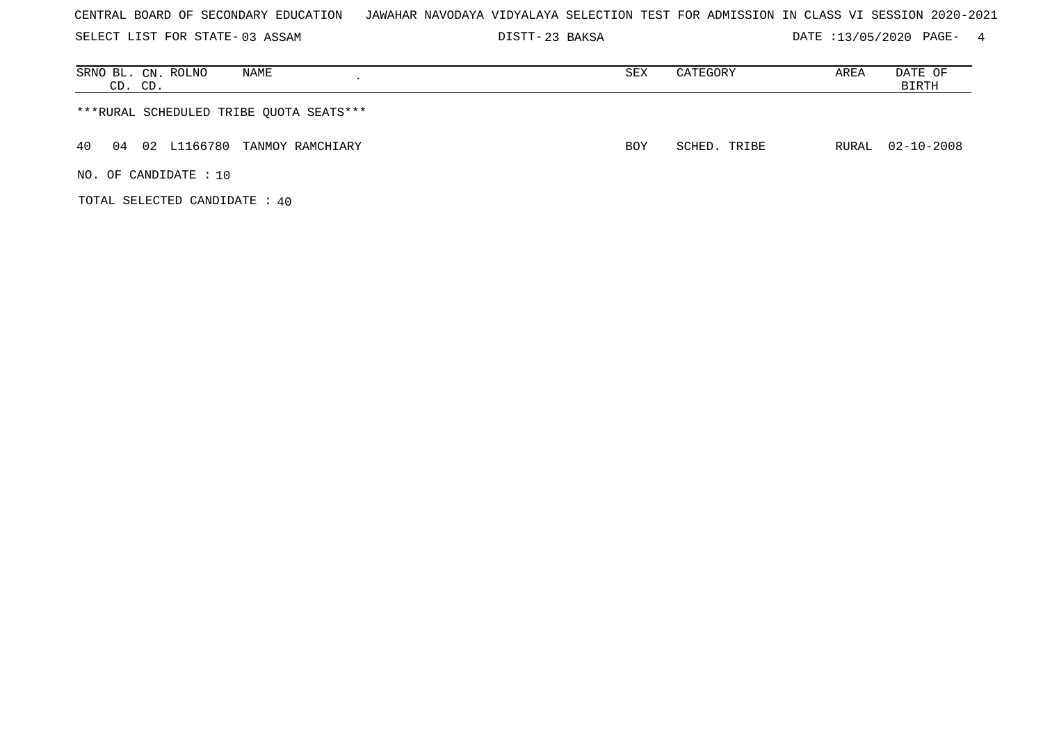CENTRAL BOARD OF SECONDARY EDUCATION JAWAHAR NAVODAYA VIDYALAYA SELECTION TEST FOR ADMISSION IN CLASS VI SESSION 2020-2021

SELECT LIST FOR STATE- 03 ASSAM DISTT- 23 BAKSA DATE :13/05/2020

| SRNO | BL. CD. | CN. CD. | ROLNO | NAME | SEX | CATEGORY | AREA | DATE OF BIRTH |
|---|---|---|---|---|---|---|---|---|
| ***RURAL SCHEDULED TRIBE QUOTA SEATS*** | | | | | | | | |
| 40 | 04 | 02 | L1166780 | TANMOY RAMCHIARY | BOY | SCHED. TRIBE | RURAL | 02-10-2008 |

NO. OF CANDIDATE : 10

TOTAL SELECTED CANDIDATE : 40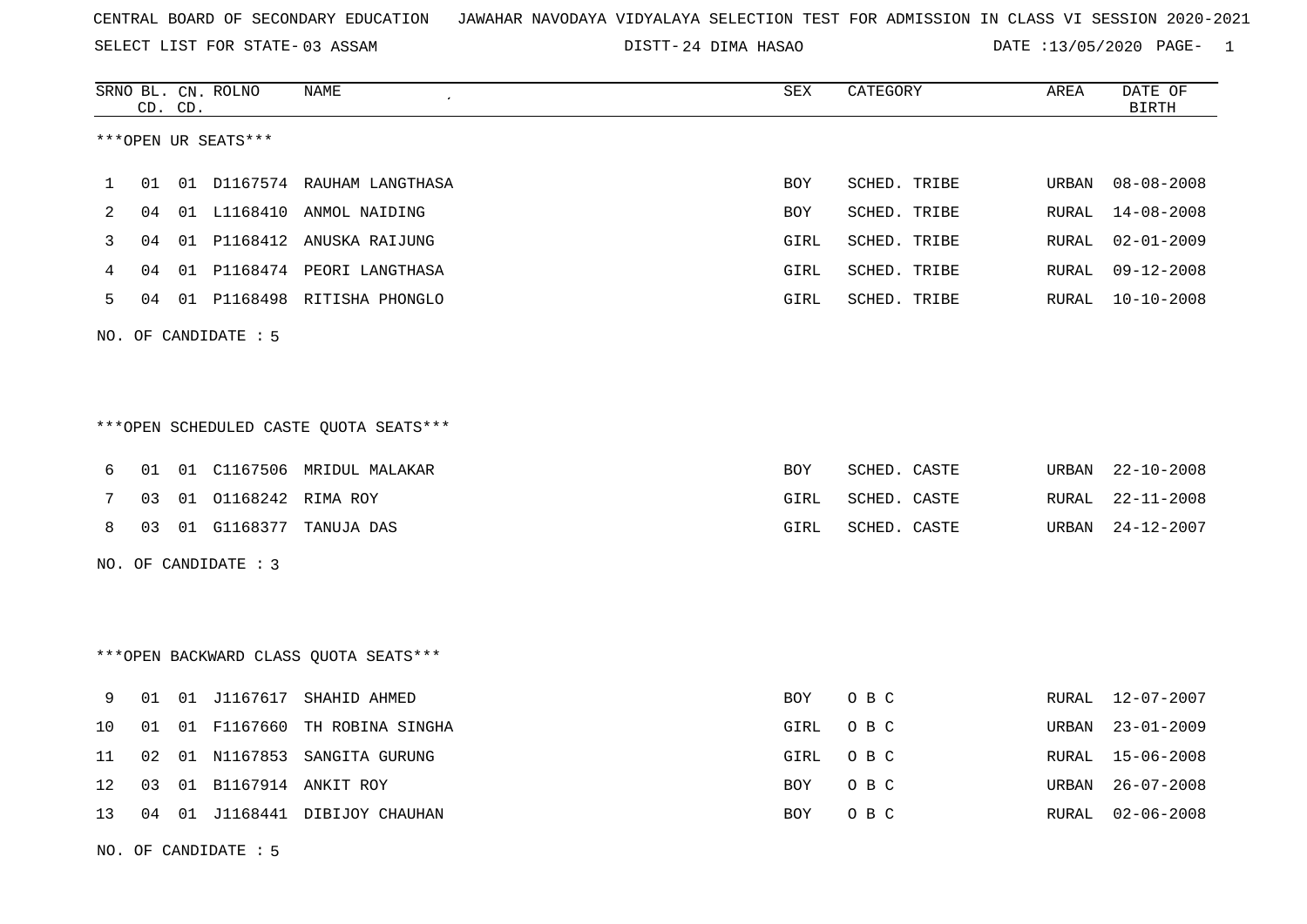CENTRAL BOARD OF SECONDARY EDUCATION   JAWAHAR NAVODAYA VIDYALAYA SELECTION TEST FOR ADMISSION IN CLASS VI SESSION 2020-2021

SELECT LIST FOR STATE- 03 ASSAM   DISTT- 24 DIMA HASAO   DATE :13/05/2020

***OPEN UR SEATS***

| SRNO | BL. CD. | CN. CD. | ROLNO | NAME | SEX | CATEGORY | AREA | DATE OF BIRTH |
|---|---|---|---|---|---|---|---|---|
| 1 | 01 | 01 | D1167574 | RAUHAM LANGTHASA | BOY | SCHED. TRIBE | URBAN | 08-08-2008 |
| 2 | 04 | 01 | L1168410 | ANMOL NAIDING | BOY | SCHED. TRIBE | RURAL | 14-08-2008 |
| 3 | 04 | 01 | P1168412 | ANUSKA RAIJUNG | GIRL | SCHED. TRIBE | RURAL | 02-01-2009 |
| 4 | 04 | 01 | P1168474 | PEORI LANGTHASA | GIRL | SCHED. TRIBE | RURAL | 09-12-2008 |
| 5 | 04 | 01 | P1168498 | RITISHA PHONGLO | GIRL | SCHED. TRIBE | RURAL | 10-10-2008 |

NO. OF CANDIDATE : 5

***OPEN SCHEDULED CASTE QUOTA SEATS***

| SRNO | BL. CD. | CN. CD. | ROLNO | NAME | SEX | CATEGORY | AREA | DATE OF BIRTH |
|---|---|---|---|---|---|---|---|---|
| 6 | 01 | 01 | C1167506 | MRIDUL MALAKAR | BOY | SCHED. CASTE | URBAN | 22-10-2008 |
| 7 | 03 | 01 | O1168242 | RIMA ROY | GIRL | SCHED. CASTE | RURAL | 22-11-2008 |
| 8 | 03 | 01 | G1168377 | TANUJA DAS | GIRL | SCHED. CASTE | URBAN | 24-12-2007 |

NO. OF CANDIDATE : 3

***OPEN BACKWARD CLASS QUOTA SEATS***

| SRNO | BL. CD. | CN. CD. | ROLNO | NAME | SEX | CATEGORY | AREA | DATE OF BIRTH |
|---|---|---|---|---|---|---|---|---|
| 9 | 01 | 01 | J1167617 | SHAHID AHMED | BOY | O B C | RURAL | 12-07-2007 |
| 10 | 01 | 01 | F1167660 | TH ROBINA SINGHA | GIRL | O B C | URBAN | 23-01-2009 |
| 11 | 02 | 01 | N1167853 | SANGITA GURUNG | GIRL | O B C | RURAL | 15-06-2008 |
| 12 | 03 | 01 | B1167914 | ANKIT ROY | BOY | O B C | URBAN | 26-07-2008 |
| 13 | 04 | 01 | J1168441 | DIBIJOY CHAUHAN | BOY | O B C | RURAL | 02-06-2008 |

NO. OF CANDIDATE : 5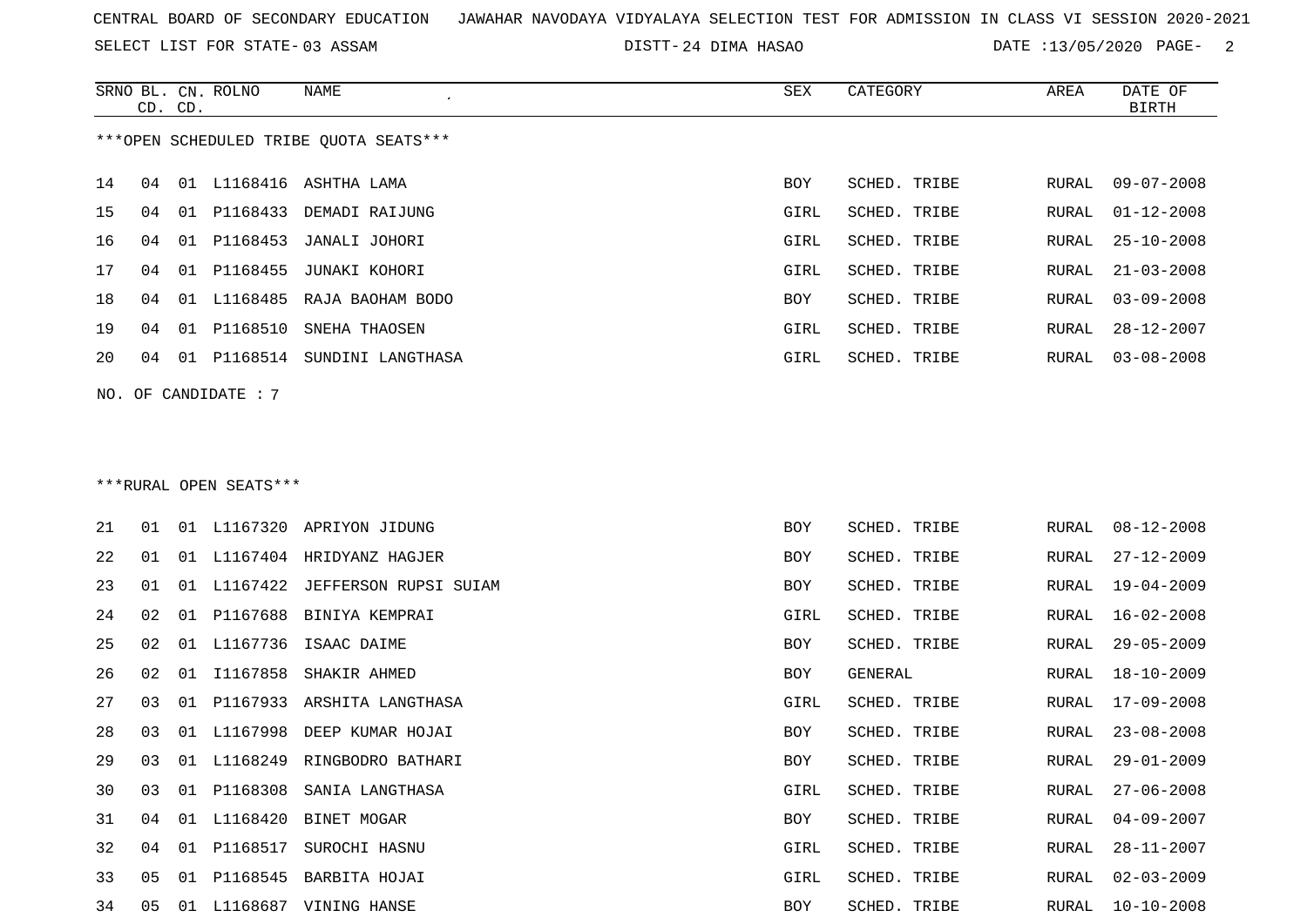CENTRAL BOARD OF SECONDARY EDUCATION JAWAHAR NAVODAYA VIDYALAYA SELECTION TEST FOR ADMISSION IN CLASS VI SESSION 2020-2021

SELECT LIST FOR STATE- 03 ASSAM DISTT- 24 DIMA HASAO DATE :13/05/2020

***OPEN SCHEDULED TRIBE QUOTA SEATS***

| SRNO | BL. CD. | CN. CD. | ROLNO | NAME | SEX | CATEGORY | AREA | DATE OF BIRTH |
|---|---|---|---|---|---|---|---|---|
| 14 | 04 | 01 | L1168416 | ASHTHA LAMA | BOY | SCHED. TRIBE | RURAL | 09-07-2008 |
| 15 | 04 | 01 | P1168433 | DEMADI RAIJUNG | GIRL | SCHED. TRIBE | RURAL | 01-12-2008 |
| 16 | 04 | 01 | P1168453 | JANALI JOHORI | GIRL | SCHED. TRIBE | RURAL | 25-10-2008 |
| 17 | 04 | 01 | P1168455 | JUNAKI KOHORI | GIRL | SCHED. TRIBE | RURAL | 21-03-2008 |
| 18 | 04 | 01 | L1168485 | RAJA BAOHAM BODO | BOY | SCHED. TRIBE | RURAL | 03-09-2008 |
| 19 | 04 | 01 | P1168510 | SNEHA THAOSEN | GIRL | SCHED. TRIBE | RURAL | 28-12-2007 |
| 20 | 04 | 01 | P1168514 | SUNDINI LANGTHASA | GIRL | SCHED. TRIBE | RURAL | 03-08-2008 |

NO. OF CANDIDATE : 7

***RURAL OPEN SEATS***

| SRNO | BL. CD. | CN. CD. | ROLNO | NAME | SEX | CATEGORY | AREA | DATE OF BIRTH |
|---|---|---|---|---|---|---|---|---|
| 21 | 01 | 01 | L1167320 | APRIYON JIDUNG | BOY | SCHED. TRIBE | RURAL | 08-12-2008 |
| 22 | 01 | 01 | L1167404 | HRIDYANZ HAGJER | BOY | SCHED. TRIBE | RURAL | 27-12-2009 |
| 23 | 01 | 01 | L1167422 | JEFFERSON RUPSI SUIAM | BOY | SCHED. TRIBE | RURAL | 19-04-2009 |
| 24 | 02 | 01 | P1167688 | BINIYA KEMPRAI | GIRL | SCHED. TRIBE | RURAL | 16-02-2008 |
| 25 | 02 | 01 | L1167736 | ISAAC DAIME | BOY | SCHED. TRIBE | RURAL | 29-05-2009 |
| 26 | 02 | 01 | I1167858 | SHAKIR AHMED | BOY | GENERAL | RURAL | 18-10-2009 |
| 27 | 03 | 01 | P1167933 | ARSHITA LANGTHASA | GIRL | SCHED. TRIBE | RURAL | 17-09-2008 |
| 28 | 03 | 01 | L1167998 | DEEP KUMAR HOJAI | BOY | SCHED. TRIBE | RURAL | 23-08-2008 |
| 29 | 03 | 01 | L1168249 | RINGBODRO BATHARI | BOY | SCHED. TRIBE | RURAL | 29-01-2009 |
| 30 | 03 | 01 | P1168308 | SANIA LANGTHASA | GIRL | SCHED. TRIBE | RURAL | 27-06-2008 |
| 31 | 04 | 01 | L1168420 | BINET MOGAR | BOY | SCHED. TRIBE | RURAL | 04-09-2007 |
| 32 | 04 | 01 | P1168517 | SUROCHI HASNU | GIRL | SCHED. TRIBE | RURAL | 28-11-2007 |
| 33 | 05 | 01 | P1168545 | BARBITA HOJAI | GIRL | SCHED. TRIBE | RURAL | 02-03-2009 |
| 34 | 05 | 01 | L1168687 | VINING HANSE | BOY | SCHED. TRIBE | RURAL | 10-10-2008 |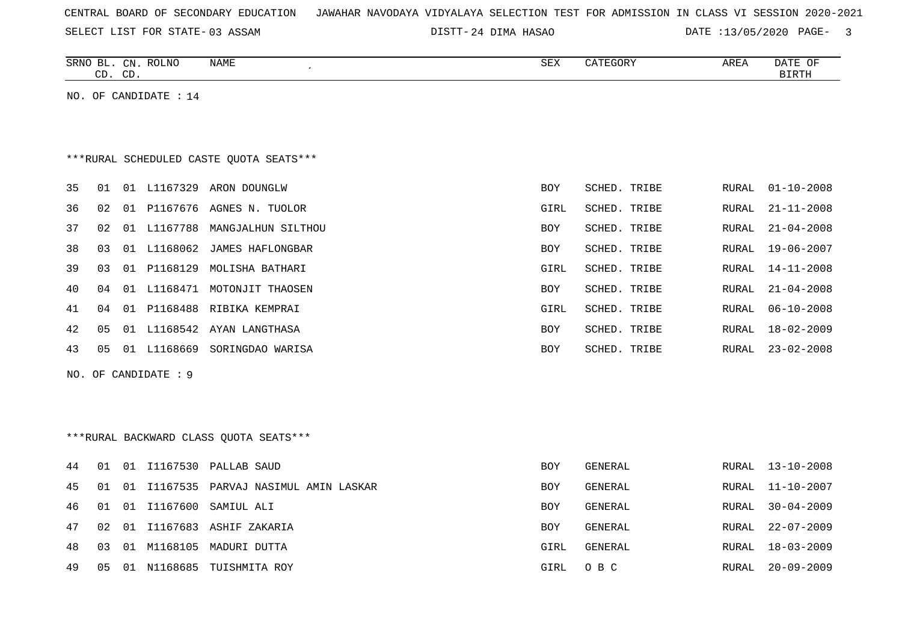CENTRAL BOARD OF SECONDARY EDUCATION JAWAHAR NAVODAYA VIDYALAYA SELECTION TEST FOR ADMISSION IN CLASS VI SESSION 2020-2021

SELECT LIST FOR STATE- 03 ASSAM DISTT- 24 DIMA HASAO DATE :13/05/2020

| SRNO | BL. CD. | CN. CD. | ROLNO | NAME | SEX | CATEGORY | AREA | DATE OF BIRTH |
|---|---|---|---|---|---|---|---|---|

NO. OF CANDIDATE : 14

***RURAL SCHEDULED CASTE QUOTA SEATS***

| SRNO | BL. CD. | CN. CD. | ROLNO | NAME | SEX | CATEGORY | AREA | DATE OF BIRTH |
|---|---|---|---|---|---|---|---|---|
| 35 | 01 | 01 | L1167329 | ARON DOUNGLW | BOY | SCHED. TRIBE | RURAL | 01-10-2008 |
| 36 | 02 | 01 | P1167676 | AGNES N. TUOLOR | GIRL | SCHED. TRIBE | RURAL | 21-11-2008 |
| 37 | 02 | 01 | L1167788 | MANGJALHUN SILTHOU | BOY | SCHED. TRIBE | RURAL | 21-04-2008 |
| 38 | 03 | 01 | L1168062 | JAMES HAFLONGBAR | BOY | SCHED. TRIBE | RURAL | 19-06-2007 |
| 39 | 03 | 01 | P1168129 | MOLISHA BATHARI | GIRL | SCHED. TRIBE | RURAL | 14-11-2008 |
| 40 | 04 | 01 | L1168471 | MOTONJIT THAOSEN | BOY | SCHED. TRIBE | RURAL | 21-04-2008 |
| 41 | 04 | 01 | P1168488 | RIBIKA KEMPRAI | GIRL | SCHED. TRIBE | RURAL | 06-10-2008 |
| 42 | 05 | 01 | L1168542 | AYAN LANGTHASA | BOY | SCHED. TRIBE | RURAL | 18-02-2009 |
| 43 | 05 | 01 | L1168669 | SORINGDAO WARISA | BOY | SCHED. TRIBE | RURAL | 23-02-2008 |

NO. OF CANDIDATE : 9

***RURAL BACKWARD CLASS QUOTA SEATS***

| SRNO | BL. CD. | CN. CD. | ROLNO | NAME | SEX | CATEGORY | AREA | DATE OF BIRTH |
|---|---|---|---|---|---|---|---|---|
| 44 | 01 | 01 | I1167530 | PALLAB SAUD | BOY | GENERAL | RURAL | 13-10-2008 |
| 45 | 01 | 01 | I1167535 | PARVAJ NASIMUL AMIN LASKAR | BOY | GENERAL | RURAL | 11-10-2007 |
| 46 | 01 | 01 | I1167600 | SAMIUL ALI | BOY | GENERAL | RURAL | 30-04-2009 |
| 47 | 02 | 01 | I1167683 | ASHIF ZAKARIA | BOY | GENERAL | RURAL | 22-07-2009 |
| 48 | 03 | 01 | M1168105 | MADURI DUTTA | GIRL | GENERAL | RURAL | 18-03-2009 |
| 49 | 05 | 01 | N1168685 | TUISHMITA ROY | GIRL | O B C | RURAL | 20-09-2009 |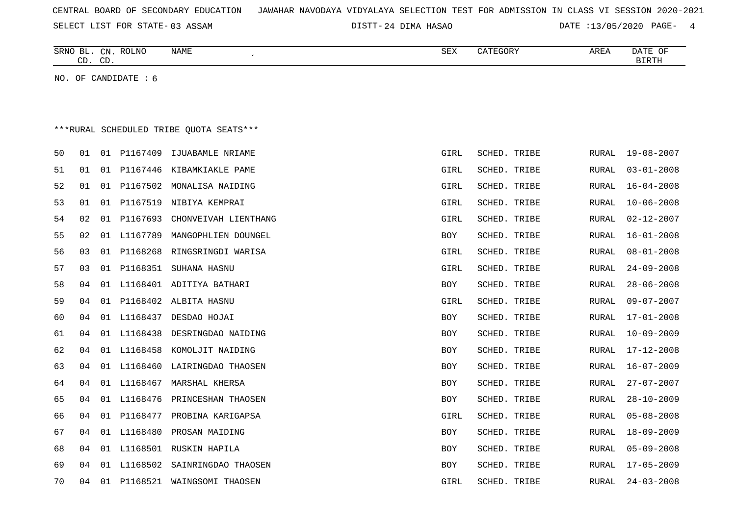CENTRAL BOARD OF SECONDARY EDUCATION JAWAHAR NAVODAYA VIDYALAYA SELECTION TEST FOR ADMISSION IN CLASS VI SESSION 2020-2021

SELECT LIST FOR STATE- 03 ASSAM DISTT- 24 DIMA HASAO DATE :13/05/2020

NO. OF CANDIDATE : 6

***RURAL SCHEDULED TRIBE QUOTA SEATS***

| SRNO | BL. CD. | CN. CD. | ROLNO | NAME | SEX | CATEGORY | AREA | DATE OF BIRTH |
|---|---|---|---|---|---|---|---|---|
| 50 | 01 | 01 | P1167409 | IJUABAMLE NRIAME | GIRL | SCHED. TRIBE | RURAL | 19-08-2007 |
| 51 | 01 | 01 | P1167446 | KIBAMKIAKLE PAME | GIRL | SCHED. TRIBE | RURAL | 03-01-2008 |
| 52 | 01 | 01 | P1167502 | MONALISA NAIDING | GIRL | SCHED. TRIBE | RURAL | 16-04-2008 |
| 53 | 01 | 01 | P1167519 | NIBIYA KEMPRAI | GIRL | SCHED. TRIBE | RURAL | 10-06-2008 |
| 54 | 02 | 01 | P1167693 | CHONVEIVAH LIENTHANG | GIRL | SCHED. TRIBE | RURAL | 02-12-2007 |
| 55 | 02 | 01 | L1167789 | MANGOPHLIEN DOUNGEL | BOY | SCHED. TRIBE | RURAL | 16-01-2008 |
| 56 | 03 | 01 | P1168268 | RINGSRINGDI WARISA | GIRL | SCHED. TRIBE | RURAL | 08-01-2008 |
| 57 | 03 | 01 | P1168351 | SUHANA HASNU | GIRL | SCHED. TRIBE | RURAL | 24-09-2008 |
| 58 | 04 | 01 | L1168401 | ADITIYA BATHARI | BOY | SCHED. TRIBE | RURAL | 28-06-2008 |
| 59 | 04 | 01 | P1168402 | ALBITA HASNU | GIRL | SCHED. TRIBE | RURAL | 09-07-2007 |
| 60 | 04 | 01 | L1168437 | DESDAO HOJAI | BOY | SCHED. TRIBE | RURAL | 17-01-2008 |
| 61 | 04 | 01 | L1168438 | DESRINGDAO NAIDING | BOY | SCHED. TRIBE | RURAL | 10-09-2009 |
| 62 | 04 | 01 | L1168458 | KOMOLJIT NAIDING | BOY | SCHED. TRIBE | RURAL | 17-12-2008 |
| 63 | 04 | 01 | L1168460 | LAIRINGDAO THAOSEN | BOY | SCHED. TRIBE | RURAL | 16-07-2009 |
| 64 | 04 | 01 | L1168467 | MARSHAL KHERSA | BOY | SCHED. TRIBE | RURAL | 27-07-2007 |
| 65 | 04 | 01 | L1168476 | PRINCESHAN THAOSEN | BOY | SCHED. TRIBE | RURAL | 28-10-2009 |
| 66 | 04 | 01 | P1168477 | PROBINA KARIGAPSA | GIRL | SCHED. TRIBE | RURAL | 05-08-2008 |
| 67 | 04 | 01 | L1168480 | PROSAN MAIDING | BOY | SCHED. TRIBE | RURAL | 18-09-2009 |
| 68 | 04 | 01 | L1168501 | RUSKIN HAPILA | BOY | SCHED. TRIBE | RURAL | 05-09-2008 |
| 69 | 04 | 01 | L1168502 | SAINRINGDAO THAOSEN | BOY | SCHED. TRIBE | RURAL | 17-05-2009 |
| 70 | 04 | 01 | P1168521 | WAINGSOMI THAOSEN | GIRL | SCHED. TRIBE | RURAL | 24-03-2008 |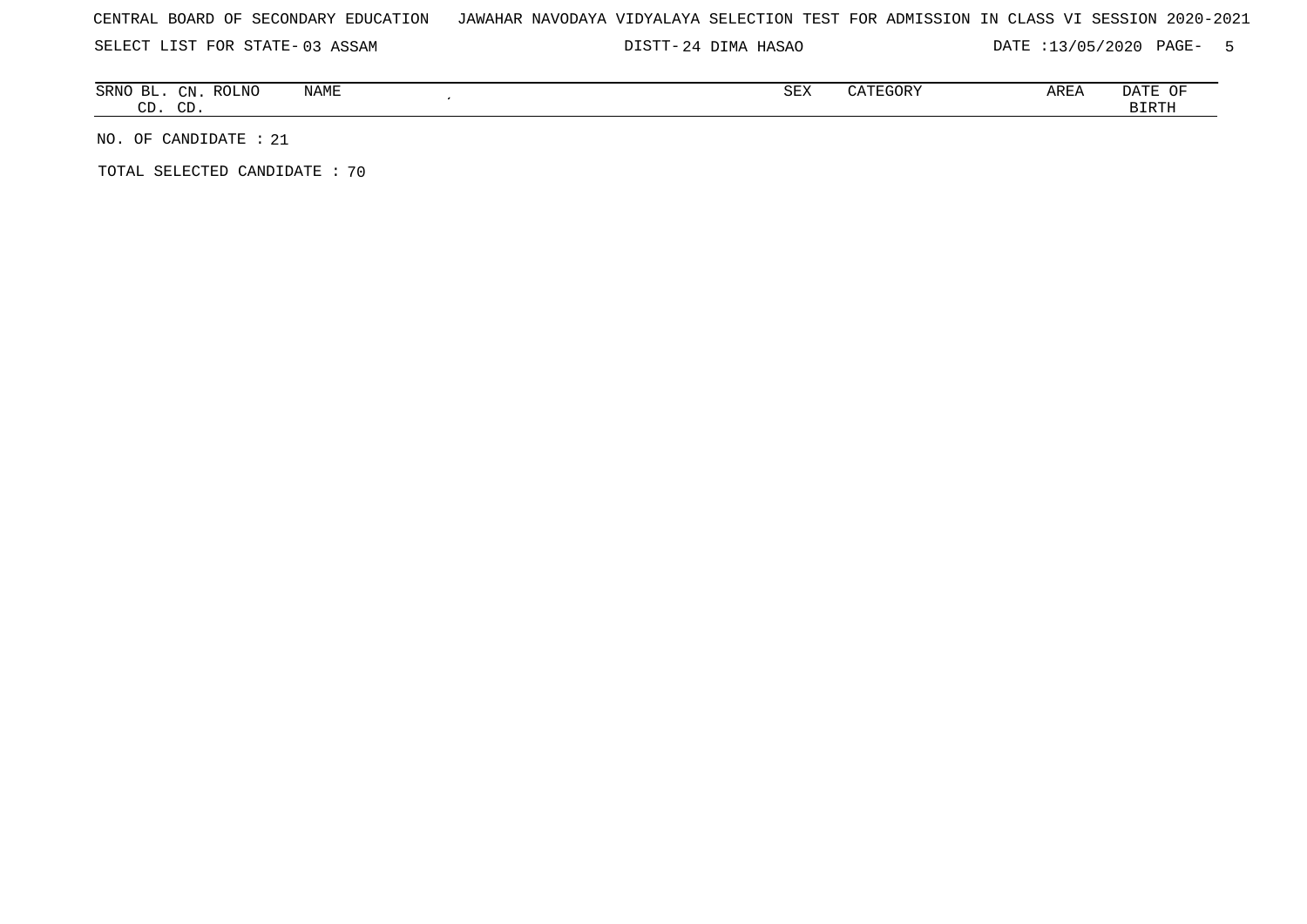CENTRAL BOARD OF SECONDARY EDUCATION JAWAHAR NAVODAYA VIDYALAYA SELECTION TEST FOR ADMISSION IN CLASS VI SESSION 2020-2021

SELECT LIST FOR STATE- 03 ASSAM DISTT- 24 DIMA HASAO DATE :13/05/2020

| SRNO | BL. CD. | CN. CD. | ROLNO | NAME | SEX | CATEGORY | AREA | DATE OF BIRTH |
|---|---|---|---|---|---|---|---|---|

NO. OF CANDIDATE : 21

TOTAL SELECTED CANDIDATE : 70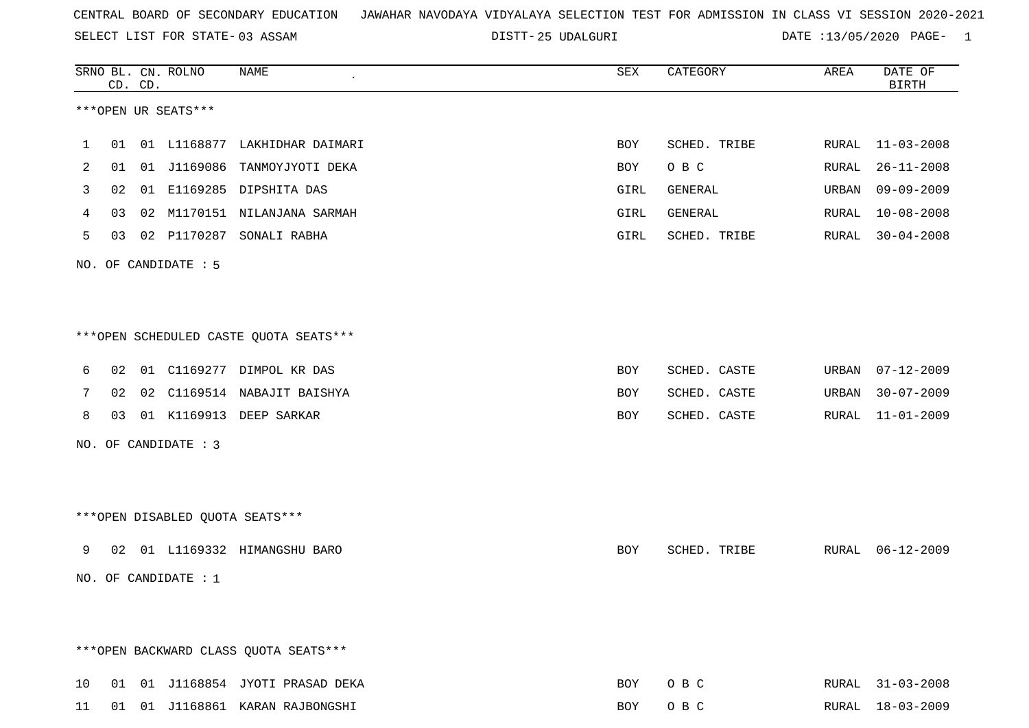CENTRAL BOARD OF SECONDARY EDUCATION   JAWAHAR NAVODAYA VIDYALAYA SELECTION TEST FOR ADMISSION IN CLASS VI SESSION 2020-2021

SELECT LIST FOR STATE- 03 ASSAM   DISTT- 25 UDALGURI   DATE :13/05/2020

| SRNO | BL. CD. | CN. CD. | ROLNO | NAME | SEX | CATEGORY | AREA | DATE OF BIRTH |
|---|---|---|---|---|---|---|---|---|

***OPEN UR SEATS***

| SRNO | BL. CD. | CN. CD. | ROLNO | NAME | SEX | CATEGORY | AREA | DATE OF BIRTH |
|---|---|---|---|---|---|---|---|---|
| 1 | 01 | 01 | L1168877 | LAKHIDHAR DAIMARI | BOY | SCHED. TRIBE | RURAL | 11-03-2008 |
| 2 | 01 | 01 | J1169086 | TANMOYJYOTI DEKA | BOY | O B C | RURAL | 26-11-2008 |
| 3 | 02 | 01 | E1169285 | DIPSHITA DAS | GIRL | GENERAL | URBAN | 09-09-2009 |
| 4 | 03 | 02 | M1170151 | NILANJANA SARMAH | GIRL | GENERAL | RURAL | 10-08-2008 |
| 5 | 03 | 02 | P1170287 | SONALI RABHA | GIRL | SCHED. TRIBE | RURAL | 30-04-2008 |

NO. OF CANDIDATE : 5

***OPEN SCHEDULED CASTE QUOTA SEATS***

| SRNO | BL. CD. | CN. CD. | ROLNO | NAME | SEX | CATEGORY | AREA | DATE OF BIRTH |
|---|---|---|---|---|---|---|---|---|
| 6 | 02 | 01 | C1169277 | DIMPOL KR DAS | BOY | SCHED. CASTE | URBAN | 07-12-2009 |
| 7 | 02 | 02 | C1169514 | NABAJIT BAISHYA | BOY | SCHED. CASTE | URBAN | 30-07-2009 |
| 8 | 03 | 01 | K1169913 | DEEP SARKAR | BOY | SCHED. CASTE | RURAL | 11-01-2009 |

NO. OF CANDIDATE : 3

***OPEN DISABLED QUOTA SEATS***

| SRNO | BL. CD. | CN. CD. | ROLNO | NAME | SEX | CATEGORY | AREA | DATE OF BIRTH |
|---|---|---|---|---|---|---|---|---|
| 9 | 02 | 01 | L1169332 | HIMANGSHU BARO | BOY | SCHED. TRIBE | RURAL | 06-12-2009 |

NO. OF CANDIDATE : 1

***OPEN BACKWARD CLASS QUOTA SEATS***

| SRNO | BL. CD. | CN. CD. | ROLNO | NAME | SEX | CATEGORY | AREA | DATE OF BIRTH |
|---|---|---|---|---|---|---|---|---|
| 10 | 01 | 01 | J1168854 | JYOTI PRASAD DEKA | BOY | O B C | RURAL | 31-03-2008 |
| 11 | 01 | 01 | J1168861 | KARAN RAJBONGSHI | BOY | O B C | RURAL | 18-03-2009 |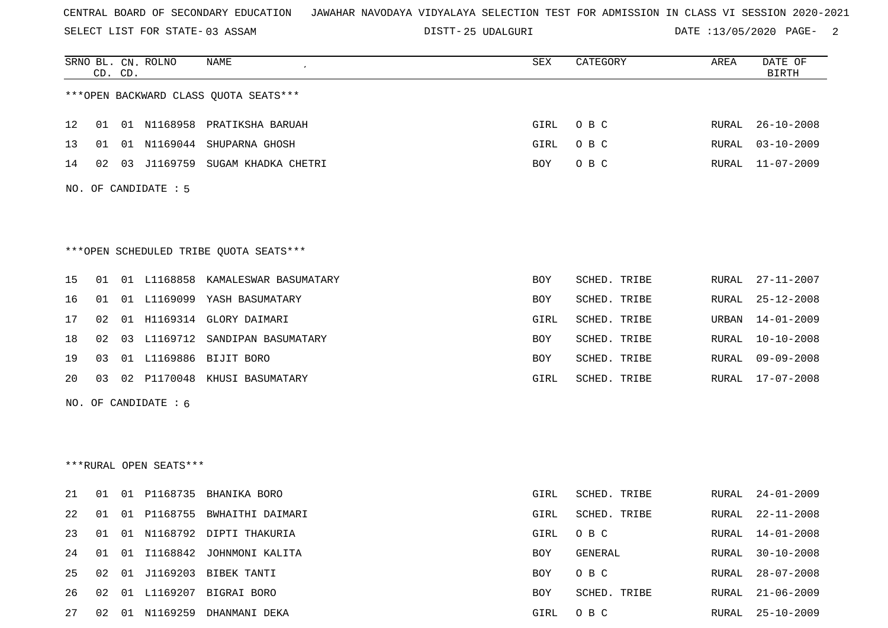CENTRAL BOARD OF SECONDARY EDUCATION JAWAHAR NAVODAYA VIDYALAYA SELECTION TEST FOR ADMISSION IN CLASS VI SESSION 2020-2021

SELECT LIST FOR STATE- 03 ASSAM DISTT- 25 UDALGURI DATE :13/05/2020

| SRNO | BL. CD. | CN. CD. | ROLNO | NAME | SEX | CATEGORY | AREA | DATE OF BIRTH |
|---|---|---|---|---|---|---|---|---|

***OPEN BACKWARD CLASS QUOTA SEATS***

| SRNO | BL. CD. | CN. CD. | ROLNO | NAME | SEX | CATEGORY | AREA | DATE OF BIRTH |
|---|---|---|---|---|---|---|---|---|
| 12 | 01 | 01 | N1168958 | PRATIKSHA BARUAH | GIRL | O B C | RURAL | 26-10-2008 |
| 13 | 01 | 01 | N1169044 | SHUPARNA GHOSH | GIRL | O B C | RURAL | 03-10-2009 |
| 14 | 02 | 03 | J1169759 | SUGAM KHADKA CHETRI | BOY | O B C | RURAL | 11-07-2009 |

NO. OF CANDIDATE : 5

***OPEN SCHEDULED TRIBE QUOTA SEATS***

| SRNO | BL. CD. | CN. CD. | ROLNO | NAME | SEX | CATEGORY | AREA | DATE OF BIRTH |
|---|---|---|---|---|---|---|---|---|
| 15 | 01 | 01 | L1168858 | KAMALESWAR BASUMATARY | BOY | SCHED. TRIBE | RURAL | 27-11-2007 |
| 16 | 01 | 01 | L1169099 | YASH BASUMATARY | BOY | SCHED. TRIBE | RURAL | 25-12-2008 |
| 17 | 02 | 01 | H1169314 | GLORY DAIMARI | GIRL | SCHED. TRIBE | URBAN | 14-01-2009 |
| 18 | 02 | 03 | L1169712 | SANDIPAN BASUMATARY | BOY | SCHED. TRIBE | RURAL | 10-10-2008 |
| 19 | 03 | 01 | L1169886 | BIJIT BORO | BOY | SCHED. TRIBE | RURAL | 09-09-2008 |
| 20 | 03 | 02 | P1170048 | KHUSI BASUMATARY | GIRL | SCHED. TRIBE | RURAL | 17-07-2008 |

NO. OF CANDIDATE : 6

***RURAL OPEN SEATS***

| SRNO | BL. CD. | CN. CD. | ROLNO | NAME | SEX | CATEGORY | AREA | DATE OF BIRTH |
|---|---|---|---|---|---|---|---|---|
| 21 | 01 | 01 | P1168735 | BHANIKA BORO | GIRL | SCHED. TRIBE | RURAL | 24-01-2009 |
| 22 | 01 | 01 | P1168755 | BWHAITHI DAIMARI | GIRL | SCHED. TRIBE | RURAL | 22-11-2008 |
| 23 | 01 | 01 | N1168792 | DIPTI THAKURIA | GIRL | O B C | RURAL | 14-01-2008 |
| 24 | 01 | 01 | I1168842 | JOHNMONI KALITA | BOY | GENERAL | RURAL | 30-10-2008 |
| 25 | 02 | 01 | J1169203 | BIBEK TANTI | BOY | O B C | RURAL | 28-07-2008 |
| 26 | 02 | 01 | L1169207 | BIGRAI BORO | BOY | SCHED. TRIBE | RURAL | 21-06-2009 |
| 27 | 02 | 01 | N1169259 | DHANMANI DEKA | GIRL | O B C | RURAL | 25-10-2009 |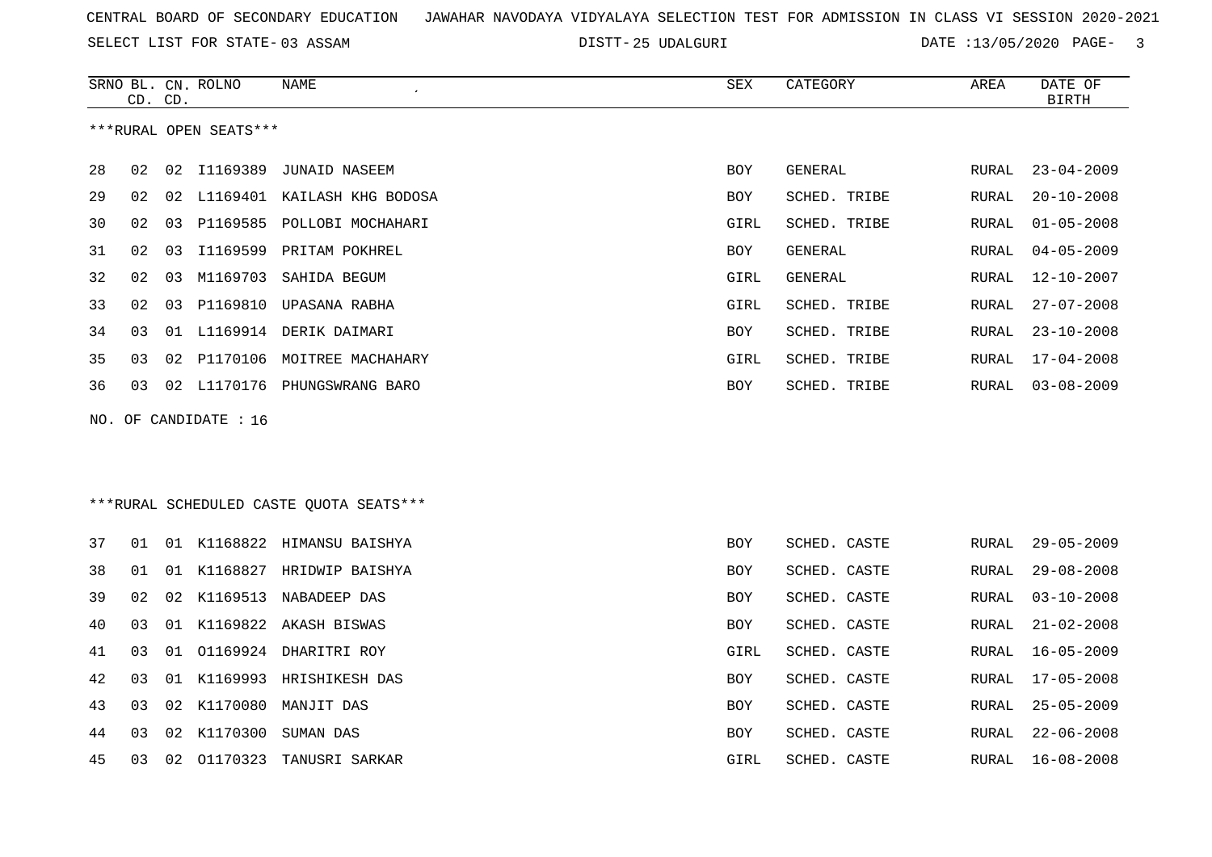CENTRAL BOARD OF SECONDARY EDUCATION JAWAHAR NAVODAYA VIDYALAYA SELECTION TEST FOR ADMISSION IN CLASS VI SESSION 2020-2021

SELECT LIST FOR STATE- 03 ASSAM DISTT- 25 UDALGURI DATE :13/05/2020

***RURAL OPEN SEATS***

| SRNO | BL. CD. | CN. CD. | ROLNO | NAME | SEX | CATEGORY | AREA | DATE OF BIRTH |
|---|---|---|---|---|---|---|---|---|
| 28 | 02 | 02 | I1169389 | JUNAID NASEEM | BOY | GENERAL | RURAL | 23-04-2009 |
| 29 | 02 | 02 | L1169401 | KAILASH KHG BODOSA | BOY | SCHED. TRIBE | RURAL | 20-10-2008 |
| 30 | 02 | 03 | P1169585 | POLLOBI MOCHAHARI | GIRL | SCHED. TRIBE | RURAL | 01-05-2008 |
| 31 | 02 | 03 | I1169599 | PRITAM POKHREL | BOY | GENERAL | RURAL | 04-05-2009 |
| 32 | 02 | 03 | M1169703 | SAHIDA BEGUM | GIRL | GENERAL | RURAL | 12-10-2007 |
| 33 | 02 | 03 | P1169810 | UPASANA RABHA | GIRL | SCHED. TRIBE | RURAL | 27-07-2008 |
| 34 | 03 | 01 | L1169914 | DERIK DAIMARI | BOY | SCHED. TRIBE | RURAL | 23-10-2008 |
| 35 | 03 | 02 | P1170106 | MOITREE MACHAHARY | GIRL | SCHED. TRIBE | RURAL | 17-04-2008 |
| 36 | 03 | 02 | L1170176 | PHUNGSWRANG BARO | BOY | SCHED. TRIBE | RURAL | 03-08-2009 |

NO. OF CANDIDATE : 16

***RURAL SCHEDULED CASTE QUOTA SEATS***

| SRNO | BL. CD. | CN. CD. | ROLNO | NAME | SEX | CATEGORY | AREA | DATE OF BIRTH |
|---|---|---|---|---|---|---|---|---|
| 37 | 01 | 01 | K1168822 | HIMANSU BAISHYA | BOY | SCHED. CASTE | RURAL | 29-05-2009 |
| 38 | 01 | 01 | K1168827 | HRIDWIP BAISHYA | BOY | SCHED. CASTE | RURAL | 29-08-2008 |
| 39 | 02 | 02 | K1169513 | NABADEEP DAS | BOY | SCHED. CASTE | RURAL | 03-10-2008 |
| 40 | 03 | 01 | K1169822 | AKASH BISWAS | BOY | SCHED. CASTE | RURAL | 21-02-2008 |
| 41 | 03 | 01 | O1169924 | DHARITRI ROY | GIRL | SCHED. CASTE | RURAL | 16-05-2009 |
| 42 | 03 | 01 | K1169993 | HRISHIKESH DAS | BOY | SCHED. CASTE | RURAL | 17-05-2008 |
| 43 | 03 | 02 | K1170080 | MANJIT DAS | BOY | SCHED. CASTE | RURAL | 25-05-2009 |
| 44 | 03 | 02 | K1170300 | SUMAN DAS | BOY | SCHED. CASTE | RURAL | 22-06-2008 |
| 45 | 03 | 02 | O1170323 | TANUSRI SARKAR | GIRL | SCHED. CASTE | RURAL | 16-08-2008 |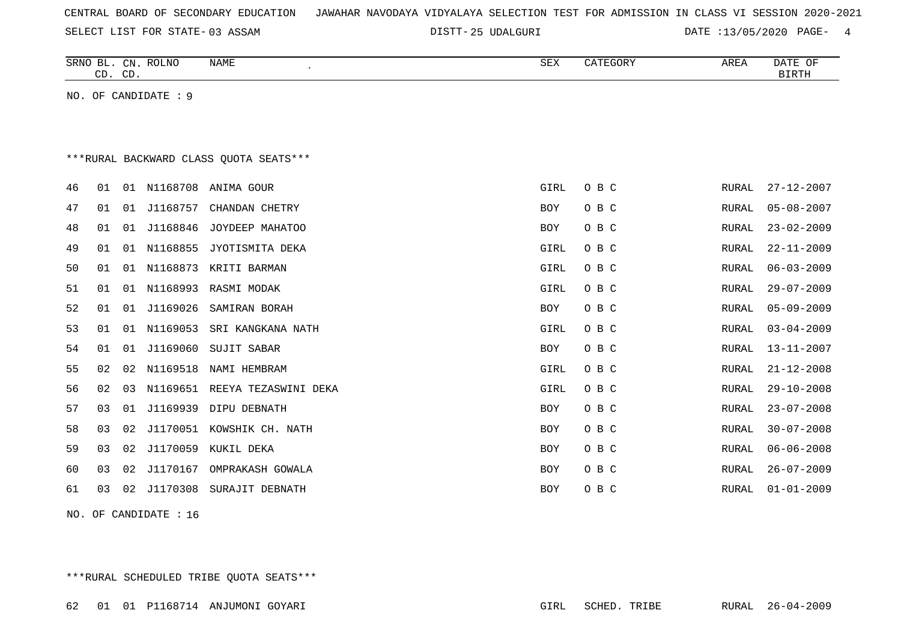CENTRAL BOARD OF SECONDARY EDUCATION JAWAHAR NAVODAYA VIDYALAYA SELECTION TEST FOR ADMISSION IN CLASS VI SESSION 2020-2021

SELECT LIST FOR STATE- 03 ASSAM DISTT- 25 UDALGURI DATE :13/05/2020

| SRNO | BL. CD. | CN. CD. | ROLNO | NAME | SEX | CATEGORY | AREA | DATE OF BIRTH |
|---|---|---|---|---|---|---|---|---|

NO. OF CANDIDATE : 9

***RURAL BACKWARD CLASS QUOTA SEATS***

| SRNO | BL. CD. | CN. CD. | ROLNO | NAME | SEX | CATEGORY | AREA | DATE OF BIRTH |
|---|---|---|---|---|---|---|---|---|
| 46 | 01 | 01 | N1168708 | ANIMA GOUR | GIRL | O B C | RURAL | 27-12-2007 |
| 47 | 01 | 01 | J1168757 | CHANDAN CHETRY | BOY | O B C | RURAL | 05-08-2007 |
| 48 | 01 | 01 | J1168846 | JOYDEEP MAHATOO | BOY | O B C | RURAL | 23-02-2009 |
| 49 | 01 | 01 | N1168855 | JYOTISMITA DEKA | GIRL | O B C | RURAL | 22-11-2009 |
| 50 | 01 | 01 | N1168873 | KRITI BARMAN | GIRL | O B C | RURAL | 06-03-2009 |
| 51 | 01 | 01 | N1168993 | RASMI MODAK | GIRL | O B C | RURAL | 29-07-2009 |
| 52 | 01 | 01 | J1169026 | SAMIRAN BORAH | BOY | O B C | RURAL | 05-09-2009 |
| 53 | 01 | 01 | N1169053 | SRI KANGKANA NATH | GIRL | O B C | RURAL | 03-04-2009 |
| 54 | 01 | 01 | J1169060 | SUJIT SABAR | BOY | O B C | RURAL | 13-11-2007 |
| 55 | 02 | 02 | N1169518 | NAMI HEMBRAM | GIRL | O B C | RURAL | 21-12-2008 |
| 56 | 02 | 03 | N1169651 | REEYA TEZASWINI DEKA | GIRL | O B C | RURAL | 29-10-2008 |
| 57 | 03 | 01 | J1169939 | DIPU DEBNATH | BOY | O B C | RURAL | 23-07-2008 |
| 58 | 03 | 02 | J1170051 | KOWSHIK CH. NATH | BOY | O B C | RURAL | 30-07-2008 |
| 59 | 03 | 02 | J1170059 | KUKIL DEKA | BOY | O B C | RURAL | 06-06-2008 |
| 60 | 03 | 02 | J1170167 | OMPRAKASH GOWALA | BOY | O B C | RURAL | 26-07-2009 |
| 61 | 03 | 02 | J1170308 | SURAJIT DEBNATH | BOY | O B C | RURAL | 01-01-2009 |

NO. OF CANDIDATE : 16

***RURAL SCHEDULED TRIBE QUOTA SEATS***

| SRNO | BL. CD. | CN. CD. | ROLNO | NAME | SEX | CATEGORY | AREA | DATE OF BIRTH |
|---|---|---|---|---|---|---|---|---|
| 62 | 01 | 01 | P1168714 | ANJUMONI GOYARI | GIRL | SCHED. TRIBE | RURAL | 26-04-2009 |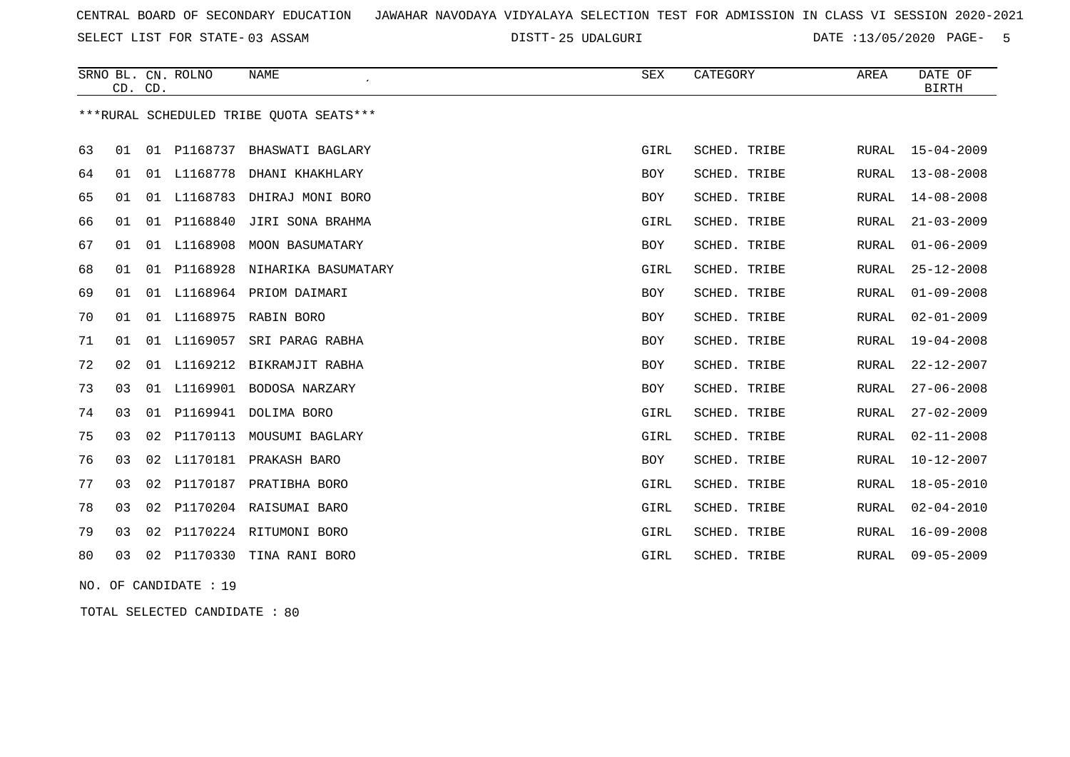CENTRAL BOARD OF SECONDARY EDUCATION JAWAHAR NAVODAYA VIDYALAYA SELECTION TEST FOR ADMISSION IN CLASS VI SESSION 2020-2021

SELECT LIST FOR STATE- 03 ASSAM DISTT- 25 UDALGURI DATE :13/05/2020 PAGE- 5

| SRNO | BL. CD. | CN. CD. | ROLNO | NAME | SEX | CATEGORY | AREA | DATE OF BIRTH |
|---|---|---|---|---|---|---|---|---|

***RURAL SCHEDULED TRIBE QUOTA SEATS***

| SRNO | BL. CD. | CN. CD. | ROLNO | NAME | SEX | CATEGORY | AREA | DATE OF BIRTH |
|---|---|---|---|---|---|---|---|---|
| 63 | 01 | 01 | P1168737 | BHASWATI BAGLARY | GIRL | SCHED. TRIBE | RURAL | 15-04-2009 |
| 64 | 01 | 01 | L1168778 | DHANI KHAKHLARY | BOY | SCHED. TRIBE | RURAL | 13-08-2008 |
| 65 | 01 | 01 | L1168783 | DHIRAJ MONI BORO | BOY | SCHED. TRIBE | RURAL | 14-08-2008 |
| 66 | 01 | 01 | P1168840 | JIRI SONA BRAHMA | GIRL | SCHED. TRIBE | RURAL | 21-03-2009 |
| 67 | 01 | 01 | L1168908 | MOON BASUMATARY | BOY | SCHED. TRIBE | RURAL | 01-06-2009 |
| 68 | 01 | 01 | P1168928 | NIHARIKA BASUMATARY | GIRL | SCHED. TRIBE | RURAL | 25-12-2008 |
| 69 | 01 | 01 | L1168964 | PRIOM DAIMARI | BOY | SCHED. TRIBE | RURAL | 01-09-2008 |
| 70 | 01 | 01 | L1168975 | RABIN BORO | BOY | SCHED. TRIBE | RURAL | 02-01-2009 |
| 71 | 01 | 01 | L1169057 | SRI PARAG RABHA | BOY | SCHED. TRIBE | RURAL | 19-04-2008 |
| 72 | 02 | 01 | L1169212 | BIKRAMJIT RABHA | BOY | SCHED. TRIBE | RURAL | 22-12-2007 |
| 73 | 03 | 01 | L1169901 | BODOSA NARZARY | BOY | SCHED. TRIBE | RURAL | 27-06-2008 |
| 74 | 03 | 01 | P1169941 | DOLIMA BORO | GIRL | SCHED. TRIBE | RURAL | 27-02-2009 |
| 75 | 03 | 02 | P1170113 | MOUSUMI BAGLARY | GIRL | SCHED. TRIBE | RURAL | 02-11-2008 |
| 76 | 03 | 02 | L1170181 | PRAKASH BARO | BOY | SCHED. TRIBE | RURAL | 10-12-2007 |
| 77 | 03 | 02 | P1170187 | PRATIBHA BORO | GIRL | SCHED. TRIBE | RURAL | 18-05-2010 |
| 78 | 03 | 02 | P1170204 | RAISUMAI BARO | GIRL | SCHED. TRIBE | RURAL | 02-04-2010 |
| 79 | 03 | 02 | P1170224 | RITUMONI BORO | GIRL | SCHED. TRIBE | RURAL | 16-09-2008 |
| 80 | 03 | 02 | P1170330 | TINA RANI BORO | GIRL | SCHED. TRIBE | RURAL | 09-05-2009 |

NO. OF CANDIDATE : 19

TOTAL SELECTED CANDIDATE : 80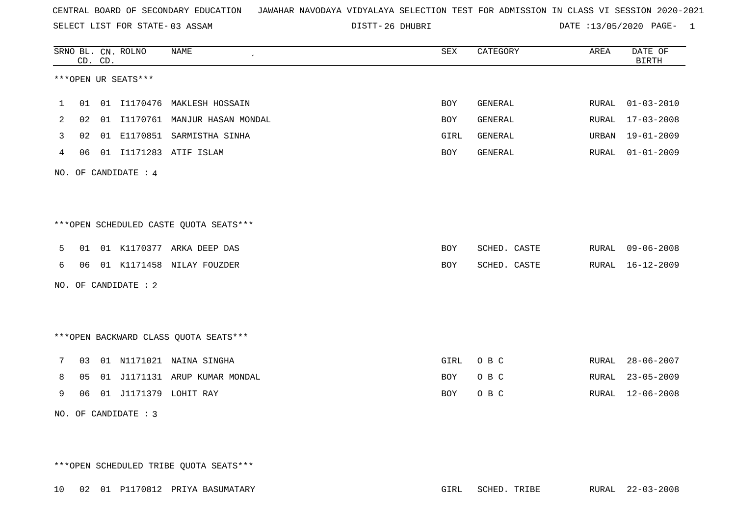CENTRAL BOARD OF SECONDARY EDUCATION JAWAHAR NAVODAYA VIDYALAYA SELECTION TEST FOR ADMISSION IN CLASS VI SESSION 2020-2021

SELECT LIST FOR STATE- 03 ASSAM DISTT- 26 DHUBRI DATE :13/05/2020

| SRNO | BL. CD. | CN. CD. | ROLNO | NAME | SEX | CATEGORY | AREA | DATE OF BIRTH |
|---|---|---|---|---|---|---|---|---|

***OPEN UR SEATS***

| SRNO | BL. CD. | CN. CD. | ROLNO | NAME | SEX | CATEGORY | AREA | DATE OF BIRTH |
|---|---|---|---|---|---|---|---|---|
| 1 | 01 | 01 | I1170476 | MAKLESH HOSSAIN | BOY | GENERAL | RURAL | 01-03-2010 |
| 2 | 02 | 01 | I1170761 | MANJUR HASAN MONDAL | BOY | GENERAL | RURAL | 17-03-2008 |
| 3 | 02 | 01 | E1170851 | SARMISTHA SINHA | GIRL | GENERAL | URBAN | 19-01-2009 |
| 4 | 06 | 01 | I1171283 | ATIF ISLAM | BOY | GENERAL | RURAL | 01-01-2009 |

NO. OF CANDIDATE : 4

***OPEN SCHEDULED CASTE QUOTA SEATS***

| SRNO | BL. CD. | CN. CD. | ROLNO | NAME | SEX | CATEGORY | AREA | DATE OF BIRTH |
|---|---|---|---|---|---|---|---|---|
| 5 | 01 | 01 | K1170377 | ARKA DEEP DAS | BOY | SCHED. CASTE | RURAL | 09-06-2008 |
| 6 | 06 | 01 | K1171458 | NILAY FOUZDER | BOY | SCHED. CASTE | RURAL | 16-12-2009 |

NO. OF CANDIDATE : 2

***OPEN BACKWARD CLASS QUOTA SEATS***

| SRNO | BL. CD. | CN. CD. | ROLNO | NAME | SEX | CATEGORY | AREA | DATE OF BIRTH |
|---|---|---|---|---|---|---|---|---|
| 7 | 03 | 01 | N1171021 | NAINA SINGHA | GIRL | O B C | RURAL | 28-06-2007 |
| 8 | 05 | 01 | J1171131 | ARUP KUMAR MONDAL | BOY | O B C | RURAL | 23-05-2009 |
| 9 | 06 | 01 | J1171379 | LOHIT RAY | BOY | O B C | RURAL | 12-06-2008 |

NO. OF CANDIDATE : 3

***OPEN SCHEDULED TRIBE QUOTA SEATS***

| SRNO | BL. CD. | CN. CD. | ROLNO | NAME | SEX | CATEGORY | AREA | DATE OF BIRTH |
|---|---|---|---|---|---|---|---|---|
| 10 | 02 | 01 | P1170812 | PRIYA BASUMATARY | GIRL | SCHED. TRIBE | RURAL | 22-03-2008 |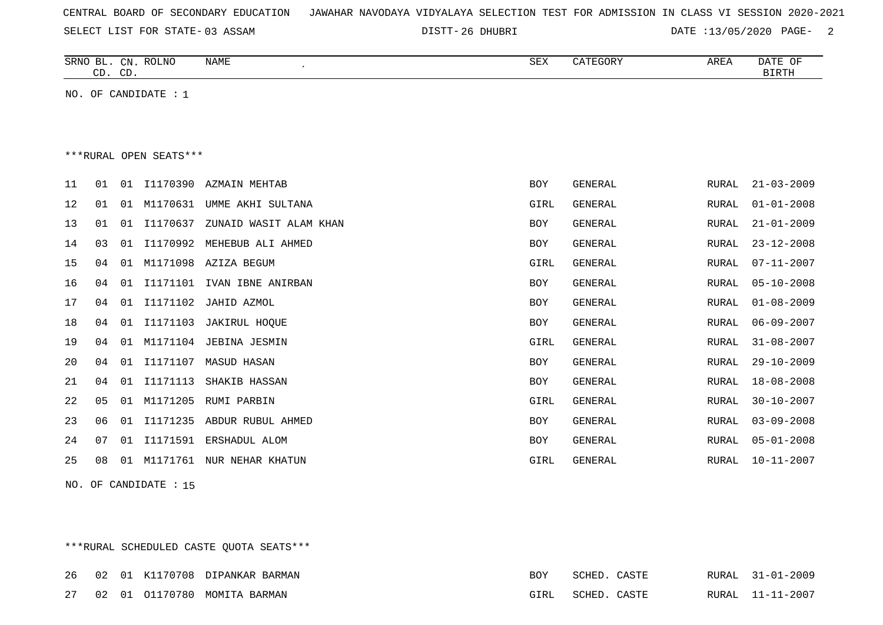CENTRAL BOARD OF SECONDARY EDUCATION JAWAHAR NAVODAYA VIDYALAYA SELECTION TEST FOR ADMISSION IN CLASS VI SESSION 2020-2021

SELECT LIST FOR STATE- 03 ASSAM DISTT- 26 DHUBRI DATE :13/05/2020

| SRNO | BL. CD. | CN. CD. | ROLNO | NAME | SEX | CATEGORY | AREA | DATE OF BIRTH |
|---|---|---|---|---|---|---|---|---|

NO. OF CANDIDATE : 1

***RURAL OPEN SEATS***

| SRNO | BL. CD. | CN. CD. | ROLNO | NAME | SEX | CATEGORY | AREA | DATE OF BIRTH |
|---|---|---|---|---|---|---|---|---|
| 11 | 01 | 01 | I1170390 | AZMAIN MEHTAB | BOY | GENERAL | RURAL | 21-03-2009 |
| 12 | 01 | 01 | M1170631 | UMME AKHI SULTANA | GIRL | GENERAL | RURAL | 01-01-2008 |
| 13 | 01 | 01 | I1170637 | ZUNAID WASIT ALAM KHAN | BOY | GENERAL | RURAL | 21-01-2009 |
| 14 | 03 | 01 | I1170992 | MEHEBUB ALI AHMED | BOY | GENERAL | RURAL | 23-12-2008 |
| 15 | 04 | 01 | M1171098 | AZIZA BEGUM | GIRL | GENERAL | RURAL | 07-11-2007 |
| 16 | 04 | 01 | I1171101 | IVAN IBNE ANIRBAN | BOY | GENERAL | RURAL | 05-10-2008 |
| 17 | 04 | 01 | I1171102 | JAHID AZMOL | BOY | GENERAL | RURAL | 01-08-2009 |
| 18 | 04 | 01 | I1171103 | JAKIRUL HOQUE | BOY | GENERAL | RURAL | 06-09-2007 |
| 19 | 04 | 01 | M1171104 | JEBINA JESMIN | GIRL | GENERAL | RURAL | 31-08-2007 |
| 20 | 04 | 01 | I1171107 | MASUD HASAN | BOY | GENERAL | RURAL | 29-10-2009 |
| 21 | 04 | 01 | I1171113 | SHAKIB HASSAN | BOY | GENERAL | RURAL | 18-08-2008 |
| 22 | 05 | 01 | M1171205 | RUMI PARBIN | GIRL | GENERAL | RURAL | 30-10-2007 |
| 23 | 06 | 01 | I1171235 | ABDUR RUBUL AHMED | BOY | GENERAL | RURAL | 03-09-2008 |
| 24 | 07 | 01 | I1171591 | ERSHADUL ALOM | BOY | GENERAL | RURAL | 05-01-2008 |
| 25 | 08 | 01 | M1171761 | NUR NEHAR KHATUN | GIRL | GENERAL | RURAL | 10-11-2007 |

NO. OF CANDIDATE : 15

***RURAL SCHEDULED CASTE QUOTA SEATS***

| SRNO | BL. CD. | CN. CD. | ROLNO | NAME | SEX | CATEGORY | AREA | DATE OF BIRTH |
|---|---|---|---|---|---|---|---|---|
| 26 | 02 | 01 | K1170708 | DIPANKAR BARMAN | BOY | SCHED. CASTE | RURAL | 31-01-2009 |
| 27 | 02 | 01 | O1170780 | MOMITA BARMAN | GIRL | SCHED. CASTE | RURAL | 11-11-2007 |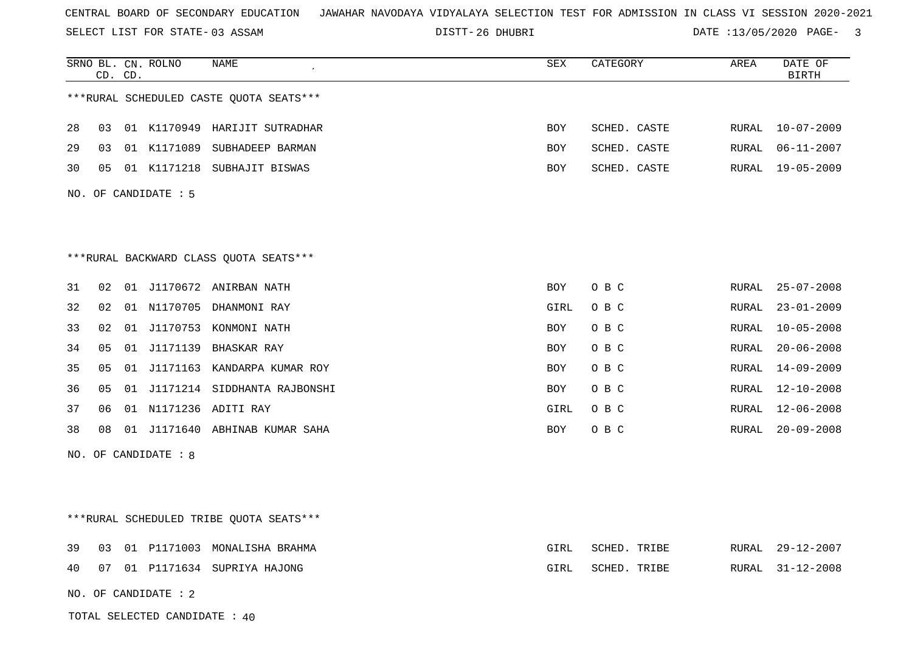CENTRAL BOARD OF SECONDARY EDUCATION JAWAHAR NAVODAYA VIDYALAYA SELECTION TEST FOR ADMISSION IN CLASS VI SESSION 2020-2021

SELECT LIST FOR STATE- 03 ASSAM DISTT- 26 DHUBRI DATE :13/05/2020 PAGE- 3

| SRNO | BL. CD. | CN. CD. | ROLNO | NAME | SEX | CATEGORY | AREA | DATE OF BIRTH |
|---|---|---|---|---|---|---|---|---|

***RURAL SCHEDULED CASTE QUOTA SEATS***

| SRNO | BL. CD. | CN. CD. | ROLNO | NAME | SEX | CATEGORY | AREA | DATE OF BIRTH |
|---|---|---|---|---|---|---|---|---|
| 28 | 03 | 01 | K1170949 | HARIJIT SUTRADHAR | BOY | SCHED. CASTE | RURAL | 10-07-2009 |
| 29 | 03 | 01 | K1171089 | SUBHADEEP BARMAN | BOY | SCHED. CASTE | RURAL | 06-11-2007 |
| 30 | 05 | 01 | K1171218 | SUBHAJIT BISWAS | BOY | SCHED. CASTE | RURAL | 19-05-2009 |

NO. OF CANDIDATE : 5

***RURAL BACKWARD CLASS QUOTA SEATS***

| SRNO | BL. CD. | CN. CD. | ROLNO | NAME | SEX | CATEGORY | AREA | DATE OF BIRTH |
|---|---|---|---|---|---|---|---|---|
| 31 | 02 | 01 | J1170672 | ANIRBAN NATH | BOY | O B C | RURAL | 25-07-2008 |
| 32 | 02 | 01 | N1170705 | DHANMONI RAY | GIRL | O B C | RURAL | 23-01-2009 |
| 33 | 02 | 01 | J1170753 | KONMONI NATH | BOY | O B C | RURAL | 10-05-2008 |
| 34 | 05 | 01 | J1171139 | BHASKAR RAY | BOY | O B C | RURAL | 20-06-2008 |
| 35 | 05 | 01 | J1171163 | KANDARPA KUMAR ROY | BOY | O B C | RURAL | 14-09-2009 |
| 36 | 05 | 01 | J1171214 | SIDDHANTA RAJBONSHI | BOY | O B C | RURAL | 12-10-2008 |
| 37 | 06 | 01 | N1171236 | ADITI RAY | GIRL | O B C | RURAL | 12-06-2008 |
| 38 | 08 | 01 | J1171640 | ABHINAB KUMAR SAHA | BOY | O B C | RURAL | 20-09-2008 |

NO. OF CANDIDATE : 8

***RURAL SCHEDULED TRIBE QUOTA SEATS***

| SRNO | BL. CD. | CN. CD. | ROLNO | NAME | SEX | CATEGORY | AREA | DATE OF BIRTH |
|---|---|---|---|---|---|---|---|---|
| 39 | 03 | 01 | P1171003 | MONALISHA BRAHMA | GIRL | SCHED. TRIBE | RURAL | 29-12-2007 |
| 40 | 07 | 01 | P1171634 | SUPRIYA HAJONG | GIRL | SCHED. TRIBE | RURAL | 31-12-2008 |

NO. OF CANDIDATE : 2

TOTAL SELECTED CANDIDATE : 40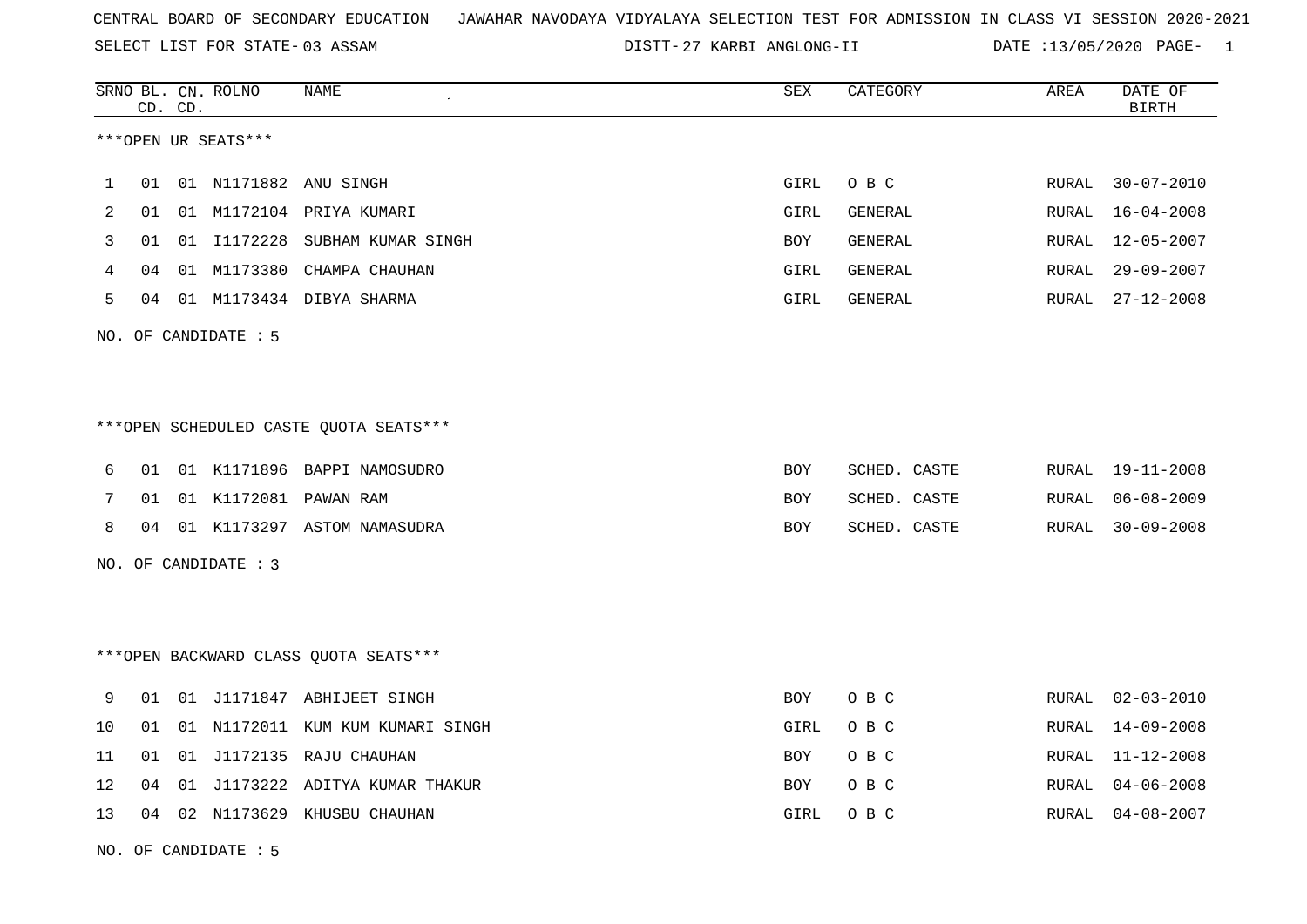CENTRAL BOARD OF SECONDARY EDUCATION JAWAHAR NAVODAYA VIDYALAYA SELECTION TEST FOR ADMISSION IN CLASS VI SESSION 2020-2021

SELECT LIST FOR STATE- 03 ASSAM DISTT- 27 KARBI ANGLONG-II DATE :13/05/2020 PAGE- 1

***OPEN UR SEATS***

| SRNO | BL. CD. | CN. CD. | ROLNO | NAME | SEX | CATEGORY | AREA | DATE OF BIRTH |
|---|---|---|---|---|---|---|---|---|
| 1 | 01 | 01 | N1171882 | ANU SINGH | GIRL | O B C | RURAL | 30-07-2010 |
| 2 | 01 | 01 | M1172104 | PRIYA KUMARI | GIRL | GENERAL | RURAL | 16-04-2008 |
| 3 | 01 | 01 | I1172228 | SUBHAM KUMAR SINGH | BOY | GENERAL | RURAL | 12-05-2007 |
| 4 | 04 | 01 | M1173380 | CHAMPA CHAUHAN | GIRL | GENERAL | RURAL | 29-09-2007 |
| 5 | 04 | 01 | M1173434 | DIBYA SHARMA | GIRL | GENERAL | RURAL | 27-12-2008 |

NO. OF CANDIDATE : 5

***OPEN SCHEDULED CASTE QUOTA SEATS***

| SRNO | BL. CD. | CN. CD. | ROLNO | NAME | SEX | CATEGORY | AREA | DATE OF BIRTH |
|---|---|---|---|---|---|---|---|---|
| 6 | 01 | 01 | K1171896 | BAPPI NAMOSUDRO | BOY | SCHED. CASTE | RURAL | 19-11-2008 |
| 7 | 01 | 01 | K1172081 | PAWAN RAM | BOY | SCHED. CASTE | RURAL | 06-08-2009 |
| 8 | 04 | 01 | K1173297 | ASTOM NAMASUDRA | BOY | SCHED. CASTE | RURAL | 30-09-2008 |

NO. OF CANDIDATE : 3

***OPEN BACKWARD CLASS QUOTA SEATS***

| SRNO | BL. CD. | CN. CD. | ROLNO | NAME | SEX | CATEGORY | AREA | DATE OF BIRTH |
|---|---|---|---|---|---|---|---|---|
| 9 | 01 | 01 | J1171847 | ABHIJEET SINGH | BOY | O B C | RURAL | 02-03-2010 |
| 10 | 01 | 01 | N1172011 | KUM KUM KUMARI SINGH | GIRL | O B C | RURAL | 14-09-2008 |
| 11 | 01 | 01 | J1172135 | RAJU CHAUHAN | BOY | O B C | RURAL | 11-12-2008 |
| 12 | 04 | 01 | J1173222 | ADITYA KUMAR THAKUR | BOY | O B C | RURAL | 04-06-2008 |
| 13 | 04 | 02 | N1173629 | KHUSBU CHAUHAN | GIRL | O B C | RURAL | 04-08-2007 |

NO. OF CANDIDATE : 5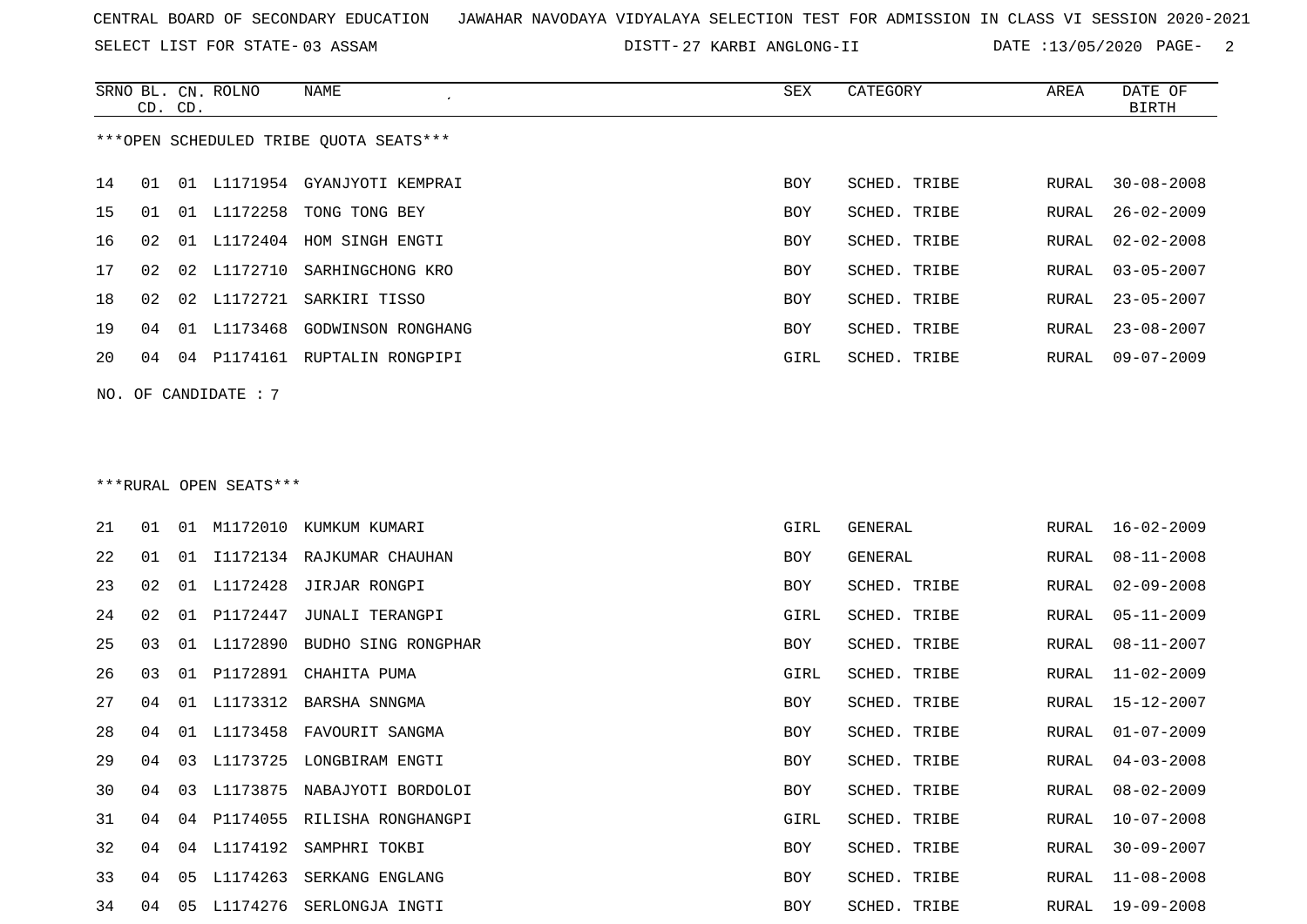CENTRAL BOARD OF SECONDARY EDUCATION JAWAHAR NAVODAYA VIDYALAYA SELECTION TEST FOR ADMISSION IN CLASS VI SESSION 2020-2021

SELECT LIST FOR STATE- 03 ASSAM DISTT- 27 KARBI ANGLONG-II DATE :13/05/2020

***OPEN SCHEDULED TRIBE QUOTA SEATS***

| SRNO | BL. CD. | CN. CD. | ROLNO | NAME | SEX | CATEGORY | AREA | DATE OF BIRTH |
|---|---|---|---|---|---|---|---|---|
| 14 | 01 | 01 | L1171954 | GYANJYOTI KEMPRAI | BOY | SCHED. TRIBE | RURAL | 30-08-2008 |
| 15 | 01 | 01 | L1172258 | TONG TONG BEY | BOY | SCHED. TRIBE | RURAL | 26-02-2009 |
| 16 | 02 | 01 | L1172404 | HOM SINGH ENGTI | BOY | SCHED. TRIBE | RURAL | 02-02-2008 |
| 17 | 02 | 02 | L1172710 | SARHINGCHONG KRO | BOY | SCHED. TRIBE | RURAL | 03-05-2007 |
| 18 | 02 | 02 | L1172721 | SARKIRI TISSO | BOY | SCHED. TRIBE | RURAL | 23-05-2007 |
| 19 | 04 | 01 | L1173468 | GODWINSON RONGHANG | BOY | SCHED. TRIBE | RURAL | 23-08-2007 |
| 20 | 04 | 04 | P1174161 | RUPTALIN RONGPIPI | GIRL | SCHED. TRIBE | RURAL | 09-07-2009 |

NO. OF CANDIDATE : 7

***RURAL OPEN SEATS***

| SRNO | BL. CD. | CN. CD. | ROLNO | NAME | SEX | CATEGORY | AREA | DATE OF BIRTH |
|---|---|---|---|---|---|---|---|---|
| 21 | 01 | 01 | M1172010 | KUMKUM KUMARI | GIRL | GENERAL | RURAL | 16-02-2009 |
| 22 | 01 | 01 | I1172134 | RAJKUMAR CHAUHAN | BOY | GENERAL | RURAL | 08-11-2008 |
| 23 | 02 | 01 | L1172428 | JIRJAR RONGPI | BOY | SCHED. TRIBE | RURAL | 02-09-2008 |
| 24 | 02 | 01 | P1172447 | JUNALI TERANGPI | GIRL | SCHED. TRIBE | RURAL | 05-11-2009 |
| 25 | 03 | 01 | L1172890 | BUDHO SING RONGPHAR | BOY | SCHED. TRIBE | RURAL | 08-11-2007 |
| 26 | 03 | 01 | P1172891 | CHAHITA PUMA | GIRL | SCHED. TRIBE | RURAL | 11-02-2009 |
| 27 | 04 | 01 | L1173312 | BARSHA SNNGMA | BOY | SCHED. TRIBE | RURAL | 15-12-2007 |
| 28 | 04 | 01 | L1173458 | FAVOURIT SANGMA | BOY | SCHED. TRIBE | RURAL | 01-07-2009 |
| 29 | 04 | 03 | L1173725 | LONGBIRAM ENGTI | BOY | SCHED. TRIBE | RURAL | 04-03-2008 |
| 30 | 04 | 03 | L1173875 | NABAJYOTI BORDOLOI | BOY | SCHED. TRIBE | RURAL | 08-02-2009 |
| 31 | 04 | 04 | P1174055 | RILISHA RONGHANGPI | GIRL | SCHED. TRIBE | RURAL | 10-07-2008 |
| 32 | 04 | 04 | L1174192 | SAMPHRI TOKBI | BOY | SCHED. TRIBE | RURAL | 30-09-2007 |
| 33 | 04 | 05 | L1174263 | SERKANG ENGLANG | BOY | SCHED. TRIBE | RURAL | 11-08-2008 |
| 34 | 04 | 05 | L1174276 | SERLONGJA INGTI | BOY | SCHED. TRIBE | RURAL | 19-09-2008 |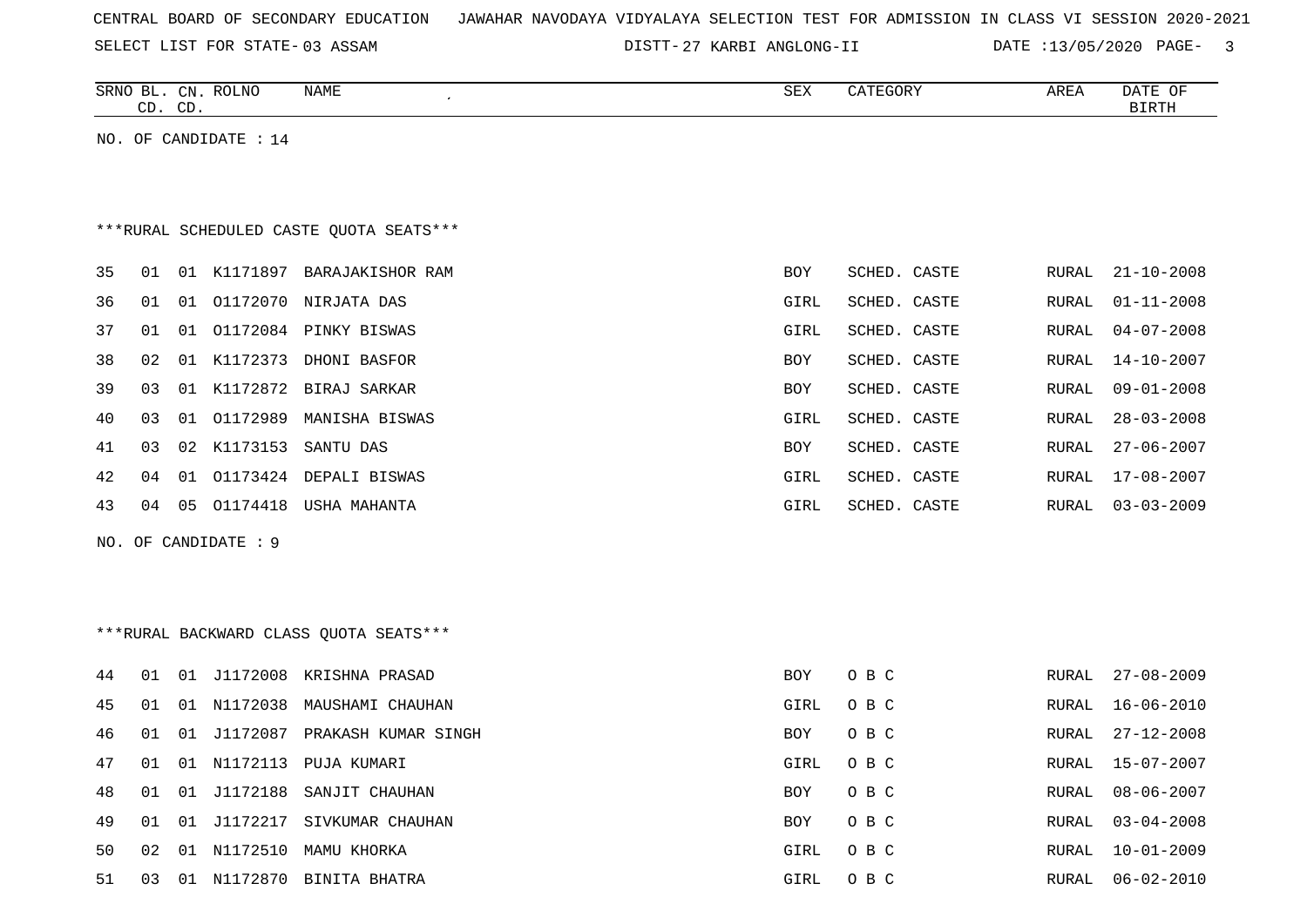CENTRAL BOARD OF SECONDARY EDUCATION JAWAHAR NAVODAYA VIDYALAYA SELECTION TEST FOR ADMISSION IN CLASS VI SESSION 2020-2021

SELECT LIST FOR STATE- 03 ASSAM DISTT- 27 KARBI ANGLONG-II DATE :13/05/2020

| SRNO | BL. CD. | CN. CD. | ROLNO | NAME | SEX | CATEGORY | AREA | DATE OF BIRTH |
|---|---|---|---|---|---|---|---|---|

NO. OF CANDIDATE : 14

***RURAL SCHEDULED CASTE QUOTA SEATS***

| SRNO | BL. CD. | CN. CD. | ROLNO | NAME | SEX | CATEGORY | AREA | DATE OF BIRTH |
|---|---|---|---|---|---|---|---|---|
| 35 | 01 | 01 | K1171897 | BARAJAKISHOR RAM | BOY | SCHED. CASTE | RURAL | 21-10-2008 |
| 36 | 01 | 01 | O1172070 | NIRJATA DAS | GIRL | SCHED. CASTE | RURAL | 01-11-2008 |
| 37 | 01 | 01 | O1172084 | PINKY BISWAS | GIRL | SCHED. CASTE | RURAL | 04-07-2008 |
| 38 | 02 | 01 | K1172373 | DHONI BASFOR | BOY | SCHED. CASTE | RURAL | 14-10-2007 |
| 39 | 03 | 01 | K1172872 | BIRAJ SARKAR | BOY | SCHED. CASTE | RURAL | 09-01-2008 |
| 40 | 03 | 01 | O1172989 | MANISHA BISWAS | GIRL | SCHED. CASTE | RURAL | 28-03-2008 |
| 41 | 03 | 02 | K1173153 | SANTU DAS | BOY | SCHED. CASTE | RURAL | 27-06-2007 |
| 42 | 04 | 01 | O1173424 | DEPALI BISWAS | GIRL | SCHED. CASTE | RURAL | 17-08-2007 |
| 43 | 04 | 05 | O1174418 | USHA MAHANTA | GIRL | SCHED. CASTE | RURAL | 03-03-2009 |

NO. OF CANDIDATE : 9

***RURAL BACKWARD CLASS QUOTA SEATS***

| SRNO | BL. CD. | CN. CD. | ROLNO | NAME | SEX | CATEGORY | AREA | DATE OF BIRTH |
|---|---|---|---|---|---|---|---|---|
| 44 | 01 | 01 | J1172008 | KRISHNA PRASAD | BOY | O B C | RURAL | 27-08-2009 |
| 45 | 01 | 01 | N1172038 | MAUSHAMI CHAUHAN | GIRL | O B C | RURAL | 16-06-2010 |
| 46 | 01 | 01 | J1172087 | PRAKASH KUMAR SINGH | BOY | O B C | RURAL | 27-12-2008 |
| 47 | 01 | 01 | N1172113 | PUJA KUMARI | GIRL | O B C | RURAL | 15-07-2007 |
| 48 | 01 | 01 | J1172188 | SANJIT CHAUHAN | BOY | O B C | RURAL | 08-06-2007 |
| 49 | 01 | 01 | J1172217 | SIVKUMAR CHAUHAN | BOY | O B C | RURAL | 03-04-2008 |
| 50 | 02 | 01 | N1172510 | MAMU KHORKA | GIRL | O B C | RURAL | 10-01-2009 |
| 51 | 03 | 01 | N1172870 | BINITA BHATRA | GIRL | O B C | RURAL | 06-02-2010 |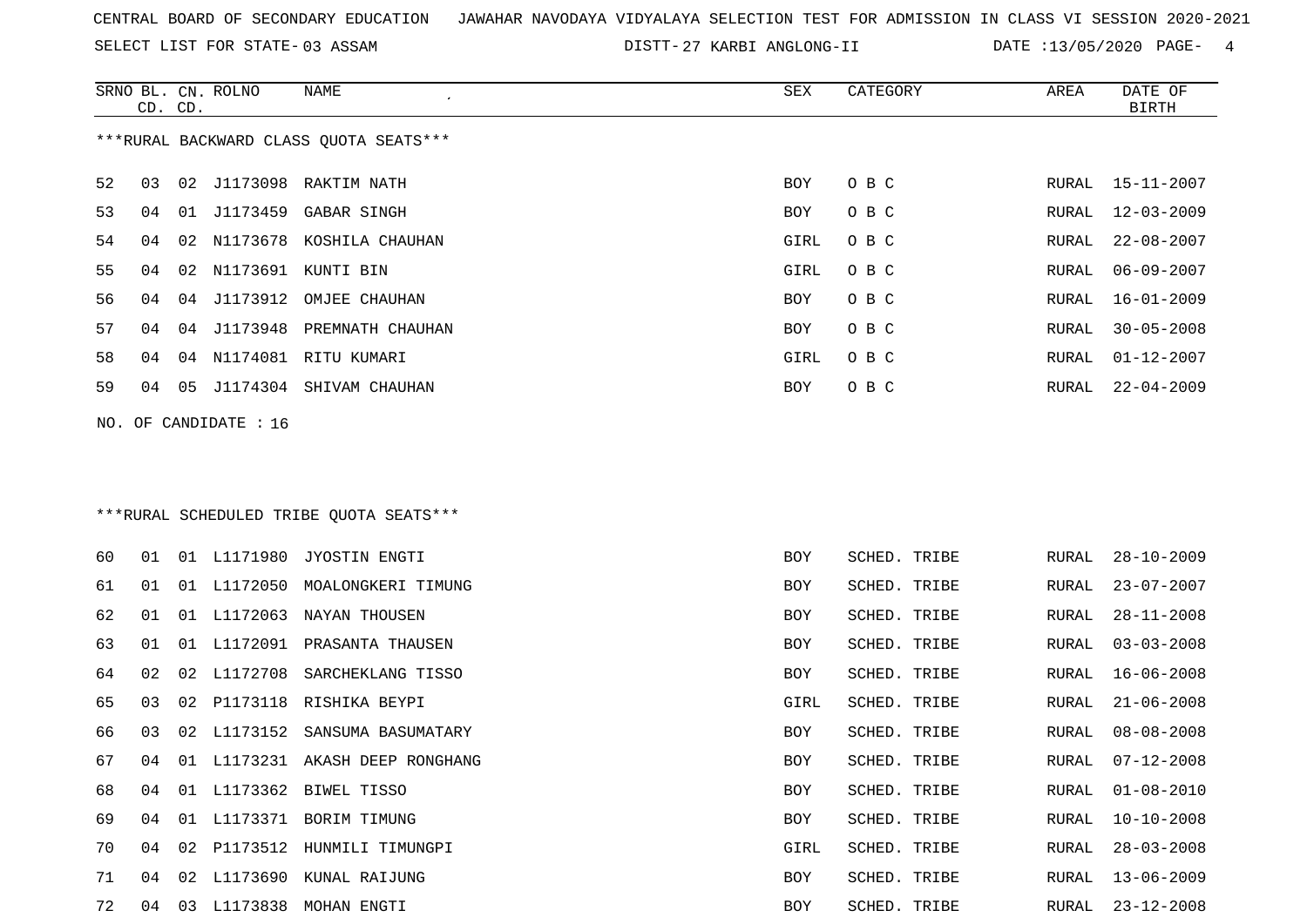CENTRAL BOARD OF SECONDARY EDUCATION JAWAHAR NAVODAYA VIDYALAYA SELECTION TEST FOR ADMISSION IN CLASS VI SESSION 2020-2021

SELECT LIST FOR STATE- 03 ASSAM DISTT- 27 KARBI ANGLONG-II DATE :13/05/2020

***RURAL BACKWARD CLASS QUOTA SEATS***

| SRNO | BL. CD. | CN. CD. | ROLNO | NAME | SEX | CATEGORY | AREA | DATE OF BIRTH |
|---|---|---|---|---|---|---|---|---|
| 52 | 03 | 02 | J1173098 | RAKTIM NATH | BOY | O B C | RURAL | 15-11-2007 |
| 53 | 04 | 01 | J1173459 | GABAR SINGH | BOY | O B C | RURAL | 12-03-2009 |
| 54 | 04 | 02 | N1173678 | KOSHILA CHAUHAN | GIRL | O B C | RURAL | 22-08-2007 |
| 55 | 04 | 02 | N1173691 | KUNTI BIN | GIRL | O B C | RURAL | 06-09-2007 |
| 56 | 04 | 04 | J1173912 | OMJEE CHAUHAN | BOY | O B C | RURAL | 16-01-2009 |
| 57 | 04 | 04 | J1173948 | PREMNATH CHAUHAN | BOY | O B C | RURAL | 30-05-2008 |
| 58 | 04 | 04 | N1174081 | RITU KUMARI | GIRL | O B C | RURAL | 01-12-2007 |
| 59 | 04 | 05 | J1174304 | SHIVAM CHAUHAN | BOY | O B C | RURAL | 22-04-2009 |

NO. OF CANDIDATE : 16

***RURAL SCHEDULED TRIBE QUOTA SEATS***

| SRNO | BL. CD. | CN. CD. | ROLNO | NAME | SEX | CATEGORY | AREA | DATE OF BIRTH |
|---|---|---|---|---|---|---|---|---|
| 60 | 01 | 01 | L1171980 | JYOSTIN ENGTI | BOY | SCHED. TRIBE | RURAL | 28-10-2009 |
| 61 | 01 | 01 | L1172050 | MOALONGKERI TIMUNG | BOY | SCHED. TRIBE | RURAL | 23-07-2007 |
| 62 | 01 | 01 | L1172063 | NAYAN THOUSEN | BOY | SCHED. TRIBE | RURAL | 28-11-2008 |
| 63 | 01 | 01 | L1172091 | PRASANTA THAUSEN | BOY | SCHED. TRIBE | RURAL | 03-03-2008 |
| 64 | 02 | 02 | L1172708 | SARCHEKLANG TISSO | BOY | SCHED. TRIBE | RURAL | 16-06-2008 |
| 65 | 03 | 02 | P1173118 | RISHIKA BEYPI | GIRL | SCHED. TRIBE | RURAL | 21-06-2008 |
| 66 | 03 | 02 | L1173152 | SANSUMA BASUMATARY | BOY | SCHED. TRIBE | RURAL | 08-08-2008 |
| 67 | 04 | 01 | L1173231 | AKASH DEEP RONGHANG | BOY | SCHED. TRIBE | RURAL | 07-12-2008 |
| 68 | 04 | 01 | L1173362 | BIWEL TISSO | BOY | SCHED. TRIBE | RURAL | 01-08-2010 |
| 69 | 04 | 01 | L1173371 | BORIM TIMUNG | BOY | SCHED. TRIBE | RURAL | 10-10-2008 |
| 70 | 04 | 02 | P1173512 | HUNMILI TIMUNGPI | GIRL | SCHED. TRIBE | RURAL | 28-03-2008 |
| 71 | 04 | 02 | L1173690 | KUNAL RAIJUNG | BOY | SCHED. TRIBE | RURAL | 13-06-2009 |
| 72 | 04 | 03 | L1173838 | MOHAN ENGTI | BOY | SCHED. TRIBE | RURAL | 23-12-2008 |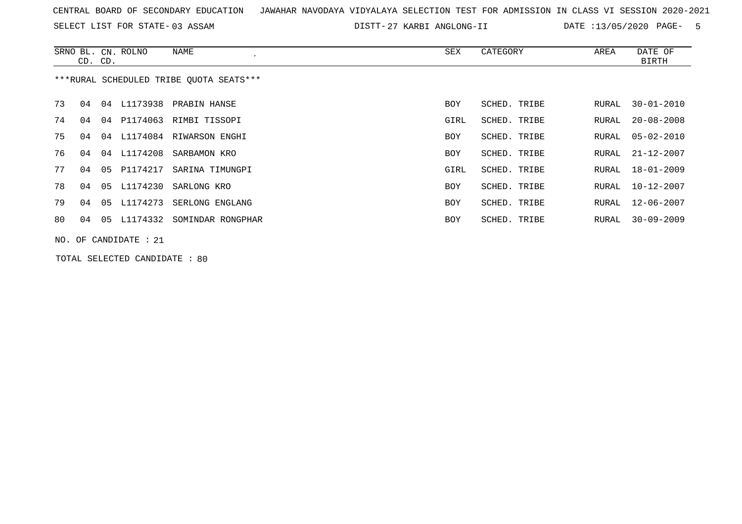CENTRAL BOARD OF SECONDARY EDUCATION   JAWAHAR NAVODAYA VIDYALAYA SELECTION TEST FOR ADMISSION IN CLASS VI SESSION 2020-2021

SELECT LIST FOR STATE- 03 ASSAM   DISTT- 27 KARBI ANGLONG-II   DATE :13/05/2020

| SRNO | BL. CD. | CN. CD. | ROLNO | NAME | SEX | CATEGORY | AREA | DATE OF BIRTH |
|---|---|---|---|---|---|---|---|---|

***RURAL SCHEDULED TRIBE QUOTA SEATS***

| SRNO | BL. CD. | CN. CD. | ROLNO | NAME | SEX | CATEGORY | AREA | DATE OF BIRTH |
|---|---|---|---|---|---|---|---|---|
| 73 | 04 | 04 | L1173938 | PRABIN HANSE | BOY | SCHED. TRIBE | RURAL | 30-01-2010 |
| 74 | 04 | 04 | P1174063 | RIMBI TISSOPI | GIRL | SCHED. TRIBE | RURAL | 20-08-2008 |
| 75 | 04 | 04 | L1174084 | RIWARSON ENGHI | BOY | SCHED. TRIBE | RURAL | 05-02-2010 |
| 76 | 04 | 04 | L1174208 | SARBAMON KRO | BOY | SCHED. TRIBE | RURAL | 21-12-2007 |
| 77 | 04 | 05 | P1174217 | SARINA TIMUNGPI | GIRL | SCHED. TRIBE | RURAL | 18-01-2009 |
| 78 | 04 | 05 | L1174230 | SARLONG KRO | BOY | SCHED. TRIBE | RURAL | 10-12-2007 |
| 79 | 04 | 05 | L1174273 | SERLONG ENGLANG | BOY | SCHED. TRIBE | RURAL | 12-06-2007 |
| 80 | 04 | 05 | L1174332 | SOMINDAR RONGPHAR | BOY | SCHED. TRIBE | RURAL | 30-09-2009 |

NO. OF CANDIDATE : 21

TOTAL SELECTED CANDIDATE : 80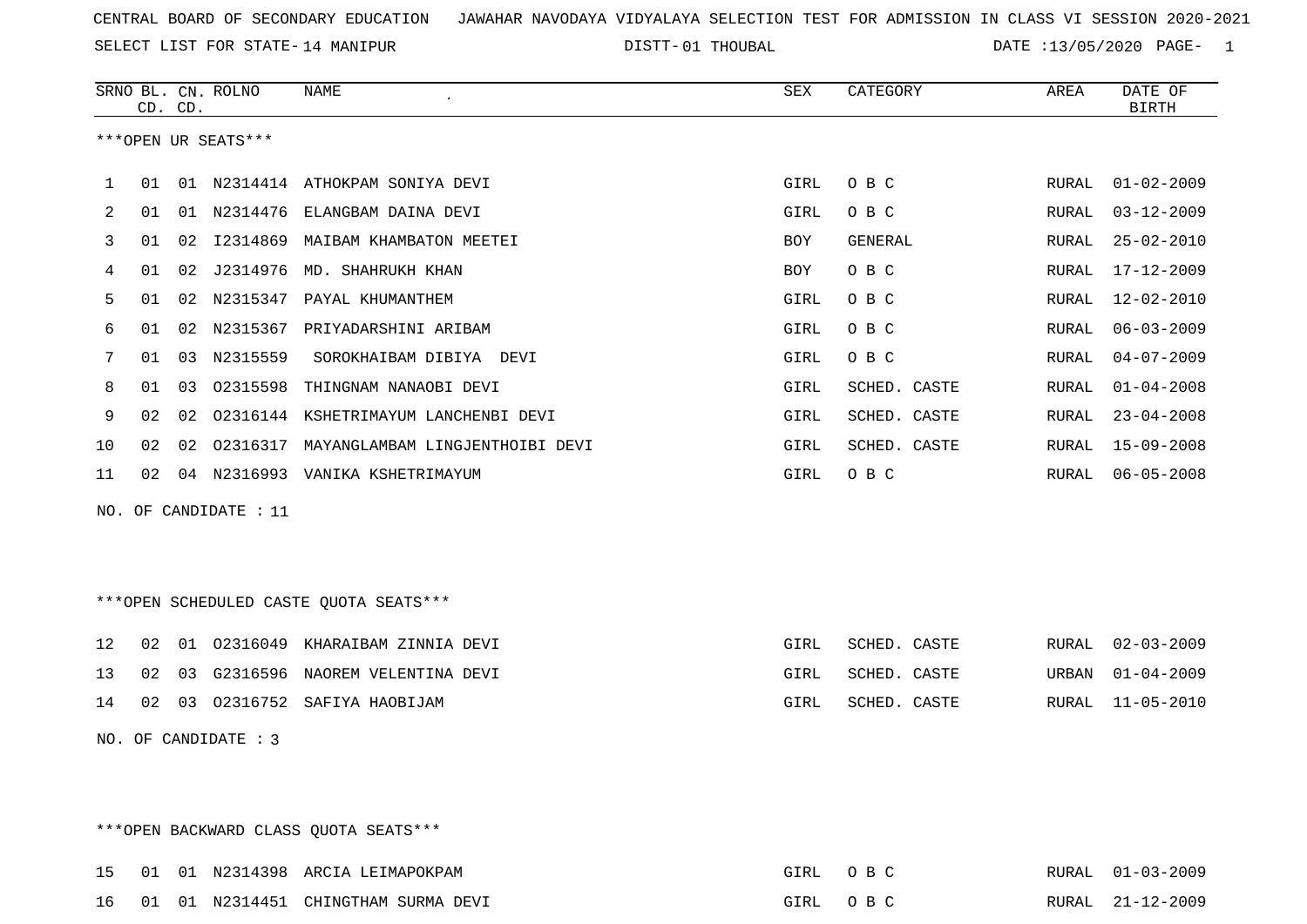CENTRAL BOARD OF SECONDARY EDUCATION   JAWAHAR NAVODAYA VIDYALAYA SELECTION TEST FOR ADMISSION IN CLASS VI SESSION 2020-2021

SELECT LIST FOR STATE- 14 MANIPUR   DISTT- 01 THOUBAL   DATE :13/05/2020

***OPEN UR SEATS***

| SRNO | BL. CD. | CN. CD. | ROLNO | NAME | SEX | CATEGORY | AREA | DATE OF BIRTH |
|---|---|---|---|---|---|---|---|---|
| 1 | 01 | 01 | N2314414 | ATHOKPAM SONIYA DEVI | GIRL | O B C | RURAL | 01-02-2009 |
| 2 | 01 | 01 | N2314476 | ELANGBAM DAINA DEVI | GIRL | O B C | RURAL | 03-12-2009 |
| 3 | 01 | 02 | I2314869 | MAIBAM KHAMBATON MEETEI | BOY | GENERAL | RURAL | 25-02-2010 |
| 4 | 01 | 02 | J2314976 | MD. SHAHRUKH KHAN | BOY | O B C | RURAL | 17-12-2009 |
| 5 | 01 | 02 | N2315347 | PAYAL KHUMANTHEM | GIRL | O B C | RURAL | 12-02-2010 |
| 6 | 01 | 02 | N2315367 | PRIYADARSHINI ARIBAM | GIRL | O B C | RURAL | 06-03-2009 |
| 7 | 01 | 03 | N2315559 | SOROKHAIBAM DIBIYA DEVI | GIRL | O B C | RURAL | 04-07-2009 |
| 8 | 01 | 03 | O2315598 | THINGNAM NANAOBI DEVI | GIRL | SCHED. CASTE | RURAL | 01-04-2008 |
| 9 | 02 | 02 | O2316144 | KSHETRIMAYUM LANCHENBI DEVI | GIRL | SCHED. CASTE | RURAL | 23-04-2008 |
| 10 | 02 | 02 | O2316317 | MAYANGLAMBAM LINGJENTHOIBI DEVI | GIRL | SCHED. CASTE | RURAL | 15-09-2008 |
| 11 | 02 | 04 | N2316993 | VANIKA KSHETRIMAYUM | GIRL | O B C | RURAL | 06-05-2008 |

NO. OF CANDIDATE : 11

***OPEN SCHEDULED CASTE QUOTA SEATS***

| SRNO | BL. CD. | CN. CD. | ROLNO | NAME | SEX | CATEGORY | AREA | DATE OF BIRTH |
|---|---|---|---|---|---|---|---|---|
| 12 | 02 | 01 | O2316049 | KHARAIBAM ZINNIA DEVI | GIRL | SCHED. CASTE | RURAL | 02-03-2009 |
| 13 | 02 | 03 | G2316596 | NAOREM VELENTINA DEVI | GIRL | SCHED. CASTE | URBAN | 01-04-2009 |
| 14 | 02 | 03 | O2316752 | SAFIYA HAOBIJAM | GIRL | SCHED. CASTE | RURAL | 11-05-2010 |

NO. OF CANDIDATE : 3

***OPEN BACKWARD CLASS QUOTA SEATS***

| SRNO | BL. CD. | CN. CD. | ROLNO | NAME | SEX | CATEGORY | AREA | DATE OF BIRTH |
|---|---|---|---|---|---|---|---|---|
| 15 | 01 | 01 | N2314398 | ARCIA LEIMAPOKPAM | GIRL | O B C | RURAL | 01-03-2009 |
| 16 | 01 | 01 | N2314451 | CHINGTHAM SURMA DEVI | GIRL | O B C | RURAL | 21-12-2009 |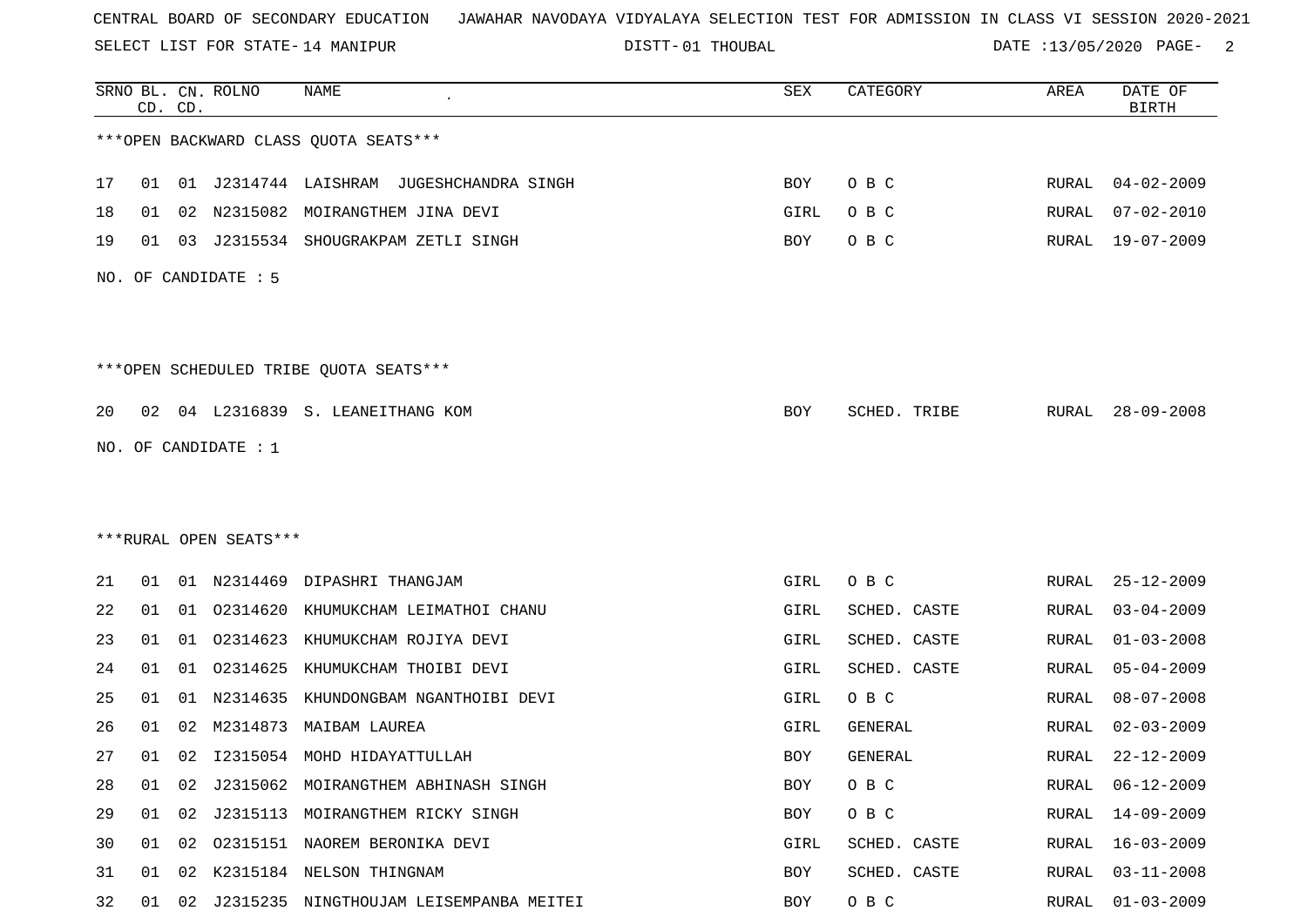CENTRAL BOARD OF SECONDARY EDUCATION JAWAHAR NAVODAYA VIDYALAYA SELECTION TEST FOR ADMISSION IN CLASS VI SESSION 2020-2021

SELECT LIST FOR STATE- 14 MANIPUR DISTT- 01 THOUBAL DATE :13/05/2020

| SRNO | BL. CD. | CN. CD. | ROLNO | NAME | SEX | CATEGORY | AREA | DATE OF BIRTH |
|---|---|---|---|---|---|---|---|---|

***OPEN BACKWARD CLASS QUOTA SEATS***

| SRNO | BL. CD. | CN. CD. | ROLNO | NAME | SEX | CATEGORY | AREA | DATE OF BIRTH |
|---|---|---|---|---|---|---|---|---|
| 17 | 01 | 01 | J2314744 | LAISHRAM JUGESHCHANDRA SINGH | BOY | O B C | RURAL | 04-02-2009 |
| 18 | 01 | 02 | N2315082 | MOIRANGTHEM JINA DEVI | GIRL | O B C | RURAL | 07-02-2010 |
| 19 | 01 | 03 | J2315534 | SHOUGRAKPAM ZETLI SINGH | BOY | O B C | RURAL | 19-07-2009 |

NO. OF CANDIDATE : 5

***OPEN SCHEDULED TRIBE QUOTA SEATS***

| SRNO | BL. CD. | CN. CD. | ROLNO | NAME | SEX | CATEGORY | AREA | DATE OF BIRTH |
|---|---|---|---|---|---|---|---|---|
| 20 | 02 | 04 | L2316839 | S. LEANEITHANG KOM | BOY | SCHED. TRIBE | RURAL | 28-09-2008 |

NO. OF CANDIDATE : 1

***RURAL OPEN SEATS***

| SRNO | BL. CD. | CN. CD. | ROLNO | NAME | SEX | CATEGORY | AREA | DATE OF BIRTH |
|---|---|---|---|---|---|---|---|---|
| 21 | 01 | 01 | N2314469 | DIPASHRI THANGJAM | GIRL | O B C | RURAL | 25-12-2009 |
| 22 | 01 | 01 | O2314620 | KHUMUKCHAM LEIMATHOI CHANU | GIRL | SCHED. CASTE | RURAL | 03-04-2009 |
| 23 | 01 | 01 | O2314623 | KHUMUKCHAM ROJIYA DEVI | GIRL | SCHED. CASTE | RURAL | 01-03-2008 |
| 24 | 01 | 01 | O2314625 | KHUMUKCHAM THOIBI DEVI | GIRL | SCHED. CASTE | RURAL | 05-04-2009 |
| 25 | 01 | 01 | N2314635 | KHUNDONGBAM NGANTHOIBI DEVI | GIRL | O B C | RURAL | 08-07-2008 |
| 26 | 01 | 02 | M2314873 | MAIBAM LAUREA | GIRL | GENERAL | RURAL | 02-03-2009 |
| 27 | 01 | 02 | I2315054 | MOHD HIDAYATTULLAH | BOY | GENERAL | RURAL | 22-12-2009 |
| 28 | 01 | 02 | J2315062 | MOIRANGTHEM ABHINASH SINGH | BOY | O B C | RURAL | 06-12-2009 |
| 29 | 01 | 02 | J2315113 | MOIRANGTHEM RICKY SINGH | BOY | O B C | RURAL | 14-09-2009 |
| 30 | 01 | 02 | O2315151 | NAOREM BERONIKA DEVI | GIRL | SCHED. CASTE | RURAL | 16-03-2009 |
| 31 | 01 | 02 | K2315184 | NELSON THINGNAM | BOY | SCHED. CASTE | RURAL | 03-11-2008 |
| 32 | 01 | 02 | J2315235 | NINGTHOUJAM LEISEMPANBA MEITEI | BOY | O B C | RURAL | 01-03-2009 |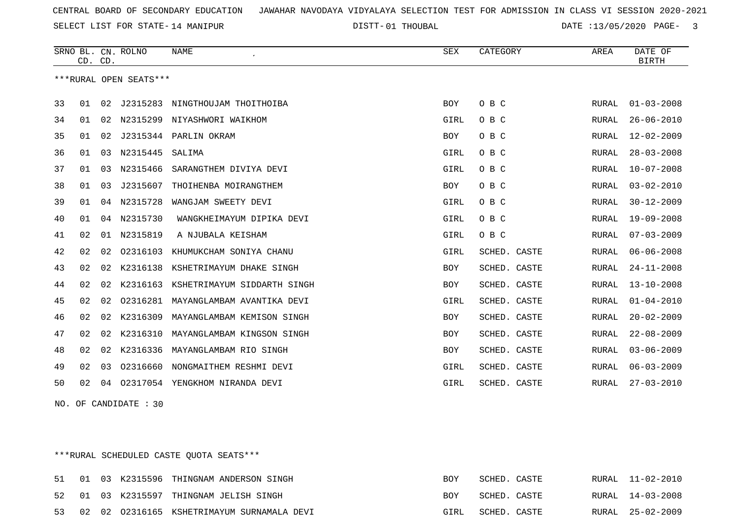CENTRAL BOARD OF SECONDARY EDUCATION JAWAHAR NAVODAYA VIDYALAYA SELECTION TEST FOR ADMISSION IN CLASS VI SESSION 2020-2021

SELECT LIST FOR STATE- 14 MANIPUR DISTT- 01 THOUBAL DATE :13/05/2020

***RURAL OPEN SEATS***

| SRNO | BL. CD. | CN. CD. | ROLNO | NAME | SEX | CATEGORY | AREA | DATE OF BIRTH |
|---|---|---|---|---|---|---|---|---|
| 33 | 01 | 02 | J2315283 | NINGTHOUJAM THOITHOIBA | BOY | O B C | RURAL | 01-03-2008 |
| 34 | 01 | 02 | N2315299 | NIYASHWORI WAIKHOM | GIRL | O B C | RURAL | 26-06-2010 |
| 35 | 01 | 02 | J2315344 | PARLIN OKRAM | BOY | O B C | RURAL | 12-02-2009 |
| 36 | 01 | 03 | N2315445 | SALIMA | GIRL | O B C | RURAL | 28-03-2008 |
| 37 | 01 | 03 | N2315466 | SARANGTHEM DIVIYA DEVI | GIRL | O B C | RURAL | 10-07-2008 |
| 38 | 01 | 03 | J2315607 | THOIHENBA MOIRANGTHEM | BOY | O B C | RURAL | 03-02-2010 |
| 39 | 01 | 04 | N2315728 | WANGJAM SWEETY DEVI | GIRL | O B C | RURAL | 30-12-2009 |
| 40 | 01 | 04 | N2315730 | WANGKHEIMAYUM DIPIKA DEVI | GIRL | O B C | RURAL | 19-09-2008 |
| 41 | 02 | 01 | N2315819 | A NJUBALA KEISHAM | GIRL | O B C | RURAL | 07-03-2009 |
| 42 | 02 | 02 | O2316103 | KHUMUKCHAM SONIYA CHANU | GIRL | SCHED. CASTE | RURAL | 06-06-2008 |
| 43 | 02 | 02 | K2316138 | KSHETRIMAYUM DHAKE SINGH | BOY | SCHED. CASTE | RURAL | 24-11-2008 |
| 44 | 02 | 02 | K2316163 | KSHETRIMAYUM SIDDARTH SINGH | BOY | SCHED. CASTE | RURAL | 13-10-2008 |
| 45 | 02 | 02 | O2316281 | MAYANGLAMBAM AVANTIKA DEVI | GIRL | SCHED. CASTE | RURAL | 01-04-2010 |
| 46 | 02 | 02 | K2316309 | MAYANGLAMBAM KEMISON SINGH | BOY | SCHED. CASTE | RURAL | 20-02-2009 |
| 47 | 02 | 02 | K2316310 | MAYANGLAMBAM KINGSON SINGH | BOY | SCHED. CASTE | RURAL | 22-08-2009 |
| 48 | 02 | 02 | K2316336 | MAYANGLAMBAM RIO SINGH | BOY | SCHED. CASTE | RURAL | 03-06-2009 |
| 49 | 02 | 03 | O2316660 | NONGMAITHEM RESHMI DEVI | GIRL | SCHED. CASTE | RURAL | 06-03-2009 |
| 50 | 02 | 04 | O2317054 | YENGKHOM NIRANDA DEVI | GIRL | SCHED. CASTE | RURAL | 27-03-2010 |

NO. OF CANDIDATE : 30

***RURAL SCHEDULED CASTE QUOTA SEATS***

| SRNO | BL. CD. | CN. CD. | ROLNO | NAME | SEX | CATEGORY | AREA | DATE OF BIRTH |
|---|---|---|---|---|---|---|---|---|
| 51 | 01 | 03 | K2315596 | THINGNAM ANDERSON SINGH | BOY | SCHED. CASTE | RURAL | 11-02-2010 |
| 52 | 01 | 03 | K2315597 | THINGNAM JELISH SINGH | BOY | SCHED. CASTE | RURAL | 14-03-2008 |
| 53 | 02 | 02 | O2316165 | KSHETRIMAYUM SURNAMALA DEVI | GIRL | SCHED. CASTE | RURAL | 25-02-2009 |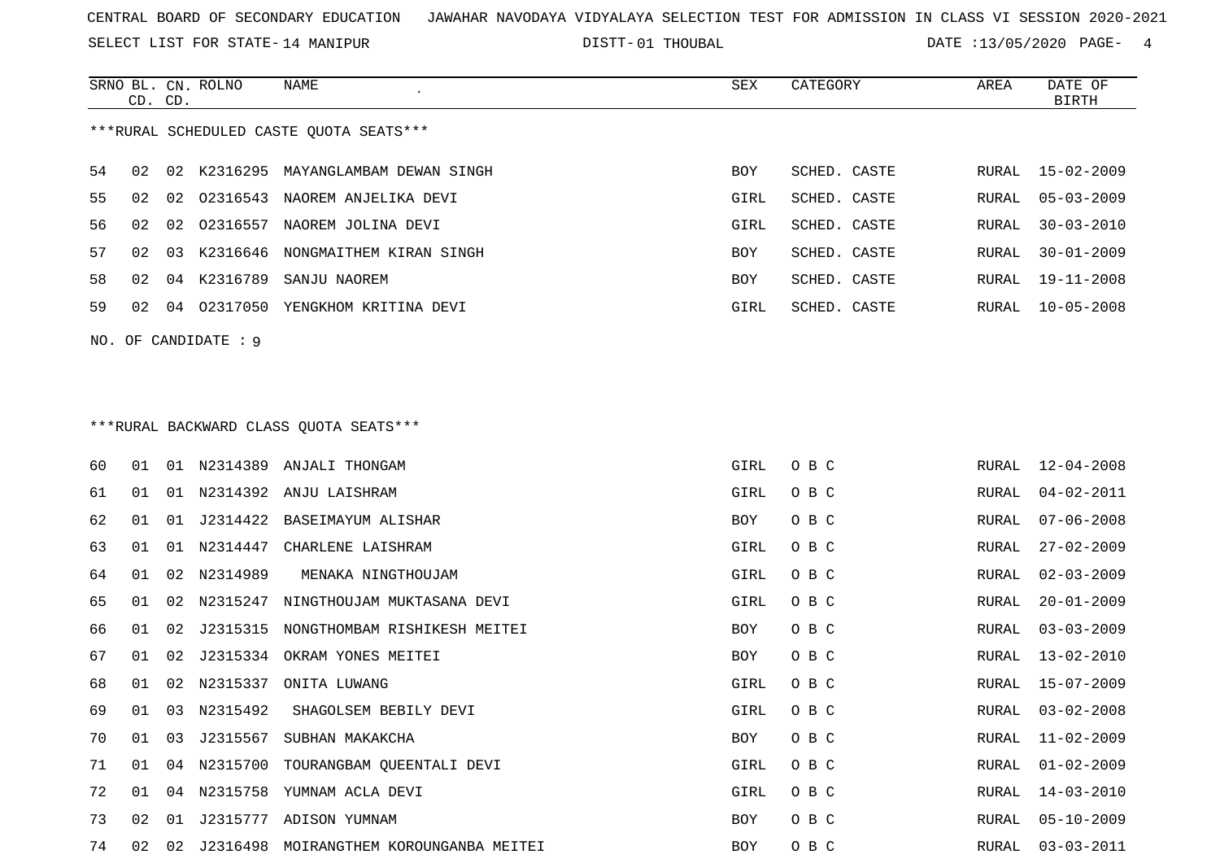CENTRAL BOARD OF SECONDARY EDUCATION JAWAHAR NAVODAYA VIDYALAYA SELECTION TEST FOR ADMISSION IN CLASS VI SESSION 2020-2021

SELECT LIST FOR STATE- 14 MANIPUR DISTT- 01 THOUBAL DATE :13/05/2020

***RURAL SCHEDULED CASTE QUOTA SEATS***

| SRNO | BL. CD. | CN. CD. | ROLNO | NAME | SEX | CATEGORY | AREA | DATE OF BIRTH |
|---|---|---|---|---|---|---|---|---|
| 54 | 02 | 02 | K2316295 | MAYANGLAMBAM DEWAN SINGH | BOY | SCHED. CASTE | RURAL | 15-02-2009 |
| 55 | 02 | 02 | O2316543 | NAOREM ANJELIKA DEVI | GIRL | SCHED. CASTE | RURAL | 05-03-2009 |
| 56 | 02 | 02 | O2316557 | NAOREM JOLINA DEVI | GIRL | SCHED. CASTE | RURAL | 30-03-2010 |
| 57 | 02 | 03 | K2316646 | NONGMAITHEM KIRAN SINGH | BOY | SCHED. CASTE | RURAL | 30-01-2009 |
| 58 | 02 | 04 | K2316789 | SANJU NAOREM | BOY | SCHED. CASTE | RURAL | 19-11-2008 |
| 59 | 02 | 04 | O2317050 | YENGKHOM KRITINA DEVI | GIRL | SCHED. CASTE | RURAL | 10-05-2008 |

NO. OF CANDIDATE : 9

***RURAL BACKWARD CLASS QUOTA SEATS***

| SRNO | BL. CD. | CN. CD. | ROLNO | NAME | SEX | CATEGORY | AREA | DATE OF BIRTH |
|---|---|---|---|---|---|---|---|---|
| 60 | 01 | 01 | N2314389 | ANJALI THONGAM | GIRL | O B C | RURAL | 12-04-2008 |
| 61 | 01 | 01 | N2314392 | ANJU LAISHRAM | GIRL | O B C | RURAL | 04-02-2011 |
| 62 | 01 | 01 | J2314422 | BASEIMAYUM ALISHAR | BOY | O B C | RURAL | 07-06-2008 |
| 63 | 01 | 01 | N2314447 | CHARLENE LAISHRAM | GIRL | O B C | RURAL | 27-02-2009 |
| 64 | 01 | 02 | N2314989 | MENAKA NINGTHOUJAM | GIRL | O B C | RURAL | 02-03-2009 |
| 65 | 01 | 02 | N2315247 | NINGTHOUJAM MUKTASANA DEVI | GIRL | O B C | RURAL | 20-01-2009 |
| 66 | 01 | 02 | J2315315 | NONGTHOMBAM RISHIKESH MEITEI | BOY | O B C | RURAL | 03-03-2009 |
| 67 | 01 | 02 | J2315334 | OKRAM YONES MEITEI | BOY | O B C | RURAL | 13-02-2010 |
| 68 | 01 | 02 | N2315337 | ONITA LUWANG | GIRL | O B C | RURAL | 15-07-2009 |
| 69 | 01 | 03 | N2315492 | SHAGOLSEM BEBILY DEVI | GIRL | O B C | RURAL | 03-02-2008 |
| 70 | 01 | 03 | J2315567 | SUBHAN MAKAKCHA | BOY | O B C | RURAL | 11-02-2009 |
| 71 | 01 | 04 | N2315700 | TOURANGBAM QUEENTALI DEVI | GIRL | O B C | RURAL | 01-02-2009 |
| 72 | 01 | 04 | N2315758 | YUMNAM ACLA DEVI | GIRL | O B C | RURAL | 14-03-2010 |
| 73 | 02 | 01 | J2315777 | ADISON YUMNAM | BOY | O B C | RURAL | 05-10-2009 |
| 74 | 02 | 02 | J2316498 | MOIRANGTHEM KOROUNGANBA MEITEI | BOY | O B C | RURAL | 03-03-2011 |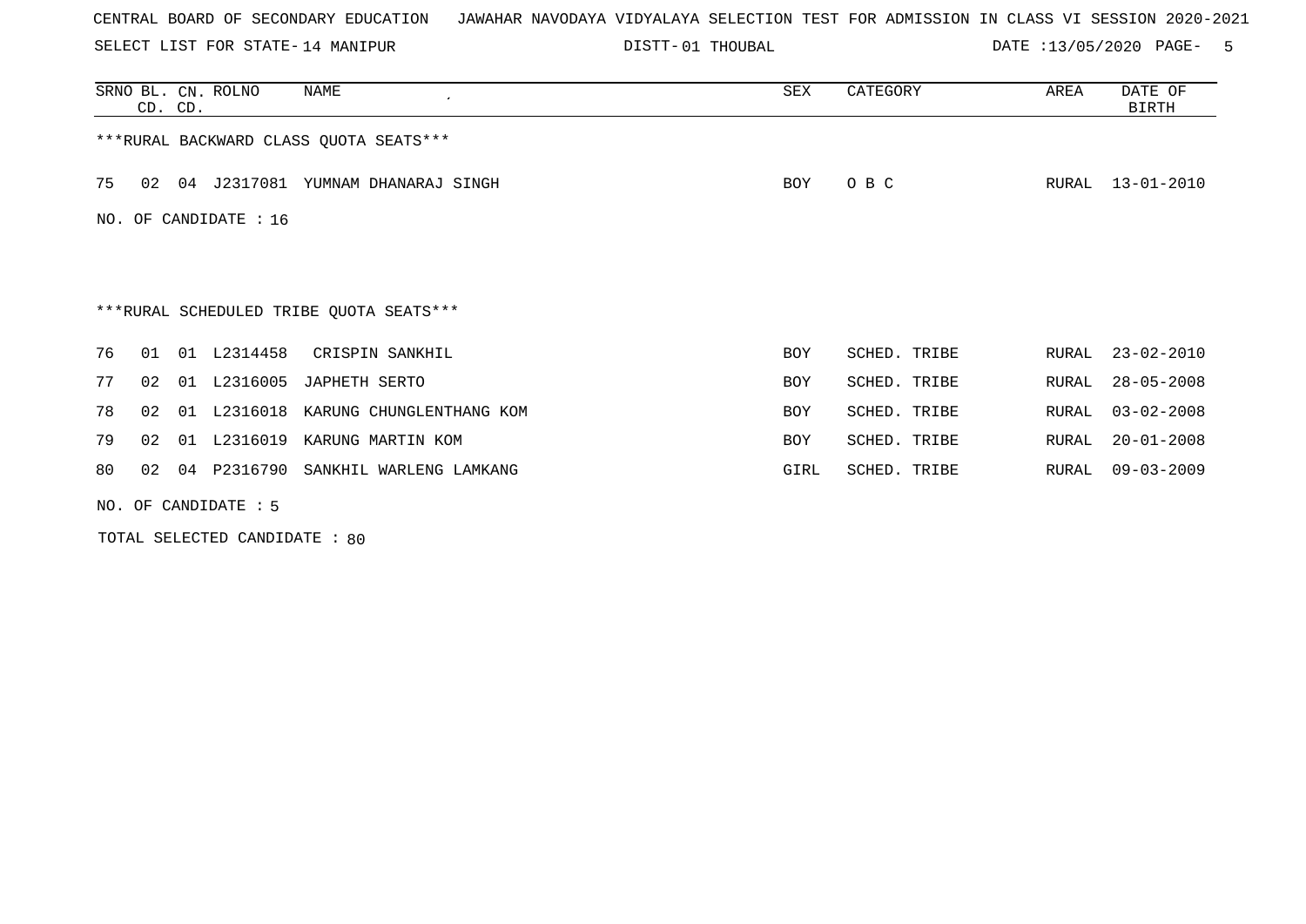CENTRAL BOARD OF SECONDARY EDUCATION   JAWAHAR NAVODAYA VIDYALAYA SELECTION TEST FOR ADMISSION IN CLASS VI SESSION 2020-2021

SELECT LIST FOR STATE- 14 MANIPUR   DISTT- 01 THOUBAL   DATE :13/05/2020

| SRNO | BL. CD. | CN. CD. | ROLNO | NAME | SEX | CATEGORY | AREA | DATE OF BIRTH |
|---|---|---|---|---|---|---|---|---|

***RURAL BACKWARD CLASS QUOTA SEATS***

| SRNO | BL. CD. | CN. CD. | ROLNO | NAME | SEX | CATEGORY | AREA | DATE OF BIRTH |
|---|---|---|---|---|---|---|---|---|
| 75 | 02 | 04 | J2317081 | YUMNAM DHANARAJ SINGH | BOY | O B C | RURAL | 13-01-2010 |

NO. OF CANDIDATE : 16

***RURAL SCHEDULED TRIBE QUOTA SEATS***

| SRNO | BL. CD. | CN. CD. | ROLNO | NAME | SEX | CATEGORY | AREA | DATE OF BIRTH |
|---|---|---|---|---|---|---|---|---|
| 76 | 01 | 01 | L2314458 | CRISPIN SANKHIL | BOY | SCHED. TRIBE | RURAL | 23-02-2010 |
| 77 | 02 | 01 | L2316005 | JAPHETH SERTO | BOY | SCHED. TRIBE | RURAL | 28-05-2008 |
| 78 | 02 | 01 | L2316018 | KARUNG CHUNGLENTHANG KOM | BOY | SCHED. TRIBE | RURAL | 03-02-2008 |
| 79 | 02 | 01 | L2316019 | KARUNG MARTIN KOM | BOY | SCHED. TRIBE | RURAL | 20-01-2008 |
| 80 | 02 | 04 | P2316790 | SANKHIL WARLENG LAMKANG | GIRL | SCHED. TRIBE | RURAL | 09-03-2009 |

NO. OF CANDIDATE : 5

TOTAL SELECTED CANDIDATE : 80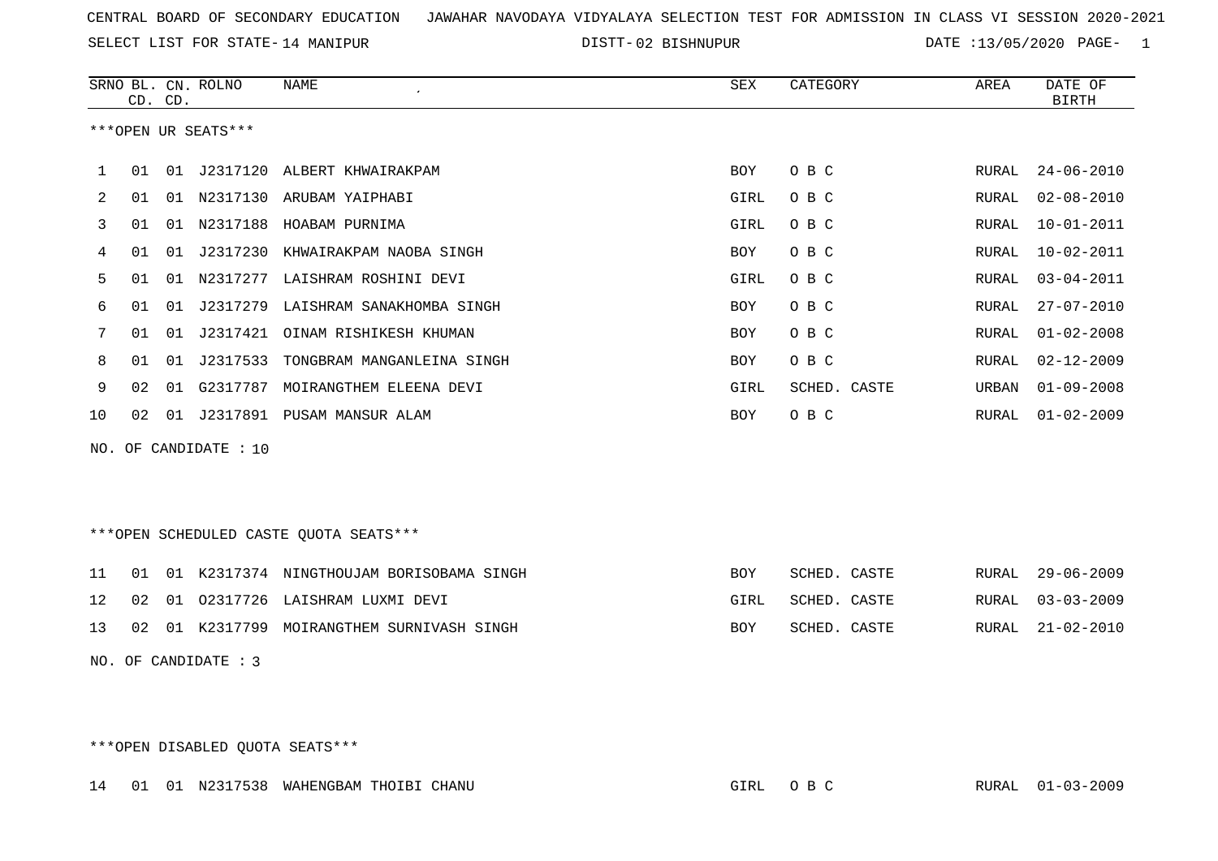CENTRAL BOARD OF SECONDARY EDUCATION   JAWAHAR NAVODAYA VIDYALAYA SELECTION TEST FOR ADMISSION IN CLASS VI SESSION 2020-2021

SELECT LIST FOR STATE-14 MANIPUR   DISTT-02 BISHNUPUR   DATE :13/05/2020

| SRNO | BL. CD. | CN. CD. | ROLNO | NAME | SEX | CATEGORY | AREA | DATE OF BIRTH |
|---|---|---|---|---|---|---|---|---|

***OPEN UR SEATS***

| SRNO | BL. CD. | CN. CD. | ROLNO | NAME | SEX | CATEGORY | AREA | DATE OF BIRTH |
|---|---|---|---|---|---|---|---|---|
| 1 | 01 | 01 | J2317120 | ALBERT KHWAIRAKPAM | BOY | O B C | RURAL | 24-06-2010 |
| 2 | 01 | 01 | N2317130 | ARUBAM YAIPHABI | GIRL | O B C | RURAL | 02-08-2010 |
| 3 | 01 | 01 | N2317188 | HOABAM PURNIMA | GIRL | O B C | RURAL | 10-01-2011 |
| 4 | 01 | 01 | J2317230 | KHWAIRAKPAM NAOBA SINGH | BOY | O B C | RURAL | 10-02-2011 |
| 5 | 01 | 01 | N2317277 | LAISHRAM ROSHINI DEVI | GIRL | O B C | RURAL | 03-04-2011 |
| 6 | 01 | 01 | J2317279 | LAISHRAM SANAKHOMBA SINGH | BOY | O B C | RURAL | 27-07-2010 |
| 7 | 01 | 01 | J2317421 | OINAM RISHIKESH KHUMAN | BOY | O B C | RURAL | 01-02-2008 |
| 8 | 01 | 01 | J2317533 | TONGBRAM MANGANLEINA SINGH | BOY | O B C | RURAL | 02-12-2009 |
| 9 | 02 | 01 | G2317787 | MOIRANGTHEM ELEENA DEVI | GIRL | SCHED. CASTE | URBAN | 01-09-2008 |
| 10 | 02 | 01 | J2317891 | PUSAM MANSUR ALAM | BOY | O B C | RURAL | 01-02-2009 |

NO. OF CANDIDATE : 10

***OPEN SCHEDULED CASTE QUOTA SEATS***

| SRNO | BL. CD. | CN. CD. | ROLNO | NAME | SEX | CATEGORY | AREA | DATE OF BIRTH |
|---|---|---|---|---|---|---|---|---|
| 11 | 01 | 01 | K2317374 | NINGTHOUJAM BORISOBAMA SINGH | BOY | SCHED. CASTE | RURAL | 29-06-2009 |
| 12 | 02 | 01 | O2317726 | LAISHRAM LUXMI DEVI | GIRL | SCHED. CASTE | RURAL | 03-03-2009 |
| 13 | 02 | 01 | K2317799 | MOIRANGTHEM SURNIVASH SINGH | BOY | SCHED. CASTE | RURAL | 21-02-2010 |

NO. OF CANDIDATE : 3

***OPEN DISABLED QUOTA SEATS***

| SRNO | BL. CD. | CN. CD. | ROLNO | NAME | SEX | CATEGORY | AREA | DATE OF BIRTH |
|---|---|---|---|---|---|---|---|---|
| 14 | 01 | 01 | N2317538 | WAHENGBAM THOIBI CHANU | GIRL | O B C | RURAL | 01-03-2009 |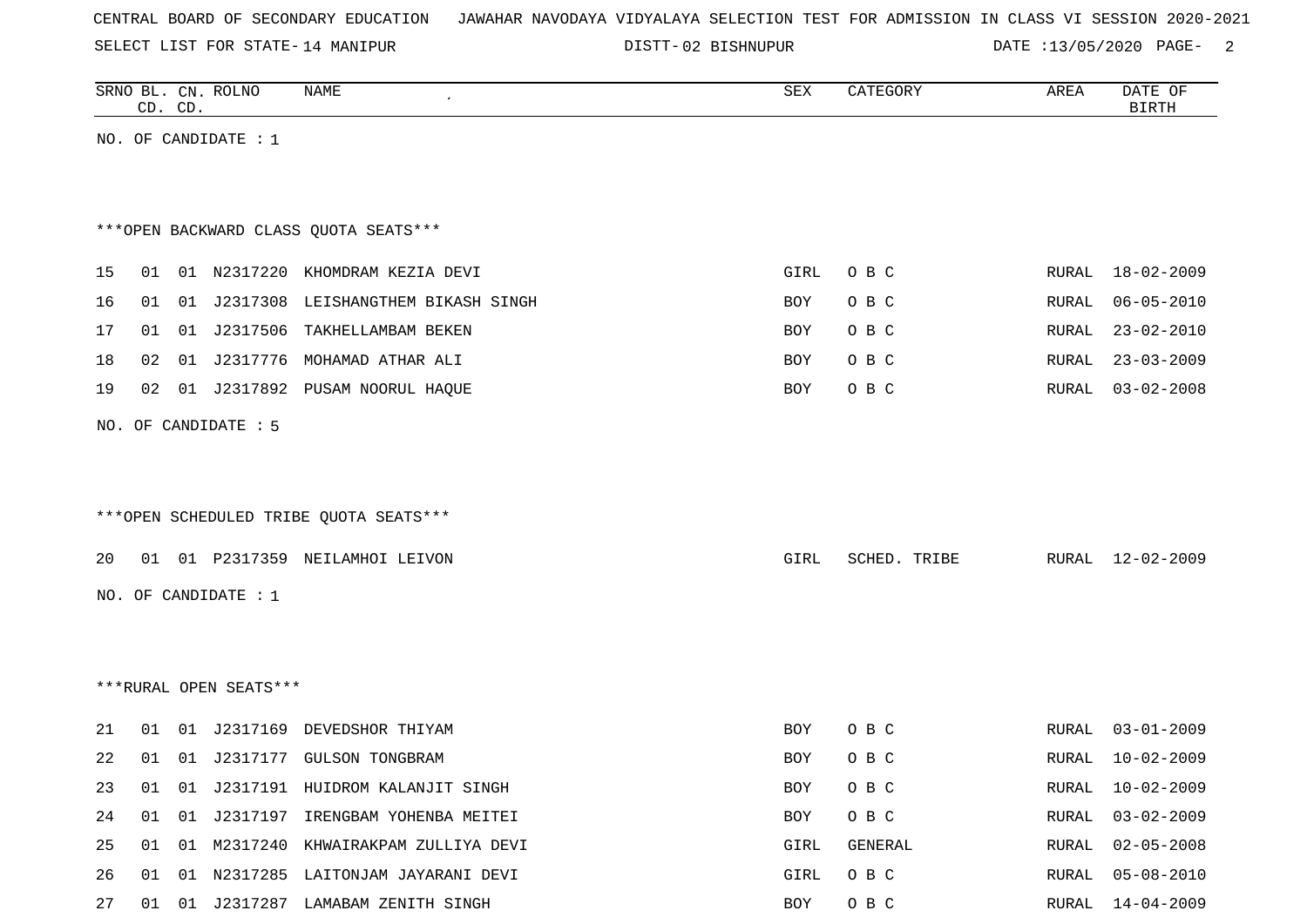CENTRAL BOARD OF SECONDARY EDUCATION JAWAHAR NAVODAYA VIDYALAYA SELECTION TEST FOR ADMISSION IN CLASS VI SESSION 2020-2021

SELECT LIST FOR STATE- 14 MANIPUR DISTT- 02 BISHNUPUR DATE :13/05/2020

| SRNO | BL. CD. | CN. CD. | ROLNO | NAME | SEX | CATEGORY | AREA | DATE OF BIRTH |
|---|---|---|---|---|---|---|---|---|

NO. OF CANDIDATE : 1

***OPEN BACKWARD CLASS QUOTA SEATS***

| SRNO | BL. CD. | CN. CD. | ROLNO | NAME | SEX | CATEGORY | AREA | DATE OF BIRTH |
|---|---|---|---|---|---|---|---|---|
| 15 | 01 | 01 | N2317220 | KHOMDRAM KEZIA DEVI | GIRL | O B C | RURAL | 18-02-2009 |
| 16 | 01 | 01 | J2317308 | LEISHANGTHEM BIKASH SINGH | BOY | O B C | RURAL | 06-05-2010 |
| 17 | 01 | 01 | J2317506 | TAKHELLAMBAM BEKEN | BOY | O B C | RURAL | 23-02-2010 |
| 18 | 02 | 01 | J2317776 | MOHAMAD ATHAR ALI | BOY | O B C | RURAL | 23-03-2009 |
| 19 | 02 | 01 | J2317892 | PUSAM NOORUL HAQUE | BOY | O B C | RURAL | 03-02-2008 |

NO. OF CANDIDATE : 5

***OPEN SCHEDULED TRIBE QUOTA SEATS***

| SRNO | BL. CD. | CN. CD. | ROLNO | NAME | SEX | CATEGORY | AREA | DATE OF BIRTH |
|---|---|---|---|---|---|---|---|---|
| 20 | 01 | 01 | P2317359 | NEILAMHOI LEIVON | GIRL | SCHED. TRIBE | RURAL | 12-02-2009 |

NO. OF CANDIDATE : 1

***RURAL OPEN SEATS***

| SRNO | BL. CD. | CN. CD. | ROLNO | NAME | SEX | CATEGORY | AREA | DATE OF BIRTH |
|---|---|---|---|---|---|---|---|---|
| 21 | 01 | 01 | J2317169 | DEVEDSHOR THIYAM | BOY | O B C | RURAL | 03-01-2009 |
| 22 | 01 | 01 | J2317177 | GULSON TONGBRAM | BOY | O B C | RURAL | 10-02-2009 |
| 23 | 01 | 01 | J2317191 | HUIDROM KALANJIT SINGH | BOY | O B C | RURAL | 10-02-2009 |
| 24 | 01 | 01 | J2317197 | IRENGBAM YOHENBA MEITEI | BOY | O B C | RURAL | 03-02-2009 |
| 25 | 01 | 01 | M2317240 | KHWAIRAKPAM ZULLIYA DEVI | GIRL | GENERAL | RURAL | 02-05-2008 |
| 26 | 01 | 01 | N2317285 | LAITONJAM JAYARANI DEVI | GIRL | O B C | RURAL | 05-08-2010 |
| 27 | 01 | 01 | J2317287 | LAMABAM ZENITH SINGH | BOY | O B C | RURAL | 14-04-2009 |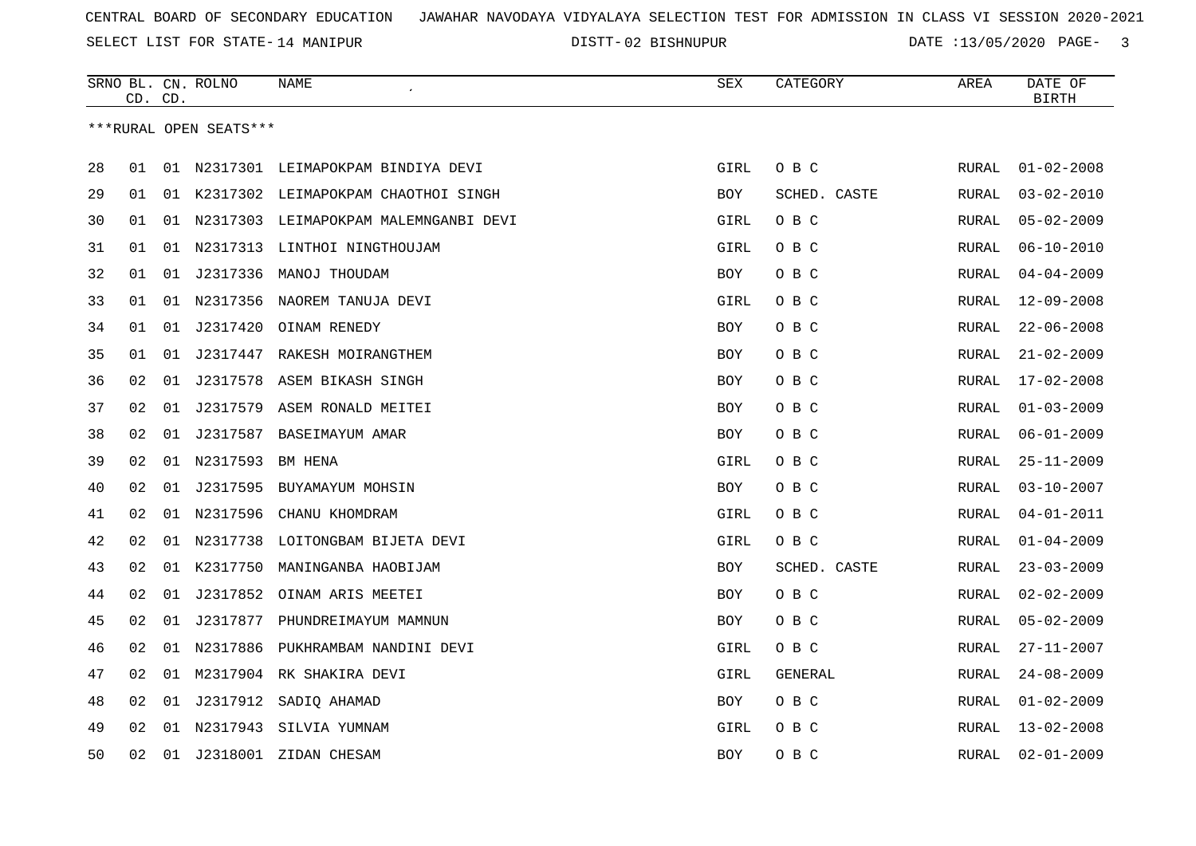CENTRAL BOARD OF SECONDARY EDUCATION JAWAHAR NAVODAYA VIDYALAYA SELECTION TEST FOR ADMISSION IN CLASS VI SESSION 2020-2021

SELECT LIST FOR STATE- 14 MANIPUR DISTT- 02 BISHNUPUR DATE :13/05/2020

| SRNO | BL. CD. | CN. CD. | ROLNO | NAME | SEX | CATEGORY | AREA | DATE OF BIRTH |
|---|---|---|---|---|---|---|---|---|
| ***RURAL OPEN SEATS*** | | | | | | | | |
| 28 | 01 | 01 | N2317301 | LEIMAPOKPAM BINDIYA DEVI | GIRL | O B C | RURAL | 01-02-2008 |
| 29 | 01 | 01 | K2317302 | LEIMAPOKPAM CHAOTHOI SINGH | BOY | SCHED. CASTE | RURAL | 03-02-2010 |
| 30 | 01 | 01 | N2317303 | LEIMAPOKPAM MALEMNGANBI DEVI | GIRL | O B C | RURAL | 05-02-2009 |
| 31 | 01 | 01 | N2317313 | LINTHOI NINGTHOUJAM | GIRL | O B C | RURAL | 06-10-2010 |
| 32 | 01 | 01 | J2317336 | MANOJ THOUDAM | BOY | O B C | RURAL | 04-04-2009 |
| 33 | 01 | 01 | N2317356 | NAOREM TANUJA DEVI | GIRL | O B C | RURAL | 12-09-2008 |
| 34 | 01 | 01 | J2317420 | OINAM RENEDY | BOY | O B C | RURAL | 22-06-2008 |
| 35 | 01 | 01 | J2317447 | RAKESH MOIRANGTHEM | BOY | O B C | RURAL | 21-02-2009 |
| 36 | 02 | 01 | J2317578 | ASEM BIKASH SINGH | BOY | O B C | RURAL | 17-02-2008 |
| 37 | 02 | 01 | J2317579 | ASEM RONALD MEITEI | BOY | O B C | RURAL | 01-03-2009 |
| 38 | 02 | 01 | J2317587 | BASEIMAYUM AMAR | BOY | O B C | RURAL | 06-01-2009 |
| 39 | 02 | 01 | N2317593 | BM HENA | GIRL | O B C | RURAL | 25-11-2009 |
| 40 | 02 | 01 | J2317595 | BUYAMAYUM MOHSIN | BOY | O B C | RURAL | 03-10-2007 |
| 41 | 02 | 01 | N2317596 | CHANU KHOMDRAM | GIRL | O B C | RURAL | 04-01-2011 |
| 42 | 02 | 01 | N2317738 | LOITONGBAM BIJETA DEVI | GIRL | O B C | RURAL | 01-04-2009 |
| 43 | 02 | 01 | K2317750 | MANINGANBA HAOBIJAM | BOY | SCHED. CASTE | RURAL | 23-03-2009 |
| 44 | 02 | 01 | J2317852 | OINAM ARIS MEETEI | BOY | O B C | RURAL | 02-02-2009 |
| 45 | 02 | 01 | J2317877 | PHUNDREIMAYUM MAMNUN | BOY | O B C | RURAL | 05-02-2009 |
| 46 | 02 | 01 | N2317886 | PUKHRAMBAM NANDINI DEVI | GIRL | O B C | RURAL | 27-11-2007 |
| 47 | 02 | 01 | M2317904 | RK SHAKIRA DEVI | GIRL | GENERAL | RURAL | 24-08-2009 |
| 48 | 02 | 01 | J2317912 | SADIQ AHAMAD | BOY | O B C | RURAL | 01-02-2009 |
| 49 | 02 | 01 | N2317943 | SILVIA YUMNAM | GIRL | O B C | RURAL | 13-02-2008 |
| 50 | 02 | 01 | J2318001 | ZIDAN CHESAM | BOY | O B C | RURAL | 02-01-2009 |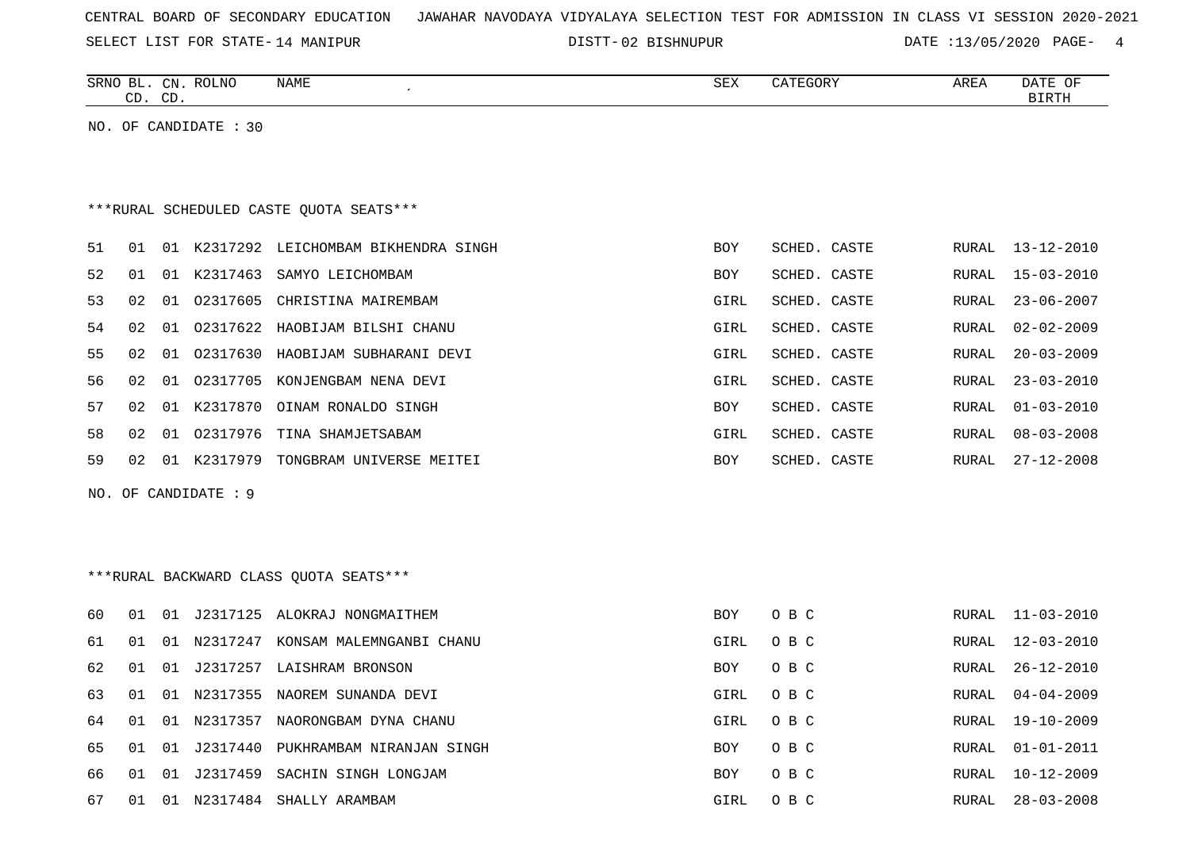CENTRAL BOARD OF SECONDARY EDUCATION JAWAHAR NAVODAYA VIDYALAYA SELECTION TEST FOR ADMISSION IN CLASS VI SESSION 2020-2021

SELECT LIST FOR STATE- 14 MANIPUR DISTT- 02 BISHNUPUR DATE :13/05/2020

| SRNO | BL. CD. | CN. CD. | ROLNO | NAME | SEX | CATEGORY | AREA | DATE OF BIRTH |
|---|---|---|---|---|---|---|---|---|

NO. OF CANDIDATE : 30

***RURAL SCHEDULED CASTE QUOTA SEATS***

| SRNO | BL. CD. | CN. CD. | ROLNO | NAME | SEX | CATEGORY | AREA | DATE OF BIRTH |
|---|---|---|---|---|---|---|---|---|
| 51 | 01 | 01 | K2317292 | LEICHOMBAM BIKHENDRA SINGH | BOY | SCHED. CASTE | RURAL | 13-12-2010 |
| 52 | 01 | 01 | K2317463 | SAMYO LEICHOMBAM | BOY | SCHED. CASTE | RURAL | 15-03-2010 |
| 53 | 02 | 01 | O2317605 | CHRISTINA MAIREMBAM | GIRL | SCHED. CASTE | RURAL | 23-06-2007 |
| 54 | 02 | 01 | O2317622 | HAOBIJAM BILSHI CHANU | GIRL | SCHED. CASTE | RURAL | 02-02-2009 |
| 55 | 02 | 01 | O2317630 | HAOBIJAM SUBHARANI DEVI | GIRL | SCHED. CASTE | RURAL | 20-03-2009 |
| 56 | 02 | 01 | O2317705 | KONJENGBAM NENA DEVI | GIRL | SCHED. CASTE | RURAL | 23-03-2010 |
| 57 | 02 | 01 | K2317870 | OINAM RONALDO SINGH | BOY | SCHED. CASTE | RURAL | 01-03-2010 |
| 58 | 02 | 01 | O2317976 | TINA SHAMJETSABAM | GIRL | SCHED. CASTE | RURAL | 08-03-2008 |
| 59 | 02 | 01 | K2317979 | TONGBRAM UNIVERSE MEITEI | BOY | SCHED. CASTE | RURAL | 27-12-2008 |

NO. OF CANDIDATE : 9

***RURAL BACKWARD CLASS QUOTA SEATS***

| SRNO | BL. CD. | CN. CD. | ROLNO | NAME | SEX | CATEGORY | AREA | DATE OF BIRTH |
|---|---|---|---|---|---|---|---|---|
| 60 | 01 | 01 | J2317125 | ALOKRAJ NONGMAITHEM | BOY | O B C | RURAL | 11-03-2010 |
| 61 | 01 | 01 | N2317247 | KONSAM MALEMNGANBI CHANU | GIRL | O B C | RURAL | 12-03-2010 |
| 62 | 01 | 01 | J2317257 | LAISHRAM BRONSON | BOY | O B C | RURAL | 26-12-2010 |
| 63 | 01 | 01 | N2317355 | NAOREM SUNANDA DEVI | GIRL | O B C | RURAL | 04-04-2009 |
| 64 | 01 | 01 | N2317357 | NAORONGBAM DYNA CHANU | GIRL | O B C | RURAL | 19-10-2009 |
| 65 | 01 | 01 | J2317440 | PUKHRAMBAM NIRANJAN SINGH | BOY | O B C | RURAL | 01-01-2011 |
| 66 | 01 | 01 | J2317459 | SACHIN SINGH LONGJAM | BOY | O B C | RURAL | 10-12-2009 |
| 67 | 01 | 01 | N2317484 | SHALLY ARAMBAM | GIRL | O B C | RURAL | 28-03-2008 |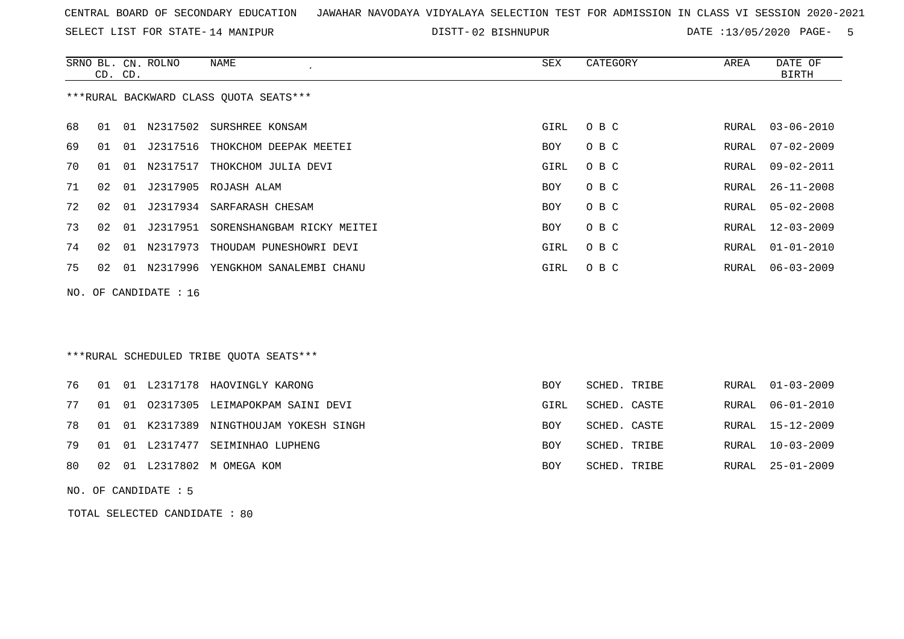CENTRAL BOARD OF SECONDARY EDUCATION JAWAHAR NAVODAYA VIDYALAYA SELECTION TEST FOR ADMISSION IN CLASS VI SESSION 2020-2021

SELECT LIST FOR STATE- 14 MANIPUR DISTT- 02 BISHNUPUR DATE :13/05/2020

***RURAL BACKWARD CLASS QUOTA SEATS***

| SRNO | BL. CD. | CN. CD. | ROLNO | NAME | SEX | CATEGORY | AREA | DATE OF BIRTH |
|---|---|---|---|---|---|---|---|---|
| 68 | 01 | 01 | N2317502 | SURSHREE KONSAM | GIRL | O B C | RURAL | 03-06-2010 |
| 69 | 01 | 01 | J2317516 | THOKCHOM DEEPAK MEETEI | BOY | O B C | RURAL | 07-02-2009 |
| 70 | 01 | 01 | N2317517 | THOKCHOM JULIA DEVI | GIRL | O B C | RURAL | 09-02-2011 |
| 71 | 02 | 01 | J2317905 | ROJASH ALAM | BOY | O B C | RURAL | 26-11-2008 |
| 72 | 02 | 01 | J2317934 | SARFARASH CHESAM | BOY | O B C | RURAL | 05-02-2008 |
| 73 | 02 | 01 | J2317951 | SORENSHANGBAM RICKY MEITEI | BOY | O B C | RURAL | 12-03-2009 |
| 74 | 02 | 01 | N2317973 | THOUDAM PUNESHOWRI DEVI | GIRL | O B C | RURAL | 01-01-2010 |
| 75 | 02 | 01 | N2317996 | YENGKHOM SANALEMBI CHANU | GIRL | O B C | RURAL | 06-03-2009 |

NO. OF CANDIDATE : 16

***RURAL SCHEDULED TRIBE QUOTA SEATS***

| SRNO | BL. CD. | CN. CD. | ROLNO | NAME | SEX | CATEGORY | AREA | DATE OF BIRTH |
|---|---|---|---|---|---|---|---|---|
| 76 | 01 | 01 | L2317178 | HAOVINGLY KARONG | BOY | SCHED. TRIBE | RURAL | 01-03-2009 |
| 77 | 01 | 01 | O2317305 | LEIMAPOKPAM SAINI DEVI | GIRL | SCHED. CASTE | RURAL | 06-01-2010 |
| 78 | 01 | 01 | K2317389 | NINGTHOUJAM YOKESH SINGH | BOY | SCHED. CASTE | RURAL | 15-12-2009 |
| 79 | 01 | 01 | L2317477 | SEIMINHAO LUPHENG | BOY | SCHED. TRIBE | RURAL | 10-03-2009 |
| 80 | 02 | 01 | L2317802 | M OMEGA KOM | BOY | SCHED. TRIBE | RURAL | 25-01-2009 |

NO. OF CANDIDATE : 5

TOTAL SELECTED CANDIDATE : 80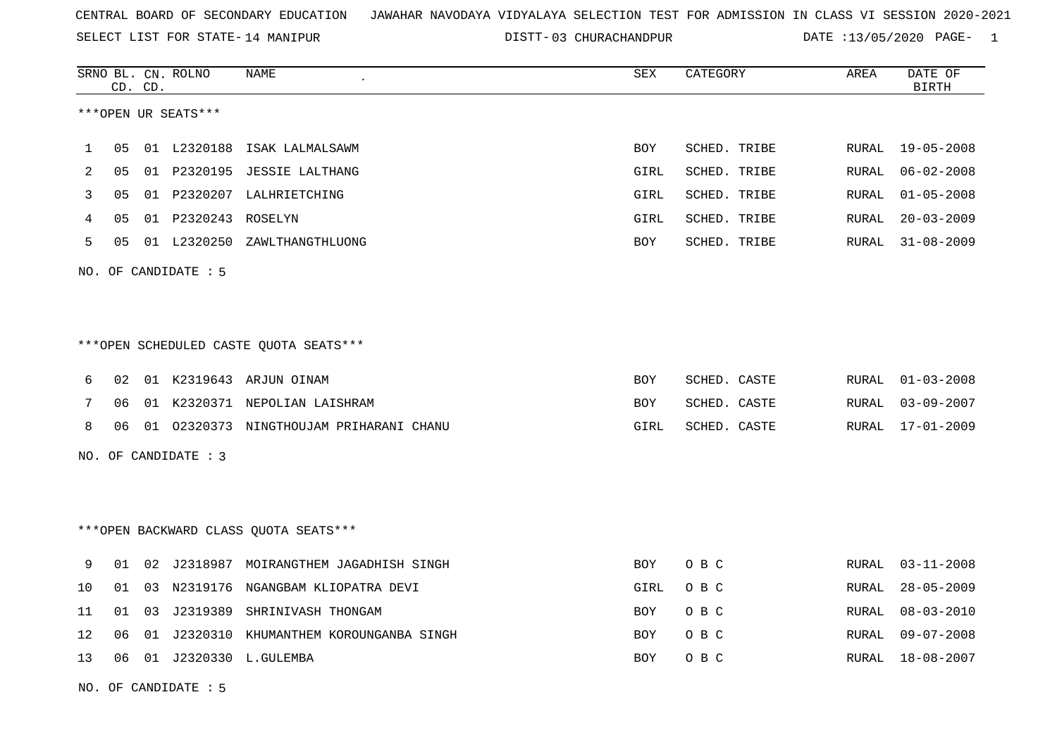CENTRAL BOARD OF SECONDARY EDUCATION JAWAHAR NAVODAYA VIDYALAYA SELECTION TEST FOR ADMISSION IN CLASS VI SESSION 2020-2021

SELECT LIST FOR STATE- 14 MANIPUR DISTT- 03 CHURACHANDPUR DATE :13/05/2020

| SRNO | BL. CD. | CN. CD. | ROLNO | NAME | SEX | CATEGORY | AREA | DATE OF BIRTH |
|---|---|---|---|---|---|---|---|---|

***OPEN UR SEATS***

| SRNO | BL. CD. | CN. CD. | ROLNO | NAME | SEX | CATEGORY | AREA | DATE OF BIRTH |
|---|---|---|---|---|---|---|---|---|
| 1 | 05 | 01 | L2320188 | ISAK LALMALSAWM | BOY | SCHED. TRIBE | RURAL | 19-05-2008 |
| 2 | 05 | 01 | P2320195 | JESSIE LALTHANG | GIRL | SCHED. TRIBE | RURAL | 06-02-2008 |
| 3 | 05 | 01 | P2320207 | LALHRIETCHING | GIRL | SCHED. TRIBE | RURAL | 01-05-2008 |
| 4 | 05 | 01 | P2320243 | ROSELYN | GIRL | SCHED. TRIBE | RURAL | 20-03-2009 |
| 5 | 05 | 01 | L2320250 | ZAWLTHANGTHLUONG | BOY | SCHED. TRIBE | RURAL | 31-08-2009 |

NO. OF CANDIDATE : 5

***OPEN SCHEDULED CASTE QUOTA SEATS***

| SRNO | BL. CD. | CN. CD. | ROLNO | NAME | SEX | CATEGORY | AREA | DATE OF BIRTH |
|---|---|---|---|---|---|---|---|---|
| 6 | 02 | 01 | K2319643 | ARJUN OINAM | BOY | SCHED. CASTE | RURAL | 01-03-2008 |
| 7 | 06 | 01 | K2320371 | NEPOLIAN LAISHRAM | BOY | SCHED. CASTE | RURAL | 03-09-2007 |
| 8 | 06 | 01 | O2320373 | NINGTHOUJAM PRIHARANI CHANU | GIRL | SCHED. CASTE | RURAL | 17-01-2009 |

NO. OF CANDIDATE : 3

***OPEN BACKWARD CLASS QUOTA SEATS***

| SRNO | BL. CD. | CN. CD. | ROLNO | NAME | SEX | CATEGORY | AREA | DATE OF BIRTH |
|---|---|---|---|---|---|---|---|---|
| 9 | 01 | 02 | J2318987 | MOIRANGTHEM JAGADHISH SINGH | BOY | O B C | RURAL | 03-11-2008 |
| 10 | 01 | 03 | N2319176 | NGANGBAM KLIOPATRA DEVI | GIRL | O B C | RURAL | 28-05-2009 |
| 11 | 01 | 03 | J2319389 | SHRINIVASH THONGAM | BOY | O B C | RURAL | 08-03-2010 |
| 12 | 06 | 01 | J2320310 | KHUMANTHEM KOROUNGANBA SINGH | BOY | O B C | RURAL | 09-07-2008 |
| 13 | 06 | 01 | J2320330 | L.GULEMBA | BOY | O B C | RURAL | 18-08-2007 |

NO. OF CANDIDATE : 5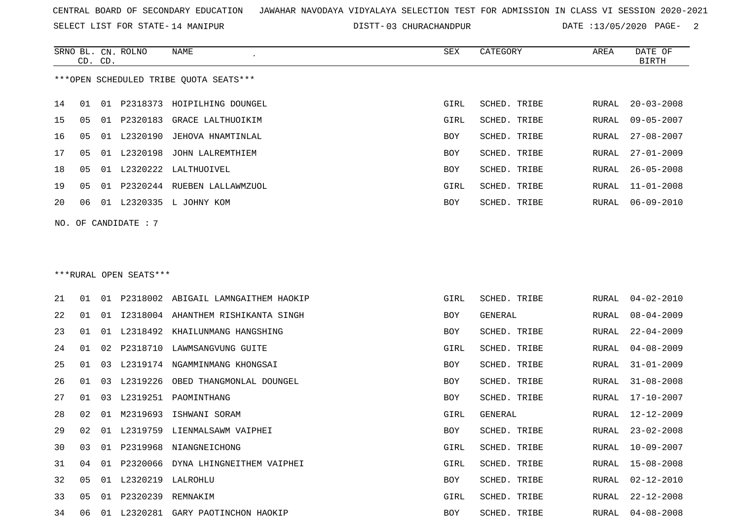CENTRAL BOARD OF SECONDARY EDUCATION JAWAHAR NAVODAYA VIDYALAYA SELECTION TEST FOR ADMISSION IN CLASS VI SESSION 2020-2021

SELECT LIST FOR STATE- 14 MANIPUR DISTT- 03 CHURACHANDPUR DATE :13/05/2020

***OPEN SCHEDULED TRIBE QUOTA SEATS***

| SRNO | BL. CD. | CN. CD. | ROLNO | NAME | SEX | CATEGORY | AREA | DATE OF BIRTH |
|---|---|---|---|---|---|---|---|---|
| 14 | 01 | 01 | P2318373 | HOIPILHING DOUNGEL | GIRL | SCHED. TRIBE | RURAL | 20-03-2008 |
| 15 | 05 | 01 | P2320183 | GRACE LALTHUOIKIM | GIRL | SCHED. TRIBE | RURAL | 09-05-2007 |
| 16 | 05 | 01 | L2320190 | JEHOVA HNAMTINLAL | BOY | SCHED. TRIBE | RURAL | 27-08-2007 |
| 17 | 05 | 01 | L2320198 | JOHN LALREMTHIEM | BOY | SCHED. TRIBE | RURAL | 27-01-2009 |
| 18 | 05 | 01 | L2320222 | LALTHUOIVEL | BOY | SCHED. TRIBE | RURAL | 26-05-2008 |
| 19 | 05 | 01 | P2320244 | RUEBEN LALLAWMZUOL | GIRL | SCHED. TRIBE | RURAL | 11-01-2008 |
| 20 | 06 | 01 | L2320335 | L JOHNY KOM | BOY | SCHED. TRIBE | RURAL | 06-09-2010 |

NO. OF CANDIDATE : 7

***RURAL OPEN SEATS***

| SRNO | BL. CD. | CN. CD. | ROLNO | NAME | SEX | CATEGORY | AREA | DATE OF BIRTH |
|---|---|---|---|---|---|---|---|---|
| 21 | 01 | 01 | P2318002 | ABIGAIL LAMNGAITHEM HAOKIP | GIRL | SCHED. TRIBE | RURAL | 04-02-2010 |
| 22 | 01 | 01 | I2318004 | AHANTHEM RISHIKANTA SINGH | BOY | GENERAL | RURAL | 08-04-2009 |
| 23 | 01 | 01 | L2318492 | KHAILUNMANG HANGSHING | BOY | SCHED. TRIBE | RURAL | 22-04-2009 |
| 24 | 01 | 02 | P2318710 | LAWMSANGVUNG GUITE | GIRL | SCHED. TRIBE | RURAL | 04-08-2009 |
| 25 | 01 | 03 | L2319174 | NGAMMINMANG KHONGSAI | BOY | SCHED. TRIBE | RURAL | 31-01-2009 |
| 26 | 01 | 03 | L2319226 | OBED THANGMONLAL DOUNGEL | BOY | SCHED. TRIBE | RURAL | 31-08-2008 |
| 27 | 01 | 03 | L2319251 | PAOMINTHANG | BOY | SCHED. TRIBE | RURAL | 17-10-2007 |
| 28 | 02 | 01 | M2319693 | ISHWANI SORAM | GIRL | GENERAL | RURAL | 12-12-2009 |
| 29 | 02 | 01 | L2319759 | LIENMALSAWM VAIPHEI | BOY | SCHED. TRIBE | RURAL | 23-02-2008 |
| 30 | 03 | 01 | P2319968 | NIANGNEICHONG | GIRL | SCHED. TRIBE | RURAL | 10-09-2007 |
| 31 | 04 | 01 | P2320066 | DYNA LHINGNEITHEM VAIPHEI | GIRL | SCHED. TRIBE | RURAL | 15-08-2008 |
| 32 | 05 | 01 | L2320219 | LALROHLU | BOY | SCHED. TRIBE | RURAL | 02-12-2010 |
| 33 | 05 | 01 | P2320239 | REMNAKIM | GIRL | SCHED. TRIBE | RURAL | 22-12-2008 |
| 34 | 06 | 01 | L2320281 | GARY PAOTINCHON HAOKIP | BOY | SCHED. TRIBE | RURAL | 04-08-2008 |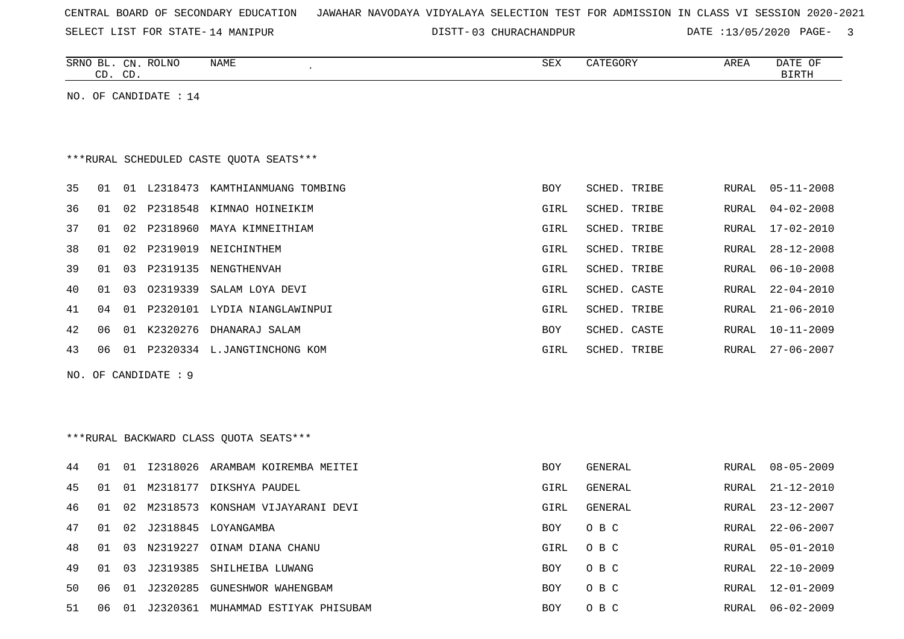CENTRAL BOARD OF SECONDARY EDUCATION JAWAHAR NAVODAYA VIDYALAYA SELECTION TEST FOR ADMISSION IN CLASS VI SESSION 2020-2021

SELECT LIST FOR STATE- 14 MANIPUR DISTT- 03 CHURACHANDPUR DATE :13/05/2020

| SRNO | BL. CD. | CN. CD. | ROLNO | NAME | SEX | CATEGORY | AREA | DATE OF BIRTH |
|---|---|---|---|---|---|---|---|---|

NO. OF CANDIDATE : 14

***RURAL SCHEDULED CASTE QUOTA SEATS***

| SRNO | BL. CD. | CN. CD. | ROLNO | NAME | SEX | CATEGORY | AREA | DATE OF BIRTH |
|---|---|---|---|---|---|---|---|---|
| 35 | 01 | 01 | L2318473 | KAMTHIANMUANG TOMBING | BOY | SCHED. TRIBE | RURAL | 05-11-2008 |
| 36 | 01 | 02 | P2318548 | KIMNAO HOINEIKIM | GIRL | SCHED. TRIBE | RURAL | 04-02-2008 |
| 37 | 01 | 02 | P2318960 | MAYA KIMNEITHIAM | GIRL | SCHED. TRIBE | RURAL | 17-02-2010 |
| 38 | 01 | 02 | P2319019 | NEICHINTHEM | GIRL | SCHED. TRIBE | RURAL | 28-12-2008 |
| 39 | 01 | 03 | P2319135 | NENGTHENVAH | GIRL | SCHED. TRIBE | RURAL | 06-10-2008 |
| 40 | 01 | 03 | O2319339 | SALAM LOYA DEVI | GIRL | SCHED. CASTE | RURAL | 22-04-2010 |
| 41 | 04 | 01 | P2320101 | LYDIA NIANGLAWINPUI | GIRL | SCHED. TRIBE | RURAL | 21-06-2010 |
| 42 | 06 | 01 | K2320276 | DHANARAJ SALAM | BOY | SCHED. CASTE | RURAL | 10-11-2009 |
| 43 | 06 | 01 | P2320334 | L.JANGTINCHONG KOM | GIRL | SCHED. TRIBE | RURAL | 27-06-2007 |

NO. OF CANDIDATE : 9

***RURAL BACKWARD CLASS QUOTA SEATS***

| SRNO | BL. CD. | CN. CD. | ROLNO | NAME | SEX | CATEGORY | AREA | DATE OF BIRTH |
|---|---|---|---|---|---|---|---|---|
| 44 | 01 | 01 | I2318026 | ARAMBAM KOIREMBA MEITEI | BOY | GENERAL | RURAL | 08-05-2009 |
| 45 | 01 | 01 | M2318177 | DIKSHYA PAUDEL | GIRL | GENERAL | RURAL | 21-12-2010 |
| 46 | 01 | 02 | M2318573 | KONSHAM VIJAYARANI DEVI | GIRL | GENERAL | RURAL | 23-12-2007 |
| 47 | 01 | 02 | J2318845 | LOYANGAMBA | BOY | O B C | RURAL | 22-06-2007 |
| 48 | 01 | 03 | N2319227 | OINAM DIANA CHANU | GIRL | O B C | RURAL | 05-01-2010 |
| 49 | 01 | 03 | J2319385 | SHILHEIBA LUWANG | BOY | O B C | RURAL | 22-10-2009 |
| 50 | 06 | 01 | J2320285 | GUNESHWOR WAHENGBAM | BOY | O B C | RURAL | 12-01-2009 |
| 51 | 06 | 01 | J2320361 | MUHAMMAD ESTIYAK PHISUBAM | BOY | O B C | RURAL | 06-02-2009 |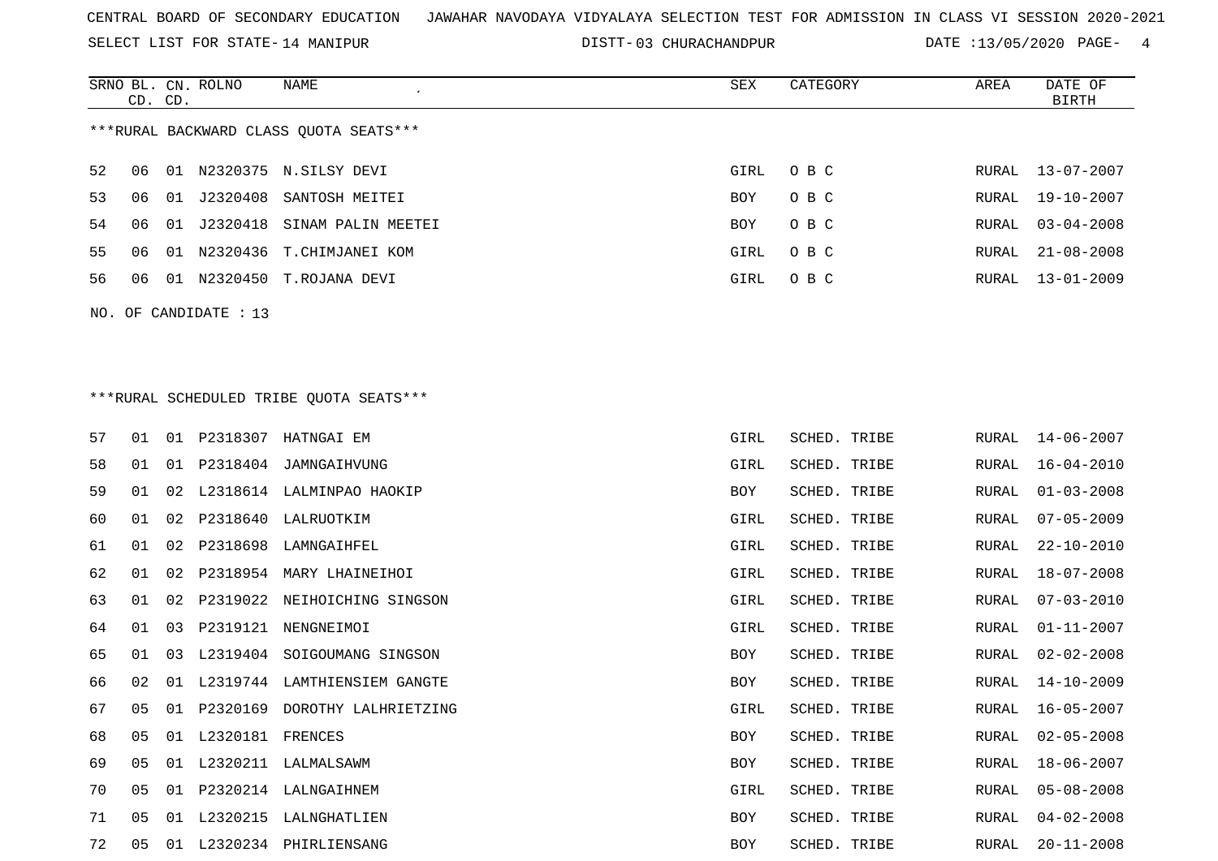CENTRAL BOARD OF SECONDARY EDUCATION JAWAHAR NAVODAYA VIDYALAYA SELECTION TEST FOR ADMISSION IN CLASS VI SESSION 2020-2021

SELECT LIST FOR STATE- 14 MANIPUR DISTT- 03 CHURACHANDPUR DATE :13/05/2020

***RURAL BACKWARD CLASS QUOTA SEATS***

| SRNO | BL. CD. | CN. CD. | ROLNO | NAME | SEX | CATEGORY | AREA | DATE OF BIRTH |
|---|---|---|---|---|---|---|---|---|
| 52 | 06 | 01 | N2320375 | N.SILSY DEVI | GIRL | O B C | RURAL | 13-07-2007 |
| 53 | 06 | 01 | J2320408 | SANTOSH MEITEI | BOY | O B C | RURAL | 19-10-2007 |
| 54 | 06 | 01 | J2320418 | SINAM PALIN MEETEI | BOY | O B C | RURAL | 03-04-2008 |
| 55 | 06 | 01 | N2320436 | T.CHIMJANEI KOM | GIRL | O B C | RURAL | 21-08-2008 |
| 56 | 06 | 01 | N2320450 | T.ROJANA DEVI | GIRL | O B C | RURAL | 13-01-2009 |

NO. OF CANDIDATE : 13

***RURAL SCHEDULED TRIBE QUOTA SEATS***

| SRNO | BL. CD. | CN. CD. | ROLNO | NAME | SEX | CATEGORY | AREA | DATE OF BIRTH |
|---|---|---|---|---|---|---|---|---|
| 57 | 01 | 01 | P2318307 | HATNGAI EM | GIRL | SCHED. TRIBE | RURAL | 14-06-2007 |
| 58 | 01 | 01 | P2318404 | JAMNGAIHVUNG | GIRL | SCHED. TRIBE | RURAL | 16-04-2010 |
| 59 | 01 | 02 | L2318614 | LALMINPAO HAOKIP | BOY | SCHED. TRIBE | RURAL | 01-03-2008 |
| 60 | 01 | 02 | P2318640 | LALRUOTKIM | GIRL | SCHED. TRIBE | RURAL | 07-05-2009 |
| 61 | 01 | 02 | P2318698 | LAMNGAIHFEL | GIRL | SCHED. TRIBE | RURAL | 22-10-2010 |
| 62 | 01 | 02 | P2318954 | MARY LHAINEIHOI | GIRL | SCHED. TRIBE | RURAL | 18-07-2008 |
| 63 | 01 | 02 | P2319022 | NEIHOICHING SINGSON | GIRL | SCHED. TRIBE | RURAL | 07-03-2010 |
| 64 | 01 | 03 | P2319121 | NENGNEIMOI | GIRL | SCHED. TRIBE | RURAL | 01-11-2007 |
| 65 | 01 | 03 | L2319404 | SOIGOUMANG SINGSON | BOY | SCHED. TRIBE | RURAL | 02-02-2008 |
| 66 | 02 | 01 | L2319744 | LAMTHIENSIEM GANGTE | BOY | SCHED. TRIBE | RURAL | 14-10-2009 |
| 67 | 05 | 01 | P2320169 | DOROTHY LALHRIETZING | GIRL | SCHED. TRIBE | RURAL | 16-05-2007 |
| 68 | 05 | 01 | L2320181 | FRENCES | BOY | SCHED. TRIBE | RURAL | 02-05-2008 |
| 69 | 05 | 01 | L2320211 | LALMALSAWM | BOY | SCHED. TRIBE | RURAL | 18-06-2007 |
| 70 | 05 | 01 | P2320214 | LALNGAIHNEM | GIRL | SCHED. TRIBE | RURAL | 05-08-2008 |
| 71 | 05 | 01 | L2320215 | LALNGHATLIEN | BOY | SCHED. TRIBE | RURAL | 04-02-2008 |
| 72 | 05 | 01 | L2320234 | PHIRLIENSANG | BOY | SCHED. TRIBE | RURAL | 20-11-2008 |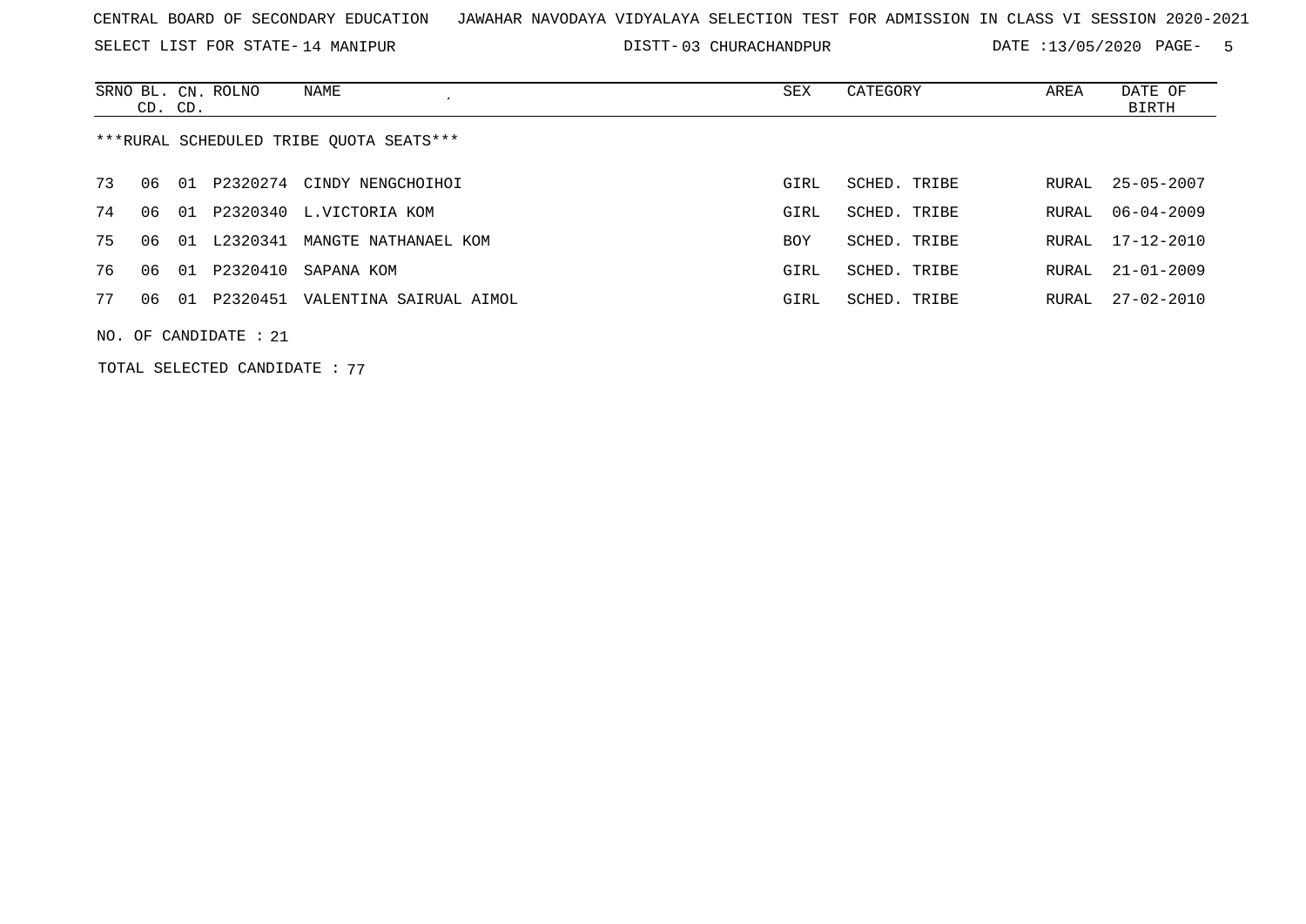CENTRAL BOARD OF SECONDARY EDUCATION   JAWAHAR NAVODAYA VIDYALAYA SELECTION TEST FOR ADMISSION IN CLASS VI SESSION 2020-2021

SELECT LIST FOR STATE- 14 MANIPUR   DISTT- 03 CHURACHANDPUR   DATE :13/05/2020

| SRNO | BL. CD. | CN. CD. | ROLNO | NAME | SEX | CATEGORY | AREA | DATE OF BIRTH |
|---|---|---|---|---|---|---|---|---|
| ***RURAL SCHEDULED TRIBE QUOTA SEATS*** | | | | | | | | |
| 73 | 06 | 01 | P2320274 | CINDY NENGCHOIHOI | GIRL | SCHED. TRIBE | RURAL | 25-05-2007 |
| 74 | 06 | 01 | P2320340 | L.VICTORIA KOM | GIRL | SCHED. TRIBE | RURAL | 06-04-2009 |
| 75 | 06 | 01 | L2320341 | MANGTE NATHANAEL KOM | BOY | SCHED. TRIBE | RURAL | 17-12-2010 |
| 76 | 06 | 01 | P2320410 | SAPANA KOM | GIRL | SCHED. TRIBE | RURAL | 21-01-2009 |
| 77 | 06 | 01 | P2320451 | VALENTINA SAIRUAL AIMOL | GIRL | SCHED. TRIBE | RURAL | 27-02-2010 |

NO. OF CANDIDATE : 21

TOTAL SELECTED CANDIDATE : 77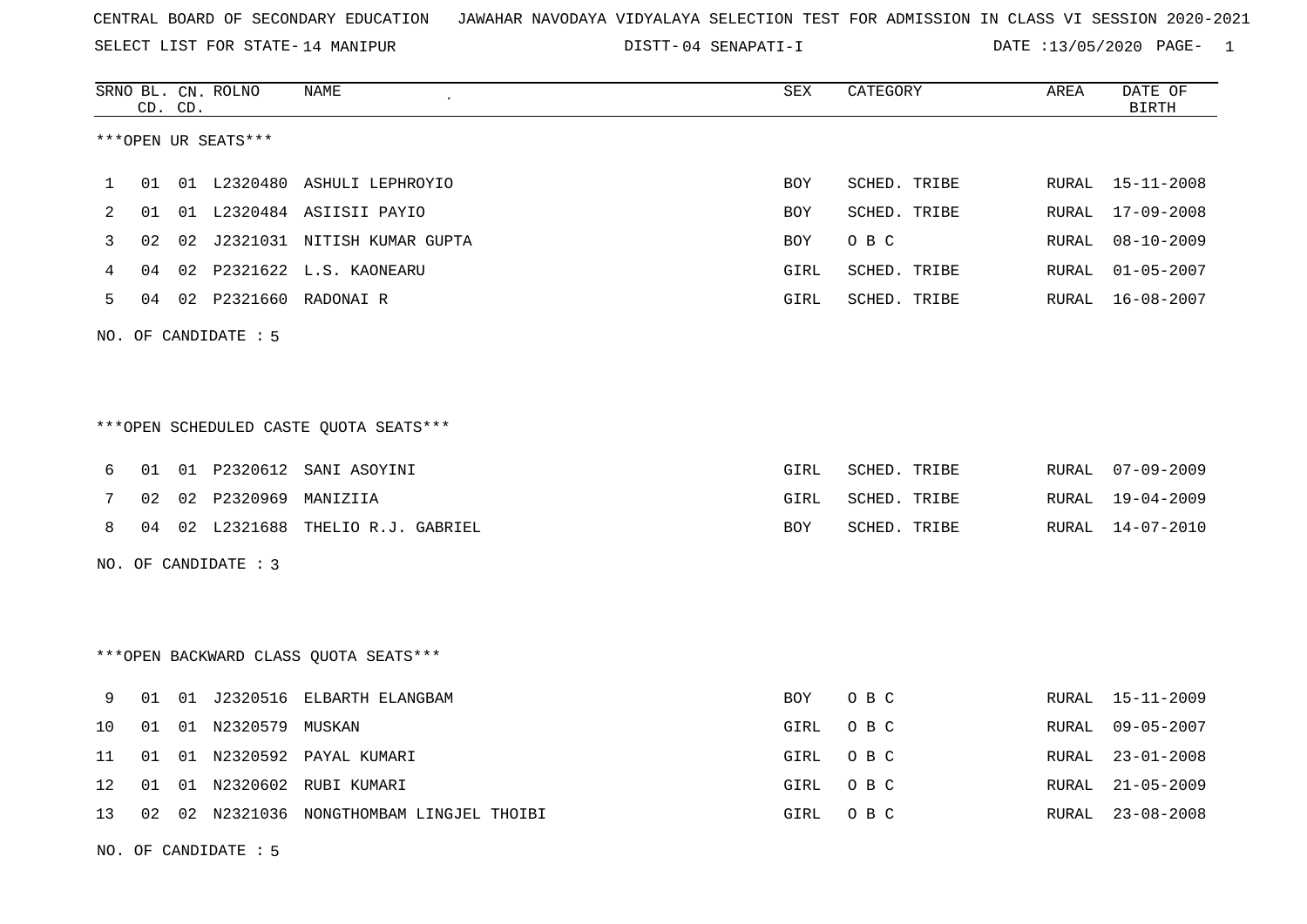CENTRAL BOARD OF SECONDARY EDUCATION JAWAHAR NAVODAYA VIDYALAYA SELECTION TEST FOR ADMISSION IN CLASS VI SESSION 2020-2021

SELECT LIST FOR STATE- 14 MANIPUR DISTT- 04 SENAPATI-I DATE :13/05/2020

***OPEN UR SEATS***

| SRNO | BL. CD. | CN. CD. | ROLNO | NAME | SEX | CATEGORY | AREA | DATE OF BIRTH |
|---|---|---|---|---|---|---|---|---|
| 1 | 01 | 01 | L2320480 | ASHULI LEPHROYIO | BOY | SCHED. TRIBE | RURAL | 15-11-2008 |
| 2 | 01 | 01 | L2320484 | ASIISII PAYIO | BOY | SCHED. TRIBE | RURAL | 17-09-2008 |
| 3 | 02 | 02 | J2321031 | NITISH KUMAR GUPTA | BOY | O B C | RURAL | 08-10-2009 |
| 4 | 04 | 02 | P2321622 | L.S. KAONEARU | GIRL | SCHED. TRIBE | RURAL | 01-05-2007 |
| 5 | 04 | 02 | P2321660 | RADONAI R | GIRL | SCHED. TRIBE | RURAL | 16-08-2007 |

NO. OF CANDIDATE : 5

***OPEN SCHEDULED CASTE QUOTA SEATS***

| SRNO | BL. CD. | CN. CD. | ROLNO | NAME | SEX | CATEGORY | AREA | DATE OF BIRTH |
|---|---|---|---|---|---|---|---|---|
| 6 | 01 | 01 | P2320612 | SANI ASOYINI | GIRL | SCHED. TRIBE | RURAL | 07-09-2009 |
| 7 | 02 | 02 | P2320969 | MANIZIIA | GIRL | SCHED. TRIBE | RURAL | 19-04-2009 |
| 8 | 04 | 02 | L2321688 | THELIO R.J. GABRIEL | BOY | SCHED. TRIBE | RURAL | 14-07-2010 |

NO. OF CANDIDATE : 3

***OPEN BACKWARD CLASS QUOTA SEATS***

| SRNO | BL. CD. | CN. CD. | ROLNO | NAME | SEX | CATEGORY | AREA | DATE OF BIRTH |
|---|---|---|---|---|---|---|---|---|
| 9 | 01 | 01 | J2320516 | ELBARTH ELANGBAM | BOY | O B C | RURAL | 15-11-2009 |
| 10 | 01 | 01 | N2320579 | MUSKAN | GIRL | O B C | RURAL | 09-05-2007 |
| 11 | 01 | 01 | N2320592 | PAYAL KUMARI | GIRL | O B C | RURAL | 23-01-2008 |
| 12 | 01 | 01 | N2320602 | RUBI KUMARI | GIRL | O B C | RURAL | 21-05-2009 |
| 13 | 02 | 02 | N2321036 | NONGTHOMBAM LINGJEL THOIBI | GIRL | O B C | RURAL | 23-08-2008 |

NO. OF CANDIDATE : 5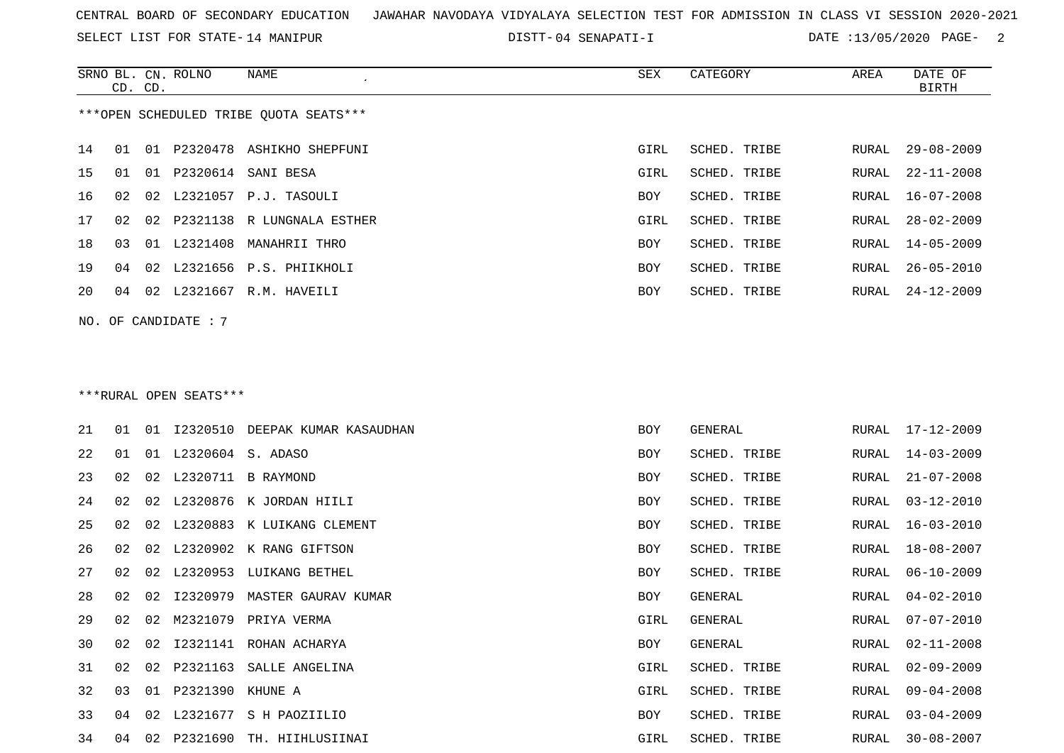CENTRAL BOARD OF SECONDARY EDUCATION JAWAHAR NAVODAYA VIDYALAYA SELECTION TEST FOR ADMISSION IN CLASS VI SESSION 2020-2021

SELECT LIST FOR STATE- 14 MANIPUR DISTT- 04 SENAPATI-I DATE :13/05/2020

***OPEN SCHEDULED TRIBE QUOTA SEATS***

| SRNO | BL. CD. | CN. CD. | ROLNO | NAME | SEX | CATEGORY | AREA | DATE OF BIRTH |
|---|---|---|---|---|---|---|---|---|
| 14 | 01 | 01 | P2320478 | ASHIKHO SHEPFUNI | GIRL | SCHED. TRIBE | RURAL | 29-08-2009 |
| 15 | 01 | 01 | P2320614 | SANI BESA | GIRL | SCHED. TRIBE | RURAL | 22-11-2008 |
| 16 | 02 | 02 | L2321057 | P.J. TASOULI | BOY | SCHED. TRIBE | RURAL | 16-07-2008 |
| 17 | 02 | 02 | P2321138 | R LUNGNALA ESTHER | GIRL | SCHED. TRIBE | RURAL | 28-02-2009 |
| 18 | 03 | 01 | L2321408 | MANAHRII THRO | BOY | SCHED. TRIBE | RURAL | 14-05-2009 |
| 19 | 04 | 02 | L2321656 | P.S. PHIIKHOLI | BOY | SCHED. TRIBE | RURAL | 26-05-2010 |
| 20 | 04 | 02 | L2321667 | R.M. HAVEILI | BOY | SCHED. TRIBE | RURAL | 24-12-2009 |

NO. OF CANDIDATE : 7

***RURAL OPEN SEATS***

| SRNO | BL. CD. | CN. CD. | ROLNO | NAME | SEX | CATEGORY | AREA | DATE OF BIRTH |
|---|---|---|---|---|---|---|---|---|
| 21 | 01 | 01 | I2320510 | DEEPAK KUMAR KASAUDHAN | BOY | GENERAL | RURAL | 17-12-2009 |
| 22 | 01 | 01 | L2320604 | S. ADASO | BOY | SCHED. TRIBE | RURAL | 14-03-2009 |
| 23 | 02 | 02 | L2320711 | B RAYMOND | BOY | SCHED. TRIBE | RURAL | 21-07-2008 |
| 24 | 02 | 02 | L2320876 | K JORDAN HIILI | BOY | SCHED. TRIBE | RURAL | 03-12-2010 |
| 25 | 02 | 02 | L2320883 | K LUIKANG CLEMENT | BOY | SCHED. TRIBE | RURAL | 16-03-2010 |
| 26 | 02 | 02 | L2320902 | K RANG GIFTSON | BOY | SCHED. TRIBE | RURAL | 18-08-2007 |
| 27 | 02 | 02 | L2320953 | LUIKANG BETHEL | BOY | SCHED. TRIBE | RURAL | 06-10-2009 |
| 28 | 02 | 02 | I2320979 | MASTER GAURAV KUMAR | BOY | GENERAL | RURAL | 04-02-2010 |
| 29 | 02 | 02 | M2321079 | PRIYA VERMA | GIRL | GENERAL | RURAL | 07-07-2010 |
| 30 | 02 | 02 | I2321141 | ROHAN ACHARYA | BOY | GENERAL | RURAL | 02-11-2008 |
| 31 | 02 | 02 | P2321163 | SALLE ANGELINA | GIRL | SCHED. TRIBE | RURAL | 02-09-2009 |
| 32 | 03 | 01 | P2321390 | KHUNE A | GIRL | SCHED. TRIBE | RURAL | 09-04-2008 |
| 33 | 04 | 02 | L2321677 | S H PAOZIILIO | BOY | SCHED. TRIBE | RURAL | 03-04-2009 |
| 34 | 04 | 02 | P2321690 | TH. HIIHLUSIINAI | GIRL | SCHED. TRIBE | RURAL | 30-08-2007 |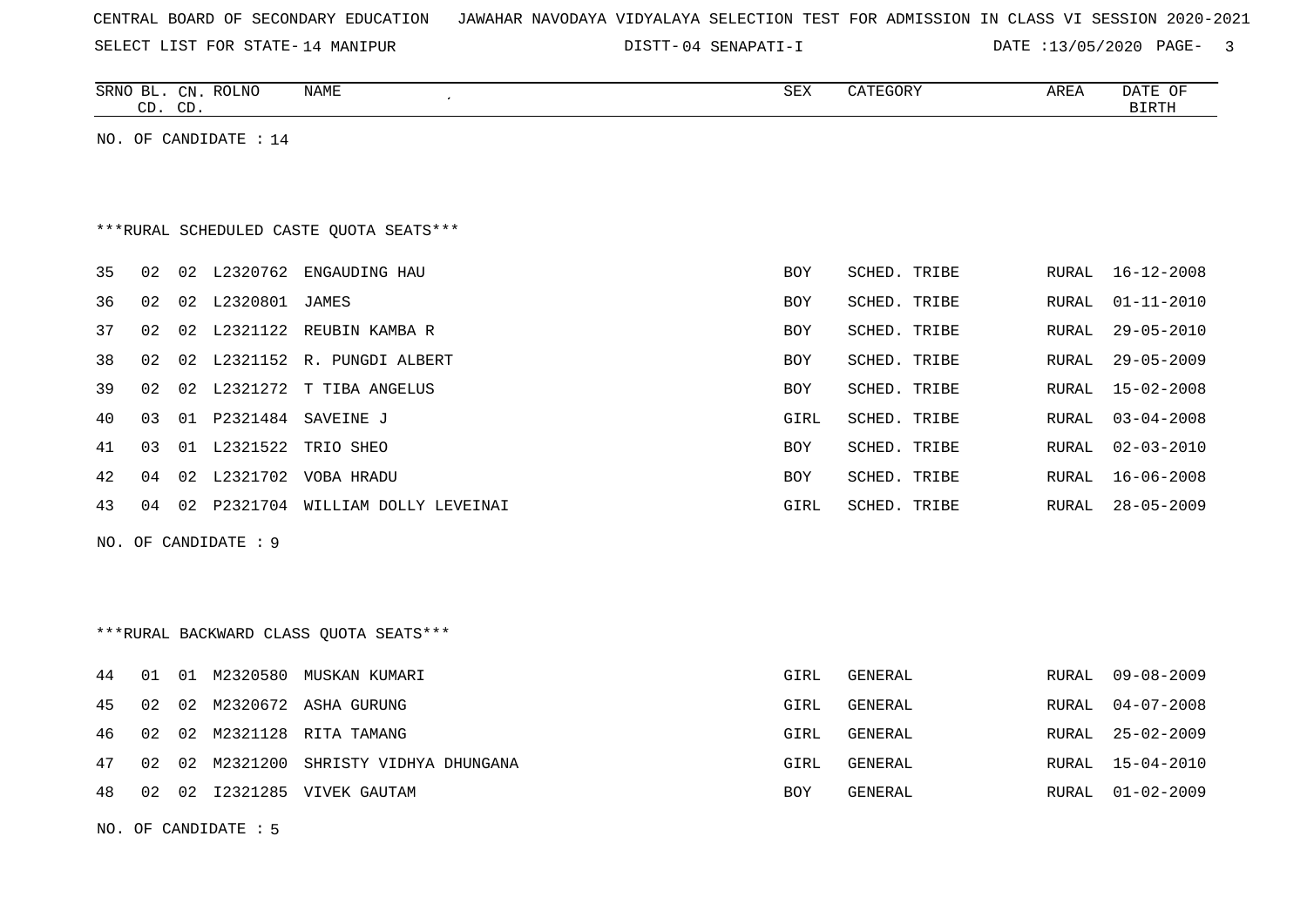CENTRAL BOARD OF SECONDARY EDUCATION JAWAHAR NAVODAYA VIDYALAYA SELECTION TEST FOR ADMISSION IN CLASS VI SESSION 2020-2021

SELECT LIST FOR STATE- 14 MANIPUR DISTT- 04 SENAPATI-I DATE :13/05/2020

| SRNO | BL. CD. | CN. CD. | ROLNO | NAME | SEX | CATEGORY | AREA | DATE OF BIRTH |
|---|---|---|---|---|---|---|---|---|

NO. OF CANDIDATE : 14

***RURAL SCHEDULED CASTE QUOTA SEATS***

| | | | | | | | | |
|---|---|---|---|---|---|---|---|---|
| 35 | 02 | 02 | L2320762 | ENGAUDING HAU | BOY | SCHED. TRIBE | RURAL | 16-12-2008 |
| 36 | 02 | 02 | L2320801 | JAMES | BOY | SCHED. TRIBE | RURAL | 01-11-2010 |
| 37 | 02 | 02 | L2321122 | REUBIN KAMBA R | BOY | SCHED. TRIBE | RURAL | 29-05-2010 |
| 38 | 02 | 02 | L2321152 | R. PUNGDI ALBERT | BOY | SCHED. TRIBE | RURAL | 29-05-2009 |
| 39 | 02 | 02 | L2321272 | T TIBA ANGELUS | BOY | SCHED. TRIBE | RURAL | 15-02-2008 |
| 40 | 03 | 01 | P2321484 | SAVEINE J | GIRL | SCHED. TRIBE | RURAL | 03-04-2008 |
| 41 | 03 | 01 | L2321522 | TRIO SHEO | BOY | SCHED. TRIBE | RURAL | 02-03-2010 |
| 42 | 04 | 02 | L2321702 | VOBA HRADU | BOY | SCHED. TRIBE | RURAL | 16-06-2008 |
| 43 | 04 | 02 | P2321704 | WILLIAM DOLLY LEVEINAI | GIRL | SCHED. TRIBE | RURAL | 28-05-2009 |

NO. OF CANDIDATE : 9

***RURAL BACKWARD CLASS QUOTA SEATS***

| | | | | | | | | |
|---|---|---|---|---|---|---|---|---|
| 44 | 01 | 01 | M2320580 | MUSKAN KUMARI | GIRL | GENERAL | RURAL | 09-08-2009 |
| 45 | 02 | 02 | M2320672 | ASHA GURUNG | GIRL | GENERAL | RURAL | 04-07-2008 |
| 46 | 02 | 02 | M2321128 | RITA TAMANG | GIRL | GENERAL | RURAL | 25-02-2009 |
| 47 | 02 | 02 | M2321200 | SHRISTY VIDHYA DHUNGANA | GIRL | GENERAL | RURAL | 15-04-2010 |
| 48 | 02 | 02 | I2321285 | VIVEK GAUTAM | BOY | GENERAL | RURAL | 01-02-2009 |

NO. OF CANDIDATE : 5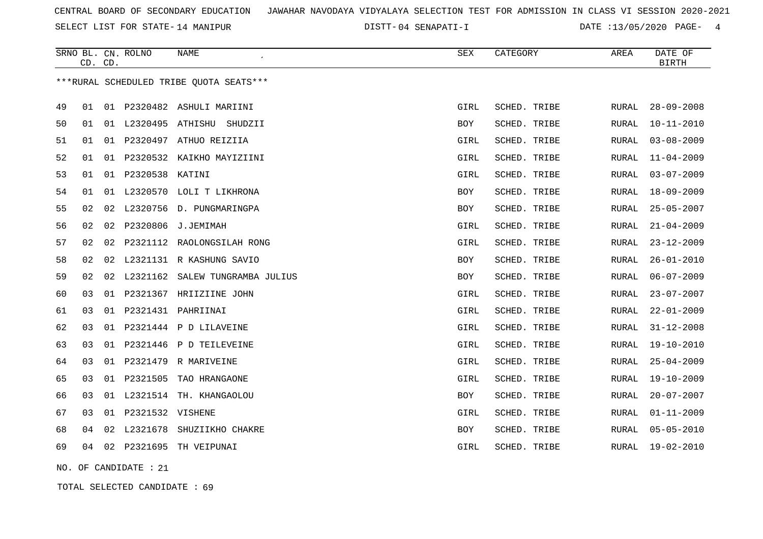CENTRAL BOARD OF SECONDARY EDUCATION JAWAHAR NAVODAYA VIDYALAYA SELECTION TEST FOR ADMISSION IN CLASS VI SESSION 2020-2021

SELECT LIST FOR STATE- 14 MANIPUR DISTT- 04 SENAPATI-I DATE :13/05/2020

***RURAL SCHEDULED TRIBE QUOTA SEATS***

| SRNO | BL. CD. | CN. CD. | ROLNO | NAME | SEX | CATEGORY | AREA | DATE OF BIRTH |
|---|---|---|---|---|---|---|---|---|
| 49 | 01 | 01 | P2320482 | ASHULI MARIINI | GIRL | SCHED. TRIBE | RURAL | 28-09-2008 |
| 50 | 01 | 01 | L2320495 | ATHISHU SHUDZII | BOY | SCHED. TRIBE | RURAL | 10-11-2010 |
| 51 | 01 | 01 | P2320497 | ATHUO REIZIIA | GIRL | SCHED. TRIBE | RURAL | 03-08-2009 |
| 52 | 01 | 01 | P2320532 | KAIKHO MAYIZIINI | GIRL | SCHED. TRIBE | RURAL | 11-04-2009 |
| 53 | 01 | 01 | P2320538 | KATINI | GIRL | SCHED. TRIBE | RURAL | 03-07-2009 |
| 54 | 01 | 01 | L2320570 | LOLI T LIKHRONA | BOY | SCHED. TRIBE | RURAL | 18-09-2009 |
| 55 | 02 | 02 | L2320756 | D. PUNGMARINGPA | BOY | SCHED. TRIBE | RURAL | 25-05-2007 |
| 56 | 02 | 02 | P2320806 | J.JEMIMAH | GIRL | SCHED. TRIBE | RURAL | 21-04-2009 |
| 57 | 02 | 02 | P2321112 | RAOLONGSILAH RONG | GIRL | SCHED. TRIBE | RURAL | 23-12-2009 |
| 58 | 02 | 02 | L2321131 | R KASHUNG SAVIO | BOY | SCHED. TRIBE | RURAL | 26-01-2010 |
| 59 | 02 | 02 | L2321162 | SALEW TUNGRAMBA JULIUS | BOY | SCHED. TRIBE | RURAL | 06-07-2009 |
| 60 | 03 | 01 | P2321367 | HRIIZIINE JOHN | GIRL | SCHED. TRIBE | RURAL | 23-07-2007 |
| 61 | 03 | 01 | P2321431 | PAHRIINAI | GIRL | SCHED. TRIBE | RURAL | 22-01-2009 |
| 62 | 03 | 01 | P2321444 | P D LILAVEINE | GIRL | SCHED. TRIBE | RURAL | 31-12-2008 |
| 63 | 03 | 01 | P2321446 | P D TEILEVEINE | GIRL | SCHED. TRIBE | RURAL | 19-10-2010 |
| 64 | 03 | 01 | P2321479 | R MARIVEINE | GIRL | SCHED. TRIBE | RURAL | 25-04-2009 |
| 65 | 03 | 01 | P2321505 | TAO HRANGAONE | GIRL | SCHED. TRIBE | RURAL | 19-10-2009 |
| 66 | 03 | 01 | L2321514 | TH. KHANGAOLOU | BOY | SCHED. TRIBE | RURAL | 20-07-2007 |
| 67 | 03 | 01 | P2321532 | VISHENE | GIRL | SCHED. TRIBE | RURAL | 01-11-2009 |
| 68 | 04 | 02 | L2321678 | SHUZIIKHO CHAKRE | BOY | SCHED. TRIBE | RURAL | 05-05-2010 |
| 69 | 04 | 02 | P2321695 | TH VEIPUNAI | GIRL | SCHED. TRIBE | RURAL | 19-02-2010 |

NO. OF CANDIDATE : 21

TOTAL SELECTED CANDIDATE : 69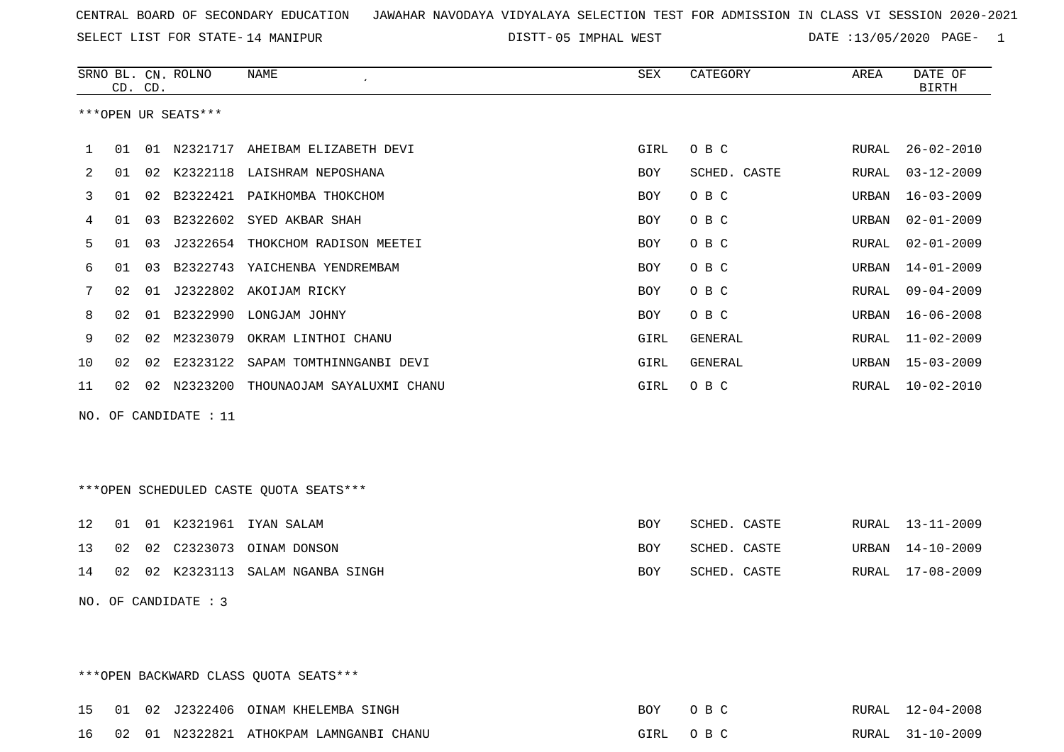CENTRAL BOARD OF SECONDARY EDUCATION JAWAHAR NAVODAYA VIDYALAYA SELECTION TEST FOR ADMISSION IN CLASS VI SESSION 2020-2021

SELECT LIST FOR STATE- 14 MANIPUR DISTT- 05 IMPHAL WEST DATE :13/05/2020 PAGE- 1

***OPEN UR SEATS***

| SRNO | BL. CD. | CN. CD. | ROLNO | NAME | SEX | CATEGORY | AREA | DATE OF BIRTH |
|---|---|---|---|---|---|---|---|---|
| 1 | 01 | 01 | N2321717 | AHEIBAM ELIZABETH DEVI | GIRL | O B C | RURAL | 26-02-2010 |
| 2 | 01 | 02 | K2322118 | LAISHRAM NEPOSHANA | BOY | SCHED. CASTE | RURAL | 03-12-2009 |
| 3 | 01 | 02 | B2322421 | PAIKHOMBA THOKCHOM | BOY | O B C | URBAN | 16-03-2009 |
| 4 | 01 | 03 | B2322602 | SYED AKBAR SHAH | BOY | O B C | URBAN | 02-01-2009 |
| 5 | 01 | 03 | J2322654 | THOKCHOM RADISON MEETEI | BOY | O B C | RURAL | 02-01-2009 |
| 6 | 01 | 03 | B2322743 | YAICHENBA YENDREMBAM | BOY | O B C | URBAN | 14-01-2009 |
| 7 | 02 | 01 | J2322802 | AKOIJAM RICKY | BOY | O B C | RURAL | 09-04-2009 |
| 8 | 02 | 01 | B2322990 | LONGJAM JOHNY | BOY | O B C | URBAN | 16-06-2008 |
| 9 | 02 | 02 | M2323079 | OKRAM LINTHOI CHANU | GIRL | GENERAL | RURAL | 11-02-2009 |
| 10 | 02 | 02 | E2323122 | SAPAM TOMTHINNGANBI DEVI | GIRL | GENERAL | URBAN | 15-03-2009 |
| 11 | 02 | 02 | N2323200 | THOUNAOJAM SAYALUXMI CHANU | GIRL | O B C | RURAL | 10-02-2010 |

NO. OF CANDIDATE : 11

***OPEN SCHEDULED CASTE QUOTA SEATS***

| SRNO | BL. CD. | CN. CD. | ROLNO | NAME | SEX | CATEGORY | AREA | DATE OF BIRTH |
|---|---|---|---|---|---|---|---|---|
| 12 | 01 | 01 | K2321961 | IYAN SALAM | BOY | SCHED. CASTE | RURAL | 13-11-2009 |
| 13 | 02 | 02 | C2323073 | OINAM DONSON | BOY | SCHED. CASTE | URBAN | 14-10-2009 |
| 14 | 02 | 02 | K2323113 | SALAM NGANBA SINGH | BOY | SCHED. CASTE | RURAL | 17-08-2009 |

NO. OF CANDIDATE : 3

***OPEN BACKWARD CLASS QUOTA SEATS***

| SRNO | BL. CD. | CN. CD. | ROLNO | NAME | SEX | CATEGORY | AREA | DATE OF BIRTH |
|---|---|---|---|---|---|---|---|---|
| 15 | 01 | 02 | J2322406 | OINAM KHELEMBA SINGH | BOY | O B C | RURAL | 12-04-2008 |
| 16 | 02 | 01 | N2322821 | ATHOKPAM LAMNGANBI CHANU | GIRL | O B C | RURAL | 31-10-2009 |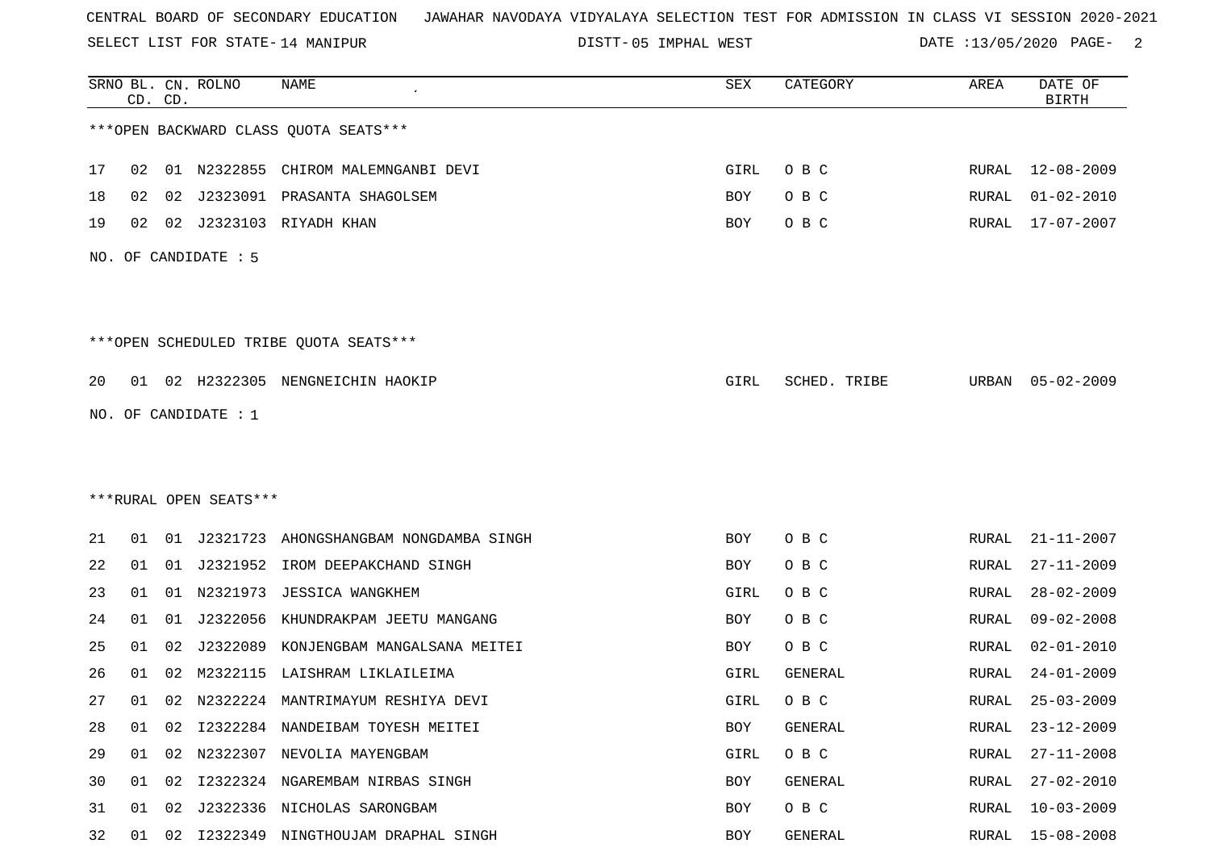CENTRAL BOARD OF SECONDARY EDUCATION JAWAHAR NAVODAYA VIDYALAYA SELECTION TEST FOR ADMISSION IN CLASS VI SESSION 2020-2021

SELECT LIST FOR STATE- 14 MANIPUR DISTT- 05 IMPHAL WEST DATE :13/05/2020

***OPEN BACKWARD CLASS QUOTA SEATS***

| SRNO | BL. CD. | CN. CD. | ROLNO | NAME | SEX | CATEGORY | AREA | DATE OF BIRTH |
|---|---|---|---|---|---|---|---|---|
| 17 | 02 | 01 | N2322855 | CHIROM MALEMNGANBI DEVI | GIRL | O B C | RURAL | 12-08-2009 |
| 18 | 02 | 02 | J2323091 | PRASANTA SHAGOLSEM | BOY | O B C | RURAL | 01-02-2010 |
| 19 | 02 | 02 | J2323103 | RIYADH KHAN | BOY | O B C | RURAL | 17-07-2007 |

NO. OF CANDIDATE : 5

***OPEN SCHEDULED TRIBE QUOTA SEATS***

| SRNO | BL. CD. | CN. CD. | ROLNO | NAME | SEX | CATEGORY | AREA | DATE OF BIRTH |
|---|---|---|---|---|---|---|---|---|
| 20 | 01 | 02 | H2322305 | NENGNEICHIN HAOKIP | GIRL | SCHED. TRIBE | URBAN | 05-02-2009 |

NO. OF CANDIDATE : 1

***RURAL OPEN SEATS***

| SRNO | BL. CD. | CN. CD. | ROLNO | NAME | SEX | CATEGORY | AREA | DATE OF BIRTH |
|---|---|---|---|---|---|---|---|---|
| 21 | 01 | 01 | J2321723 | AHONGSHANGBAM NONGDAMBA SINGH | BOY | O B C | RURAL | 21-11-2007 |
| 22 | 01 | 01 | J2321952 | IROM DEEPAKCHAND SINGH | BOY | O B C | RURAL | 27-11-2009 |
| 23 | 01 | 01 | N2321973 | JESSICA WANGKHEM | GIRL | O B C | RURAL | 28-02-2009 |
| 24 | 01 | 01 | J2322056 | KHUNDRAKPAM JEETU MANGANG | BOY | O B C | RURAL | 09-02-2008 |
| 25 | 01 | 02 | J2322089 | KONJENGBAM MANGALSANA MEITEI | BOY | O B C | RURAL | 02-01-2010 |
| 26 | 01 | 02 | M2322115 | LAISHRAM LIKLAILEIMA | GIRL | GENERAL | RURAL | 24-01-2009 |
| 27 | 01 | 02 | N2322224 | MANTRIMAYUM RESHIYA DEVI | GIRL | O B C | RURAL | 25-03-2009 |
| 28 | 01 | 02 | I2322284 | NANDEIBAM TOYESH MEITEI | BOY | GENERAL | RURAL | 23-12-2009 |
| 29 | 01 | 02 | N2322307 | NEVOLIA MAYENGBAM | GIRL | O B C | RURAL | 27-11-2008 |
| 30 | 01 | 02 | I2322324 | NGAREMBAM NIRBAS SINGH | BOY | GENERAL | RURAL | 27-02-2010 |
| 31 | 01 | 02 | J2322336 | NICHOLAS SARONGBAM | BOY | O B C | RURAL | 10-03-2009 |
| 32 | 01 | 02 | I2322349 | NINGTHOUJAM DRAPHAL SINGH | BOY | GENERAL | RURAL | 15-08-2008 |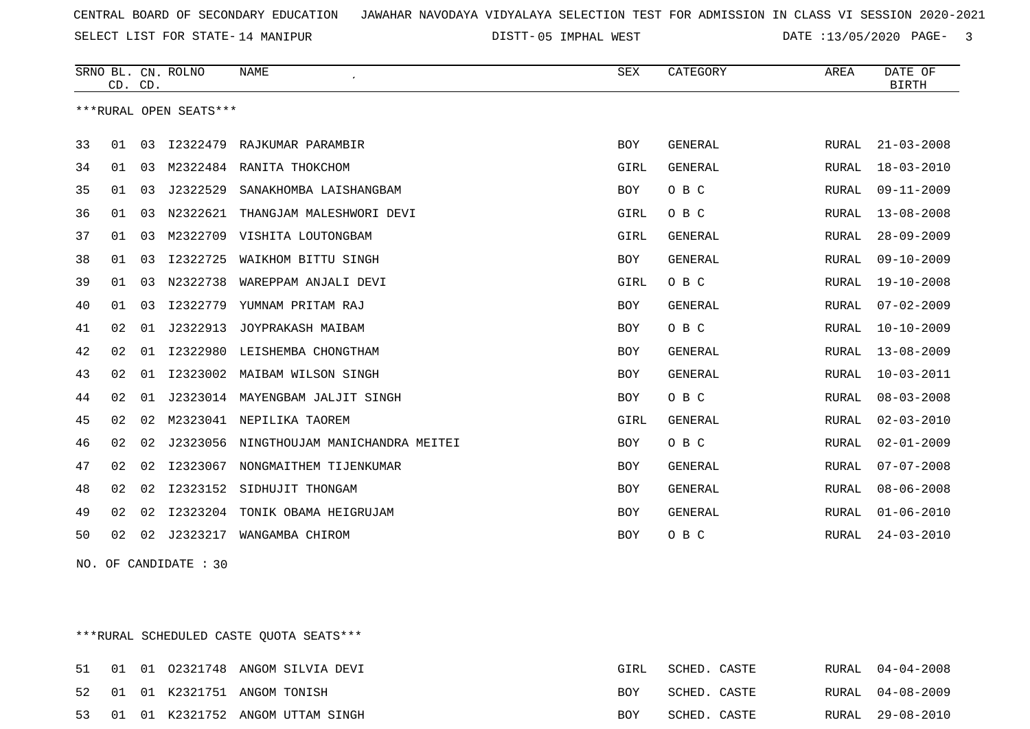CENTRAL BOARD OF SECONDARY EDUCATION JAWAHAR NAVODAYA VIDYALAYA SELECTION TEST FOR ADMISSION IN CLASS VI SESSION 2020-2021

SELECT LIST FOR STATE- 14 MANIPUR DISTT- 05 IMPHAL WEST DATE :13/05/2020

| SRNO | BL. CD. | CN. CD. | ROLNO | NAME | SEX | CATEGORY | AREA | DATE OF BIRTH |
|---|---|---|---|---|---|---|---|---|

***RURAL OPEN SEATS***

| SRNO | BL. CD. | CN. CD. | ROLNO | NAME | SEX | CATEGORY | AREA | DATE OF BIRTH |
|---|---|---|---|---|---|---|---|---|
| 33 | 01 | 03 | I2322479 | RAJKUMAR PARAMBIR | BOY | GENERAL | RURAL | 21-03-2008 |
| 34 | 01 | 03 | M2322484 | RANITA THOKCHOM | GIRL | GENERAL | RURAL | 18-03-2010 |
| 35 | 01 | 03 | J2322529 | SANAKHOMBA LAISHANGBAM | BOY | O B C | RURAL | 09-11-2009 |
| 36 | 01 | 03 | N2322621 | THANGJAM MALESHWORI DEVI | GIRL | O B C | RURAL | 13-08-2008 |
| 37 | 01 | 03 | M2322709 | VISHITA LOUTONGBAM | GIRL | GENERAL | RURAL | 28-09-2009 |
| 38 | 01 | 03 | I2322725 | WAIKHOM BITTU SINGH | BOY | GENERAL | RURAL | 09-10-2009 |
| 39 | 01 | 03 | N2322738 | WAREPPAM ANJALI DEVI | GIRL | O B C | RURAL | 19-10-2008 |
| 40 | 01 | 03 | I2322779 | YUMNAM PRITAM RAJ | BOY | GENERAL | RURAL | 07-02-2009 |
| 41 | 02 | 01 | J2322913 | JOYPRAKASH MAIBAM | BOY | O B C | RURAL | 10-10-2009 |
| 42 | 02 | 01 | I2322980 | LEISHEMBA CHONGTHAM | BOY | GENERAL | RURAL | 13-08-2009 |
| 43 | 02 | 01 | I2323002 | MAIBAM WILSON SINGH | BOY | GENERAL | RURAL | 10-03-2011 |
| 44 | 02 | 01 | J2323014 | MAYENGBAM JALJIT SINGH | BOY | O B C | RURAL | 08-03-2008 |
| 45 | 02 | 02 | M2323041 | NEPILIKA TAOREM | GIRL | GENERAL | RURAL | 02-03-2010 |
| 46 | 02 | 02 | J2323056 | NINGTHOUJAM MANICHANDRA MEITEI | BOY | O B C | RURAL | 02-01-2009 |
| 47 | 02 | 02 | I2323067 | NONGMAITHEM TIJENKUMAR | BOY | GENERAL | RURAL | 07-07-2008 |
| 48 | 02 | 02 | I2323152 | SIDHUJIT THONGAM | BOY | GENERAL | RURAL | 08-06-2008 |
| 49 | 02 | 02 | I2323204 | TONIK OBAMA HEIGRUJAM | BOY | GENERAL | RURAL | 01-06-2010 |
| 50 | 02 | 02 | J2323217 | WANGAMBA CHIROM | BOY | O B C | RURAL | 24-03-2010 |

NO. OF CANDIDATE : 30

***RURAL SCHEDULED CASTE QUOTA SEATS***

| SRNO | BL. CD. | CN. CD. | ROLNO | NAME | SEX | CATEGORY | AREA | DATE OF BIRTH |
|---|---|---|---|---|---|---|---|---|
| 51 | 01 | 01 | O2321748 | ANGOM SILVIA DEVI | GIRL | SCHED. CASTE | RURAL | 04-04-2008 |
| 52 | 01 | 01 | K2321751 | ANGOM TONISH | BOY | SCHED. CASTE | RURAL | 04-08-2009 |
| 53 | 01 | 01 | K2321752 | ANGOM UTTAM SINGH | BOY | SCHED. CASTE | RURAL | 29-08-2010 |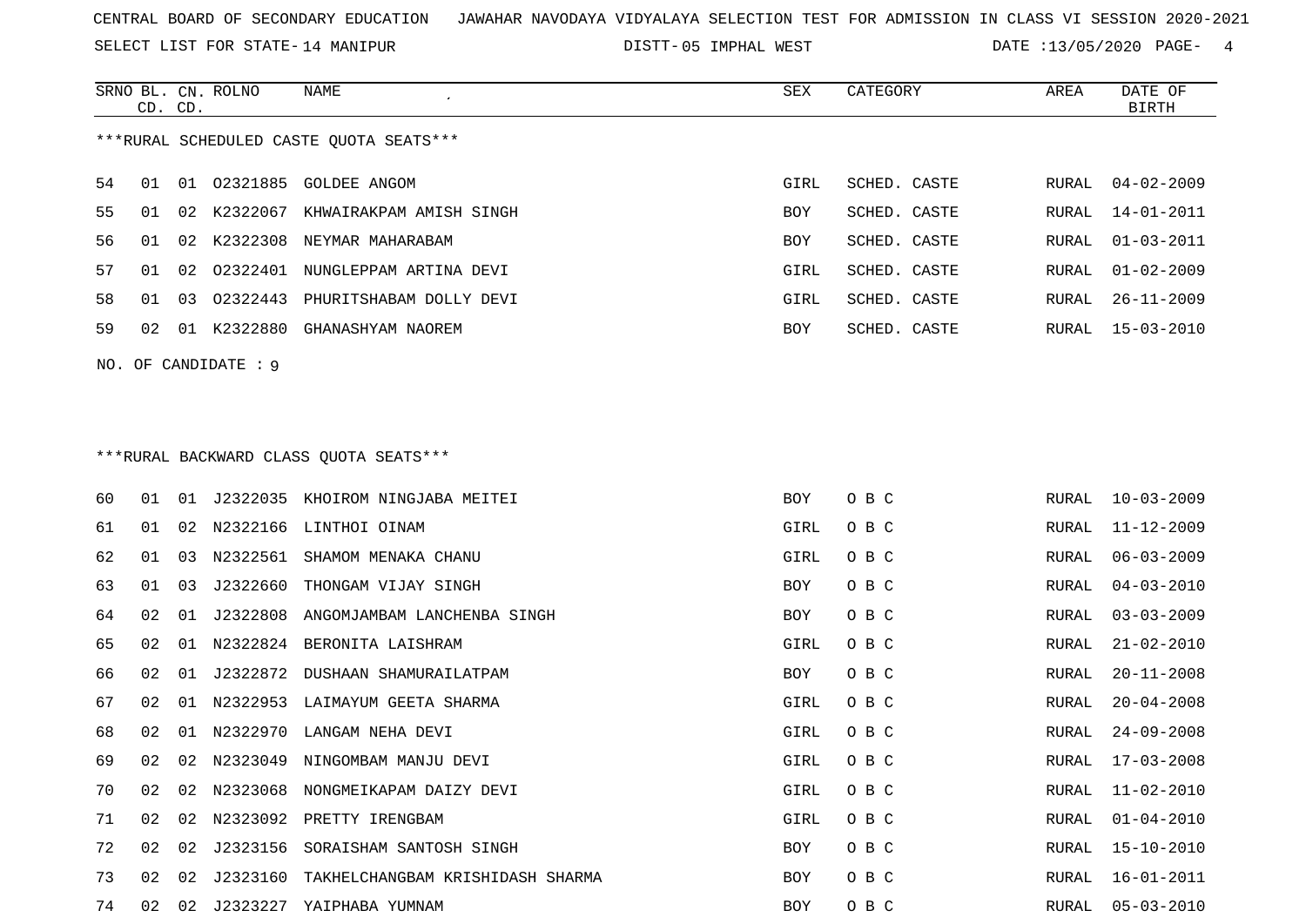CENTRAL BOARD OF SECONDARY EDUCATION JAWAHAR NAVODAYA VIDYALAYA SELECTION TEST FOR ADMISSION IN CLASS VI SESSION 2020-2021

SELECT LIST FOR STATE- 14 MANIPUR DISTT- 05 IMPHAL WEST DATE :13/05/2020

| SRNO | BL. CD. | CN. CD. | ROLNO | NAME | SEX | CATEGORY | AREA | DATE OF BIRTH |
|---|---|---|---|---|---|---|---|---|
| ***RURAL SCHEDULED CASTE QUOTA SEATS*** | | | | | | | | |
| 54 | 01 | 01 | O2321885 | GOLDEE ANGOM | GIRL | SCHED. CASTE | RURAL | 04-02-2009 |
| 55 | 01 | 02 | K2322067 | KHWAIRAKPAM AMISH SINGH | BOY | SCHED. CASTE | RURAL | 14-01-2011 |
| 56 | 01 | 02 | K2322308 | NEYMAR MAHARABAM | BOY | SCHED. CASTE | RURAL | 01-03-2011 |
| 57 | 01 | 02 | O2322401 | NUNGLEPPAM ARTINA DEVI | GIRL | SCHED. CASTE | RURAL | 01-02-2009 |
| 58 | 01 | 03 | O2322443 | PHURITSHABAM DOLLY DEVI | GIRL | SCHED. CASTE | RURAL | 26-11-2009 |
| 59 | 02 | 01 | K2322880 | GHANASHYAM NAOREM | BOY | SCHED. CASTE | RURAL | 15-03-2010 |

NO. OF CANDIDATE : 9

| SRNO | BL. CD. | CN. CD. | ROLNO | NAME | SEX | CATEGORY | AREA | DATE OF BIRTH |
|---|---|---|---|---|---|---|---|---|
| ***RURAL BACKWARD CLASS QUOTA SEATS*** | | | | | | | | |
| 60 | 01 | 01 | J2322035 | KHOIROM NINGJABA MEITEI | BOY | O B C | RURAL | 10-03-2009 |
| 61 | 01 | 02 | N2322166 | LINTHOI OINAM | GIRL | O B C | RURAL | 11-12-2009 |
| 62 | 01 | 03 | N2322561 | SHAMOM MENAKA CHANU | GIRL | O B C | RURAL | 06-03-2009 |
| 63 | 01 | 03 | J2322660 | THONGAM VIJAY SINGH | BOY | O B C | RURAL | 04-03-2010 |
| 64 | 02 | 01 | J2322808 | ANGOMJAMBAM LANCHENBA SINGH | BOY | O B C | RURAL | 03-03-2009 |
| 65 | 02 | 01 | N2322824 | BERONITA LAISHRAM | GIRL | O B C | RURAL | 21-02-2010 |
| 66 | 02 | 01 | J2322872 | DUSHAAN SHAMURAILATPAM | BOY | O B C | RURAL | 20-11-2008 |
| 67 | 02 | 01 | N2322953 | LAIMAYUM GEETA SHARMA | GIRL | O B C | RURAL | 20-04-2008 |
| 68 | 02 | 01 | N2322970 | LANGAM NEHA DEVI | GIRL | O B C | RURAL | 24-09-2008 |
| 69 | 02 | 02 | N2323049 | NINGOMBAM MANJU DEVI | GIRL | O B C | RURAL | 17-03-2008 |
| 70 | 02 | 02 | N2323068 | NONGMEIKAPAM DAIZY DEVI | GIRL | O B C | RURAL | 11-02-2010 |
| 71 | 02 | 02 | N2323092 | PRETTY IRENGBAM | GIRL | O B C | RURAL | 01-04-2010 |
| 72 | 02 | 02 | J2323156 | SORAISHAM SANTOSH SINGH | BOY | O B C | RURAL | 15-10-2010 |
| 73 | 02 | 02 | J2323160 | TAKHELCHANGBAM KRISHIDASH SHARMA | BOY | O B C | RURAL | 16-01-2011 |
| 74 | 02 | 02 | J2323227 | YAIPHABA YUMNAM | BOY | O B C | RURAL | 05-03-2010 |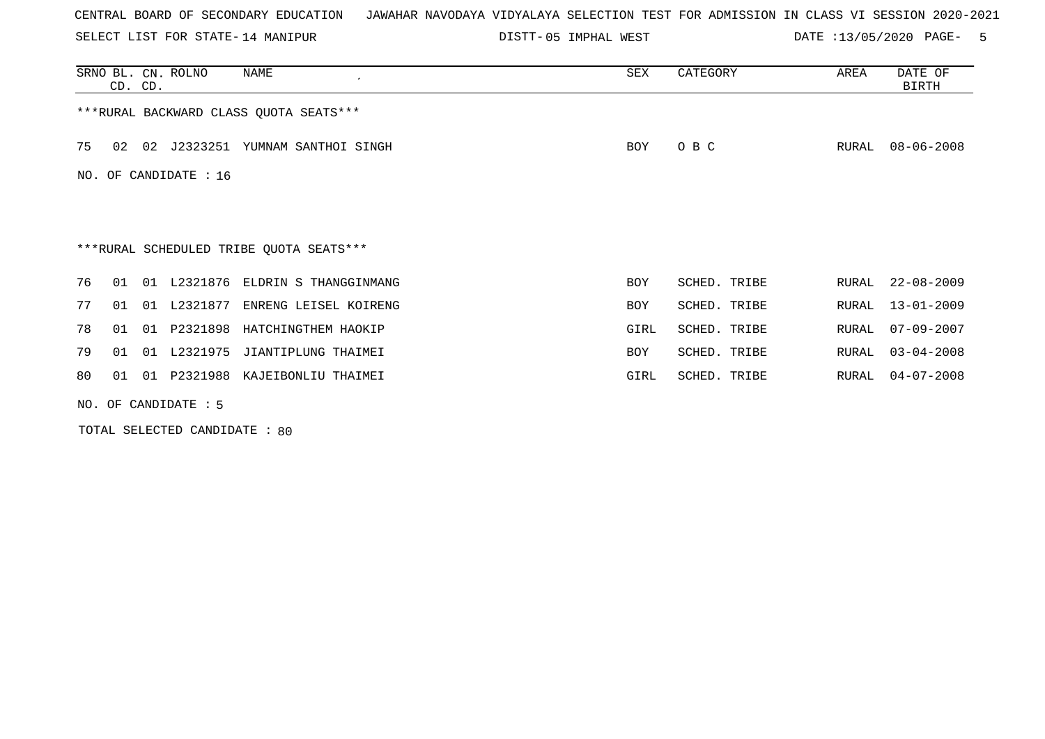CENTRAL BOARD OF SECONDARY EDUCATION JAWAHAR NAVODAYA VIDYALAYA SELECTION TEST FOR ADMISSION IN CLASS VI SESSION 2020-2021

SELECT LIST FOR STATE- 14 MANIPUR DISTT- 05 IMPHAL WEST DATE :13/05/2020

| SRNO | BL. CD. | CN. CD. | ROLNO | NAME | SEX | CATEGORY | AREA | DATE OF BIRTH |
|---|---|---|---|---|---|---|---|---|

***RURAL BACKWARD CLASS QUOTA SEATS***

| SRNO | BL. CD. | CN. CD. | ROLNO | NAME | SEX | CATEGORY | AREA | DATE OF BIRTH |
|---|---|---|---|---|---|---|---|---|
| 75 | 02 | 02 | J2323251 | YUMNAM SANTHOI SINGH | BOY | O B C | RURAL | 08-06-2008 |

NO. OF CANDIDATE : 16

***RURAL SCHEDULED TRIBE QUOTA SEATS***

| SRNO | BL. CD. | CN. CD. | ROLNO | NAME | SEX | CATEGORY | AREA | DATE OF BIRTH |
|---|---|---|---|---|---|---|---|---|
| 76 | 01 | 01 | L2321876 | ELDRIN S THANGGINMANG | BOY | SCHED. TRIBE | RURAL | 22-08-2009 |
| 77 | 01 | 01 | L2321877 | ENRENG LEISEL KOIRENG | BOY | SCHED. TRIBE | RURAL | 13-01-2009 |
| 78 | 01 | 01 | P2321898 | HATCHINGTHEM HAOKIP | GIRL | SCHED. TRIBE | RURAL | 07-09-2007 |
| 79 | 01 | 01 | L2321975 | JIANTIPLUNG THAIMEI | BOY | SCHED. TRIBE | RURAL | 03-04-2008 |
| 80 | 01 | 01 | P2321988 | KAJEIBONLIU THAIMEI | GIRL | SCHED. TRIBE | RURAL | 04-07-2008 |

NO. OF CANDIDATE : 5

TOTAL SELECTED CANDIDATE : 80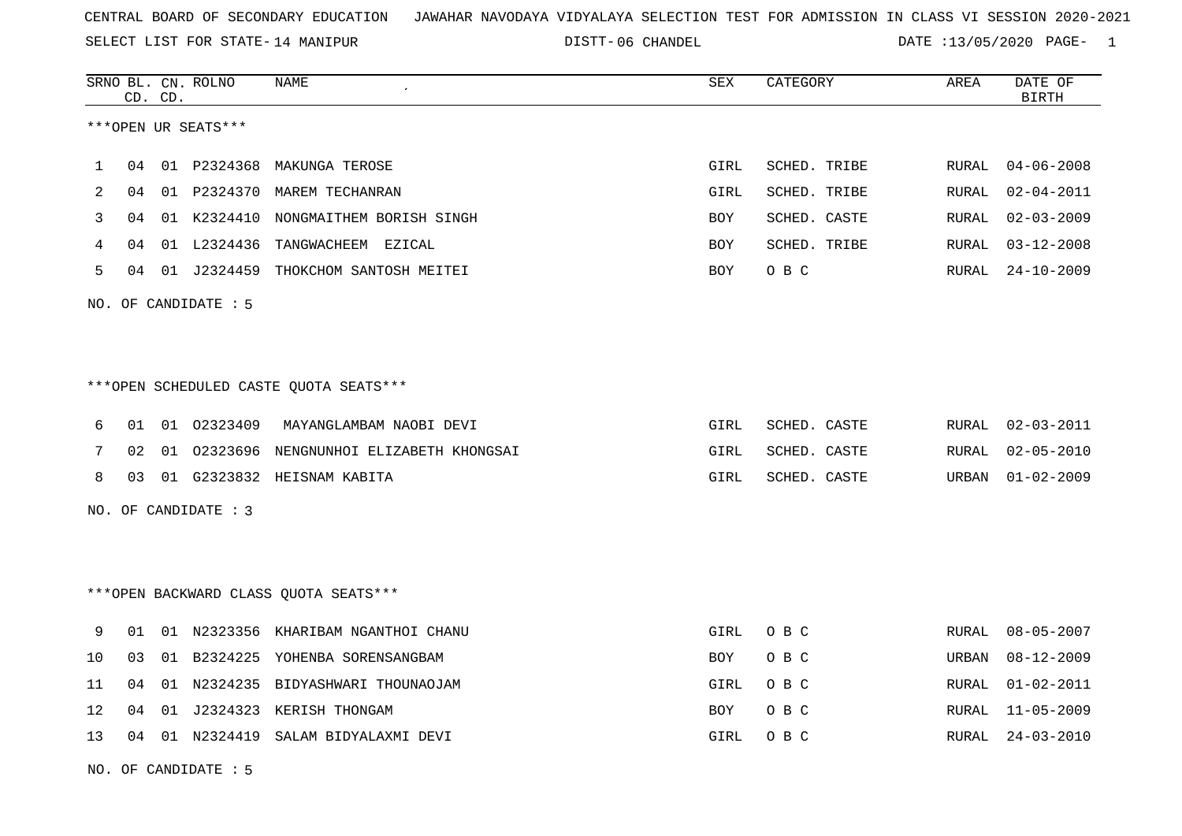CENTRAL BOARD OF SECONDARY EDUCATION JAWAHAR NAVODAYA VIDYALAYA SELECTION TEST FOR ADMISSION IN CLASS VI SESSION 2020-2021

SELECT LIST FOR STATE- 14 MANIPUR DISTT- 06 CHANDEL DATE :13/05/2020

***OPEN UR SEATS***

| SRNO | BL. CD. | CN. CD. | ROLNO | NAME | SEX | CATEGORY | AREA | DATE OF BIRTH |
|---|---|---|---|---|---|---|---|---|
| 1 | 04 | 01 | P2324368 | MAKUNGA TEROSE | GIRL | SCHED. TRIBE | RURAL | 04-06-2008 |
| 2 | 04 | 01 | P2324370 | MAREM TECHANRAN | GIRL | SCHED. TRIBE | RURAL | 02-04-2011 |
| 3 | 04 | 01 | K2324410 | NONGMAITHEM BORISH SINGH | BOY | SCHED. CASTE | RURAL | 02-03-2009 |
| 4 | 04 | 01 | L2324436 | TANGWACHEEM EZICAL | BOY | SCHED. TRIBE | RURAL | 03-12-2008 |
| 5 | 04 | 01 | J2324459 | THOKCHOM SANTOSH MEITEI | BOY | O B C | RURAL | 24-10-2009 |

NO. OF CANDIDATE : 5

***OPEN SCHEDULED CASTE QUOTA SEATS***

| SRNO | BL. CD. | CN. CD. | ROLNO | NAME | SEX | CATEGORY | AREA | DATE OF BIRTH |
|---|---|---|---|---|---|---|---|---|
| 6 | 01 | 01 | O2323409 | MAYANGLAMBAM NAOBI DEVI | GIRL | SCHED. CASTE | RURAL | 02-03-2011 |
| 7 | 02 | 01 | O2323696 | NENGNUNHOI ELIZABETH KHONGSAI | GIRL | SCHED. CASTE | RURAL | 02-05-2010 |
| 8 | 03 | 01 | G2323832 | HEISNAM KABITA | GIRL | SCHED. CASTE | URBAN | 01-02-2009 |

NO. OF CANDIDATE : 3

***OPEN BACKWARD CLASS QUOTA SEATS***

| SRNO | BL. CD. | CN. CD. | ROLNO | NAME | SEX | CATEGORY | AREA | DATE OF BIRTH |
|---|---|---|---|---|---|---|---|---|
| 9 | 01 | 01 | N2323356 | KHARIBAM NGANTHOI CHANU | GIRL | O B C | RURAL | 08-05-2007 |
| 10 | 03 | 01 | B2324225 | YOHENBA SORENSANGBAM | BOY | O B C | URBAN | 08-12-2009 |
| 11 | 04 | 01 | N2324235 | BIDYASHWARI THOUNAOJAM | GIRL | O B C | RURAL | 01-02-2011 |
| 12 | 04 | 01 | J2324323 | KERISH THONGAM | BOY | O B C | RURAL | 11-05-2009 |
| 13 | 04 | 01 | N2324419 | SALAM BIDYALAXMI DEVI | GIRL | O B C | RURAL | 24-03-2010 |

NO. OF CANDIDATE : 5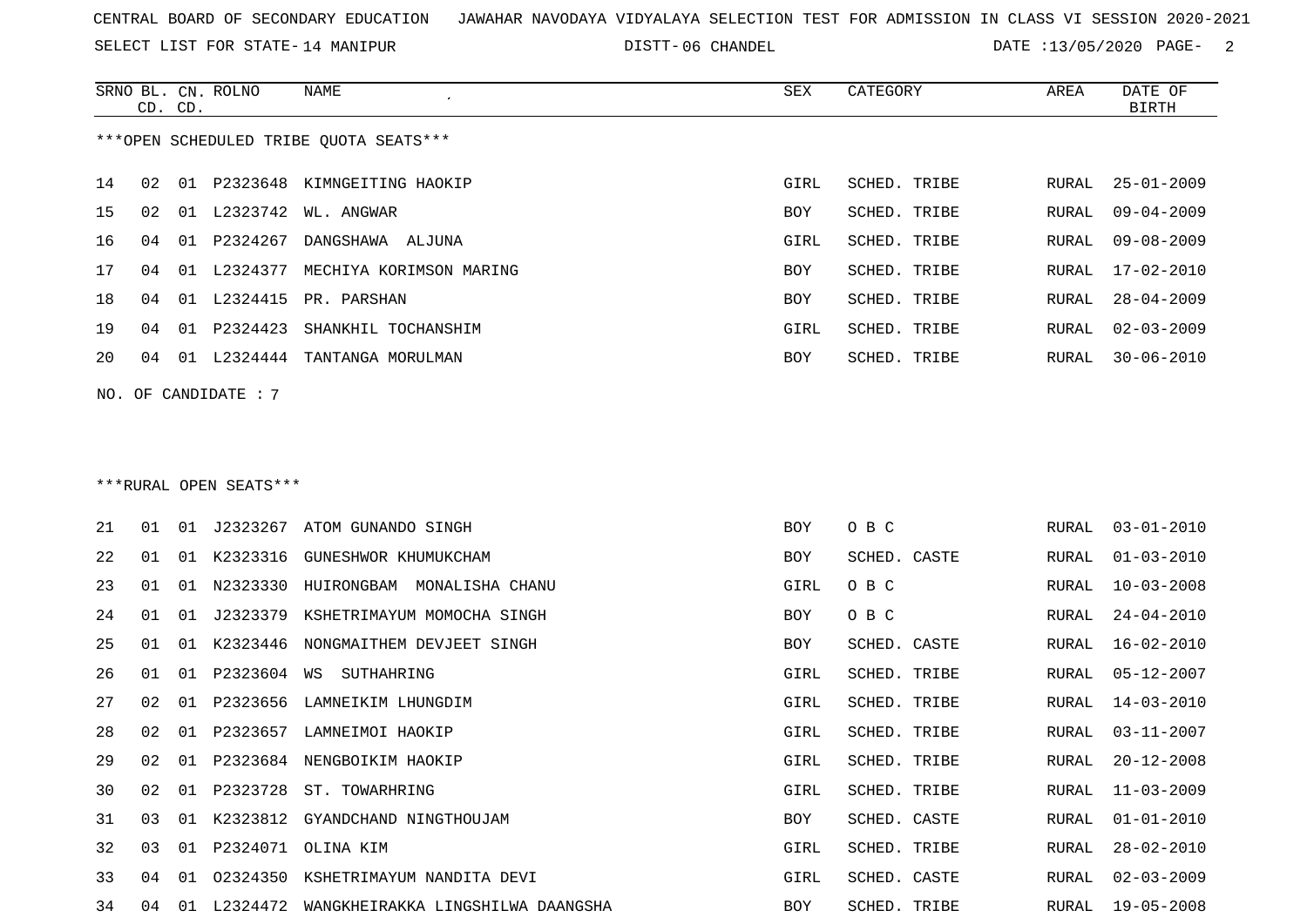CENTRAL BOARD OF SECONDARY EDUCATION JAWAHAR NAVODAYA VIDYALAYA SELECTION TEST FOR ADMISSION IN CLASS VI SESSION 2020-2021

SELECT LIST FOR STATE- 14 MANIPUR DISTT- 06 CHANDEL DATE :13/05/2020

| SRNO | BL. CD. | CN. CD. | ROLNO | NAME | SEX | CATEGORY | AREA | DATE OF BIRTH |
|---|---|---|---|---|---|---|---|---|

***OPEN SCHEDULED TRIBE QUOTA SEATS***

| SRNO | BL. CD. | CN. CD. | ROLNO | NAME | SEX | CATEGORY | AREA | DATE OF BIRTH |
|---|---|---|---|---|---|---|---|---|
| 14 | 02 | 01 | P2323648 | KIMNGEITING HAOKIP | GIRL | SCHED. TRIBE | RURAL | 25-01-2009 |
| 15 | 02 | 01 | L2323742 | WL. ANGWAR | BOY | SCHED. TRIBE | RURAL | 09-04-2009 |
| 16 | 04 | 01 | P2324267 | DANGSHAWA ALJUNA | GIRL | SCHED. TRIBE | RURAL | 09-08-2009 |
| 17 | 04 | 01 | L2324377 | MECHIYA KORIMSON MARING | BOY | SCHED. TRIBE | RURAL | 17-02-2010 |
| 18 | 04 | 01 | L2324415 | PR. PARSHAN | BOY | SCHED. TRIBE | RURAL | 28-04-2009 |
| 19 | 04 | 01 | P2324423 | SHANKHIL TOCHANSHIM | GIRL | SCHED. TRIBE | RURAL | 02-03-2009 |
| 20 | 04 | 01 | L2324444 | TANTANGA MORULMAN | BOY | SCHED. TRIBE | RURAL | 30-06-2010 |

NO. OF CANDIDATE : 7

***RURAL OPEN SEATS***

| SRNO | BL. CD. | CN. CD. | ROLNO | NAME | SEX | CATEGORY | AREA | DATE OF BIRTH |
|---|---|---|---|---|---|---|---|---|
| 21 | 01 | 01 | J2323267 | ATOM GUNANDO SINGH | BOY | O B C | RURAL | 03-01-2010 |
| 22 | 01 | 01 | K2323316 | GUNESHWOR KHUMUKCHAM | BOY | SCHED. CASTE | RURAL | 01-03-2010 |
| 23 | 01 | 01 | N2323330 | HUIRONGBAM MONALISHA CHANU | GIRL | O B C | RURAL | 10-03-2008 |
| 24 | 01 | 01 | J2323379 | KSHETRIMAYUM MOMOCHA SINGH | BOY | O B C | RURAL | 24-04-2010 |
| 25 | 01 | 01 | K2323446 | NONGMAITHEM DEVJEET SINGH | BOY | SCHED. CASTE | RURAL | 16-02-2010 |
| 26 | 01 | 01 | P2323604 | WS SUTHAHRING | GIRL | SCHED. TRIBE | RURAL | 05-12-2007 |
| 27 | 02 | 01 | P2323656 | LAMNEIKIM LHUNGDIM | GIRL | SCHED. TRIBE | RURAL | 14-03-2010 |
| 28 | 02 | 01 | P2323657 | LAMNEIMOI HAOKIP | GIRL | SCHED. TRIBE | RURAL | 03-11-2007 |
| 29 | 02 | 01 | P2323684 | NENGBOIKIM HAOKIP | GIRL | SCHED. TRIBE | RURAL | 20-12-2008 |
| 30 | 02 | 01 | P2323728 | ST. TOWARHRING | GIRL | SCHED. TRIBE | RURAL | 11-03-2009 |
| 31 | 03 | 01 | K2323812 | GYANDCHAND NINGTHOUJAM | BOY | SCHED. CASTE | RURAL | 01-01-2010 |
| 32 | 03 | 01 | P2324071 | OLINA KIM | GIRL | SCHED. TRIBE | RURAL | 28-02-2010 |
| 33 | 04 | 01 | O2324350 | KSHETRIMAYUM NANDITA DEVI | GIRL | SCHED. CASTE | RURAL | 02-03-2009 |
| 34 | 04 | 01 | L2324472 | WANGKHEIRAKKA LINGSHILWA DAANGSHA | BOY | SCHED. TRIBE | RURAL | 19-05-2008 |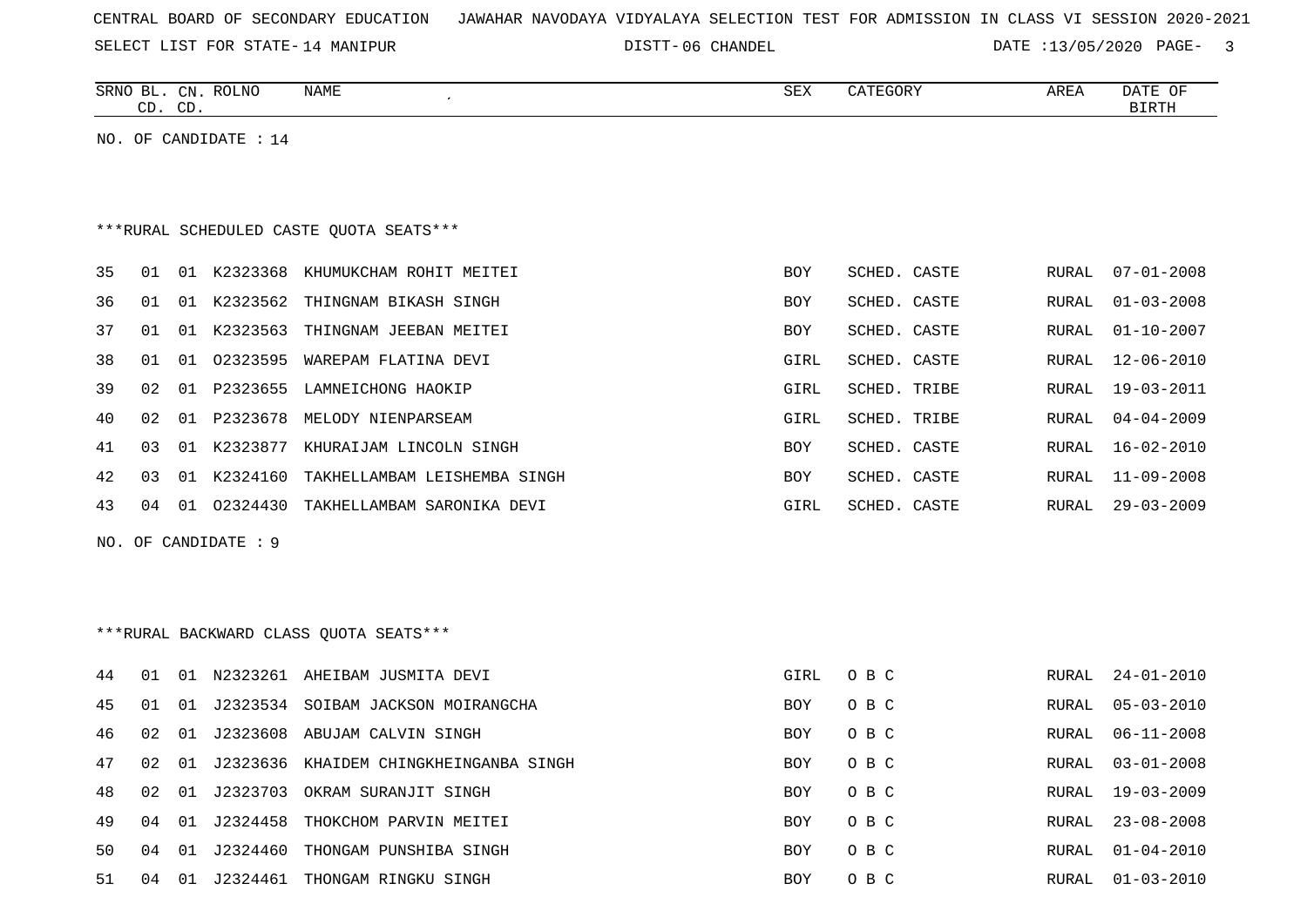CENTRAL BOARD OF SECONDARY EDUCATION JAWAHAR NAVODAYA VIDYALAYA SELECTION TEST FOR ADMISSION IN CLASS VI SESSION 2020-2021

SELECT LIST FOR STATE- 14 MANIPUR DISTT- 06 CHANDEL DATE :13/05/2020

| SRNO | BL. CD. | CN. CD. | ROLNO | NAME | SEX | CATEGORY | AREA | DATE OF BIRTH |
|---|---|---|---|---|---|---|---|---|

NO. OF CANDIDATE : 14

***RURAL SCHEDULED CASTE QUOTA SEATS***

| SRNO | BL. CD. | CN. CD. | ROLNO | NAME | SEX | CATEGORY | AREA | DATE OF BIRTH |
|---|---|---|---|---|---|---|---|---|
| 35 | 01 | 01 | K2323368 | KHUMUKCHAM ROHIT MEITEI | BOY | SCHED. CASTE | RURAL | 07-01-2008 |
| 36 | 01 | 01 | K2323562 | THINGNAM BIKASH SINGH | BOY | SCHED. CASTE | RURAL | 01-03-2008 |
| 37 | 01 | 01 | K2323563 | THINGNAM JEEBAN MEITEI | BOY | SCHED. CASTE | RURAL | 01-10-2007 |
| 38 | 01 | 01 | O2323595 | WAREPAM FLATINA DEVI | GIRL | SCHED. CASTE | RURAL | 12-06-2010 |
| 39 | 02 | 01 | P2323655 | LAMNEICHONG HAOKIP | GIRL | SCHED. TRIBE | RURAL | 19-03-2011 |
| 40 | 02 | 01 | P2323678 | MELODY NIENPARSEAM | GIRL | SCHED. TRIBE | RURAL | 04-04-2009 |
| 41 | 03 | 01 | K2323877 | KHURAIJAM LINCOLN SINGH | BOY | SCHED. CASTE | RURAL | 16-02-2010 |
| 42 | 03 | 01 | K2324160 | TAKHELLAMBAM LEISHEMBA SINGH | BOY | SCHED. CASTE | RURAL | 11-09-2008 |
| 43 | 04 | 01 | O2324430 | TAKHELLAMBAM SARONIKA DEVI | GIRL | SCHED. CASTE | RURAL | 29-03-2009 |

NO. OF CANDIDATE : 9

***RURAL BACKWARD CLASS QUOTA SEATS***

| SRNO | BL. CD. | CN. CD. | ROLNO | NAME | SEX | CATEGORY | AREA | DATE OF BIRTH |
|---|---|---|---|---|---|---|---|---|
| 44 | 01 | 01 | N2323261 | AHEIBAM JUSMITA DEVI | GIRL | O B C | RURAL | 24-01-2010 |
| 45 | 01 | 01 | J2323534 | SOIBAM JACKSON MOIRANGCHA | BOY | O B C | RURAL | 05-03-2010 |
| 46 | 02 | 01 | J2323608 | ABUJAM CALVIN SINGH | BOY | O B C | RURAL | 06-11-2008 |
| 47 | 02 | 01 | J2323636 | KHAIDEM CHINGKHEINGANBA SINGH | BOY | O B C | RURAL | 03-01-2008 |
| 48 | 02 | 01 | J2323703 | OKRAM SURANJIT SINGH | BOY | O B C | RURAL | 19-03-2009 |
| 49 | 04 | 01 | J2324458 | THOKCHOM PARVIN MEITEI | BOY | O B C | RURAL | 23-08-2008 |
| 50 | 04 | 01 | J2324460 | THONGAM PUNSHIBA SINGH | BOY | O B C | RURAL | 01-04-2010 |
| 51 | 04 | 01 | J2324461 | THONGAM RINGKU SINGH | BOY | O B C | RURAL | 01-03-2010 |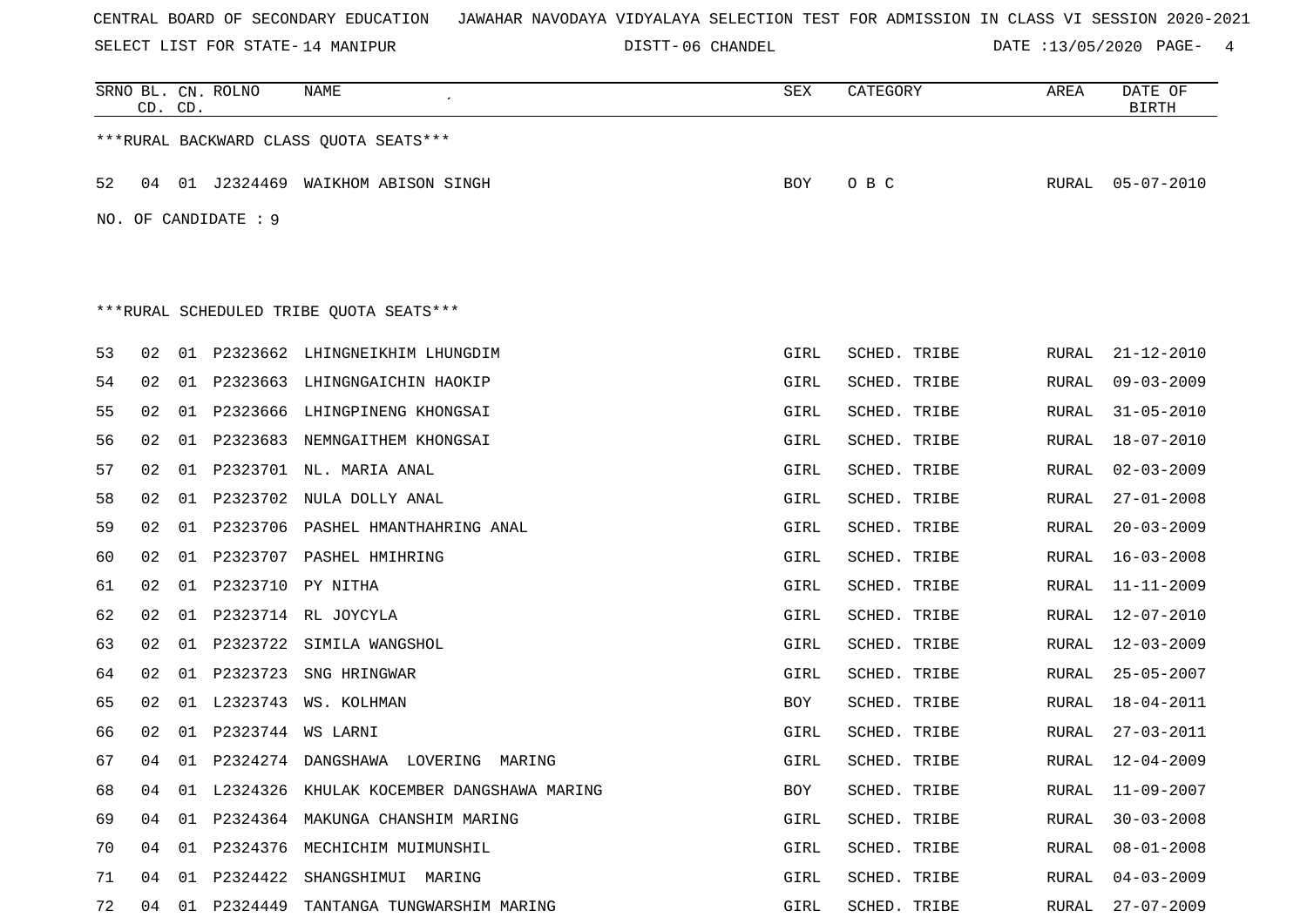CENTRAL BOARD OF SECONDARY EDUCATION JAWAHAR NAVODAYA VIDYALAYA SELECTION TEST FOR ADMISSION IN CLASS VI SESSION 2020-2021

SELECT LIST FOR STATE- 14 MANIPUR DISTT- 06 CHANDEL DATE :13/05/2020

| SRNO | BL. CD. | CN. CD. | ROLNO | NAME | SEX | CATEGORY | AREA | DATE OF BIRTH |
|---|---|---|---|---|---|---|---|---|

***RURAL BACKWARD CLASS QUOTA SEATS***

| | | | | | | | | |
|---|---|---|---|---|---|---|---|---|
| 52 | 04 | 01 | J2324469 | WAIKHOM ABISON SINGH | BOY | O B C | RURAL | 05-07-2010 |

NO. OF CANDIDATE : 9

***RURAL SCHEDULED TRIBE QUOTA SEATS***

| | | | | | | | | |
|---|---|---|---|---|---|---|---|---|
| 53 | 02 | 01 | P2323662 | LHINGNEIKHIM LHUNGDIM | GIRL | SCHED. TRIBE | RURAL | 21-12-2010 |
| 54 | 02 | 01 | P2323663 | LHINGNGAICHIN HAOKIP | GIRL | SCHED. TRIBE | RURAL | 09-03-2009 |
| 55 | 02 | 01 | P2323666 | LHINGPINENG KHONGSAI | GIRL | SCHED. TRIBE | RURAL | 31-05-2010 |
| 56 | 02 | 01 | P2323683 | NEMNGAITHEM KHONGSAI | GIRL | SCHED. TRIBE | RURAL | 18-07-2010 |
| 57 | 02 | 01 | P2323701 | NL. MARIA ANAL | GIRL | SCHED. TRIBE | RURAL | 02-03-2009 |
| 58 | 02 | 01 | P2323702 | NULA DOLLY ANAL | GIRL | SCHED. TRIBE | RURAL | 27-01-2008 |
| 59 | 02 | 01 | P2323706 | PASHEL HMANTHAHRING ANAL | GIRL | SCHED. TRIBE | RURAL | 20-03-2009 |
| 60 | 02 | 01 | P2323707 | PASHEL HMIHRING | GIRL | SCHED. TRIBE | RURAL | 16-03-2008 |
| 61 | 02 | 01 | P2323710 | PY NITHA | GIRL | SCHED. TRIBE | RURAL | 11-11-2009 |
| 62 | 02 | 01 | P2323714 | RL JOYCYLA | GIRL | SCHED. TRIBE | RURAL | 12-07-2010 |
| 63 | 02 | 01 | P2323722 | SIMILA WANGSHOL | GIRL | SCHED. TRIBE | RURAL | 12-03-2009 |
| 64 | 02 | 01 | P2323723 | SNG HRINGWAR | GIRL | SCHED. TRIBE | RURAL | 25-05-2007 |
| 65 | 02 | 01 | L2323743 | WS. KOLHMAN | BOY | SCHED. TRIBE | RURAL | 18-04-2011 |
| 66 | 02 | 01 | P2323744 | WS LARNI | GIRL | SCHED. TRIBE | RURAL | 27-03-2011 |
| 67 | 04 | 01 | P2324274 | DANGSHAWA LOVERING MARING | GIRL | SCHED. TRIBE | RURAL | 12-04-2009 |
| 68 | 04 | 01 | L2324326 | KHULAK KOCEMBER DANGSHAWA MARING | BOY | SCHED. TRIBE | RURAL | 11-09-2007 |
| 69 | 04 | 01 | P2324364 | MAKUNGA CHANSHIM MARING | GIRL | SCHED. TRIBE | RURAL | 30-03-2008 |
| 70 | 04 | 01 | P2324376 | MECHICHIM MUIMUNSHIL | GIRL | SCHED. TRIBE | RURAL | 08-01-2008 |
| 71 | 04 | 01 | P2324422 | SHANGSHIMUI MARING | GIRL | SCHED. TRIBE | RURAL | 04-03-2009 |
| 72 | 04 | 01 | P2324449 | TANTANGA TUNGWARSHIM MARING | GIRL | SCHED. TRIBE | RURAL | 27-07-2009 |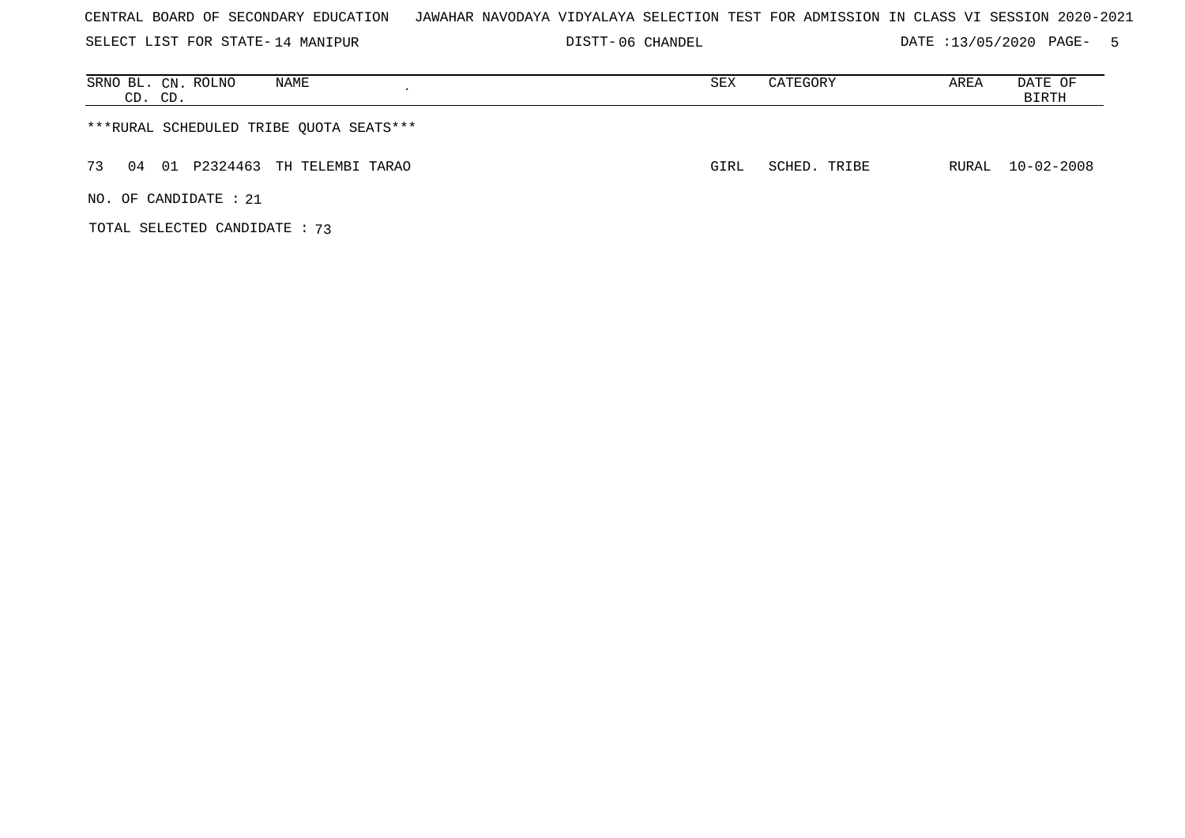CENTRAL BOARD OF SECONDARY EDUCATION JAWAHAR NAVODAYA VIDYALAYA SELECTION TEST FOR ADMISSION IN CLASS VI SESSION 2020-2021

SELECT LIST FOR STATE- 14 MANIPUR DISTT- 06 CHANDEL DATE :13/05/2020

| SRNO | BL. CD. | CN. CD. | ROLNO | NAME | SEX | CATEGORY | AREA | DATE OF BIRTH |
|---|---|---|---|---|---|---|---|---|
| ***RURAL SCHEDULED TRIBE QUOTA SEATS*** | | | | | | | | |
| 73 | 04 | 01 | P2324463 | TH TELEMBI TARAO | GIRL | SCHED. TRIBE | RURAL | 10-02-2008 |

NO. OF CANDIDATE : 21

TOTAL SELECTED CANDIDATE : 73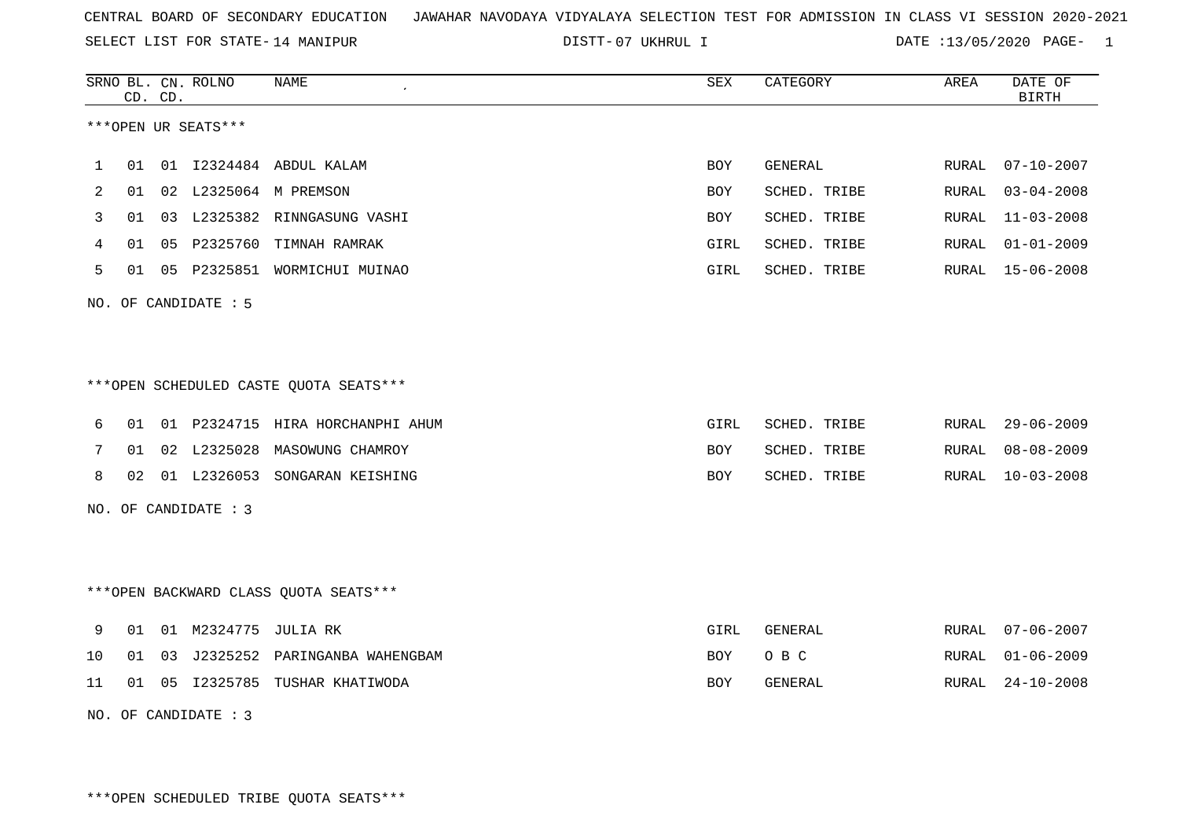CENTRAL BOARD OF SECONDARY EDUCATION JAWAHAR NAVODAYA VIDYALAYA SELECTION TEST FOR ADMISSION IN CLASS VI SESSION 2020-2021

SELECT LIST FOR STATE- 14 MANIPUR DISTT- 07 UKHRUL I DATE :13/05/2020

| SRNO | BL. CD. | CN. CD. | ROLNO | NAME | SEX | CATEGORY | AREA | DATE OF BIRTH |
|---|---|---|---|---|---|---|---|---|

***OPEN UR SEATS***

| SRNO | BL. CD. | CN. CD. | ROLNO | NAME | SEX | CATEGORY | AREA | DATE OF BIRTH |
|---|---|---|---|---|---|---|---|---|
| 1 | 01 | 01 | I2324484 | ABDUL KALAM | BOY | GENERAL | RURAL | 07-10-2007 |
| 2 | 01 | 02 | L2325064 | M PREMSON | BOY | SCHED. TRIBE | RURAL | 03-04-2008 |
| 3 | 01 | 03 | L2325382 | RINNGASUNG VASHI | BOY | SCHED. TRIBE | RURAL | 11-03-2008 |
| 4 | 01 | 05 | P2325760 | TIMNAH RAMRAK | GIRL | SCHED. TRIBE | RURAL | 01-01-2009 |
| 5 | 01 | 05 | P2325851 | WORMICHUI MUINAO | GIRL | SCHED. TRIBE | RURAL | 15-06-2008 |

NO. OF CANDIDATE : 5

***OPEN SCHEDULED CASTE QUOTA SEATS***

| SRNO | BL. CD. | CN. CD. | ROLNO | NAME | SEX | CATEGORY | AREA | DATE OF BIRTH |
|---|---|---|---|---|---|---|---|---|
| 6 | 01 | 01 | P2324715 | HIRA HORCHANPHI AHUM | GIRL | SCHED. TRIBE | RURAL | 29-06-2009 |
| 7 | 01 | 02 | L2325028 | MASOWUNG CHAMROY | BOY | SCHED. TRIBE | RURAL | 08-08-2009 |
| 8 | 02 | 01 | L2326053 | SONGARAN KEISHING | BOY | SCHED. TRIBE | RURAL | 10-03-2008 |

NO. OF CANDIDATE : 3

***OPEN BACKWARD CLASS QUOTA SEATS***

| SRNO | BL. CD. | CN. CD. | ROLNO | NAME | SEX | CATEGORY | AREA | DATE OF BIRTH |
|---|---|---|---|---|---|---|---|---|
| 9 | 01 | 01 | M2324775 | JULIA RK | GIRL | GENERAL | RURAL | 07-06-2007 |
| 10 | 01 | 03 | J2325252 | PARINGANBA WAHENGBAM | BOY | O B C | RURAL | 01-06-2009 |
| 11 | 01 | 05 | I2325785 | TUSHAR KHATIWODA | BOY | GENERAL | RURAL | 24-10-2008 |

NO. OF CANDIDATE : 3

***OPEN SCHEDULED TRIBE QUOTA SEATS***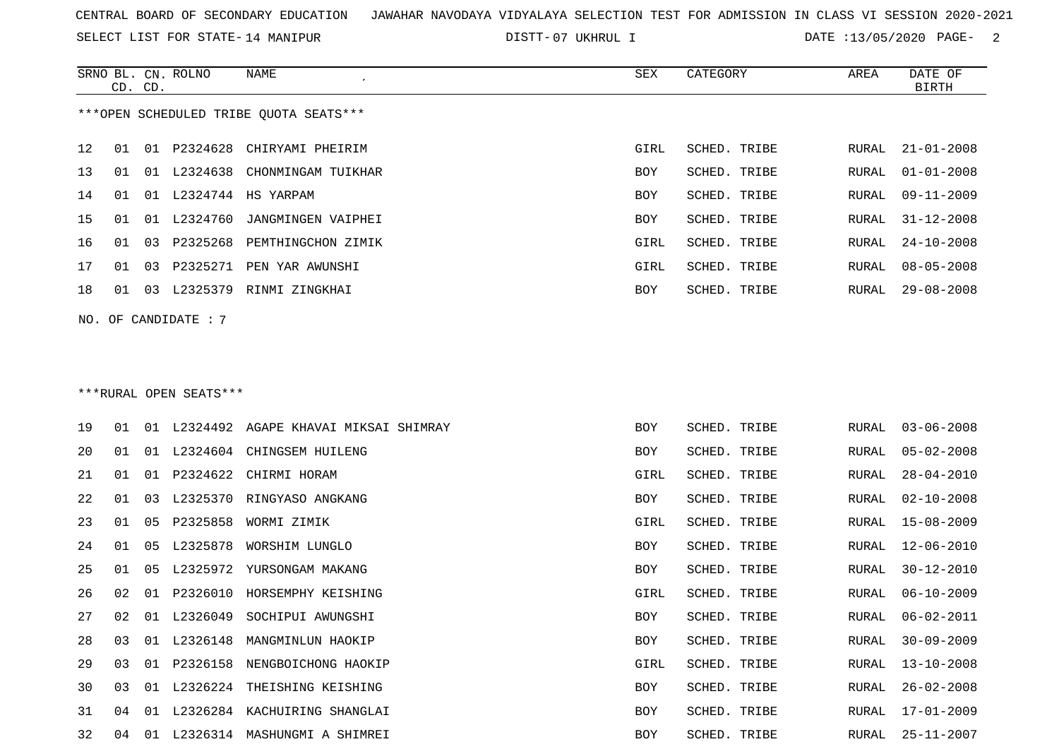CENTRAL BOARD OF SECONDARY EDUCATION JAWAHAR NAVODAYA VIDYALAYA SELECTION TEST FOR ADMISSION IN CLASS VI SESSION 2020-2021

SELECT LIST FOR STATE- 14 MANIPUR DISTT- 07 UKHRUL I DATE :13/05/2020

***OPEN SCHEDULED TRIBE QUOTA SEATS***

| SRNO | BL. CD. | CN. CD. | ROLNO | NAME | SEX | CATEGORY | AREA | DATE OF BIRTH |
|---|---|---|---|---|---|---|---|---|
| 12 | 01 | 01 | P2324628 | CHIRYAMI PHEIRIM | GIRL | SCHED. TRIBE | RURAL | 21-01-2008 |
| 13 | 01 | 01 | L2324638 | CHONMINGAM TUIKHAR | BOY | SCHED. TRIBE | RURAL | 01-01-2008 |
| 14 | 01 | 01 | L2324744 | HS YARPAM | BOY | SCHED. TRIBE | RURAL | 09-11-2009 |
| 15 | 01 | 01 | L2324760 | JANGMINGEN VAIPHEI | BOY | SCHED. TRIBE | RURAL | 31-12-2008 |
| 16 | 01 | 03 | P2325268 | PEMTHINGCHON ZIMIK | GIRL | SCHED. TRIBE | RURAL | 24-10-2008 |
| 17 | 01 | 03 | P2325271 | PEN YAR AWUNSHI | GIRL | SCHED. TRIBE | RURAL | 08-05-2008 |
| 18 | 01 | 03 | L2325379 | RINMI ZINGKHAI | BOY | SCHED. TRIBE | RURAL | 29-08-2008 |

NO. OF CANDIDATE : 7

***RURAL OPEN SEATS***

| SRNO | BL. CD. | CN. CD. | ROLNO | NAME | SEX | CATEGORY | AREA | DATE OF BIRTH |
|---|---|---|---|---|---|---|---|---|
| 19 | 01 | 01 | L2324492 | AGAPE KHAVAI MIKSAI SHIMRAY | BOY | SCHED. TRIBE | RURAL | 03-06-2008 |
| 20 | 01 | 01 | L2324604 | CHINGSEM HUILENG | BOY | SCHED. TRIBE | RURAL | 05-02-2008 |
| 21 | 01 | 01 | P2324622 | CHIRMI HORAM | GIRL | SCHED. TRIBE | RURAL | 28-04-2010 |
| 22 | 01 | 03 | L2325370 | RINGYASO ANGKANG | BOY | SCHED. TRIBE | RURAL | 02-10-2008 |
| 23 | 01 | 05 | P2325858 | WORMI ZIMIK | GIRL | SCHED. TRIBE | RURAL | 15-08-2009 |
| 24 | 01 | 05 | L2325878 | WORSHIM LUNGLO | BOY | SCHED. TRIBE | RURAL | 12-06-2010 |
| 25 | 01 | 05 | L2325972 | YURSONGAM MAKANG | BOY | SCHED. TRIBE | RURAL | 30-12-2010 |
| 26 | 02 | 01 | P2326010 | HORSEMPHY KEISHING | GIRL | SCHED. TRIBE | RURAL | 06-10-2009 |
| 27 | 02 | 01 | L2326049 | SOCHIPUI AWUNGSHI | BOY | SCHED. TRIBE | RURAL | 06-02-2011 |
| 28 | 03 | 01 | L2326148 | MANGMINLUN HAOKIP | BOY | SCHED. TRIBE | RURAL | 30-09-2009 |
| 29 | 03 | 01 | P2326158 | NENGBOICHONG HAOKIP | GIRL | SCHED. TRIBE | RURAL | 13-10-2008 |
| 30 | 03 | 01 | L2326224 | THEISHING KEISHING | BOY | SCHED. TRIBE | RURAL | 26-02-2008 |
| 31 | 04 | 01 | L2326284 | KACHUIRING SHANGLAI | BOY | SCHED. TRIBE | RURAL | 17-01-2009 |
| 32 | 04 | 01 | L2326314 | MASHUNGMI A SHIMREI | BOY | SCHED. TRIBE | RURAL | 25-11-2007 |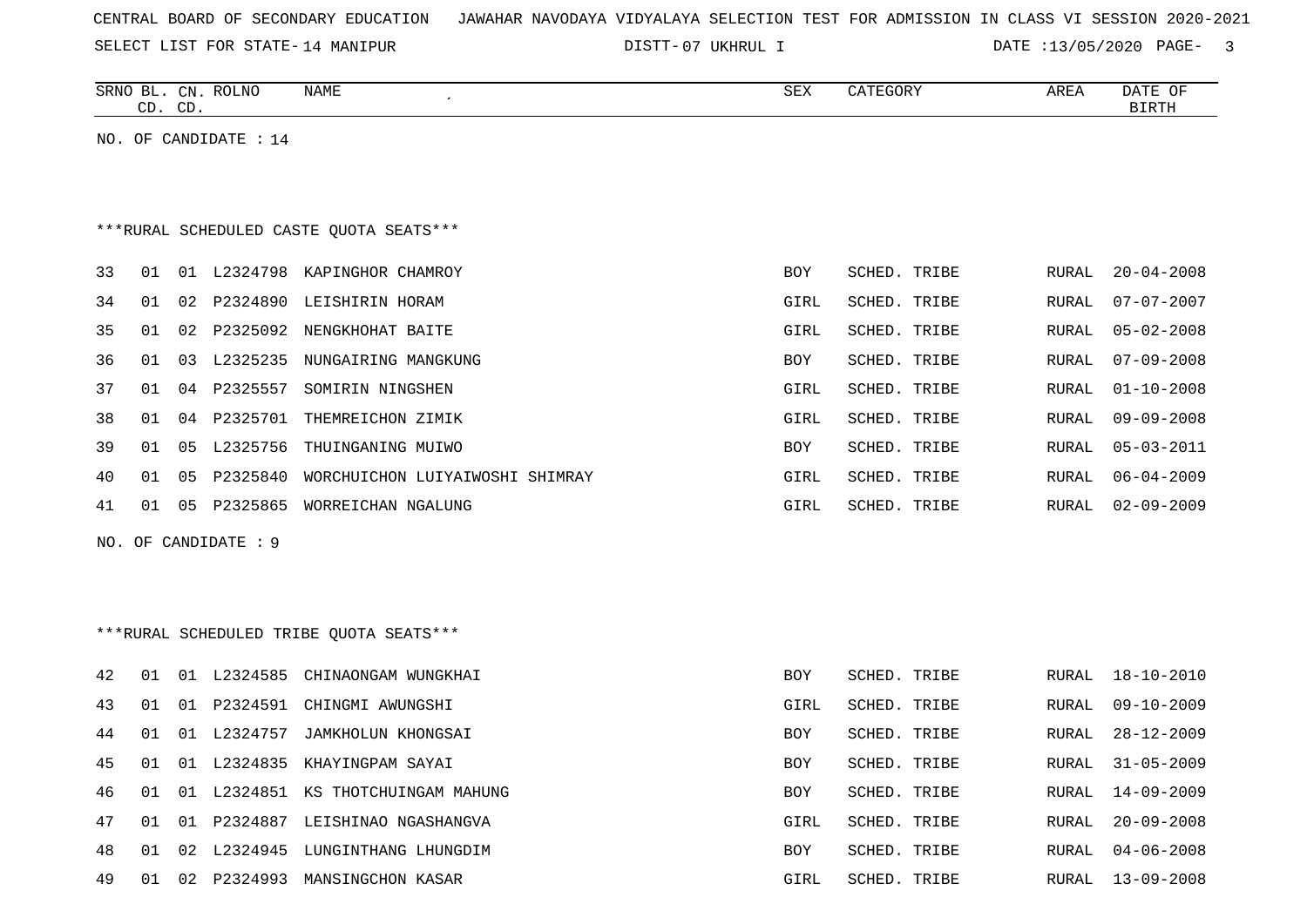CENTRAL BOARD OF SECONDARY EDUCATION JAWAHAR NAVODAYA VIDYALAYA SELECTION TEST FOR ADMISSION IN CLASS VI SESSION 2020-2021

SELECT LIST FOR STATE- 14 MANIPUR DISTT- 07 UKHRUL I DATE :13/05/2020

NO. OF CANDIDATE : 14

***RURAL SCHEDULED CASTE QUOTA SEATS***

| SRNO | BL. CD. | CN. CD. | ROLNO | NAME | SEX | CATEGORY | AREA | DATE OF BIRTH |
|---|---|---|---|---|---|---|---|---|
| 33 | 01 | 01 | L2324798 | KAPINGHOR CHAMROY | BOY | SCHED. TRIBE | RURAL | 20-04-2008 |
| 34 | 01 | 02 | P2324890 | LEISHIRIN HORAM | GIRL | SCHED. TRIBE | RURAL | 07-07-2007 |
| 35 | 01 | 02 | P2325092 | NENGKHOHAT BAITE | GIRL | SCHED. TRIBE | RURAL | 05-02-2008 |
| 36 | 01 | 03 | L2325235 | NUNGAIRING MANGKUNG | BOY | SCHED. TRIBE | RURAL | 07-09-2008 |
| 37 | 01 | 04 | P2325557 | SOMIRIN NINGSHEN | GIRL | SCHED. TRIBE | RURAL | 01-10-2008 |
| 38 | 01 | 04 | P2325701 | THEMREICHON ZIMIK | GIRL | SCHED. TRIBE | RURAL | 09-09-2008 |
| 39 | 01 | 05 | L2325756 | THUINGANING MUIWO | BOY | SCHED. TRIBE | RURAL | 05-03-2011 |
| 40 | 01 | 05 | P2325840 | WORCHUICHON LUIYAIWOSHI SHIMRAY | GIRL | SCHED. TRIBE | RURAL | 06-04-2009 |
| 41 | 01 | 05 | P2325865 | WORREICHAN NGALUNG | GIRL | SCHED. TRIBE | RURAL | 02-09-2009 |

NO. OF CANDIDATE : 9

***RURAL SCHEDULED TRIBE QUOTA SEATS***

| SRNO | BL. CD. | CN. CD. | ROLNO | NAME | SEX | CATEGORY | AREA | DATE OF BIRTH |
|---|---|---|---|---|---|---|---|---|
| 42 | 01 | 01 | L2324585 | CHINAONGAM WUNGKHAI | BOY | SCHED. TRIBE | RURAL | 18-10-2010 |
| 43 | 01 | 01 | P2324591 | CHINGMI AWUNGSHI | GIRL | SCHED. TRIBE | RURAL | 09-10-2009 |
| 44 | 01 | 01 | L2324757 | JAMKHOLUN KHONGSAI | BOY | SCHED. TRIBE | RURAL | 28-12-2009 |
| 45 | 01 | 01 | L2324835 | KHAYINGPAM SAYAI | BOY | SCHED. TRIBE | RURAL | 31-05-2009 |
| 46 | 01 | 01 | L2324851 | KS THOTCHUINGAM MAHUNG | BOY | SCHED. TRIBE | RURAL | 14-09-2009 |
| 47 | 01 | 01 | P2324887 | LEISHINAO NGASHANGVA | GIRL | SCHED. TRIBE | RURAL | 20-09-2008 |
| 48 | 01 | 02 | L2324945 | LUNGINTHANG LHUNGDIM | BOY | SCHED. TRIBE | RURAL | 04-06-2008 |
| 49 | 01 | 02 | P2324993 | MANSINGCHON KASAR | GIRL | SCHED. TRIBE | RURAL | 13-09-2008 |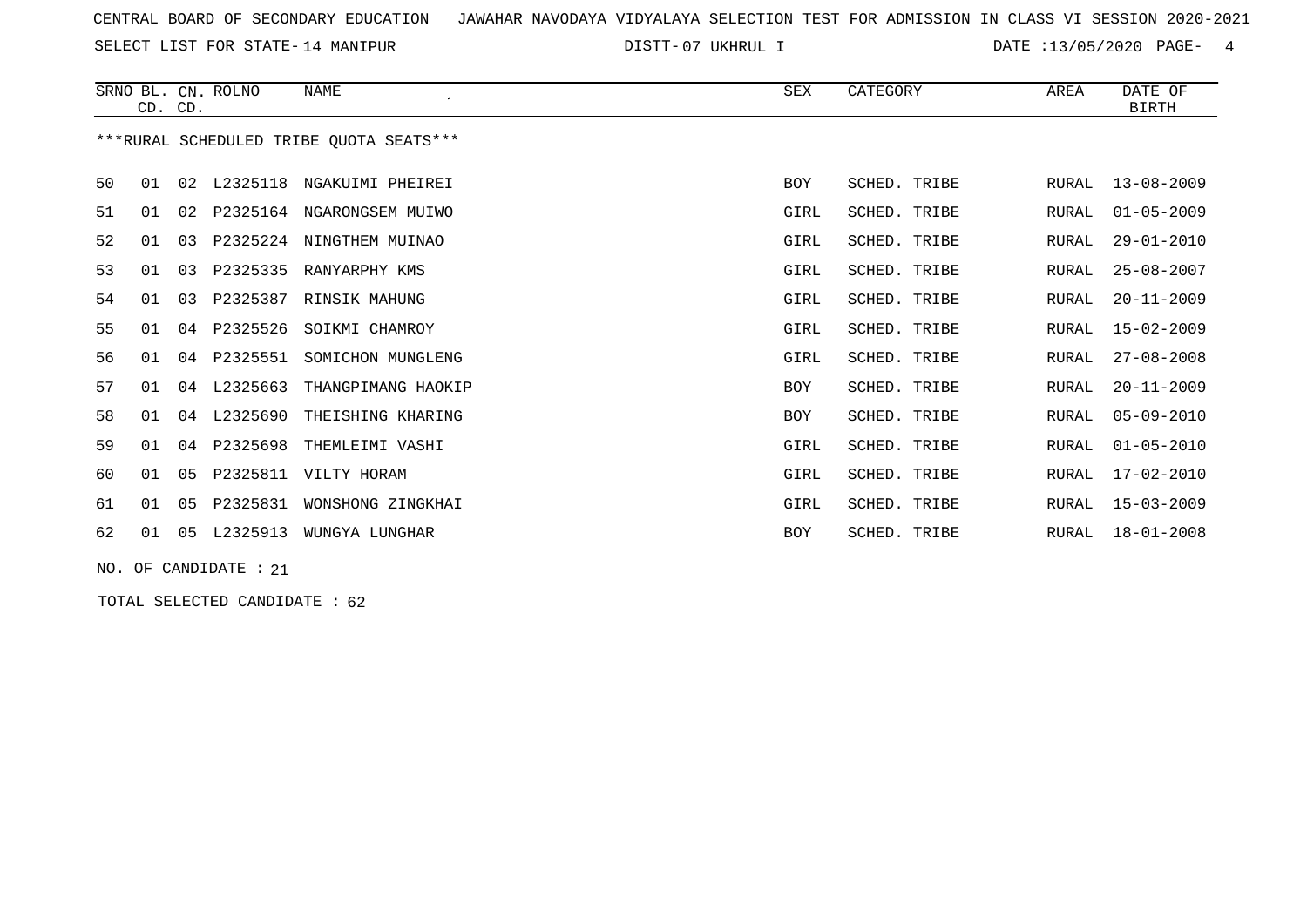CENTRAL BOARD OF SECONDARY EDUCATION JAWAHAR NAVODAYA VIDYALAYA SELECTION TEST FOR ADMISSION IN CLASS VI SESSION 2020-2021

SELECT LIST FOR STATE- 14 MANIPUR DISTT- 07 UKHRUL I DATE :13/05/2020

***RURAL SCHEDULED TRIBE QUOTA SEATS***

| SRNO | BL. CD. | CN. CD. | ROLNO | NAME | SEX | CATEGORY | AREA | DATE OF BIRTH |
|---|---|---|---|---|---|---|---|---|
| 50 | 01 | 02 | L2325118 | NGAKUIMI PHEIREI | BOY | SCHED. TRIBE | RURAL | 13-08-2009 |
| 51 | 01 | 02 | P2325164 | NGARONGSEM MUIWO | GIRL | SCHED. TRIBE | RURAL | 01-05-2009 |
| 52 | 01 | 03 | P2325224 | NINGTHEM MUINAO | GIRL | SCHED. TRIBE | RURAL | 29-01-2010 |
| 53 | 01 | 03 | P2325335 | RANYARPHY KMS | GIRL | SCHED. TRIBE | RURAL | 25-08-2007 |
| 54 | 01 | 03 | P2325387 | RINSIK MAHUNG | GIRL | SCHED. TRIBE | RURAL | 20-11-2009 |
| 55 | 01 | 04 | P2325526 | SOIKMI CHAMROY | GIRL | SCHED. TRIBE | RURAL | 15-02-2009 |
| 56 | 01 | 04 | P2325551 | SOMICHON MUNGLENG | GIRL | SCHED. TRIBE | RURAL | 27-08-2008 |
| 57 | 01 | 04 | L2325663 | THANGPIMANG HAOKIP | BOY | SCHED. TRIBE | RURAL | 20-11-2009 |
| 58 | 01 | 04 | L2325690 | THEISHING KHARING | BOY | SCHED. TRIBE | RURAL | 05-09-2010 |
| 59 | 01 | 04 | P2325698 | THEMLEIMI VASHI | GIRL | SCHED. TRIBE | RURAL | 01-05-2010 |
| 60 | 01 | 05 | P2325811 | VILTY HORAM | GIRL | SCHED. TRIBE | RURAL | 17-02-2010 |
| 61 | 01 | 05 | P2325831 | WONSHONG ZINGKHAI | GIRL | SCHED. TRIBE | RURAL | 15-03-2009 |
| 62 | 01 | 05 | L2325913 | WUNGYA LUNGHAR | BOY | SCHED. TRIBE | RURAL | 18-01-2008 |

NO. OF CANDIDATE : 21

TOTAL SELECTED CANDIDATE : 62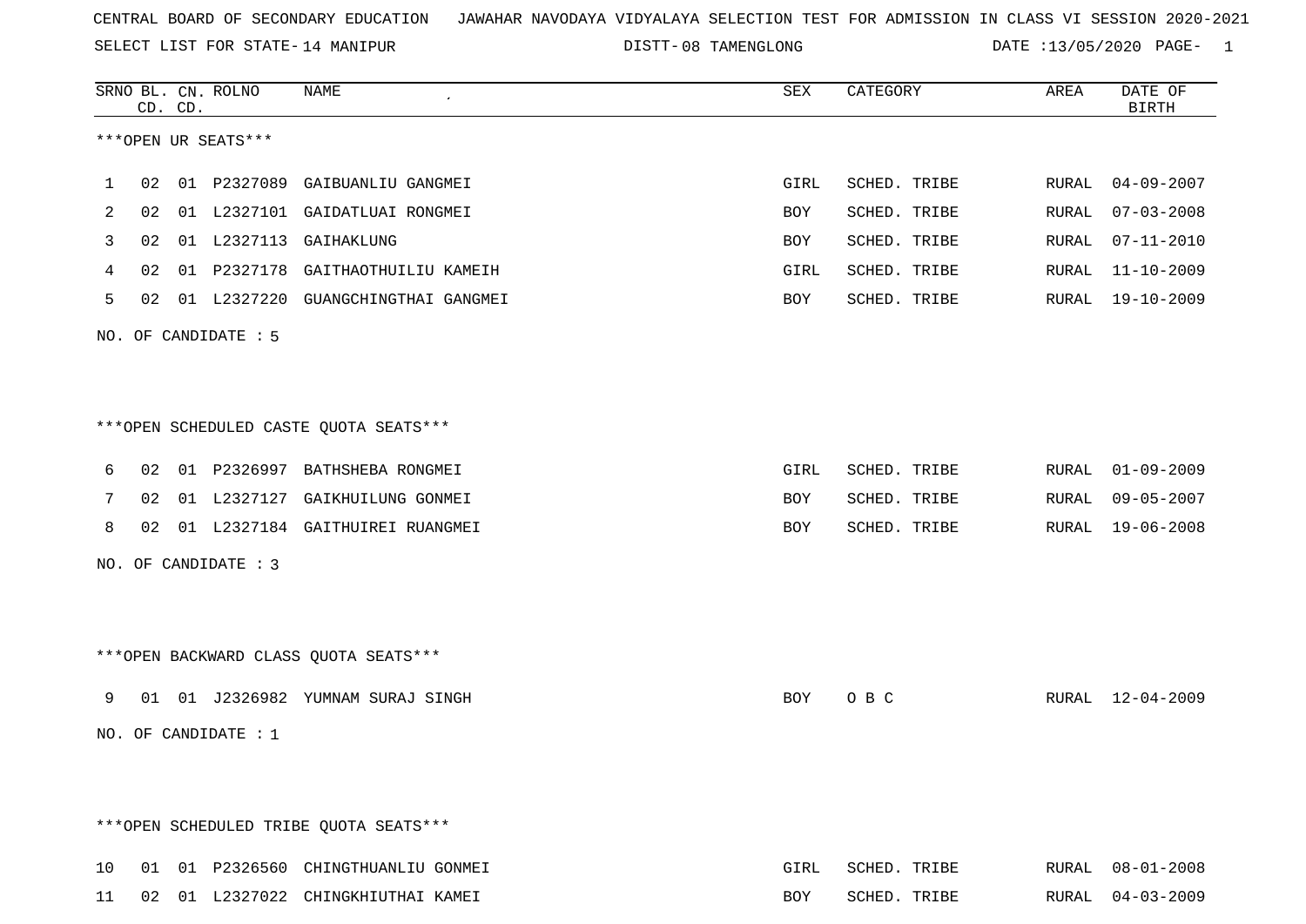CENTRAL BOARD OF SECONDARY EDUCATION JAWAHAR NAVODAYA VIDYALAYA SELECTION TEST FOR ADMISSION IN CLASS VI SESSION 2020-2021

SELECT LIST FOR STATE- 14 MANIPUR DISTT- 08 TAMENGLONG DATE :13/05/2020

| SRNO | BL. CD. | CN. CD. | ROLNO | NAME | SEX | CATEGORY | AREA | DATE OF BIRTH |
|---|---|---|---|---|---|---|---|---|

***OPEN UR SEATS***

| SRNO | BL. CD. | CN. CD. | ROLNO | NAME | SEX | CATEGORY | AREA | DATE OF BIRTH |
|---|---|---|---|---|---|---|---|---|
| 1 | 02 | 01 | P2327089 | GAIBUANLIU GANGMEI | GIRL | SCHED. TRIBE | RURAL | 04-09-2007 |
| 2 | 02 | 01 | L2327101 | GAIDATLUAI RONGMEI | BOY | SCHED. TRIBE | RURAL | 07-03-2008 |
| 3 | 02 | 01 | L2327113 | GAIHAKLUNG | BOY | SCHED. TRIBE | RURAL | 07-11-2010 |
| 4 | 02 | 01 | P2327178 | GAITHAOTHUILIU KAMEIH | GIRL | SCHED. TRIBE | RURAL | 11-10-2009 |
| 5 | 02 | 01 | L2327220 | GUANGCHINGTHAI GANGMEI | BOY | SCHED. TRIBE | RURAL | 19-10-2009 |

NO. OF CANDIDATE : 5

***OPEN SCHEDULED CASTE QUOTA SEATS***

| SRNO | BL. CD. | CN. CD. | ROLNO | NAME | SEX | CATEGORY | AREA | DATE OF BIRTH |
|---|---|---|---|---|---|---|---|---|
| 6 | 02 | 01 | P2326997 | BATHSHEBA RONGMEI | GIRL | SCHED. TRIBE | RURAL | 01-09-2009 |
| 7 | 02 | 01 | L2327127 | GAIKHUILUNG GONMEI | BOY | SCHED. TRIBE | RURAL | 09-05-2007 |
| 8 | 02 | 01 | L2327184 | GAITHUIREI RUANGMEI | BOY | SCHED. TRIBE | RURAL | 19-06-2008 |

NO. OF CANDIDATE : 3

***OPEN BACKWARD CLASS QUOTA SEATS***

| SRNO | BL. CD. | CN. CD. | ROLNO | NAME | SEX | CATEGORY | AREA | DATE OF BIRTH |
|---|---|---|---|---|---|---|---|---|
| 9 | 01 | 01 | J2326982 | YUMNAM SURAJ SINGH | BOY | O B C | RURAL | 12-04-2009 |

NO. OF CANDIDATE : 1

***OPEN SCHEDULED TRIBE QUOTA SEATS***

| SRNO | BL. CD. | CN. CD. | ROLNO | NAME | SEX | CATEGORY | AREA | DATE OF BIRTH |
|---|---|---|---|---|---|---|---|---|
| 10 | 01 | 01 | P2326560 | CHINGTHUANLIU GONMEI | GIRL | SCHED. TRIBE | RURAL | 08-01-2008 |
| 11 | 02 | 01 | L2327022 | CHINGKHIUTHAI KAMEI | BOY | SCHED. TRIBE | RURAL | 04-03-2009 |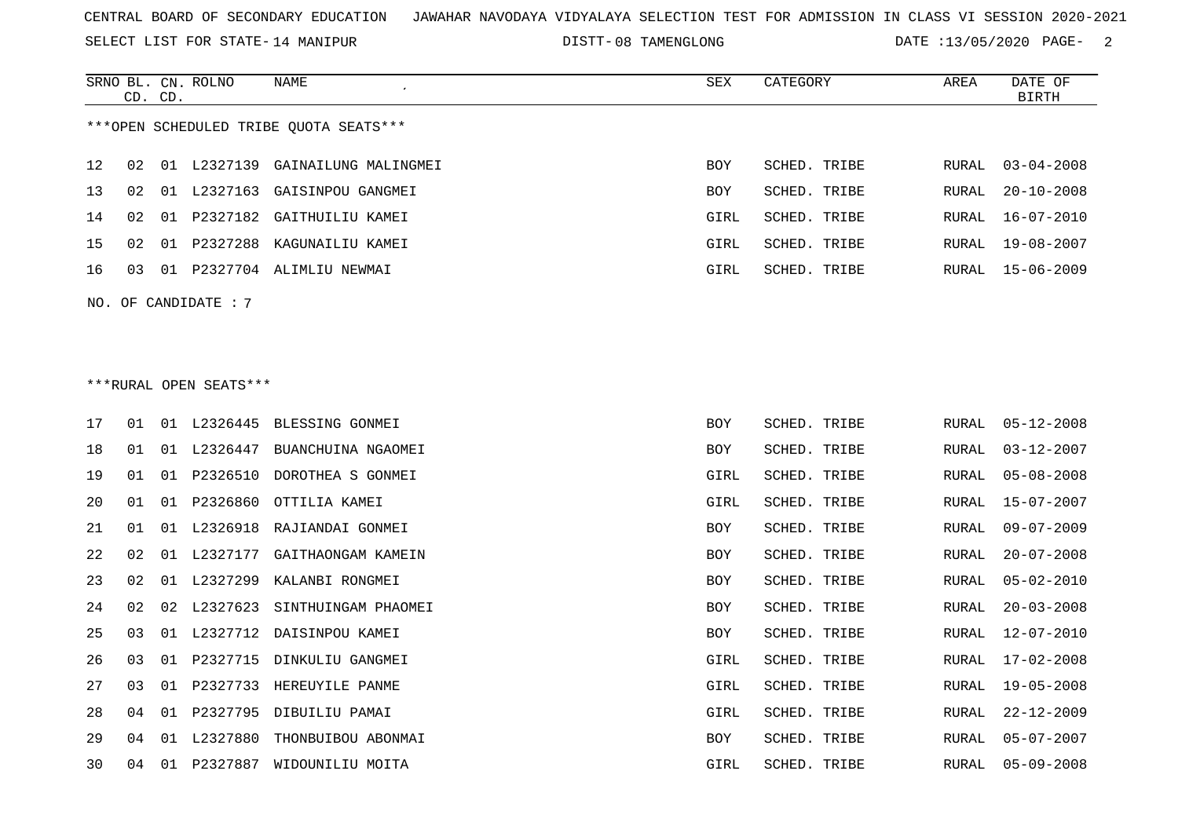CENTRAL BOARD OF SECONDARY EDUCATION JAWAHAR NAVODAYA VIDYALAYA SELECTION TEST FOR ADMISSION IN CLASS VI SESSION 2020-2021

SELECT LIST FOR STATE- 14 MANIPUR DISTT- 08 TAMENGLONG DATE :13/05/2020

| SRNO | BL. CD. | CN. CD. | ROLNO | NAME | SEX | CATEGORY | AREA | DATE OF BIRTH |
|---|---|---|---|---|---|---|---|---|

***OPEN SCHEDULED TRIBE QUOTA SEATS***

| SRNO | BL. CD. | CN. CD. | ROLNO | NAME | SEX | CATEGORY | AREA | DATE OF BIRTH |
|---|---|---|---|---|---|---|---|---|
| 12 | 02 | 01 | L2327139 | GAINAILUNG MALINGMEI | BOY | SCHED. TRIBE | RURAL | 03-04-2008 |
| 13 | 02 | 01 | L2327163 | GAISINPOU GANGMEI | BOY | SCHED. TRIBE | RURAL | 20-10-2008 |
| 14 | 02 | 01 | P2327182 | GAITHUILIU KAMEI | GIRL | SCHED. TRIBE | RURAL | 16-07-2010 |
| 15 | 02 | 01 | P2327288 | KAGUNAILIU KAMEI | GIRL | SCHED. TRIBE | RURAL | 19-08-2007 |
| 16 | 03 | 01 | P2327704 | ALIMLIU NEWMAI | GIRL | SCHED. TRIBE | RURAL | 15-06-2009 |

NO. OF CANDIDATE : 7

***RURAL OPEN SEATS***

| SRNO | BL. CD. | CN. CD. | ROLNO | NAME | SEX | CATEGORY | AREA | DATE OF BIRTH |
|---|---|---|---|---|---|---|---|---|
| 17 | 01 | 01 | L2326445 | BLESSING GONMEI | BOY | SCHED. TRIBE | RURAL | 05-12-2008 |
| 18 | 01 | 01 | L2326447 | BUANCHUINA NGAOMEI | BOY | SCHED. TRIBE | RURAL | 03-12-2007 |
| 19 | 01 | 01 | P2326510 | DOROTHEA S GONMEI | GIRL | SCHED. TRIBE | RURAL | 05-08-2008 |
| 20 | 01 | 01 | P2326860 | OTTILIA KAMEI | GIRL | SCHED. TRIBE | RURAL | 15-07-2007 |
| 21 | 01 | 01 | L2326918 | RAJIANDAI GONMEI | BOY | SCHED. TRIBE | RURAL | 09-07-2009 |
| 22 | 02 | 01 | L2327177 | GAITHAONGAM KAMEIN | BOY | SCHED. TRIBE | RURAL | 20-07-2008 |
| 23 | 02 | 01 | L2327299 | KALANBI RONGMEI | BOY | SCHED. TRIBE | RURAL | 05-02-2010 |
| 24 | 02 | 02 | L2327623 | SINTHUINGAM PHAOMEI | BOY | SCHED. TRIBE | RURAL | 20-03-2008 |
| 25 | 03 | 01 | L2327712 | DAISINPOU KAMEI | BOY | SCHED. TRIBE | RURAL | 12-07-2010 |
| 26 | 03 | 01 | P2327715 | DINKULIU GANGMEI | GIRL | SCHED. TRIBE | RURAL | 17-02-2008 |
| 27 | 03 | 01 | P2327733 | HEREUYILE PANME | GIRL | SCHED. TRIBE | RURAL | 19-05-2008 |
| 28 | 04 | 01 | P2327795 | DIBUILIU PAMAI | GIRL | SCHED. TRIBE | RURAL | 22-12-2009 |
| 29 | 04 | 01 | L2327880 | THONBUIBOU ABONMAI | BOY | SCHED. TRIBE | RURAL | 05-07-2007 |
| 30 | 04 | 01 | P2327887 | WIDOUNILIU MOITA | GIRL | SCHED. TRIBE | RURAL | 05-09-2008 |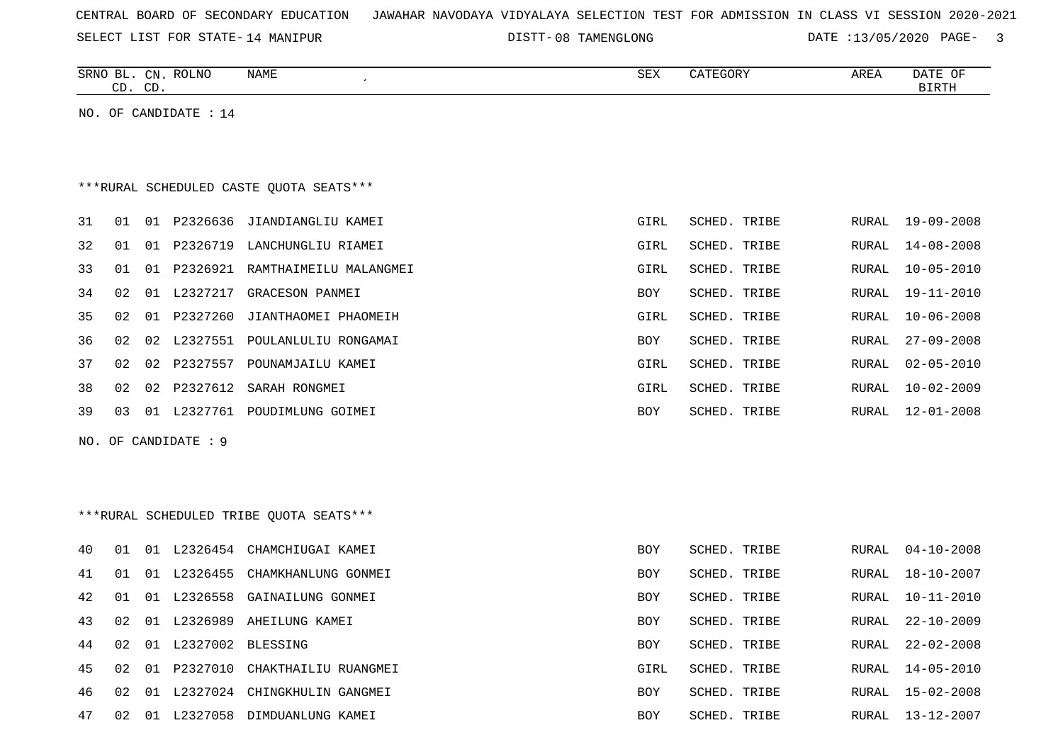CENTRAL BOARD OF SECONDARY EDUCATION   JAWAHAR NAVODAYA VIDYALAYA SELECTION TEST FOR ADMISSION IN CLASS VI SESSION 2020-2021

SELECT LIST FOR STATE- 14 MANIPUR   DISTT- 08 TAMENGLONG   DATE :13/05/2020

| SRNO | BL. CD. | CN. CD. | ROLNO | NAME | SEX | CATEGORY | AREA | DATE OF BIRTH |
|---|---|---|---|---|---|---|---|---|

NO. OF CANDIDATE : 14

***RURAL SCHEDULED CASTE QUOTA SEATS***

| SRNO | BL. CD. | CN. CD. | ROLNO | NAME | SEX | CATEGORY | AREA | DATE OF BIRTH |
|---|---|---|---|---|---|---|---|---|
| 31 | 01 | 01 | P2326636 | JIANDIANGLIU KAMEI | GIRL | SCHED. TRIBE | RURAL | 19-09-2008 |
| 32 | 01 | 01 | P2326719 | LANCHUNGLIU RIAMEI | GIRL | SCHED. TRIBE | RURAL | 14-08-2008 |
| 33 | 01 | 01 | P2326921 | RAMTHAIMEILU MALANGMEI | GIRL | SCHED. TRIBE | RURAL | 10-05-2010 |
| 34 | 02 | 01 | L2327217 | GRACESON PANMEI | BOY | SCHED. TRIBE | RURAL | 19-11-2010 |
| 35 | 02 | 01 | P2327260 | JIANTHAOMEI PHAOMEIH | GIRL | SCHED. TRIBE | RURAL | 10-06-2008 |
| 36 | 02 | 02 | L2327551 | POULANLULIU RONGAMAI | BOY | SCHED. TRIBE | RURAL | 27-09-2008 |
| 37 | 02 | 02 | P2327557 | POUNAMJAILU KAMEI | GIRL | SCHED. TRIBE | RURAL | 02-05-2010 |
| 38 | 02 | 02 | P2327612 | SARAH RONGMEI | GIRL | SCHED. TRIBE | RURAL | 10-02-2009 |
| 39 | 03 | 01 | L2327761 | POUDIMLUNG GOIMEI | BOY | SCHED. TRIBE | RURAL | 12-01-2008 |

NO. OF CANDIDATE : 9

***RURAL SCHEDULED TRIBE QUOTA SEATS***

| SRNO | BL. CD. | CN. CD. | ROLNO | NAME | SEX | CATEGORY | AREA | DATE OF BIRTH |
|---|---|---|---|---|---|---|---|---|
| 40 | 01 | 01 | L2326454 | CHAMCHIUGAI KAMEI | BOY | SCHED. TRIBE | RURAL | 04-10-2008 |
| 41 | 01 | 01 | L2326455 | CHAMKHANLUNG GONMEI | BOY | SCHED. TRIBE | RURAL | 18-10-2007 |
| 42 | 01 | 01 | L2326558 | GAINAILUNG GONMEI | BOY | SCHED. TRIBE | RURAL | 10-11-2010 |
| 43 | 02 | 01 | L2326989 | AHEILUNG KAMEI | BOY | SCHED. TRIBE | RURAL | 22-10-2009 |
| 44 | 02 | 01 | L2327002 | BLESSING | BOY | SCHED. TRIBE | RURAL | 22-02-2008 |
| 45 | 02 | 01 | P2327010 | CHAKTHAILIU RUANGMEI | GIRL | SCHED. TRIBE | RURAL | 14-05-2010 |
| 46 | 02 | 01 | L2327024 | CHINGKHULIN GANGMEI | BOY | SCHED. TRIBE | RURAL | 15-02-2008 |
| 47 | 02 | 01 | L2327058 | DIMDUANLUNG KAMEI | BOY | SCHED. TRIBE | RURAL | 13-12-2007 |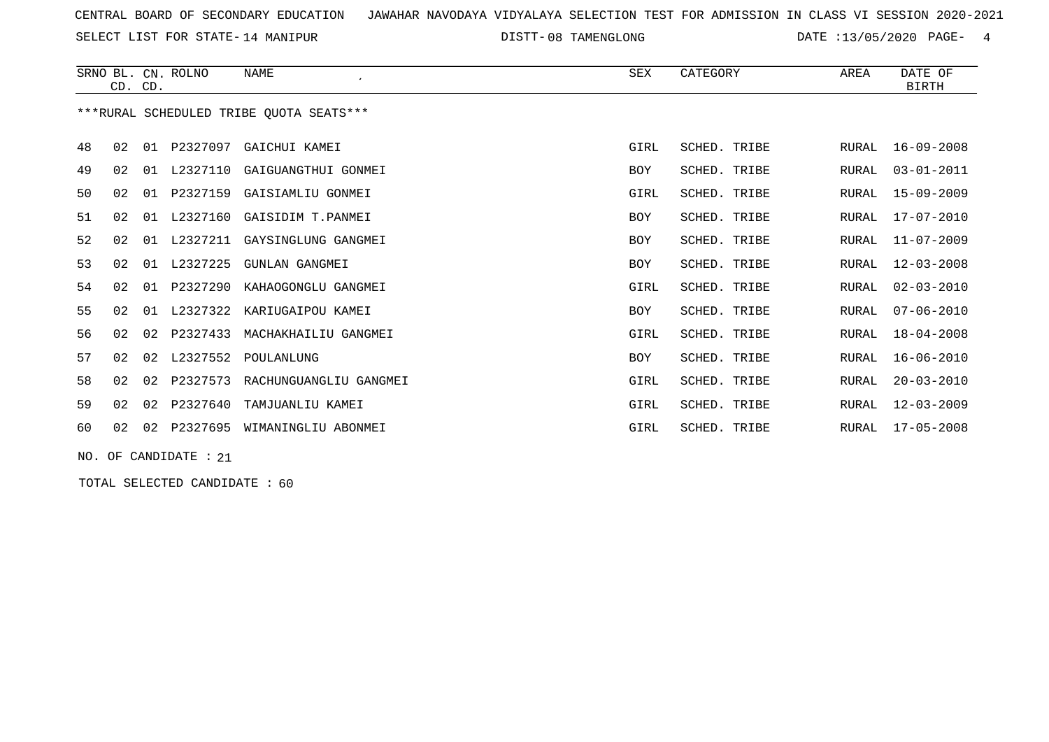CENTRAL BOARD OF SECONDARY EDUCATION JAWAHAR NAVODAYA VIDYALAYA SELECTION TEST FOR ADMISSION IN CLASS VI SESSION 2020-2021

SELECT LIST FOR STATE- 14 MANIPUR DISTT- 08 TAMENGLONG DATE :13/05/2020

***RURAL SCHEDULED TRIBE QUOTA SEATS***

| SRNO | BL. CD. | CN. CD. | ROLNO | NAME | SEX | CATEGORY | AREA | DATE OF BIRTH |
|---|---|---|---|---|---|---|---|---|
| 48 | 02 | 01 | P2327097 | GAICHUI KAMEI | GIRL | SCHED. TRIBE | RURAL | 16-09-2008 |
| 49 | 02 | 01 | L2327110 | GAIGUANGTHUI GONMEI | BOY | SCHED. TRIBE | RURAL | 03-01-2011 |
| 50 | 02 | 01 | P2327159 | GAISIAMLIU GONMEI | GIRL | SCHED. TRIBE | RURAL | 15-09-2009 |
| 51 | 02 | 01 | L2327160 | GAISIDIM T.PANMEI | BOY | SCHED. TRIBE | RURAL | 17-07-2010 |
| 52 | 02 | 01 | L2327211 | GAYSINGLUNG GANGMEI | BOY | SCHED. TRIBE | RURAL | 11-07-2009 |
| 53 | 02 | 01 | L2327225 | GUNLAN GANGMEI | BOY | SCHED. TRIBE | RURAL | 12-03-2008 |
| 54 | 02 | 01 | P2327290 | KAHAOGONGLU GANGMEI | GIRL | SCHED. TRIBE | RURAL | 02-03-2010 |
| 55 | 02 | 01 | L2327322 | KARIUGAIPOU KAMEI | BOY | SCHED. TRIBE | RURAL | 07-06-2010 |
| 56 | 02 | 02 | P2327433 | MACHAKHAILIU GANGMEI | GIRL | SCHED. TRIBE | RURAL | 18-04-2008 |
| 57 | 02 | 02 | L2327552 | POULANLUNG | BOY | SCHED. TRIBE | RURAL | 16-06-2010 |
| 58 | 02 | 02 | P2327573 | RACHUNGUANGLIU GANGMEI | GIRL | SCHED. TRIBE | RURAL | 20-03-2010 |
| 59 | 02 | 02 | P2327640 | TAMJUANLIU KAMEI | GIRL | SCHED. TRIBE | RURAL | 12-03-2009 |
| 60 | 02 | 02 | P2327695 | WIMANINGLIU ABONMEI | GIRL | SCHED. TRIBE | RURAL | 17-05-2008 |

NO. OF CANDIDATE : 21

TOTAL SELECTED CANDIDATE : 60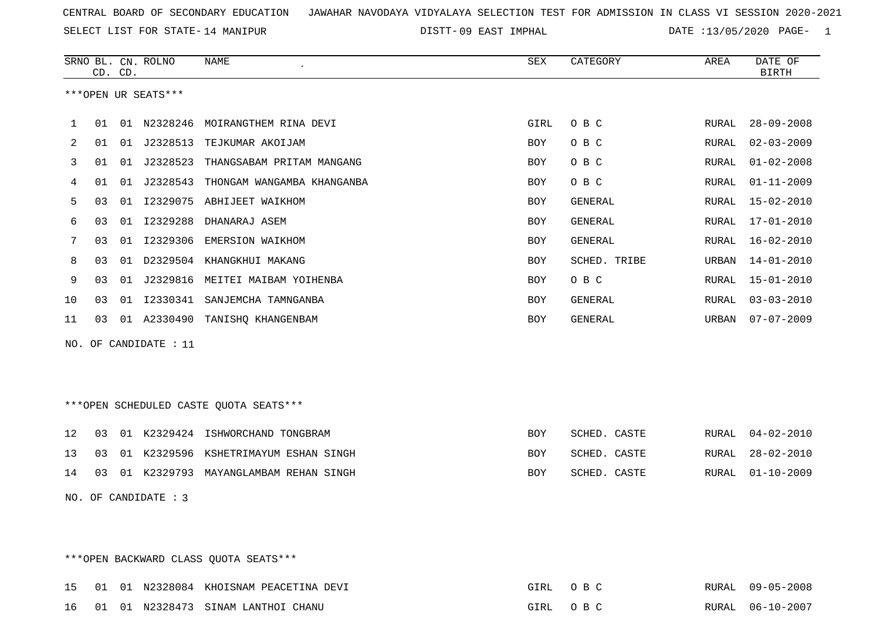CENTRAL BOARD OF SECONDARY EDUCATION JAWAHAR NAVODAYA VIDYALAYA SELECTION TEST FOR ADMISSION IN CLASS VI SESSION 2020-2021

SELECT LIST FOR STATE- 14 MANIPUR DISTT- 09 EAST IMPHAL DATE :13/05/2020 PAGE- 1

| SRNO | BL. CD. | CN. CD. | ROLNO | NAME | SEX | CATEGORY | AREA | DATE OF BIRTH |
|---|---|---|---|---|---|---|---|---|

***OPEN UR SEATS***

| SRNO | BL. CD. | CN. CD. | ROLNO | NAME | SEX | CATEGORY | AREA | DATE OF BIRTH |
|---|---|---|---|---|---|---|---|---|
| 1 | 01 | 01 | N2328246 | MOIRANGTHEM RINA DEVI | GIRL | O B C | RURAL | 28-09-2008 |
| 2 | 01 | 01 | J2328513 | TEJKUMAR AKOIJAM | BOY | O B C | RURAL | 02-03-2009 |
| 3 | 01 | 01 | J2328523 | THANGSABAM PRITAM MANGANG | BOY | O B C | RURAL | 01-02-2008 |
| 4 | 01 | 01 | J2328543 | THONGAM WANGAMBA KHANGANBA | BOY | O B C | RURAL | 01-11-2009 |
| 5 | 03 | 01 | I2329075 | ABHIJEET WAIKHOM | BOY | GENERAL | RURAL | 15-02-2010 |
| 6 | 03 | 01 | I2329288 | DHANARAJ ASEM | BOY | GENERAL | RURAL | 17-01-2010 |
| 7 | 03 | 01 | I2329306 | EMERSION WAIKHOM | BOY | GENERAL | RURAL | 16-02-2010 |
| 8 | 03 | 01 | D2329504 | KHANGKHUI MAKANG | BOY | SCHED. TRIBE | URBAN | 14-01-2010 |
| 9 | 03 | 01 | J2329816 | MEITEI MAIBAM YOIHENBA | BOY | O B C | RURAL | 15-01-2010 |
| 10 | 03 | 01 | I2330341 | SANJEMCHA TAMNGANBA | BOY | GENERAL | RURAL | 03-03-2010 |
| 11 | 03 | 01 | A2330490 | TANISHQ KHANGENBAM | BOY | GENERAL | URBAN | 07-07-2009 |

NO. OF CANDIDATE : 11

***OPEN SCHEDULED CASTE QUOTA SEATS***

| SRNO | BL. CD. | CN. CD. | ROLNO | NAME | SEX | CATEGORY | AREA | DATE OF BIRTH |
|---|---|---|---|---|---|---|---|---|
| 12 | 03 | 01 | K2329424 | ISHWORCHAND TONGBRAM | BOY | SCHED. CASTE | RURAL | 04-02-2010 |
| 13 | 03 | 01 | K2329596 | KSHETRIMAYUM ESHAN SINGH | BOY | SCHED. CASTE | RURAL | 28-02-2010 |
| 14 | 03 | 01 | K2329793 | MAYANGLAMBAM REHAN SINGH | BOY | SCHED. CASTE | RURAL | 01-10-2009 |

NO. OF CANDIDATE : 3

***OPEN BACKWARD CLASS QUOTA SEATS***

| SRNO | BL. CD. | CN. CD. | ROLNO | NAME | SEX | CATEGORY | AREA | DATE OF BIRTH |
|---|---|---|---|---|---|---|---|---|
| 15 | 01 | 01 | N2328084 | KHOISNAM PEACETINA DEVI | GIRL | O B C | RURAL | 09-05-2008 |
| 16 | 01 | 01 | N2328473 | SINAM LANTHOI CHANU | GIRL | O B C | RURAL | 06-10-2007 |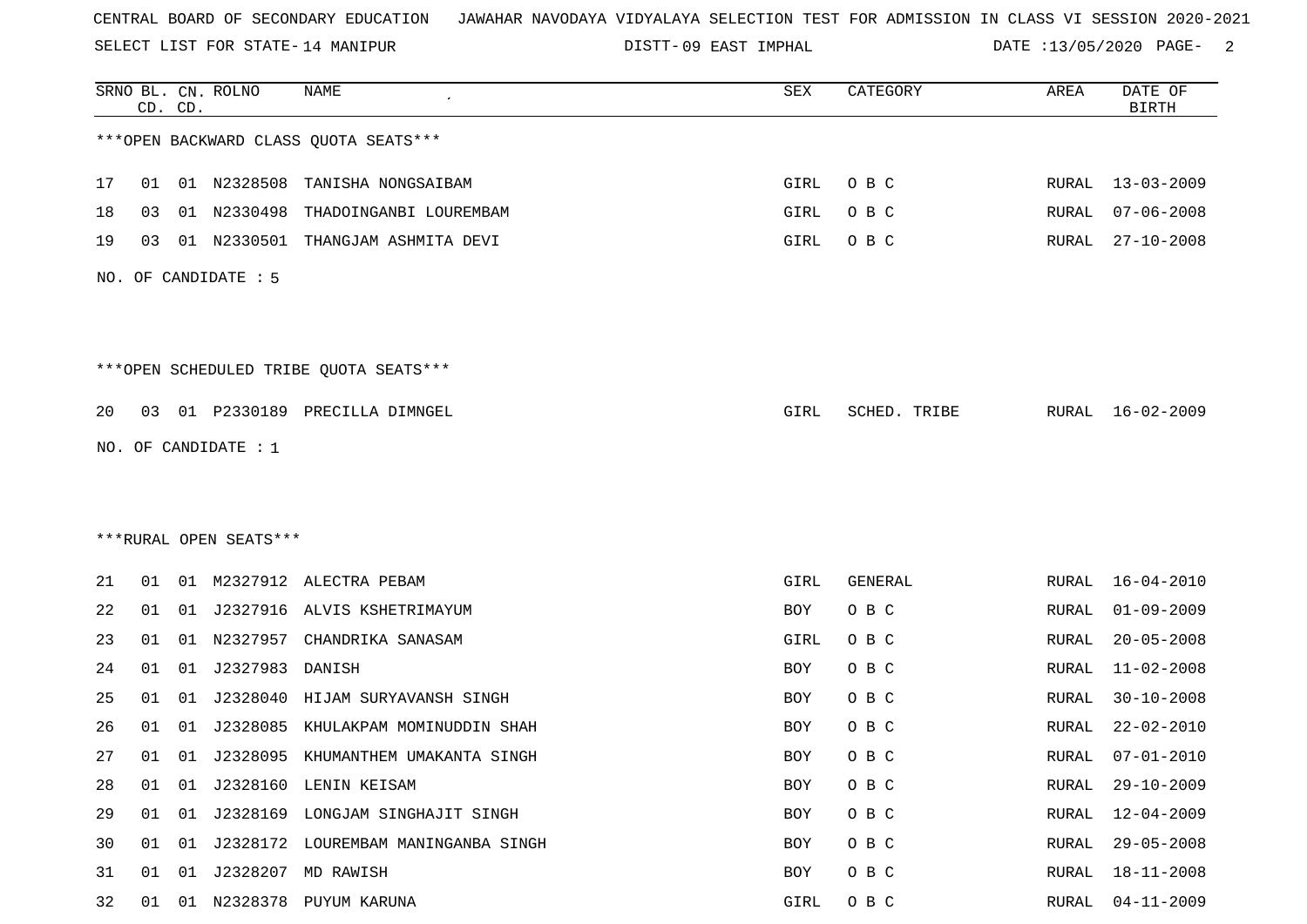CENTRAL BOARD OF SECONDARY EDUCATION JAWAHAR NAVODAYA VIDYALAYA SELECTION TEST FOR ADMISSION IN CLASS VI SESSION 2020-2021

SELECT LIST FOR STATE- 14 MANIPUR DISTT- 09 EAST IMPHAL DATE :13/05/2020

***OPEN BACKWARD CLASS QUOTA SEATS***

| SRNO | BL. CD. | CN. CD. | ROLNO | NAME | SEX | CATEGORY | AREA | DATE OF BIRTH |
|---|---|---|---|---|---|---|---|---|
| 17 | 01 | 01 | N2328508 | TANISHA NONGSAIBAM | GIRL | O B C | RURAL | 13-03-2009 |
| 18 | 03 | 01 | N2330498 | THADOINGANBI LOUREMBAM | GIRL | O B C | RURAL | 07-06-2008 |
| 19 | 03 | 01 | N2330501 | THANGJAM ASHMITA DEVI | GIRL | O B C | RURAL | 27-10-2008 |

NO. OF CANDIDATE : 5

***OPEN SCHEDULED TRIBE QUOTA SEATS***

| SRNO | BL. CD. | CN. CD. | ROLNO | NAME | SEX | CATEGORY | AREA | DATE OF BIRTH |
|---|---|---|---|---|---|---|---|---|
| 20 | 03 | 01 | P2330189 | PRECILLA DIMNGEL | GIRL | SCHED. TRIBE | RURAL | 16-02-2009 |

NO. OF CANDIDATE : 1

***RURAL OPEN SEATS***

| SRNO | BL. CD. | CN. CD. | ROLNO | NAME | SEX | CATEGORY | AREA | DATE OF BIRTH |
|---|---|---|---|---|---|---|---|---|
| 21 | 01 | 01 | M2327912 | ALECTRA PEBAM | GIRL | GENERAL | RURAL | 16-04-2010 |
| 22 | 01 | 01 | J2327916 | ALVIS KSHETRIMAYUM | BOY | O B C | RURAL | 01-09-2009 |
| 23 | 01 | 01 | N2327957 | CHANDRIKA SANASAM | GIRL | O B C | RURAL | 20-05-2008 |
| 24 | 01 | 01 | J2327983 | DANISH | BOY | O B C | RURAL | 11-02-2008 |
| 25 | 01 | 01 | J2328040 | HIJAM SURYAVANSH SINGH | BOY | O B C | RURAL | 30-10-2008 |
| 26 | 01 | 01 | J2328085 | KHULAKPAM MOMINUDDIN SHAH | BOY | O B C | RURAL | 22-02-2010 |
| 27 | 01 | 01 | J2328095 | KHUMANTHEM UMAKANTA SINGH | BOY | O B C | RURAL | 07-01-2010 |
| 28 | 01 | 01 | J2328160 | LENIN KEISAM | BOY | O B C | RURAL | 29-10-2009 |
| 29 | 01 | 01 | J2328169 | LONGJAM SINGHAJIT SINGH | BOY | O B C | RURAL | 12-04-2009 |
| 30 | 01 | 01 | J2328172 | LOUREMBAM MANINGANBA SINGH | BOY | O B C | RURAL | 29-05-2008 |
| 31 | 01 | 01 | J2328207 | MD RAWISH | BOY | O B C | RURAL | 18-11-2008 |
| 32 | 01 | 01 | N2328378 | PUYUM KARUNA | GIRL | O B C | RURAL | 04-11-2009 |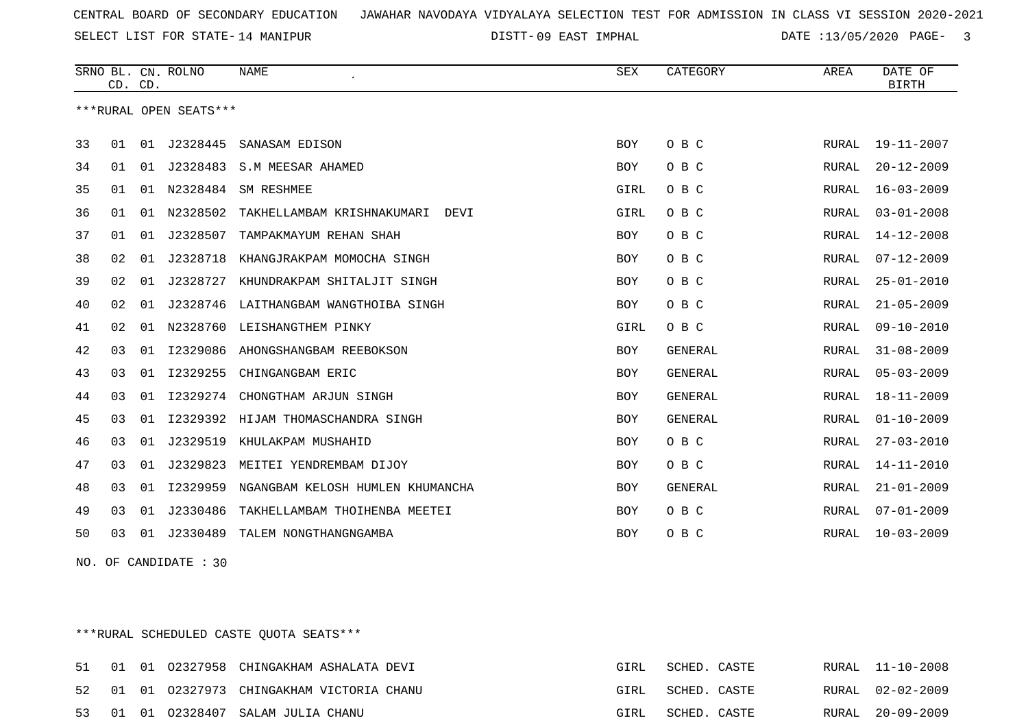CENTRAL BOARD OF SECONDARY EDUCATION JAWAHAR NAVODAYA VIDYALAYA SELECTION TEST FOR ADMISSION IN CLASS VI SESSION 2020-2021

SELECT LIST FOR STATE- 14 MANIPUR DISTT- 09 EAST IMPHAL DATE :13/05/2020

***RURAL OPEN SEATS***

| SRNO | BL. CD. | CN. CD. | ROLNO | NAME | SEX | CATEGORY | AREA | DATE OF BIRTH |
|---|---|---|---|---|---|---|---|---|
| 33 | 01 | 01 | J2328445 | SANASAM EDISON | BOY | O B C | RURAL | 19-11-2007 |
| 34 | 01 | 01 | J2328483 | S.M MEESAR AHAMED | BOY | O B C | RURAL | 20-12-2009 |
| 35 | 01 | 01 | N2328484 | SM RESHMEE | GIRL | O B C | RURAL | 16-03-2009 |
| 36 | 01 | 01 | N2328502 | TAKHELLAMBAM KRISHNAKUMARI DEVI | GIRL | O B C | RURAL | 03-01-2008 |
| 37 | 01 | 01 | J2328507 | TAMPAKMAYUM REHAN SHAH | BOY | O B C | RURAL | 14-12-2008 |
| 38 | 02 | 01 | J2328718 | KHANGJRAKPAM MOMOCHA SINGH | BOY | O B C | RURAL | 07-12-2009 |
| 39 | 02 | 01 | J2328727 | KHUNDRAKPAM SHITALJIT SINGH | BOY | O B C | RURAL | 25-01-2010 |
| 40 | 02 | 01 | J2328746 | LAITHANGBAM WANGTHOIBA SINGH | BOY | O B C | RURAL | 21-05-2009 |
| 41 | 02 | 01 | N2328760 | LEISHANGTHEM PINKY | GIRL | O B C | RURAL | 09-10-2010 |
| 42 | 03 | 01 | I2329086 | AHONGSHANGBAM REEBOKSON | BOY | GENERAL | RURAL | 31-08-2009 |
| 43 | 03 | 01 | I2329255 | CHINGANGBAM ERIC | BOY | GENERAL | RURAL | 05-03-2009 |
| 44 | 03 | 01 | I2329274 | CHONGTHAM ARJUN SINGH | BOY | GENERAL | RURAL | 18-11-2009 |
| 45 | 03 | 01 | I2329392 | HIJAM THOMASCHANDRA SINGH | BOY | GENERAL | RURAL | 01-10-2009 |
| 46 | 03 | 01 | J2329519 | KHULAKPAM MUSHAHID | BOY | O B C | RURAL | 27-03-2010 |
| 47 | 03 | 01 | J2329823 | MEITEI YENDREMBAM DIJOY | BOY | O B C | RURAL | 14-11-2010 |
| 48 | 03 | 01 | I2329959 | NGANGBAM KELOSH HUMLEN KHUMANCHA | BOY | GENERAL | RURAL | 21-01-2009 |
| 49 | 03 | 01 | J2330486 | TAKHELLAMBAM THOIHENBA MEETEI | BOY | O B C | RURAL | 07-01-2009 |
| 50 | 03 | 01 | J2330489 | TALEM NONGTHANGNGAMBA | BOY | O B C | RURAL | 10-03-2009 |

NO. OF CANDIDATE : 30

***RURAL SCHEDULED CASTE QUOTA SEATS***

| SRNO | BL. CD. | CN. CD. | ROLNO | NAME | SEX | CATEGORY | AREA | DATE OF BIRTH |
|---|---|---|---|---|---|---|---|---|
| 51 | 01 | 01 | O2327958 | CHINGAKHAM ASHALATA DEVI | GIRL | SCHED. CASTE | RURAL | 11-10-2008 |
| 52 | 01 | 01 | O2327973 | CHINGAKHAM VICTORIA CHANU | GIRL | SCHED. CASTE | RURAL | 02-02-2009 |
| 53 | 01 | 01 | O2328407 | SALAM JULIA CHANU | GIRL | SCHED. CASTE | RURAL | 20-09-2009 |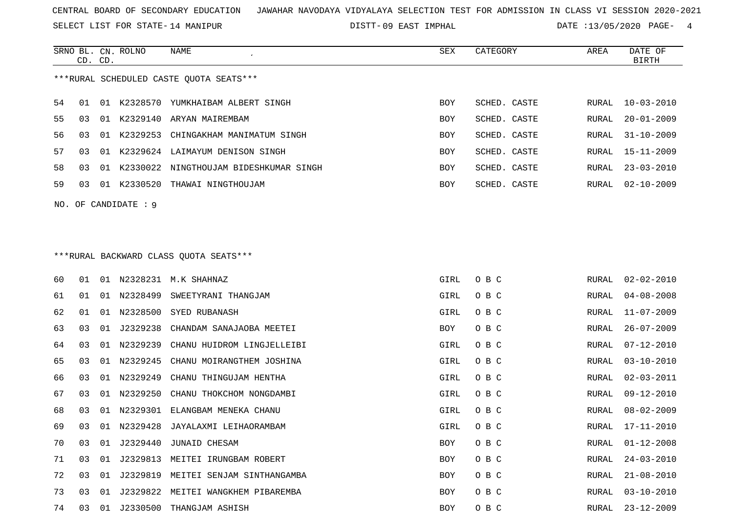CENTRAL BOARD OF SECONDARY EDUCATION   JAWAHAR NAVODAYA VIDYALAYA SELECTION TEST FOR ADMISSION IN CLASS VI SESSION 2020-2021

SELECT LIST FOR STATE- 14 MANIPUR   DISTT- 09 EAST IMPHAL   DATE :13/05/2020

***RURAL SCHEDULED CASTE QUOTA SEATS***

| SRNO | BL. CD. | CN. CD. | ROLNO | NAME | SEX | CATEGORY | AREA | DATE OF BIRTH |
|---|---|---|---|---|---|---|---|---|
| 54 | 01 | 01 | K2328570 | YUMKHAIBAM ALBERT SINGH | BOY | SCHED. CASTE | RURAL | 10-03-2010 |
| 55 | 03 | 01 | K2329140 | ARYAN MAIREMBAM | BOY | SCHED. CASTE | RURAL | 20-01-2009 |
| 56 | 03 | 01 | K2329253 | CHINGAKHAM MANIMATUM SINGH | BOY | SCHED. CASTE | RURAL | 31-10-2009 |
| 57 | 03 | 01 | K2329624 | LAIMAYUM DENISON SINGH | BOY | SCHED. CASTE | RURAL | 15-11-2009 |
| 58 | 03 | 01 | K2330022 | NINGTHOUJAM BIDESHKUMAR SINGH | BOY | SCHED. CASTE | RURAL | 23-03-2010 |
| 59 | 03 | 01 | K2330520 | THAWAI NINGTHOUJAM | BOY | SCHED. CASTE | RURAL | 02-10-2009 |

NO. OF CANDIDATE : 9

***RURAL BACKWARD CLASS QUOTA SEATS***

| SRNO | BL. CD. | CN. CD. | ROLNO | NAME | SEX | CATEGORY | AREA | DATE OF BIRTH |
|---|---|---|---|---|---|---|---|---|
| 60 | 01 | 01 | N2328231 | M.K SHAHNAZ | GIRL | O B C | RURAL | 02-02-2010 |
| 61 | 01 | 01 | N2328499 | SWEETYRANI THANGJAM | GIRL | O B C | RURAL | 04-08-2008 |
| 62 | 01 | 01 | N2328500 | SYED RUBANASH | GIRL | O B C | RURAL | 11-07-2009 |
| 63 | 03 | 01 | J2329238 | CHANDAM SANAJAOBA MEETEI | BOY | O B C | RURAL | 26-07-2009 |
| 64 | 03 | 01 | N2329239 | CHANU HUIDROM LINGJELLEIBI | GIRL | O B C | RURAL | 07-12-2010 |
| 65 | 03 | 01 | N2329245 | CHANU MOIRANGTHEM JOSHINA | GIRL | O B C | RURAL | 03-10-2010 |
| 66 | 03 | 01 | N2329249 | CHANU THINGUJAM HENTHA | GIRL | O B C | RURAL | 02-03-2011 |
| 67 | 03 | 01 | N2329250 | CHANU THOKCHOM NONGDAMBI | GIRL | O B C | RURAL | 09-12-2010 |
| 68 | 03 | 01 | N2329301 | ELANGBAM MENEKA CHANU | GIRL | O B C | RURAL | 08-02-2009 |
| 69 | 03 | 01 | N2329428 | JAYALAXMI LEIHAORAMBAM | GIRL | O B C | RURAL | 17-11-2010 |
| 70 | 03 | 01 | J2329440 | JUNAID CHESAM | BOY | O B C | RURAL | 01-12-2008 |
| 71 | 03 | 01 | J2329813 | MEITEI IRUNGBAM ROBERT | BOY | O B C | RURAL | 24-03-2010 |
| 72 | 03 | 01 | J2329819 | MEITEI SENJAM SINTHANGAMBA | BOY | O B C | RURAL | 21-08-2010 |
| 73 | 03 | 01 | J2329822 | MEITEI WANGKHEM PIBAREMBA | BOY | O B C | RURAL | 03-10-2010 |
| 74 | 03 | 01 | J2330500 | THANGJAM ASHISH | BOY | O B C | RURAL | 23-12-2009 |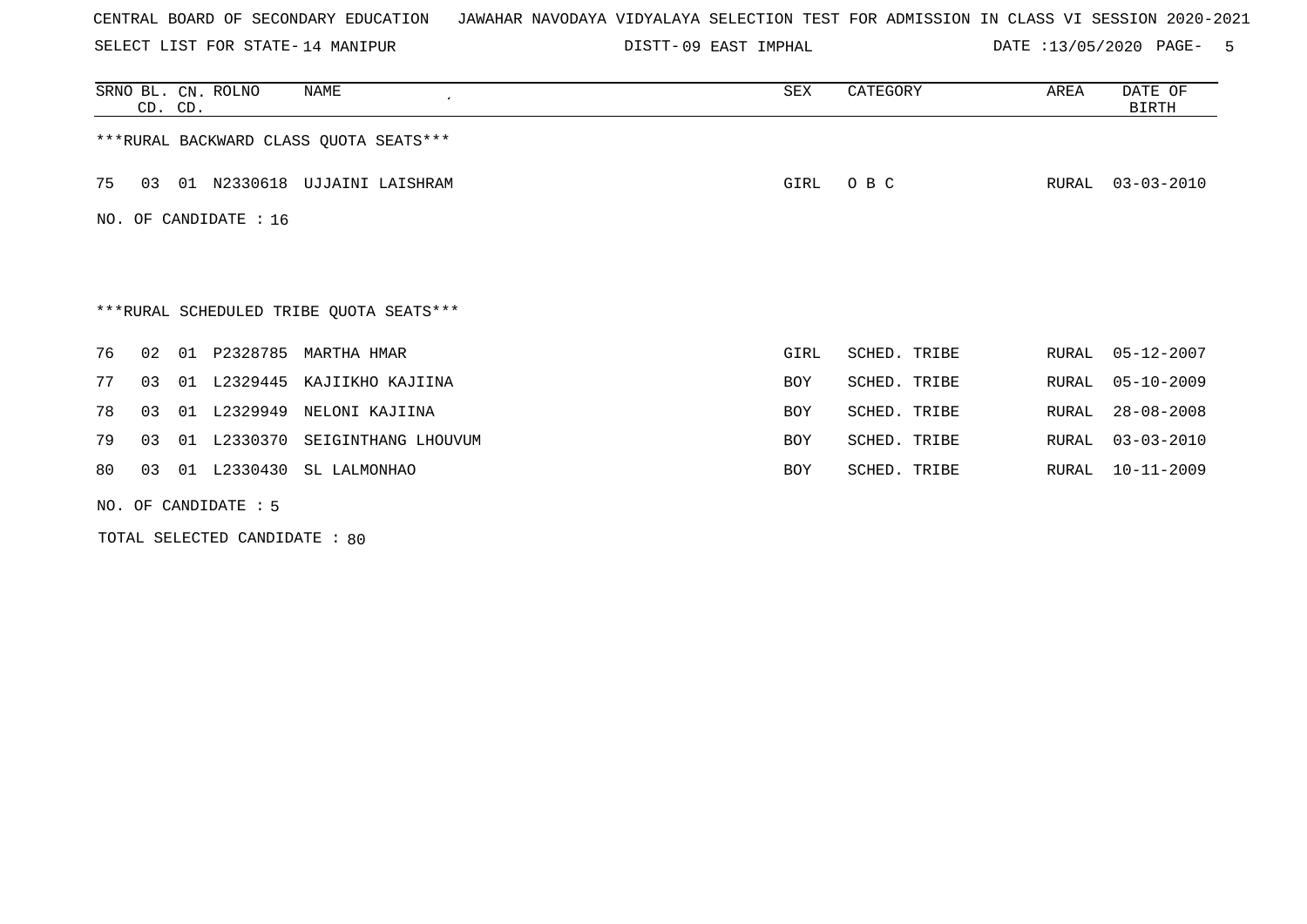CENTRAL BOARD OF SECONDARY EDUCATION JAWAHAR NAVODAYA VIDYALAYA SELECTION TEST FOR ADMISSION IN CLASS VI SESSION 2020-2021

SELECT LIST FOR STATE- 14 MANIPUR DISTT- 09 EAST IMPHAL DATE :13/05/2020

***RURAL BACKWARD CLASS QUOTA SEATS***

| SRNO | BL. CD. | CN. CD. | ROLNO | NAME | SEX | CATEGORY | AREA | DATE OF BIRTH |
|---|---|---|---|---|---|---|---|---|
| 75 | 03 | 01 | N2330618 | UJJAINI LAISHRAM | GIRL | O B C | RURAL | 03-03-2010 |

NO. OF CANDIDATE : 16

***RURAL SCHEDULED TRIBE QUOTA SEATS***

| SRNO | BL. CD. | CN. CD. | ROLNO | NAME | SEX | CATEGORY | AREA | DATE OF BIRTH |
|---|---|---|---|---|---|---|---|---|
| 76 | 02 | 01 | P2328785 | MARTHA HMAR | GIRL | SCHED. TRIBE | RURAL | 05-12-2007 |
| 77 | 03 | 01 | L2329445 | KAJIIKHO KAJIINA | BOY | SCHED. TRIBE | RURAL | 05-10-2009 |
| 78 | 03 | 01 | L2329949 | NELONI KAJIINA | BOY | SCHED. TRIBE | RURAL | 28-08-2008 |
| 79 | 03 | 01 | L2330370 | SEIGINTHANG LHOUVUM | BOY | SCHED. TRIBE | RURAL | 03-03-2010 |
| 80 | 03 | 01 | L2330430 | SL LALMONHAO | BOY | SCHED. TRIBE | RURAL | 10-11-2009 |

NO. OF CANDIDATE : 5

TOTAL SELECTED CANDIDATE : 80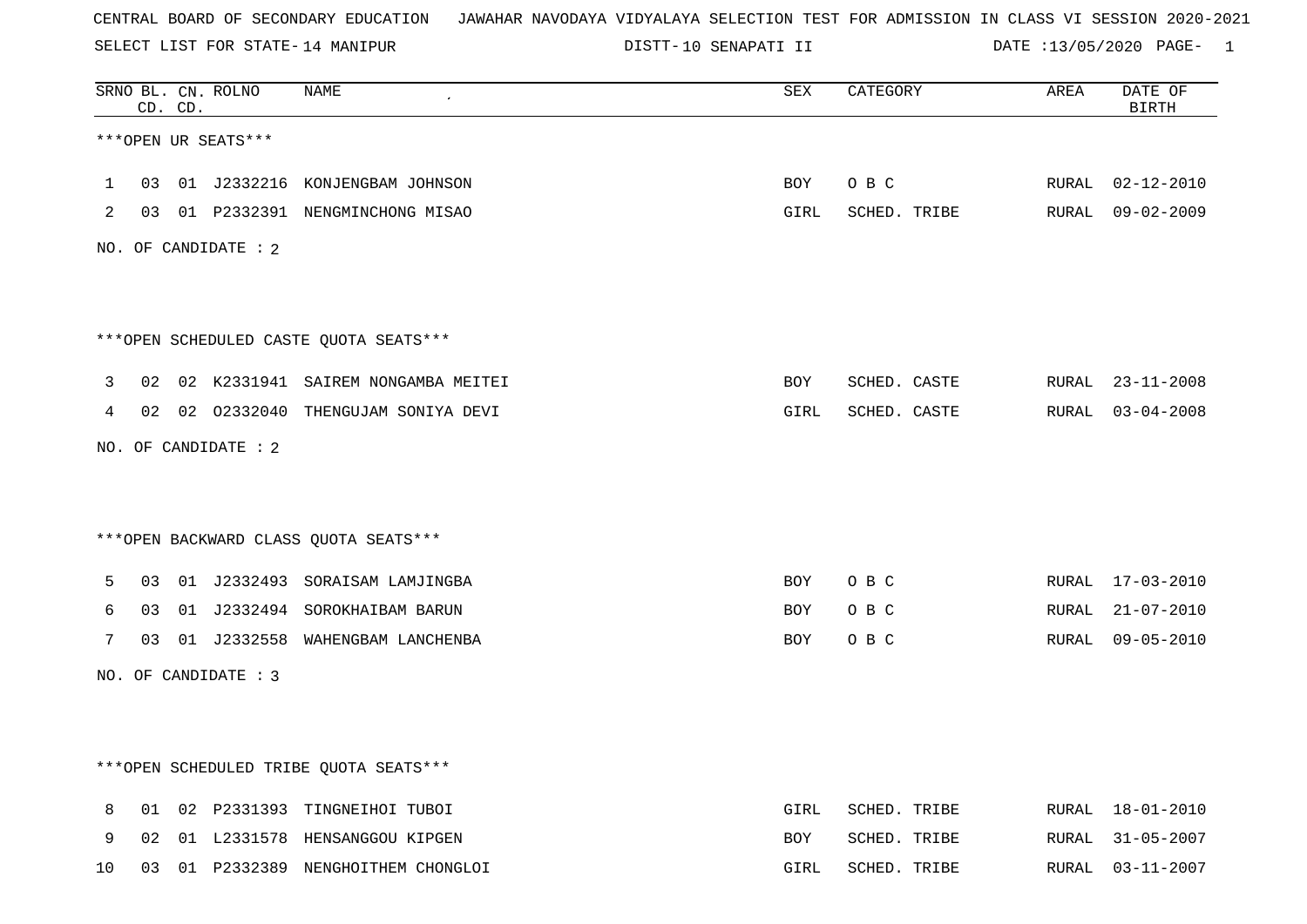CENTRAL BOARD OF SECONDARY EDUCATION JAWAHAR NAVODAYA VIDYALAYA SELECTION TEST FOR ADMISSION IN CLASS VI SESSION 2020-2021

SELECT LIST FOR STATE- 14 MANIPUR DISTT- 10 SENAPATI II DATE :13/05/2020

| SRNO | BL. CD. | CN. CD. | ROLNO | NAME | SEX | CATEGORY | AREA | DATE OF BIRTH |
|---|---|---|---|---|---|---|---|---|

***OPEN UR SEATS***

| SRNO | BL. CD. | CN. CD. | ROLNO | NAME | SEX | CATEGORY | AREA | DATE OF BIRTH |
|---|---|---|---|---|---|---|---|---|
| 1 | 03 | 01 | J2332216 | KONJENGBAM JOHNSON | BOY | O B C | RURAL | 02-12-2010 |
| 2 | 03 | 01 | P2332391 | NENGMINCHONG MISAO | GIRL | SCHED. TRIBE | RURAL | 09-02-2009 |

NO. OF CANDIDATE : 2

***OPEN SCHEDULED CASTE QUOTA SEATS***

| SRNO | BL. CD. | CN. CD. | ROLNO | NAME | SEX | CATEGORY | AREA | DATE OF BIRTH |
|---|---|---|---|---|---|---|---|---|
| 3 | 02 | 02 | K2331941 | SAIREM NONGAMBA MEITEI | BOY | SCHED. CASTE | RURAL | 23-11-2008 |
| 4 | 02 | 02 | O2332040 | THENGUJAM SONIYA DEVI | GIRL | SCHED. CASTE | RURAL | 03-04-2008 |

NO. OF CANDIDATE : 2

***OPEN BACKWARD CLASS QUOTA SEATS***

| SRNO | BL. CD. | CN. CD. | ROLNO | NAME | SEX | CATEGORY | AREA | DATE OF BIRTH |
|---|---|---|---|---|---|---|---|---|
| 5 | 03 | 01 | J2332493 | SORAISAM LAMJINGBA | BOY | O B C | RURAL | 17-03-2010 |
| 6 | 03 | 01 | J2332494 | SOROKHAIBAM BARUN | BOY | O B C | RURAL | 21-07-2010 |
| 7 | 03 | 01 | J2332558 | WAHENGBAM LANCHENBA | BOY | O B C | RURAL | 09-05-2010 |

NO. OF CANDIDATE : 3

***OPEN SCHEDULED TRIBE QUOTA SEATS***

| SRNO | BL. CD. | CN. CD. | ROLNO | NAME | SEX | CATEGORY | AREA | DATE OF BIRTH |
|---|---|---|---|---|---|---|---|---|
| 8 | 01 | 02 | P2331393 | TINGNEIHOI TUBOI | GIRL | SCHED. TRIBE | RURAL | 18-01-2010 |
| 9 | 02 | 01 | L2331578 | HENSANGGOU KIPGEN | BOY | SCHED. TRIBE | RURAL | 31-05-2007 |
| 10 | 03 | 01 | P2332389 | NENGHOITHEM CHONGLOI | GIRL | SCHED. TRIBE | RURAL | 03-11-2007 |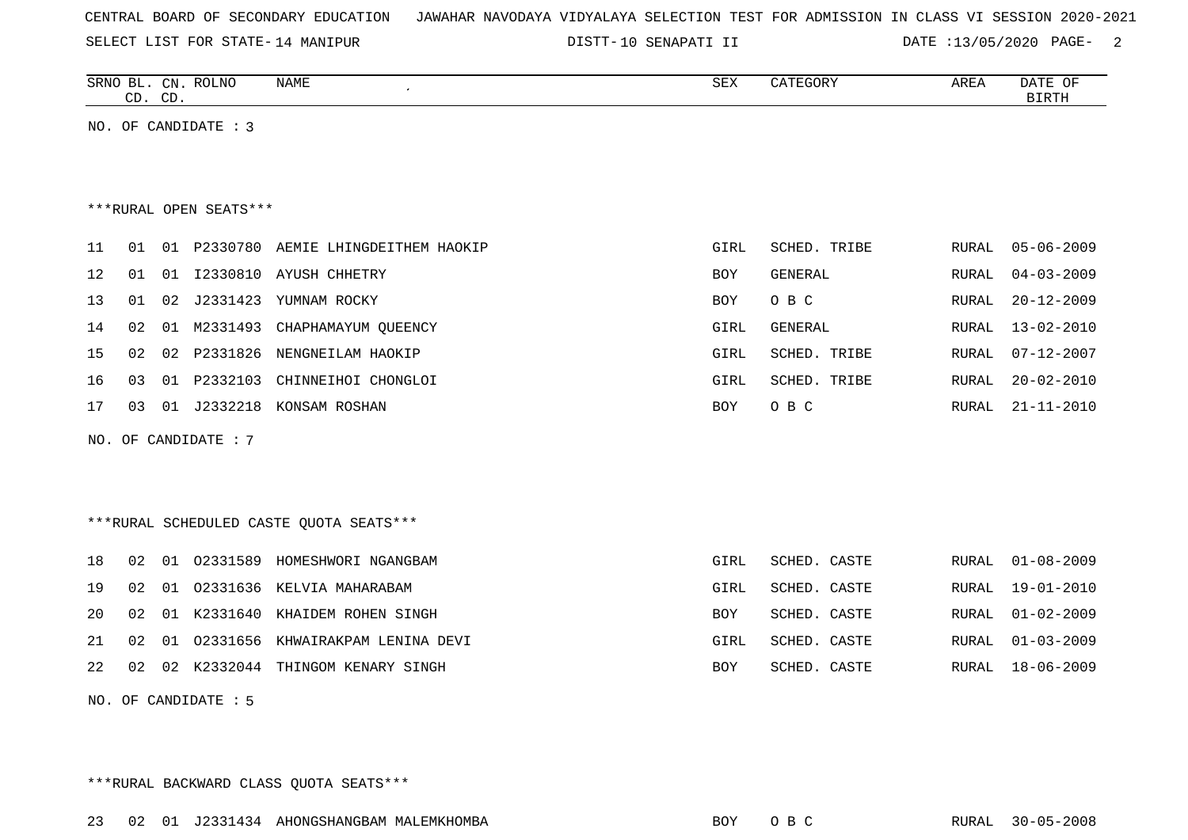CENTRAL BOARD OF SECONDARY EDUCATION JAWAHAR NAVODAYA VIDYALAYA SELECTION TEST FOR ADMISSION IN CLASS VI SESSION 2020-2021

SELECT LIST FOR STATE- 14 MANIPUR DISTT- 10 SENAPATI II DATE :13/05/2020 PAGE- 2

| SRNO | BL. CD. | CN. CD. | ROLNO | NAME | SEX | CATEGORY | AREA | DATE OF BIRTH |
|---|---|---|---|---|---|---|---|---|

NO. OF CANDIDATE : 3

***RURAL OPEN SEATS***

| SRNO | BL. CD. | CN. CD. | ROLNO | NAME | SEX | CATEGORY | AREA | DATE OF BIRTH |
|---|---|---|---|---|---|---|---|---|
| 11 | 01 | 01 | P2330780 | AEMIE LHINGDEITHEM HAOKIP | GIRL | SCHED. TRIBE | RURAL | 05-06-2009 |
| 12 | 01 | 01 | I2330810 | AYUSH CHHETRY | BOY | GENERAL | RURAL | 04-03-2009 |
| 13 | 01 | 02 | J2331423 | YUMNAM ROCKY | BOY | O B C | RURAL | 20-12-2009 |
| 14 | 02 | 01 | M2331493 | CHAPHAMAYUM QUEENCY | GIRL | GENERAL | RURAL | 13-02-2010 |
| 15 | 02 | 02 | P2331826 | NENGNEILAM HAOKIP | GIRL | SCHED. TRIBE | RURAL | 07-12-2007 |
| 16 | 03 | 01 | P2332103 | CHINNEIHOI CHONGLOI | GIRL | SCHED. TRIBE | RURAL | 20-02-2010 |
| 17 | 03 | 01 | J2332218 | KONSAM ROSHAN | BOY | O B C | RURAL | 21-11-2010 |

NO. OF CANDIDATE : 7

***RURAL SCHEDULED CASTE QUOTA SEATS***

| SRNO | BL. CD. | CN. CD. | ROLNO | NAME | SEX | CATEGORY | AREA | DATE OF BIRTH |
|---|---|---|---|---|---|---|---|---|
| 18 | 02 | 01 | O2331589 | HOMESHWORI NGANGBAM | GIRL | SCHED. CASTE | RURAL | 01-08-2009 |
| 19 | 02 | 01 | O2331636 | KELVIA MAHARABAM | GIRL | SCHED. CASTE | RURAL | 19-01-2010 |
| 20 | 02 | 01 | K2331640 | KHAIDEM ROHEN SINGH | BOY | SCHED. CASTE | RURAL | 01-02-2009 |
| 21 | 02 | 01 | O2331656 | KHWAIRAKPAM LENINA DEVI | GIRL | SCHED. CASTE | RURAL | 01-03-2009 |
| 22 | 02 | 02 | K2332044 | THINGOM KENARY SINGH | BOY | SCHED. CASTE | RURAL | 18-06-2009 |

NO. OF CANDIDATE : 5

***RURAL BACKWARD CLASS QUOTA SEATS***

| SRNO | BL. CD. | CN. CD. | ROLNO | NAME | SEX | CATEGORY | AREA | DATE OF BIRTH |
|---|---|---|---|---|---|---|---|---|
| 23 | 02 | 01 | J2331434 | AHONGSHANGBAM MALEMKHOMBA | BOY | O B C | RURAL | 30-05-2008 |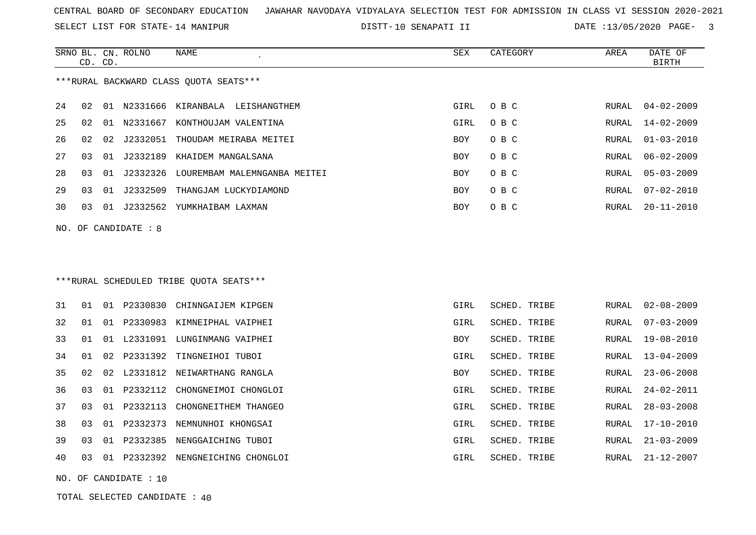CENTRAL BOARD OF SECONDARY EDUCATION JAWAHAR NAVODAYA VIDYALAYA SELECTION TEST FOR ADMISSION IN CLASS VI SESSION 2020-2021

SELECT LIST FOR STATE- 14 MANIPUR DISTT- 10 SENAPATI II DATE :13/05/2020

***RURAL BACKWARD CLASS QUOTA SEATS***

| SRNO | BL. CD. | CN. CD. | ROLNO | NAME | SEX | CATEGORY | AREA | DATE OF BIRTH |
|---|---|---|---|---|---|---|---|---|
| 24 | 02 | 01 | N2331666 | KIRANBALA LEISHANGTHEM | GIRL | O B C | RURAL | 04-02-2009 |
| 25 | 02 | 01 | N2331667 | KONTHOUJAM VALENTINA | GIRL | O B C | RURAL | 14-02-2009 |
| 26 | 02 | 02 | J2332051 | THOUDAM MEIRABA MEITEI | BOY | O B C | RURAL | 01-03-2010 |
| 27 | 03 | 01 | J2332189 | KHAIDEM MANGALSANA | BOY | O B C | RURAL | 06-02-2009 |
| 28 | 03 | 01 | J2332326 | LOUREMBAM MALEMNGANBA MEITEI | BOY | O B C | RURAL | 05-03-2009 |
| 29 | 03 | 01 | J2332509 | THANGJAM LUCKYDIAMOND | BOY | O B C | RURAL | 07-02-2010 |
| 30 | 03 | 01 | J2332562 | YUMKHAIBAM LAXMAN | BOY | O B C | RURAL | 20-11-2010 |

NO. OF CANDIDATE : 8

***RURAL SCHEDULED TRIBE QUOTA SEATS***

| SRNO | BL. CD. | CN. CD. | ROLNO | NAME | SEX | CATEGORY | AREA | DATE OF BIRTH |
|---|---|---|---|---|---|---|---|---|
| 31 | 01 | 01 | P2330830 | CHINNGAIJEM KIPGEN | GIRL | SCHED. TRIBE | RURAL | 02-08-2009 |
| 32 | 01 | 01 | P2330983 | KIMNEIPHAL VAIPHEI | GIRL | SCHED. TRIBE | RURAL | 07-03-2009 |
| 33 | 01 | 01 | L2331091 | LUNGINMANG VAIPHEI | BOY | SCHED. TRIBE | RURAL | 19-08-2010 |
| 34 | 01 | 02 | P2331392 | TINGNEIHOI TUBOI | GIRL | SCHED. TRIBE | RURAL | 13-04-2009 |
| 35 | 02 | 02 | L2331812 | NEIWARTHANG RANGLA | BOY | SCHED. TRIBE | RURAL | 23-06-2008 |
| 36 | 03 | 01 | P2332112 | CHONGNEIMOI CHONGLOI | GIRL | SCHED. TRIBE | RURAL | 24-02-2011 |
| 37 | 03 | 01 | P2332113 | CHONGNEITHEM THANGEO | GIRL | SCHED. TRIBE | RURAL | 28-03-2008 |
| 38 | 03 | 01 | P2332373 | NEMNUNHOI KHONGSAI | GIRL | SCHED. TRIBE | RURAL | 17-10-2010 |
| 39 | 03 | 01 | P2332385 | NENGGAICHING TUBOI | GIRL | SCHED. TRIBE | RURAL | 21-03-2009 |
| 40 | 03 | 01 | P2332392 | NENGNEICHING CHONGLOI | GIRL | SCHED. TRIBE | RURAL | 21-12-2007 |

NO. OF CANDIDATE : 10

TOTAL SELECTED CANDIDATE : 40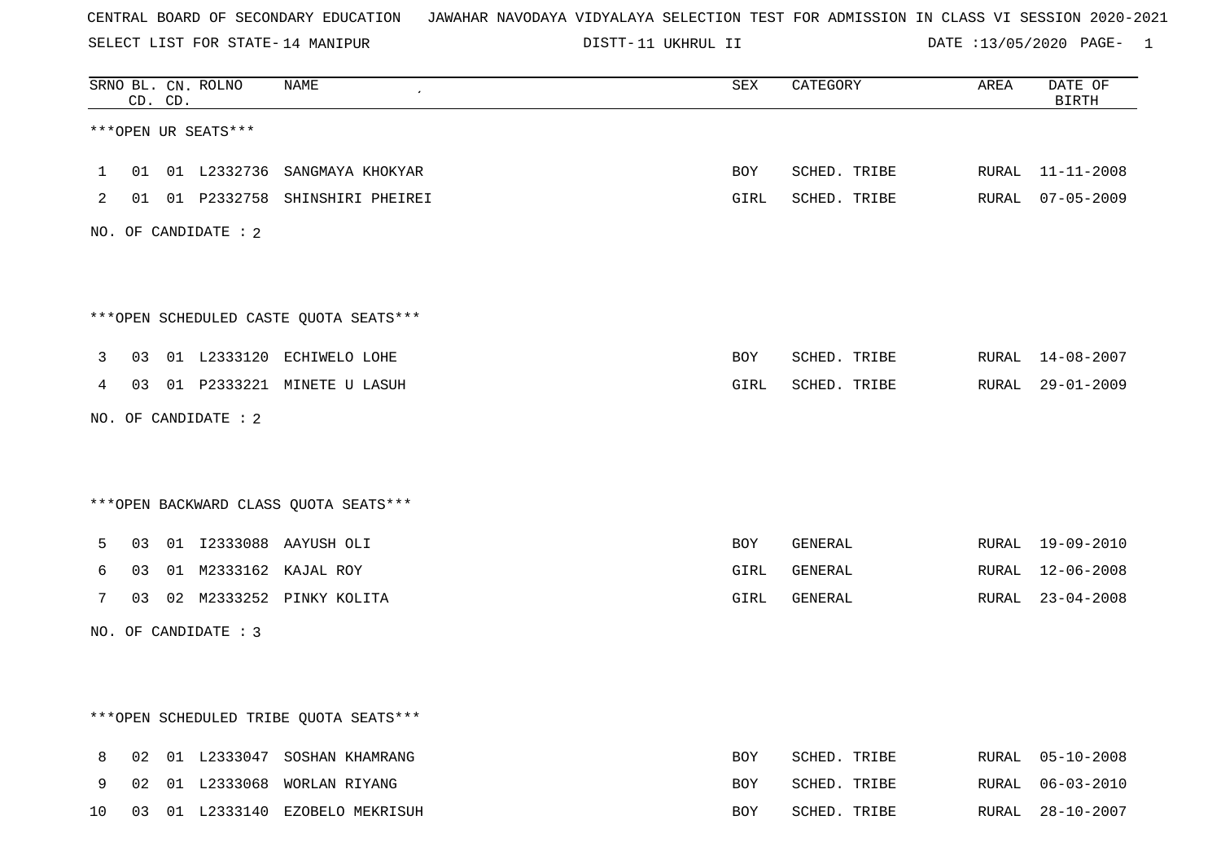CENTRAL BOARD OF SECONDARY EDUCATION JAWAHAR NAVODAYA VIDYALAYA SELECTION TEST FOR ADMISSION IN CLASS VI SESSION 2020-2021

SELECT LIST FOR STATE- 14 MANIPUR DISTT- 11 UKHRUL II DATE :13/05/2020

***OPEN UR SEATS***

| SRNO | BL. CD. | CN. CD. | ROLNO | NAME | SEX | CATEGORY | AREA | DATE OF BIRTH |
|---|---|---|---|---|---|---|---|---|
| 1 | 01 | 01 | L2332736 | SANGMAYA KHOKYAR | BOY | SCHED. TRIBE | RURAL | 11-11-2008 |
| 2 | 01 | 01 | P2332758 | SHINSHIRI PHEIREI | GIRL | SCHED. TRIBE | RURAL | 07-05-2009 |

NO. OF CANDIDATE : 2

***OPEN SCHEDULED CASTE QUOTA SEATS***

| SRNO | BL. CD. | CN. CD. | ROLNO | NAME | SEX | CATEGORY | AREA | DATE OF BIRTH |
|---|---|---|---|---|---|---|---|---|
| 3 | 03 | 01 | L2333120 | ECHIWELO LOHE | BOY | SCHED. TRIBE | RURAL | 14-08-2007 |
| 4 | 03 | 01 | P2333221 | MINETE U LASUH | GIRL | SCHED. TRIBE | RURAL | 29-01-2009 |

NO. OF CANDIDATE : 2

***OPEN BACKWARD CLASS QUOTA SEATS***

| SRNO | BL. CD. | CN. CD. | ROLNO | NAME | SEX | CATEGORY | AREA | DATE OF BIRTH |
|---|---|---|---|---|---|---|---|---|
| 5 | 03 | 01 | I2333088 | AAYUSH OLI | BOY | GENERAL | RURAL | 19-09-2010 |
| 6 | 03 | 01 | M2333162 | KAJAL ROY | GIRL | GENERAL | RURAL | 12-06-2008 |
| 7 | 03 | 02 | M2333252 | PINKY KOLITA | GIRL | GENERAL | RURAL | 23-04-2008 |

NO. OF CANDIDATE : 3

***OPEN SCHEDULED TRIBE QUOTA SEATS***

| SRNO | BL. CD. | CN. CD. | ROLNO | NAME | SEX | CATEGORY | AREA | DATE OF BIRTH |
|---|---|---|---|---|---|---|---|---|
| 8 | 02 | 01 | L2333047 | SOSHAN KHAMRANG | BOY | SCHED. TRIBE | RURAL | 05-10-2008 |
| 9 | 02 | 01 | L2333068 | WORLAN RIYANG | BOY | SCHED. TRIBE | RURAL | 06-03-2010 |
| 10 | 03 | 01 | L2333140 | EZOBELO MEKRISUH | BOY | SCHED. TRIBE | RURAL | 28-10-2007 |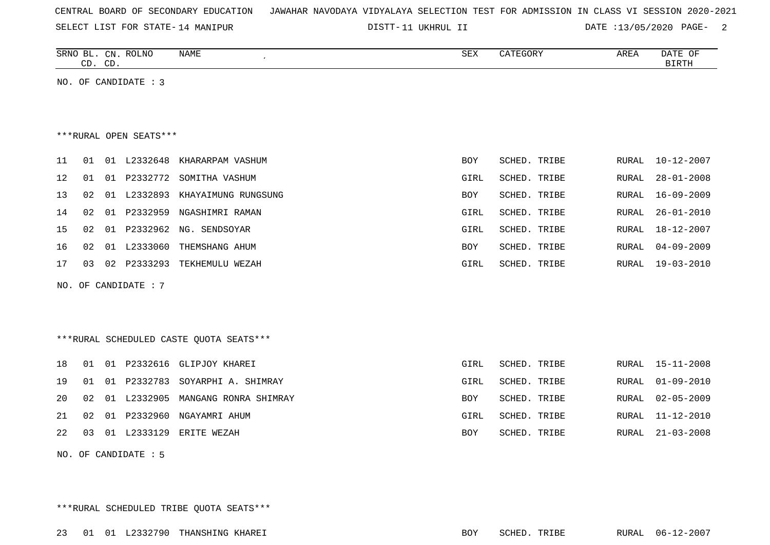CENTRAL BOARD OF SECONDARY EDUCATION JAWAHAR NAVODAYA VIDYALAYA SELECTION TEST FOR ADMISSION IN CLASS VI SESSION 2020-2021

SELECT LIST FOR STATE- 14 MANIPUR DISTT- 11 UKHRUL II DATE :13/05/2020

| SRNO | BL. CD. | CN. CD. | ROLNO | NAME | SEX | CATEGORY | AREA | DATE OF BIRTH |
|---|---|---|---|---|---|---|---|---|

NO. OF CANDIDATE : 3

***RURAL OPEN SEATS***

| SRNO | BL. CD. | CN. CD. | ROLNO | NAME | SEX | CATEGORY | AREA | DATE OF BIRTH |
|---|---|---|---|---|---|---|---|---|
| 11 | 01 | 01 | L2332648 | KHARARPAM VASHUM | BOY | SCHED. TRIBE | RURAL | 10-12-2007 |
| 12 | 01 | 01 | P2332772 | SOMITHA VASHUM | GIRL | SCHED. TRIBE | RURAL | 28-01-2008 |
| 13 | 02 | 01 | L2332893 | KHAYAIMUNG RUNGSUNG | BOY | SCHED. TRIBE | RURAL | 16-09-2009 |
| 14 | 02 | 01 | P2332959 | NGASHIMRI RAMAN | GIRL | SCHED. TRIBE | RURAL | 26-01-2010 |
| 15 | 02 | 01 | P2332962 | NG. SENDSOYAR | GIRL | SCHED. TRIBE | RURAL | 18-12-2007 |
| 16 | 02 | 01 | L2333060 | THEMSHANG AHUM | BOY | SCHED. TRIBE | RURAL | 04-09-2009 |
| 17 | 03 | 02 | P2333293 | TEKHEMULU WEZAH | GIRL | SCHED. TRIBE | RURAL | 19-03-2010 |

NO. OF CANDIDATE : 7

***RURAL SCHEDULED CASTE QUOTA SEATS***

| SRNO | BL. CD. | CN. CD. | ROLNO | NAME | SEX | CATEGORY | AREA | DATE OF BIRTH |
|---|---|---|---|---|---|---|---|---|
| 18 | 01 | 01 | P2332616 | GLIPJOY KHAREI | GIRL | SCHED. TRIBE | RURAL | 15-11-2008 |
| 19 | 01 | 01 | P2332783 | SOYARPHI A. SHIMRAY | GIRL | SCHED. TRIBE | RURAL | 01-09-2010 |
| 20 | 02 | 01 | L2332905 | MANGANG RONRA SHIMRAY | BOY | SCHED. TRIBE | RURAL | 02-05-2009 |
| 21 | 02 | 01 | P2332960 | NGAYAMRI AHUM | GIRL | SCHED. TRIBE | RURAL | 11-12-2010 |
| 22 | 03 | 01 | L2333129 | ERITE WEZAH | BOY | SCHED. TRIBE | RURAL | 21-03-2008 |

NO. OF CANDIDATE : 5

***RURAL SCHEDULED TRIBE QUOTA SEATS***

| SRNO | BL. CD. | CN. CD. | ROLNO | NAME | SEX | CATEGORY | AREA | DATE OF BIRTH |
|---|---|---|---|---|---|---|---|---|
| 23 | 01 | 01 | L2332790 | THANSHING KHAREI | BOY | SCHED. TRIBE | RURAL | 06-12-2007 |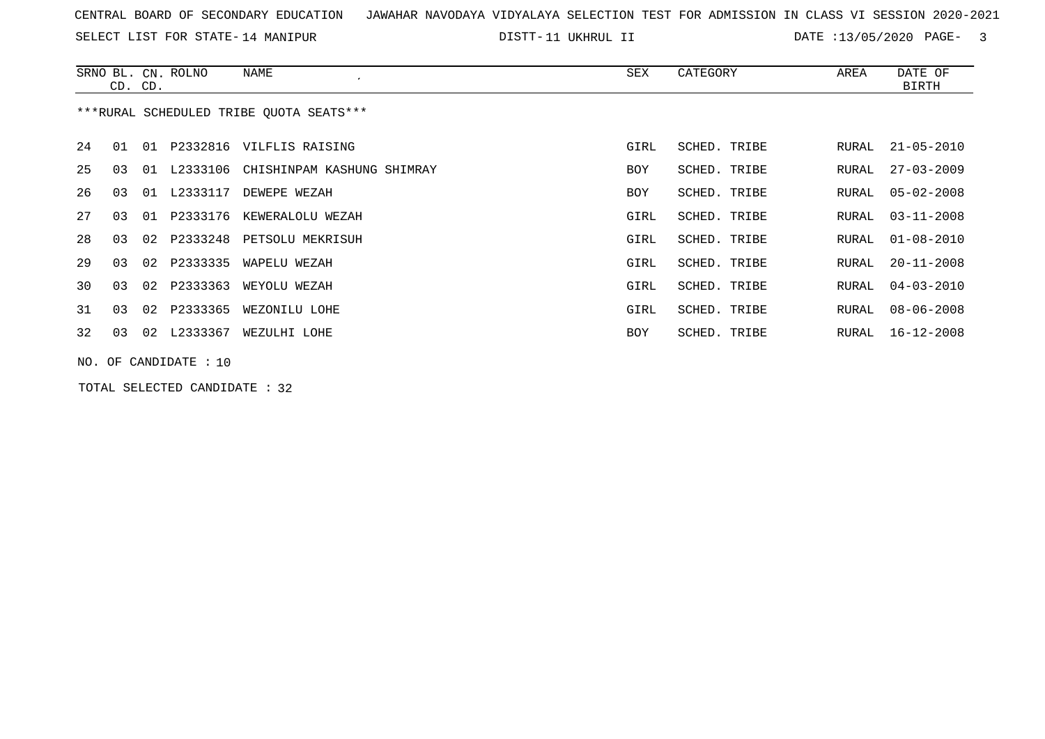CENTRAL BOARD OF SECONDARY EDUCATION JAWAHAR NAVODAYA VIDYALAYA SELECTION TEST FOR ADMISSION IN CLASS VI SESSION 2020-2021

SELECT LIST FOR STATE- 14 MANIPUR DISTT- 11 UKHRUL II DATE :13/05/2020

| SRNO | BL. CD. | CN. CD. | ROLNO | NAME | SEX | CATEGORY | AREA | DATE OF BIRTH |
|---|---|---|---|---|---|---|---|---|

***RURAL SCHEDULED TRIBE QUOTA SEATS***

| SRNO | BL. CD. | CN. CD. | ROLNO | NAME | SEX | CATEGORY | AREA | DATE OF BIRTH |
|---|---|---|---|---|---|---|---|---|
| 24 | 01 | 01 | P2332816 | VILFLIS RAISING | GIRL | SCHED. TRIBE | RURAL | 21-05-2010 |
| 25 | 03 | 01 | L2333106 | CHISHINPAM KASHUNG SHIMRAY | BOY | SCHED. TRIBE | RURAL | 27-03-2009 |
| 26 | 03 | 01 | L2333117 | DEWEPE WEZAH | BOY | SCHED. TRIBE | RURAL | 05-02-2008 |
| 27 | 03 | 01 | P2333176 | KEWERALOLU WEZAH | GIRL | SCHED. TRIBE | RURAL | 03-11-2008 |
| 28 | 03 | 02 | P2333248 | PETSOLU MEKRISUH | GIRL | SCHED. TRIBE | RURAL | 01-08-2010 |
| 29 | 03 | 02 | P2333335 | WAPELU WEZAH | GIRL | SCHED. TRIBE | RURAL | 20-11-2008 |
| 30 | 03 | 02 | P2333363 | WEYOLU WEZAH | GIRL | SCHED. TRIBE | RURAL | 04-03-2010 |
| 31 | 03 | 02 | P2333365 | WEZONILU LOHE | GIRL | SCHED. TRIBE | RURAL | 08-06-2008 |
| 32 | 03 | 02 | L2333367 | WEZULHI LOHE | BOY | SCHED. TRIBE | RURAL | 16-12-2008 |

NO. OF CANDIDATE : 10

TOTAL SELECTED CANDIDATE : 32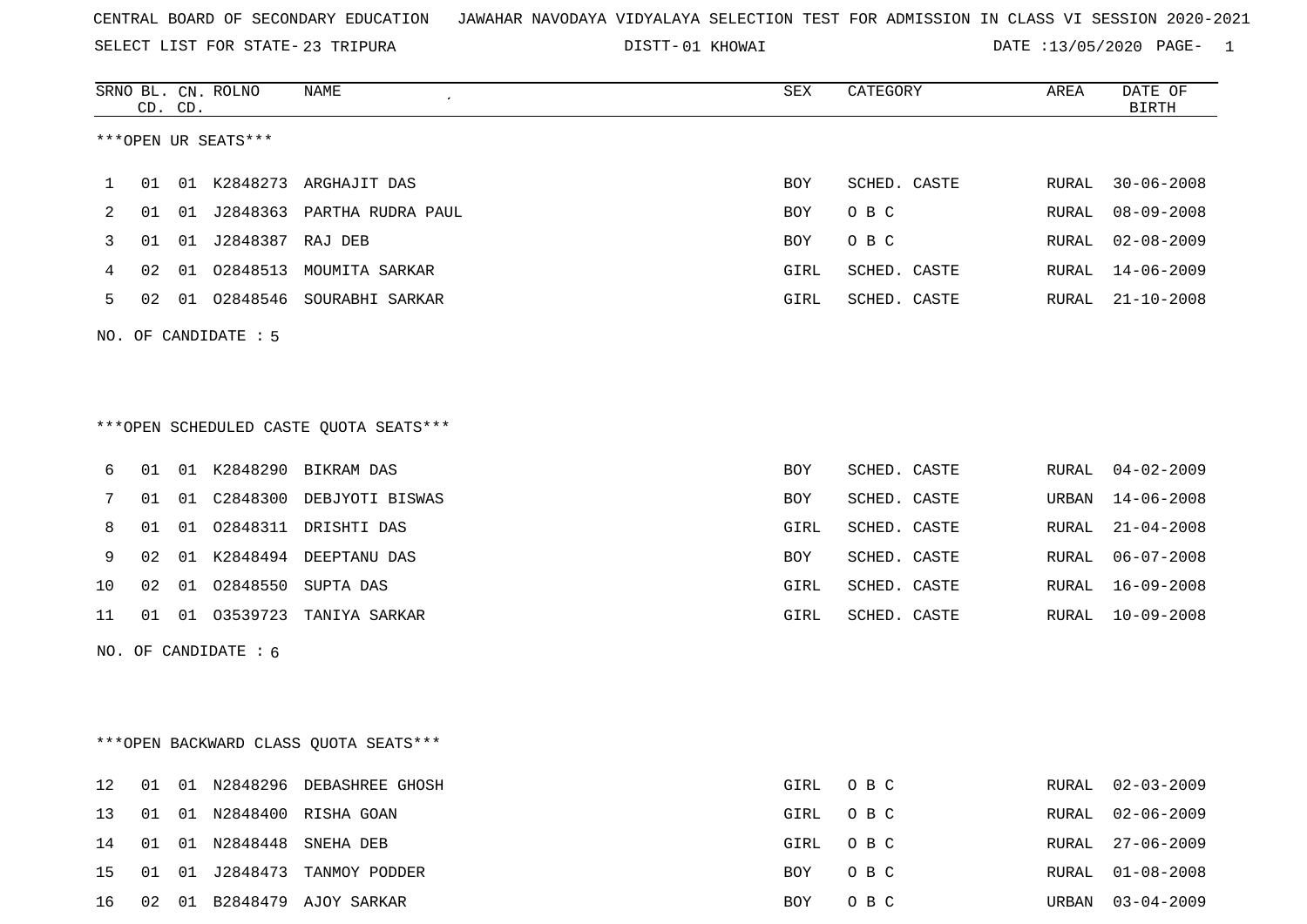CENTRAL BOARD OF SECONDARY EDUCATION JAWAHAR NAVODAYA VIDYALAYA SELECTION TEST FOR ADMISSION IN CLASS VI SESSION 2020-2021

SELECT LIST FOR STATE- 23 TRIPURA DISTT- 01 KHOWAI DATE :13/05/2020 PAGE- 1

| SRNO | BL. CD. | CN. CD. | ROLNO | NAME | SEX | CATEGORY | AREA | DATE OF BIRTH |
|---|---|---|---|---|---|---|---|---|

***OPEN UR SEATS***

| SRNO | BL. CD. | CN. CD. | ROLNO | NAME | SEX | CATEGORY | AREA | DATE OF BIRTH |
|---|---|---|---|---|---|---|---|---|
| 1 | 01 | 01 | K2848273 | ARGHAJIT DAS | BOY | SCHED. CASTE | RURAL | 30-06-2008 |
| 2 | 01 | 01 | J2848363 | PARTHA RUDRA PAUL | BOY | O B C | RURAL | 08-09-2008 |
| 3 | 01 | 01 | J2848387 | RAJ DEB | BOY | O B C | RURAL | 02-08-2009 |
| 4 | 02 | 01 | O2848513 | MOUMITA SARKAR | GIRL | SCHED. CASTE | RURAL | 14-06-2009 |
| 5 | 02 | 01 | O2848546 | SOURABHI SARKAR | GIRL | SCHED. CASTE | RURAL | 21-10-2008 |

NO. OF CANDIDATE : 5

***OPEN SCHEDULED CASTE QUOTA SEATS***

| SRNO | BL. CD. | CN. CD. | ROLNO | NAME | SEX | CATEGORY | AREA | DATE OF BIRTH |
|---|---|---|---|---|---|---|---|---|
| 6 | 01 | 01 | K2848290 | BIKRAM DAS | BOY | SCHED. CASTE | RURAL | 04-02-2009 |
| 7 | 01 | 01 | C2848300 | DEBJYOTI BISWAS | BOY | SCHED. CASTE | URBAN | 14-06-2008 |
| 8 | 01 | 01 | O2848311 | DRISHTI DAS | GIRL | SCHED. CASTE | RURAL | 21-04-2008 |
| 9 | 02 | 01 | K2848494 | DEEPTANU DAS | BOY | SCHED. CASTE | RURAL | 06-07-2008 |
| 10 | 02 | 01 | O2848550 | SUPTA DAS | GIRL | SCHED. CASTE | RURAL | 16-09-2008 |
| 11 | 01 | 01 | O3539723 | TANIYA SARKAR | GIRL | SCHED. CASTE | RURAL | 10-09-2008 |

NO. OF CANDIDATE : 6

***OPEN BACKWARD CLASS QUOTA SEATS***

| SRNO | BL. CD. | CN. CD. | ROLNO | NAME | SEX | CATEGORY | AREA | DATE OF BIRTH |
|---|---|---|---|---|---|---|---|---|
| 12 | 01 | 01 | N2848296 | DEBASHREE GHOSH | GIRL | O B C | RURAL | 02-03-2009 |
| 13 | 01 | 01 | N2848400 | RISHA GOAN | GIRL | O B C | RURAL | 02-06-2009 |
| 14 | 01 | 01 | N2848448 | SNEHA DEB | GIRL | O B C | RURAL | 27-06-2009 |
| 15 | 01 | 01 | J2848473 | TANMOY PODDER | BOY | O B C | RURAL | 01-08-2008 |
| 16 | 02 | 01 | B2848479 | AJOY SARKAR | BOY | O B C | URBAN | 03-04-2009 |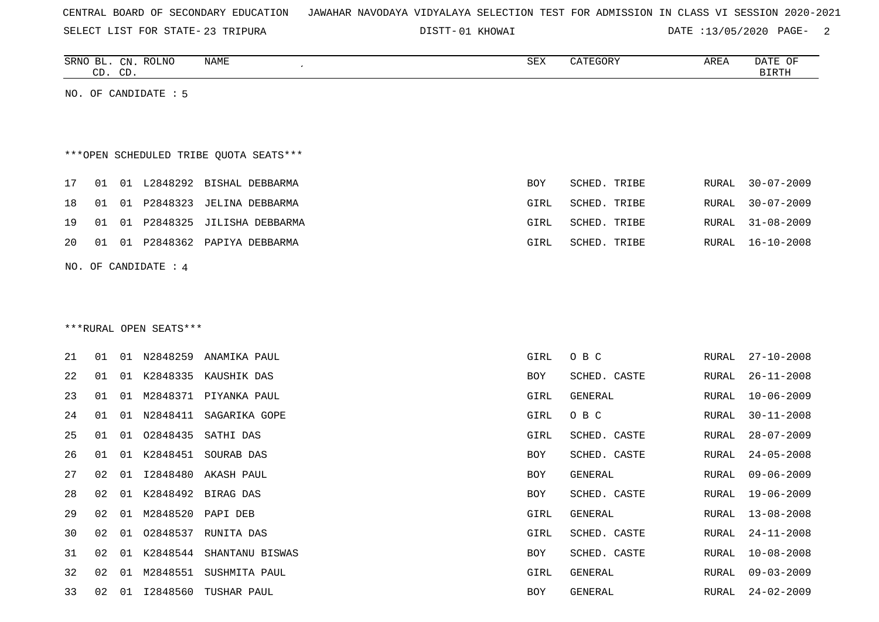CENTRAL BOARD OF SECONDARY EDUCATION JAWAHAR NAVODAYA VIDYALAYA SELECTION TEST FOR ADMISSION IN CLASS VI SESSION 2020-2021

SELECT LIST FOR STATE- 23 TRIPURA DISTT- 01 KHOWAI DATE :13/05/2020

| SRNO | BL. CD. | CN. CD. | ROLNO | NAME | SEX | CATEGORY | AREA | DATE OF BIRTH |
|---|---|---|---|---|---|---|---|---|

NO. OF CANDIDATE : 5

***OPEN SCHEDULED TRIBE QUOTA SEATS***

| SRNO | BL. CD. | CN. CD. | ROLNO | NAME | SEX | CATEGORY | AREA | DATE OF BIRTH |
|---|---|---|---|---|---|---|---|---|
| 17 | 01 | 01 | L2848292 | BISHAL DEBBARMA | BOY | SCHED. TRIBE | RURAL | 30-07-2009 |
| 18 | 01 | 01 | P2848323 | JELINA DEBBARMA | GIRL | SCHED. TRIBE | RURAL | 30-07-2009 |
| 19 | 01 | 01 | P2848325 | JILISHA DEBBARMA | GIRL | SCHED. TRIBE | RURAL | 31-08-2009 |
| 20 | 01 | 01 | P2848362 | PAPIYA DEBBARMA | GIRL | SCHED. TRIBE | RURAL | 16-10-2008 |

NO. OF CANDIDATE : 4

***RURAL OPEN SEATS***

| SRNO | BL. CD. | CN. CD. | ROLNO | NAME | SEX | CATEGORY | AREA | DATE OF BIRTH |
|---|---|---|---|---|---|---|---|---|
| 21 | 01 | 01 | N2848259 | ANAMIKA PAUL | GIRL | O B C | RURAL | 27-10-2008 |
| 22 | 01 | 01 | K2848335 | KAUSHIK DAS | BOY | SCHED. CASTE | RURAL | 26-11-2008 |
| 23 | 01 | 01 | M2848371 | PIYANKA PAUL | GIRL | GENERAL | RURAL | 10-06-2009 |
| 24 | 01 | 01 | N2848411 | SAGARIKA GOPE | GIRL | O B C | RURAL | 30-11-2008 |
| 25 | 01 | 01 | O2848435 | SATHI DAS | GIRL | SCHED. CASTE | RURAL | 28-07-2009 |
| 26 | 01 | 01 | K2848451 | SOURAB DAS | BOY | SCHED. CASTE | RURAL | 24-05-2008 |
| 27 | 02 | 01 | I2848480 | AKASH PAUL | BOY | GENERAL | RURAL | 09-06-2009 |
| 28 | 02 | 01 | K2848492 | BIRAG DAS | BOY | SCHED. CASTE | RURAL | 19-06-2009 |
| 29 | 02 | 01 | M2848520 | PAPI DEB | GIRL | GENERAL | RURAL | 13-08-2008 |
| 30 | 02 | 01 | O2848537 | RUNITA DAS | GIRL | SCHED. CASTE | RURAL | 24-11-2008 |
| 31 | 02 | 01 | K2848544 | SHANTANU BISWAS | BOY | SCHED. CASTE | RURAL | 10-08-2008 |
| 32 | 02 | 01 | M2848551 | SUSHMITA PAUL | GIRL | GENERAL | RURAL | 09-03-2009 |
| 33 | 02 | 01 | I2848560 | TUSHAR PAUL | BOY | GENERAL | RURAL | 24-02-2009 |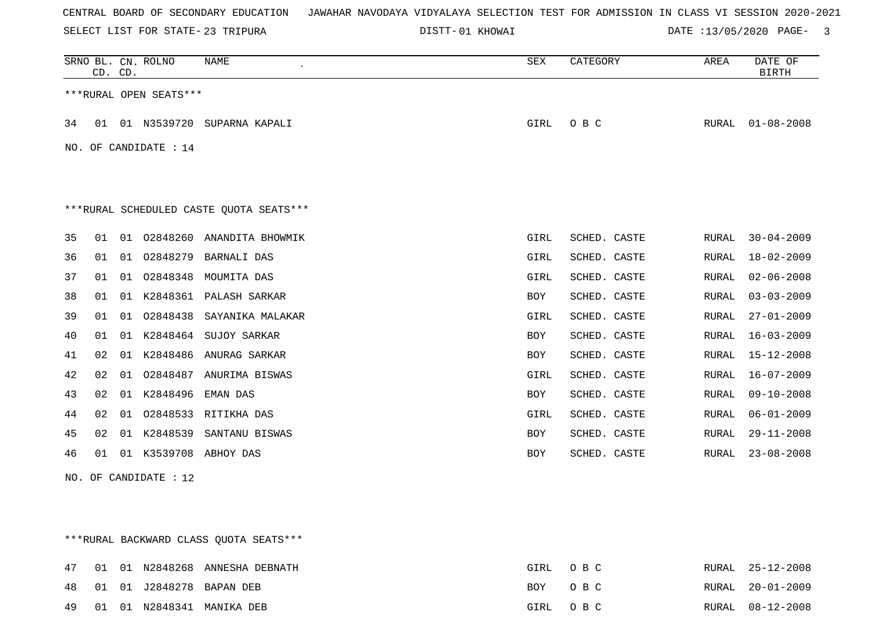CENTRAL BOARD OF SECONDARY EDUCATION JAWAHAR NAVODAYA VIDYALAYA SELECTION TEST FOR ADMISSION IN CLASS VI SESSION 2020-2021

SELECT LIST FOR STATE- 23 TRIPURA DISTT- 01 KHOWAI DATE :13/05/2020

***RURAL OPEN SEATS***

| SRNO | BL. CD. | CN. CD. | ROLNO | NAME | SEX | CATEGORY | AREA | DATE OF BIRTH |
|---|---|---|---|---|---|---|---|---|
| 34 | 01 | 01 | N3539720 | SUPARNA KAPALI | GIRL | O B C | RURAL | 01-08-2008 |

NO. OF CANDIDATE : 14

***RURAL SCHEDULED CASTE QUOTA SEATS***

| SRNO | BL. CD. | CN. CD. | ROLNO | NAME | SEX | CATEGORY | AREA | DATE OF BIRTH |
|---|---|---|---|---|---|---|---|---|
| 35 | 01 | 01 | O2848260 | ANANDITA BHOWMIK | GIRL | SCHED. CASTE | RURAL | 30-04-2009 |
| 36 | 01 | 01 | O2848279 | BARNALI DAS | GIRL | SCHED. CASTE | RURAL | 18-02-2009 |
| 37 | 01 | 01 | O2848348 | MOUMITA DAS | GIRL | SCHED. CASTE | RURAL | 02-06-2008 |
| 38 | 01 | 01 | K2848361 | PALASH SARKAR | BOY | SCHED. CASTE | RURAL | 03-03-2009 |
| 39 | 01 | 01 | O2848438 | SAYANIKA MALAKAR | GIRL | SCHED. CASTE | RURAL | 27-01-2009 |
| 40 | 01 | 01 | K2848464 | SUJOY SARKAR | BOY | SCHED. CASTE | RURAL | 16-03-2009 |
| 41 | 02 | 01 | K2848486 | ANURAG SARKAR | BOY | SCHED. CASTE | RURAL | 15-12-2008 |
| 42 | 02 | 01 | O2848487 | ANURIMA BISWAS | GIRL | SCHED. CASTE | RURAL | 16-07-2009 |
| 43 | 02 | 01 | K2848496 | EMAN DAS | BOY | SCHED. CASTE | RURAL | 09-10-2008 |
| 44 | 02 | 01 | O2848533 | RITIKHA DAS | GIRL | SCHED. CASTE | RURAL | 06-01-2009 |
| 45 | 02 | 01 | K2848539 | SANTANU BISWAS | BOY | SCHED. CASTE | RURAL | 29-11-2008 |
| 46 | 01 | 01 | K3539708 | ABHOY DAS | BOY | SCHED. CASTE | RURAL | 23-08-2008 |

NO. OF CANDIDATE : 12

***RURAL BACKWARD CLASS QUOTA SEATS***

| SRNO | BL. CD. | CN. CD. | ROLNO | NAME | SEX | CATEGORY | AREA | DATE OF BIRTH |
|---|---|---|---|---|---|---|---|---|
| 47 | 01 | 01 | N2848268 | ANNESHA DEBNATH | GIRL | O B C | RURAL | 25-12-2008 |
| 48 | 01 | 01 | J2848278 | BAPAN DEB | BOY | O B C | RURAL | 20-01-2009 |
| 49 | 01 | 01 | N2848341 | MANIKA DEB | GIRL | O B C | RURAL | 08-12-2008 |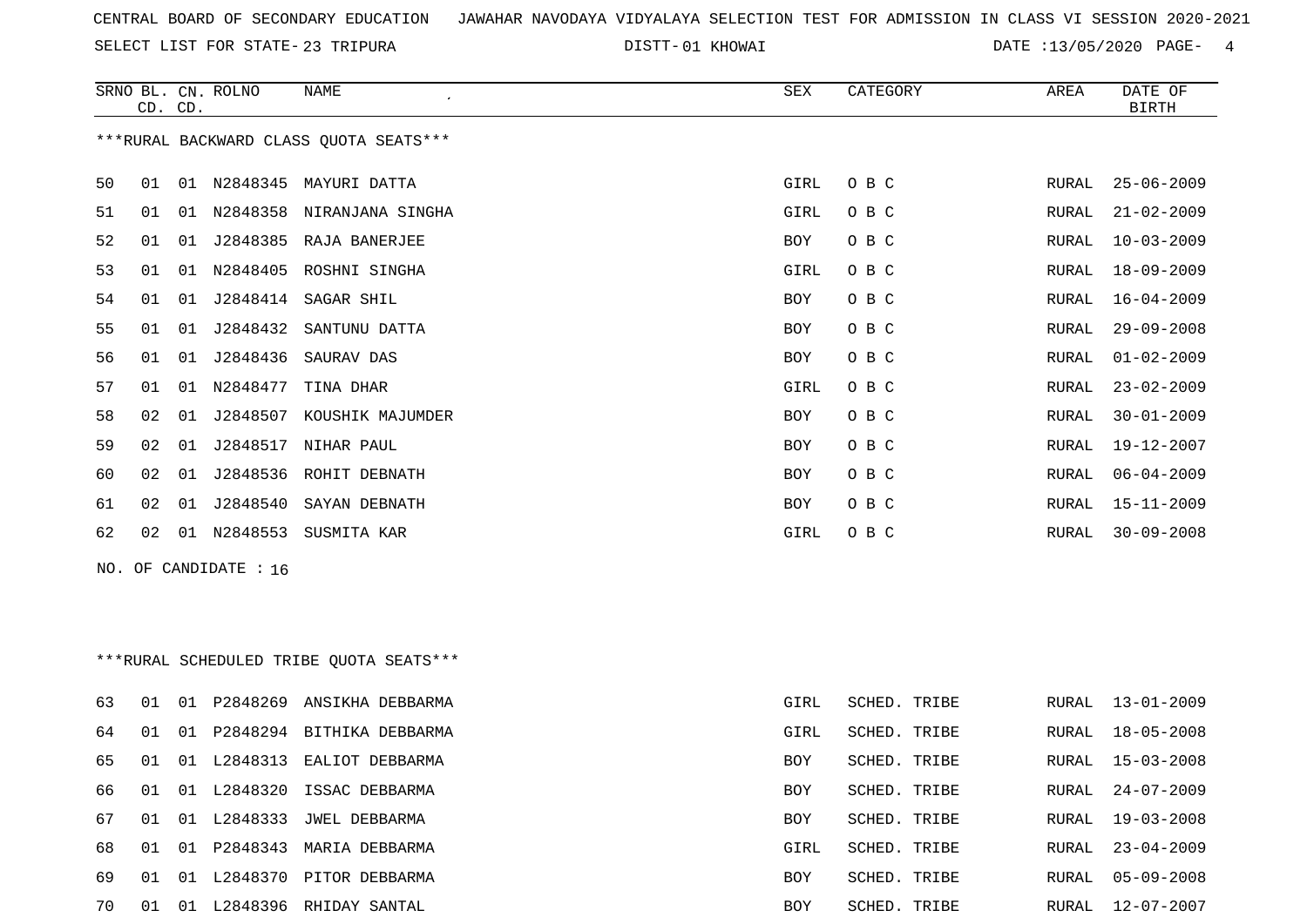CENTRAL BOARD OF SECONDARY EDUCATION JAWAHAR NAVODAYA VIDYALAYA SELECTION TEST FOR ADMISSION IN CLASS VI SESSION 2020-2021

SELECT LIST FOR STATE- 23 TRIPURA DISTT- 01 KHOWAI DATE :13/05/2020

***RURAL BACKWARD CLASS QUOTA SEATS***

| SRNO | BL. CD. | CN. CD. | ROLNO | NAME | SEX | CATEGORY | AREA | DATE OF BIRTH |
|---|---|---|---|---|---|---|---|---|
| 50 | 01 | 01 | N2848345 | MAYURI DATTA | GIRL | O B C | RURAL | 25-06-2009 |
| 51 | 01 | 01 | N2848358 | NIRANJANA SINGHA | GIRL | O B C | RURAL | 21-02-2009 |
| 52 | 01 | 01 | J2848385 | RAJA BANERJEE | BOY | O B C | RURAL | 10-03-2009 |
| 53 | 01 | 01 | N2848405 | ROSHNI SINGHA | GIRL | O B C | RURAL | 18-09-2009 |
| 54 | 01 | 01 | J2848414 | SAGAR SHIL | BOY | O B C | RURAL | 16-04-2009 |
| 55 | 01 | 01 | J2848432 | SANTUNU DATTA | BOY | O B C | RURAL | 29-09-2008 |
| 56 | 01 | 01 | J2848436 | SAURAV DAS | BOY | O B C | RURAL | 01-02-2009 |
| 57 | 01 | 01 | N2848477 | TINA DHAR | GIRL | O B C | RURAL | 23-02-2009 |
| 58 | 02 | 01 | J2848507 | KOUSHIK MAJUMDER | BOY | O B C | RURAL | 30-01-2009 |
| 59 | 02 | 01 | J2848517 | NIHAR PAUL | BOY | O B C | RURAL | 19-12-2007 |
| 60 | 02 | 01 | J2848536 | ROHIT DEBNATH | BOY | O B C | RURAL | 06-04-2009 |
| 61 | 02 | 01 | J2848540 | SAYAN DEBNATH | BOY | O B C | RURAL | 15-11-2009 |
| 62 | 02 | 01 | N2848553 | SUSMITA KAR | GIRL | O B C | RURAL | 30-09-2008 |

NO. OF CANDIDATE : 16

***RURAL SCHEDULED TRIBE QUOTA SEATS***

| SRNO | BL. CD. | CN. CD. | ROLNO | NAME | SEX | CATEGORY | AREA | DATE OF BIRTH |
|---|---|---|---|---|---|---|---|---|
| 63 | 01 | 01 | P2848269 | ANSIKHA DEBBARMA | GIRL | SCHED. TRIBE | RURAL | 13-01-2009 |
| 64 | 01 | 01 | P2848294 | BITHIKA DEBBARMA | GIRL | SCHED. TRIBE | RURAL | 18-05-2008 |
| 65 | 01 | 01 | L2848313 | EALIOT DEBBARMA | BOY | SCHED. TRIBE | RURAL | 15-03-2008 |
| 66 | 01 | 01 | L2848320 | ISSAC DEBBARMA | BOY | SCHED. TRIBE | RURAL | 24-07-2009 |
| 67 | 01 | 01 | L2848333 | JWEL DEBBARMA | BOY | SCHED. TRIBE | RURAL | 19-03-2008 |
| 68 | 01 | 01 | P2848343 | MARIA DEBBARMA | GIRL | SCHED. TRIBE | RURAL | 23-04-2009 |
| 69 | 01 | 01 | L2848370 | PITOR DEBBARMA | BOY | SCHED. TRIBE | RURAL | 05-09-2008 |
| 70 | 01 | 01 | L2848396 | RHIDAY SANTAL | BOY | SCHED. TRIBE | RURAL | 12-07-2007 |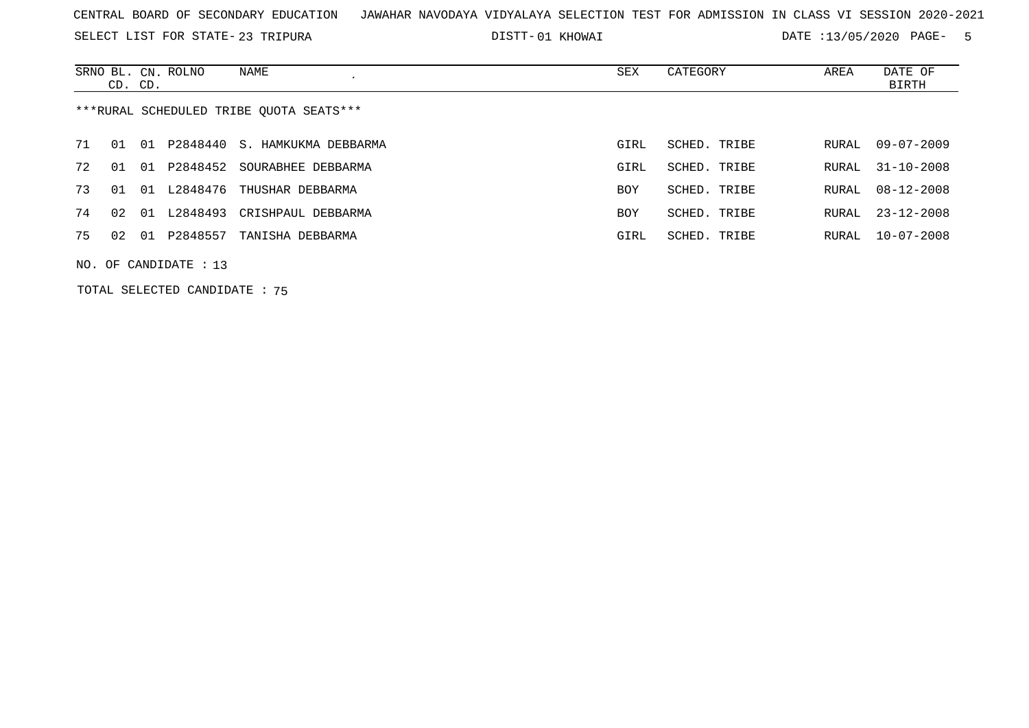CENTRAL BOARD OF SECONDARY EDUCATION JAWAHAR NAVODAYA VIDYALAYA SELECTION TEST FOR ADMISSION IN CLASS VI SESSION 2020-2021

SELECT LIST FOR STATE- 23 TRIPURA DISTT- 01 KHOWAI DATE :13/05/2020

| SRNO | BL. CD. | CN. CD. | ROLNO | NAME | SEX | CATEGORY | AREA | DATE OF BIRTH |
|---|---|---|---|---|---|---|---|---|

***RURAL SCHEDULED TRIBE QUOTA SEATS***

| SRNO | BL. CD. | CN. CD. | ROLNO | NAME | SEX | CATEGORY | AREA | DATE OF BIRTH |
|---|---|---|---|---|---|---|---|---|
| 71 | 01 | 01 | P2848440 | S. HAMKUKMA DEBBARMA | GIRL | SCHED. TRIBE | RURAL | 09-07-2009 |
| 72 | 01 | 01 | P2848452 | SOURABHEE DEBBARMA | GIRL | SCHED. TRIBE | RURAL | 31-10-2008 |
| 73 | 01 | 01 | L2848476 | THUSHAR DEBBARMA | BOY | SCHED. TRIBE | RURAL | 08-12-2008 |
| 74 | 02 | 01 | L2848493 | CRISHPAUL DEBBARMA | BOY | SCHED. TRIBE | RURAL | 23-12-2008 |
| 75 | 02 | 01 | P2848557 | TANISHA DEBBARMA | GIRL | SCHED. TRIBE | RURAL | 10-07-2008 |

NO. OF CANDIDATE : 13

TOTAL SELECTED CANDIDATE : 75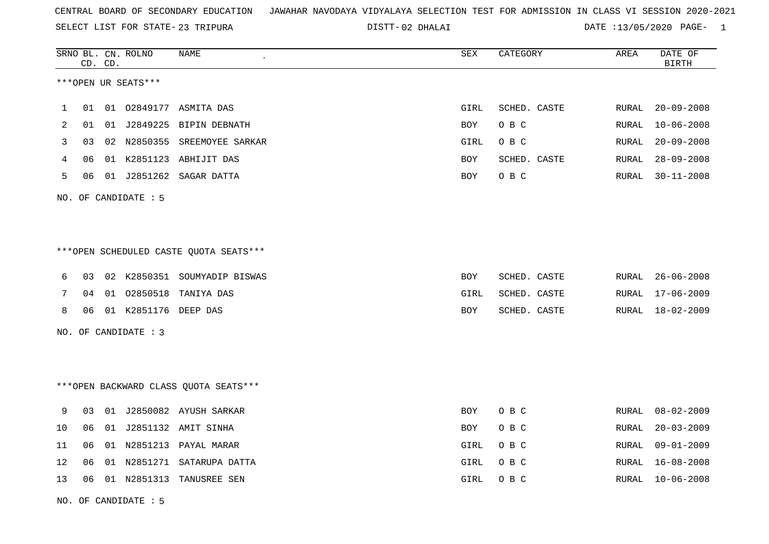CENTRAL BOARD OF SECONDARY EDUCATION JAWAHAR NAVODAYA VIDYALAYA SELECTION TEST FOR ADMISSION IN CLASS VI SESSION 2020-2021

SELECT LIST FOR STATE- 23 TRIPURA DISTT- 02 DHALAI DATE :13/05/2020

***OPEN UR SEATS***

| SRNO | BL. CD. | CN. CD. | ROLNO | NAME | SEX | CATEGORY | AREA | DATE OF BIRTH |
|---|---|---|---|---|---|---|---|---|
| 1 | 01 | 01 | O2849177 | ASMITA DAS | GIRL | SCHED. CASTE | RURAL | 20-09-2008 |
| 2 | 01 | 01 | J2849225 | BIPIN DEBNATH | BOY | O B C | RURAL | 10-06-2008 |
| 3 | 03 | 02 | N2850355 | SREEMOYEE SARKAR | GIRL | O B C | RURAL | 20-09-2008 |
| 4 | 06 | 01 | K2851123 | ABHIJIT DAS | BOY | SCHED. CASTE | RURAL | 28-09-2008 |
| 5 | 06 | 01 | J2851262 | SAGAR DATTA | BOY | O B C | RURAL | 30-11-2008 |

NO. OF CANDIDATE : 5

***OPEN SCHEDULED CASTE QUOTA SEATS***

| SRNO | BL. CD. | CN. CD. | ROLNO | NAME | SEX | CATEGORY | AREA | DATE OF BIRTH |
|---|---|---|---|---|---|---|---|---|
| 6 | 03 | 02 | K2850351 | SOUMYADIP BISWAS | BOY | SCHED. CASTE | RURAL | 26-06-2008 |
| 7 | 04 | 01 | O2850518 | TANIYA DAS | GIRL | SCHED. CASTE | RURAL | 17-06-2009 |
| 8 | 06 | 01 | K2851176 | DEEP DAS | BOY | SCHED. CASTE | RURAL | 18-02-2009 |

NO. OF CANDIDATE : 3

***OPEN BACKWARD CLASS QUOTA SEATS***

| SRNO | BL. CD. | CN. CD. | ROLNO | NAME | SEX | CATEGORY | AREA | DATE OF BIRTH |
|---|---|---|---|---|---|---|---|---|
| 9 | 03 | 01 | J2850082 | AYUSH SARKAR | BOY | O B C | RURAL | 08-02-2009 |
| 10 | 06 | 01 | J2851132 | AMIT SINHA | BOY | O B C | RURAL | 20-03-2009 |
| 11 | 06 | 01 | N2851213 | PAYAL MARAR | GIRL | O B C | RURAL | 09-01-2009 |
| 12 | 06 | 01 | N2851271 | SATARUPA DATTA | GIRL | O B C | RURAL | 16-08-2008 |
| 13 | 06 | 01 | N2851313 | TANUSREE SEN | GIRL | O B C | RURAL | 10-06-2008 |

NO. OF CANDIDATE : 5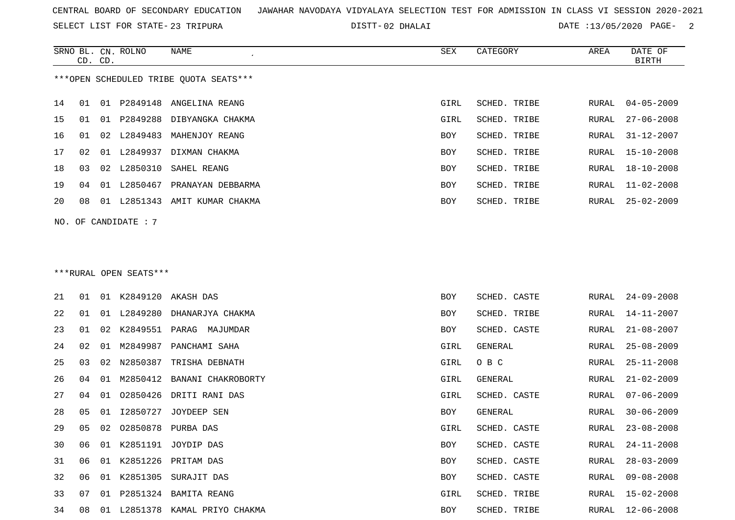CENTRAL BOARD OF SECONDARY EDUCATION JAWAHAR NAVODAYA VIDYALAYA SELECTION TEST FOR ADMISSION IN CLASS VI SESSION 2020-2021

SELECT LIST FOR STATE- 23 TRIPURA DISTT- 02 DHALAI DATE :13/05/2020

***OPEN SCHEDULED TRIBE QUOTA SEATS***

| SRNO | BL. CD. | CN. CD. | ROLNO | NAME | SEX | CATEGORY | AREA | DATE OF BIRTH |
|---|---|---|---|---|---|---|---|---|
| 14 | 01 | 01 | P2849148 | ANGELINA REANG | GIRL | SCHED. TRIBE | RURAL | 04-05-2009 |
| 15 | 01 | 01 | P2849288 | DIBYANGKA CHAKMA | GIRL | SCHED. TRIBE | RURAL | 27-06-2008 |
| 16 | 01 | 02 | L2849483 | MAHENJOY REANG | BOY | SCHED. TRIBE | RURAL | 31-12-2007 |
| 17 | 02 | 01 | L2849937 | DIXMAN CHAKMA | BOY | SCHED. TRIBE | RURAL | 15-10-2008 |
| 18 | 03 | 02 | L2850310 | SAHEL REANG | BOY | SCHED. TRIBE | RURAL | 18-10-2008 |
| 19 | 04 | 01 | L2850467 | PRANAYAN DEBBARMA | BOY | SCHED. TRIBE | RURAL | 11-02-2008 |
| 20 | 08 | 01 | L2851343 | AMIT KUMAR CHAKMA | BOY | SCHED. TRIBE | RURAL | 25-02-2009 |

NO. OF CANDIDATE : 7

***RURAL OPEN SEATS***

| SRNO | BL. CD. | CN. CD. | ROLNO | NAME | SEX | CATEGORY | AREA | DATE OF BIRTH |
|---|---|---|---|---|---|---|---|---|
| 21 | 01 | 01 | K2849120 | AKASH DAS | BOY | SCHED. CASTE | RURAL | 24-09-2008 |
| 22 | 01 | 01 | L2849280 | DHANARJYA CHAKMA | BOY | SCHED. TRIBE | RURAL | 14-11-2007 |
| 23 | 01 | 02 | K2849551 | PARAG MAJUMDAR | BOY | SCHED. CASTE | RURAL | 21-08-2007 |
| 24 | 02 | 01 | M2849987 | PANCHAMI SAHA | GIRL | GENERAL | RURAL | 25-08-2009 |
| 25 | 03 | 02 | N2850387 | TRISHA DEBNATH | GIRL | O B C | RURAL | 25-11-2008 |
| 26 | 04 | 01 | M2850412 | BANANI CHAKROBORTY | GIRL | GENERAL | RURAL | 21-02-2009 |
| 27 | 04 | 01 | O2850426 | DRITI RANI DAS | GIRL | SCHED. CASTE | RURAL | 07-06-2009 |
| 28 | 05 | 01 | I2850727 | JOYDEEP SEN | BOY | GENERAL | RURAL | 30-06-2009 |
| 29 | 05 | 02 | O2850878 | PURBA DAS | GIRL | SCHED. CASTE | RURAL | 23-08-2008 |
| 30 | 06 | 01 | K2851191 | JOYDIP DAS | BOY | SCHED. CASTE | RURAL | 24-11-2008 |
| 31 | 06 | 01 | K2851226 | PRITAM DAS | BOY | SCHED. CASTE | RURAL | 28-03-2009 |
| 32 | 06 | 01 | K2851305 | SURAJIT DAS | BOY | SCHED. CASTE | RURAL | 09-08-2008 |
| 33 | 07 | 01 | P2851324 | BAMITA REANG | GIRL | SCHED. TRIBE | RURAL | 15-02-2008 |
| 34 | 08 | 01 | L2851378 | KAMAL PRIYO CHAKMA | BOY | SCHED. TRIBE | RURAL | 12-06-2008 |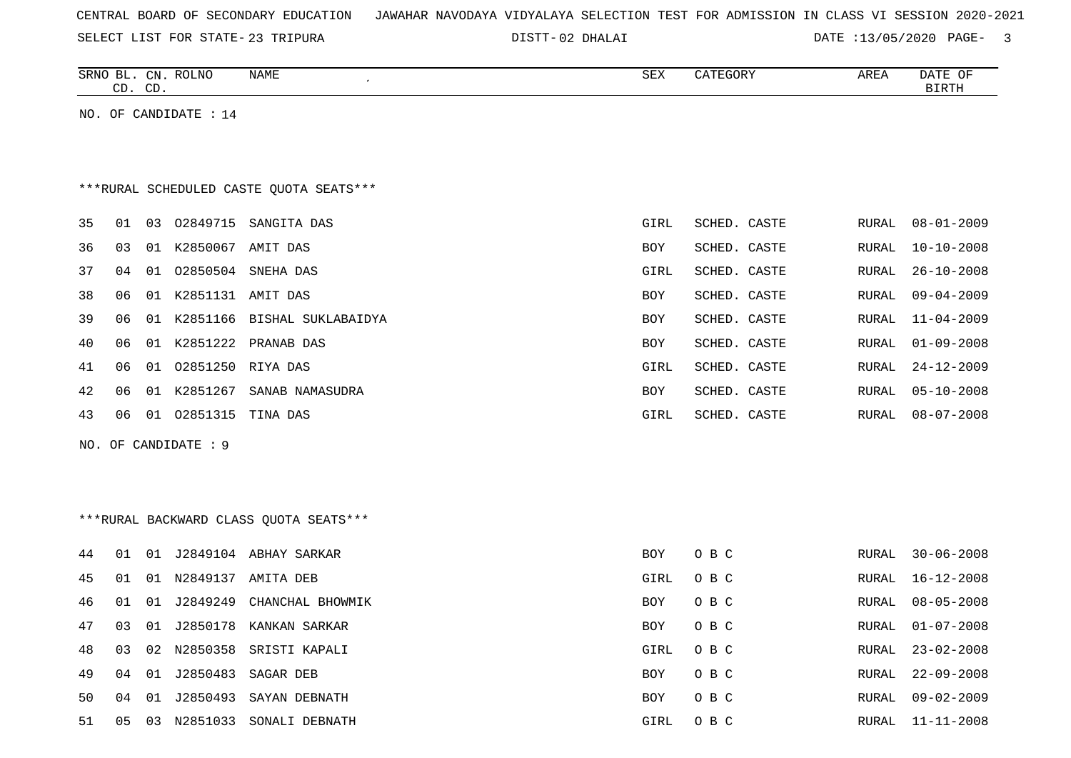CENTRAL BOARD OF SECONDARY EDUCATION JAWAHAR NAVODAYA VIDYALAYA SELECTION TEST FOR ADMISSION IN CLASS VI SESSION 2020-2021

SELECT LIST FOR STATE- 23 TRIPURA DISTT- 02 DHALAI DATE :13/05/2020

| SRNO | BL. CD. | CN. CD. | ROLNO | NAME | SEX | CATEGORY | AREA | DATE OF BIRTH |
|---|---|---|---|---|---|---|---|---|

NO. OF CANDIDATE : 14

***RURAL SCHEDULED CASTE QUOTA SEATS***

| SRNO | BL. CD. | CN. CD. | ROLNO | NAME | SEX | CATEGORY | AREA | DATE OF BIRTH |
|---|---|---|---|---|---|---|---|---|
| 35 | 01 | 03 | O2849715 | SANGITA DAS | GIRL | SCHED. CASTE | RURAL | 08-01-2009 |
| 36 | 03 | 01 | K2850067 | AMIT DAS | BOY | SCHED. CASTE | RURAL | 10-10-2008 |
| 37 | 04 | 01 | O2850504 | SNEHA DAS | GIRL | SCHED. CASTE | RURAL | 26-10-2008 |
| 38 | 06 | 01 | K2851131 | AMIT DAS | BOY | SCHED. CASTE | RURAL | 09-04-2009 |
| 39 | 06 | 01 | K2851166 | BISHAL SUKLABAIDYA | BOY | SCHED. CASTE | RURAL | 11-04-2009 |
| 40 | 06 | 01 | K2851222 | PRANAB DAS | BOY | SCHED. CASTE | RURAL | 01-09-2008 |
| 41 | 06 | 01 | O2851250 | RIYA DAS | GIRL | SCHED. CASTE | RURAL | 24-12-2009 |
| 42 | 06 | 01 | K2851267 | SANAB NAMASUDRA | BOY | SCHED. CASTE | RURAL | 05-10-2008 |
| 43 | 06 | 01 | O2851315 | TINA DAS | GIRL | SCHED. CASTE | RURAL | 08-07-2008 |

NO. OF CANDIDATE : 9

***RURAL BACKWARD CLASS QUOTA SEATS***

| SRNO | BL. CD. | CN. CD. | ROLNO | NAME | SEX | CATEGORY | AREA | DATE OF BIRTH |
|---|---|---|---|---|---|---|---|---|
| 44 | 01 | 01 | J2849104 | ABHAY SARKAR | BOY | O B C | RURAL | 30-06-2008 |
| 45 | 01 | 01 | N2849137 | AMITA DEB | GIRL | O B C | RURAL | 16-12-2008 |
| 46 | 01 | 01 | J2849249 | CHANCHAL BHOWMIK | BOY | O B C | RURAL | 08-05-2008 |
| 47 | 03 | 01 | J2850178 | KANKAN SARKAR | BOY | O B C | RURAL | 01-07-2008 |
| 48 | 03 | 02 | N2850358 | SRISTI KAPALI | GIRL | O B C | RURAL | 23-02-2008 |
| 49 | 04 | 01 | J2850483 | SAGAR DEB | BOY | O B C | RURAL | 22-09-2008 |
| 50 | 04 | 01 | J2850493 | SAYAN DEBNATH | BOY | O B C | RURAL | 09-02-2009 |
| 51 | 05 | 03 | N2851033 | SONALI DEBNATH | GIRL | O B C | RURAL | 11-11-2008 |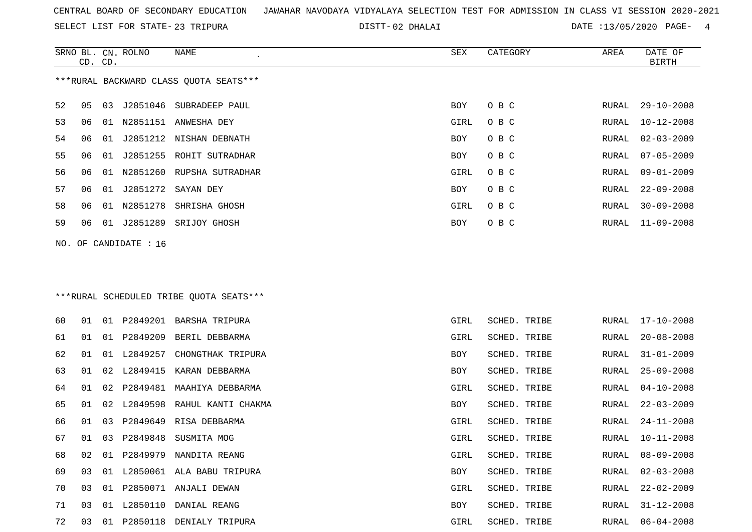CENTRAL BOARD OF SECONDARY EDUCATION JAWAHAR NAVODAYA VIDYALAYA SELECTION TEST FOR ADMISSION IN CLASS VI SESSION 2020-2021

SELECT LIST FOR STATE- 23 TRIPURA DISTT- 02 DHALAI DATE :13/05/2020

| SRNO | BL. CD. | CN. CD. | ROLNO | NAME | SEX | CATEGORY | AREA | DATE OF BIRTH |
|---|---|---|---|---|---|---|---|---|

***RURAL BACKWARD CLASS QUOTA SEATS***

| SRNO | BL. CD. | CN. CD. | ROLNO | NAME | SEX | CATEGORY | AREA | DATE OF BIRTH |
|---|---|---|---|---|---|---|---|---|
| 52 | 05 | 03 | J2851046 | SUBRADEEP PAUL | BOY | O B C | RURAL | 29-10-2008 |
| 53 | 06 | 01 | N2851151 | ANWESHA DEY | GIRL | O B C | RURAL | 10-12-2008 |
| 54 | 06 | 01 | J2851212 | NISHAN DEBNATH | BOY | O B C | RURAL | 02-03-2009 |
| 55 | 06 | 01 | J2851255 | ROHIT SUTRADHAR | BOY | O B C | RURAL | 07-05-2009 |
| 56 | 06 | 01 | N2851260 | RUPSHA SUTRADHAR | GIRL | O B C | RURAL | 09-01-2009 |
| 57 | 06 | 01 | J2851272 | SAYAN DEY | BOY | O B C | RURAL | 22-09-2008 |
| 58 | 06 | 01 | N2851278 | SHRISHA GHOSH | GIRL | O B C | RURAL | 30-09-2008 |
| 59 | 06 | 01 | J2851289 | SRIJOY GHOSH | BOY | O B C | RURAL | 11-09-2008 |

NO. OF CANDIDATE : 16

***RURAL SCHEDULED TRIBE QUOTA SEATS***

| SRNO | BL. CD. | CN. CD. | ROLNO | NAME | SEX | CATEGORY | AREA | DATE OF BIRTH |
|---|---|---|---|---|---|---|---|---|
| 60 | 01 | 01 | P2849201 | BARSHA TRIPURA | GIRL | SCHED. TRIBE | RURAL | 17-10-2008 |
| 61 | 01 | 01 | P2849209 | BERIL DEBBARMA | GIRL | SCHED. TRIBE | RURAL | 20-08-2008 |
| 62 | 01 | 01 | L2849257 | CHONGTHAK TRIPURA | BOY | SCHED. TRIBE | RURAL | 31-01-2009 |
| 63 | 01 | 02 | L2849415 | KARAN DEBBARMA | BOY | SCHED. TRIBE | RURAL | 25-09-2008 |
| 64 | 01 | 02 | P2849481 | MAAHIYA DEBBARMA | GIRL | SCHED. TRIBE | RURAL | 04-10-2008 |
| 65 | 01 | 02 | L2849598 | RAHUL KANTI CHAKMA | BOY | SCHED. TRIBE | RURAL | 22-03-2009 |
| 66 | 01 | 03 | P2849649 | RISA DEBBARMA | GIRL | SCHED. TRIBE | RURAL | 24-11-2008 |
| 67 | 01 | 03 | P2849848 | SUSMITA MOG | GIRL | SCHED. TRIBE | RURAL | 10-11-2008 |
| 68 | 02 | 01 | P2849979 | NANDITA REANG | GIRL | SCHED. TRIBE | RURAL | 08-09-2008 |
| 69 | 03 | 01 | L2850061 | ALA BABU TRIPURA | BOY | SCHED. TRIBE | RURAL | 02-03-2008 |
| 70 | 03 | 01 | P2850071 | ANJALI DEWAN | GIRL | SCHED. TRIBE | RURAL | 22-02-2009 |
| 71 | 03 | 01 | L2850110 | DANIAL REANG | BOY | SCHED. TRIBE | RURAL | 31-12-2008 |
| 72 | 03 | 01 | P2850118 | DENIALY TRIPURA | GIRL | SCHED. TRIBE | RURAL | 06-04-2008 |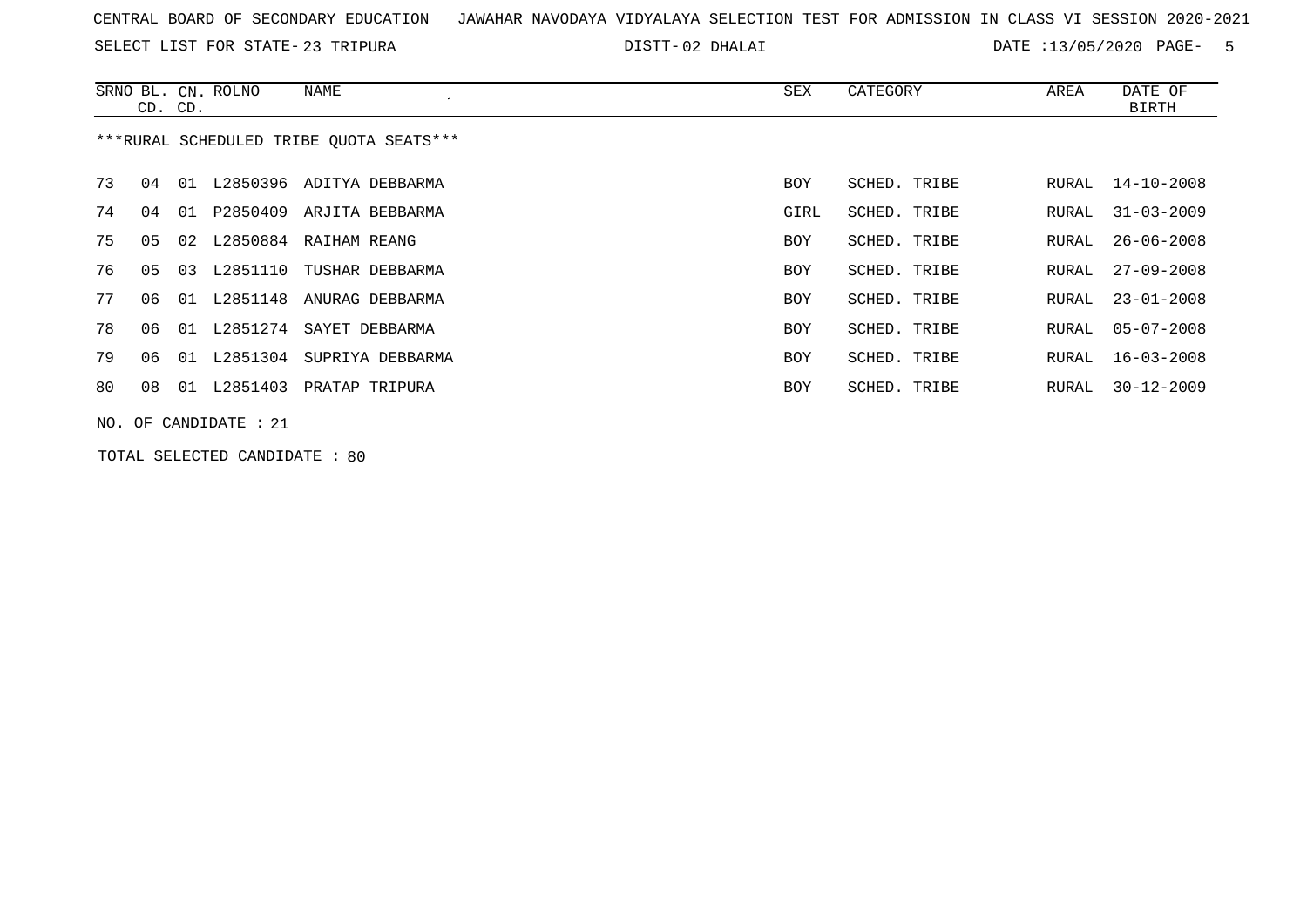CENTRAL BOARD OF SECONDARY EDUCATION   JAWAHAR NAVODAYA VIDYALAYA SELECTION TEST FOR ADMISSION IN CLASS VI SESSION 2020-2021

SELECT LIST FOR STATE- 23 TRIPURA   DISTT- 02 DHALAI   DATE :13/05/2020

| SRNO | BL. CD. | CN. CD. | ROLNO | NAME | SEX | CATEGORY | AREA | DATE OF BIRTH |
|---|---|---|---|---|---|---|---|---|
| ***RURAL SCHEDULED TRIBE QUOTA SEATS*** | | | | | | | | |
| 73 | 04 | 01 | L2850396 | ADITYA DEBBARMA | BOY | SCHED. TRIBE | RURAL | 14-10-2008 |
| 74 | 04 | 01 | P2850409 | ARJITA BEBBARMA | GIRL | SCHED. TRIBE | RURAL | 31-03-2009 |
| 75 | 05 | 02 | L2850884 | RAIHAM REANG | BOY | SCHED. TRIBE | RURAL | 26-06-2008 |
| 76 | 05 | 03 | L2851110 | TUSHAR DEBBARMA | BOY | SCHED. TRIBE | RURAL | 27-09-2008 |
| 77 | 06 | 01 | L2851148 | ANURAG DEBBARMA | BOY | SCHED. TRIBE | RURAL | 23-01-2008 |
| 78 | 06 | 01 | L2851274 | SAYET DEBBARMA | BOY | SCHED. TRIBE | RURAL | 05-07-2008 |
| 79 | 06 | 01 | L2851304 | SUPRIYA DEBBARMA | BOY | SCHED. TRIBE | RURAL | 16-03-2008 |
| 80 | 08 | 01 | L2851403 | PRATAP TRIPURA | BOY | SCHED. TRIBE | RURAL | 30-12-2009 |

NO. OF CANDIDATE : 21

TOTAL SELECTED CANDIDATE : 80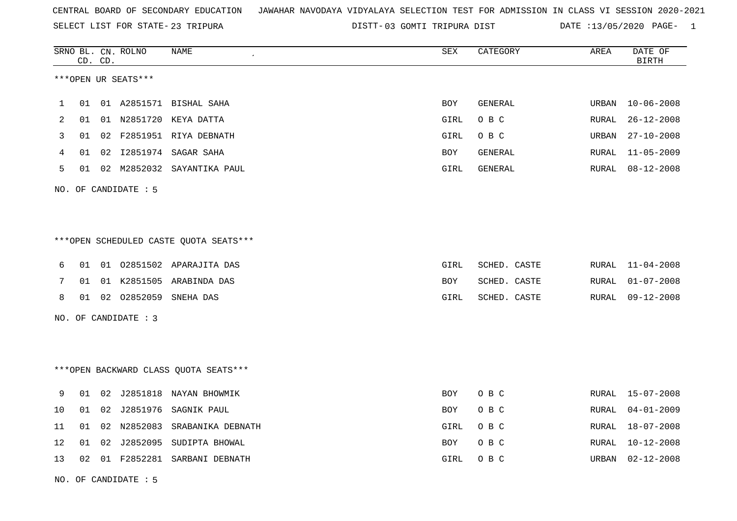CENTRAL BOARD OF SECONDARY EDUCATION   JAWAHAR NAVODAYA VIDYALAYA SELECTION TEST FOR ADMISSION IN CLASS VI SESSION 2020-2021

SELECT LIST FOR STATE- 23 TRIPURA   DISTT- 03 GOMTI TRIPURA DIST   DATE :13/05/2020

| SRNO | BL. CD. | CN. CD. | ROLNO | NAME | SEX | CATEGORY | AREA | DATE OF BIRTH |
|---|---|---|---|---|---|---|---|---|

***OPEN UR SEATS***

| SRNO | BL. CD. | CN. CD. | ROLNO | NAME | SEX | CATEGORY | AREA | DATE OF BIRTH |
|---|---|---|---|---|---|---|---|---|
| 1 | 01 | 01 | A2851571 | BISHAL SAHA | BOY | GENERAL | URBAN | 10-06-2008 |
| 2 | 01 | 01 | N2851720 | KEYA DATTA | GIRL | O B C | RURAL | 26-12-2008 |
| 3 | 01 | 02 | F2851951 | RIYA DEBNATH | GIRL | O B C | URBAN | 27-10-2008 |
| 4 | 01 | 02 | I2851974 | SAGAR SAHA | BOY | GENERAL | RURAL | 11-05-2009 |
| 5 | 01 | 02 | M2852032 | SAYANTIKA PAUL | GIRL | GENERAL | RURAL | 08-12-2008 |

NO. OF CANDIDATE : 5

***OPEN SCHEDULED CASTE QUOTA SEATS***

| SRNO | BL. CD. | CN. CD. | ROLNO | NAME | SEX | CATEGORY | AREA | DATE OF BIRTH |
|---|---|---|---|---|---|---|---|---|
| 6 | 01 | 01 | O2851502 | APARAJITA DAS | GIRL | SCHED. CASTE | RURAL | 11-04-2008 |
| 7 | 01 | 01 | K2851505 | ARABINDA DAS | BOY | SCHED. CASTE | RURAL | 01-07-2008 |
| 8 | 01 | 02 | O2852059 | SNEHA DAS | GIRL | SCHED. CASTE | RURAL | 09-12-2008 |

NO. OF CANDIDATE : 3

***OPEN BACKWARD CLASS QUOTA SEATS***

| SRNO | BL. CD. | CN. CD. | ROLNO | NAME | SEX | CATEGORY | AREA | DATE OF BIRTH |
|---|---|---|---|---|---|---|---|---|
| 9 | 01 | 02 | J2851818 | NAYAN BHOWMIK | BOY | O B C | RURAL | 15-07-2008 |
| 10 | 01 | 02 | J2851976 | SAGNIK PAUL | BOY | O B C | RURAL | 04-01-2009 |
| 11 | 01 | 02 | N2852083 | SRABANIKA DEBNATH | GIRL | O B C | RURAL | 18-07-2008 |
| 12 | 01 | 02 | J2852095 | SUDIPTA BHOWAL | BOY | O B C | RURAL | 10-12-2008 |
| 13 | 02 | 01 | F2852281 | SARBANI DEBNATH | GIRL | O B C | URBAN | 02-12-2008 |

NO. OF CANDIDATE : 5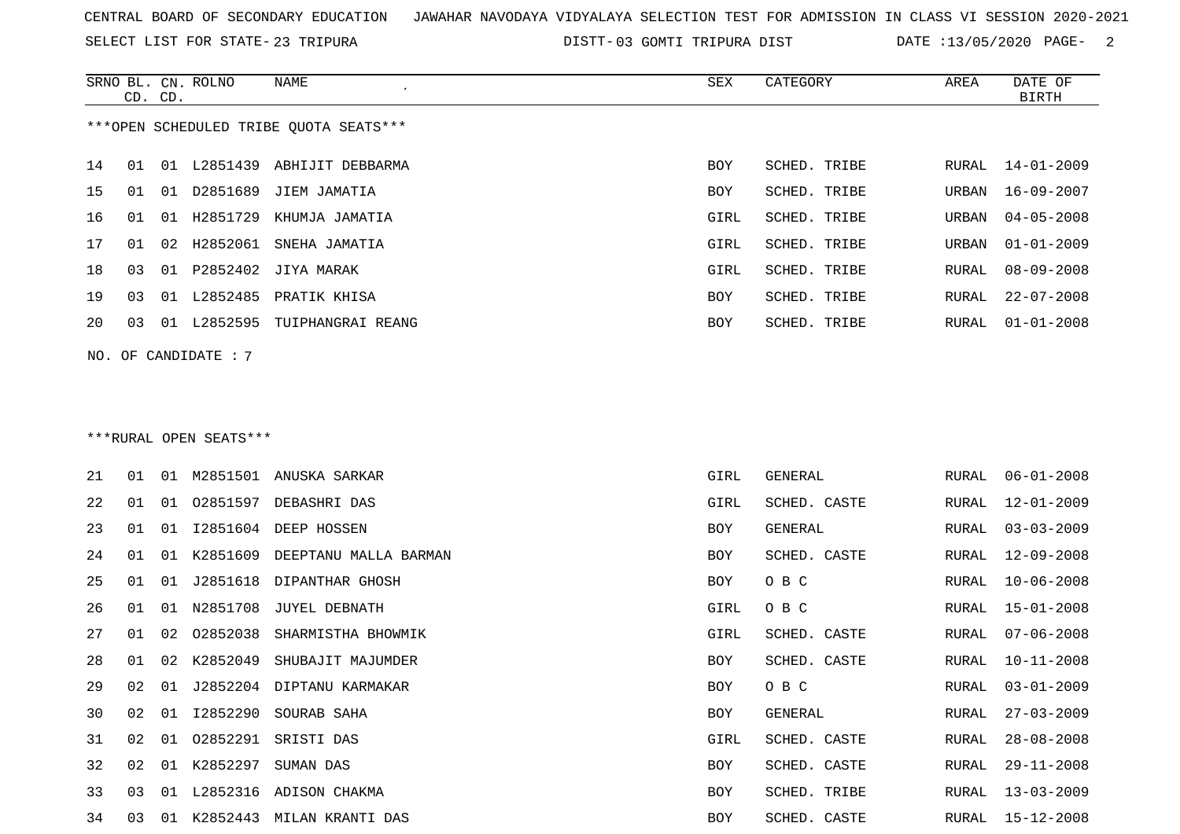CENTRAL BOARD OF SECONDARY EDUCATION JAWAHAR NAVODAYA VIDYALAYA SELECTION TEST FOR ADMISSION IN CLASS VI SESSION 2020-2021

SELECT LIST FOR STATE- 23 TRIPURA DISTT- 03 GOMTI TRIPURA DIST DATE :13/05/2020

***OPEN SCHEDULED TRIBE QUOTA SEATS***

| SRNO | BL. CD. | CN. CD. | ROLNO | NAME | SEX | CATEGORY | AREA | DATE OF BIRTH |
|---|---|---|---|---|---|---|---|---|
| 14 | 01 | 01 | L2851439 | ABHIJIT DEBBARMA | BOY | SCHED. TRIBE | RURAL | 14-01-2009 |
| 15 | 01 | 01 | D2851689 | JIEM JAMATIA | BOY | SCHED. TRIBE | URBAN | 16-09-2007 |
| 16 | 01 | 01 | H2851729 | KHUMJA JAMATIA | GIRL | SCHED. TRIBE | URBAN | 04-05-2008 |
| 17 | 01 | 02 | H2852061 | SNEHA JAMATIA | GIRL | SCHED. TRIBE | URBAN | 01-01-2009 |
| 18 | 03 | 01 | P2852402 | JIYA MARAK | GIRL | SCHED. TRIBE | RURAL | 08-09-2008 |
| 19 | 03 | 01 | L2852485 | PRATIK KHISA | BOY | SCHED. TRIBE | RURAL | 22-07-2008 |
| 20 | 03 | 01 | L2852595 | TUIPHANGRAI REANG | BOY | SCHED. TRIBE | RURAL | 01-01-2008 |

NO. OF CANDIDATE : 7

***RURAL OPEN SEATS***

| SRNO | BL. CD. | CN. CD. | ROLNO | NAME | SEX | CATEGORY | AREA | DATE OF BIRTH |
|---|---|---|---|---|---|---|---|---|
| 21 | 01 | 01 | M2851501 | ANUSKA SARKAR | GIRL | GENERAL | RURAL | 06-01-2008 |
| 22 | 01 | 01 | O2851597 | DEBASHRI DAS | GIRL | SCHED. CASTE | RURAL | 12-01-2009 |
| 23 | 01 | 01 | I2851604 | DEEP HOSSEN | BOY | GENERAL | RURAL | 03-03-2009 |
| 24 | 01 | 01 | K2851609 | DEEPTANU MALLA BARMAN | BOY | SCHED. CASTE | RURAL | 12-09-2008 |
| 25 | 01 | 01 | J2851618 | DIPANTHAR GHOSH | BOY | O B C | RURAL | 10-06-2008 |
| 26 | 01 | 01 | N2851708 | JUYEL DEBNATH | GIRL | O B C | RURAL | 15-01-2008 |
| 27 | 01 | 02 | O2852038 | SHARMISTHA BHOWMIK | GIRL | SCHED. CASTE | RURAL | 07-06-2008 |
| 28 | 01 | 02 | K2852049 | SHUBAJIT MAJUMDER | BOY | SCHED. CASTE | RURAL | 10-11-2008 |
| 29 | 02 | 01 | J2852204 | DIPTANU KARMAKAR | BOY | O B C | RURAL | 03-01-2009 |
| 30 | 02 | 01 | I2852290 | SOURAB SAHA | BOY | GENERAL | RURAL | 27-03-2009 |
| 31 | 02 | 01 | O2852291 | SRISTI DAS | GIRL | SCHED. CASTE | RURAL | 28-08-2008 |
| 32 | 02 | 01 | K2852297 | SUMAN DAS | BOY | SCHED. CASTE | RURAL | 29-11-2008 |
| 33 | 03 | 01 | L2852316 | ADISON CHAKMA | BOY | SCHED. TRIBE | RURAL | 13-03-2009 |
| 34 | 03 | 01 | K2852443 | MILAN KRANTI DAS | BOY | SCHED. CASTE | RURAL | 15-12-2008 |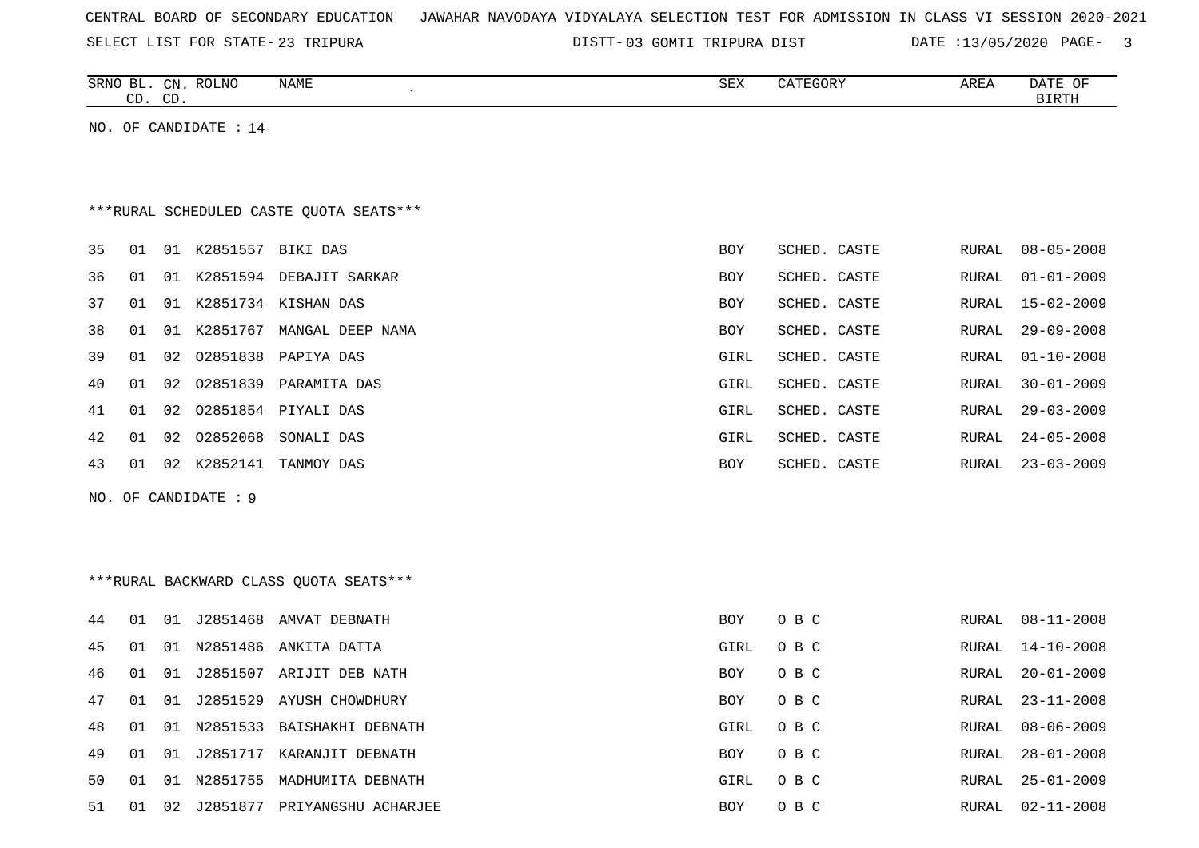CENTRAL BOARD OF SECONDARY EDUCATION JAWAHAR NAVODAYA VIDYALAYA SELECTION TEST FOR ADMISSION IN CLASS VI SESSION 2020-2021

SELECT LIST FOR STATE- 23 TRIPURA DISTT- 03 GOMTI TRIPURA DIST DATE :13/05/2020

| SRNO | BL. CD. | CN. CD. | ROLNO | NAME | SEX | CATEGORY | AREA | DATE OF BIRTH |
|---|---|---|---|---|---|---|---|---|

NO. OF CANDIDATE : 14

***RURAL SCHEDULED CASTE QUOTA SEATS***

| SRNO | BL. CD. | CN. CD. | ROLNO | NAME | SEX | CATEGORY | AREA | DATE OF BIRTH |
|---|---|---|---|---|---|---|---|---|
| 35 | 01 | 01 | K2851557 | BIKI DAS | BOY | SCHED. CASTE | RURAL | 08-05-2008 |
| 36 | 01 | 01 | K2851594 | DEBAJIT SARKAR | BOY | SCHED. CASTE | RURAL | 01-01-2009 |
| 37 | 01 | 01 | K2851734 | KISHAN DAS | BOY | SCHED. CASTE | RURAL | 15-02-2009 |
| 38 | 01 | 01 | K2851767 | MANGAL DEEP NAMA | BOY | SCHED. CASTE | RURAL | 29-09-2008 |
| 39 | 01 | 02 | O2851838 | PAPIYA DAS | GIRL | SCHED. CASTE | RURAL | 01-10-2008 |
| 40 | 01 | 02 | O2851839 | PARAMITA DAS | GIRL | SCHED. CASTE | RURAL | 30-01-2009 |
| 41 | 01 | 02 | O2851854 | PIYALI DAS | GIRL | SCHED. CASTE | RURAL | 29-03-2009 |
| 42 | 01 | 02 | O2852068 | SONALI DAS | GIRL | SCHED. CASTE | RURAL | 24-05-2008 |
| 43 | 01 | 02 | K2852141 | TANMOY DAS | BOY | SCHED. CASTE | RURAL | 23-03-2009 |

NO. OF CANDIDATE : 9

***RURAL BACKWARD CLASS QUOTA SEATS***

| SRNO | BL. CD. | CN. CD. | ROLNO | NAME | SEX | CATEGORY | AREA | DATE OF BIRTH |
|---|---|---|---|---|---|---|---|---|
| 44 | 01 | 01 | J2851468 | AMVAT DEBNATH | BOY | O B C | RURAL | 08-11-2008 |
| 45 | 01 | 01 | N2851486 | ANKITA DATTA | GIRL | O B C | RURAL | 14-10-2008 |
| 46 | 01 | 01 | J2851507 | ARIJIT DEB NATH | BOY | O B C | RURAL | 20-01-2009 |
| 47 | 01 | 01 | J2851529 | AYUSH CHOWDHURY | BOY | O B C | RURAL | 23-11-2008 |
| 48 | 01 | 01 | N2851533 | BAISHAKHI DEBNATH | GIRL | O B C | RURAL | 08-06-2009 |
| 49 | 01 | 01 | J2851717 | KARANJIT DEBNATH | BOY | O B C | RURAL | 28-01-2008 |
| 50 | 01 | 01 | N2851755 | MADHUMITA DEBNATH | GIRL | O B C | RURAL | 25-01-2009 |
| 51 | 01 | 02 | J2851877 | PRIYANGSHU ACHARJEE | BOY | O B C | RURAL | 02-11-2008 |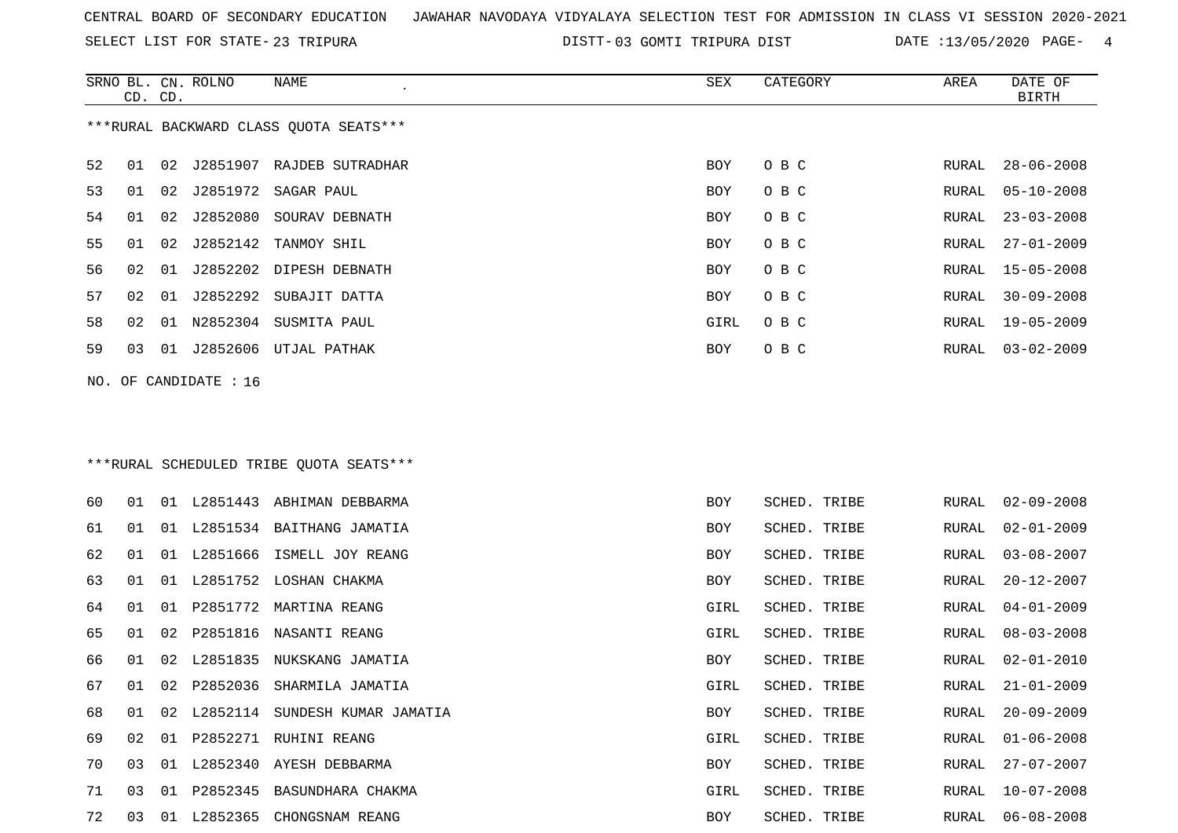CENTRAL BOARD OF SECONDARY EDUCATION JAWAHAR NAVODAYA VIDYALAYA SELECTION TEST FOR ADMISSION IN CLASS VI SESSION 2020-2021

SELECT LIST FOR STATE- 23 TRIPURA DISTT- 03 GOMTI TRIPURA DIST DATE :13/05/2020

***RURAL BACKWARD CLASS QUOTA SEATS***

| SRNO | BL. CD. | CN. CD. | ROLNO | NAME | SEX | CATEGORY | AREA | DATE OF BIRTH |
|---|---|---|---|---|---|---|---|---|
| 52 | 01 | 02 | J2851907 | RAJDEB SUTRADHAR | BOY | O B C | RURAL | 28-06-2008 |
| 53 | 01 | 02 | J2851972 | SAGAR PAUL | BOY | O B C | RURAL | 05-10-2008 |
| 54 | 01 | 02 | J2852080 | SOURAV DEBNATH | BOY | O B C | RURAL | 23-03-2008 |
| 55 | 01 | 02 | J2852142 | TANMOY SHIL | BOY | O B C | RURAL | 27-01-2009 |
| 56 | 02 | 01 | J2852202 | DIPESH DEBNATH | BOY | O B C | RURAL | 15-05-2008 |
| 57 | 02 | 01 | J2852292 | SUBAJIT DATTA | BOY | O B C | RURAL | 30-09-2008 |
| 58 | 02 | 01 | N2852304 | SUSMITA PAUL | GIRL | O B C | RURAL | 19-05-2009 |
| 59 | 03 | 01 | J2852606 | UTJAL PATHAK | BOY | O B C | RURAL | 03-02-2009 |

NO. OF CANDIDATE : 16

***RURAL SCHEDULED TRIBE QUOTA SEATS***

| SRNO | BL. CD. | CN. CD. | ROLNO | NAME | SEX | CATEGORY | AREA | DATE OF BIRTH |
|---|---|---|---|---|---|---|---|---|
| 60 | 01 | 01 | L2851443 | ABHIMAN DEBBARMA | BOY | SCHED. TRIBE | RURAL | 02-09-2008 |
| 61 | 01 | 01 | L2851534 | BAITHANG JAMATIA | BOY | SCHED. TRIBE | RURAL | 02-01-2009 |
| 62 | 01 | 01 | L2851666 | ISMELL JOY REANG | BOY | SCHED. TRIBE | RURAL | 03-08-2007 |
| 63 | 01 | 01 | L2851752 | LOSHAN CHAKMA | BOY | SCHED. TRIBE | RURAL | 20-12-2007 |
| 64 | 01 | 01 | P2851772 | MARTINA REANG | GIRL | SCHED. TRIBE | RURAL | 04-01-2009 |
| 65 | 01 | 02 | P2851816 | NASANTI REANG | GIRL | SCHED. TRIBE | RURAL | 08-03-2008 |
| 66 | 01 | 02 | L2851835 | NUKSKANG JAMATIA | BOY | SCHED. TRIBE | RURAL | 02-01-2010 |
| 67 | 01 | 02 | P2852036 | SHARMILA JAMATIA | GIRL | SCHED. TRIBE | RURAL | 21-01-2009 |
| 68 | 01 | 02 | L2852114 | SUNDESH KUMAR JAMATIA | BOY | SCHED. TRIBE | RURAL | 20-09-2009 |
| 69 | 02 | 01 | P2852271 | RUHINI REANG | GIRL | SCHED. TRIBE | RURAL | 01-06-2008 |
| 70 | 03 | 01 | L2852340 | AYESH DEBBARMA | BOY | SCHED. TRIBE | RURAL | 27-07-2007 |
| 71 | 03 | 01 | P2852345 | BASUNDHARA CHAKMA | GIRL | SCHED. TRIBE | RURAL | 10-07-2008 |
| 72 | 03 | 01 | L2852365 | CHONGSNAM REANG | BOY | SCHED. TRIBE | RURAL | 06-08-2008 |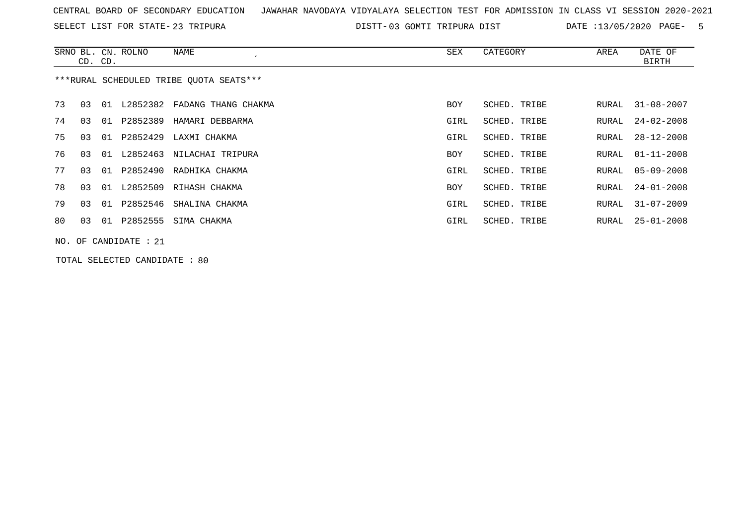CENTRAL BOARD OF SECONDARY EDUCATION JAWAHAR NAVODAYA VIDYALAYA SELECTION TEST FOR ADMISSION IN CLASS VI SESSION 2020-2021

SELECT LIST FOR STATE- 23 TRIPURA DISTT- 03 GOMTI TRIPURA DIST DATE :13/05/2020

| SRNO | BL. CD. | CN. CD. | ROLNO | NAME | SEX | CATEGORY | AREA | DATE OF BIRTH |
|---|---|---|---|---|---|---|---|---|

***RURAL SCHEDULED TRIBE QUOTA SEATS***

| SRNO | BL. CD. | CN. CD. | ROLNO | NAME | SEX | CATEGORY | AREA | DATE OF BIRTH |
|---|---|---|---|---|---|---|---|---|
| 73 | 03 | 01 | L2852382 | FADANG THANG CHAKMA | BOY | SCHED. TRIBE | RURAL | 31-08-2007 |
| 74 | 03 | 01 | P2852389 | HAMARI DEBBARMA | GIRL | SCHED. TRIBE | RURAL | 24-02-2008 |
| 75 | 03 | 01 | P2852429 | LAXMI CHAKMA | GIRL | SCHED. TRIBE | RURAL | 28-12-2008 |
| 76 | 03 | 01 | L2852463 | NILACHAI TRIPURA | BOY | SCHED. TRIBE | RURAL | 01-11-2008 |
| 77 | 03 | 01 | P2852490 | RADHIKA CHAKMA | GIRL | SCHED. TRIBE | RURAL | 05-09-2008 |
| 78 | 03 | 01 | L2852509 | RIHASH CHAKMA | BOY | SCHED. TRIBE | RURAL | 24-01-2008 |
| 79 | 03 | 01 | P2852546 | SHALINA CHAKMA | GIRL | SCHED. TRIBE | RURAL | 31-07-2009 |
| 80 | 03 | 01 | P2852555 | SIMA CHAKMA | GIRL | SCHED. TRIBE | RURAL | 25-01-2008 |

NO. OF CANDIDATE : 21

TOTAL SELECTED CANDIDATE : 80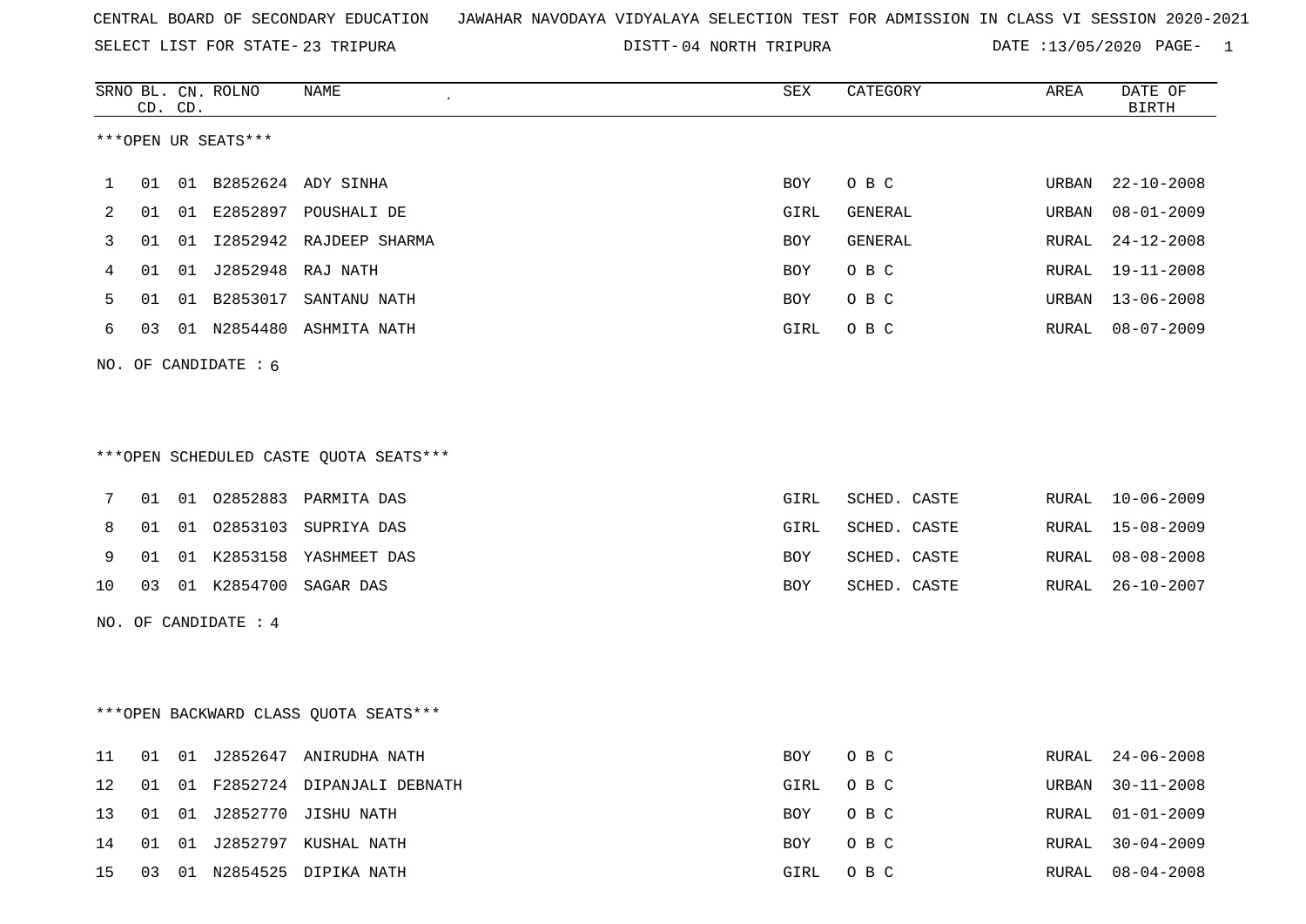CENTRAL BOARD OF SECONDARY EDUCATION JAWAHAR NAVODAYA VIDYALAYA SELECTION TEST FOR ADMISSION IN CLASS VI SESSION 2020-2021

SELECT LIST FOR STATE- 23 TRIPURA DISTT- 04 NORTH TRIPURA DATE :13/05/2020 PAGE- 1

***OPEN UR SEATS***

| SRNO | BL. CD. | CN. CD. | ROLNO | NAME | SEX | CATEGORY | AREA | DATE OF BIRTH |
|---|---|---|---|---|---|---|---|---|
| 1 | 01 | 01 | B2852624 | ADY SINHA | BOY | O B C | URBAN | 22-10-2008 |
| 2 | 01 | 01 | E2852897 | POUSHALI DE | GIRL | GENERAL | URBAN | 08-01-2009 |
| 3 | 01 | 01 | I2852942 | RAJDEEP SHARMA | BOY | GENERAL | RURAL | 24-12-2008 |
| 4 | 01 | 01 | J2852948 | RAJ NATH | BOY | O B C | RURAL | 19-11-2008 |
| 5 | 01 | 01 | B2853017 | SANTANU NATH | BOY | O B C | URBAN | 13-06-2008 |
| 6 | 03 | 01 | N2854480 | ASHMITA NATH | GIRL | O B C | RURAL | 08-07-2009 |

NO. OF CANDIDATE : 6

***OPEN SCHEDULED CASTE QUOTA SEATS***

| SRNO | BL. CD. | CN. CD. | ROLNO | NAME | SEX | CATEGORY | AREA | DATE OF BIRTH |
|---|---|---|---|---|---|---|---|---|
| 7 | 01 | 01 | O2852883 | PARMITA DAS | GIRL | SCHED. CASTE | RURAL | 10-06-2009 |
| 8 | 01 | 01 | O2853103 | SUPRIYA DAS | GIRL | SCHED. CASTE | RURAL | 15-08-2009 |
| 9 | 01 | 01 | K2853158 | YASHMEET DAS | BOY | SCHED. CASTE | RURAL | 08-08-2008 |
| 10 | 03 | 01 | K2854700 | SAGAR DAS | BOY | SCHED. CASTE | RURAL | 26-10-2007 |

NO. OF CANDIDATE : 4

***OPEN BACKWARD CLASS QUOTA SEATS***

| SRNO | BL. CD. | CN. CD. | ROLNO | NAME | SEX | CATEGORY | AREA | DATE OF BIRTH |
|---|---|---|---|---|---|---|---|---|
| 11 | 01 | 01 | J2852647 | ANIRUDHA NATH | BOY | O B C | RURAL | 24-06-2008 |
| 12 | 01 | 01 | F2852724 | DIPANJALI DEBNATH | GIRL | O B C | URBAN | 30-11-2008 |
| 13 | 01 | 01 | J2852770 | JISHU NATH | BOY | O B C | RURAL | 01-01-2009 |
| 14 | 01 | 01 | J2852797 | KUSHAL NATH | BOY | O B C | RURAL | 30-04-2009 |
| 15 | 03 | 01 | N2854525 | DIPIKA NATH | GIRL | O B C | RURAL | 08-04-2008 |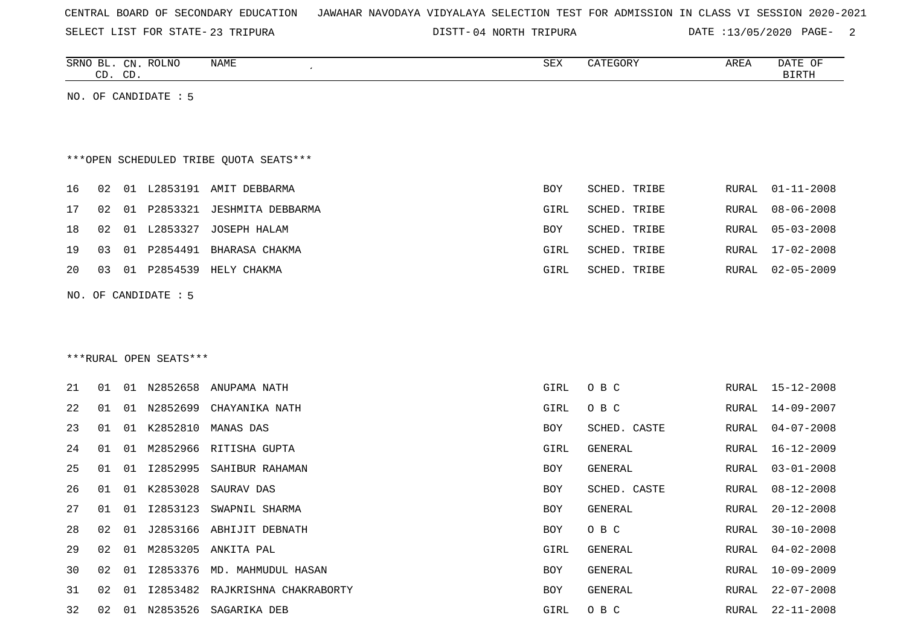CENTRAL BOARD OF SECONDARY EDUCATION JAWAHAR NAVODAYA VIDYALAYA SELECTION TEST FOR ADMISSION IN CLASS VI SESSION 2020-2021

SELECT LIST FOR STATE- 23 TRIPURA DISTT- 04 NORTH TRIPURA DATE :13/05/2020

| SRNO | BL. CD. | CN. CD. | ROLNO | NAME | SEX | CATEGORY | AREA | DATE OF BIRTH |
|---|---|---|---|---|---|---|---|---|

NO. OF CANDIDATE : 5

***OPEN SCHEDULED TRIBE QUOTA SEATS***

| SRNO | BL. CD. | CN. CD. | ROLNO | NAME | SEX | CATEGORY | AREA | DATE OF BIRTH |
|---|---|---|---|---|---|---|---|---|
| 16 | 02 | 01 | L2853191 | AMIT DEBBARMA | BOY | SCHED. TRIBE | RURAL | 01-11-2008 |
| 17 | 02 | 01 | P2853321 | JESHMITA DEBBARMA | GIRL | SCHED. TRIBE | RURAL | 08-06-2008 |
| 18 | 02 | 01 | L2853327 | JOSEPH HALAM | BOY | SCHED. TRIBE | RURAL | 05-03-2008 |
| 19 | 03 | 01 | P2854491 | BHARASA CHAKMA | GIRL | SCHED. TRIBE | RURAL | 17-02-2008 |
| 20 | 03 | 01 | P2854539 | HELY CHAKMA | GIRL | SCHED. TRIBE | RURAL | 02-05-2009 |

NO. OF CANDIDATE : 5

***RURAL OPEN SEATS***

| SRNO | BL. CD. | CN. CD. | ROLNO | NAME | SEX | CATEGORY | AREA | DATE OF BIRTH |
|---|---|---|---|---|---|---|---|---|
| 21 | 01 | 01 | N2852658 | ANUPAMA NATH | GIRL | O B C | RURAL | 15-12-2008 |
| 22 | 01 | 01 | N2852699 | CHAYANIKA NATH | GIRL | O B C | RURAL | 14-09-2007 |
| 23 | 01 | 01 | K2852810 | MANAS DAS | BOY | SCHED. CASTE | RURAL | 04-07-2008 |
| 24 | 01 | 01 | M2852966 | RITISHA GUPTA | GIRL | GENERAL | RURAL | 16-12-2009 |
| 25 | 01 | 01 | I2852995 | SAHIBUR RAHAMAN | BOY | GENERAL | RURAL | 03-01-2008 |
| 26 | 01 | 01 | K2853028 | SAURAV DAS | BOY | SCHED. CASTE | RURAL | 08-12-2008 |
| 27 | 01 | 01 | I2853123 | SWAPNIL SHARMA | BOY | GENERAL | RURAL | 20-12-2008 |
| 28 | 02 | 01 | J2853166 | ABHIJIT DEBNATH | BOY | O B C | RURAL | 30-10-2008 |
| 29 | 02 | 01 | M2853205 | ANKITA PAL | GIRL | GENERAL | RURAL | 04-02-2008 |
| 30 | 02 | 01 | I2853376 | MD. MAHMUDUL HASAN | BOY | GENERAL | RURAL | 10-09-2009 |
| 31 | 02 | 01 | I2853482 | RAJKRISHNA CHAKRABORTY | BOY | GENERAL | RURAL | 22-07-2008 |
| 32 | 02 | 01 | N2853526 | SAGARIKA DEB | GIRL | O B C | RURAL | 22-11-2008 |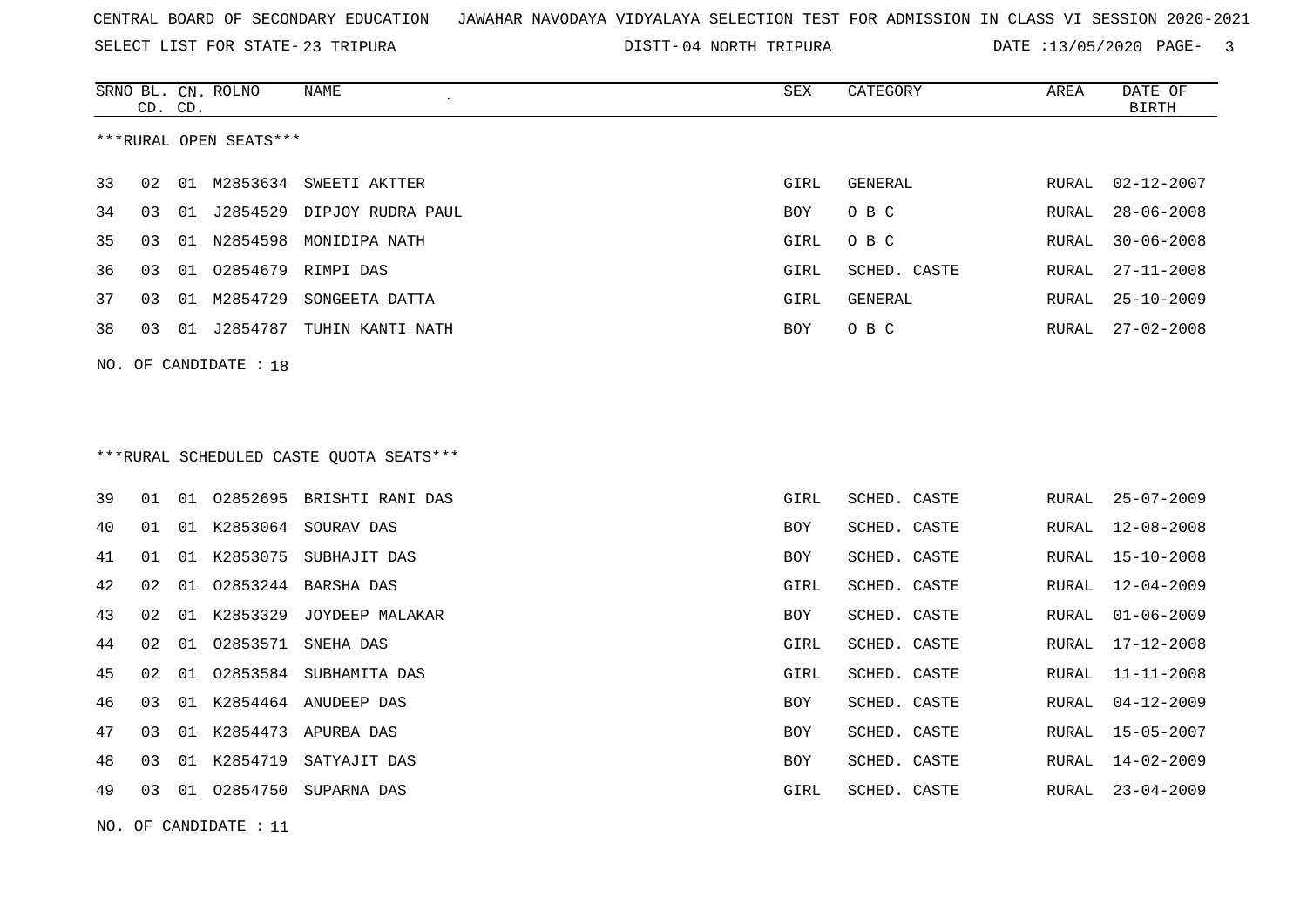CENTRAL BOARD OF SECONDARY EDUCATION   JAWAHAR NAVODAYA VIDYALAYA SELECTION TEST FOR ADMISSION IN CLASS VI SESSION 2020-2021

SELECT LIST FOR STATE- 23 TRIPURA   DISTT- 04 NORTH TRIPURA   DATE :13/05/2020

***RURAL OPEN SEATS***

| SRNO | BL. CD. | CN. CD. | ROLNO | NAME | SEX | CATEGORY | AREA | DATE OF BIRTH |
|---|---|---|---|---|---|---|---|---|
| 33 | 02 | 01 | M2853634 | SWEETI AKTTER | GIRL | GENERAL | RURAL | 02-12-2007 |
| 34 | 03 | 01 | J2854529 | DIPJOY RUDRA PAUL | BOY | O B C | RURAL | 28-06-2008 |
| 35 | 03 | 01 | N2854598 | MONIDIPA NATH | GIRL | O B C | RURAL | 30-06-2008 |
| 36 | 03 | 01 | O2854679 | RIMPI DAS | GIRL | SCHED. CASTE | RURAL | 27-11-2008 |
| 37 | 03 | 01 | M2854729 | SONGEETA DATTA | GIRL | GENERAL | RURAL | 25-10-2009 |
| 38 | 03 | 01 | J2854787 | TUHIN KANTI NATH | BOY | O B C | RURAL | 27-02-2008 |

NO. OF CANDIDATE : 18

***RURAL SCHEDULED CASTE QUOTA SEATS***

| SRNO | BL. CD. | CN. CD. | ROLNO | NAME | SEX | CATEGORY | AREA | DATE OF BIRTH |
|---|---|---|---|---|---|---|---|---|
| 39 | 01 | 01 | O2852695 | BRISHTI RANI DAS | GIRL | SCHED. CASTE | RURAL | 25-07-2009 |
| 40 | 01 | 01 | K2853064 | SOURAV DAS | BOY | SCHED. CASTE | RURAL | 12-08-2008 |
| 41 | 01 | 01 | K2853075 | SUBHAJIT DAS | BOY | SCHED. CASTE | RURAL | 15-10-2008 |
| 42 | 02 | 01 | O2853244 | BARSHA DAS | GIRL | SCHED. CASTE | RURAL | 12-04-2009 |
| 43 | 02 | 01 | K2853329 | JOYDEEP MALAKAR | BOY | SCHED. CASTE | RURAL | 01-06-2009 |
| 44 | 02 | 01 | O2853571 | SNEHA DAS | GIRL | SCHED. CASTE | RURAL | 17-12-2008 |
| 45 | 02 | 01 | O2853584 | SUBHAMITA DAS | GIRL | SCHED. CASTE | RURAL | 11-11-2008 |
| 46 | 03 | 01 | K2854464 | ANUDEEP DAS | BOY | SCHED. CASTE | RURAL | 04-12-2009 |
| 47 | 03 | 01 | K2854473 | APURBA DAS | BOY | SCHED. CASTE | RURAL | 15-05-2007 |
| 48 | 03 | 01 | K2854719 | SATYAJIT DAS | BOY | SCHED. CASTE | RURAL | 14-02-2009 |
| 49 | 03 | 01 | O2854750 | SUPARNA DAS | GIRL | SCHED. CASTE | RURAL | 23-04-2009 |

NO. OF CANDIDATE : 11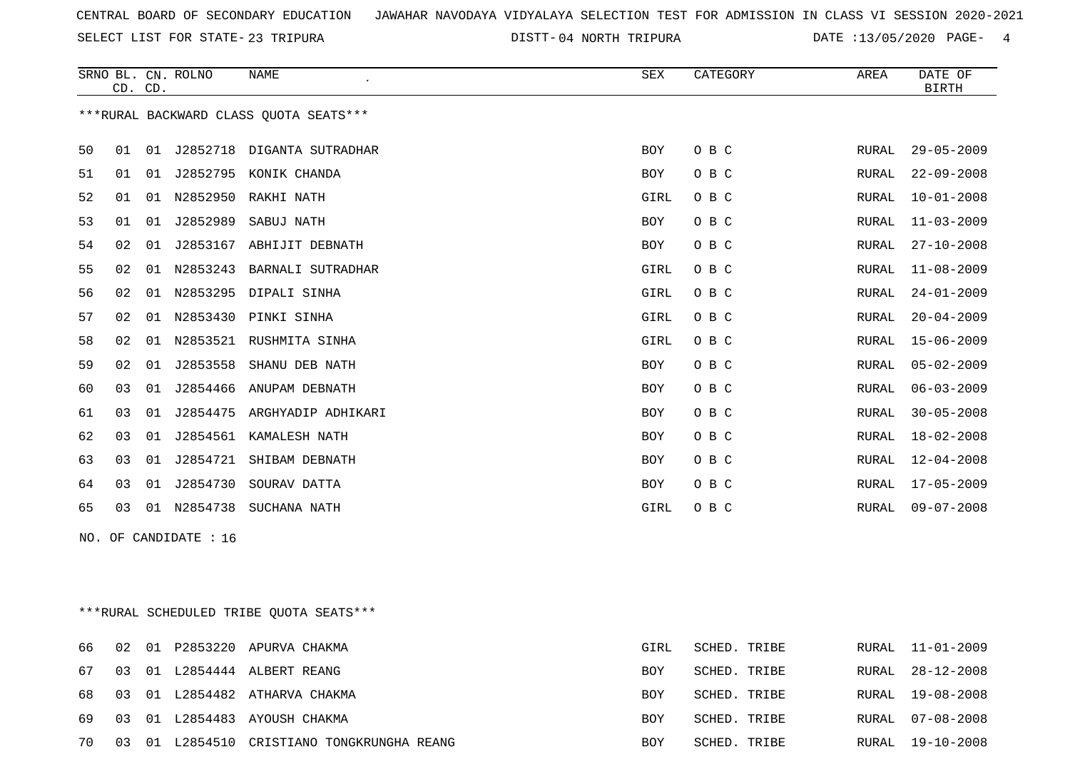CENTRAL BOARD OF SECONDARY EDUCATION JAWAHAR NAVODAYA VIDYALAYA SELECTION TEST FOR ADMISSION IN CLASS VI SESSION 2020-2021

SELECT LIST FOR STATE- 23 TRIPURA DISTT- 04 NORTH TRIPURA DATE :13/05/2020

***RURAL BACKWARD CLASS QUOTA SEATS***

| SRNO | BL. CD. | CN. CD. | ROLNO | NAME | SEX | CATEGORY | AREA | DATE OF BIRTH |
|---|---|---|---|---|---|---|---|---|
| 50 | 01 | 01 | J2852718 | DIGANTA SUTRADHAR | BOY | O B C | RURAL | 29-05-2009 |
| 51 | 01 | 01 | J2852795 | KONIK CHANDA | BOY | O B C | RURAL | 22-09-2008 |
| 52 | 01 | 01 | N2852950 | RAKHI NATH | GIRL | O B C | RURAL | 10-01-2008 |
| 53 | 01 | 01 | J2852989 | SABUJ NATH | BOY | O B C | RURAL | 11-03-2009 |
| 54 | 02 | 01 | J2853167 | ABHIJIT DEBNATH | BOY | O B C | RURAL | 27-10-2008 |
| 55 | 02 | 01 | N2853243 | BARNALI SUTRADHAR | GIRL | O B C | RURAL | 11-08-2009 |
| 56 | 02 | 01 | N2853295 | DIPALI SINHA | GIRL | O B C | RURAL | 24-01-2009 |
| 57 | 02 | 01 | N2853430 | PINKI SINHA | GIRL | O B C | RURAL | 20-04-2009 |
| 58 | 02 | 01 | N2853521 | RUSHMITA SINHA | GIRL | O B C | RURAL | 15-06-2009 |
| 59 | 02 | 01 | J2853558 | SHANU DEB NATH | BOY | O B C | RURAL | 05-02-2009 |
| 60 | 03 | 01 | J2854466 | ANUPAM DEBNATH | BOY | O B C | RURAL | 06-03-2009 |
| 61 | 03 | 01 | J2854475 | ARGHYADIP ADHIKARI | BOY | O B C | RURAL | 30-05-2008 |
| 62 | 03 | 01 | J2854561 | KAMALESH NATH | BOY | O B C | RURAL | 18-02-2008 |
| 63 | 03 | 01 | J2854721 | SHIBAM DEBNATH | BOY | O B C | RURAL | 12-04-2008 |
| 64 | 03 | 01 | J2854730 | SOURAV DATTA | BOY | O B C | RURAL | 17-05-2009 |
| 65 | 03 | 01 | N2854738 | SUCHANA NATH | GIRL | O B C | RURAL | 09-07-2008 |

NO. OF CANDIDATE : 16

***RURAL SCHEDULED TRIBE QUOTA SEATS***

| SRNO | BL. CD. | CN. CD. | ROLNO | NAME | SEX | CATEGORY | AREA | DATE OF BIRTH |
|---|---|---|---|---|---|---|---|---|
| 66 | 02 | 01 | P2853220 | APURVA CHAKMA | GIRL | SCHED. TRIBE | RURAL | 11-01-2009 |
| 67 | 03 | 01 | L2854444 | ALBERT REANG | BOY | SCHED. TRIBE | RURAL | 28-12-2008 |
| 68 | 03 | 01 | L2854482 | ATHARVA CHAKMA | BOY | SCHED. TRIBE | RURAL | 19-08-2008 |
| 69 | 03 | 01 | L2854483 | AYOUSH CHAKMA | BOY | SCHED. TRIBE | RURAL | 07-08-2008 |
| 70 | 03 | 01 | L2854510 | CRISTIANO TONGKRUNGHA REANG | BOY | SCHED. TRIBE | RURAL | 19-10-2008 |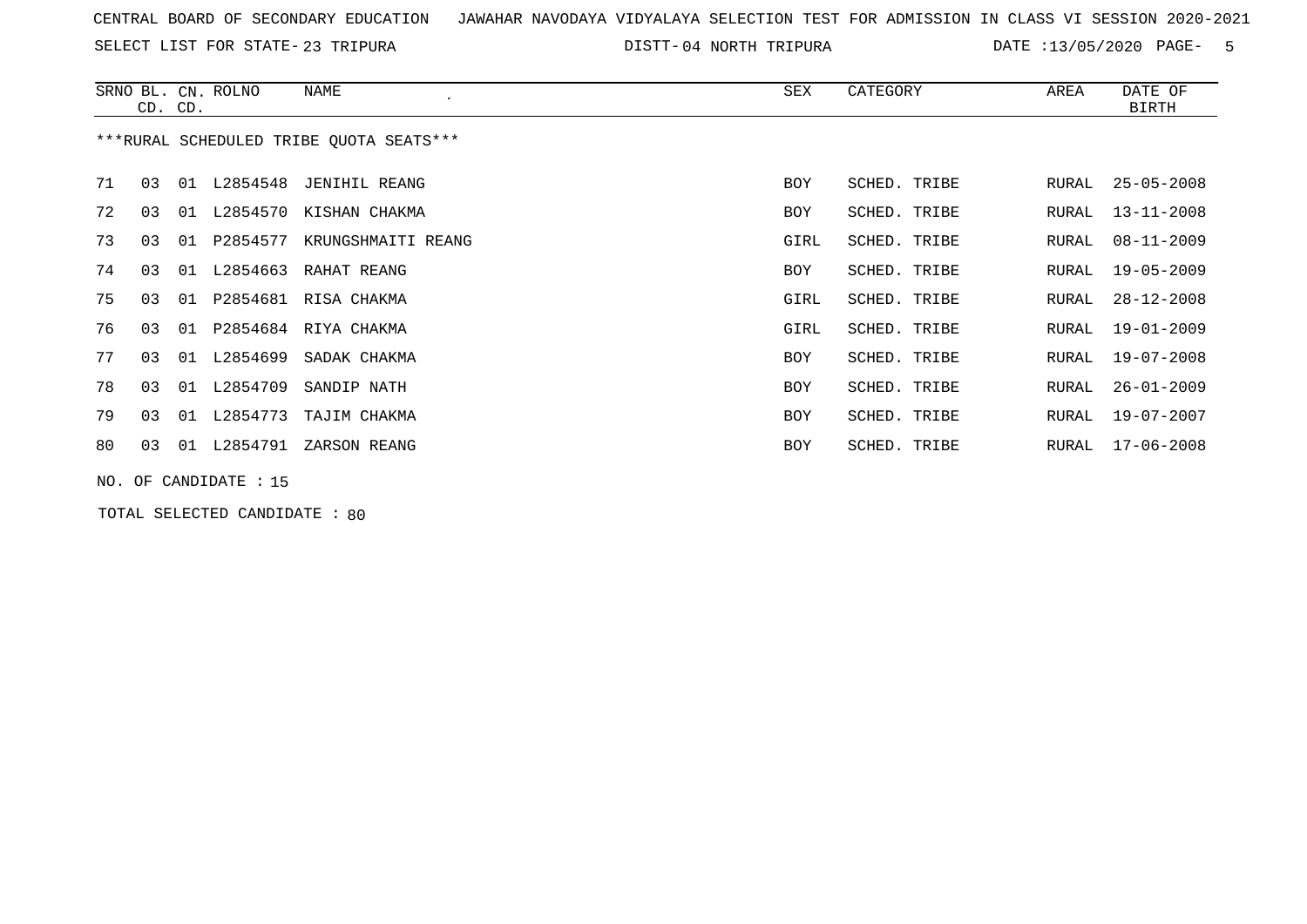CENTRAL BOARD OF SECONDARY EDUCATION JAWAHAR NAVODAYA VIDYALAYA SELECTION TEST FOR ADMISSION IN CLASS VI SESSION 2020-2021

SELECT LIST FOR STATE- 23 TRIPURA DISTT- 04 NORTH TRIPURA DATE :13/05/2020

| SRNO | BL. CD. | CN. CD. | ROLNO | NAME | SEX | CATEGORY | AREA | DATE OF BIRTH |
|---|---|---|---|---|---|---|---|---|
| ***RURAL SCHEDULED TRIBE QUOTA SEATS*** | | | | | | | | |
| 71 | 03 | 01 | L2854548 | JENIHIL REANG | BOY | SCHED. TRIBE | RURAL | 25-05-2008 |
| 72 | 03 | 01 | L2854570 | KISHAN CHAKMA | BOY | SCHED. TRIBE | RURAL | 13-11-2008 |
| 73 | 03 | 01 | P2854577 | KRUNGSHMAITI REANG | GIRL | SCHED. TRIBE | RURAL | 08-11-2009 |
| 74 | 03 | 01 | L2854663 | RAHAT REANG | BOY | SCHED. TRIBE | RURAL | 19-05-2009 |
| 75 | 03 | 01 | P2854681 | RISA CHAKMA | GIRL | SCHED. TRIBE | RURAL | 28-12-2008 |
| 76 | 03 | 01 | P2854684 | RIYA CHAKMA | GIRL | SCHED. TRIBE | RURAL | 19-01-2009 |
| 77 | 03 | 01 | L2854699 | SADAK CHAKMA | BOY | SCHED. TRIBE | RURAL | 19-07-2008 |
| 78 | 03 | 01 | L2854709 | SANDIP NATH | BOY | SCHED. TRIBE | RURAL | 26-01-2009 |
| 79 | 03 | 01 | L2854773 | TAJIM CHAKMA | BOY | SCHED. TRIBE | RURAL | 19-07-2007 |
| 80 | 03 | 01 | L2854791 | ZARSON REANG | BOY | SCHED. TRIBE | RURAL | 17-06-2008 |

NO. OF CANDIDATE : 15

TOTAL SELECTED CANDIDATE : 80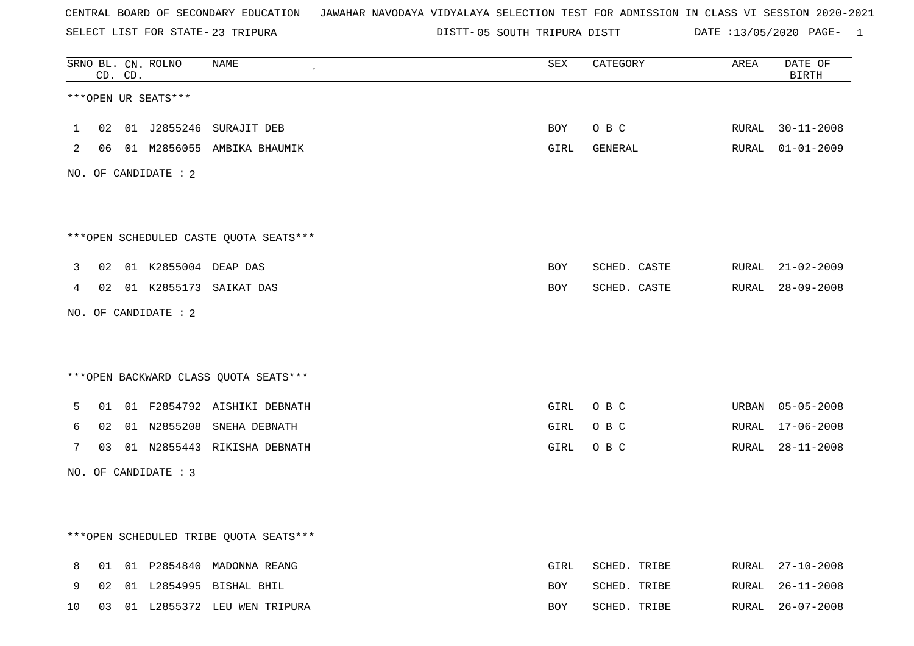CENTRAL BOARD OF SECONDARY EDUCATION JAWAHAR NAVODAYA VIDYALAYA SELECTION TEST FOR ADMISSION IN CLASS VI SESSION 2020-2021

SELECT LIST FOR STATE- 23 TRIPURA DISTT- 05 SOUTH TRIPURA DISTT DATE :13/05/2020 PAGE- 1

| SRNO | BL. CD. | CN. CD. | ROLNO | NAME | SEX | CATEGORY | AREA | DATE OF BIRTH |
|---|---|---|---|---|---|---|---|---|
| ***OPEN UR SEATS*** | | | | | | | | |
| 1 | 02 | 01 | J2855246 | SURAJIT DEB | BOY | O B C | RURAL | 30-11-2008 |
| 2 | 06 | 01 | M2856055 | AMBIKA BHAUMIK | GIRL | GENERAL | RURAL | 01-01-2009 |
| NO. OF CANDIDATE : 2 | | | | | | | | |
| ***OPEN SCHEDULED CASTE QUOTA SEATS*** | | | | | | | | |
| 3 | 02 | 01 | K2855004 | DEAP DAS | BOY | SCHED. CASTE | RURAL | 21-02-2009 |
| 4 | 02 | 01 | K2855173 | SAIKAT DAS | BOY | SCHED. CASTE | RURAL | 28-09-2008 |
| NO. OF CANDIDATE : 2 | | | | | | | | |
| ***OPEN BACKWARD CLASS QUOTA SEATS*** | | | | | | | | |
| 5 | 01 | 01 | F2854792 | AISHIKI DEBNATH | GIRL | O B C | URBAN | 05-05-2008 |
| 6 | 02 | 01 | N2855208 | SNEHA DEBNATH | GIRL | O B C | RURAL | 17-06-2008 |
| 7 | 03 | 01 | N2855443 | RIKISHA DEBNATH | GIRL | O B C | RURAL | 28-11-2008 |
| NO. OF CANDIDATE : 3 | | | | | | | | |
| ***OPEN SCHEDULED TRIBE QUOTA SEATS*** | | | | | | | | |
| 8 | 01 | 01 | P2854840 | MADONNA REANG | GIRL | SCHED. TRIBE | RURAL | 27-10-2008 |
| 9 | 02 | 01 | L2854995 | BISHAL BHIL | BOY | SCHED. TRIBE | RURAL | 26-11-2008 |
| 10 | 03 | 01 | L2855372 | LEU WEN TRIPURA | BOY | SCHED. TRIBE | RURAL | 26-07-2008 |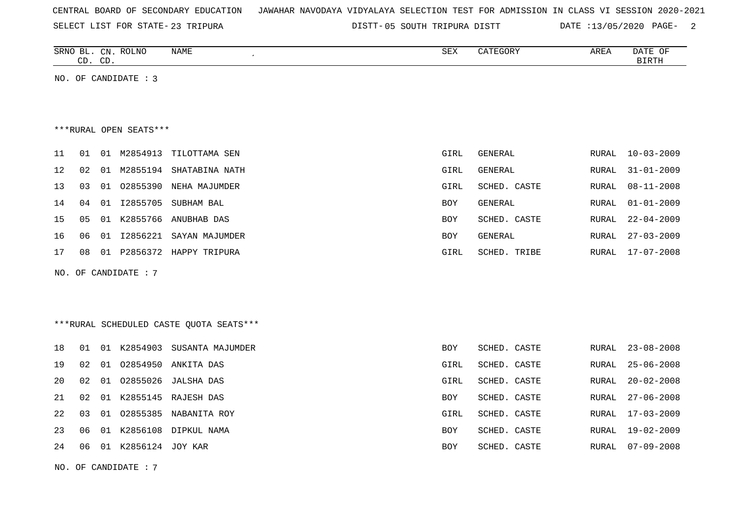CENTRAL BOARD OF SECONDARY EDUCATION JAWAHAR NAVODAYA VIDYALAYA SELECTION TEST FOR ADMISSION IN CLASS VI SESSION 2020-2021

SELECT LIST FOR STATE- 23 TRIPURA DISTT- 05 SOUTH TRIPURA DISTT DATE :13/05/2020

| SRNO | BL. CD. | CN. CD. | ROLNO | NAME | SEX | CATEGORY | AREA | DATE OF BIRTH |
|---|---|---|---|---|---|---|---|---|

NO. OF CANDIDATE : 3

***RURAL OPEN SEATS***

| SRNO | BL. CD. | CN. CD. | ROLNO | NAME | SEX | CATEGORY | AREA | DATE OF BIRTH |
|---|---|---|---|---|---|---|---|---|
| 11 | 01 | 01 | M2854913 | TILOTTAMA SEN | GIRL | GENERAL | RURAL | 10-03-2009 |
| 12 | 02 | 01 | M2855194 | SHATABINA NATH | GIRL | GENERAL | RURAL | 31-01-2009 |
| 13 | 03 | 01 | O2855390 | NEHA MAJUMDER | GIRL | SCHED. CASTE | RURAL | 08-11-2008 |
| 14 | 04 | 01 | I2855705 | SUBHAM BAL | BOY | GENERAL | RURAL | 01-01-2009 |
| 15 | 05 | 01 | K2855766 | ANUBHAB DAS | BOY | SCHED. CASTE | RURAL | 22-04-2009 |
| 16 | 06 | 01 | I2856221 | SAYAN MAJUMDER | BOY | GENERAL | RURAL | 27-03-2009 |
| 17 | 08 | 01 | P2856372 | HAPPY TRIPURA | GIRL | SCHED. TRIBE | RURAL | 17-07-2008 |

NO. OF CANDIDATE : 7

***RURAL SCHEDULED CASTE QUOTA SEATS***

| SRNO | BL. CD. | CN. CD. | ROLNO | NAME | SEX | CATEGORY | AREA | DATE OF BIRTH |
|---|---|---|---|---|---|---|---|---|
| 18 | 01 | 01 | K2854903 | SUSANTA MAJUMDER | BOY | SCHED. CASTE | RURAL | 23-08-2008 |
| 19 | 02 | 01 | O2854950 | ANKITA DAS | GIRL | SCHED. CASTE | RURAL | 25-06-2008 |
| 20 | 02 | 01 | O2855026 | JALSHA DAS | GIRL | SCHED. CASTE | RURAL | 20-02-2008 |
| 21 | 02 | 01 | K2855145 | RAJESH DAS | BOY | SCHED. CASTE | RURAL | 27-06-2008 |
| 22 | 03 | 01 | O2855385 | NABANITA ROY | GIRL | SCHED. CASTE | RURAL | 17-03-2009 |
| 23 | 06 | 01 | K2856108 | DIPKUL NAMA | BOY | SCHED. CASTE | RURAL | 19-02-2009 |
| 24 | 06 | 01 | K2856124 | JOY KAR | BOY | SCHED. CASTE | RURAL | 07-09-2008 |

NO. OF CANDIDATE : 7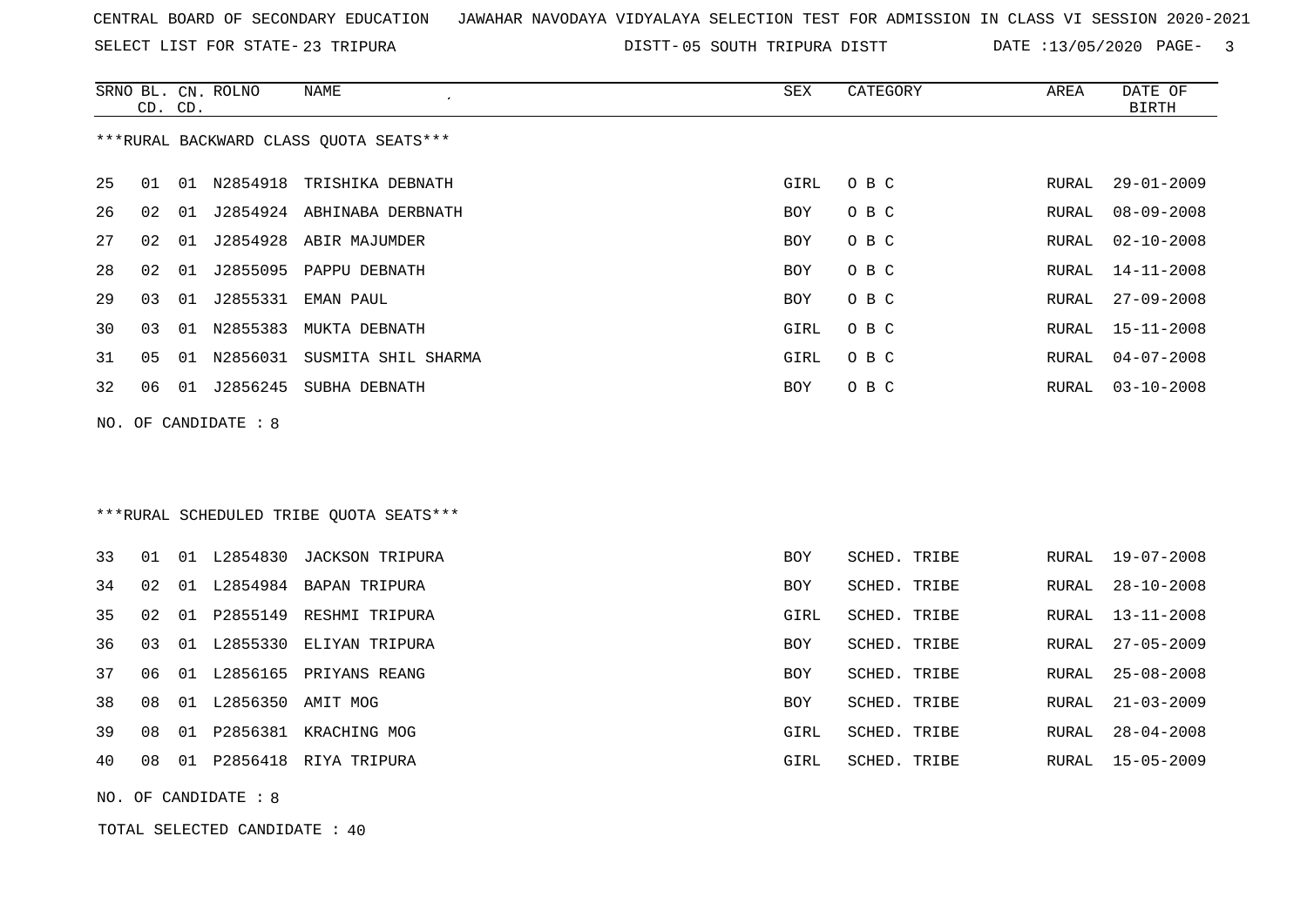CENTRAL BOARD OF SECONDARY EDUCATION JAWAHAR NAVODAYA VIDYALAYA SELECTION TEST FOR ADMISSION IN CLASS VI SESSION 2020-2021

SELECT LIST FOR STATE- 23 TRIPURA DISTT- 05 SOUTH TRIPURA DISTT DATE :13/05/2020

***RURAL BACKWARD CLASS QUOTA SEATS***

| SRNO | BL. CD. | CN. CD. | ROLNO | NAME | SEX | CATEGORY | AREA | DATE OF BIRTH |
|---|---|---|---|---|---|---|---|---|
| 25 | 01 | 01 | N2854918 | TRISHIKA DEBNATH | GIRL | O B C | RURAL | 29-01-2009 |
| 26 | 02 | 01 | J2854924 | ABHINABA DERBNATH | BOY | O B C | RURAL | 08-09-2008 |
| 27 | 02 | 01 | J2854928 | ABIR MAJUMDER | BOY | O B C | RURAL | 02-10-2008 |
| 28 | 02 | 01 | J2855095 | PAPPU DEBNATH | BOY | O B C | RURAL | 14-11-2008 |
| 29 | 03 | 01 | J2855331 | EMAN PAUL | BOY | O B C | RURAL | 27-09-2008 |
| 30 | 03 | 01 | N2855383 | MUKTA DEBNATH | GIRL | O B C | RURAL | 15-11-2008 |
| 31 | 05 | 01 | N2856031 | SUSMITA SHIL SHARMA | GIRL | O B C | RURAL | 04-07-2008 |
| 32 | 06 | 01 | J2856245 | SUBHA DEBNATH | BOY | O B C | RURAL | 03-10-2008 |

NO. OF CANDIDATE : 8

***RURAL SCHEDULED TRIBE QUOTA SEATS***

| SRNO | BL. CD. | CN. CD. | ROLNO | NAME | SEX | CATEGORY | AREA | DATE OF BIRTH |
|---|---|---|---|---|---|---|---|---|
| 33 | 01 | 01 | L2854830 | JACKSON TRIPURA | BOY | SCHED. TRIBE | RURAL | 19-07-2008 |
| 34 | 02 | 01 | L2854984 | BAPAN TRIPURA | BOY | SCHED. TRIBE | RURAL | 28-10-2008 |
| 35 | 02 | 01 | P2855149 | RESHMI TRIPURA | GIRL | SCHED. TRIBE | RURAL | 13-11-2008 |
| 36 | 03 | 01 | L2855330 | ELIYAN TRIPURA | BOY | SCHED. TRIBE | RURAL | 27-05-2009 |
| 37 | 06 | 01 | L2856165 | PRIYANS REANG | BOY | SCHED. TRIBE | RURAL | 25-08-2008 |
| 38 | 08 | 01 | L2856350 | AMIT MOG | BOY | SCHED. TRIBE | RURAL | 21-03-2009 |
| 39 | 08 | 01 | P2856381 | KRACHING MOG | GIRL | SCHED. TRIBE | RURAL | 28-04-2008 |
| 40 | 08 | 01 | P2856418 | RIYA TRIPURA | GIRL | SCHED. TRIBE | RURAL | 15-05-2009 |

NO. OF CANDIDATE : 8

TOTAL SELECTED CANDIDATE : 40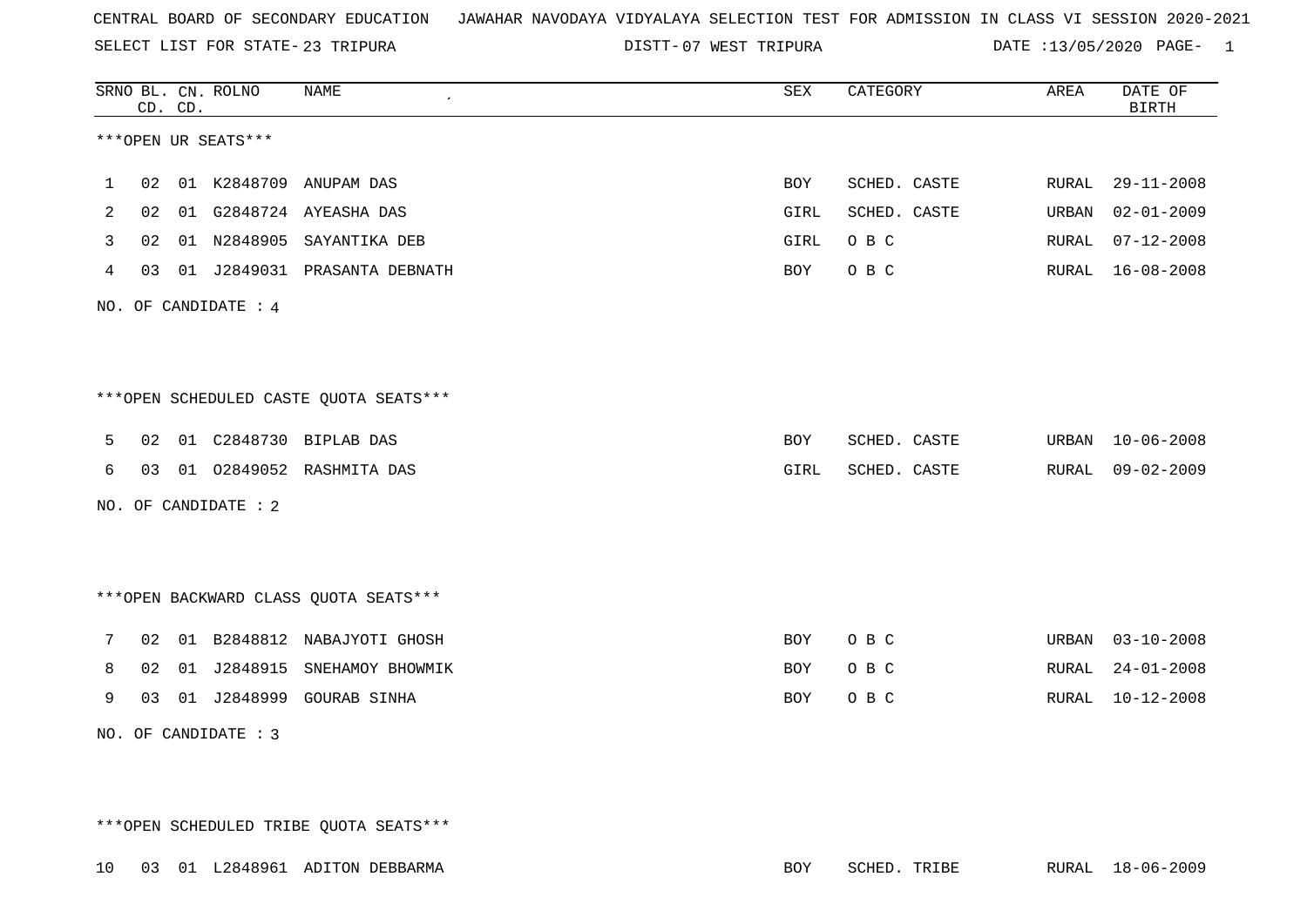CENTRAL BOARD OF SECONDARY EDUCATION JAWAHAR NAVODAYA VIDYALAYA SELECTION TEST FOR ADMISSION IN CLASS VI SESSION 2020-2021

SELECT LIST FOR STATE- 23 TRIPURA DISTT- 07 WEST TRIPURA DATE :13/05/2020 PAGE- 1

| SRNO | BL. CD. | CN. CD. | ROLNO | NAME | SEX | CATEGORY | AREA | DATE OF BIRTH |
|---|---|---|---|---|---|---|---|---|

***OPEN UR SEATS***

| SRNO | BL. CD. | CN. CD. | ROLNO | NAME | SEX | CATEGORY | AREA | DATE OF BIRTH |
|---|---|---|---|---|---|---|---|---|
| 1 | 02 | 01 | K2848709 | ANUPAM DAS | BOY | SCHED. CASTE | RURAL | 29-11-2008 |
| 2 | 02 | 01 | G2848724 | AYEASHA DAS | GIRL | SCHED. CASTE | URBAN | 02-01-2009 |
| 3 | 02 | 01 | N2848905 | SAYANTIKA DEB | GIRL | O B C | RURAL | 07-12-2008 |
| 4 | 03 | 01 | J2849031 | PRASANTA DEBNATH | BOY | O B C | RURAL | 16-08-2008 |

NO. OF CANDIDATE : 4

***OPEN SCHEDULED CASTE QUOTA SEATS***

| SRNO | BL. CD. | CN. CD. | ROLNO | NAME | SEX | CATEGORY | AREA | DATE OF BIRTH |
|---|---|---|---|---|---|---|---|---|
| 5 | 02 | 01 | C2848730 | BIPLAB DAS | BOY | SCHED. CASTE | URBAN | 10-06-2008 |
| 6 | 03 | 01 | O2849052 | RASHMITA DAS | GIRL | SCHED. CASTE | RURAL | 09-02-2009 |

NO. OF CANDIDATE : 2

***OPEN BACKWARD CLASS QUOTA SEATS***

| SRNO | BL. CD. | CN. CD. | ROLNO | NAME | SEX | CATEGORY | AREA | DATE OF BIRTH |
|---|---|---|---|---|---|---|---|---|
| 7 | 02 | 01 | B2848812 | NABAJYOTI GHOSH | BOY | O B C | URBAN | 03-10-2008 |
| 8 | 02 | 01 | J2848915 | SNEHAMOY BHOWMIK | BOY | O B C | RURAL | 24-01-2008 |
| 9 | 03 | 01 | J2848999 | GOURAB SINHA | BOY | O B C | RURAL | 10-12-2008 |

NO. OF CANDIDATE : 3

***OPEN SCHEDULED TRIBE QUOTA SEATS***

| SRNO | BL. CD. | CN. CD. | ROLNO | NAME | SEX | CATEGORY | AREA | DATE OF BIRTH |
|---|---|---|---|---|---|---|---|---|
| 10 | 03 | 01 | L2848961 | ADITON DEBBARMA | BOY | SCHED. TRIBE | RURAL | 18-06-2009 |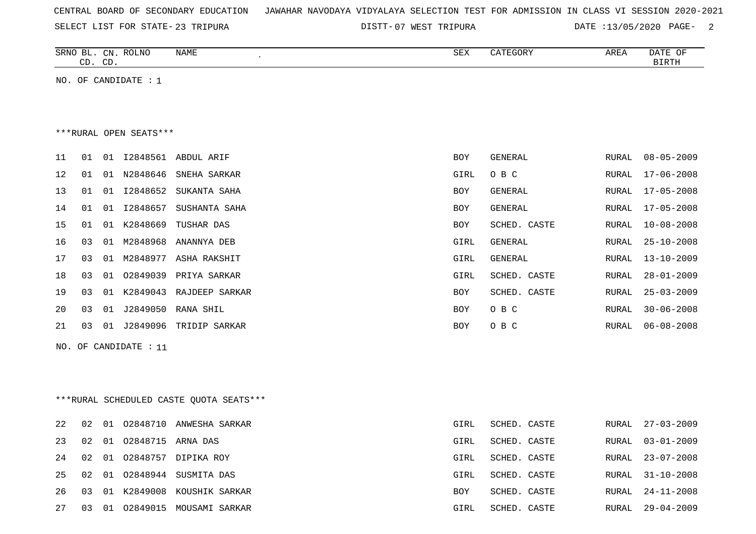CENTRAL BOARD OF SECONDARY EDUCATION JAWAHAR NAVODAYA VIDYALAYA SELECTION TEST FOR ADMISSION IN CLASS VI SESSION 2020-2021

SELECT LIST FOR STATE- 23 TRIPURA DISTT- 07 WEST TRIPURA DATE :13/05/2020

| SRNO | BL. CD. | CN. CD. | ROLNO | NAME | SEX | CATEGORY | AREA | DATE OF BIRTH |
|---|---|---|---|---|---|---|---|---|

NO. OF CANDIDATE : 1

***RURAL OPEN SEATS***

| SRNO | BL. CD. | CN. CD. | ROLNO | NAME | SEX | CATEGORY | AREA | DATE OF BIRTH |
|---|---|---|---|---|---|---|---|---|
| 11 | 01 | 01 | I2848561 | ABDUL ARIF | BOY | GENERAL | RURAL | 08-05-2009 |
| 12 | 01 | 01 | N2848646 | SNEHA SARKAR | GIRL | O B C | RURAL | 17-06-2008 |
| 13 | 01 | 01 | I2848652 | SUKANTA SAHA | BOY | GENERAL | RURAL | 17-05-2008 |
| 14 | 01 | 01 | I2848657 | SUSHANTA SAHA | BOY | GENERAL | RURAL | 17-05-2008 |
| 15 | 01 | 01 | K2848669 | TUSHAR DAS | BOY | SCHED. CASTE | RURAL | 10-08-2008 |
| 16 | 03 | 01 | M2848968 | ANANNYA DEB | GIRL | GENERAL | RURAL | 25-10-2008 |
| 17 | 03 | 01 | M2848977 | ASHA RAKSHIT | GIRL | GENERAL | RURAL | 13-10-2009 |
| 18 | 03 | 01 | O2849039 | PRIYA SARKAR | GIRL | SCHED. CASTE | RURAL | 28-01-2009 |
| 19 | 03 | 01 | K2849043 | RAJDEEP SARKAR | BOY | SCHED. CASTE | RURAL | 25-03-2009 |
| 20 | 03 | 01 | J2849050 | RANA SHIL | BOY | O B C | RURAL | 30-06-2008 |
| 21 | 03 | 01 | J2849096 | TRIDIP SARKAR | BOY | O B C | RURAL | 06-08-2008 |

NO. OF CANDIDATE : 11

***RURAL SCHEDULED CASTE QUOTA SEATS***

| SRNO | BL. CD. | CN. CD. | ROLNO | NAME | SEX | CATEGORY | AREA | DATE OF BIRTH |
|---|---|---|---|---|---|---|---|---|
| 22 | 02 | 01 | O2848710 | ANWESHA SARKAR | GIRL | SCHED. CASTE | RURAL | 27-03-2009 |
| 23 | 02 | 01 | O2848715 | ARNA DAS | GIRL | SCHED. CASTE | RURAL | 03-01-2009 |
| 24 | 02 | 01 | O2848757 | DIPIKA ROY | GIRL | SCHED. CASTE | RURAL | 23-07-2008 |
| 25 | 02 | 01 | O2848944 | SUSMITA DAS | GIRL | SCHED. CASTE | RURAL | 31-10-2008 |
| 26 | 03 | 01 | K2849008 | KOUSHIK SARKAR | BOY | SCHED. CASTE | RURAL | 24-11-2008 |
| 27 | 03 | 01 | O2849015 | MOUSAMI SARKAR | GIRL | SCHED. CASTE | RURAL | 29-04-2009 |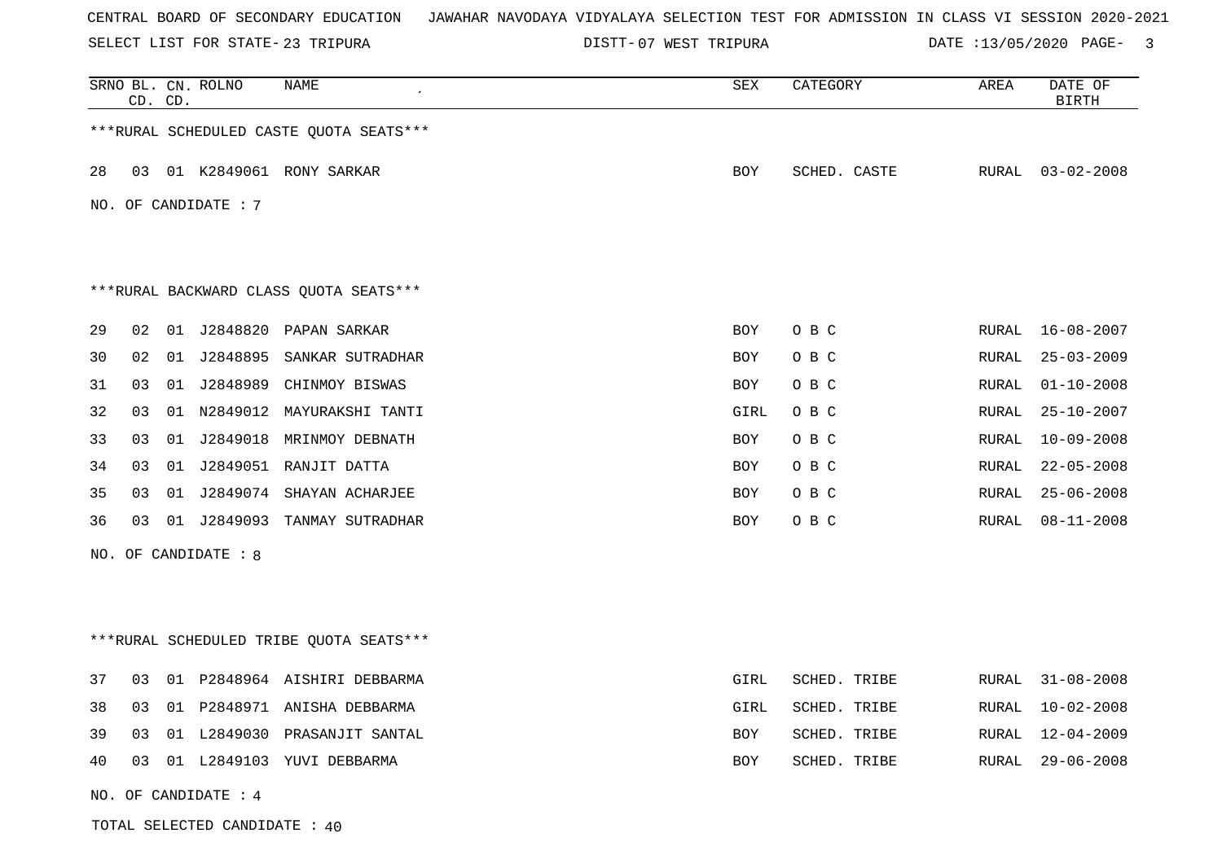CENTRAL BOARD OF SECONDARY EDUCATION JAWAHAR NAVODAYA VIDYALAYA SELECTION TEST FOR ADMISSION IN CLASS VI SESSION 2020-2021

SELECT LIST FOR STATE- 23 TRIPURA DISTT- 07 WEST TRIPURA DATE :13/05/2020

| SRNO | BL. CD. | CN. CD. | ROLNO | NAME | SEX | CATEGORY | AREA | DATE OF BIRTH |
|---|---|---|---|---|---|---|---|---|

***RURAL SCHEDULED CASTE QUOTA SEATS***

| | | | | | | | | |
|---|---|---|---|---|---|---|---|---|
| 28 | 03 | 01 | K2849061 | RONY SARKAR | BOY | SCHED. CASTE | RURAL | 03-02-2008 |

NO. OF CANDIDATE : 7

***RURAL BACKWARD CLASS QUOTA SEATS***

| | | | | | | | | |
|---|---|---|---|---|---|---|---|---|
| 29 | 02 | 01 | J2848820 | PAPAN SARKAR | BOY | O B C | RURAL | 16-08-2007 |
| 30 | 02 | 01 | J2848895 | SANKAR SUTRADHAR | BOY | O B C | RURAL | 25-03-2009 |
| 31 | 03 | 01 | J2848989 | CHINMOY BISWAS | BOY | O B C | RURAL | 01-10-2008 |
| 32 | 03 | 01 | N2849012 | MAYURAKSHI TANTI | GIRL | O B C | RURAL | 25-10-2007 |
| 33 | 03 | 01 | J2849018 | MRINMOY DEBNATH | BOY | O B C | RURAL | 10-09-2008 |
| 34 | 03 | 01 | J2849051 | RANJIT DATTA | BOY | O B C | RURAL | 22-05-2008 |
| 35 | 03 | 01 | J2849074 | SHAYAN ACHARJEE | BOY | O B C | RURAL | 25-06-2008 |
| 36 | 03 | 01 | J2849093 | TANMAY SUTRADHAR | BOY | O B C | RURAL | 08-11-2008 |

NO. OF CANDIDATE : 8

***RURAL SCHEDULED TRIBE QUOTA SEATS***

| | | | | | | | | |
|---|---|---|---|---|---|---|---|---|
| 37 | 03 | 01 | P2848964 | AISHIRI DEBBARMA | GIRL | SCHED. TRIBE | RURAL | 31-08-2008 |
| 38 | 03 | 01 | P2848971 | ANISHA DEBBARMA | GIRL | SCHED. TRIBE | RURAL | 10-02-2008 |
| 39 | 03 | 01 | L2849030 | PRASANJIT SANTAL | BOY | SCHED. TRIBE | RURAL | 12-04-2009 |
| 40 | 03 | 01 | L2849103 | YUVI DEBBARMA | BOY | SCHED. TRIBE | RURAL | 29-06-2008 |

NO. OF CANDIDATE : 4

TOTAL SELECTED CANDIDATE : 40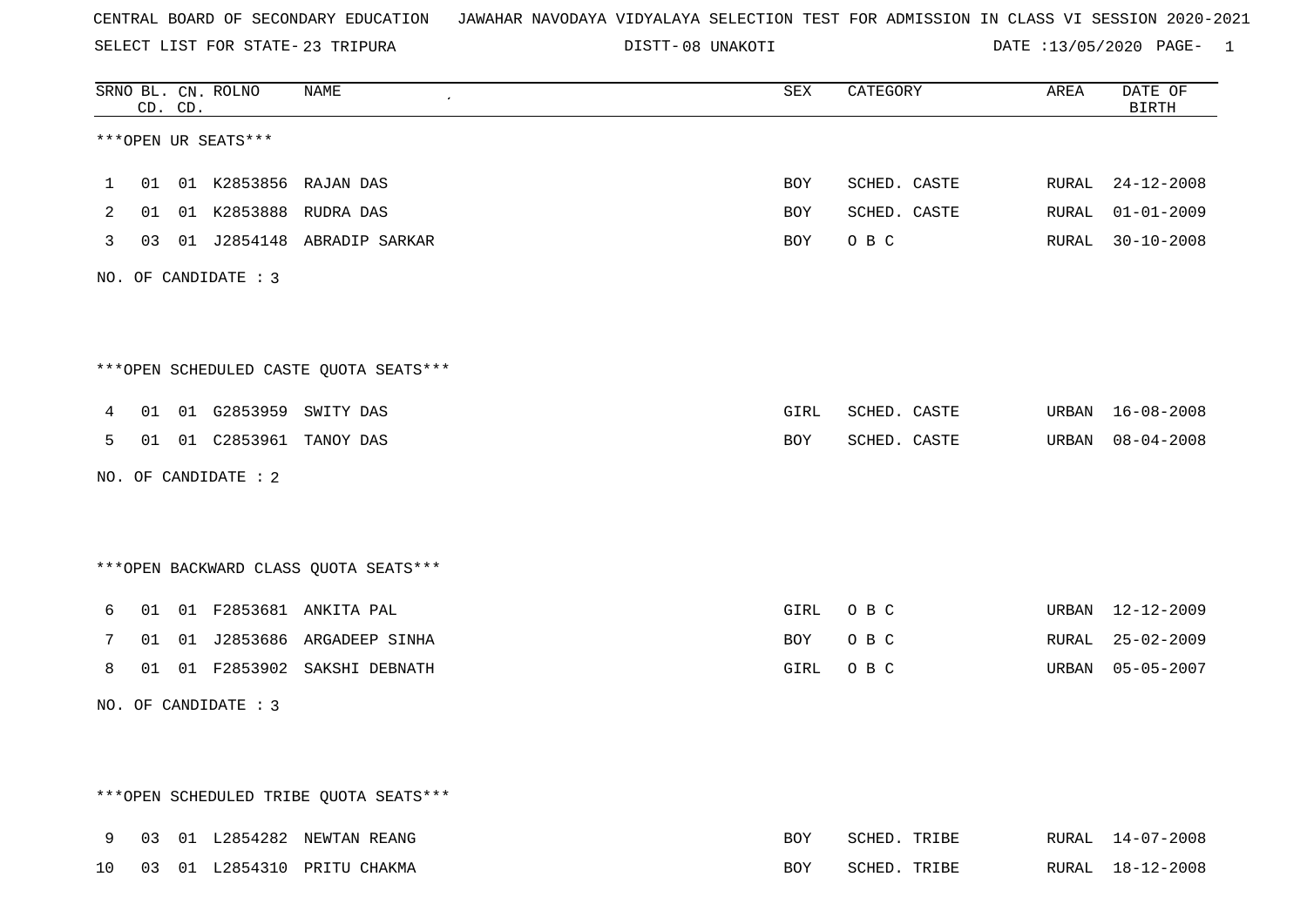CENTRAL BOARD OF SECONDARY EDUCATION JAWAHAR NAVODAYA VIDYALAYA SELECTION TEST FOR ADMISSION IN CLASS VI SESSION 2020-2021

SELECT LIST FOR STATE- 23 TRIPURA DISTT- 08 UNAKOTI DATE :13/05/2020 PAGE- 1

| SRNO | BL. CD. | CN. CD. | ROLNO | NAME | SEX | CATEGORY | AREA | DATE OF BIRTH |
|---|---|---|---|---|---|---|---|---|

***OPEN UR SEATS***

| SRNO | BL. CD. | CN. CD. | ROLNO | NAME | SEX | CATEGORY | AREA | DATE OF BIRTH |
|---|---|---|---|---|---|---|---|---|
| 1 | 01 | 01 | K2853856 | RAJAN DAS | BOY | SCHED. CASTE | RURAL | 24-12-2008 |
| 2 | 01 | 01 | K2853888 | RUDRA DAS | BOY | SCHED. CASTE | RURAL | 01-01-2009 |
| 3 | 03 | 01 | J2854148 | ABRADIP SARKAR | BOY | O B C | RURAL | 30-10-2008 |

NO. OF CANDIDATE : 3

***OPEN SCHEDULED CASTE QUOTA SEATS***

| SRNO | BL. CD. | CN. CD. | ROLNO | NAME | SEX | CATEGORY | AREA | DATE OF BIRTH |
|---|---|---|---|---|---|---|---|---|
| 4 | 01 | 01 | G2853959 | SWITY DAS | GIRL | SCHED. CASTE | URBAN | 16-08-2008 |
| 5 | 01 | 01 | C2853961 | TANOY DAS | BOY | SCHED. CASTE | URBAN | 08-04-2008 |

NO. OF CANDIDATE : 2

***OPEN BACKWARD CLASS QUOTA SEATS***

| SRNO | BL. CD. | CN. CD. | ROLNO | NAME | SEX | CATEGORY | AREA | DATE OF BIRTH |
|---|---|---|---|---|---|---|---|---|
| 6 | 01 | 01 | F2853681 | ANKITA PAL | GIRL | O B C | URBAN | 12-12-2009 |
| 7 | 01 | 01 | J2853686 | ARGADEEP SINHA | BOY | O B C | RURAL | 25-02-2009 |
| 8 | 01 | 01 | F2853902 | SAKSHI DEBNATH | GIRL | O B C | URBAN | 05-05-2007 |

NO. OF CANDIDATE : 3

***OPEN SCHEDULED TRIBE QUOTA SEATS***

| SRNO | BL. CD. | CN. CD. | ROLNO | NAME | SEX | CATEGORY | AREA | DATE OF BIRTH |
|---|---|---|---|---|---|---|---|---|
| 9 | 03 | 01 | L2854282 | NEWTAN REANG | BOY | SCHED. TRIBE | RURAL | 14-07-2008 |
| 10 | 03 | 01 | L2854310 | PRITU CHAKMA | BOY | SCHED. TRIBE | RURAL | 18-12-2008 |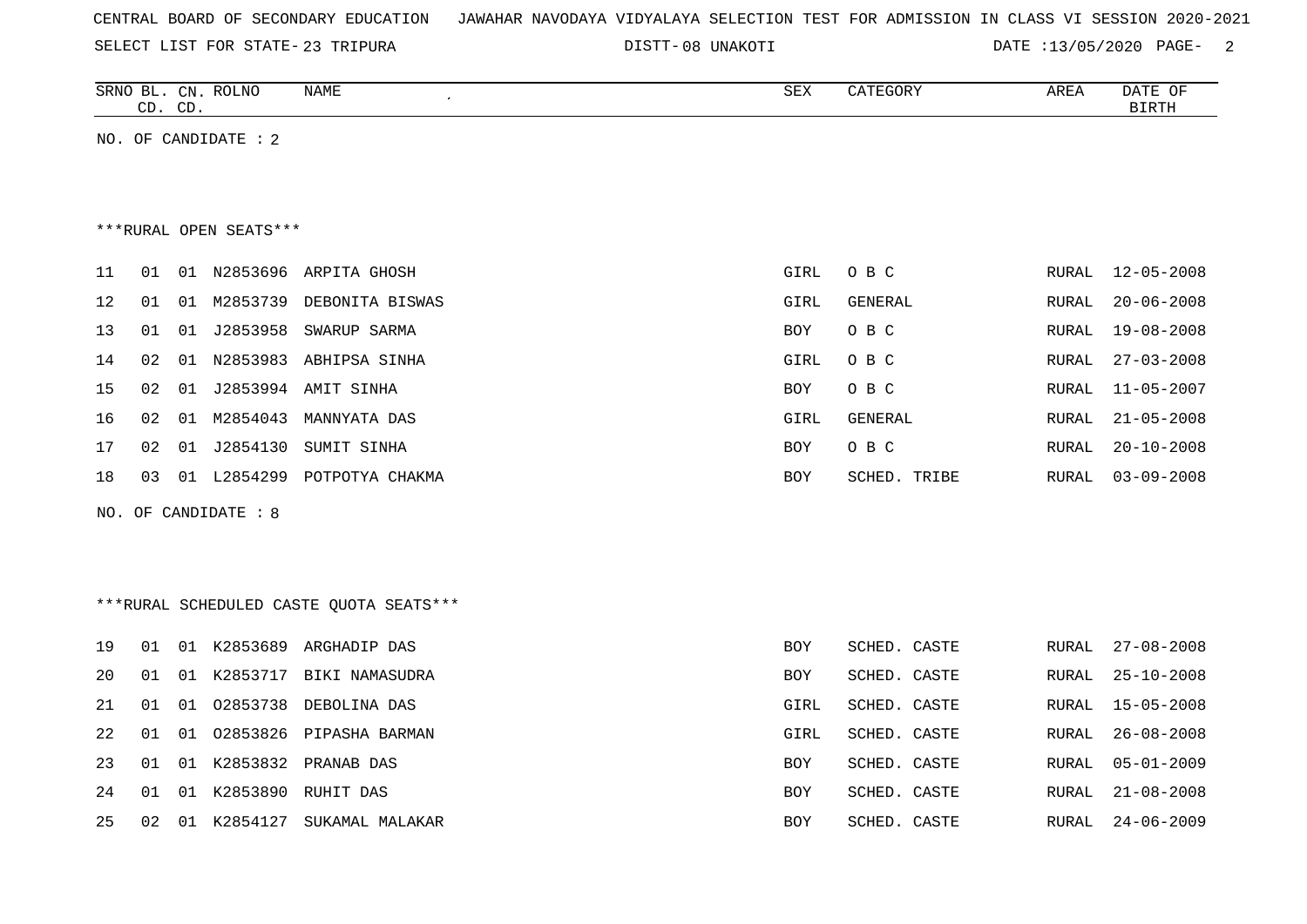CENTRAL BOARD OF SECONDARY EDUCATION JAWAHAR NAVODAYA VIDYALAYA SELECTION TEST FOR ADMISSION IN CLASS VI SESSION 2020-2021

SELECT LIST FOR STATE- 23 TRIPURA DISTT- 08 UNAKOTI DATE :13/05/2020

| SRNO | BL. CD. | CN. CD. | ROLNO | NAME | SEX | CATEGORY | AREA | DATE OF BIRTH |
|---|---|---|---|---|---|---|---|---|

NO. OF CANDIDATE : 2

***RURAL OPEN SEATS***

| SRNO | BL. CD. | CN. CD. | ROLNO | NAME | SEX | CATEGORY | AREA | DATE OF BIRTH |
|---|---|---|---|---|---|---|---|---|
| 11 | 01 | 01 | N2853696 | ARPITA GHOSH | GIRL | O B C | RURAL | 12-05-2008 |
| 12 | 01 | 01 | M2853739 | DEBONITA BISWAS | GIRL | GENERAL | RURAL | 20-06-2008 |
| 13 | 01 | 01 | J2853958 | SWARUP SARMA | BOY | O B C | RURAL | 19-08-2008 |
| 14 | 02 | 01 | N2853983 | ABHIPSA SINHA | GIRL | O B C | RURAL | 27-03-2008 |
| 15 | 02 | 01 | J2853994 | AMIT SINHA | BOY | O B C | RURAL | 11-05-2007 |
| 16 | 02 | 01 | M2854043 | MANNYATA DAS | GIRL | GENERAL | RURAL | 21-05-2008 |
| 17 | 02 | 01 | J2854130 | SUMIT SINHA | BOY | O B C | RURAL | 20-10-2008 |
| 18 | 03 | 01 | L2854299 | POTPOTYA CHAKMA | BOY | SCHED. TRIBE | RURAL | 03-09-2008 |

NO. OF CANDIDATE : 8

***RURAL SCHEDULED CASTE QUOTA SEATS***

| SRNO | BL. CD. | CN. CD. | ROLNO | NAME | SEX | CATEGORY | AREA | DATE OF BIRTH |
|---|---|---|---|---|---|---|---|---|
| 19 | 01 | 01 | K2853689 | ARGHADIP DAS | BOY | SCHED. CASTE | RURAL | 27-08-2008 |
| 20 | 01 | 01 | K2853717 | BIKI NAMASUDRA | BOY | SCHED. CASTE | RURAL | 25-10-2008 |
| 21 | 01 | 01 | O2853738 | DEBOLINA DAS | GIRL | SCHED. CASTE | RURAL | 15-05-2008 |
| 22 | 01 | 01 | O2853826 | PIPASHA BARMAN | GIRL | SCHED. CASTE | RURAL | 26-08-2008 |
| 23 | 01 | 01 | K2853832 | PRANAB DAS | BOY | SCHED. CASTE | RURAL | 05-01-2009 |
| 24 | 01 | 01 | K2853890 | RUHIT DAS | BOY | SCHED. CASTE | RURAL | 21-08-2008 |
| 25 | 02 | 01 | K2854127 | SUKAMAL MALAKAR | BOY | SCHED. CASTE | RURAL | 24-06-2009 |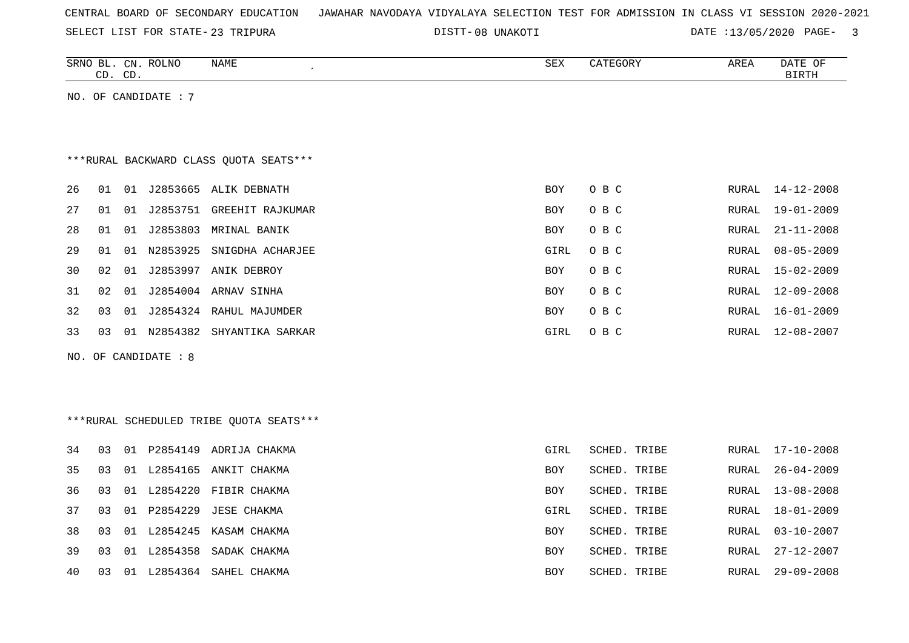CENTRAL BOARD OF SECONDARY EDUCATION JAWAHAR NAVODAYA VIDYALAYA SELECTION TEST FOR ADMISSION IN CLASS VI SESSION 2020-2021

SELECT LIST FOR STATE- 23 TRIPURA DISTT- 08 UNAKOTI DATE :13/05/2020

| SRNO | BL. CD. | CN. CD. | ROLNO | NAME | SEX | CATEGORY | AREA | DATE OF BIRTH |
|---|---|---|---|---|---|---|---|---|

NO. OF CANDIDATE : 7

***RURAL BACKWARD CLASS QUOTA SEATS***

| SRNO | BL. CD. | CN. CD. | ROLNO | NAME | SEX | CATEGORY | AREA | DATE OF BIRTH |
|---|---|---|---|---|---|---|---|---|
| 26 | 01 | 01 | J2853665 | ALIK DEBNATH | BOY | O B C | RURAL | 14-12-2008 |
| 27 | 01 | 01 | J2853751 | GREEHIT RAJKUMAR | BOY | O B C | RURAL | 19-01-2009 |
| 28 | 01 | 01 | J2853803 | MRINAL BANIK | BOY | O B C | RURAL | 21-11-2008 |
| 29 | 01 | 01 | N2853925 | SNIGDHA ACHARJEE | GIRL | O B C | RURAL | 08-05-2009 |
| 30 | 02 | 01 | J2853997 | ANIK DEBROY | BOY | O B C | RURAL | 15-02-2009 |
| 31 | 02 | 01 | J2854004 | ARNAV SINHA | BOY | O B C | RURAL | 12-09-2008 |
| 32 | 03 | 01 | J2854324 | RAHUL MAJUMDER | BOY | O B C | RURAL | 16-01-2009 |
| 33 | 03 | 01 | N2854382 | SHYANTIKA SARKAR | GIRL | O B C | RURAL | 12-08-2007 |

NO. OF CANDIDATE : 8

***RURAL SCHEDULED TRIBE QUOTA SEATS***

| SRNO | BL. CD. | CN. CD. | ROLNO | NAME | SEX | CATEGORY | AREA | DATE OF BIRTH |
|---|---|---|---|---|---|---|---|---|
| 34 | 03 | 01 | P2854149 | ADRIJA CHAKMA | GIRL | SCHED. TRIBE | RURAL | 17-10-2008 |
| 35 | 03 | 01 | L2854165 | ANKIT CHAKMA | BOY | SCHED. TRIBE | RURAL | 26-04-2009 |
| 36 | 03 | 01 | L2854220 | FIBIR CHAKMA | BOY | SCHED. TRIBE | RURAL | 13-08-2008 |
| 37 | 03 | 01 | P2854229 | JESE CHAKMA | GIRL | SCHED. TRIBE | RURAL | 18-01-2009 |
| 38 | 03 | 01 | L2854245 | KASAM CHAKMA | BOY | SCHED. TRIBE | RURAL | 03-10-2007 |
| 39 | 03 | 01 | L2854358 | SADAK CHAKMA | BOY | SCHED. TRIBE | RURAL | 27-12-2007 |
| 40 | 03 | 01 | L2854364 | SAHEL CHAKMA | BOY | SCHED. TRIBE | RURAL | 29-09-2008 |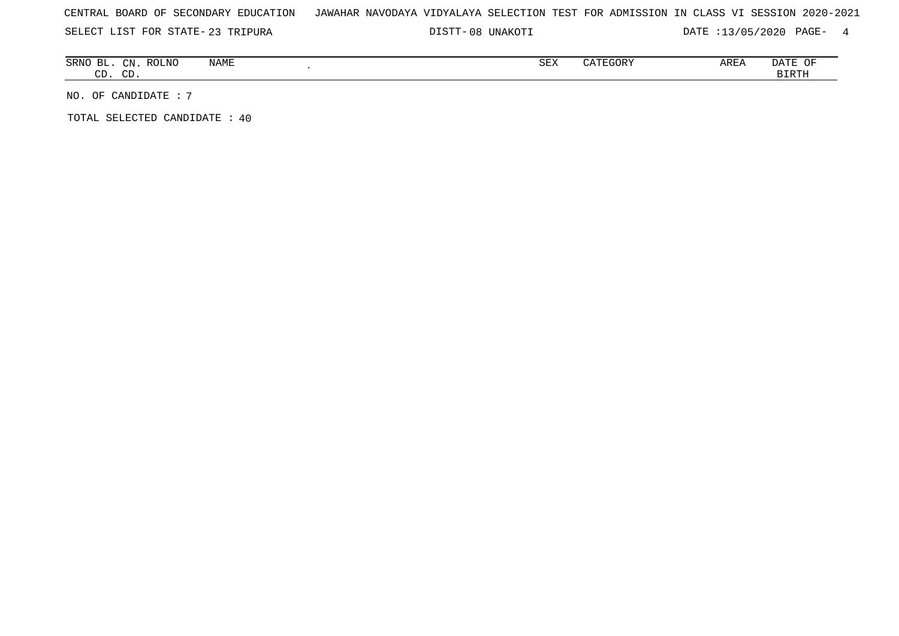CENTRAL BOARD OF SECONDARY EDUCATION JAWAHAR NAVODAYA VIDYALAYA SELECTION TEST FOR ADMISSION IN CLASS VI SESSION 2020-2021

SELECT LIST FOR STATE- 23 TRIPURA DISTT- 08 UNAKOTI DATE :13/05/2020

| SRNO | BL. CD. | CN. CD. | ROLNO | NAME | SEX | CATEGORY | AREA | DATE OF BIRTH |
|---|---|---|---|---|---|---|---|---|

NO. OF CANDIDATE : 7

TOTAL SELECTED CANDIDATE : 40